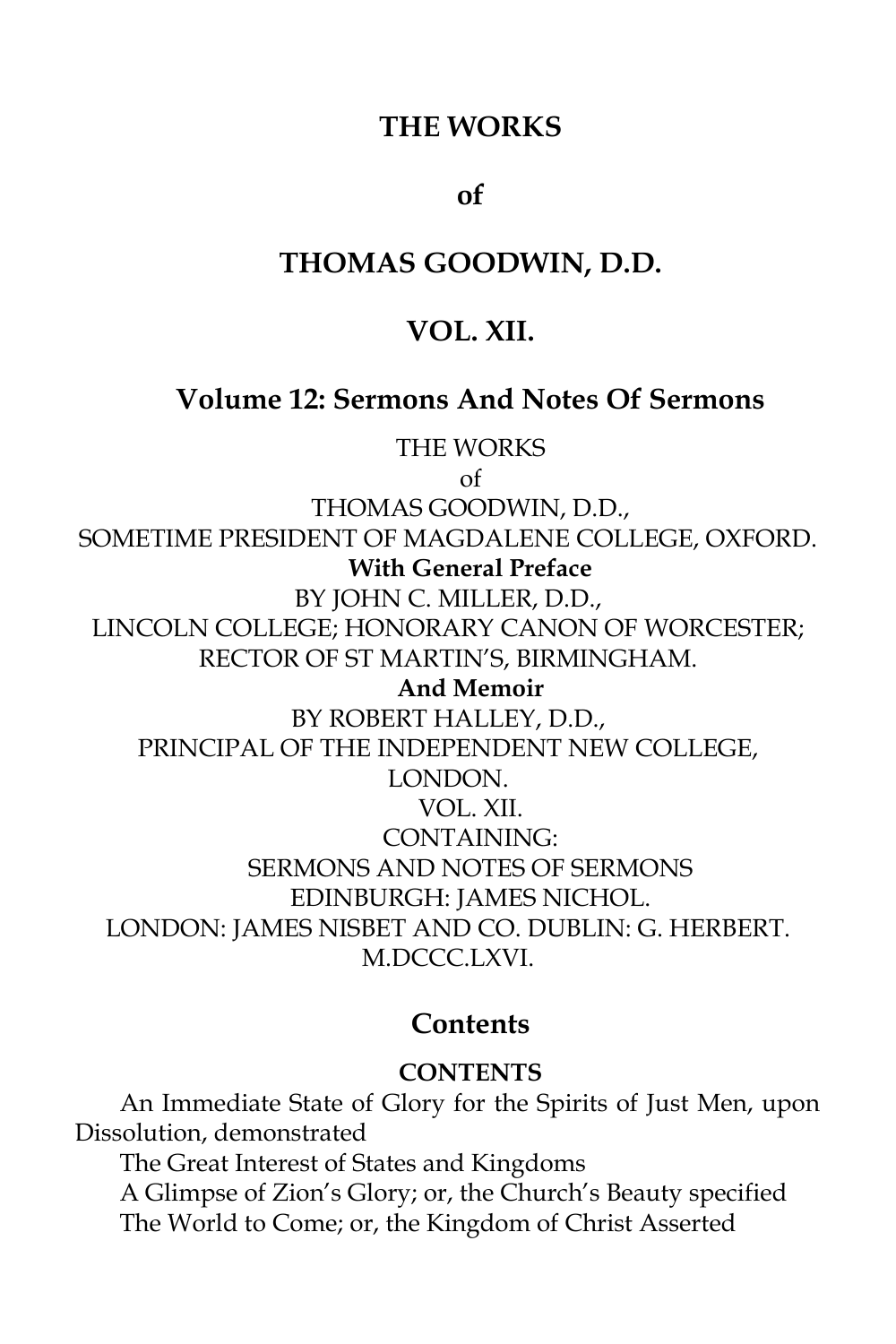# THE WORKS

# of

# THOMAS GOODWIN, D.D.

# VOL. XII.

## Volume 12: Sermons And Notes Of Sermons

THE WORKS
of
THOMAS GOODWIN, D.D.,
SOMETIME PRESIDENT OF MAGDALENE COLLEGE, OXFORD.
**With General Preface**
BY JOHN C. MILLER, D.D.,
LINCOLN COLLEGE; HONORARY CANON OF WORCESTER;
RECTOR OF ST MARTIN'S, BIRMINGHAM.
**And Memoir**
BY ROBERT HALLEY, D.D.,
PRINCIPAL OF THE INDEPENDENT NEW COLLEGE,
LONDON.
VOL. XII.
CONTAINING:
SERMONS AND NOTES OF SERMONS
EDINBURGH: JAMES NICHOL.
LONDON: JAMES NISBET AND CO. DUBLIN: G. HERBERT.
M.DCCC.LXVI.

## Contents

**CONTENTS**

An Immediate State of Glory for the Spirits of Just Men, upon Dissolution, demonstrated

The Great Interest of States and Kingdoms

A Glimpse of Zion's Glory; or, the Church's Beauty specified

The World to Come; or, the Kingdom of Christ Asserted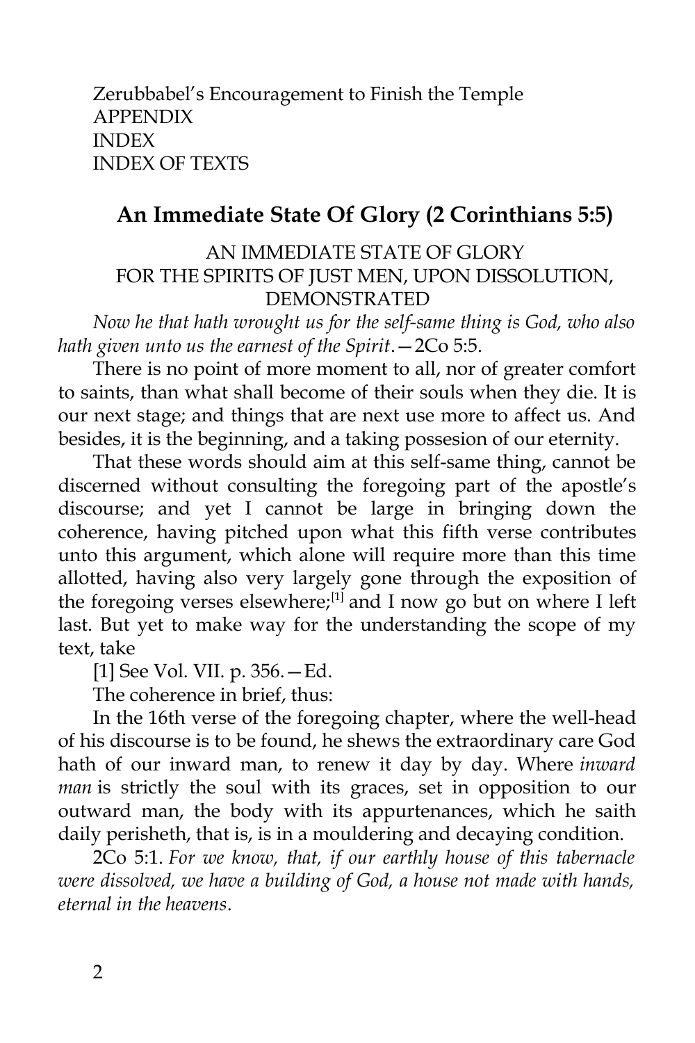Zerubbabel's Encouragement to Finish the Temple
APPENDIX
INDEX
INDEX OF TEXTS

## An Immediate State Of Glory (2 Corinthians 5:5)

AN IMMEDIATE STATE OF GLORY
FOR THE SPIRITS OF JUST MEN, UPON DISSOLUTION,
DEMONSTRATED

*Now he that hath wrought us for the self-same thing is God, who also hath given unto us the earnest of the Spirit*.—2Co 5:5.

There is no point of more moment to all, nor of greater comfort to saints, than what shall become of their souls when they die. It is our next stage; and things that are next use more to affect us. And besides, it is the beginning, and a taking possesion of our eternity.

That these words should aim at this self-same thing, cannot be discerned without consulting the foregoing part of the apostle's discourse; and yet I cannot be large in bringing down the coherence, having pitched upon what this fifth verse contributes unto this argument, which alone will require more than this time allotted, having also very largely gone through the exposition of the foregoing verses elsewhere;[1] and I now go but on where I left last. But yet to make way for the understanding the scope of my text, take

[1] See Vol. VII. p. 356.—Ed.

The coherence in brief, thus:

In the 16th verse of the foregoing chapter, where the well-head of his discourse is to be found, he shews the extraordinary care God hath of our inward man, to renew it day by day. Where *inward man* is strictly the soul with its graces, set in opposition to our outward man, the body with its appurtenances, which he saith daily perisheth, that is, is in a mouldering and decaying condition.

2Co 5:1. *For we know, that, if our earthly house of this tabernacle were dissolved, we have a building of God, a house not made with hands, eternal in the heavens*.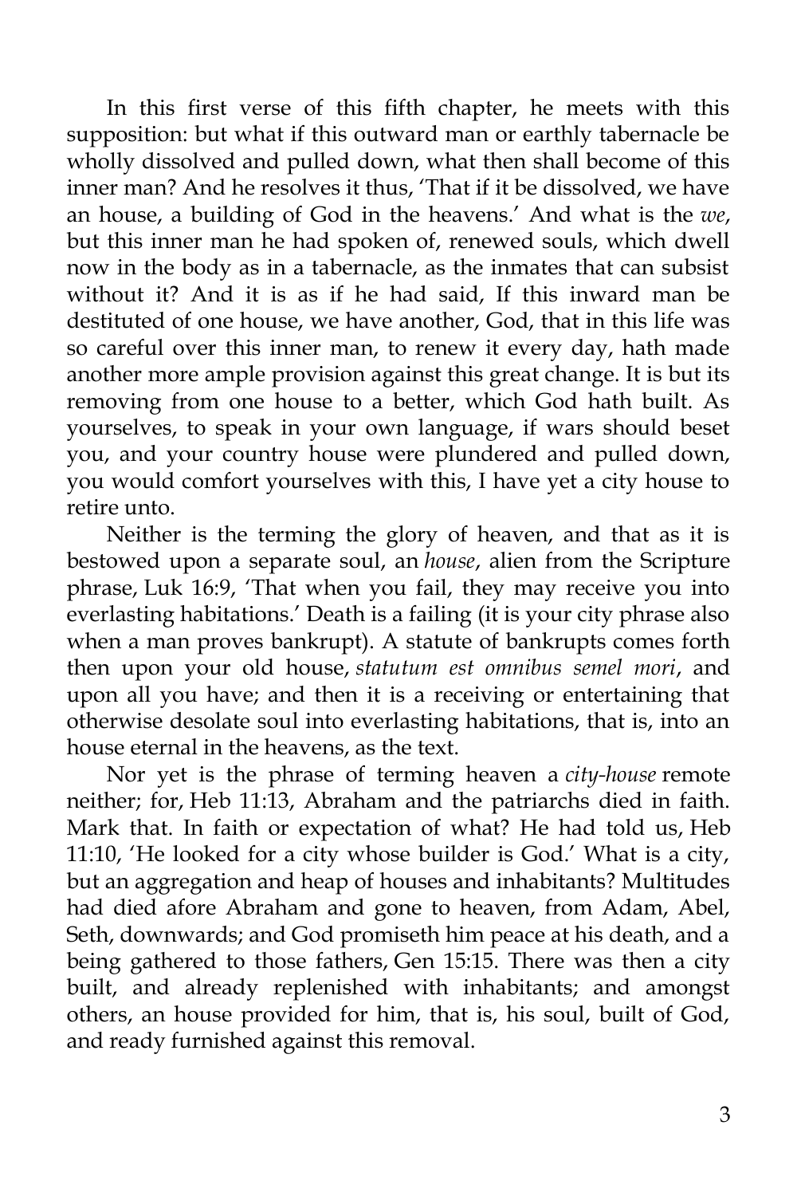In this first verse of this fifth chapter, he meets with this supposition: but what if this outward man or earthly tabernacle be wholly dissolved and pulled down, what then shall become of this inner man? And he resolves it thus, 'That if it be dissolved, we have an house, a building of God in the heavens.' And what is the *we*, but this inner man he had spoken of, renewed souls, which dwell now in the body as in a tabernacle, as the inmates that can subsist without it? And it is as if he had said, If this inward man be destituted of one house, we have another, God, that in this life was so careful over this inner man, to renew it every day, hath made another more ample provision against this great change. It is but its removing from one house to a better, which God hath built. As yourselves, to speak in your own language, if wars should beset you, and your country house were plundered and pulled down, you would comfort yourselves with this, I have yet a city house to retire unto.

Neither is the terming the glory of heaven, and that as it is bestowed upon a separate soul, an *house*, alien from the Scripture phrase, Luk 16:9, 'That when you fail, they may receive you into everlasting habitations.' Death is a failing (it is your city phrase also when a man proves bankrupt). A statute of bankrupts comes forth then upon your old house, *statutum est omnibus semel mori*, and upon all you have; and then it is a receiving or entertaining that otherwise desolate soul into everlasting habitations, that is, into an house eternal in the heavens, as the text.

Nor yet is the phrase of terming heaven a *city-house* remote neither; for, Heb 11:13, Abraham and the patriarchs died in faith. Mark that. In faith or expectation of what? He had told us, Heb 11:10, 'He looked for a city whose builder is God.' What is a city, but an aggregation and heap of houses and inhabitants? Multitudes had died afore Abraham and gone to heaven, from Adam, Abel, Seth, downwards; and God promiseth him peace at his death, and a being gathered to those fathers, Gen 15:15. There was then a city built, and already replenished with inhabitants; and amongst others, an house provided for him, that is, his soul, built of God, and ready furnished against this removal.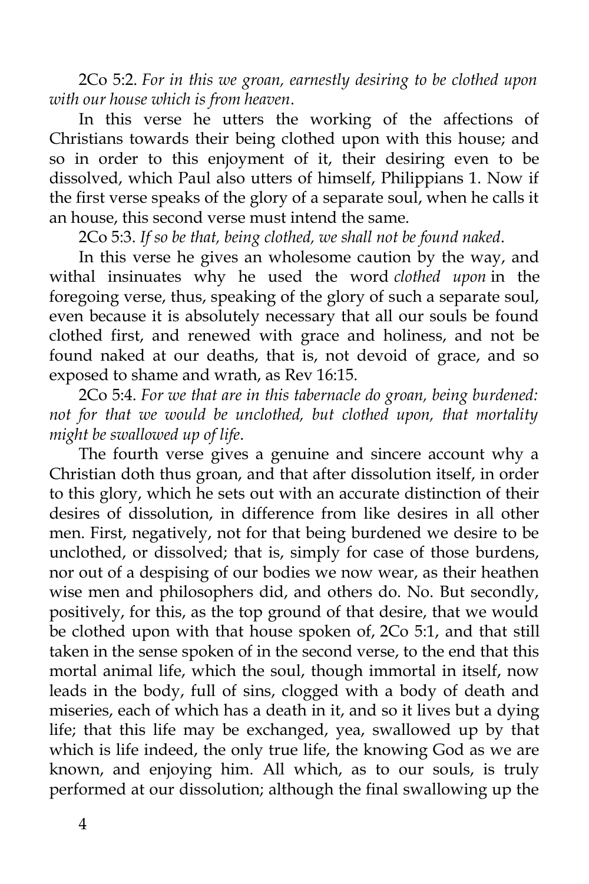2Co 5:2. *For in this we groan, earnestly desiring to be clothed upon with our house which is from heaven*.

In this verse he utters the working of the affections of Christians towards their being clothed upon with this house; and so in order to this enjoyment of it, their desiring even to be dissolved, which Paul also utters of himself, Philippians 1. Now if the first verse speaks of the glory of a separate soul, when he calls it an house, this second verse must intend the same.

2Co 5:3. *If so be that, being clothed, we shall not be found naked*.

In this verse he gives an wholesome caution by the way, and withal insinuates why he used the word *clothed upon* in the foregoing verse, thus, speaking of the glory of such a separate soul, even because it is absolutely necessary that all our souls be found clothed first, and renewed with grace and holiness, and not be found naked at our deaths, that is, not devoid of grace, and so exposed to shame and wrath, as Rev 16:15.

2Co 5:4. *For we that are in this tabernacle do groan, being burdened: not for that we would be unclothed, but clothed upon, that mortality might be swallowed up of life*.

The fourth verse gives a genuine and sincere account why a Christian doth thus groan, and that after dissolution itself, in order to this glory, which he sets out with an accurate distinction of their desires of dissolution, in difference from like desires in all other men. First, negatively, not for that being burdened we desire to be unclothed, or dissolved; that is, simply for case of those burdens, nor out of a despising of our bodies we now wear, as their heathen wise men and philosophers did, and others do. No. But secondly, positively, for this, as the top ground of that desire, that we would be clothed upon with that house spoken of, 2Co 5:1, and that still taken in the sense spoken of in the second verse, to the end that this mortal animal life, which the soul, though immortal in itself, now leads in the body, full of sins, clogged with a body of death and miseries, each of which has a death in it, and so it lives but a dying life; that this life may be exchanged, yea, swallowed up by that which is life indeed, the only true life, the knowing God as we are known, and enjoying him. All which, as to our souls, is truly performed at our dissolution; although the final swallowing up the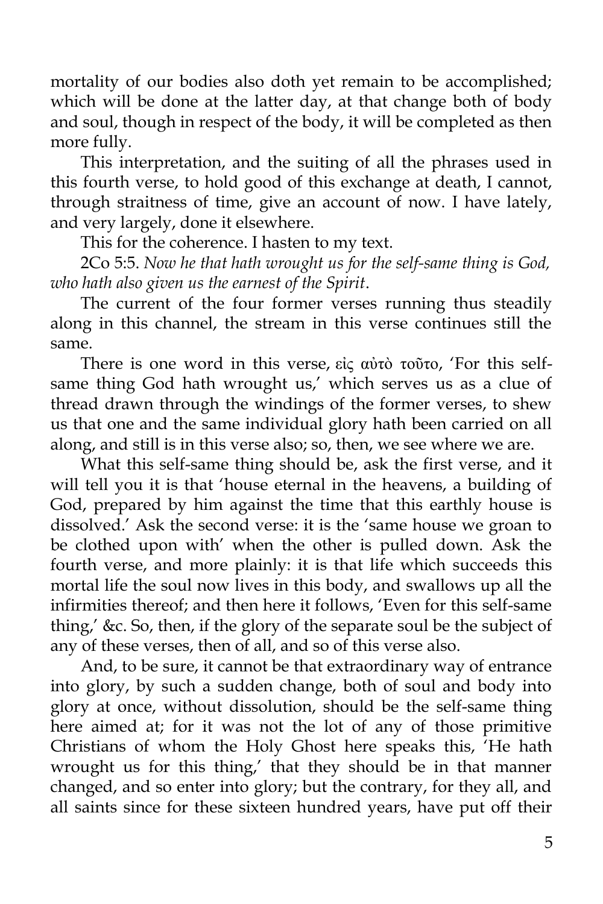mortality of our bodies also doth yet remain to be accomplished; which will be done at the latter day, at that change both of body and soul, though in respect of the body, it will be completed as then more fully.

This interpretation, and the suiting of all the phrases used in this fourth verse, to hold good of this exchange at death, I cannot, through straitness of time, give an account of now. I have lately, and very largely, done it elsewhere.

This for the coherence. I hasten to my text.

2Co 5:5. *Now he that hath wrought us for the self-same thing is God, who hath also given us the earnest of the Spirit*.

The current of the four former verses running thus steadily along in this channel, the stream in this verse continues still the same.

There is one word in this verse, εἰς αὐτὸ τοῦτο, 'For this self-same thing God hath wrought us,' which serves us as a clue of thread drawn through the windings of the former verses, to shew us that one and the same individual glory hath been carried on all along, and still is in this verse also; so, then, we see where we are.

What this self-same thing should be, ask the first verse, and it will tell you it is that 'house eternal in the heavens, a building of God, prepared by him against the time that this earthly house is dissolved.' Ask the second verse: it is the 'same house we groan to be clothed upon with' when the other is pulled down. Ask the fourth verse, and more plainly: it is that life which succeeds this mortal life the soul now lives in this body, and swallows up all the infirmities thereof; and then here it follows, 'Even for this self-same thing,' &c. So, then, if the glory of the separate soul be the subject of any of these verses, then of all, and so of this verse also.

And, to be sure, it cannot be that extraordinary way of entrance into glory, by such a sudden change, both of soul and body into glory at once, without dissolution, should be the self-same thing here aimed at; for it was not the lot of any of those primitive Christians of whom the Holy Ghost here speaks this, 'He hath wrought us for this thing,' that they should be in that manner changed, and so enter into glory; but the contrary, for they all, and all saints since for these sixteen hundred years, have put off their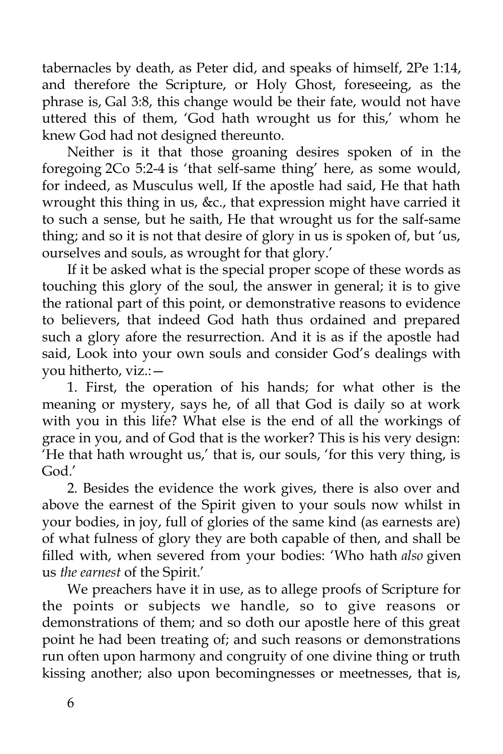tabernacles by death, as Peter did, and speaks of himself, 2Pe 1:14, and therefore the Scripture, or Holy Ghost, foreseeing, as the phrase is, Gal 3:8, this change would be their fate, would not have uttered this of them, 'God hath wrought us for this,' whom he knew God had not designed thereunto.

Neither is it that those groaning desires spoken of in the foregoing 2Co 5:2-4 is 'that self-same thing' here, as some would, for indeed, as Musculus well, If the apostle had said, He that hath wrought this thing in us, &c., that expression might have carried it to such a sense, but he saith, He that wrought us for the salf-same thing; and so it is not that desire of glory in us is spoken of, but 'us, ourselves and souls, as wrought for that glory.'

If it be asked what is the special proper scope of these words as touching this glory of the soul, the answer in general; it is to give the rational part of this point, or demonstrative reasons to evidence to believers, that indeed God hath thus ordained and prepared such a glory afore the resurrection. And it is as if the apostle had said, Look into your own souls and consider God's dealings with you hitherto, viz.:—

1. First, the operation of his hands; for what other is the meaning or mystery, says he, of all that God is daily so at work with you in this life? What else is the end of all the workings of grace in you, and of God that is the worker? This is his very design: 'He that hath wrought us,' that is, our souls, 'for this very thing, is God.'

2. Besides the evidence the work gives, there is also over and above the earnest of the Spirit given to your souls now whilst in your bodies, in joy, full of glories of the same kind (as earnests are) of what fulness of glory they are both capable of then, and shall be filled with, when severed from your bodies: 'Who hath *also* given us *the earnest* of the Spirit.'

We preachers have it in use, as to allege proofs of Scripture for the points or subjects we handle, so to give reasons or demonstrations of them; and so doth our apostle here of this great point he had been treating of; and such reasons or demonstrations run often upon harmony and congruity of one divine thing or truth kissing another; also upon becomingnesses or meetnesses, that is,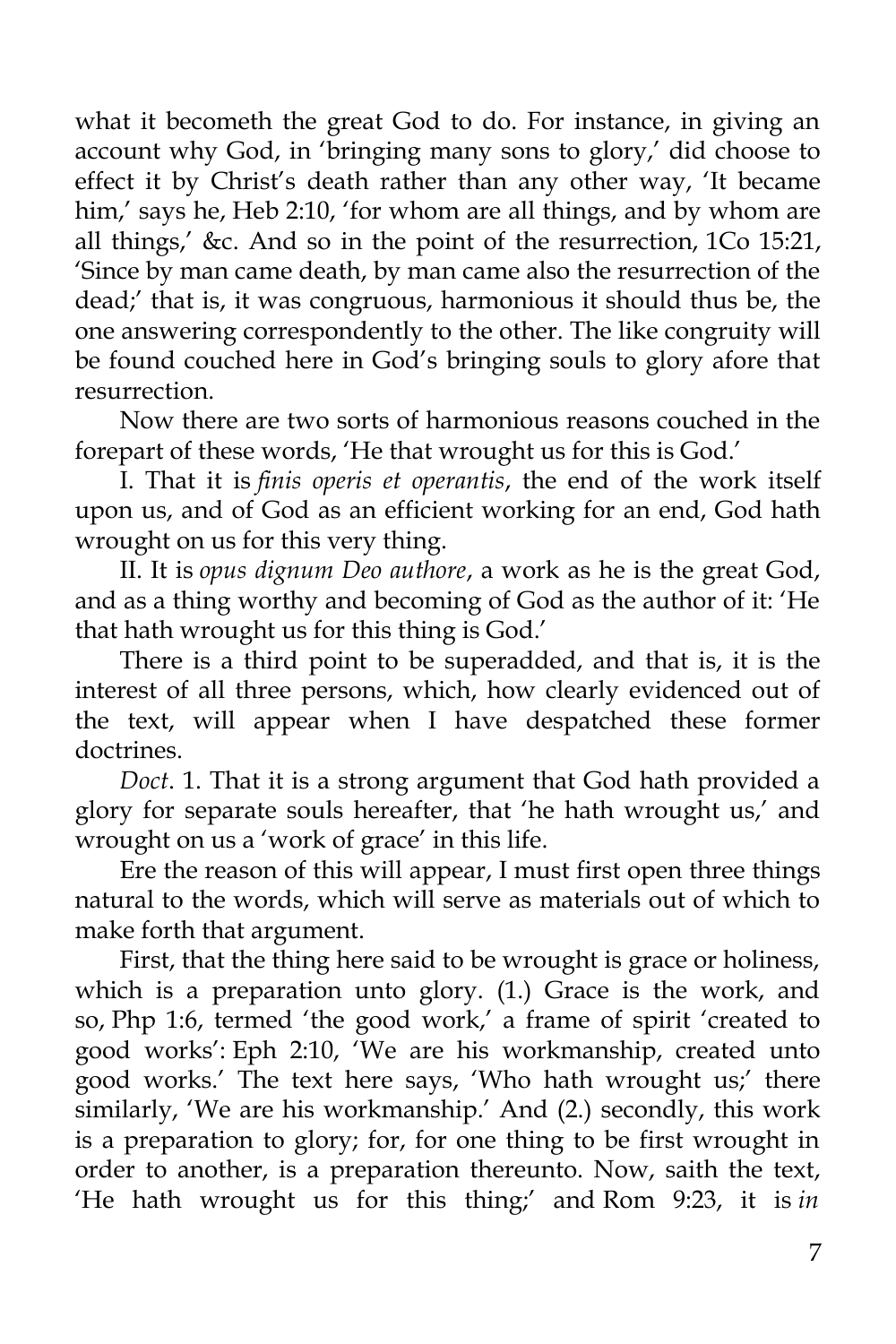what it becometh the great God to do. For instance, in giving an account why God, in 'bringing many sons to glory,' did choose to effect it by Christ's death rather than any other way, 'It became him,' says he, Heb 2:10, 'for whom are all things, and by whom are all things,' &c. And so in the point of the resurrection, 1Co 15:21, 'Since by man came death, by man came also the resurrection of the dead;' that is, it was congruous, harmonious it should thus be, the one answering correspondently to the other. The like congruity will be found couched here in God's bringing souls to glory afore that resurrection.

Now there are two sorts of harmonious reasons couched in the forepart of these words, 'He that wrought us for this is God.'

I. That it is *finis operis et operantis*, the end of the work itself upon us, and of God as an efficient working for an end, God hath wrought on us for this very thing.

II. It is *opus dignum Deo authore*, a work as he is the great God, and as a thing worthy and becoming of God as the author of it: 'He that hath wrought us for this thing is God.'

There is a third point to be superadded, and that is, it is the interest of all three persons, which, how clearly evidenced out of the text, will appear when I have despatched these former doctrines.

*Doct*. 1. That it is a strong argument that God hath provided a glory for separate souls hereafter, that 'he hath wrought us,' and wrought on us a 'work of grace' in this life.

Ere the reason of this will appear, I must first open three things natural to the words, which will serve as materials out of which to make forth that argument.

First, that the thing here said to be wrought is grace or holiness, which is a preparation unto glory. (1.) Grace is the work, and so, Php 1:6, termed 'the good work,' a frame of spirit 'created to good works': Eph 2:10, 'We are his workmanship, created unto good works.' The text here says, 'Who hath wrought us;' there similarly, 'We are his workmanship.' And (2.) secondly, this work is a preparation to glory; for, for one thing to be first wrought in order to another, is a preparation thereunto. Now, saith the text, 'He hath wrought us for this thing;' and Rom 9:23, it is *in*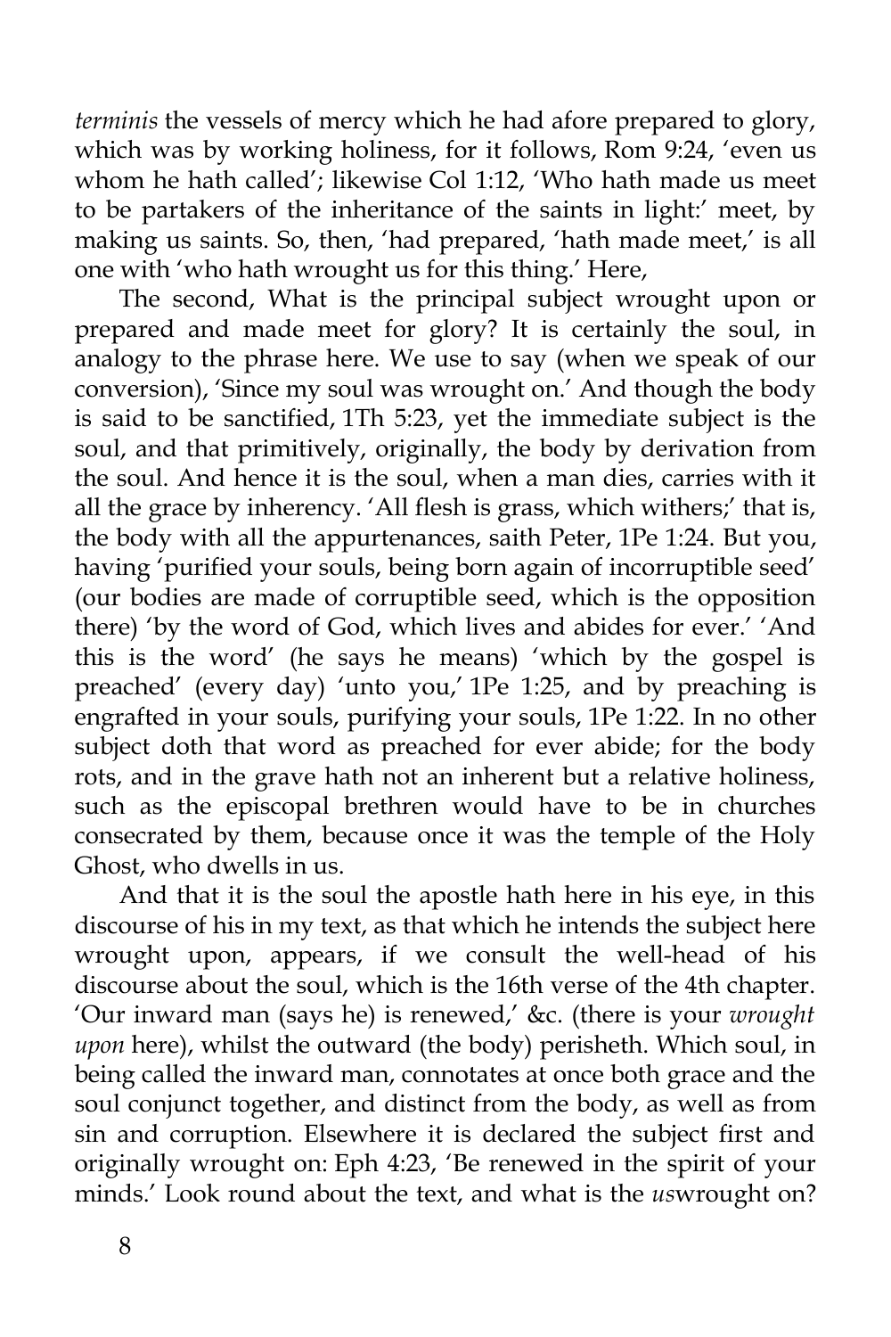*terminis* the vessels of mercy which he had afore prepared to glory, which was by working holiness, for it follows, Rom 9:24, 'even us whom he hath called'; likewise Col 1:12, 'Who hath made us meet to be partakers of the inheritance of the saints in light:' meet, by making us saints. So, then, 'had prepared, 'hath made meet,' is all one with 'who hath wrought us for this thing.' Here,

The second, What is the principal subject wrought upon or prepared and made meet for glory? It is certainly the soul, in analogy to the phrase here. We use to say (when we speak of our conversion), 'Since my soul was wrought on.' And though the body is said to be sanctified, 1Th 5:23, yet the immediate subject is the soul, and that primitively, originally, the body by derivation from the soul. And hence it is the soul, when a man dies, carries with it all the grace by inherency. 'All flesh is grass, which withers;' that is, the body with all the appurtenances, saith Peter, 1Pe 1:24. But you, having 'purified your souls, being born again of incorruptible seed' (our bodies are made of corruptible seed, which is the opposition there) 'by the word of God, which lives and abides for ever.' 'And this is the word' (he says he means) 'which by the gospel is preached' (every day) 'unto you,' 1Pe 1:25, and by preaching is engrafted in your souls, purifying your souls, 1Pe 1:22. In no other subject doth that word as preached for ever abide; for the body rots, and in the grave hath not an inherent but a relative holiness, such as the episcopal brethren would have to be in churches consecrated by them, because once it was the temple of the Holy Ghost, who dwells in us.

And that it is the soul the apostle hath here in his eye, in this discourse of his in my text, as that which he intends the subject here wrought upon, appears, if we consult the well-head of his discourse about the soul, which is the 16th verse of the 4th chapter. 'Our inward man (says he) is renewed,' &c. (there is your *wrought upon* here), whilst the outward (the body) perisheth. Which soul, in being called the inward man, connotates at once both grace and the soul conjunct together, and distinct from the body, as well as from sin and corruption. Elsewhere it is declared the subject first and originally wrought on: Eph 4:23, 'Be renewed in the spirit of your minds.' Look round about the text, and what is the *us*wrought on?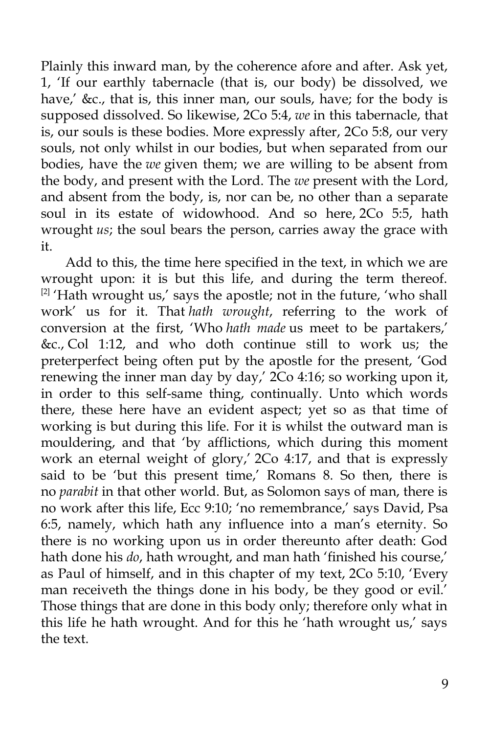Plainly this inward man, by the coherence afore and after. Ask yet, 1, 'If our earthly tabernacle (that is, our body) be dissolved, we have,' &c., that is, this inner man, our souls, have; for the body is supposed dissolved. So likewise, 2Co 5:4, *we* in this tabernacle, that is, our souls is these bodies. More expressly after, 2Co 5:8, our very souls, not only whilst in our bodies, but when separated from our bodies, have the *we* given them; we are willing to be absent from the body, and present with the Lord. The *we* present with the Lord, and absent from the body, is, nor can be, no other than a separate soul in its estate of widowhood. And so here, 2Co 5:5, hath wrought *us*; the soul bears the person, carries away the grace with it.

Add to this, the time here specified in the text, in which we are wrought upon: it is but this life, and during the term thereof. [2] 'Hath wrought us,' says the apostle; not in the future, 'who shall work' us for it. That *hath wrought*, referring to the work of conversion at the first, 'Who *hath made* us meet to be partakers,' &c., Col 1:12, and who doth continue still to work us; the preterperfect being often put by the apostle for the present, 'God renewing the inner man day by day,' 2Co 4:16; so working upon it, in order to this self-same thing, continually. Unto which words there, these here have an evident aspect; yet so as that time of working is but during this life. For it is whilst the outward man is mouldering, and that 'by afflictions, which during this moment work an eternal weight of glory,' 2Co 4:17, and that is expressly said to be 'but this present time,' Romans 8. So then, there is no *parabit* in that other world. But, as Solomon says of man, there is no work after this life, Ecc 9:10; 'no remembrance,' says David, Psa 6:5, namely, which hath any influence into a man's eternity. So there is no working upon us in order thereunto after death: God hath done his *do*, hath wrought, and man hath 'finished his course,' as Paul of himself, and in this chapter of my text, 2Co 5:10, 'Every man receiveth the things done in his body, be they good or evil.' Those things that are done in this body only; therefore only what in this life he hath wrought. And for this he 'hath wrought us,' says the text.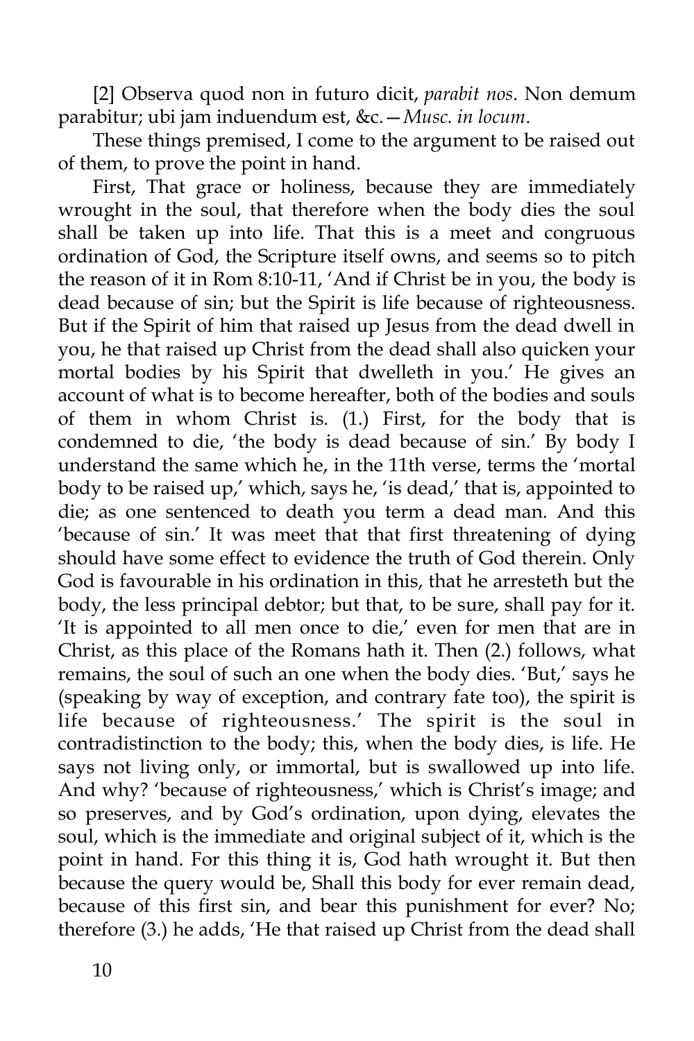[2] Observa quod non in futuro dicit, *parabit nos*. Non demum parabitur; ubi jam induendum est, &c.—*Musc. in locum*.

These things premised, I come to the argument to be raised out of them, to prove the point in hand.

First, That grace or holiness, because they are immediately wrought in the soul, that therefore when the body dies the soul shall be taken up into life. That this is a meet and congruous ordination of God, the Scripture itself owns, and seems so to pitch the reason of it in Rom 8:10-11, 'And if Christ be in you, the body is dead because of sin; but the Spirit is life because of righteousness. But if the Spirit of him that raised up Jesus from the dead dwell in you, he that raised up Christ from the dead shall also quicken your mortal bodies by his Spirit that dwelleth in you.' He gives an account of what is to become hereafter, both of the bodies and souls of them in whom Christ is. (1.) First, for the body that is condemned to die, 'the body is dead because of sin.' By body I understand the same which he, in the 11th verse, terms the 'mortal body to be raised up,' which, says he, 'is dead,' that is, appointed to die; as one sentenced to death you term a dead man. And this 'because of sin.' It was meet that that first threatening of dying should have some effect to evidence the truth of God therein. Only God is favourable in his ordination in this, that he arresteth but the body, the less principal debtor; but that, to be sure, shall pay for it. 'It is appointed to all men once to die,' even for men that are in Christ, as this place of the Romans hath it. Then (2.) follows, what remains, the soul of such an one when the body dies. 'But,' says he (speaking by way of exception, and contrary fate too), the spirit is life because of righteousness.' The spirit is the soul in contradistinction to the body; this, when the body dies, is life. He says not living only, or immortal, but is swallowed up into life. And why? 'because of righteousness,' which is Christ's image; and so preserves, and by God's ordination, upon dying, elevates the soul, which is the immediate and original subject of it, which is the point in hand. For this thing it is, God hath wrought it. But then because the query would be, Shall this body for ever remain dead, because of this first sin, and bear this punishment for ever? No; therefore (3.) he adds, 'He that raised up Christ from the dead shall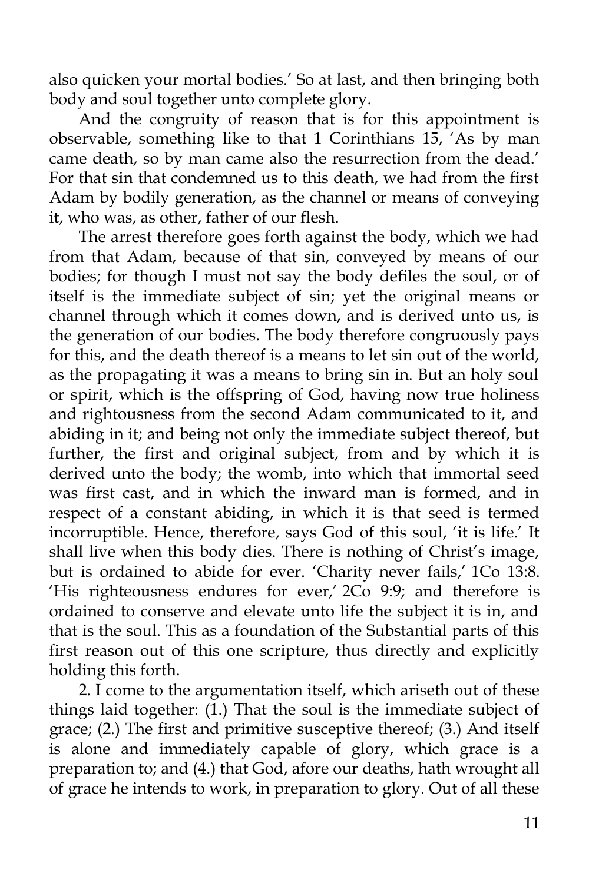also quicken your mortal bodies.' So at last, and then bringing both body and soul together unto complete glory.

And the congruity of reason that is for this appointment is observable, something like to that 1 Corinthians 15, 'As by man came death, so by man came also the resurrection from the dead.' For that sin that condemned us to this death, we had from the first Adam by bodily generation, as the channel or means of conveying it, who was, as other, father of our flesh.

The arrest therefore goes forth against the body, which we had from that Adam, because of that sin, conveyed by means of our bodies; for though I must not say the body defiles the soul, or of itself is the immediate subject of sin; yet the original means or channel through which it comes down, and is derived unto us, is the generation of our bodies. The body therefore congruously pays for this, and the death thereof is a means to let sin out of the world, as the propagating it was a means to bring sin in. But an holy soul or spirit, which is the offspring of God, having now true holiness and rightousness from the second Adam communicated to it, and abiding in it; and being not only the immediate subject thereof, but further, the first and original subject, from and by which it is derived unto the body; the womb, into which that immortal seed was first cast, and in which the inward man is formed, and in respect of a constant abiding, in which it is that seed is termed incorruptible. Hence, therefore, says God of this soul, 'it is life.' It shall live when this body dies. There is nothing of Christ's image, but is ordained to abide for ever. 'Charity never fails,' 1Co 13:8. 'His righteousness endures for ever,' 2Co 9:9; and therefore is ordained to conserve and elevate unto life the subject it is in, and that is the soul. This as a foundation of the Substantial parts of this first reason out of this one scripture, thus directly and explicitly holding this forth.

2. I come to the argumentation itself, which ariseth out of these things laid together: (1.) That the soul is the immediate subject of grace; (2.) The first and primitive susceptive thereof; (3.) And itself is alone and immediately capable of glory, which grace is a preparation to; and (4.) that God, afore our deaths, hath wrought all of grace he intends to work, in preparation to glory. Out of all these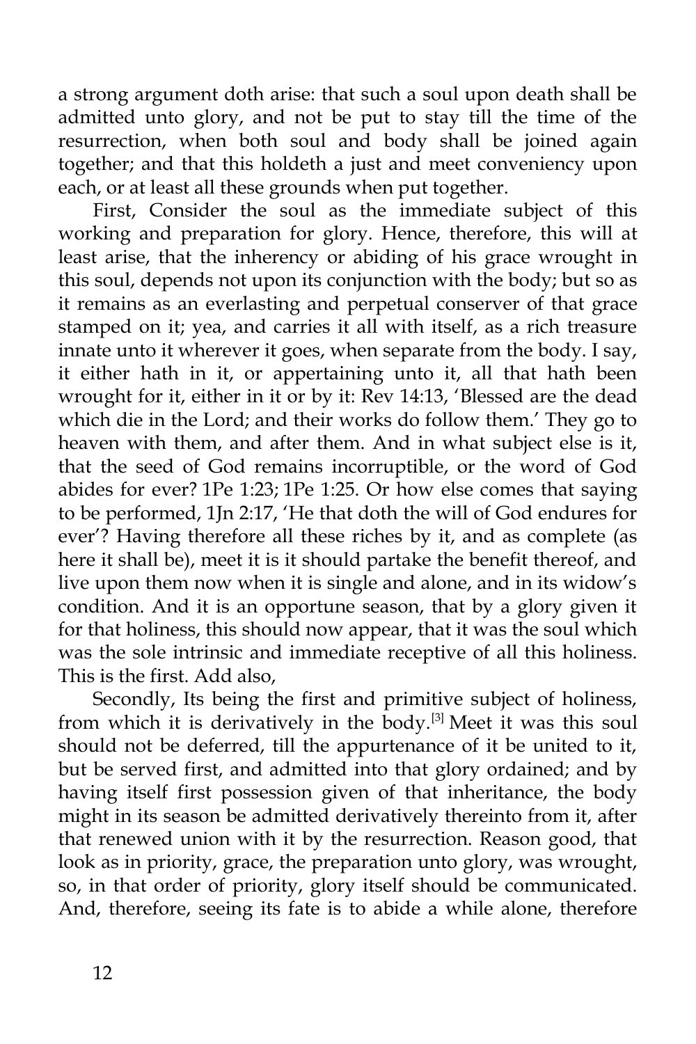a strong argument doth arise: that such a soul upon death shall be admitted unto glory, and not be put to stay till the time of the resurrection, when both soul and body shall be joined again together; and that this holdeth a just and meet conveniency upon each, or at least all these grounds when put together.

First, Consider the soul as the immediate subject of this working and preparation for glory. Hence, therefore, this will at least arise, that the inherency or abiding of his grace wrought in this soul, depends not upon its conjunction with the body; but so as it remains as an everlasting and perpetual conserver of that grace stamped on it; yea, and carries it all with itself, as a rich treasure innate unto it wherever it goes, when separate from the body. I say, it either hath in it, or appertaining unto it, all that hath been wrought for it, either in it or by it: Rev 14:13, 'Blessed are the dead which die in the Lord; and their works do follow them.' They go to heaven with them, and after them. And in what subject else is it, that the seed of God remains incorruptible, or the word of God abides for ever? 1Pe 1:23; 1Pe 1:25. Or how else comes that saying to be performed, 1Jn 2:17, 'He that doth the will of God endures for ever'? Having therefore all these riches by it, and as complete (as here it shall be), meet it is it should partake the benefit thereof, and live upon them now when it is single and alone, and in its widow's condition. And it is an opportune season, that by a glory given it for that holiness, this should now appear, that it was the soul which was the sole intrinsic and immediate receptive of all this holiness. This is the first. Add also,

Secondly, Its being the first and primitive subject of holiness, from which it is derivatively in the body.[3] Meet it was this soul should not be deferred, till the appurtenance of it be united to it, but be served first, and admitted into that glory ordained; and by having itself first possession given of that inheritance, the body might in its season be admitted derivatively thereinto from it, after that renewed union with it by the resurrection. Reason good, that look as in priority, grace, the preparation unto glory, was wrought, so, in that order of priority, glory itself should be communicated. And, therefore, seeing its fate is to abide a while alone, therefore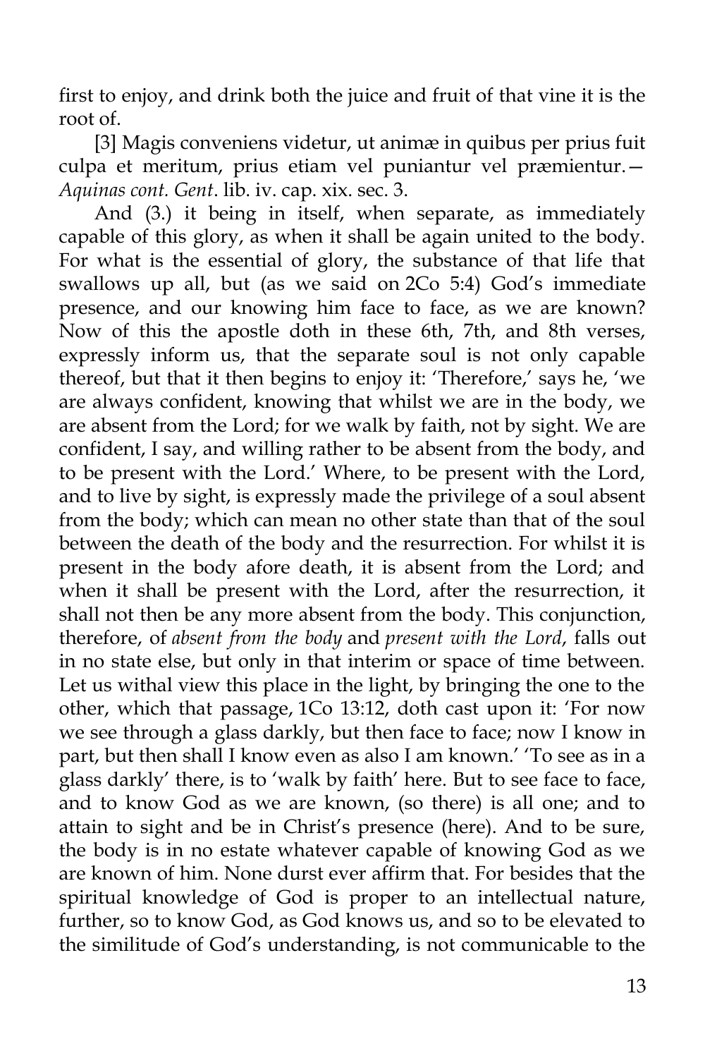first to enjoy, and drink both the juice and fruit of that vine it is the root of.

[3] Magis conveniens videtur, ut animæ in quibus per prius fuit culpa et meritum, prius etiam vel puniantur vel præmientur.—*Aquinas cont. Gent*. lib. iv. cap. xix. sec. 3.

And (3.) it being in itself, when separate, as immediately capable of this glory, as when it shall be again united to the body. For what is the essential of glory, the substance of that life that swallows up all, but (as we said on 2Co 5:4) God's immediate presence, and our knowing him face to face, as we are known? Now of this the apostle doth in these 6th, 7th, and 8th verses, expressly inform us, that the separate soul is not only capable thereof, but that it then begins to enjoy it: 'Therefore,' says he, 'we are always confident, knowing that whilst we are in the body, we are absent from the Lord; for we walk by faith, not by sight. We are confident, I say, and willing rather to be absent from the body, and to be present with the Lord.' Where, to be present with the Lord, and to live by sight, is expressly made the privilege of a soul absent from the body; which can mean no other state than that of the soul between the death of the body and the resurrection. For whilst it is present in the body afore death, it is absent from the Lord; and when it shall be present with the Lord, after the resurrection, it shall not then be any more absent from the body. This conjunction, therefore, of *absent from the body* and *present with the Lord*, falls out in no state else, but only in that interim or space of time between. Let us withal view this place in the light, by bringing the one to the other, which that passage, 1Co 13:12, doth cast upon it: 'For now we see through a glass darkly, but then face to face; now I know in part, but then shall I know even as also I am known.' 'To see as in a glass darkly' there, is to 'walk by faith' here. But to see face to face, and to know God as we are known, (so there) is all one; and to attain to sight and be in Christ's presence (here). And to be sure, the body is in no estate whatever capable of knowing God as we are known of him. None durst ever affirm that. For besides that the spiritual knowledge of God is proper to an intellectual nature, further, so to know God, as God knows us, and so to be elevated to the similitude of God's understanding, is not communicable to the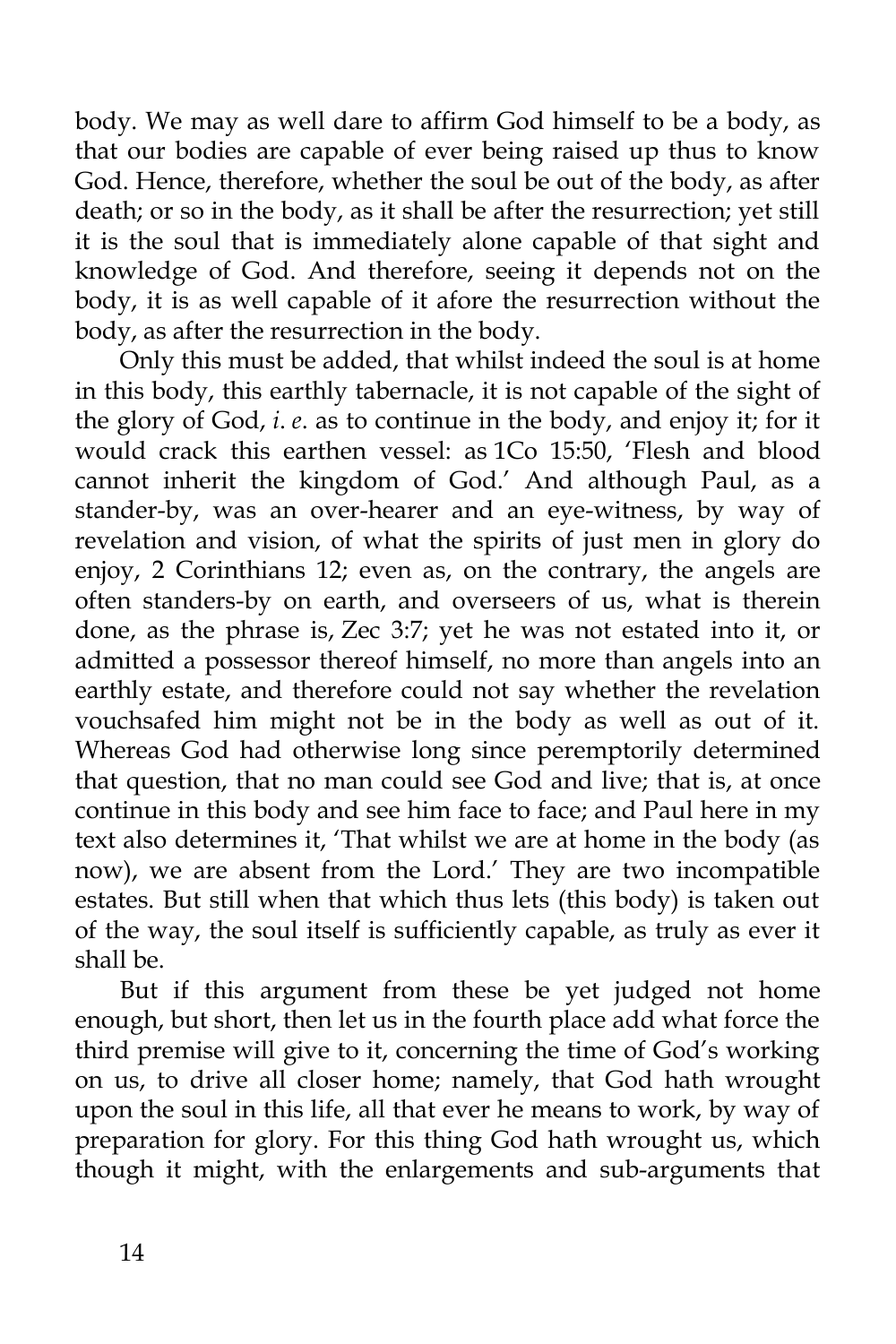body. We may as well dare to affirm God himself to be a body, as that our bodies are capable of ever being raised up thus to know God. Hence, therefore, whether the soul be out of the body, as after death; or so in the body, as it shall be after the resurrection; yet still it is the soul that is immediately alone capable of that sight and knowledge of God. And therefore, seeing it depends not on the body, it is as well capable of it afore the resurrection without the body, as after the resurrection in the body.

Only this must be added, that whilst indeed the soul is at home in this body, this earthly tabernacle, it is not capable of the sight of the glory of God, *i. e.* as to continue in the body, and enjoy it; for it would crack this earthen vessel: as 1Co 15:50, 'Flesh and blood cannot inherit the kingdom of God.' And although Paul, as a stander-by, was an over-hearer and an eye-witness, by way of revelation and vision, of what the spirits of just men in glory do enjoy, 2 Corinthians 12; even as, on the contrary, the angels are often standers-by on earth, and overseers of us, what is therein done, as the phrase is, Zec 3:7; yet he was not estated into it, or admitted a possessor thereof himself, no more than angels into an earthly estate, and therefore could not say whether the revelation vouchsafed him might not be in the body as well as out of it. Whereas God had otherwise long since peremptorily determined that question, that no man could see God and live; that is, at once continue in this body and see him face to face; and Paul here in my text also determines it, 'That whilst we are at home in the body (as now), we are absent from the Lord.' They are two incompatible estates. But still when that which thus lets (this body) is taken out of the way, the soul itself is sufficiently capable, as truly as ever it shall be.

But if this argument from these be yet judged not home enough, but short, then let us in the fourth place add what force the third premise will give to it, concerning the time of God's working on us, to drive all closer home; namely, that God hath wrought upon the soul in this life, all that ever he means to work, by way of preparation for glory. For this thing God hath wrought us, which though it might, with the enlargements and sub-arguments that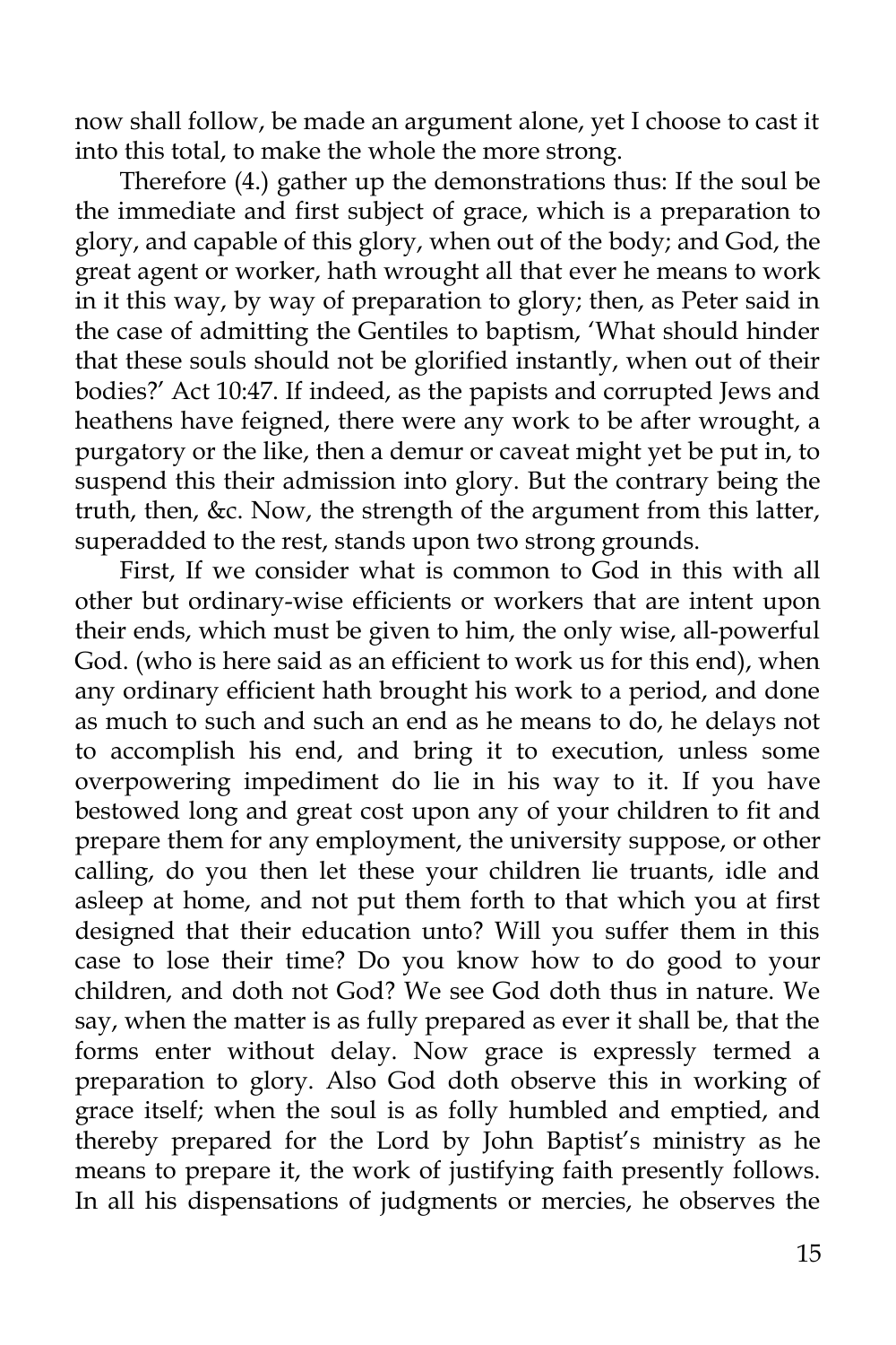now shall follow, be made an argument alone, yet I choose to cast it into this total, to make the whole the more strong.

Therefore (4.) gather up the demonstrations thus: If the soul be the immediate and first subject of grace, which is a preparation to glory, and capable of this glory, when out of the body; and God, the great agent or worker, hath wrought all that ever he means to work in it this way, by way of preparation to glory; then, as Peter said in the case of admitting the Gentiles to baptism, 'What should hinder that these souls should not be glorified instantly, when out of their bodies?' Act 10:47. If indeed, as the papists and corrupted Jews and heathens have feigned, there were any work to be after wrought, a purgatory or the like, then a demur or caveat might yet be put in, to suspend this their admission into glory. But the contrary being the truth, then, &c. Now, the strength of the argument from this latter, superadded to the rest, stands upon two strong grounds.

First, If we consider what is common to God in this with all other but ordinary-wise efficients or workers that are intent upon their ends, which must be given to him, the only wise, all-powerful God. (who is here said as an efficient to work us for this end), when any ordinary efficient hath brought his work to a period, and done as much to such and such an end as he means to do, he delays not to accomplish his end, and bring it to execution, unless some overpowering impediment do lie in his way to it. If you have bestowed long and great cost upon any of your children to fit and prepare them for any employment, the university suppose, or other calling, do you then let these your children lie truants, idle and asleep at home, and not put them forth to that which you at first designed that their education unto? Will you suffer them in this case to lose their time? Do you know how to do good to your children, and doth not God? We see God doth thus in nature. We say, when the matter is as fully prepared as ever it shall be, that the forms enter without delay. Now grace is expressly termed a preparation to glory. Also God doth observe this in working of grace itself; when the soul is as folly humbled and emptied, and thereby prepared for the Lord by John Baptist's ministry as he means to prepare it, the work of justifying faith presently follows. In all his dispensations of judgments or mercies, he observes the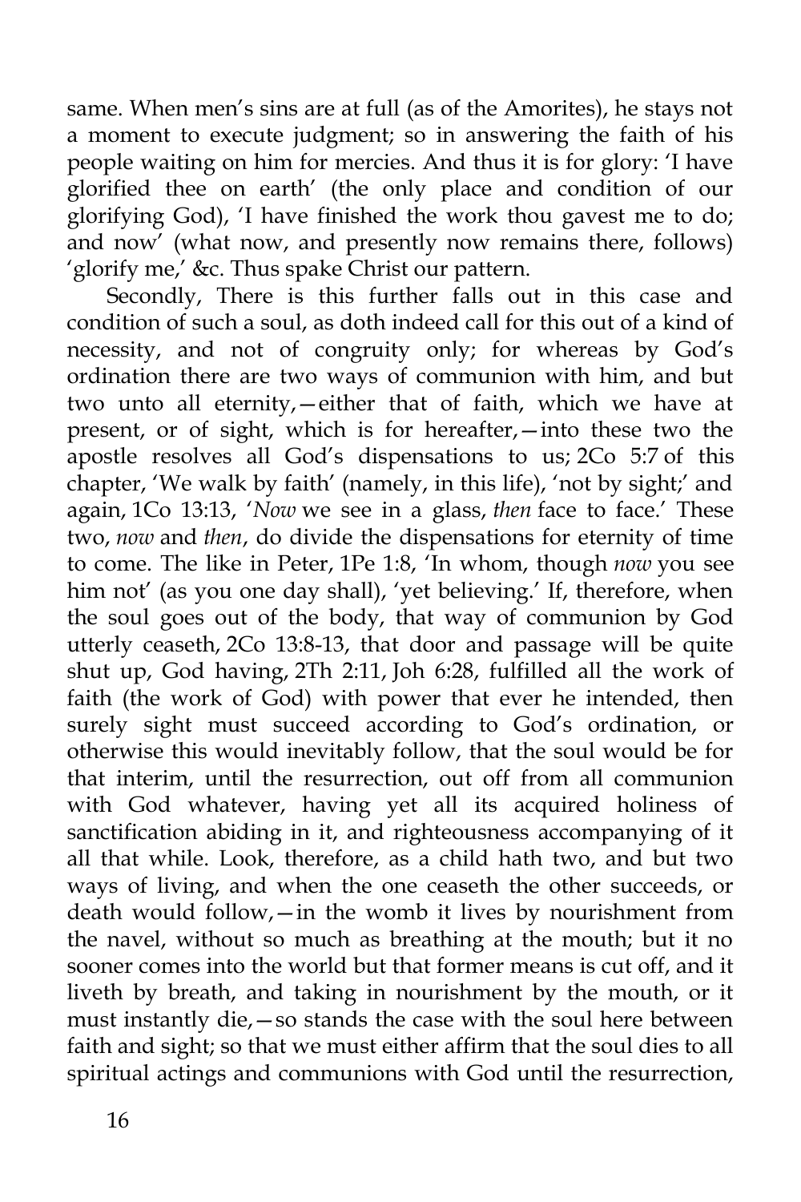same. When men's sins are at full (as of the Amorites), he stays not a moment to execute judgment; so in answering the faith of his people waiting on him for mercies. And thus it is for glory: 'I have glorified thee on earth' (the only place and condition of our glorifying God), 'I have finished the work thou gavest me to do; and now' (what now, and presently now remains there, follows) 'glorify me,' &c. Thus spake Christ our pattern.

Secondly, There is this further falls out in this case and condition of such a soul, as doth indeed call for this out of a kind of necessity, and not of congruity only; for whereas by God's ordination there are two ways of communion with him, and but two unto all eternity,—either that of faith, which we have at present, or of sight, which is for hereafter,—into these two the apostle resolves all God's dispensations to us; 2Co 5:7 of this chapter, 'We walk by faith' (namely, in this life), 'not by sight;' and again, 1Co 13:13, '*Now* we see in a glass, *then* face to face.' These two, *now* and *then*, do divide the dispensations for eternity of time to come. The like in Peter, 1Pe 1:8, 'In whom, though *now* you see him not' (as you one day shall), 'yet believing.' If, therefore, when the soul goes out of the body, that way of communion by God utterly ceaseth, 2Co 13:8-13, that door and passage will be quite shut up, God having, 2Th 2:11, Joh 6:28, fulfilled all the work of faith (the work of God) with power that ever he intended, then surely sight must succeed according to God's ordination, or otherwise this would inevitably follow, that the soul would be for that interim, until the resurrection, out off from all communion with God whatever, having yet all its acquired holiness of sanctification abiding in it, and righteousness accompanying of it all that while. Look, therefore, as a child hath two, and but two ways of living, and when the one ceaseth the other succeeds, or death would follow,—in the womb it lives by nourishment from the navel, without so much as breathing at the mouth; but it no sooner comes into the world but that former means is cut off, and it liveth by breath, and taking in nourishment by the mouth, or it must instantly die,—so stands the case with the soul here between faith and sight; so that we must either affirm that the soul dies to all spiritual actings and communions with God until the resurrection,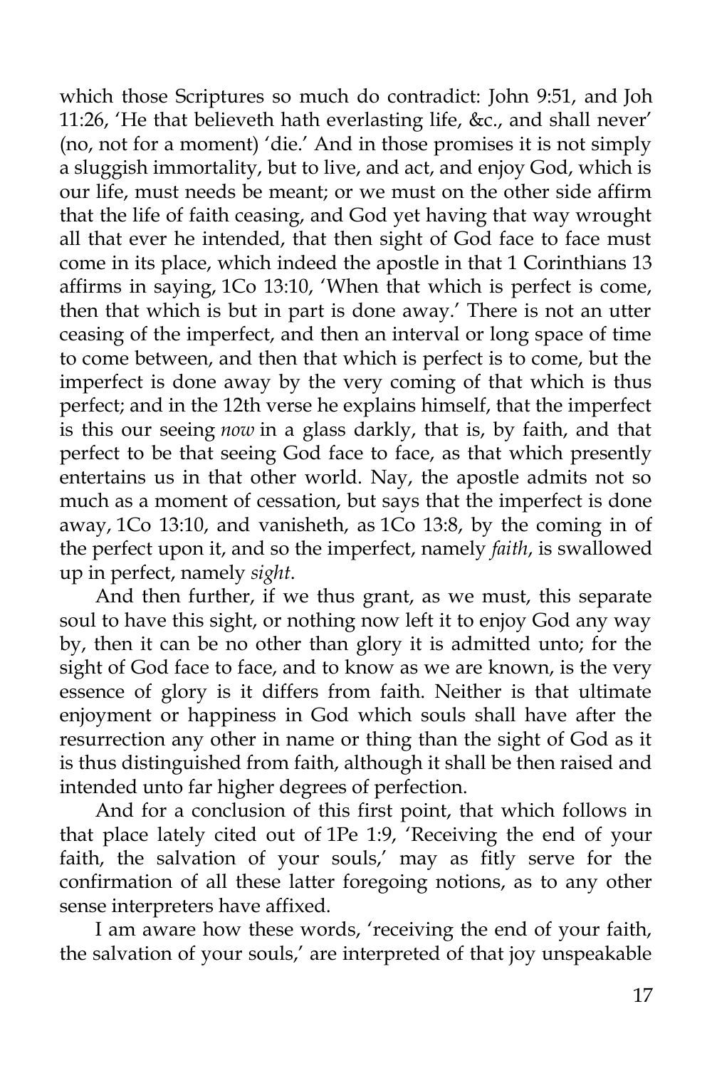which those Scriptures so much do contradict: John 9:51, and Joh 11:26, 'He that believeth hath everlasting life, &c., and shall never' (no, not for a moment) 'die.' And in those promises it is not simply a sluggish immortality, but to live, and act, and enjoy God, which is our life, must needs be meant; or we must on the other side affirm that the life of faith ceasing, and God yet having that way wrought all that ever he intended, that then sight of God face to face must come in its place, which indeed the apostle in that 1 Corinthians 13 affirms in saying, 1Co 13:10, 'When that which is perfect is come, then that which is but in part is done away.' There is not an utter ceasing of the imperfect, and then an interval or long space of time to come between, and then that which is perfect is to come, but the imperfect is done away by the very coming of that which is thus perfect; and in the 12th verse he explains himself, that the imperfect is this our seeing *now* in a glass darkly, that is, by faith, and that perfect to be that seeing God face to face, as that which presently entertains us in that other world. Nay, the apostle admits not so much as a moment of cessation, but says that the imperfect is done away, 1Co 13:10, and vanisheth, as 1Co 13:8, by the coming in of the perfect upon it, and so the imperfect, namely *faith*, is swallowed up in perfect, namely *sight*.

And then further, if we thus grant, as we must, this separate soul to have this sight, or nothing now left it to enjoy God any way by, then it can be no other than glory it is admitted unto; for the sight of God face to face, and to know as we are known, is the very essence of glory is it differs from faith. Neither is that ultimate enjoyment or happiness in God which souls shall have after the resurrection any other in name or thing than the sight of God as it is thus distinguished from faith, although it shall be then raised and intended unto far higher degrees of perfection.

And for a conclusion of this first point, that which follows in that place lately cited out of 1Pe 1:9, 'Receiving the end of your faith, the salvation of your souls,' may as fitly serve for the confirmation of all these latter foregoing notions, as to any other sense interpreters have affixed.

I am aware how these words, 'receiving the end of your faith, the salvation of your souls,' are interpreted of that joy unspeakable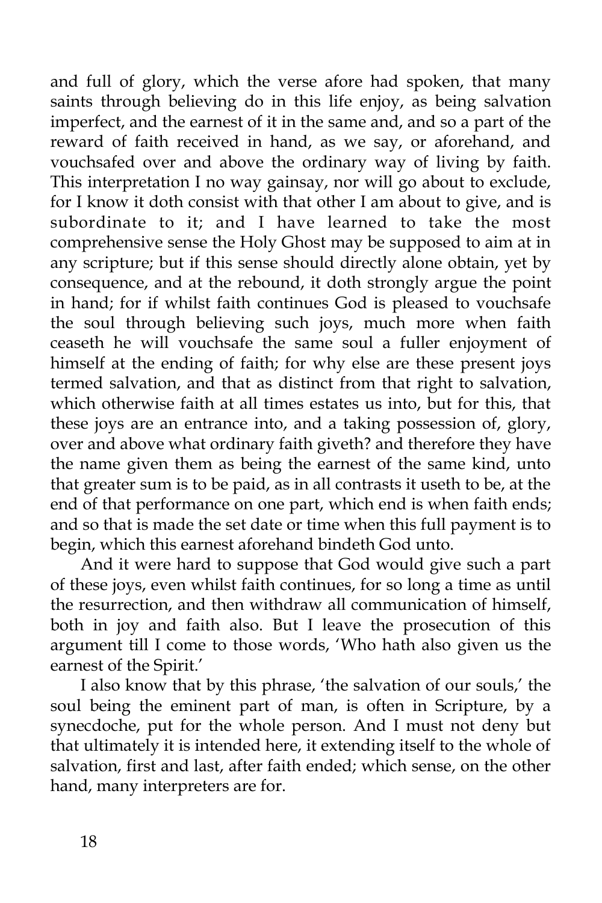and full of glory, which the verse afore had spoken, that many saints through believing do in this life enjoy, as being salvation imperfect, and the earnest of it in the same and, and so a part of the reward of faith received in hand, as we say, or aforehand, and vouchsafed over and above the ordinary way of living by faith. This interpretation I no way gainsay, nor will go about to exclude, for I know it doth consist with that other I am about to give, and is subordinate to it; and I have learned to take the most comprehensive sense the Holy Ghost may be supposed to aim at in any scripture; but if this sense should directly alone obtain, yet by consequence, and at the rebound, it doth strongly argue the point in hand; for if whilst faith continues God is pleased to vouchsafe the soul through believing such joys, much more when faith ceaseth he will vouchsafe the same soul a fuller enjoyment of himself at the ending of faith; for why else are these present joys termed salvation, and that as distinct from that right to salvation, which otherwise faith at all times estates us into, but for this, that these joys are an entrance into, and a taking possession of, glory, over and above what ordinary faith giveth? and therefore they have the name given them as being the earnest of the same kind, unto that greater sum is to be paid, as in all contrasts it useth to be, at the end of that performance on one part, which end is when faith ends; and so that is made the set date or time when this full payment is to begin, which this earnest aforehand bindeth God unto.

And it were hard to suppose that God would give such a part of these joys, even whilst faith continues, for so long a time as until the resurrection, and then withdraw all communication of himself, both in joy and faith also. But I leave the prosecution of this argument till I come to those words, 'Who hath also given us the earnest of the Spirit.'

I also know that by this phrase, 'the salvation of our souls,' the soul being the eminent part of man, is often in Scripture, by a synecdoche, put for the whole person. And I must not deny but that ultimately it is intended here, it extending itself to the whole of salvation, first and last, after faith ended; which sense, on the other hand, many interpreters are for.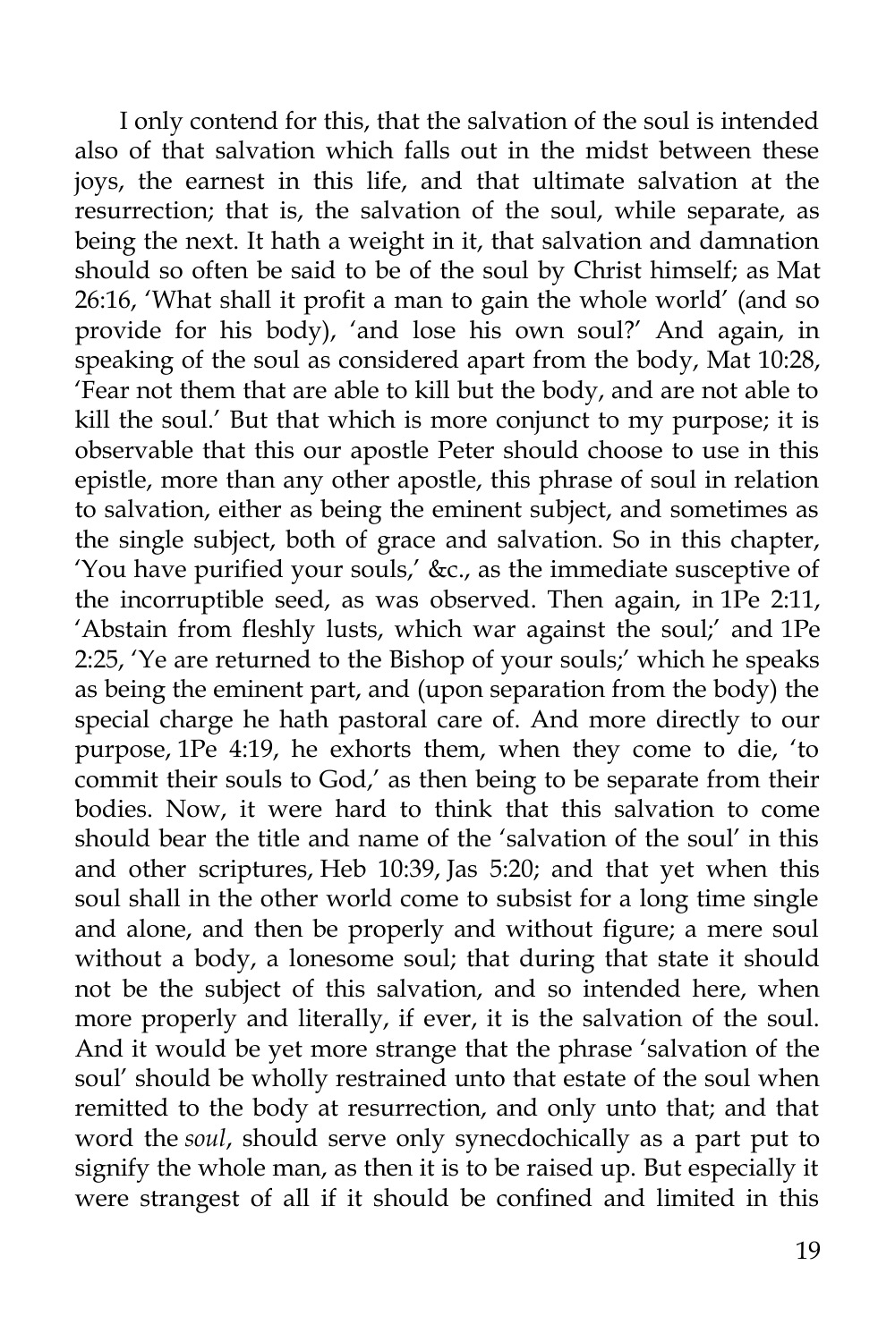I only contend for this, that the salvation of the soul is intended also of that salvation which falls out in the midst between these joys, the earnest in this life, and that ultimate salvation at the resurrection; that is, the salvation of the soul, while separate, as being the next. It hath a weight in it, that salvation and damnation should so often be said to be of the soul by Christ himself; as Mat 26:16, 'What shall it profit a man to gain the whole world' (and so provide for his body), 'and lose his own soul?' And again, in speaking of the soul as considered apart from the body, Mat 10:28, 'Fear not them that are able to kill but the body, and are not able to kill the soul.' But that which is more conjunct to my purpose; it is observable that this our apostle Peter should choose to use in this epistle, more than any other apostle, this phrase of soul in relation to salvation, either as being the eminent subject, and sometimes as the single subject, both of grace and salvation. So in this chapter, 'You have purified your souls,' &c., as the immediate susceptive of the incorruptible seed, as was observed. Then again, in 1Pe 2:11, 'Abstain from fleshly lusts, which war against the soul;' and 1Pe 2:25, 'Ye are returned to the Bishop of your souls;' which he speaks as being the eminent part, and (upon separation from the body) the special charge he hath pastoral care of. And more directly to our purpose, 1Pe 4:19, he exhorts them, when they come to die, 'to commit their souls to God,' as then being to be separate from their bodies. Now, it were hard to think that this salvation to come should bear the title and name of the 'salvation of the soul' in this and other scriptures, Heb 10:39, Jas 5:20; and that yet when this soul shall in the other world come to subsist for a long time single and alone, and then be properly and without figure; a mere soul without a body, a lonesome soul; that during that state it should not be the subject of this salvation, and so intended here, when more properly and literally, if ever, it is the salvation of the soul. And it would be yet more strange that the phrase 'salvation of the soul' should be wholly restrained unto that estate of the soul when remitted to the body at resurrection, and only unto that; and that word the *soul*, should serve only synecdochically as a part put to signify the whole man, as then it is to be raised up. But especially it were strangest of all if it should be confined and limited in this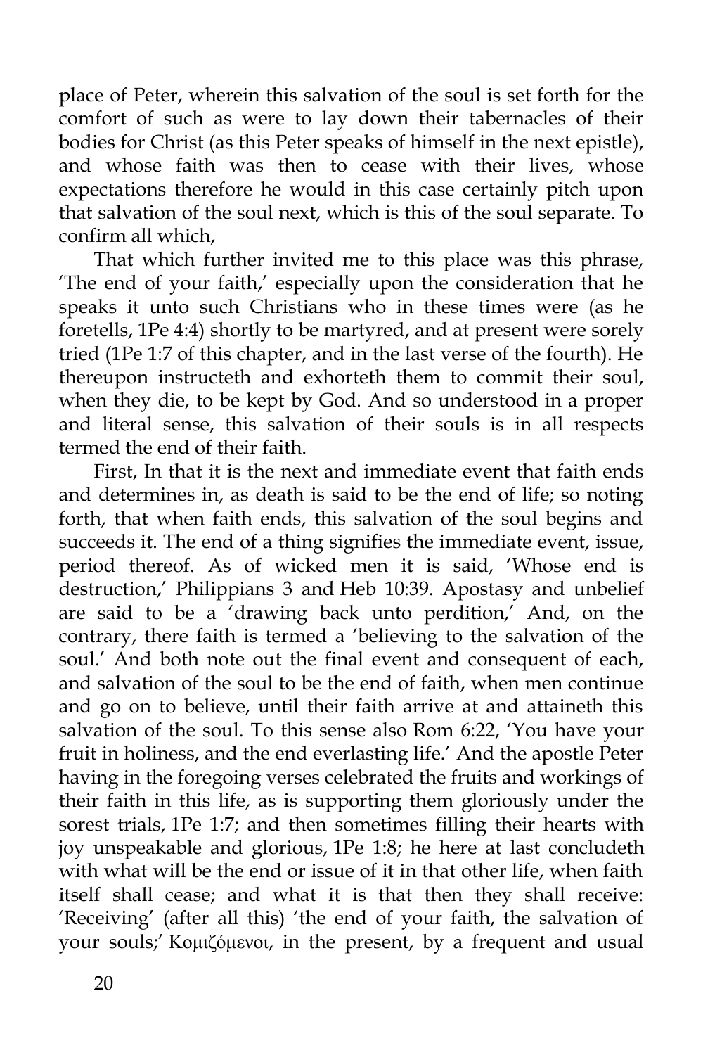place of Peter, wherein this salvation of the soul is set forth for the comfort of such as were to lay down their tabernacles of their bodies for Christ (as this Peter speaks of himself in the next epistle), and whose faith was then to cease with their lives, whose expectations therefore he would in this case certainly pitch upon that salvation of the soul next, which is this of the soul separate. To confirm all which,

That which further invited me to this place was this phrase, 'The end of your faith,' especially upon the consideration that he speaks it unto such Christians who in these times were (as he foretells, 1Pe 4:4) shortly to be martyred, and at present were sorely tried (1Pe 1:7 of this chapter, and in the last verse of the fourth). He thereupon instructeth and exhorteth them to commit their soul, when they die, to be kept by God. And so understood in a proper and literal sense, this salvation of their souls is in all respects termed the end of their faith.

First, In that it is the next and immediate event that faith ends and determines in, as death is said to be the end of life; so noting forth, that when faith ends, this salvation of the soul begins and succeeds it. The end of a thing signifies the immediate event, issue, period thereof. As of wicked men it is said, 'Whose end is destruction,' Philippians 3 and Heb 10:39. Apostasy and unbelief are said to be a 'drawing back unto perdition,' And, on the contrary, there faith is termed a 'believing to the salvation of the soul.' And both note out the final event and consequent of each, and salvation of the soul to be the end of faith, when men continue and go on to believe, until their faith arrive at and attaineth this salvation of the soul. To this sense also Rom 6:22, 'You have your fruit in holiness, and the end everlasting life.' And the apostle Peter having in the foregoing verses celebrated the fruits and workings of their faith in this life, as is supporting them gloriously under the sorest trials, 1Pe 1:7; and then sometimes filling their hearts with joy unspeakable and glorious, 1Pe 1:8; he here at last concludeth with what will be the end or issue of it in that other life, when faith itself shall cease; and what it is that then they shall receive: 'Receiving' (after all this) 'the end of your faith, the salvation of your souls;' Κομιζόμενοι, in the present, by a frequent and usual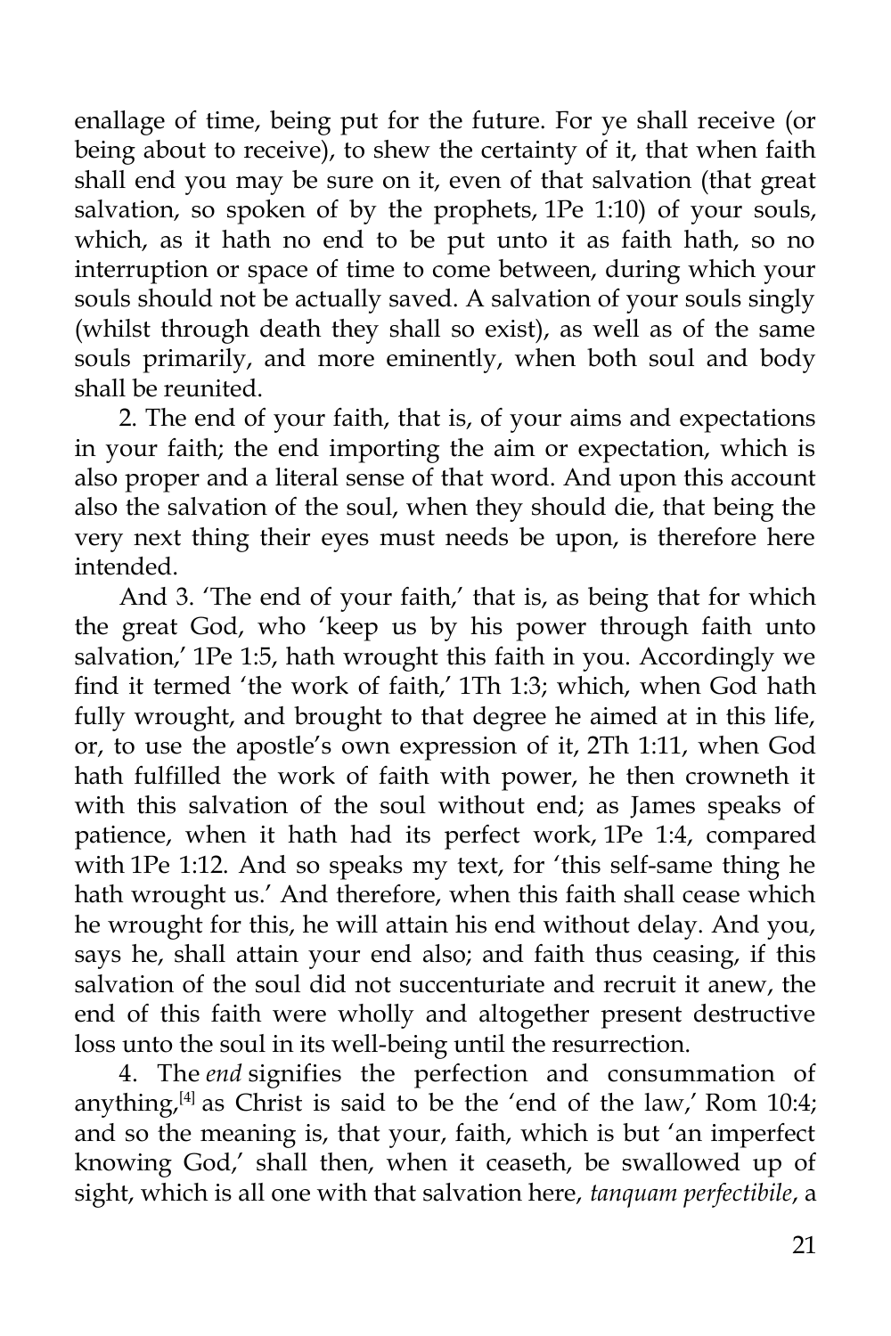enallage of time, being put for the future. For ye shall receive (or being about to receive), to shew the certainty of it, that when faith shall end you may be sure on it, even of that salvation (that great salvation, so spoken of by the prophets, 1Pe 1:10) of your souls, which, as it hath no end to be put unto it as faith hath, so no interruption or space of time to come between, during which your souls should not be actually saved. A salvation of your souls singly (whilst through death they shall so exist), as well as of the same souls primarily, and more eminently, when both soul and body shall be reunited.

2. The end of your faith, that is, of your aims and expectations in your faith; the end importing the aim or expectation, which is also proper and a literal sense of that word. And upon this account also the salvation of the soul, when they should die, that being the very next thing their eyes must needs be upon, is therefore here intended.

And 3. 'The end of your faith,' that is, as being that for which the great God, who 'keep us by his power through faith unto salvation,' 1Pe 1:5, hath wrought this faith in you. Accordingly we find it termed 'the work of faith,' 1Th 1:3; which, when God hath fully wrought, and brought to that degree he aimed at in this life, or, to use the apostle's own expression of it, 2Th 1:11, when God hath fulfilled the work of faith with power, he then crowneth it with this salvation of the soul without end; as James speaks of patience, when it hath had its perfect work, 1Pe 1:4, compared with 1Pe 1:12. And so speaks my text, for 'this self-same thing he hath wrought us.' And therefore, when this faith shall cease which he wrought for this, he will attain his end without delay. And you, says he, shall attain your end also; and faith thus ceasing, if this salvation of the soul did not succenturiate and recruit it anew, the end of this faith were wholly and altogether present destructive loss unto the soul in its well-being until the resurrection.

4. The *end* signifies the perfection and consummation of anything,[4] as Christ is said to be the 'end of the law,' Rom 10:4; and so the meaning is, that your, faith, which is but 'an imperfect knowing God,' shall then, when it ceaseth, be swallowed up of sight, which is all one with that salvation here, *tanquam perfectibile*, a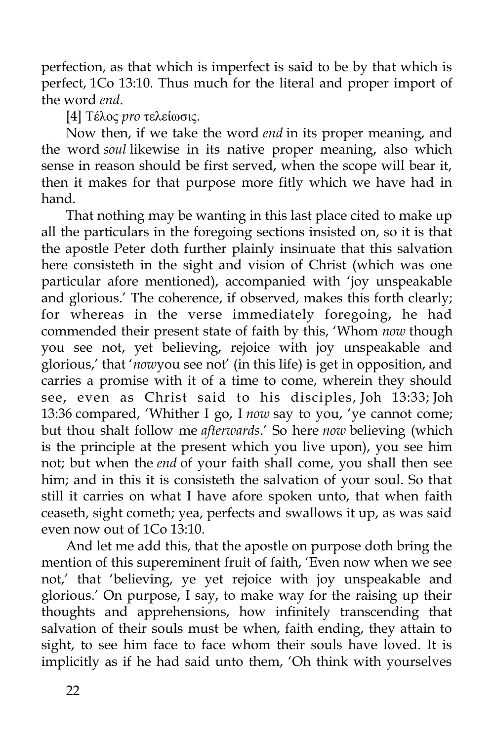perfection, as that which is imperfect is said to be by that which is perfect, 1Co 13:10. Thus much for the literal and proper import of the word *end*.

[4] Τέλος *pro* τελείωσις.

Now then, if we take the word *end* in its proper meaning, and the word *soul* likewise in its native proper meaning, also which sense in reason should be first served, when the scope will bear it, then it makes for that purpose more fitly which we have had in hand.

That nothing may be wanting in this last place cited to make up all the particulars in the foregoing sections insisted on, so it is that the apostle Peter doth further plainly insinuate that this salvation here consisteth in the sight and vision of Christ (which was one particular afore mentioned), accompanied with 'joy unspeakable and glorious.' The coherence, if observed, makes this forth clearly; for whereas in the verse immediately foregoing, he had commended their present state of faith by this, 'Whom *now* though you see not, yet believing, rejoice with joy unspeakable and glorious,' that '*now*you see not' (in this life) is get in opposition, and carries a promise with it of a time to come, wherein they should see, even as Christ said to his disciples, Joh 13:33; Joh 13:36 compared, 'Whither I go, I *now* say to you, 'ye cannot come; but thou shalt follow me *afterwards*.' So here *now* believing (which is the principle at the present which you live upon), you see him not; but when the *end* of your faith shall come, you shall then see him; and in this it is consisteth the salvation of your soul. So that still it carries on what I have afore spoken unto, that when faith ceaseth, sight cometh; yea, perfects and swallows it up, as was said even now out of 1Co 13:10.

And let me add this, that the apostle on purpose doth bring the mention of this supereminent fruit of faith, 'Even now when we see not,' that 'believing, ye yet rejoice with joy unspeakable and glorious.' On purpose, I say, to make way for the raising up their thoughts and apprehensions, how infinitely transcending that salvation of their souls must be when, faith ending, they attain to sight, to see him face to face whom their souls have loved. It is implicitly as if he had said unto them, 'Oh think with yourselves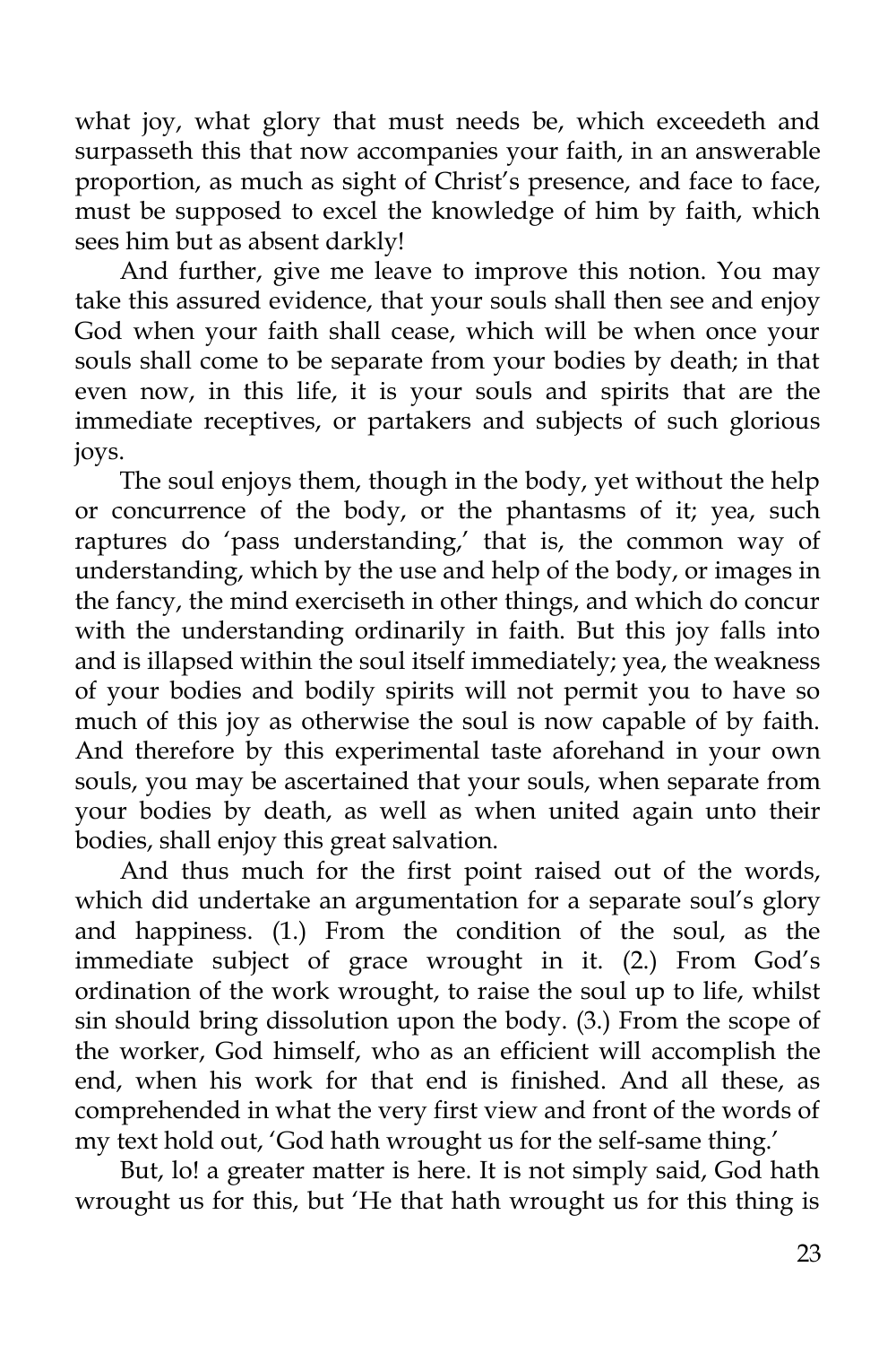what joy, what glory that must needs be, which exceedeth and surpasseth this that now accompanies your faith, in an answerable proportion, as much as sight of Christ's presence, and face to face, must be supposed to excel the knowledge of him by faith, which sees him but as absent darkly!

And further, give me leave to improve this notion. You may take this assured evidence, that your souls shall then see and enjoy God when your faith shall cease, which will be when once your souls shall come to be separate from your bodies by death; in that even now, in this life, it is your souls and spirits that are the immediate receptives, or partakers and subjects of such glorious joys.

The soul enjoys them, though in the body, yet without the help or concurrence of the body, or the phantasms of it; yea, such raptures do 'pass understanding,' that is, the common way of understanding, which by the use and help of the body, or images in the fancy, the mind exerciseth in other things, and which do concur with the understanding ordinarily in faith. But this joy falls into and is illapsed within the soul itself immediately; yea, the weakness of your bodies and bodily spirits will not permit you to have so much of this joy as otherwise the soul is now capable of by faith. And therefore by this experimental taste aforehand in your own souls, you may be ascertained that your souls, when separate from your bodies by death, as well as when united again unto their bodies, shall enjoy this great salvation.

And thus much for the first point raised out of the words, which did undertake an argumentation for a separate soul's glory and happiness. (1.) From the condition of the soul, as the immediate subject of grace wrought in it. (2.) From God's ordination of the work wrought, to raise the soul up to life, whilst sin should bring dissolution upon the body. (3.) From the scope of the worker, God himself, who as an efficient will accomplish the end, when his work for that end is finished. And all these, as comprehended in what the very first view and front of the words of my text hold out, 'God hath wrought us for the self-same thing.'

But, lo! a greater matter is here. It is not simply said, God hath wrought us for this, but 'He that hath wrought us for this thing is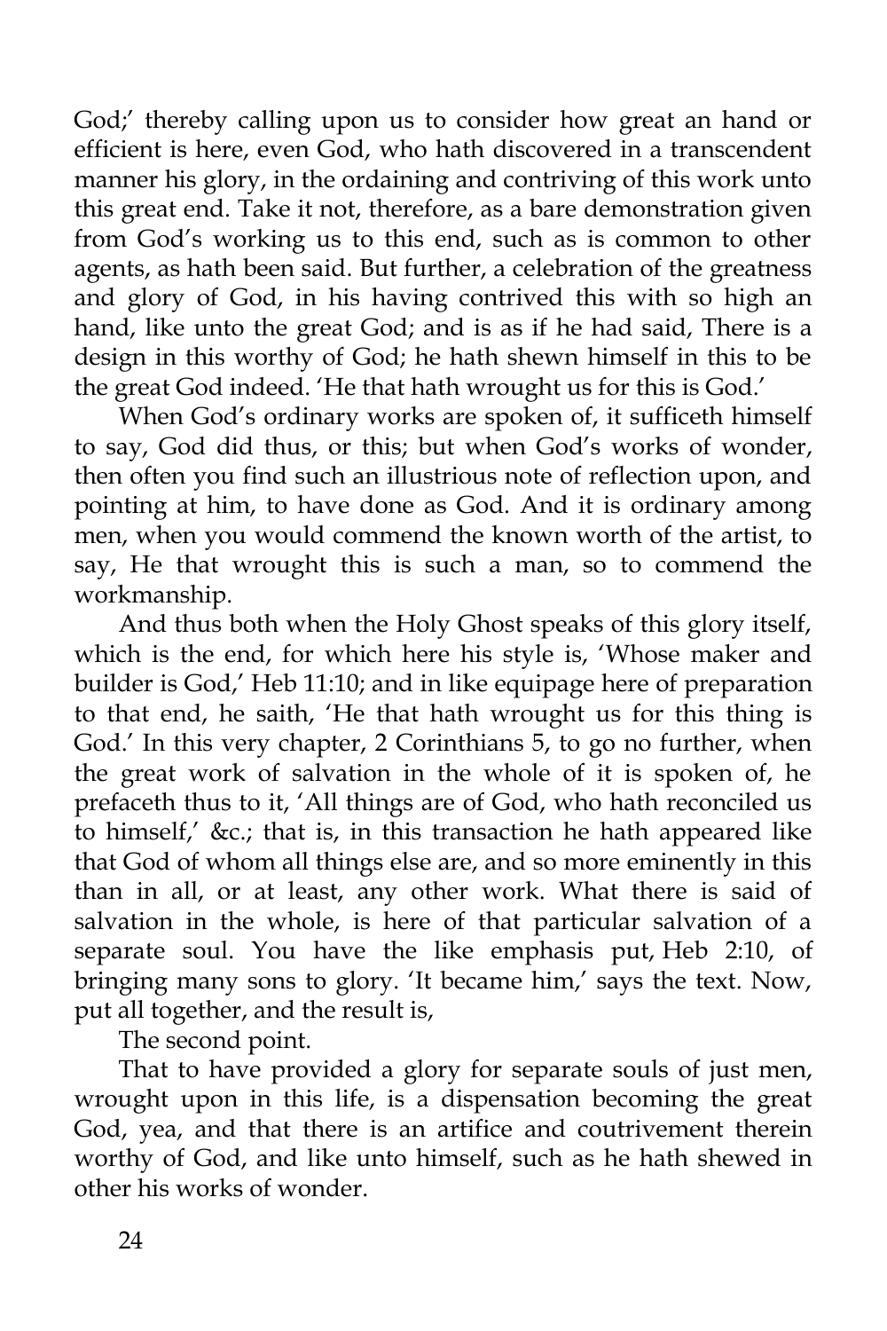God;' thereby calling upon us to consider how great an hand or efficient is here, even God, who hath discovered in a transcendent manner his glory, in the ordaining and contriving of this work unto this great end. Take it not, therefore, as a bare demonstration given from God's working us to this end, such as is common to other agents, as hath been said. But further, a celebration of the greatness and glory of God, in his having contrived this with so high an hand, like unto the great God; and is as if he had said, There is a design in this worthy of God; he hath shewn himself in this to be the great God indeed. 'He that hath wrought us for this is God.'

When God's ordinary works are spoken of, it sufficeth himself to say, God did thus, or this; but when God's works of wonder, then often you find such an illustrious note of reflection upon, and pointing at him, to have done as God. And it is ordinary among men, when you would commend the known worth of the artist, to say, He that wrought this is such a man, so to commend the workmanship.

And thus both when the Holy Ghost speaks of this glory itself, which is the end, for which here his style is, 'Whose maker and builder is God,' Heb 11:10; and in like equipage here of preparation to that end, he saith, 'He that hath wrought us for this thing is God.' In this very chapter, 2 Corinthians 5, to go no further, when the great work of salvation in the whole of it is spoken of, he prefaceth thus to it, 'All things are of God, who hath reconciled us to himself,' &c.; that is, in this transaction he hath appeared like that God of whom all things else are, and so more eminently in this than in all, or at least, any other work. What there is said of salvation in the whole, is here of that particular salvation of a separate soul. You have the like emphasis put, Heb 2:10, of bringing many sons to glory. 'It became him,' says the text. Now, put all together, and the result is,

The second point.

That to have provided a glory for separate souls of just men, wrought upon in this life, is a dispensation becoming the great God, yea, and that there is an artifice and coutrivement therein worthy of God, and like unto himself, such as he hath shewed in other his works of wonder.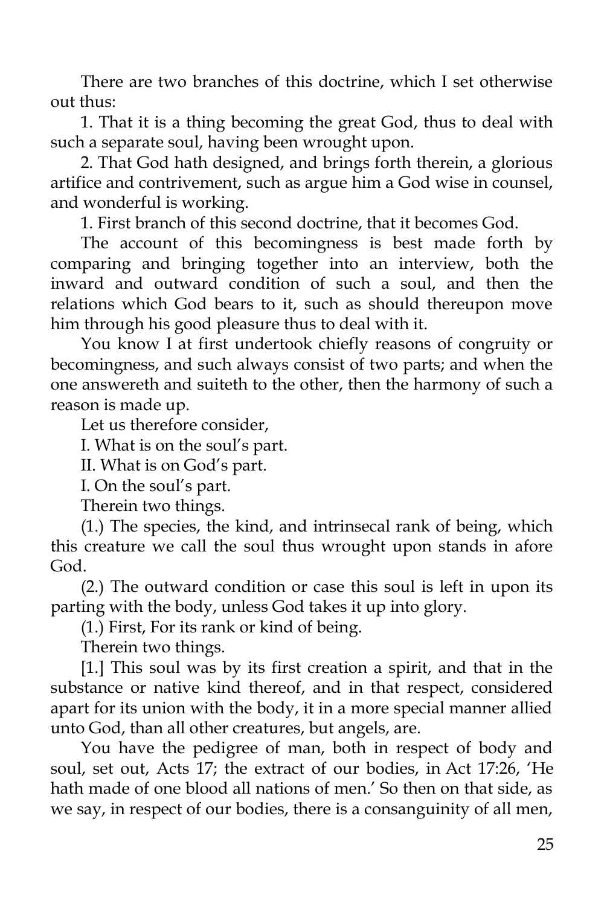There are two branches of this doctrine, which I set otherwise out thus:

1. That it is a thing becoming the great God, thus to deal with such a separate soul, having been wrought upon.

2. That God hath designed, and brings forth therein, a glorious artifice and contrivement, such as argue him a God wise in counsel, and wonderful is working.

1. First branch of this second doctrine, that it becomes God.

The account of this becomingness is best made forth by comparing and bringing together into an interview, both the inward and outward condition of such a soul, and then the relations which God bears to it, such as should thereupon move him through his good pleasure thus to deal with it.

You know I at first undertook chiefly reasons of congruity or becomingness, and such always consist of two parts; and when the one answereth and suiteth to the other, then the harmony of such a reason is made up.

Let us therefore consider,

I. What is on the soul's part.

II. What is on God's part.

I. On the soul's part.

Therein two things.

(1.) The species, the kind, and intrinsecal rank of being, which this creature we call the soul thus wrought upon stands in afore God.

(2.) The outward condition or case this soul is left in upon its parting with the body, unless God takes it up into glory.

(1.) First, For its rank or kind of being.

Therein two things.

[1.] This soul was by its first creation a spirit, and that in the substance or native kind thereof, and in that respect, considered apart for its union with the body, it in a more special manner allied unto God, than all other creatures, but angels, are.

You have the pedigree of man, both in respect of body and soul, set out, Acts 17; the extract of our bodies, in Act 17:26, 'He hath made of one blood all nations of men.' So then on that side, as we say, in respect of our bodies, there is a consanguinity of all men,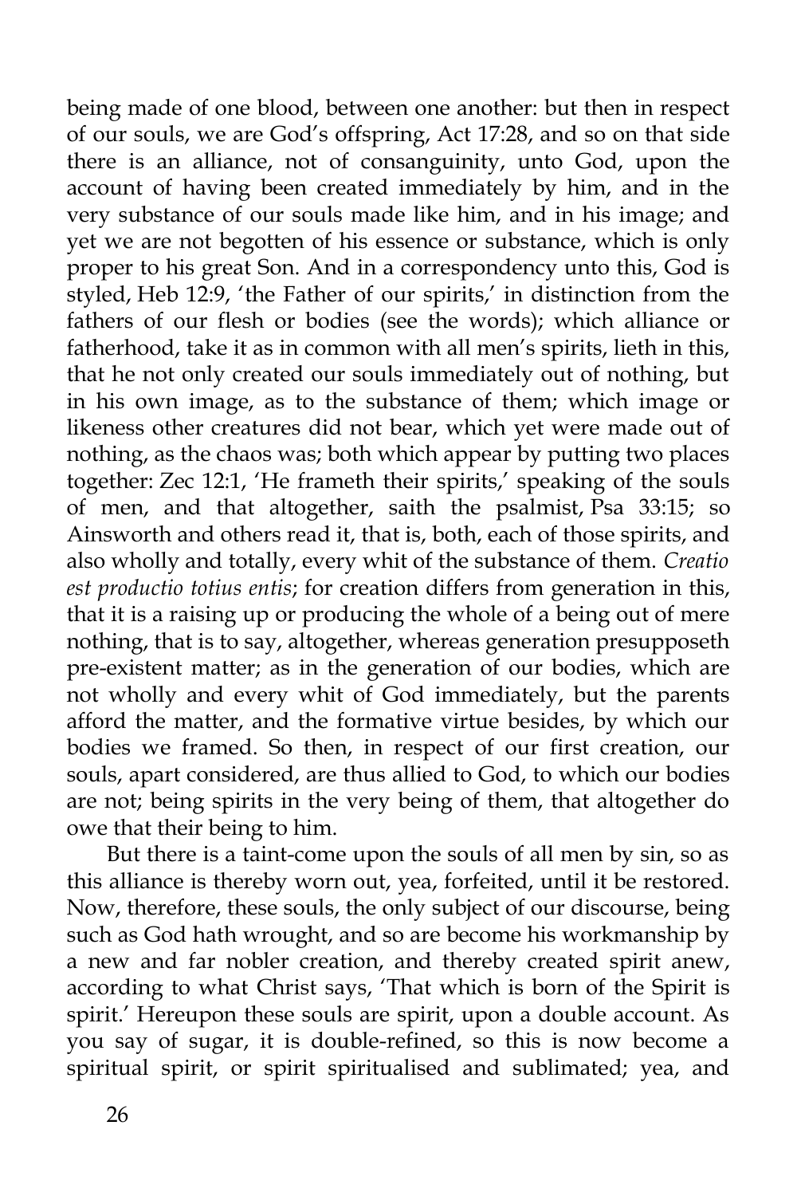being made of one blood, between one another: but then in respect of our souls, we are God's offspring, Act 17:28, and so on that side there is an alliance, not of consanguinity, unto God, upon the account of having been created immediately by him, and in the very substance of our souls made like him, and in his image; and yet we are not begotten of his essence or substance, which is only proper to his great Son. And in a correspondency unto this, God is styled, Heb 12:9, 'the Father of our spirits,' in distinction from the fathers of our flesh or bodies (see the words); which alliance or fatherhood, take it as in common with all men's spirits, lieth in this, that he not only created our souls immediately out of nothing, but in his own image, as to the substance of them; which image or likeness other creatures did not bear, which yet were made out of nothing, as the chaos was; both which appear by putting two places together: Zec 12:1, 'He frameth their spirits,' speaking of the souls of men, and that altogether, saith the psalmist, Psa 33:15; so Ainsworth and others read it, that is, both, each of those spirits, and also wholly and totally, every whit of the substance of them. *Creatio est productio totius entis*; for creation differs from generation in this, that it is a raising up or producing the whole of a being out of mere nothing, that is to say, altogether, whereas generation presupposeth pre-existent matter; as in the generation of our bodies, which are not wholly and every whit of God immediately, but the parents afford the matter, and the formative virtue besides, by which our bodies we framed. So then, in respect of our first creation, our souls, apart considered, are thus allied to God, to which our bodies are not; being spirits in the very being of them, that altogether do owe that their being to him.

But there is a taint-come upon the souls of all men by sin, so as this alliance is thereby worn out, yea, forfeited, until it be restored. Now, therefore, these souls, the only subject of our discourse, being such as God hath wrought, and so are become his workmanship by a new and far nobler creation, and thereby created spirit anew, according to what Christ says, 'That which is born of the Spirit is spirit.' Hereupon these souls are spirit, upon a double account. As you say of sugar, it is double-refined, so this is now become a spiritual spirit, or spirit spiritualised and sublimated; yea, and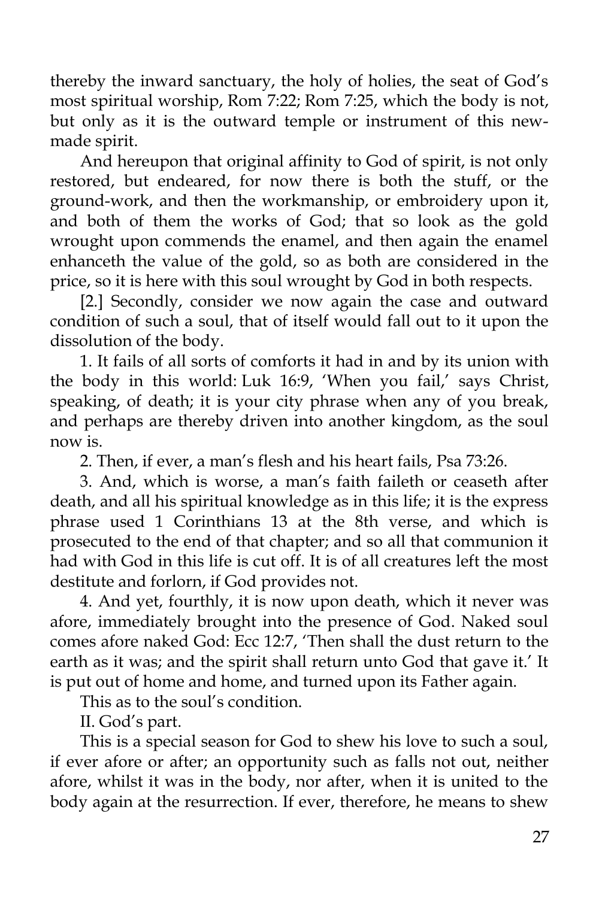thereby the inward sanctuary, the holy of holies, the seat of God's most spiritual worship, Rom 7:22; Rom 7:25, which the body is not, but only as it is the outward temple or instrument of this new-made spirit.

And hereupon that original affinity to God of spirit, is not only restored, but endeared, for now there is both the stuff, or the ground-work, and then the workmanship, or embroidery upon it, and both of them the works of God; that so look as the gold wrought upon commends the enamel, and then again the enamel enhanceth the value of the gold, so as both are considered in the price, so it is here with this soul wrought by God in both respects.

[2.] Secondly, consider we now again the case and outward condition of such a soul, that of itself would fall out to it upon the dissolution of the body.

1. It fails of all sorts of comforts it had in and by its union with the body in this world: Luk 16:9, 'When you fail,' says Christ, speaking, of death; it is your city phrase when any of you break, and perhaps are thereby driven into another kingdom, as the soul now is.

2. Then, if ever, a man's flesh and his heart fails, Psa 73:26.

3. And, which is worse, a man's faith faileth or ceaseth after death, and all his spiritual knowledge as in this life; it is the express phrase used 1 Corinthians 13 at the 8th verse, and which is prosecuted to the end of that chapter; and so all that communion it had with God in this life is cut off. It is of all creatures left the most destitute and forlorn, if God provides not.

4. And yet, fourthly, it is now upon death, which it never was afore, immediately brought into the presence of God. Naked soul comes afore naked God: Ecc 12:7, 'Then shall the dust return to the earth as it was; and the spirit shall return unto God that gave it.' It is put out of home and home, and turned upon its Father again.

This as to the soul's condition.

II. God's part.

This is a special season for God to shew his love to such a soul, if ever afore or after; an opportunity such as falls not out, neither afore, whilst it was in the body, nor after, when it is united to the body again at the resurrection. If ever, therefore, he means to shew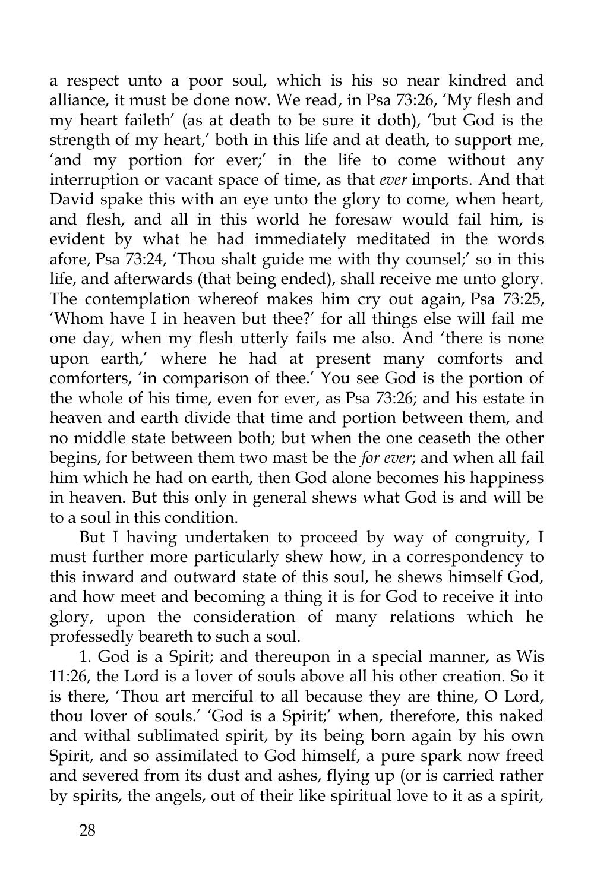a respect unto a poor soul, which is his so near kindred and alliance, it must be done now. We read, in Psa 73:26, 'My flesh and my heart faileth' (as at death to be sure it doth), 'but God is the strength of my heart,' both in this life and at death, to support me, 'and my portion for ever;' in the life to come without any interruption or vacant space of time, as that *ever* imports. And that David spake this with an eye unto the glory to come, when heart, and flesh, and all in this world he foresaw would fail him, is evident by what he had immediately meditated in the words afore, Psa 73:24, 'Thou shalt guide me with thy counsel;' so in this life, and afterwards (that being ended), shall receive me unto glory. The contemplation whereof makes him cry out again, Psa 73:25, 'Whom have I in heaven but thee?' for all things else will fail me one day, when my flesh utterly fails me also. And 'there is none upon earth,' where he had at present many comforts and comforters, 'in comparison of thee.' You see God is the portion of the whole of his time, even for ever, as Psa 73:26; and his estate in heaven and earth divide that time and portion between them, and no middle state between both; but when the one ceaseth the other begins, for between them two mast be the *for ever*; and when all fail him which he had on earth, then God alone becomes his happiness in heaven. But this only in general shews what God is and will be to a soul in this condition.

But I having undertaken to proceed by way of congruity, I must further more particularly shew how, in a correspondency to this inward and outward state of this soul, he shews himself God, and how meet and becoming a thing it is for God to receive it into glory, upon the consideration of many relations which he professedly beareth to such a soul.

1. God is a Spirit; and thereupon in a special manner, as Wis 11:26, the Lord is a lover of souls above all his other creation. So it is there, 'Thou art merciful to all because they are thine, O Lord, thou lover of souls.' 'God is a Spirit;' when, therefore, this naked and withal sublimated spirit, by its being born again by his own Spirit, and so assimilated to God himself, a pure spark now freed and severed from its dust and ashes, flying up (or is carried rather by spirits, the angels, out of their like spiritual love to it as a spirit,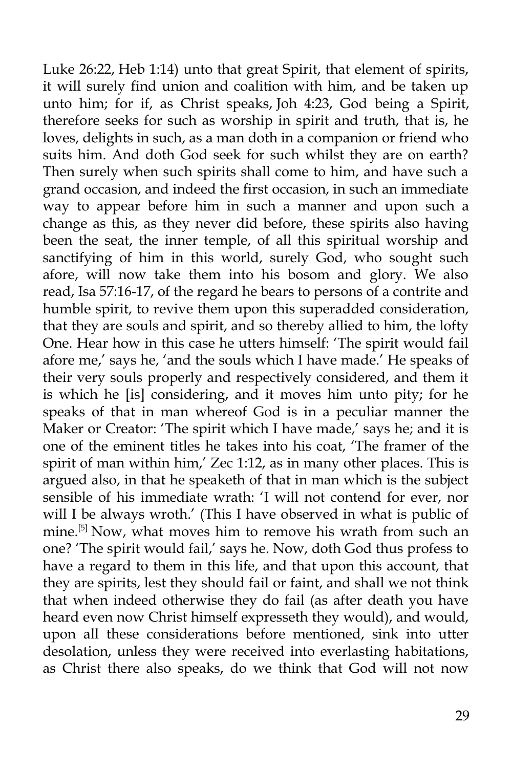Luke 26:22, Heb 1:14) unto that great Spirit, that element of spirits, it will surely find union and coalition with him, and be taken up unto him; for if, as Christ speaks, Joh 4:23, God being a Spirit, therefore seeks for such as worship in spirit and truth, that is, he loves, delights in such, as a man doth in a companion or friend who suits him. And doth God seek for such whilst they are on earth? Then surely when such spirits shall come to him, and have such a grand occasion, and indeed the first occasion, in such an immediate way to appear before him in such a manner and upon such a change as this, as they never did before, these spirits also having been the seat, the inner temple, of all this spiritual worship and sanctifying of him in this world, surely God, who sought such afore, will now take them into his bosom and glory. We also read, Isa 57:16-17, of the regard he bears to persons of a contrite and humble spirit, to revive them upon this superadded consideration, that they are souls and spirit, and so thereby allied to him, the lofty One. Hear how in this case he utters himself: 'The spirit would fail afore me,' says he, 'and the souls which I have made.' He speaks of their very souls properly and respectively considered, and them it is which he [is] considering, and it moves him unto pity; for he speaks of that in man whereof God is in a peculiar manner the Maker or Creator: 'The spirit which I have made,' says he; and it is one of the eminent titles he takes into his coat, 'The framer of the spirit of man within him,' Zec 1:12, as in many other places. This is argued also, in that he speaketh of that in man which is the subject sensible of his immediate wrath: 'I will not contend for ever, nor will I be always wroth.' (This I have observed in what is public of mine.[5] Now, what moves him to remove his wrath from such an one? 'The spirit would fail,' says he. Now, doth God thus profess to have a regard to them in this life, and that upon this account, that they are spirits, lest they should fail or faint, and shall we not think that when indeed otherwise they do fail (as after death you have heard even now Christ himself expresseth they would), and would, upon all these considerations before mentioned, sink into utter desolation, unless they were received into everlasting habitations, as Christ there also speaks, do we think that God will not now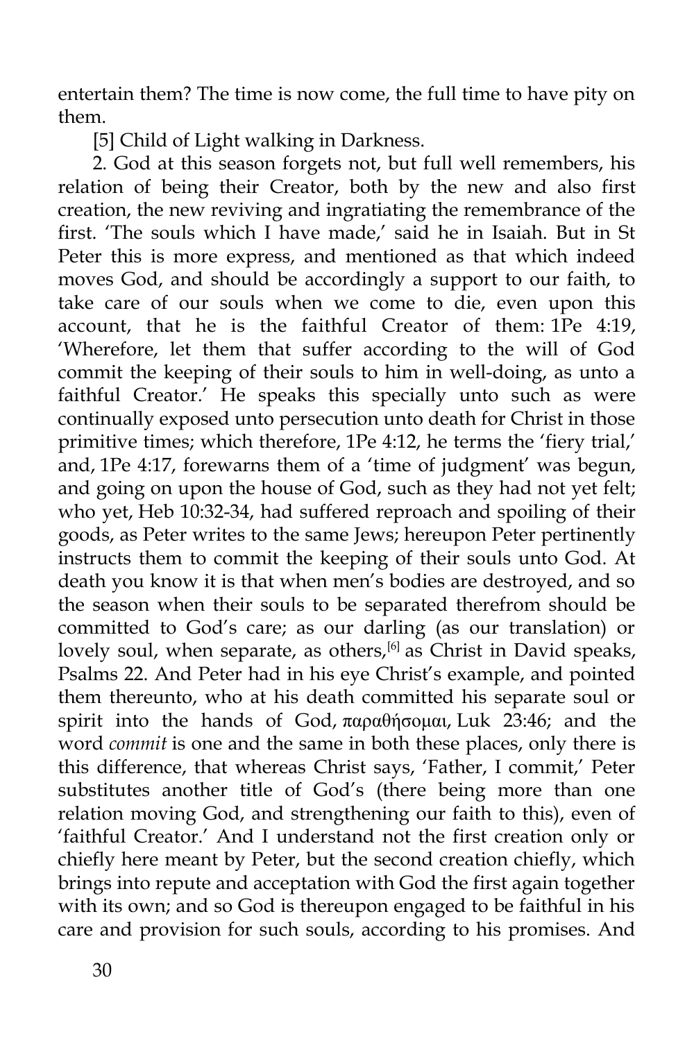entertain them? The time is now come, the full time to have pity on them.

[5] Child of Light walking in Darkness.

2. God at this season forgets not, but full well remembers, his relation of being their Creator, both by the new and also first creation, the new reviving and ingratiating the remembrance of the first. 'The souls which I have made,' said he in Isaiah. But in St Peter this is more express, and mentioned as that which indeed moves God, and should be accordingly a support to our faith, to take care of our souls when we come to die, even upon this account, that he is the faithful Creator of them: 1Pe 4:19, 'Wherefore, let them that suffer according to the will of God commit the keeping of their souls to him in well-doing, as unto a faithful Creator.' He speaks this specially unto such as were continually exposed unto persecution unto death for Christ in those primitive times; which therefore, 1Pe 4:12, he terms the 'fiery trial,' and, 1Pe 4:17, forewarns them of a 'time of judgment' was begun, and going on upon the house of God, such as they had not yet felt; who yet, Heb 10:32-34, had suffered reproach and spoiling of their goods, as Peter writes to the same Jews; hereupon Peter pertinently instructs them to commit the keeping of their souls unto God. At death you know it is that when men's bodies are destroyed, and so the season when their souls to be separated therefrom should be committed to God's care; as our darling (as our translation) or lovely soul, when separate, as others,[6] as Christ in David speaks, Psalms 22. And Peter had in his eye Christ's example, and pointed them thereunto, who at his death committed his separate soul or spirit into the hands of God, παραθήσομαι, Luk 23:46; and the word *commit* is one and the same in both these places, only there is this difference, that whereas Christ says, 'Father, I commit,' Peter substitutes another title of God's (there being more than one relation moving God, and strengthening our faith to this), even of 'faithful Creator.' And I understand not the first creation only or chiefly here meant by Peter, but the second creation chiefly, which brings into repute and acceptation with God the first again together with its own; and so God is thereupon engaged to be faithful in his care and provision for such souls, according to his promises. And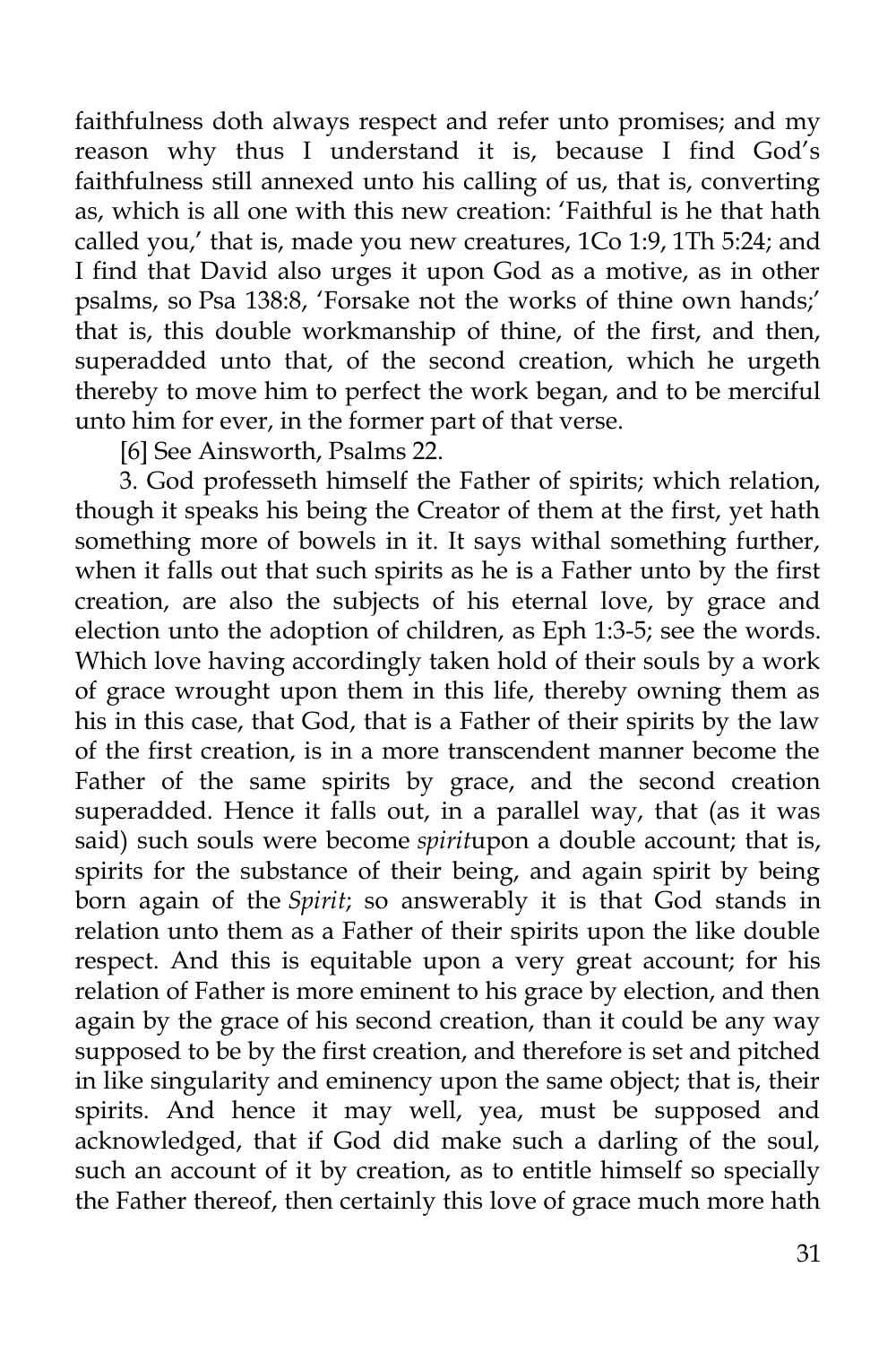faithfulness doth always respect and refer unto promises; and my reason why thus I understand it is, because I find God's faithfulness still annexed unto his calling of us, that is, converting as, which is all one with this new creation: 'Faithful is he that hath called you,' that is, made you new creatures, 1Co 1:9, 1Th 5:24; and I find that David also urges it upon God as a motive, as in other psalms, so Psa 138:8, 'Forsake not the works of thine own hands;' that is, this double workmanship of thine, of the first, and then, superadded unto that, of the second creation, which he urgeth thereby to move him to perfect the work began, and to be merciful unto him for ever, in the former part of that verse.

[6] See Ainsworth, Psalms 22.

3. God professeth himself the Father of spirits; which relation, though it speaks his being the Creator of them at the first, yet hath something more of bowels in it. It says withal something further, when it falls out that such spirits as he is a Father unto by the first creation, are also the subjects of his eternal love, by grace and election unto the adoption of children, as Eph 1:3-5; see the words. Which love having accordingly taken hold of their souls by a work of grace wrought upon them in this life, thereby owning them as his in this case, that God, that is a Father of their spirits by the law of the first creation, is in a more transcendent manner become the Father of the same spirits by grace, and the second creation superadded. Hence it falls out, in a parallel way, that (as it was said) such souls were become *spirit*upon a double account; that is, spirits for the substance of their being, and again spirit by being born again of the *Spirit*; so answerably it is that God stands in relation unto them as a Father of their spirits upon the like double respect. And this is equitable upon a very great account; for his relation of Father is more eminent to his grace by election, and then again by the grace of his second creation, than it could be any way supposed to be by the first creation, and therefore is set and pitched in like singularity and eminency upon the same object; that is, their spirits. And hence it may well, yea, must be supposed and acknowledged, that if God did make such a darling of the soul, such an account of it by creation, as to entitle himself so specially the Father thereof, then certainly this love of grace much more hath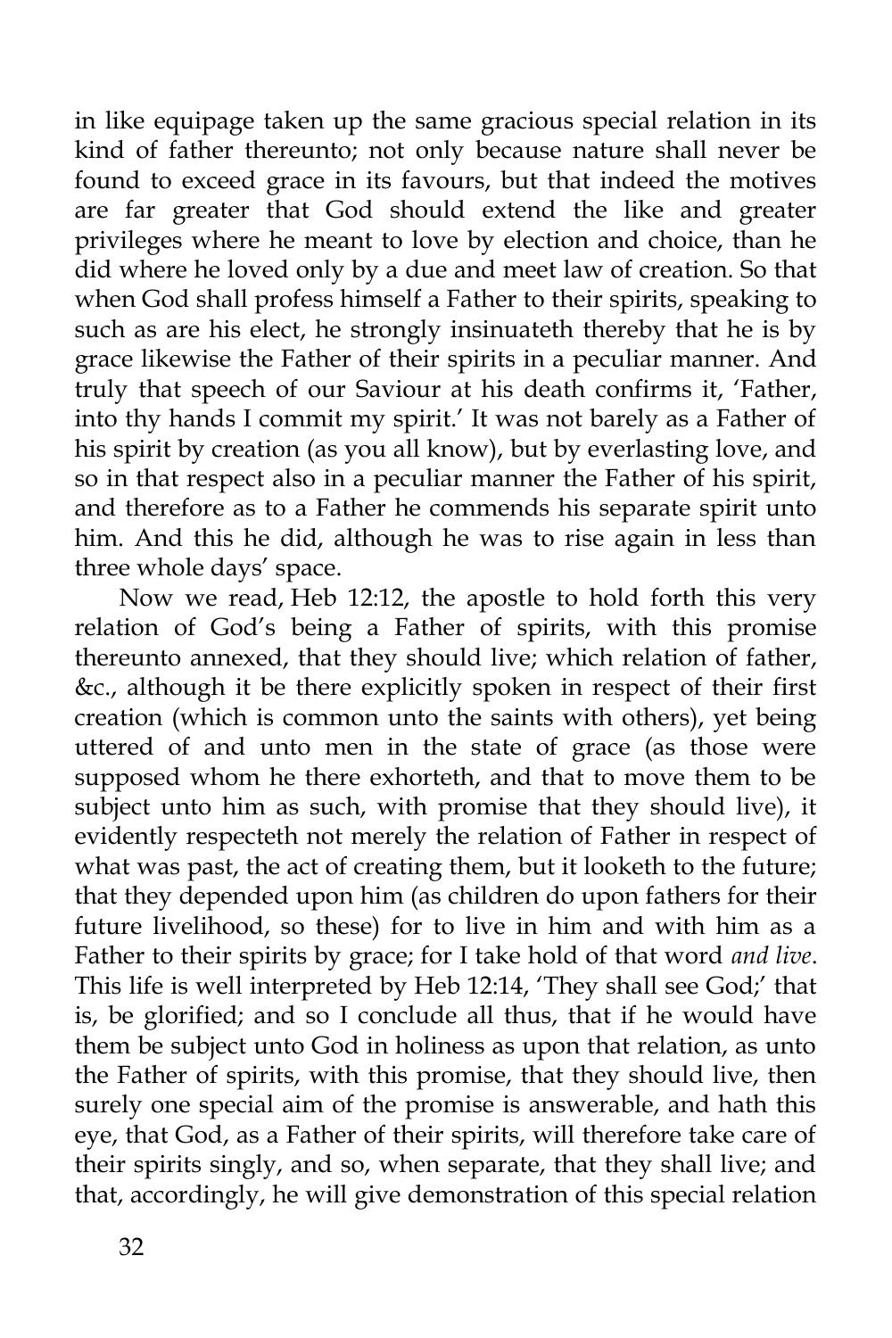in like equipage taken up the same gracious special relation in its kind of father thereunto; not only because nature shall never be found to exceed grace in its favours, but that indeed the motives are far greater that God should extend the like and greater privileges where he meant to love by election and choice, than he did where he loved only by a due and meet law of creation. So that when God shall profess himself a Father to their spirits, speaking to such as are his elect, he strongly insinuateth thereby that he is by grace likewise the Father of their spirits in a peculiar manner. And truly that speech of our Saviour at his death confirms it, 'Father, into thy hands I commit my spirit.' It was not barely as a Father of his spirit by creation (as you all know), but by everlasting love, and so in that respect also in a peculiar manner the Father of his spirit, and therefore as to a Father he commends his separate spirit unto him. And this he did, although he was to rise again in less than three whole days' space.

Now we read, Heb 12:12, the apostle to hold forth this very relation of God's being a Father of spirits, with this promise thereunto annexed, that they should live; which relation of father, &c., although it be there explicitly spoken in respect of their first creation (which is common unto the saints with others), yet being uttered of and unto men in the state of grace (as those were supposed whom he there exhorteth, and that to move them to be subject unto him as such, with promise that they should live), it evidently respecteth not merely the relation of Father in respect of what was past, the act of creating them, but it looketh to the future; that they depended upon him (as children do upon fathers for their future livelihood, so these) for to live in him and with him as a Father to their spirits by grace; for I take hold of that word *and live*. This life is well interpreted by Heb 12:14, 'They shall see God;' that is, be glorified; and so I conclude all thus, that if he would have them be subject unto God in holiness as upon that relation, as unto the Father of spirits, with this promise, that they should live, then surely one special aim of the promise is answerable, and hath this eye, that God, as a Father of their spirits, will therefore take care of their spirits singly, and so, when separate, that they shall live; and that, accordingly, he will give demonstration of this special relation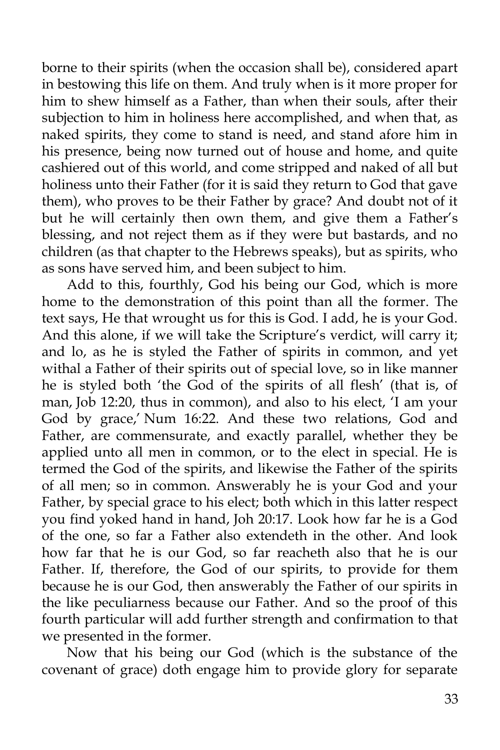borne to their spirits (when the occasion shall be), considered apart in bestowing this life on them. And truly when is it more proper for him to shew himself as a Father, than when their souls, after their subjection to him in holiness here accomplished, and when that, as naked spirits, they come to stand is need, and stand afore him in his presence, being now turned out of house and home, and quite cashiered out of this world, and come stripped and naked of all but holiness unto their Father (for it is said they return to God that gave them), who proves to be their Father by grace? And doubt not of it but he will certainly then own them, and give them a Father's blessing, and not reject them as if they were but bastards, and no children (as that chapter to the Hebrews speaks), but as spirits, who as sons have served him, and been subject to him.

Add to this, fourthly, God his being our God, which is more home to the demonstration of this point than all the former. The text says, He that wrought us for this is God. I add, he is your God. And this alone, if we will take the Scripture's verdict, will carry it; and lo, as he is styled the Father of spirits in common, and yet withal a Father of their spirits out of special love, so in like manner he is styled both 'the God of the spirits of all flesh' (that is, of man, Job 12:20, thus in common), and also to his elect, 'I am your God by grace,' Num 16:22. And these two relations, God and Father, are commensurate, and exactly parallel, whether they be applied unto all men in common, or to the elect in special. He is termed the God of the spirits, and likewise the Father of the spirits of all men; so in common. Answerably he is your God and your Father, by special grace to his elect; both which in this latter respect you find yoked hand in hand, Joh 20:17. Look how far he is a God of the one, so far a Father also extendeth in the other. And look how far that he is our God, so far reacheth also that he is our Father. If, therefore, the God of our spirits, to provide for them because he is our God, then answerably the Father of our spirits in the like peculiarness because our Father. And so the proof of this fourth particular will add further strength and confirmation to that we presented in the former.

Now that his being our God (which is the substance of the covenant of grace) doth engage him to provide glory for separate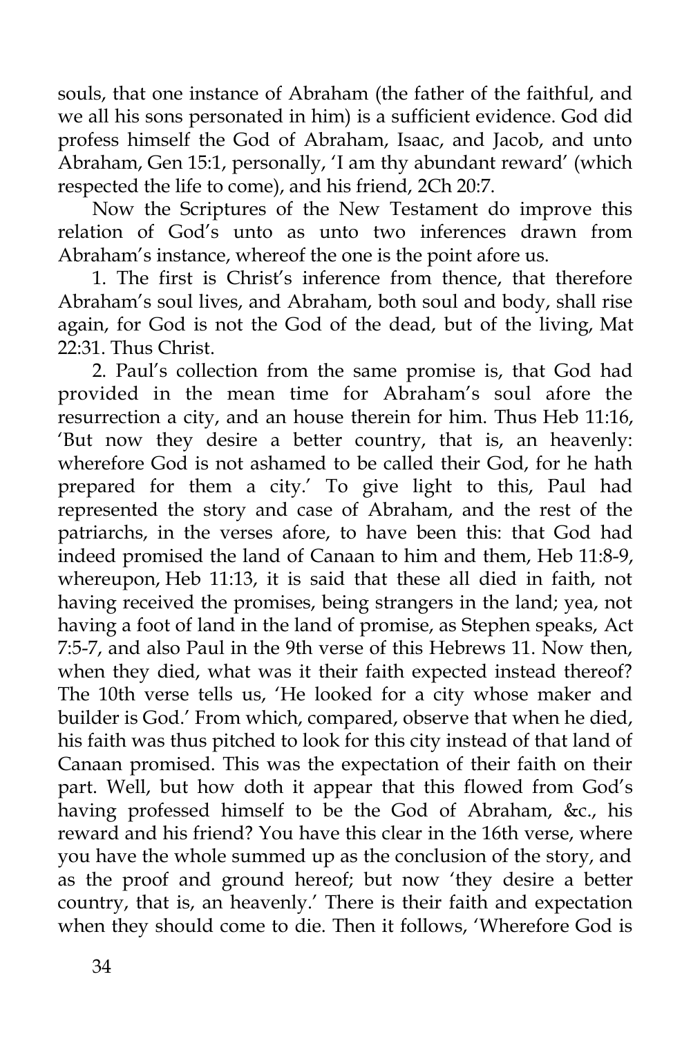souls, that one instance of Abraham (the father of the faithful, and we all his sons personated in him) is a sufficient evidence. God did profess himself the God of Abraham, Isaac, and Jacob, and unto Abraham, Gen 15:1, personally, 'I am thy abundant reward' (which respected the life to come), and his friend, 2Ch 20:7.

Now the Scriptures of the New Testament do improve this relation of God's unto as unto two inferences drawn from Abraham's instance, whereof the one is the point afore us.

1. The first is Christ's inference from thence, that therefore Abraham's soul lives, and Abraham, both soul and body, shall rise again, for God is not the God of the dead, but of the living, Mat 22:31. Thus Christ.

2. Paul's collection from the same promise is, that God had provided in the mean time for Abraham's soul afore the resurrection a city, and an house therein for him. Thus Heb 11:16, 'But now they desire a better country, that is, an heavenly: wherefore God is not ashamed to be called their God, for he hath prepared for them a city.' To give light to this, Paul had represented the story and case of Abraham, and the rest of the patriarchs, in the verses afore, to have been this: that God had indeed promised the land of Canaan to him and them, Heb 11:8-9, whereupon, Heb 11:13, it is said that these all died in faith, not having received the promises, being strangers in the land; yea, not having a foot of land in the land of promise, as Stephen speaks, Act 7:5-7, and also Paul in the 9th verse of this Hebrews 11. Now then, when they died, what was it their faith expected instead thereof? The 10th verse tells us, 'He looked for a city whose maker and builder is God.' From which, compared, observe that when he died, his faith was thus pitched to look for this city instead of that land of Canaan promised. This was the expectation of their faith on their part. Well, but how doth it appear that this flowed from God's having professed himself to be the God of Abraham, &c., his reward and his friend? You have this clear in the 16th verse, where you have the whole summed up as the conclusion of the story, and as the proof and ground hereof; but now 'they desire a better country, that is, an heavenly.' There is their faith and expectation when they should come to die. Then it follows, 'Wherefore God is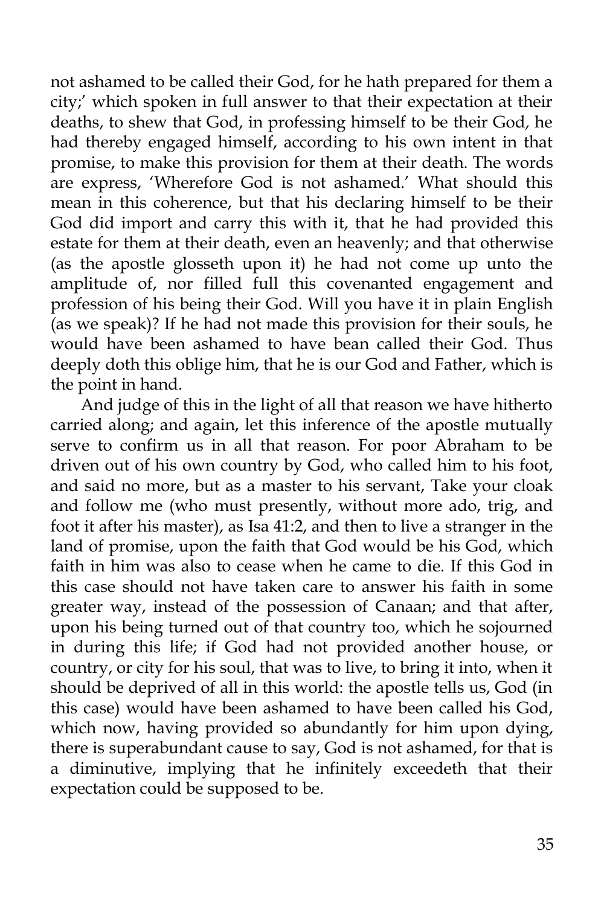not ashamed to be called their God, for he hath prepared for them a city;' which spoken in full answer to that their expectation at their deaths, to shew that God, in professing himself to be their God, he had thereby engaged himself, according to his own intent in that promise, to make this provision for them at their death. The words are express, 'Wherefore God is not ashamed.' What should this mean in this coherence, but that his declaring himself to be their God did import and carry this with it, that he had provided this estate for them at their death, even an heavenly; and that otherwise (as the apostle glosseth upon it) he had not come up unto the amplitude of, nor filled full this covenanted engagement and profession of his being their God. Will you have it in plain English (as we speak)? If he had not made this provision for their souls, he would have been ashamed to have bean called their God. Thus deeply doth this oblige him, that he is our God and Father, which is the point in hand.

And judge of this in the light of all that reason we have hitherto carried along; and again, let this inference of the apostle mutually serve to confirm us in all that reason. For poor Abraham to be driven out of his own country by God, who called him to his foot, and said no more, but as a master to his servant, Take your cloak and follow me (who must presently, without more ado, trig, and foot it after his master), as Isa 41:2, and then to live a stranger in the land of promise, upon the faith that God would be his God, which faith in him was also to cease when he came to die. If this God in this case should not have taken care to answer his faith in some greater way, instead of the possession of Canaan; and that after, upon his being turned out of that country too, which he sojourned in during this life; if God had not provided another house, or country, or city for his soul, that was to live, to bring it into, when it should be deprived of all in this world: the apostle tells us, God (in this case) would have been ashamed to have been called his God, which now, having provided so abundantly for him upon dying, there is superabundant cause to say, God is not ashamed, for that is a diminutive, implying that he infinitely exceedeth that their expectation could be supposed to be.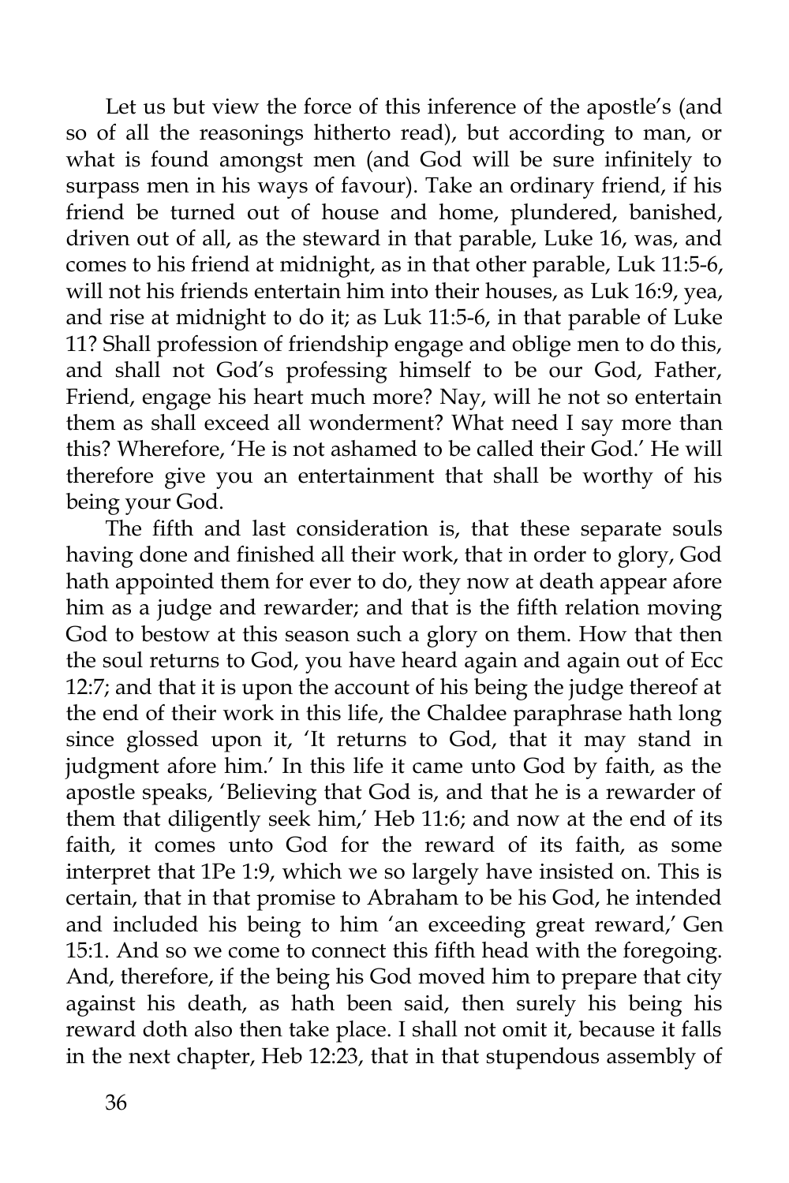Let us but view the force of this inference of the apostle's (and so of all the reasonings hitherto read), but according to man, or what is found amongst men (and God will be sure infinitely to surpass men in his ways of favour). Take an ordinary friend, if his friend be turned out of house and home, plundered, banished, driven out of all, as the steward in that parable, Luke 16, was, and comes to his friend at midnight, as in that other parable, Luk 11:5-6, will not his friends entertain him into their houses, as Luk 16:9, yea, and rise at midnight to do it; as Luk 11:5-6, in that parable of Luke 11? Shall profession of friendship engage and oblige men to do this, and shall not God's professing himself to be our God, Father, Friend, engage his heart much more? Nay, will he not so entertain them as shall exceed all wonderment? What need I say more than this? Wherefore, 'He is not ashamed to be called their God.' He will therefore give you an entertainment that shall be worthy of his being your God.

The fifth and last consideration is, that these separate souls having done and finished all their work, that in order to glory, God hath appointed them for ever to do, they now at death appear afore him as a judge and rewarder; and that is the fifth relation moving God to bestow at this season such a glory on them. How that then the soul returns to God, you have heard again and again out of Ecc 12:7; and that it is upon the account of his being the judge thereof at the end of their work in this life, the Chaldee paraphrase hath long since glossed upon it, 'It returns to God, that it may stand in judgment afore him.' In this life it came unto God by faith, as the apostle speaks, 'Believing that God is, and that he is a rewarder of them that diligently seek him,' Heb 11:6; and now at the end of its faith, it comes unto God for the reward of its faith, as some interpret that 1Pe 1:9, which we so largely have insisted on. This is certain, that in that promise to Abraham to be his God, he intended and included his being to him 'an exceeding great reward,' Gen 15:1. And so we come to connect this fifth head with the foregoing. And, therefore, if the being his God moved him to prepare that city against his death, as hath been said, then surely his being his reward doth also then take place. I shall not omit it, because it falls in the next chapter, Heb 12:23, that in that stupendous assembly of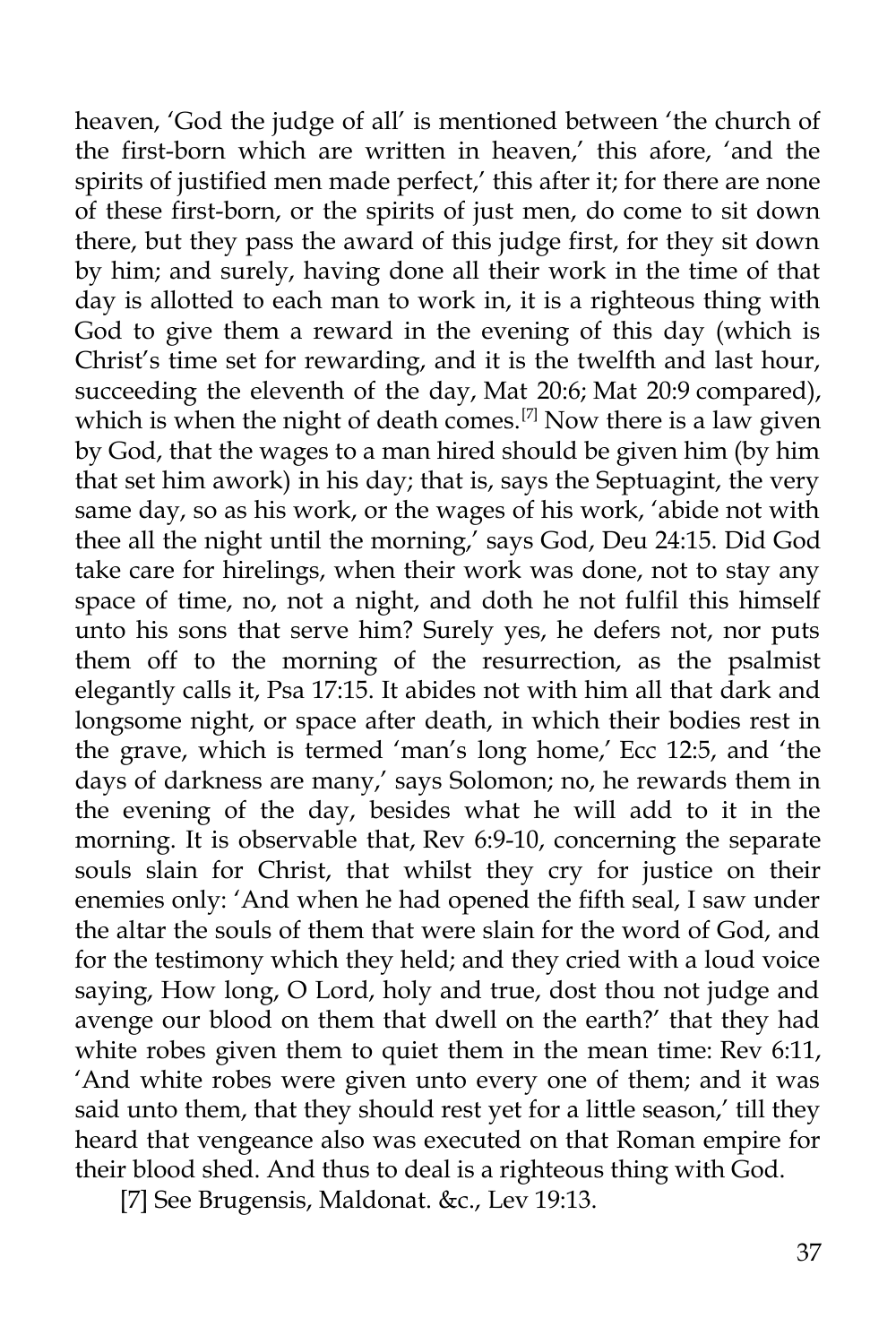heaven, 'God the judge of all' is mentioned between 'the church of the first-born which are written in heaven,' this afore, 'and the spirits of justified men made perfect,' this after it; for there are none of these first-born, or the spirits of just men, do come to sit down there, but they pass the award of this judge first, for they sit down by him; and surely, having done all their work in the time of that day is allotted to each man to work in, it is a righteous thing with God to give them a reward in the evening of this day (which is Christ's time set for rewarding, and it is the twelfth and last hour, succeeding the eleventh of the day, Mat 20:6; Mat 20:9 compared), which is when the night of death comes.[7] Now there is a law given by God, that the wages to a man hired should be given him (by him that set him awork) in his day; that is, says the Septuagint, the very same day, so as his work, or the wages of his work, 'abide not with thee all the night until the morning,' says God, Deu 24:15. Did God take care for hirelings, when their work was done, not to stay any space of time, no, not a night, and doth he not fulfil this himself unto his sons that serve him? Surely yes, he defers not, nor puts them off to the morning of the resurrection, as the psalmist elegantly calls it, Psa 17:15. It abides not with him all that dark and longsome night, or space after death, in which their bodies rest in the grave, which is termed 'man's long home,' Ecc 12:5, and 'the days of darkness are many,' says Solomon; no, he rewards them in the evening of the day, besides what he will add to it in the morning. It is observable that, Rev 6:9-10, concerning the separate souls slain for Christ, that whilst they cry for justice on their enemies only: 'And when he had opened the fifth seal, I saw under the altar the souls of them that were slain for the word of God, and for the testimony which they held; and they cried with a loud voice saying, How long, O Lord, holy and true, dost thou not judge and avenge our blood on them that dwell on the earth?' that they had white robes given them to quiet them in the mean time: Rev 6:11, 'And white robes were given unto every one of them; and it was said unto them, that they should rest yet for a little season,' till they heard that vengeance also was executed on that Roman empire for their blood shed. And thus to deal is a righteous thing with God.

[7] See Brugensis, Maldonat. &c., Lev 19:13.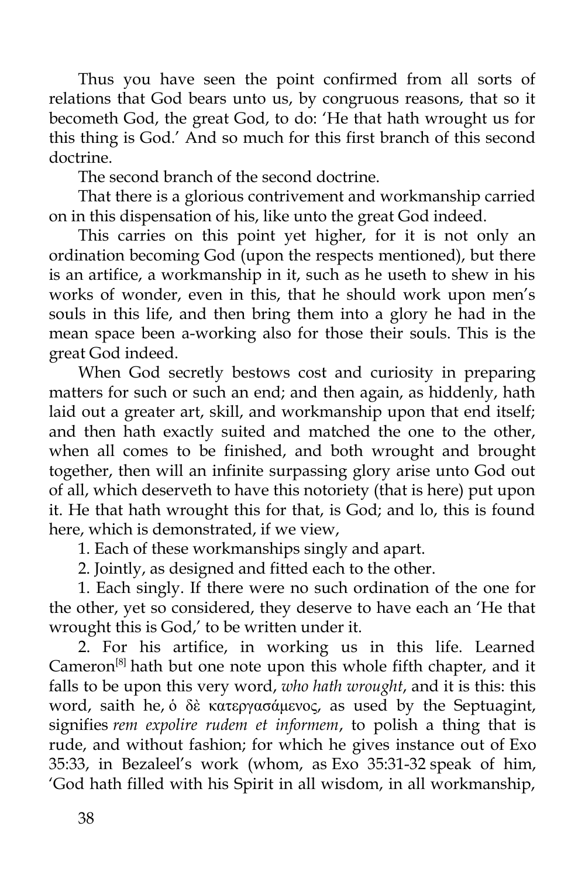Thus you have seen the point confirmed from all sorts of relations that God bears unto us, by congruous reasons, that so it becometh God, the great God, to do: 'He that hath wrought us for this thing is God.' And so much for this first branch of this second doctrine.

The second branch of the second doctrine.

That there is a glorious contrivement and workmanship carried on in this dispensation of his, like unto the great God indeed.

This carries on this point yet higher, for it is not only an ordination becoming God (upon the respects mentioned), but there is an artifice, a workmanship in it, such as he useth to shew in his works of wonder, even in this, that he should work upon men's souls in this life, and then bring them into a glory he had in the mean space been a-working also for those their souls. This is the great God indeed.

When God secretly bestows cost and curiosity in preparing matters for such or such an end; and then again, as hiddenly, hath laid out a greater art, skill, and workmanship upon that end itself; and then hath exactly suited and matched the one to the other, when all comes to be finished, and both wrought and brought together, then will an infinite surpassing glory arise unto God out of all, which deserveth to have this notoriety (that is here) put upon it. He that hath wrought this for that, is God; and lo, this is found here, which is demonstrated, if we view,

1. Each of these workmanships singly and apart.

2. Jointly, as designed and fitted each to the other.

1. Each singly. If there were no such ordination of the one for the other, yet so considered, they deserve to have each an 'He that wrought this is God,' to be written under it.

2. For his artifice, in working us in this life. Learned Cameron[8] hath but one note upon this whole fifth chapter, and it falls to be upon this very word, *who hath wrought*, and it is this: this word, saith he, ὁ δὲ κατεργασάμενος, as used by the Septuagint, signifies *rem expolire rudem et informem*, to polish a thing that is rude, and without fashion; for which he gives instance out of Exo 35:33, in Bezaleel's work (whom, as Exo 35:31-32 speak of him, 'God hath filled with his Spirit in all wisdom, in all workmanship,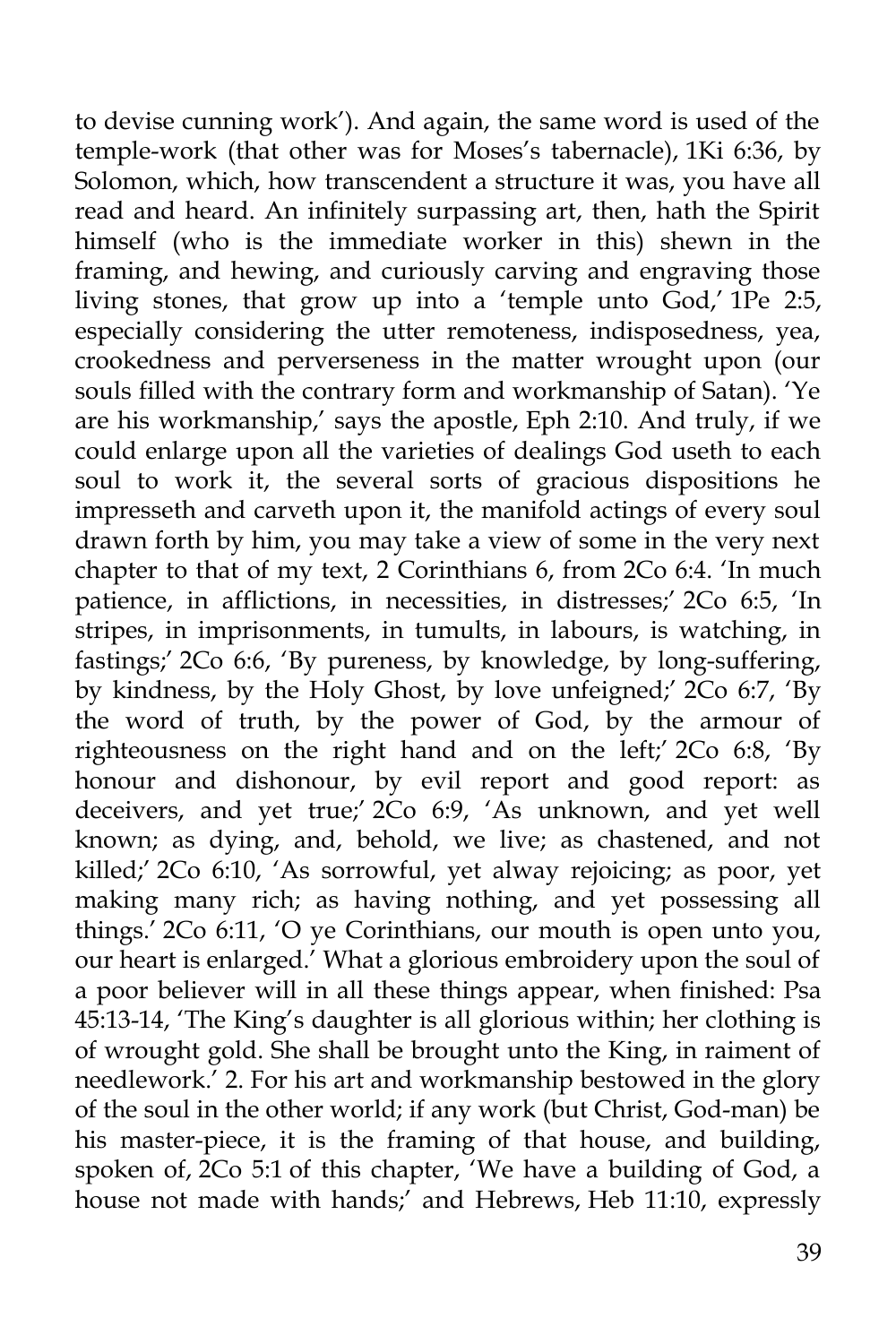to devise cunning work'). And again, the same word is used of the temple-work (that other was for Moses's tabernacle), 1Ki 6:36, by Solomon, which, how transcendent a structure it was, you have all read and heard. An infinitely surpassing art, then, hath the Spirit himself (who is the immediate worker in this) shewn in the framing, and hewing, and curiously carving and engraving those living stones, that grow up into a 'temple unto God,' 1Pe 2:5, especially considering the utter remoteness, indisposedness, yea, crookedness and perverseness in the matter wrought upon (our souls filled with the contrary form and workmanship of Satan). 'Ye are his workmanship,' says the apostle, Eph 2:10. And truly, if we could enlarge upon all the varieties of dealings God useth to each soul to work it, the several sorts of gracious dispositions he impresseth and carveth upon it, the manifold actings of every soul drawn forth by him, you may take a view of some in the very next chapter to that of my text, 2 Corinthians 6, from 2Co 6:4. 'In much patience, in afflictions, in necessities, in distresses;' 2Co 6:5, 'In stripes, in imprisonments, in tumults, in labours, is watching, in fastings;' 2Co 6:6, 'By pureness, by knowledge, by long-suffering, by kindness, by the Holy Ghost, by love unfeigned;' 2Co 6:7, 'By the word of truth, by the power of God, by the armour of righteousness on the right hand and on the left;' 2Co 6:8, 'By honour and dishonour, by evil report and good report: as deceivers, and yet true;' 2Co 6:9, 'As unknown, and yet well known; as dying, and, behold, we live; as chastened, and not killed;' 2Co 6:10, 'As sorrowful, yet alway rejoicing; as poor, yet making many rich; as having nothing, and yet possessing all things.' 2Co 6:11, 'O ye Corinthians, our mouth is open unto you, our heart is enlarged.' What a glorious embroidery upon the soul of a poor believer will in all these things appear, when finished: Psa 45:13-14, 'The King's daughter is all glorious within; her clothing is of wrought gold. She shall be brought unto the King, in raiment of needlework.' 2. For his art and workmanship bestowed in the glory of the soul in the other world; if any work (but Christ, God-man) be his master-piece, it is the framing of that house, and building, spoken of, 2Co 5:1 of this chapter, 'We have a building of God, a house not made with hands;' and Hebrews, Heb 11:10, expressly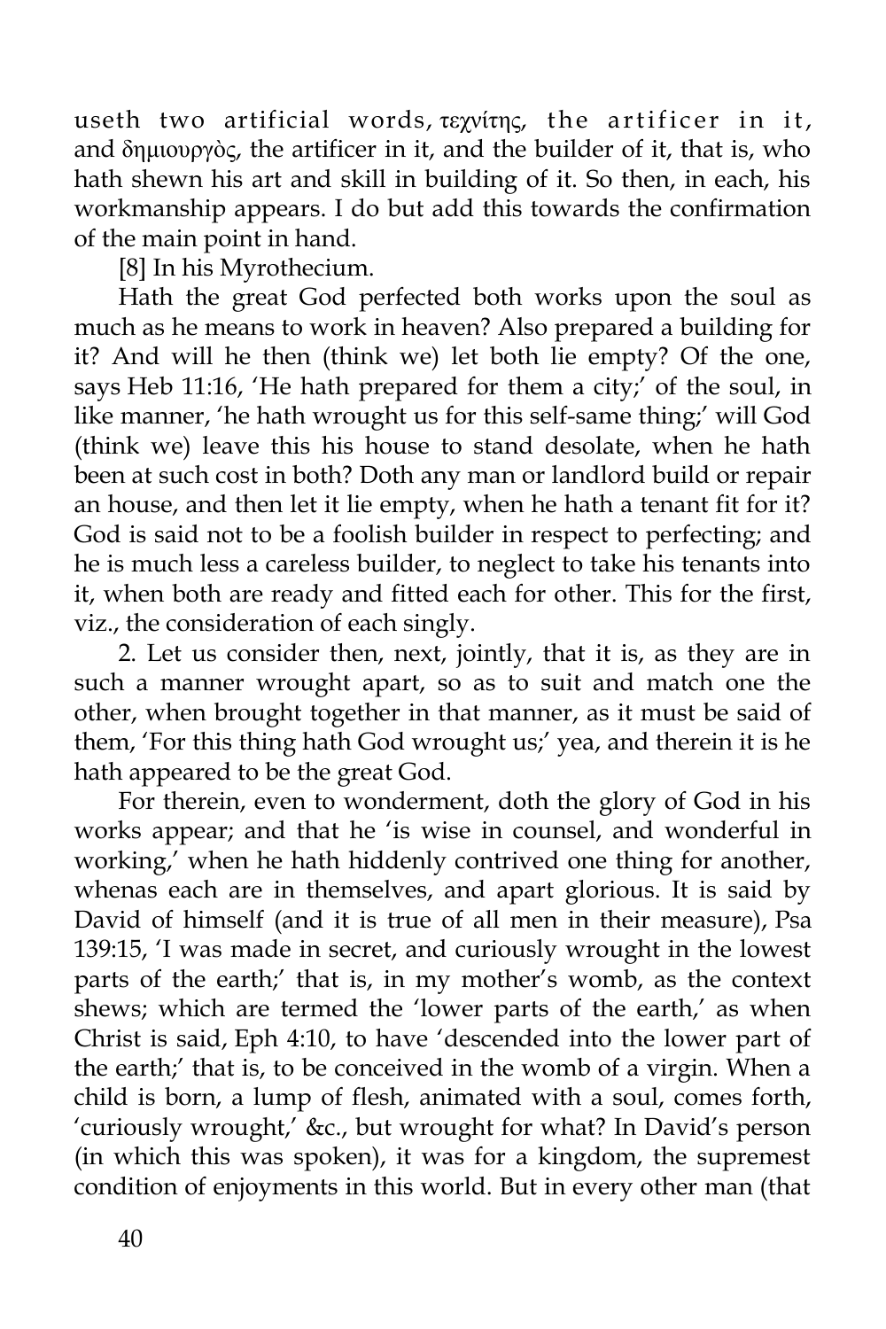useth two artificial words, τεχνίτης, the artificer in it, and δημιουργὸς, the artificer in it, and the builder of it, that is, who hath shewn his art and skill in building of it. So then, in each, his workmanship appears. I do but add this towards the confirmation of the main point in hand.

[8] In his Myrothecium.

Hath the great God perfected both works upon the soul as much as he means to work in heaven? Also prepared a building for it? And will he then (think we) let both lie empty? Of the one, says Heb 11:16, 'He hath prepared for them a city;' of the soul, in like manner, 'he hath wrought us for this self-same thing;' will God (think we) leave this his house to stand desolate, when he hath been at such cost in both? Doth any man or landlord build or repair an house, and then let it lie empty, when he hath a tenant fit for it? God is said not to be a foolish builder in respect to perfecting; and he is much less a careless builder, to neglect to take his tenants into it, when both are ready and fitted each for other. This for the first, viz., the consideration of each singly.

2. Let us consider then, next, jointly, that it is, as they are in such a manner wrought apart, so as to suit and match one the other, when brought together in that manner, as it must be said of them, 'For this thing hath God wrought us;' yea, and therein it is he hath appeared to be the great God.

For therein, even to wonderment, doth the glory of God in his works appear; and that he 'is wise in counsel, and wonderful in working,' when he hath hiddenly contrived one thing for another, whenas each are in themselves, and apart glorious. It is said by David of himself (and it is true of all men in their measure), Psa 139:15, 'I was made in secret, and curiously wrought in the lowest parts of the earth;' that is, in my mother's womb, as the context shews; which are termed the 'lower parts of the earth,' as when Christ is said, Eph 4:10, to have 'descended into the lower part of the earth;' that is, to be conceived in the womb of a virgin. When a child is born, a lump of flesh, animated with a soul, comes forth, 'curiously wrought,' &c., but wrought for what? In David's person (in which this was spoken), it was for a kingdom, the supremest condition of enjoyments in this world. But in every other man (that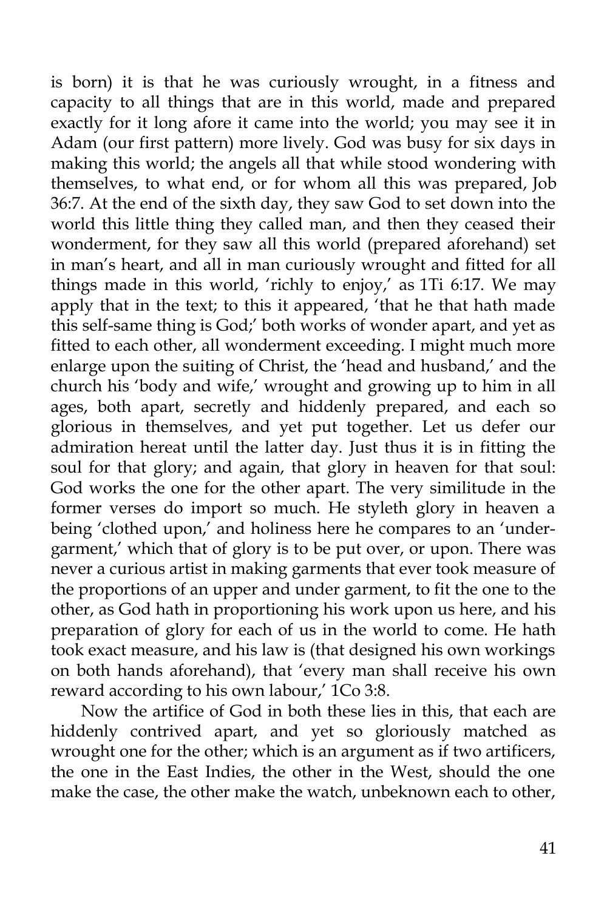is born) it is that he was curiously wrought, in a fitness and capacity to all things that are in this world, made and prepared exactly for it long afore it came into the world; you may see it in Adam (our first pattern) more lively. God was busy for six days in making this world; the angels all that while stood wondering with themselves, to what end, or for whom all this was prepared, Job 36:7. At the end of the sixth day, they saw God to set down into the world this little thing they called man, and then they ceased their wonderment, for they saw all this world (prepared aforehand) set in man's heart, and all in man curiously wrought and fitted for all things made in this world, 'richly to enjoy,' as 1Ti 6:17. We may apply that in the text; to this it appeared, 'that he that hath made this self-same thing is God;' both works of wonder apart, and yet as fitted to each other, all wonderment exceeding. I might much more enlarge upon the suiting of Christ, the 'head and husband,' and the church his 'body and wife,' wrought and growing up to him in all ages, both apart, secretly and hiddenly prepared, and each so glorious in themselves, and yet put together. Let us defer our admiration hereat until the latter day. Just thus it is in fitting the soul for that glory; and again, that glory in heaven for that soul: God works the one for the other apart. The very similitude in the former verses do import so much. He styleth glory in heaven a being 'clothed upon,' and holiness here he compares to an 'under-garment,' which that of glory is to be put over, or upon. There was never a curious artist in making garments that ever took measure of the proportions of an upper and under garment, to fit the one to the other, as God hath in proportioning his work upon us here, and his preparation of glory for each of us in the world to come. He hath took exact measure, and his law is (that designed his own workings on both hands aforehand), that 'every man shall receive his own reward according to his own labour,' 1Co 3:8.

Now the artifice of God in both these lies in this, that each are hiddenly contrived apart, and yet so gloriously matched as wrought one for the other; which is an argument as if two artificers, the one in the East Indies, the other in the West, should the one make the case, the other make the watch, unbeknown each to other,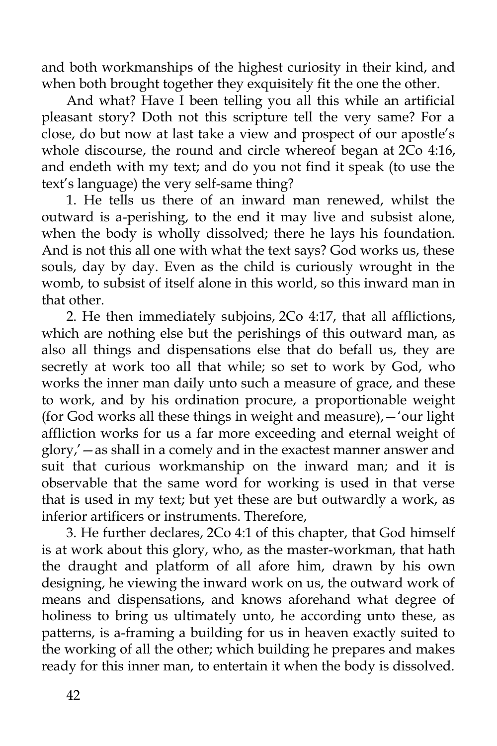and both workmanships of the highest curiosity in their kind, and when both brought together they exquisitely fit the one the other.

And what? Have I been telling you all this while an artificial pleasant story? Doth not this scripture tell the very same? For a close, do but now at last take a view and prospect of our apostle's whole discourse, the round and circle whereof began at 2Co 4:16, and endeth with my text; and do you not find it speak (to use the text's language) the very self-same thing?

1. He tells us there of an inward man renewed, whilst the outward is a-perishing, to the end it may live and subsist alone, when the body is wholly dissolved; there he lays his foundation. And is not this all one with what the text says? God works us, these souls, day by day. Even as the child is curiously wrought in the womb, to subsist of itself alone in this world, so this inward man in that other.

2. He then immediately subjoins, 2Co 4:17, that all afflictions, which are nothing else but the perishings of this outward man, as also all things and dispensations else that do befall us, they are secretly at work too all that while; so set to work by God, who works the inner man daily unto such a measure of grace, and these to work, and by his ordination procure, a proportionable weight (for God works all these things in weight and measure),—'our light affliction works for us a far more exceeding and eternal weight of glory,'—as shall in a comely and in the exactest manner answer and suit that curious workmanship on the inward man; and it is observable that the same word for working is used in that verse that is used in my text; but yet these are but outwardly a work, as inferior artificers or instruments. Therefore,

3. He further declares, 2Co 4:1 of this chapter, that God himself is at work about this glory, who, as the master-workman, that hath the draught and platform of all afore him, drawn by his own designing, he viewing the inward work on us, the outward work of means and dispensations, and knows aforehand what degree of holiness to bring us ultimately unto, he according unto these, as patterns, is a-framing a building for us in heaven exactly suited to the working of all the other; which building he prepares and makes ready for this inner man, to entertain it when the body is dissolved.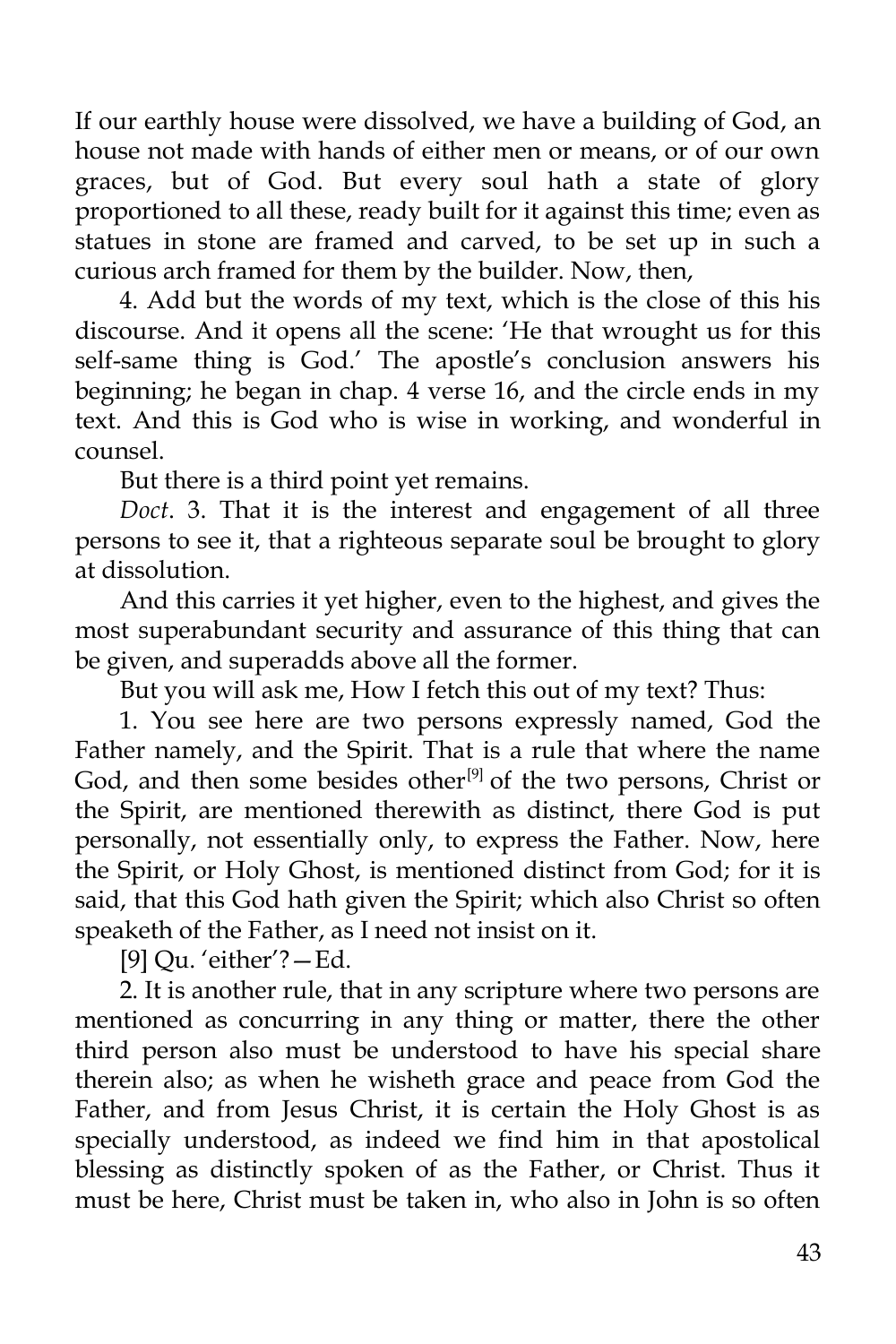If our earthly house were dissolved, we have a building of God, an house not made with hands of either men or means, or of our own graces, but of God. But every soul hath a state of glory proportioned to all these, ready built for it against this time; even as statues in stone are framed and carved, to be set up in such a curious arch framed for them by the builder. Now, then,

4. Add but the words of my text, which is the close of this his discourse. And it opens all the scene: 'He that wrought us for this self-same thing is God.' The apostle's conclusion answers his beginning; he began in chap. 4 verse 16, and the circle ends in my text. And this is God who is wise in working, and wonderful in counsel.

But there is a third point yet remains.

*Doct*. 3. That it is the interest and engagement of all three persons to see it, that a righteous separate soul be brought to glory at dissolution.

And this carries it yet higher, even to the highest, and gives the most superabundant security and assurance of this thing that can be given, and superadds above all the former.

But you will ask me, How I fetch this out of my text? Thus:

1. You see here are two persons expressly named, God the Father namely, and the Spirit. That is a rule that where the name God, and then some besides other[9] of the two persons, Christ or the Spirit, are mentioned therewith as distinct, there God is put personally, not essentially only, to express the Father. Now, here the Spirit, or Holy Ghost, is mentioned distinct from God; for it is said, that this God hath given the Spirit; which also Christ so often speaketh of the Father, as I need not insist on it.

[9] Qu. 'either'?—Ed.

2. It is another rule, that in any scripture where two persons are mentioned as concurring in any thing or matter, there the other third person also must be understood to have his special share therein also; as when he wisheth grace and peace from God the Father, and from Jesus Christ, it is certain the Holy Ghost is as specially understood, as indeed we find him in that apostolical blessing as distinctly spoken of as the Father, or Christ. Thus it must be here, Christ must be taken in, who also in John is so often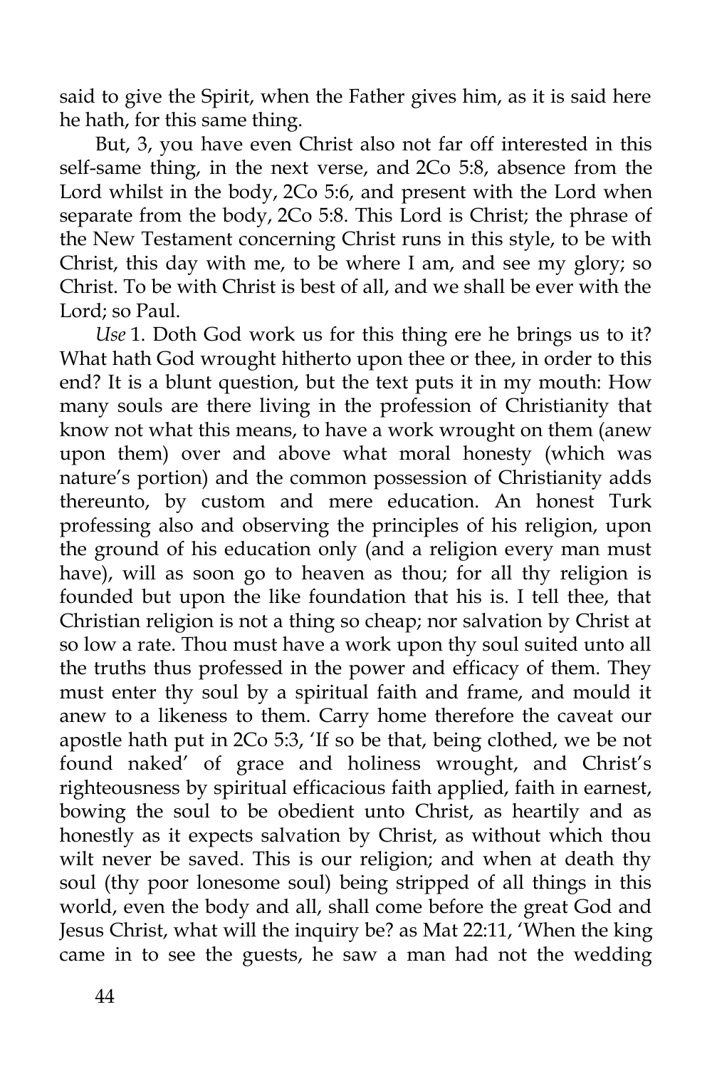said to give the Spirit, when the Father gives him, as it is said here he hath, for this same thing.

But, 3, you have even Christ also not far off interested in this self-same thing, in the next verse, and 2Co 5:8, absence from the Lord whilst in the body, 2Co 5:6, and present with the Lord when separate from the body, 2Co 5:8. This Lord is Christ; the phrase of the New Testament concerning Christ runs in this style, to be with Christ, this day with me, to be where I am, and see my glory; so Christ. To be with Christ is best of all, and we shall be ever with the Lord; so Paul.

*Use* 1. Doth God work us for this thing ere he brings us to it? What hath God wrought hitherto upon thee or thee, in order to this end? It is a blunt question, but the text puts it in my mouth: How many souls are there living in the profession of Christianity that know not what this means, to have a work wrought on them (anew upon them) over and above what moral honesty (which was nature's portion) and the common possession of Christianity adds thereunto, by custom and mere education. An honest Turk professing also and observing the principles of his religion, upon the ground of his education only (and a religion every man must have), will as soon go to heaven as thou; for all thy religion is founded but upon the like foundation that his is. I tell thee, that Christian religion is not a thing so cheap; nor salvation by Christ at so low a rate. Thou must have a work upon thy soul suited unto all the truths thus professed in the power and efficacy of them. They must enter thy soul by a spiritual faith and frame, and mould it anew to a likeness to them. Carry home therefore the caveat our apostle hath put in 2Co 5:3, 'If so be that, being clothed, we be not found naked' of grace and holiness wrought, and Christ's righteousness by spiritual efficacious faith applied, faith in earnest, bowing the soul to be obedient unto Christ, as heartily and as honestly as it expects salvation by Christ, as without which thou wilt never be saved. This is our religion; and when at death thy soul (thy poor lonesome soul) being stripped of all things in this world, even the body and all, shall come before the great God and Jesus Christ, what will the inquiry be? as Mat 22:11, 'When the king came in to see the guests, he saw a man had not the wedding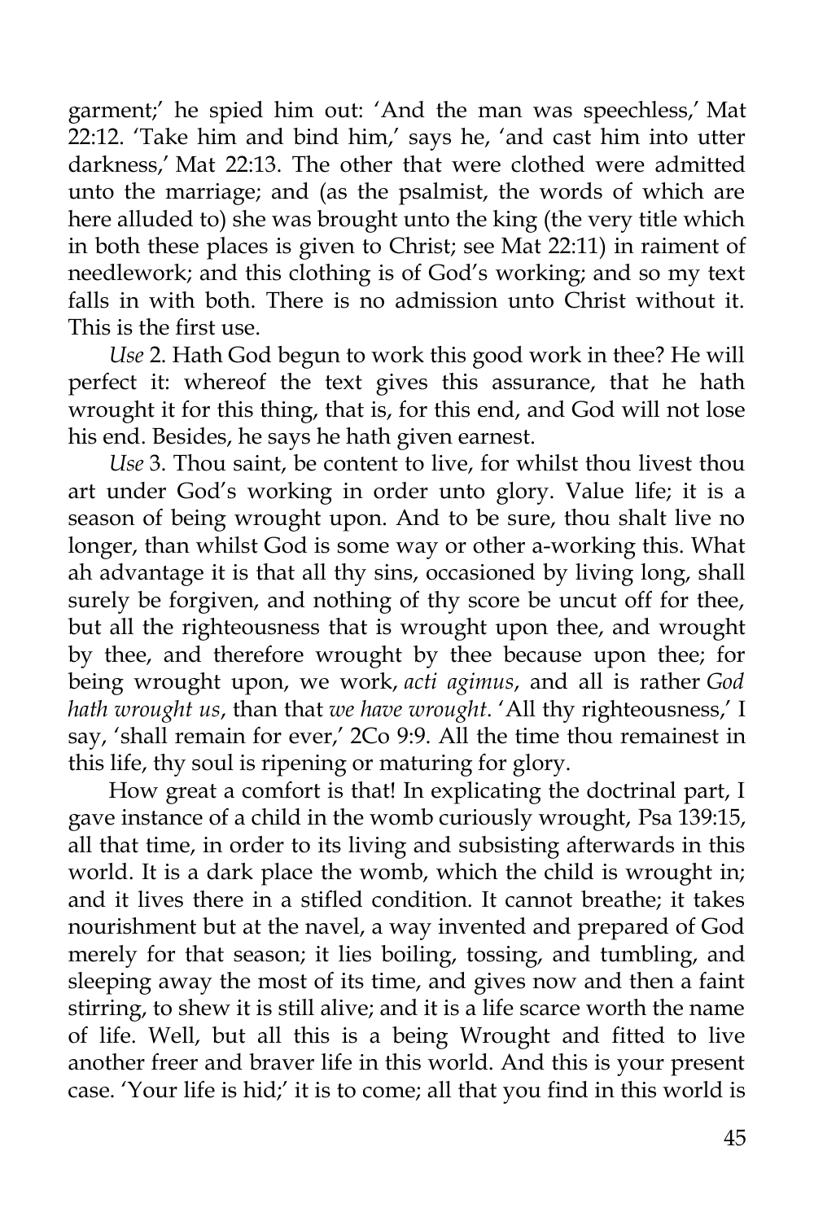garment;' he spied him out: 'And the man was speechless,' Mat 22:12. 'Take him and bind him,' says he, 'and cast him into utter darkness,' Mat 22:13. The other that were clothed were admitted unto the marriage; and (as the psalmist, the words of which are here alluded to) she was brought unto the king (the very title which in both these places is given to Christ; see Mat 22:11) in raiment of needlework; and this clothing is of God's working; and so my text falls in with both. There is no admission unto Christ without it. This is the first use.

*Use* 2. Hath God begun to work this good work in thee? He will perfect it: whereof the text gives this assurance, that he hath wrought it for this thing, that is, for this end, and God will not lose his end. Besides, he says he hath given earnest.

*Use* 3. Thou saint, be content to live, for whilst thou livest thou art under God's working in order unto glory. Value life; it is a season of being wrought upon. And to be sure, thou shalt live no longer, than whilst God is some way or other a-working this. What ah advantage it is that all thy sins, occasioned by living long, shall surely be forgiven, and nothing of thy score be uncut off for thee, but all the righteousness that is wrought upon thee, and wrought by thee, and therefore wrought by thee because upon thee; for being wrought upon, we work, *acti agimus*, and all is rather *God hath wrought us*, than that *we have wrought*. 'All thy righteousness,' I say, 'shall remain for ever,' 2Co 9:9. All the time thou remainest in this life, thy soul is ripening or maturing for glory.

How great a comfort is that! In explicating the doctrinal part, I gave instance of a child in the womb curiously wrought, Psa 139:15, all that time, in order to its living and subsisting afterwards in this world. It is a dark place the womb, which the child is wrought in; and it lives there in a stifled condition. It cannot breathe; it takes nourishment but at the navel, a way invented and prepared of God merely for that season; it lies boiling, tossing, and tumbling, and sleeping away the most of its time, and gives now and then a faint stirring, to shew it is still alive; and it is a life scarce worth the name of life. Well, but all this is a being Wrought and fitted to live another freer and braver life in this world. And this is your present case. 'Your life is hid;' it is to come; all that you find in this world is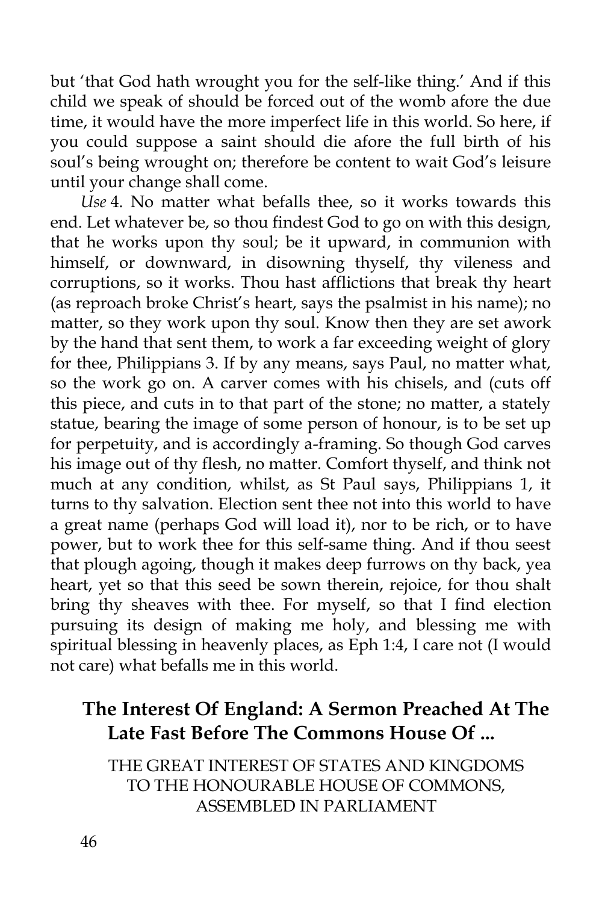but 'that God hath wrought you for the self-like thing.' And if this child we speak of should be forced out of the womb afore the due time, it would have the more imperfect life in this world. So here, if you could suppose a saint should die afore the full birth of his soul's being wrought on; therefore be content to wait God's leisure until your change shall come.

*Use* 4. No matter what befalls thee, so it works towards this end. Let whatever be, so thou findest God to go on with this design, that he works upon thy soul; be it upward, in communion with himself, or downward, in disowning thyself, thy vileness and corruptions, so it works. Thou hast afflictions that break thy heart (as reproach broke Christ's heart, says the psalmist in his name); no matter, so they work upon thy soul. Know then they are set awork by the hand that sent them, to work a far exceeding weight of glory for thee, Philippians 3. If by any means, says Paul, no matter what, so the work go on. A carver comes with his chisels, and (cuts off this piece, and cuts in to that part of the stone; no matter, a stately statue, bearing the image of some person of honour, is to be set up for perpetuity, and is accordingly a-framing. So though God carves his image out of thy flesh, no matter. Comfort thyself, and think not much at any condition, whilst, as St Paul says, Philippians 1, it turns to thy salvation. Election sent thee not into this world to have a great name (perhaps God will load it), nor to be rich, or to have power, but to work thee for this self-same thing. And if thou seest that plough agoing, though it makes deep furrows on thy back, yea heart, yet so that this seed be sown therein, rejoice, for thou shalt bring thy sheaves with thee. For myself, so that I find election pursuing its design of making me holy, and blessing me with spiritual blessing in heavenly places, as Eph 1:4, I care not (I would not care) what befalls me in this world.

## The Interest Of England: A Sermon Preached At The Late Fast Before The Commons House Of ...

THE GREAT INTEREST OF STATES AND KINGDOMS TO THE HONOURABLE HOUSE OF COMMONS, ASSEMBLED IN PARLIAMENT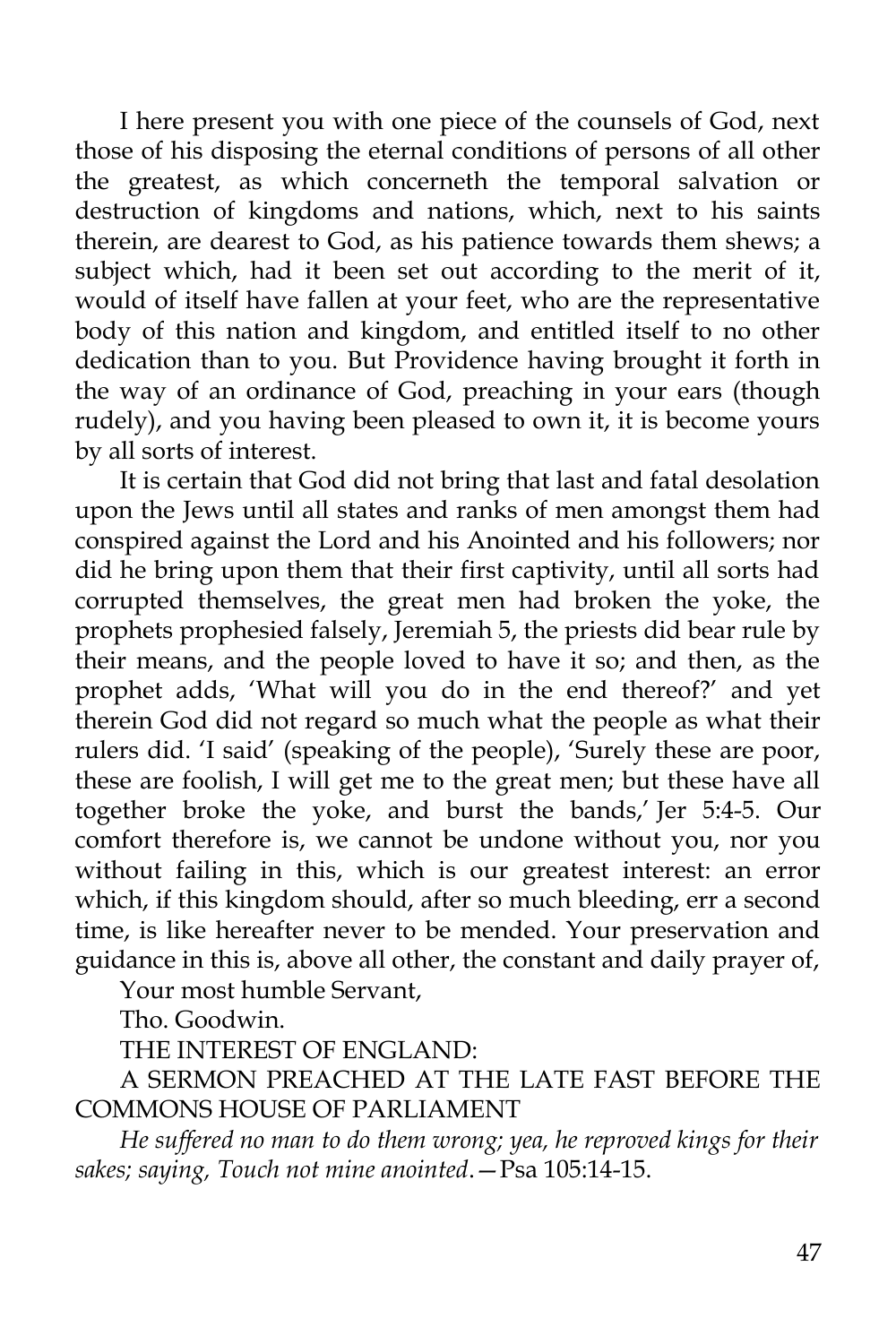I here present you with one piece of the counsels of God, next those of his disposing the eternal conditions of persons of all other the greatest, as which concerneth the temporal salvation or destruction of kingdoms and nations, which, next to his saints therein, are dearest to God, as his patience towards them shews; a subject which, had it been set out according to the merit of it, would of itself have fallen at your feet, who are the representative body of this nation and kingdom, and entitled itself to no other dedication than to you. But Providence having brought it forth in the way of an ordinance of God, preaching in your ears (though rudely), and you having been pleased to own it, it is become yours by all sorts of interest.

It is certain that God did not bring that last and fatal desolation upon the Jews until all states and ranks of men amongst them had conspired against the Lord and his Anointed and his followers; nor did he bring upon them that their first captivity, until all sorts had corrupted themselves, the great men had broken the yoke, the prophets prophesied falsely, Jeremiah 5, the priests did bear rule by their means, and the people loved to have it so; and then, as the prophet adds, 'What will you do in the end thereof?' and yet therein God did not regard so much what the people as what their rulers did. 'I said' (speaking of the people), 'Surely these are poor, these are foolish, I will get me to the great men; but these have all together broke the yoke, and burst the bands,' Jer 5:4-5. Our comfort therefore is, we cannot be undone without you, nor you without failing in this, which is our greatest interest: an error which, if this kingdom should, after so much bleeding, err a second time, is like hereafter never to be mended. Your preservation and guidance in this is, above all other, the constant and daily prayer of,

Your most humble Servant,

Tho. Goodwin.

## THE INTEREST OF ENGLAND:

## A SERMON PREACHED AT THE LATE FAST BEFORE THE COMMONS HOUSE OF PARLIAMENT

*He suffered no man to do them wrong; yea, he reproved kings for their sakes; saying, Touch not mine anointed*.—Psa 105:14-15.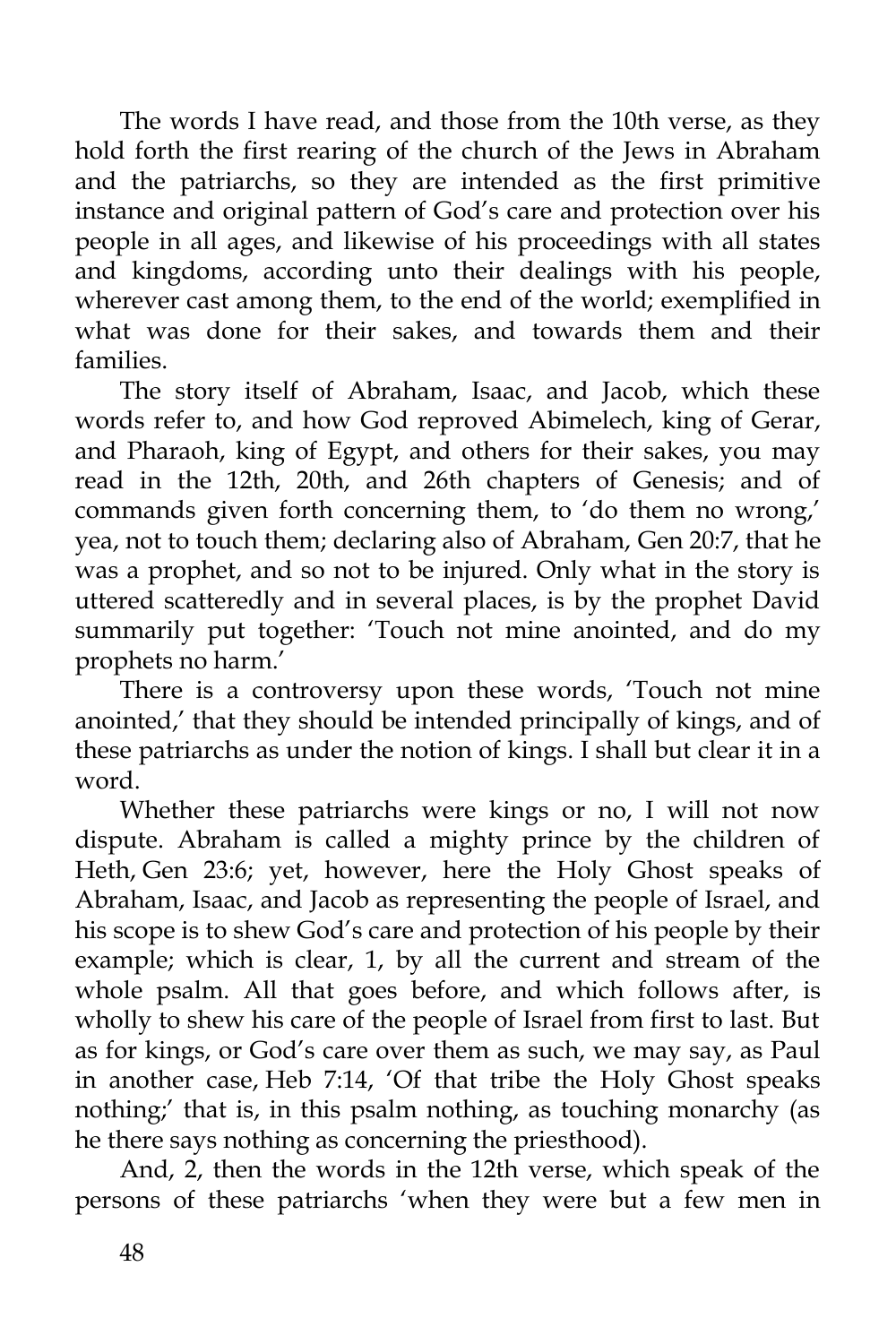The words I have read, and those from the 10th verse, as they hold forth the first rearing of the church of the Jews in Abraham and the patriarchs, so they are intended as the first primitive instance and original pattern of God's care and protection over his people in all ages, and likewise of his proceedings with all states and kingdoms, according unto their dealings with his people, wherever cast among them, to the end of the world; exemplified in what was done for their sakes, and towards them and their families.

The story itself of Abraham, Isaac, and Jacob, which these words refer to, and how God reproved Abimelech, king of Gerar, and Pharaoh, king of Egypt, and others for their sakes, you may read in the 12th, 20th, and 26th chapters of Genesis; and of commands given forth concerning them, to 'do them no wrong,' yea, not to touch them; declaring also of Abraham, Gen 20:7, that he was a prophet, and so not to be injured. Only what in the story is uttered scatteredly and in several places, is by the prophet David summarily put together: 'Touch not mine anointed, and do my prophets no harm.'

There is a controversy upon these words, 'Touch not mine anointed,' that they should be intended principally of kings, and of these patriarchs as under the notion of kings. I shall but clear it in a word.

Whether these patriarchs were kings or no, I will not now dispute. Abraham is called a mighty prince by the children of Heth, Gen 23:6; yet, however, here the Holy Ghost speaks of Abraham, Isaac, and Jacob as representing the people of Israel, and his scope is to shew God's care and protection of his people by their example; which is clear, 1, by all the current and stream of the whole psalm. All that goes before, and which follows after, is wholly to shew his care of the people of Israel from first to last. But as for kings, or God's care over them as such, we may say, as Paul in another case, Heb 7:14, 'Of that tribe the Holy Ghost speaks nothing;' that is, in this psalm nothing, as touching monarchy (as he there says nothing as concerning the priesthood).

And, 2, then the words in the 12th verse, which speak of the persons of these patriarchs 'when they were but a few men in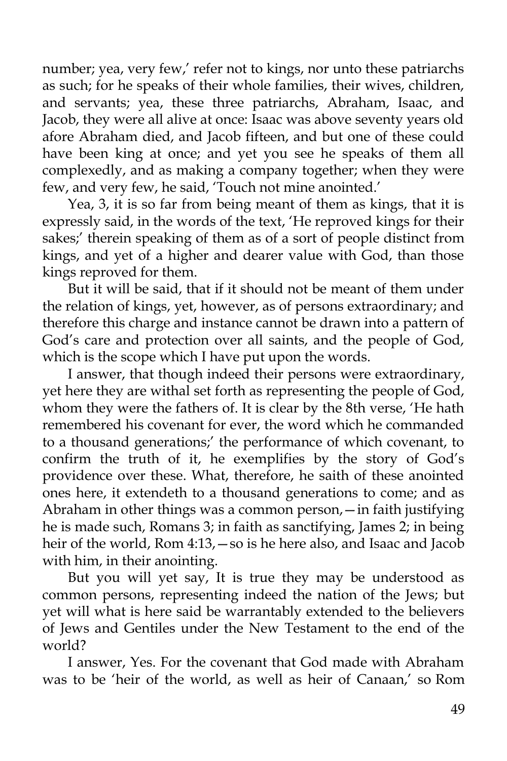number; yea, very few,' refer not to kings, nor unto these patriarchs as such; for he speaks of their whole families, their wives, children, and servants; yea, these three patriarchs, Abraham, Isaac, and Jacob, they were all alive at once: Isaac was above seventy years old afore Abraham died, and Jacob fifteen, and but one of these could have been king at once; and yet you see he speaks of them all complexedly, and as making a company together; when they were few, and very few, he said, 'Touch not mine anointed.'

Yea, 3, it is so far from being meant of them as kings, that it is expressly said, in the words of the text, 'He reproved kings for their sakes;' therein speaking of them as of a sort of people distinct from kings, and yet of a higher and dearer value with God, than those kings reproved for them.

But it will be said, that if it should not be meant of them under the relation of kings, yet, however, as of persons extraordinary; and therefore this charge and instance cannot be drawn into a pattern of God's care and protection over all saints, and the people of God, which is the scope which I have put upon the words.

I answer, that though indeed their persons were extraordinary, yet here they are withal set forth as representing the people of God, whom they were the fathers of. It is clear by the 8th verse, 'He hath remembered his covenant for ever, the word which he commanded to a thousand generations;' the performance of which covenant, to confirm the truth of it, he exemplifies by the story of God's providence over these. What, therefore, he saith of these anointed ones here, it extendeth to a thousand generations to come; and as Abraham in other things was a common person,—in faith justifying he is made such, Romans 3; in faith as sanctifying, James 2; in being heir of the world, Rom 4:13,—so is he here also, and Isaac and Jacob with him, in their anointing.

But you will yet say, It is true they may be understood as common persons, representing indeed the nation of the Jews; but yet will what is here said be warrantably extended to the believers of Jews and Gentiles under the New Testament to the end of the world?

I answer, Yes. For the covenant that God made with Abraham was to be 'heir of the world, as well as heir of Canaan,' so Rom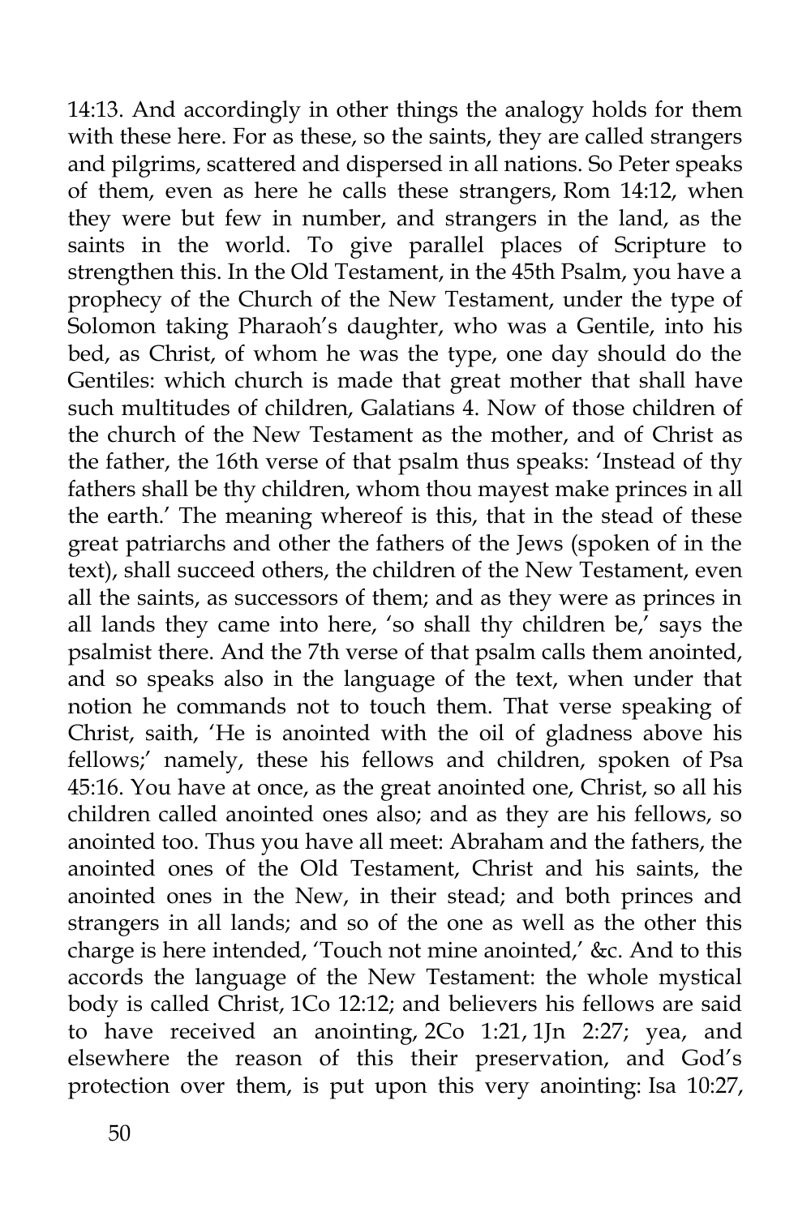14:13. And accordingly in other things the analogy holds for them with these here. For as these, so the saints, they are called strangers and pilgrims, scattered and dispersed in all nations. So Peter speaks of them, even as here he calls these strangers, Rom 14:12, when they were but few in number, and strangers in the land, as the saints in the world. To give parallel places of Scripture to strengthen this. In the Old Testament, in the 45th Psalm, you have a prophecy of the Church of the New Testament, under the type of Solomon taking Pharaoh's daughter, who was a Gentile, into his bed, as Christ, of whom he was the type, one day should do the Gentiles: which church is made that great mother that shall have such multitudes of children, Galatians 4. Now of those children of the church of the New Testament as the mother, and of Christ as the father, the 16th verse of that psalm thus speaks: 'Instead of thy fathers shall be thy children, whom thou mayest make princes in all the earth.' The meaning whereof is this, that in the stead of these great patriarchs and other the fathers of the Jews (spoken of in the text), shall succeed others, the children of the New Testament, even all the saints, as successors of them; and as they were as princes in all lands they came into here, 'so shall thy children be,' says the psalmist there. And the 7th verse of that psalm calls them anointed, and so speaks also in the language of the text, when under that notion he commands not to touch them. That verse speaking of Christ, saith, 'He is anointed with the oil of gladness above his fellows;' namely, these his fellows and children, spoken of Psa 45:16. You have at once, as the great anointed one, Christ, so all his children called anointed ones also; and as they are his fellows, so anointed too. Thus you have all meet: Abraham and the fathers, the anointed ones of the Old Testament, Christ and his saints, the anointed ones in the New, in their stead; and both princes and strangers in all lands; and so of the one as well as the other this charge is here intended, 'Touch not mine anointed,' &c. And to this accords the language of the New Testament: the whole mystical body is called Christ, 1Co 12:12; and believers his fellows are said to have received an anointing, 2Co 1:21, 1Jn 2:27; yea, and elsewhere the reason of this their preservation, and God's protection over them, is put upon this very anointing: Isa 10:27,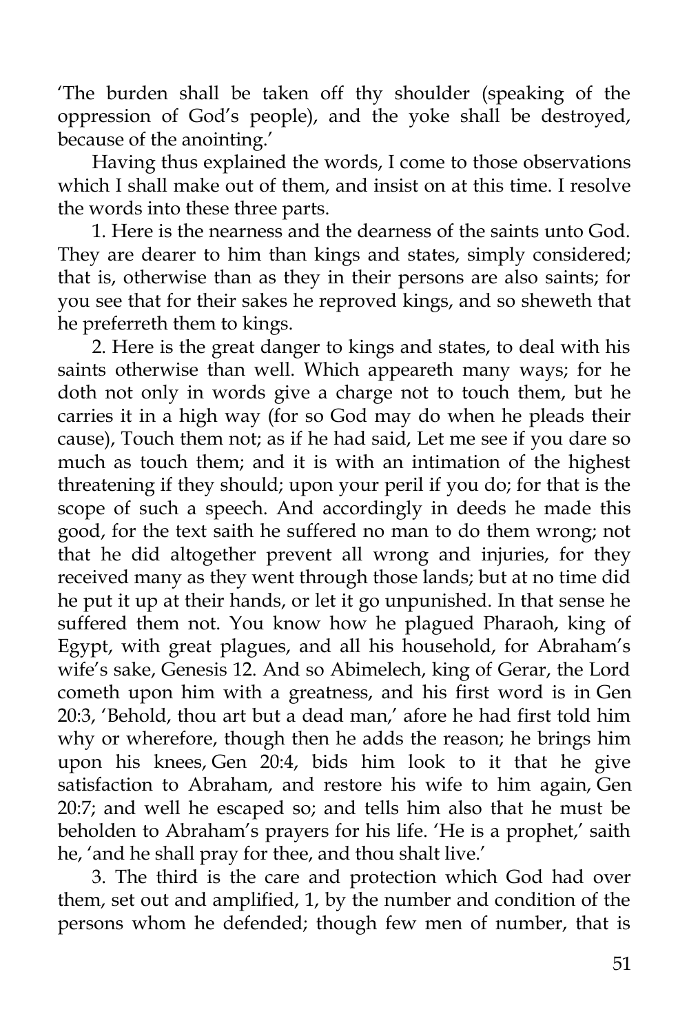'The burden shall be taken off thy shoulder (speaking of the oppression of God's people), and the yoke shall be destroyed, because of the anointing.'

Having thus explained the words, I come to those observations which I shall make out of them, and insist on at this time. I resolve the words into these three parts.

1. Here is the nearness and the dearness of the saints unto God. They are dearer to him than kings and states, simply considered; that is, otherwise than as they in their persons are also saints; for you see that for their sakes he reproved kings, and so sheweth that he preferreth them to kings.

2. Here is the great danger to kings and states, to deal with his saints otherwise than well. Which appeareth many ways; for he doth not only in words give a charge not to touch them, but he carries it in a high way (for so God may do when he pleads their cause), Touch them not; as if he had said, Let me see if you dare so much as touch them; and it is with an intimation of the highest threatening if they should; upon your peril if you do; for that is the scope of such a speech. And accordingly in deeds he made this good, for the text saith he suffered no man to do them wrong; not that he did altogether prevent all wrong and injuries, for they received many as they went through those lands; but at no time did he put it up at their hands, or let it go unpunished. In that sense he suffered them not. You know how he plagued Pharaoh, king of Egypt, with great plagues, and all his household, for Abraham's wife's sake, Genesis 12. And so Abimelech, king of Gerar, the Lord cometh upon him with a greatness, and his first word is in Gen 20:3, 'Behold, thou art but a dead man,' afore he had first told him why or wherefore, though then he adds the reason; he brings him upon his knees, Gen 20:4, bids him look to it that he give satisfaction to Abraham, and restore his wife to him again, Gen 20:7; and well he escaped so; and tells him also that he must be beholden to Abraham's prayers for his life. 'He is a prophet,' saith he, 'and he shall pray for thee, and thou shalt live.'

3. The third is the care and protection which God had over them, set out and amplified, 1, by the number and condition of the persons whom he defended; though few men of number, that is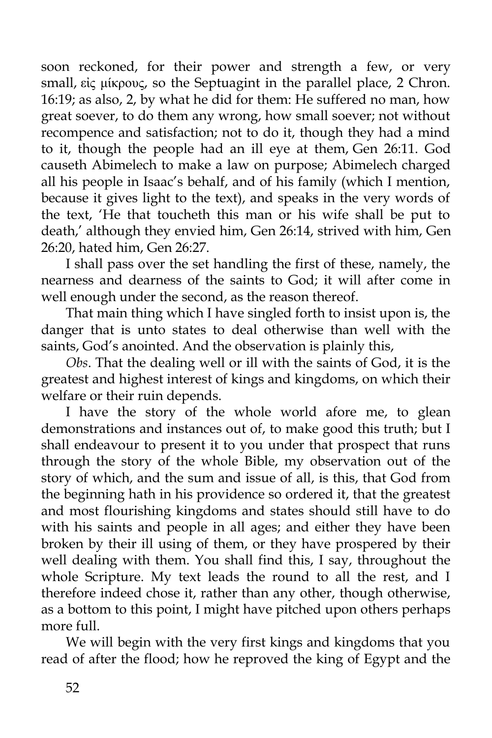soon reckoned, for their power and strength a few, or very small, εἰς μίκρους, so the Septuagint in the parallel place, 2 Chron. 16:19; as also, 2, by what he did for them: He suffered no man, how great soever, to do them any wrong, how small soever; not without recompence and satisfaction; not to do it, though they had a mind to it, though the people had an ill eye at them, Gen 26:11. God causeth Abimelech to make a law on purpose; Abimelech charged all his people in Isaac's behalf, and of his family (which I mention, because it gives light to the text), and speaks in the very words of the text, 'He that toucheth this man or his wife shall be put to death,' although they envied him, Gen 26:14, strived with him, Gen 26:20, hated him, Gen 26:27.

I shall pass over the set handling the first of these, namely, the nearness and dearness of the saints to God; it will after come in well enough under the second, as the reason thereof.

That main thing which I have singled forth to insist upon is, the danger that is unto states to deal otherwise than well with the saints, God's anointed. And the observation is plainly this,

*Obs*. That the dealing well or ill with the saints of God, it is the greatest and highest interest of kings and kingdoms, on which their welfare or their ruin depends.

I have the story of the whole world afore me, to glean demonstrations and instances out of, to make good this truth; but I shall endeavour to present it to you under that prospect that runs through the story of the whole Bible, my observation out of the story of which, and the sum and issue of all, is this, that God from the beginning hath in his providence so ordered it, that the greatest and most flourishing kingdoms and states should still have to do with his saints and people in all ages; and either they have been broken by their ill using of them, or they have prospered by their well dealing with them. You shall find this, I say, throughout the whole Scripture. My text leads the round to all the rest, and I therefore indeed chose it, rather than any other, though otherwise, as a bottom to this point, I might have pitched upon others perhaps more full.

We will begin with the very first kings and kingdoms that you read of after the flood; how he reproved the king of Egypt and the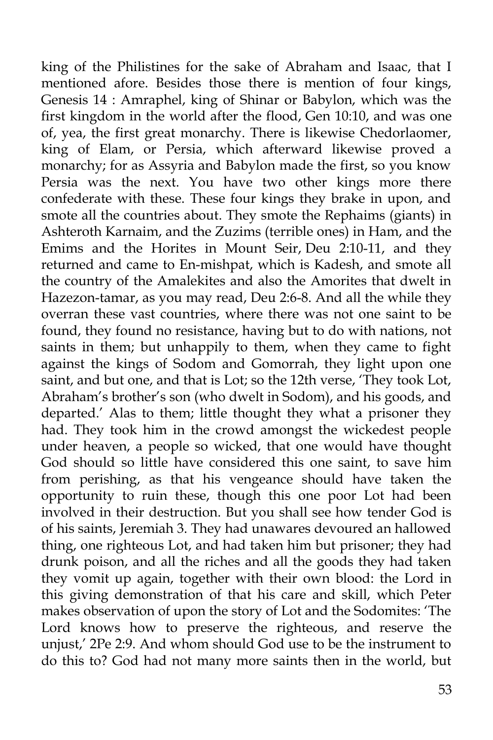king of the Philistines for the sake of Abraham and Isaac, that I mentioned afore. Besides those there is mention of four kings, Genesis 14 : Amraphel, king of Shinar or Babylon, which was the first kingdom in the world after the flood, Gen 10:10, and was one of, yea, the first great monarchy. There is likewise Chedorlaomer, king of Elam, or Persia, which afterward likewise proved a monarchy; for as Assyria and Babylon made the first, so you know Persia was the next. You have two other kings more there confederate with these. These four kings they brake in upon, and smote all the countries about. They smote the Rephaims (giants) in Ashteroth Karnaim, and the Zuzims (terrible ones) in Ham, and the Emims and the Horites in Mount Seir, Deu 2:10-11, and they returned and came to En-mishpat, which is Kadesh, and smote all the country of the Amalekites and also the Amorites that dwelt in Hazezon-tamar, as you may read, Deu 2:6-8. And all the while they overran these vast countries, where there was not one saint to be found, they found no resistance, having but to do with nations, not saints in them; but unhappily to them, when they came to fight against the kings of Sodom and Gomorrah, they light upon one saint, and but one, and that is Lot; so the 12th verse, 'They took Lot, Abraham's brother's son (who dwelt in Sodom), and his goods, and departed.' Alas to them; little thought they what a prisoner they had. They took him in the crowd amongst the wickedest people under heaven, a people so wicked, that one would have thought God should so little have considered this one saint, to save him from perishing, as that his vengeance should have taken the opportunity to ruin these, though this one poor Lot had been involved in their destruction. But you shall see how tender God is of his saints, Jeremiah 3. They had unawares devoured an hallowed thing, one righteous Lot, and had taken him but prisoner; they had drunk poison, and all the riches and all the goods they had taken they vomit up again, together with their own blood: the Lord in this giving demonstration of that his care and skill, which Peter makes observation of upon the story of Lot and the Sodomites: 'The Lord knows how to preserve the righteous, and reserve the unjust,' 2Pe 2:9. And whom should God use to be the instrument to do this to? God had not many more saints then in the world, but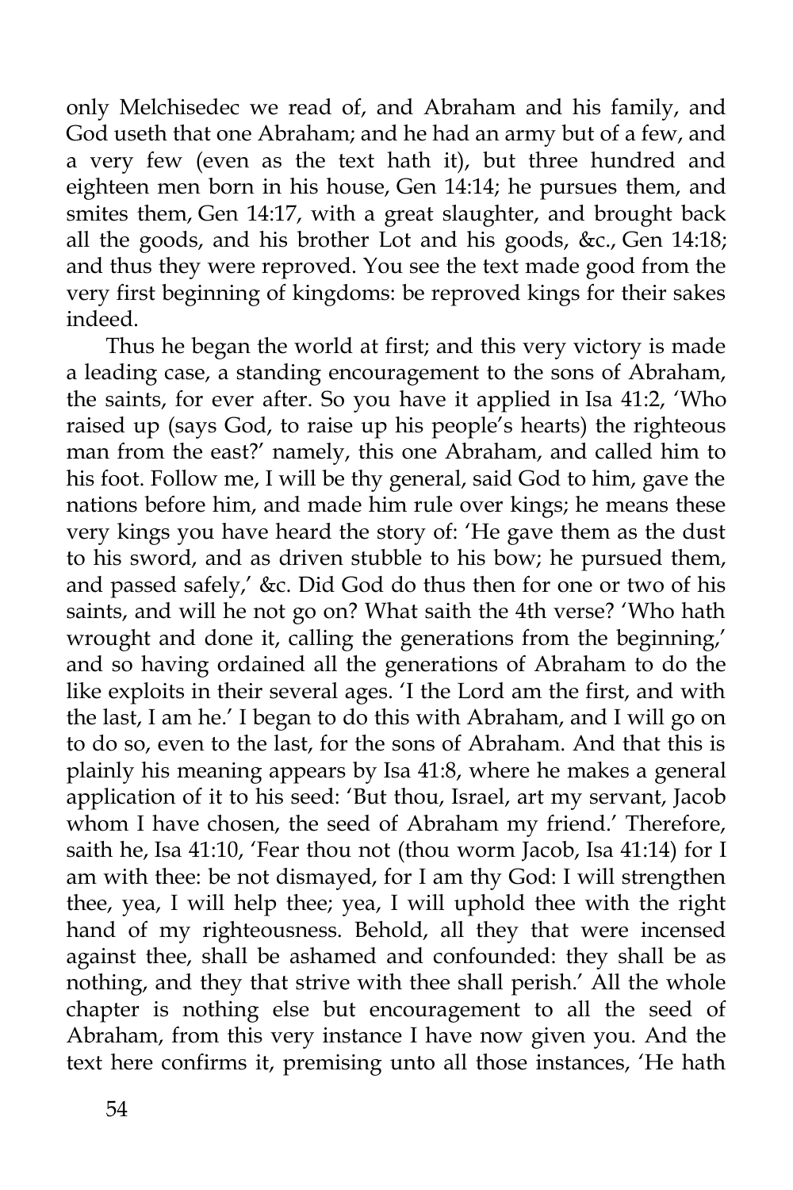only Melchisedec we read of, and Abraham and his family, and God useth that one Abraham; and he had an army but of a few, and a very few (even as the text hath it), but three hundred and eighteen men born in his house, Gen 14:14; he pursues them, and smites them, Gen 14:17, with a great slaughter, and brought back all the goods, and his brother Lot and his goods, &c., Gen 14:18; and thus they were reproved. You see the text made good from the very first beginning of kingdoms: be reproved kings for their sakes indeed.

Thus he began the world at first; and this very victory is made a leading case, a standing encouragement to the sons of Abraham, the saints, for ever after. So you have it applied in Isa 41:2, 'Who raised up (says God, to raise up his people's hearts) the righteous man from the east?' namely, this one Abraham, and called him to his foot. Follow me, I will be thy general, said God to him, gave the nations before him, and made him rule over kings; he means these very kings you have heard the story of: 'He gave them as the dust to his sword, and as driven stubble to his bow; he pursued them, and passed safely,' &c. Did God do thus then for one or two of his saints, and will he not go on? What saith the 4th verse? 'Who hath wrought and done it, calling the generations from the beginning,' and so having ordained all the generations of Abraham to do the like exploits in their several ages. 'I the Lord am the first, and with the last, I am he.' I began to do this with Abraham, and I will go on to do so, even to the last, for the sons of Abraham. And that this is plainly his meaning appears by Isa 41:8, where he makes a general application of it to his seed: 'But thou, Israel, art my servant, Jacob whom I have chosen, the seed of Abraham my friend.' Therefore, saith he, Isa 41:10, 'Fear thou not (thou worm Jacob, Isa 41:14) for I am with thee: be not dismayed, for I am thy God: I will strengthen thee, yea, I will help thee; yea, I will uphold thee with the right hand of my righteousness. Behold, all they that were incensed against thee, shall be ashamed and confounded: they shall be as nothing, and they that strive with thee shall perish.' All the whole chapter is nothing else but encouragement to all the seed of Abraham, from this very instance I have now given you. And the text here confirms it, premising unto all those instances, 'He hath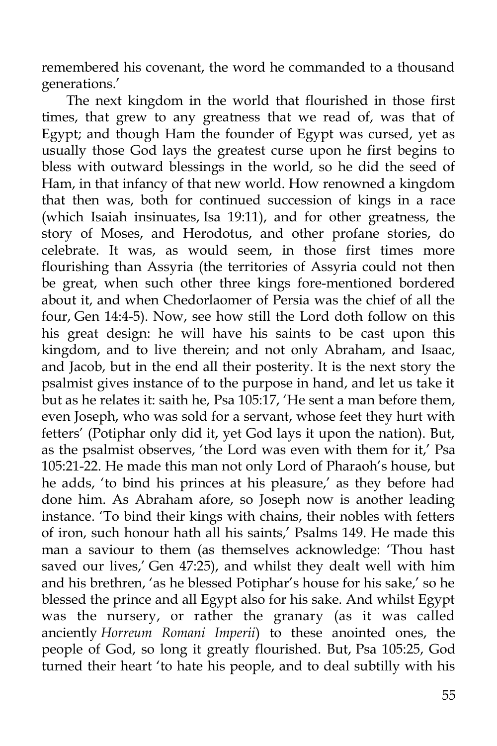remembered his covenant, the word he commanded to a thousand generations.'

The next kingdom in the world that flourished in those first times, that grew to any greatness that we read of, was that of Egypt; and though Ham the founder of Egypt was cursed, yet as usually those God lays the greatest curse upon he first begins to bless with outward blessings in the world, so he did the seed of Ham, in that infancy of that new world. How renowned a kingdom that then was, both for continued succession of kings in a race (which Isaiah insinuates, Isa 19:11), and for other greatness, the story of Moses, and Herodotus, and other profane stories, do celebrate. It was, as would seem, in those first times more flourishing than Assyria (the territories of Assyria could not then be great, when such other three kings fore-mentioned bordered about it, and when Chedorlaomer of Persia was the chief of all the four, Gen 14:4-5). Now, see how still the Lord doth follow on this his great design: he will have his saints to be cast upon this kingdom, and to live therein; and not only Abraham, and Isaac, and Jacob, but in the end all their posterity. It is the next story the psalmist gives instance of to the purpose in hand, and let us take it but as he relates it: saith he, Psa 105:17, 'He sent a man before them, even Joseph, who was sold for a servant, whose feet they hurt with fetters' (Potiphar only did it, yet God lays it upon the nation). But, as the psalmist observes, 'the Lord was even with them for it,' Psa 105:21-22. He made this man not only Lord of Pharaoh's house, but he adds, 'to bind his princes at his pleasure,' as they before had done him. As Abraham afore, so Joseph now is another leading instance. 'To bind their kings with chains, their nobles with fetters of iron, such honour hath all his saints,' Psalms 149. He made this man a saviour to them (as themselves acknowledge: 'Thou hast saved our lives,' Gen 47:25), and whilst they dealt well with him and his brethren, 'as he blessed Potiphar's house for his sake,' so he blessed the prince and all Egypt also for his sake. And whilst Egypt was the nursery, or rather the granary (as it was called anciently *Horreum Romani Imperii*) to these anointed ones, the people of God, so long it greatly flourished. But, Psa 105:25, God turned their heart 'to hate his people, and to deal subtilly with his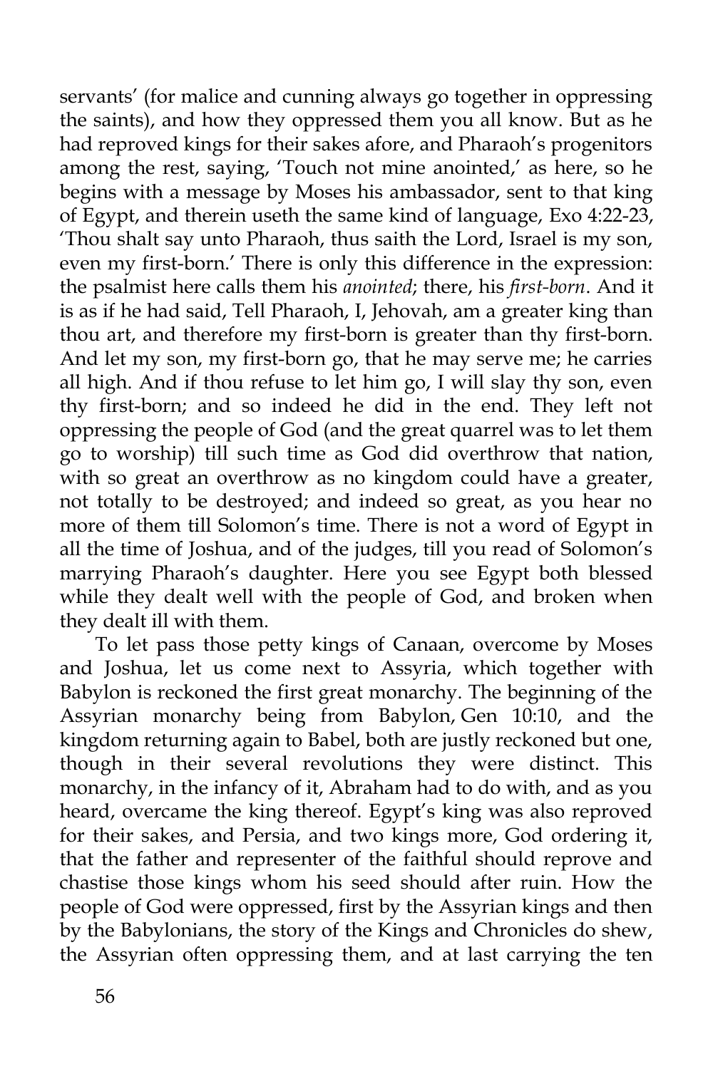servants' (for malice and cunning always go together in oppressing the saints), and how they oppressed them you all know. But as he had reproved kings for their sakes afore, and Pharaoh's progenitors among the rest, saying, 'Touch not mine anointed,' as here, so he begins with a message by Moses his ambassador, sent to that king of Egypt, and therein useth the same kind of language, Exo 4:22-23, 'Thou shalt say unto Pharaoh, thus saith the Lord, Israel is my son, even my first-born.' There is only this difference in the expression: the psalmist here calls them his *anointed*; there, his *first-born*. And it is as if he had said, Tell Pharaoh, I, Jehovah, am a greater king than thou art, and therefore my first-born is greater than thy first-born. And let my son, my first-born go, that he may serve me; he carries all high. And if thou refuse to let him go, I will slay thy son, even thy first-born; and so indeed he did in the end. They left not oppressing the people of God (and the great quarrel was to let them go to worship) till such time as God did overthrow that nation, with so great an overthrow as no kingdom could have a greater, not totally to be destroyed; and indeed so great, as you hear no more of them till Solomon's time. There is not a word of Egypt in all the time of Joshua, and of the judges, till you read of Solomon's marrying Pharaoh's daughter. Here you see Egypt both blessed while they dealt well with the people of God, and broken when they dealt ill with them.

To let pass those petty kings of Canaan, overcome by Moses and Joshua, let us come next to Assyria, which together with Babylon is reckoned the first great monarchy. The beginning of the Assyrian monarchy being from Babylon, Gen 10:10, and the kingdom returning again to Babel, both are justly reckoned but one, though in their several revolutions they were distinct. This monarchy, in the infancy of it, Abraham had to do with, and as you heard, overcame the king thereof. Egypt's king was also reproved for their sakes, and Persia, and two kings more, God ordering it, that the father and representer of the faithful should reprove and chastise those kings whom his seed should after ruin. How the people of God were oppressed, first by the Assyrian kings and then by the Babylonians, the story of the Kings and Chronicles do shew, the Assyrian often oppressing them, and at last carrying the ten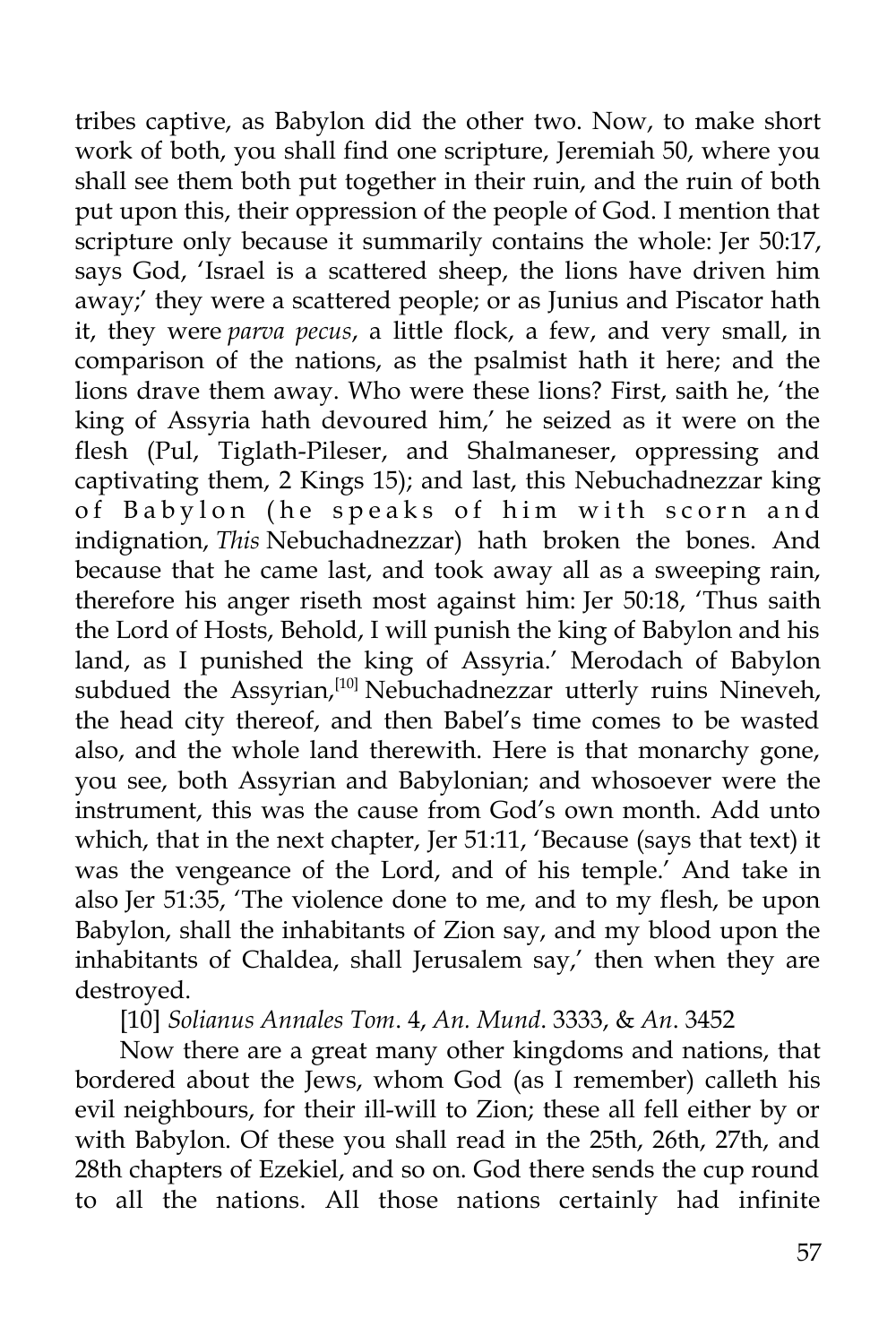tribes captive, as Babylon did the other two. Now, to make short work of both, you shall find one scripture, Jeremiah 50, where you shall see them both put together in their ruin, and the ruin of both put upon this, their oppression of the people of God. I mention that scripture only because it summarily contains the whole: Jer 50:17, says God, 'Israel is a scattered sheep, the lions have driven him away;' they were a scattered people; or as Junius and Piscator hath it, they were *parva pecus*, a little flock, a few, and very small, in comparison of the nations, as the psalmist hath it here; and the lions drave them away. Who were these lions? First, saith he, 'the king of Assyria hath devoured him,' he seized as it were on the flesh (Pul, Tiglath-Pileser, and Shalmaneser, oppressing and captivating them, 2 Kings 15); and last, this Nebuchadnezzar king of Babylon (he speaks of him with scorn and indignation, *This* Nebuchadnezzar) hath broken the bones. And because that he came last, and took away all as a sweeping rain, therefore his anger riseth most against him: Jer 50:18, 'Thus saith the Lord of Hosts, Behold, I will punish the king of Babylon and his land, as I punished the king of Assyria.' Merodach of Babylon subdued the Assyrian,[10] Nebuchadnezzar utterly ruins Nineveh, the head city thereof, and then Babel's time comes to be wasted also, and the whole land therewith. Here is that monarchy gone, you see, both Assyrian and Babylonian; and whosoever were the instrument, this was the cause from God's own month. Add unto which, that in the next chapter, Jer 51:11, 'Because (says that text) it was the vengeance of the Lord, and of his temple.' And take in also Jer 51:35, 'The violence done to me, and to my flesh, be upon Babylon, shall the inhabitants of Zion say, and my blood upon the inhabitants of Chaldea, shall Jerusalem say,' then when they are destroyed.

[10] *Solianus Annales Tom*. 4, *An. Mund*. 3333, & *An*. 3452

Now there are a great many other kingdoms and nations, that bordered about the Jews, whom God (as I remember) calleth his evil neighbours, for their ill-will to Zion; these all fell either by or with Babylon. Of these you shall read in the 25th, 26th, 27th, and 28th chapters of Ezekiel, and so on. God there sends the cup round to all the nations. All those nations certainly had infinite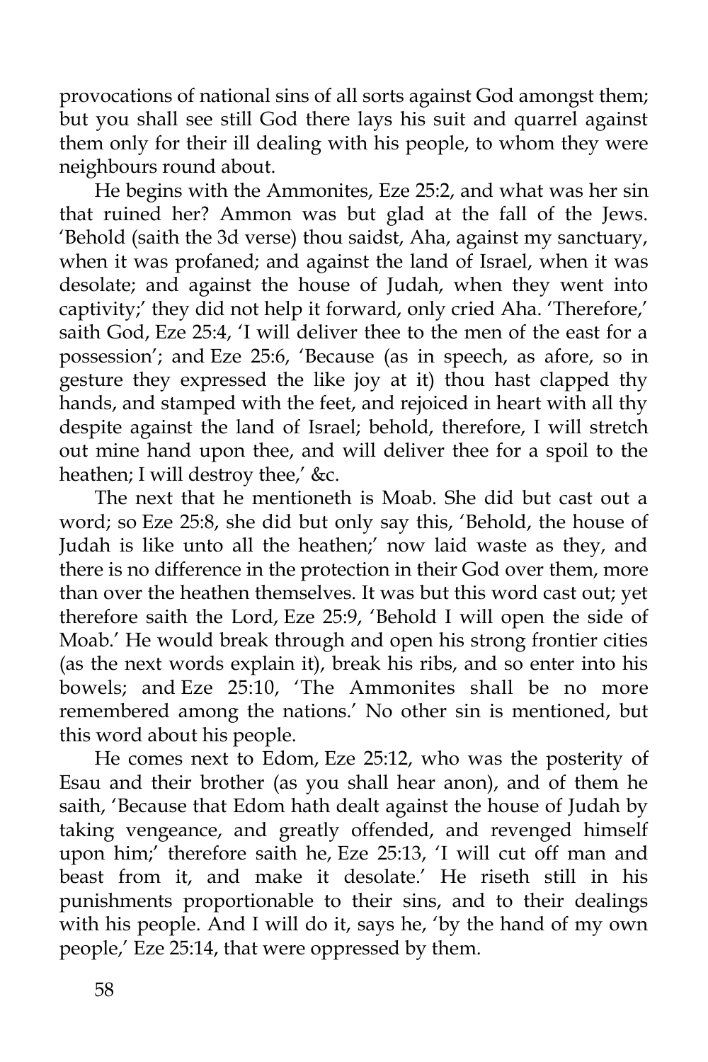provocations of national sins of all sorts against God amongst them; but you shall see still God there lays his suit and quarrel against them only for their ill dealing with his people, to whom they were neighbours round about.

He begins with the Ammonites, Eze 25:2, and what was her sin that ruined her? Ammon was but glad at the fall of the Jews. 'Behold (saith the 3d verse) thou saidst, Aha, against my sanctuary, when it was profaned; and against the land of Israel, when it was desolate; and against the house of Judah, when they went into captivity;' they did not help it forward, only cried Aha. 'Therefore,' saith God, Eze 25:4, 'I will deliver thee to the men of the east for a possession'; and Eze 25:6, 'Because (as in speech, as afore, so in gesture they expressed the like joy at it) thou hast clapped thy hands, and stamped with the feet, and rejoiced in heart with all thy despite against the land of Israel; behold, therefore, I will stretch out mine hand upon thee, and will deliver thee for a spoil to the heathen; I will destroy thee,' &c.

The next that he mentioneth is Moab. She did but cast out a word; so Eze 25:8, she did but only say this, 'Behold, the house of Judah is like unto all the heathen;' now laid waste as they, and there is no difference in the protection in their God over them, more than over the heathen themselves. It was but this word cast out; yet therefore saith the Lord, Eze 25:9, 'Behold I will open the side of Moab.' He would break through and open his strong frontier cities (as the next words explain it), break his ribs, and so enter into his bowels; and Eze 25:10, 'The Ammonites shall be no more remembered among the nations.' No other sin is mentioned, but this word about his people.

He comes next to Edom, Eze 25:12, who was the posterity of Esau and their brother (as you shall hear anon), and of them he saith, 'Because that Edom hath dealt against the house of Judah by taking vengeance, and greatly offended, and revenged himself upon him;' therefore saith he, Eze 25:13, 'I will cut off man and beast from it, and make it desolate.' He riseth still in his punishments proportionable to their sins, and to their dealings with his people. And I will do it, says he, 'by the hand of my own people,' Eze 25:14, that were oppressed by them.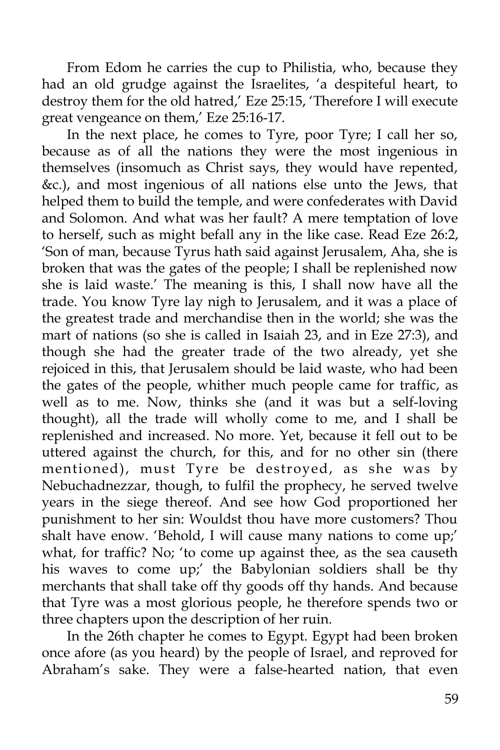From Edom he carries the cup to Philistia, who, because they had an old grudge against the Israelites, 'a despiteful heart, to destroy them for the old hatred,' Eze 25:15, 'Therefore I will execute great vengeance on them,' Eze 25:16-17.

In the next place, he comes to Tyre, poor Tyre; I call her so, because as of all the nations they were the most ingenious in themselves (insomuch as Christ says, they would have repented, &c.), and most ingenious of all nations else unto the Jews, that helped them to build the temple, and were confederates with David and Solomon. And what was her fault? A mere temptation of love to herself, such as might befall any in the like case. Read Eze 26:2, 'Son of man, because Tyrus hath said against Jerusalem, Aha, she is broken that was the gates of the people; I shall be replenished now she is laid waste.' The meaning is this, I shall now have all the trade. You know Tyre lay nigh to Jerusalem, and it was a place of the greatest trade and merchandise then in the world; she was the mart of nations (so she is called in Isaiah 23, and in Eze 27:3), and though she had the greater trade of the two already, yet she rejoiced in this, that Jerusalem should be laid waste, who had been the gates of the people, whither much people came for traffic, as well as to me. Now, thinks she (and it was but a self-loving thought), all the trade will wholly come to me, and I shall be replenished and increased. No more. Yet, because it fell out to be uttered against the church, for this, and for no other sin (there mentioned), must Tyre be destroyed, as she was by Nebuchadnezzar, though, to fulfil the prophecy, he served twelve years in the siege thereof. And see how God proportioned her punishment to her sin: Wouldst thou have more customers? Thou shalt have enow. 'Behold, I will cause many nations to come up;' what, for traffic? No; 'to come up against thee, as the sea causeth his waves to come up;' the Babylonian soldiers shall be thy merchants that shall take off thy goods off thy hands. And because that Tyre was a most glorious people, he therefore spends two or three chapters upon the description of her ruin.

In the 26th chapter he comes to Egypt. Egypt had been broken once afore (as you heard) by the people of Israel, and reproved for Abraham's sake. They were a false-hearted nation, that even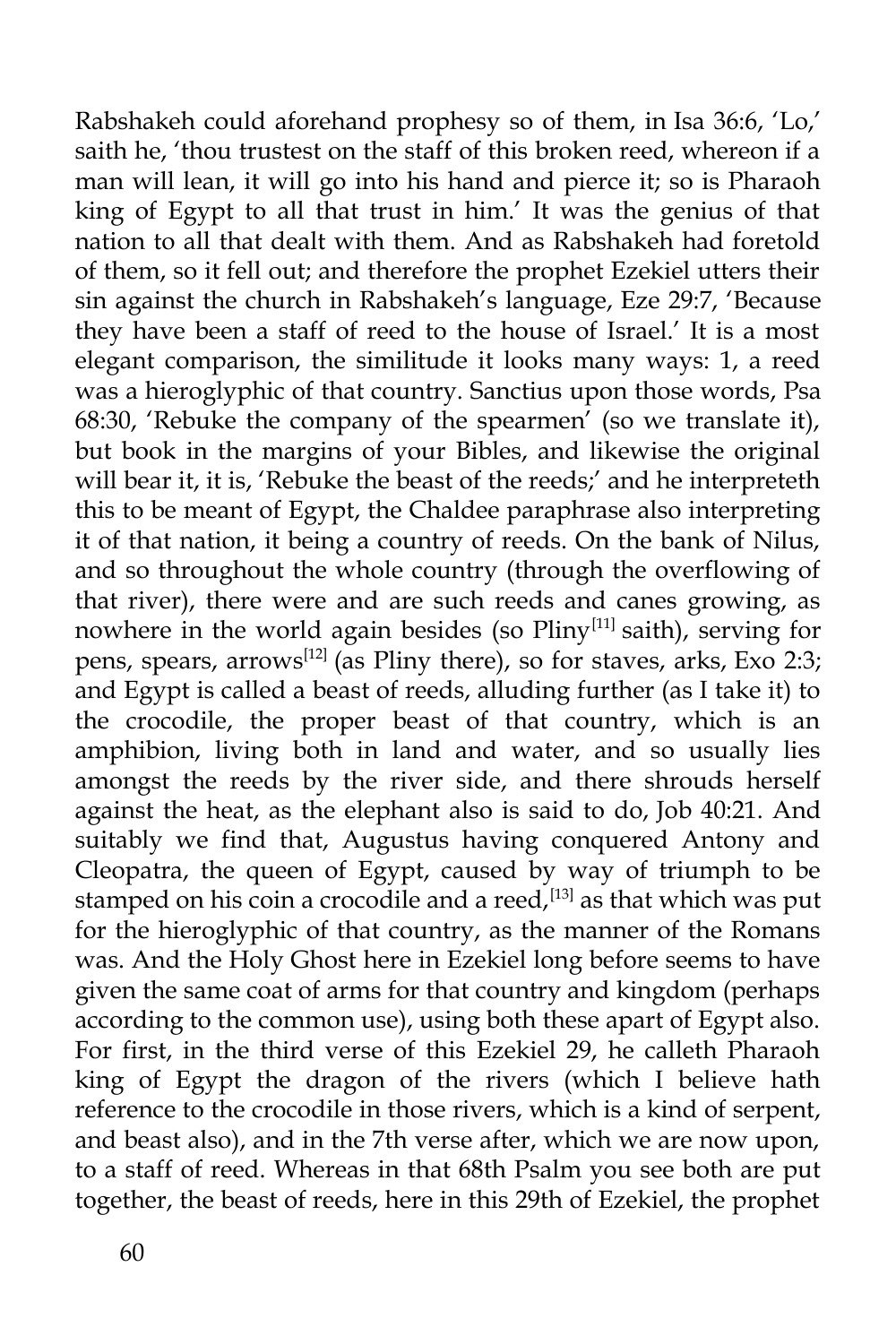Rabshakeh could aforehand prophesy so of them, in Isa 36:6, 'Lo,' saith he, 'thou trustest on the staff of this broken reed, whereon if a man will lean, it will go into his hand and pierce it; so is Pharaoh king of Egypt to all that trust in him.' It was the genius of that nation to all that dealt with them. And as Rabshakeh had foretold of them, so it fell out; and therefore the prophet Ezekiel utters their sin against the church in Rabshakeh's language, Eze 29:7, 'Because they have been a staff of reed to the house of Israel.' It is a most elegant comparison, the similitude it looks many ways: 1, a reed was a hieroglyphic of that country. Sanctius upon those words, Psa 68:30, 'Rebuke the company of the spearmen' (so we translate it), but book in the margins of your Bibles, and likewise the original will bear it, it is, 'Rebuke the beast of the reeds;' and he interpreteth this to be meant of Egypt, the Chaldee paraphrase also interpreting it of that nation, it being a country of reeds. On the bank of Nilus, and so throughout the whole country (through the overflowing of that river), there were and are such reeds and canes growing, as nowhere in the world again besides (so Pliny[11] saith), serving for pens, spears, arrows[12] (as Pliny there), so for staves, arks, Exo 2:3; and Egypt is called a beast of reeds, alluding further (as I take it) to the crocodile, the proper beast of that country, which is an amphibion, living both in land and water, and so usually lies amongst the reeds by the river side, and there shrouds herself against the heat, as the elephant also is said to do, Job 40:21. And suitably we find that, Augustus having conquered Antony and Cleopatra, the queen of Egypt, caused by way of triumph to be stamped on his coin a crocodile and a reed,[13] as that which was put for the hieroglyphic of that country, as the manner of the Romans was. And the Holy Ghost here in Ezekiel long before seems to have given the same coat of arms for that country and kingdom (perhaps according to the common use), using both these apart of Egypt also. For first, in the third verse of this Ezekiel 29, he calleth Pharaoh king of Egypt the dragon of the rivers (which I believe hath reference to the crocodile in those rivers, which is a kind of serpent, and beast also), and in the 7th verse after, which we are now upon, to a staff of reed. Whereas in that 68th Psalm you see both are put together, the beast of reeds, here in this 29th of Ezekiel, the prophet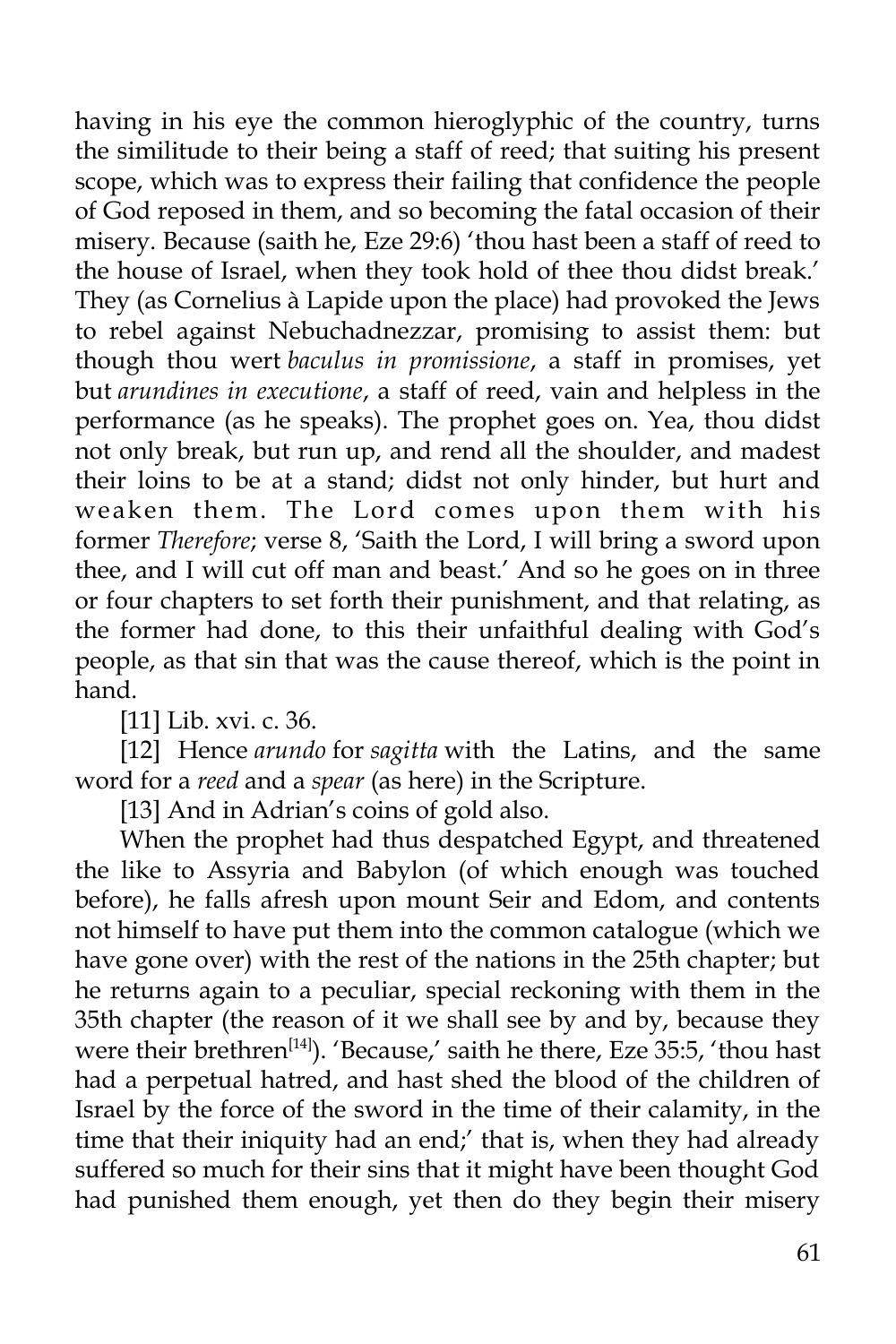having in his eye the common hieroglyphic of the country, turns the similitude to their being a staff of reed; that suiting his present scope, which was to express their failing that confidence the people of God reposed in them, and so becoming the fatal occasion of their misery. Because (saith he, Eze 29:6) 'thou hast been a staff of reed to the house of Israel, when they took hold of thee thou didst break.' They (as Cornelius à Lapide upon the place) had provoked the Jews to rebel against Nebuchadnezzar, promising to assist them: but though thou wert *baculus in promissione*, a staff in promises, yet but *arundines in executione*, a staff of reed, vain and helpless in the performance (as he speaks). The prophet goes on. Yea, thou didst not only break, but run up, and rend all the shoulder, and madest their loins to be at a stand; didst not only hinder, but hurt and weaken them. The Lord comes upon them with his former *Therefore*; verse 8, 'Saith the Lord, I will bring a sword upon thee, and I will cut off man and beast.' And so he goes on in three or four chapters to set forth their punishment, and that relating, as the former had done, to this their unfaithful dealing with God's people, as that sin that was the cause thereof, which is the point in hand.

[11] Lib. xvi. c. 36.

[12] Hence *arundo* for *sagitta* with the Latins, and the same word for a *reed* and a *spear* (as here) in the Scripture.

[13] And in Adrian's coins of gold also.

When the prophet had thus despatched Egypt, and threatened the like to Assyria and Babylon (of which enough was touched before), he falls afresh upon mount Seir and Edom, and contents not himself to have put them into the common catalogue (which we have gone over) with the rest of the nations in the 25th chapter; but he returns again to a peculiar, special reckoning with them in the 35th chapter (the reason of it we shall see by and by, because they were their brethren[14]). 'Because,' saith he there, Eze 35:5, 'thou hast had a perpetual hatred, and hast shed the blood of the children of Israel by the force of the sword in the time of their calamity, in the time that their iniquity had an end;' that is, when they had already suffered so much for their sins that it might have been thought God had punished them enough, yet then do they begin their misery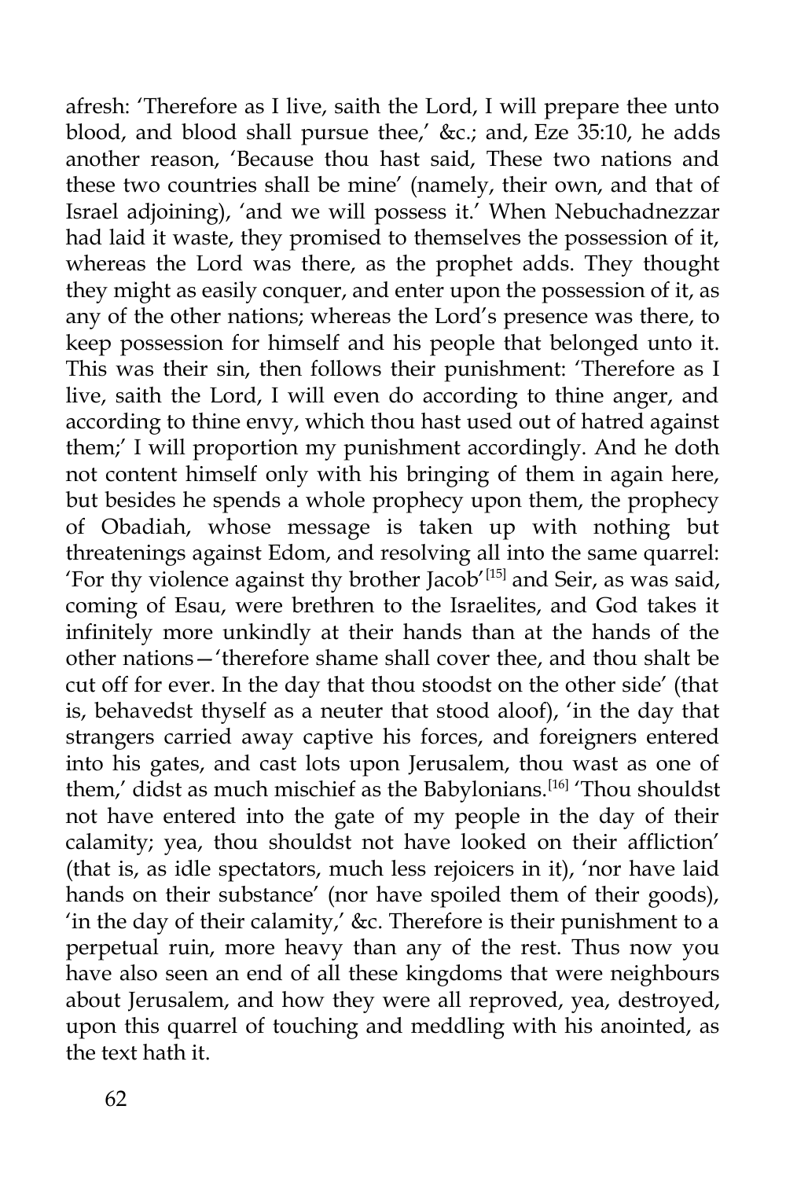afresh: 'Therefore as I live, saith the Lord, I will prepare thee unto blood, and blood shall pursue thee,' &c.; and, Eze 35:10, he adds another reason, 'Because thou hast said, These two nations and these two countries shall be mine' (namely, their own, and that of Israel adjoining), 'and we will possess it.' When Nebuchadnezzar had laid it waste, they promised to themselves the possession of it, whereas the Lord was there, as the prophet adds. They thought they might as easily conquer, and enter upon the possession of it, as any of the other nations; whereas the Lord's presence was there, to keep possession for himself and his people that belonged unto it. This was their sin, then follows their punishment: 'Therefore as I live, saith the Lord, I will even do according to thine anger, and according to thine envy, which thou hast used out of hatred against them;' I will proportion my punishment accordingly. And he doth not content himself only with his bringing of them in again here, but besides he spends a whole prophecy upon them, the prophecy of Obadiah, whose message is taken up with nothing but threatenings against Edom, and resolving all into the same quarrel: 'For thy violence against thy brother Jacob'[15] and Seir, as was said, coming of Esau, were brethren to the Israelites, and God takes it infinitely more unkindly at their hands than at the hands of the other nations—'therefore shame shall cover thee, and thou shalt be cut off for ever. In the day that thou stoodst on the other side' (that is, behavedst thyself as a neuter that stood aloof), 'in the day that strangers carried away captive his forces, and foreigners entered into his gates, and cast lots upon Jerusalem, thou wast as one of them,' didst as much mischief as the Babylonians.[16] 'Thou shouldst not have entered into the gate of my people in the day of their calamity; yea, thou shouldst not have looked on their affliction' (that is, as idle spectators, much less rejoicers in it), 'nor have laid hands on their substance' (nor have spoiled them of their goods), 'in the day of their calamity,' &c. Therefore is their punishment to a perpetual ruin, more heavy than any of the rest. Thus now you have also seen an end of all these kingdoms that were neighbours about Jerusalem, and how they were all reproved, yea, destroyed, upon this quarrel of touching and meddling with his anointed, as the text hath it.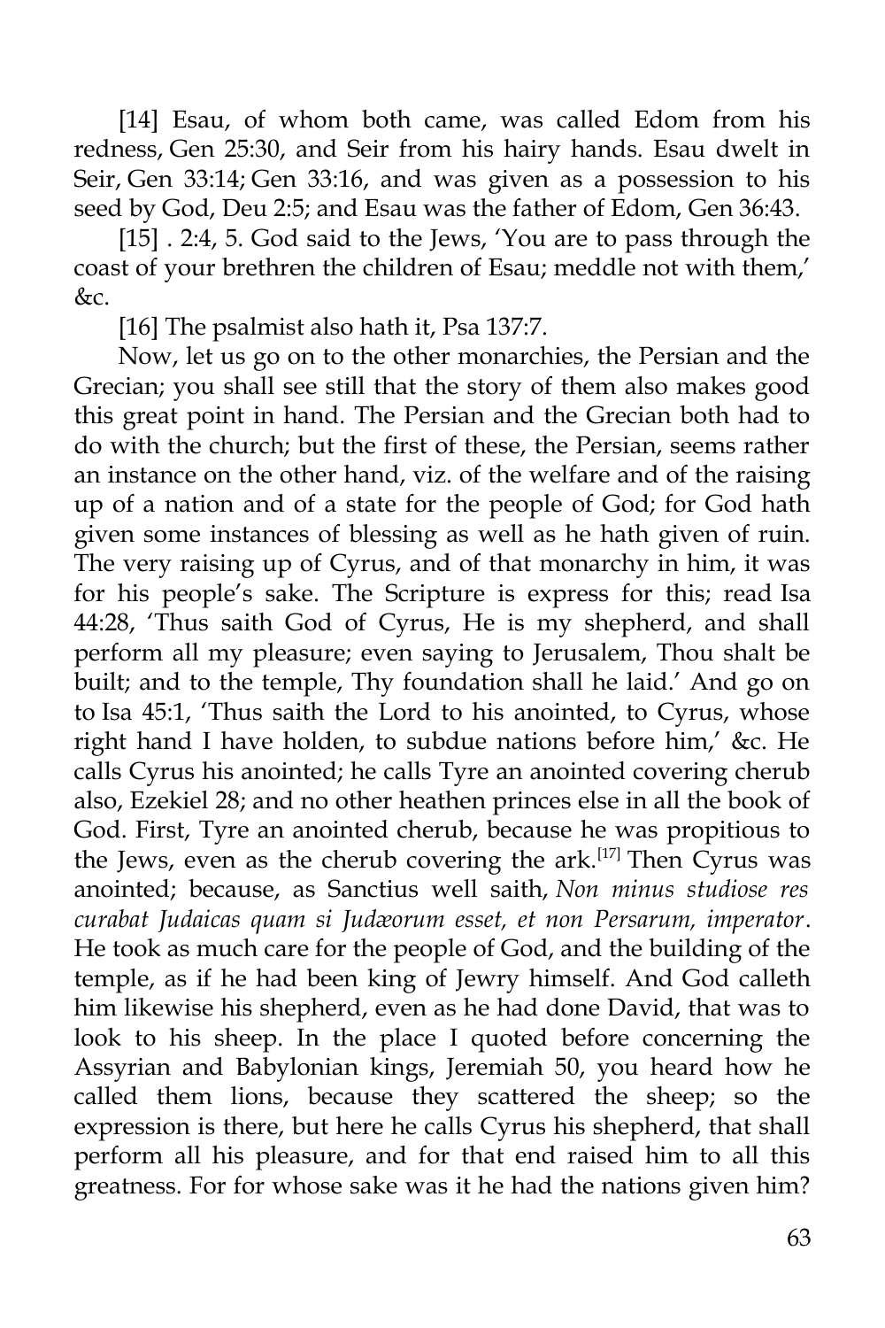[14] Esau, of whom both came, was called Edom from his redness, Gen 25:30, and Seir from his hairy hands. Esau dwelt in Seir, Gen 33:14; Gen 33:16, and was given as a possession to his seed by God, Deu 2:5; and Esau was the father of Edom, Gen 36:43.

[15] . 2:4, 5. God said to the Jews, 'You are to pass through the coast of your brethren the children of Esau; meddle not with them,' &c.

[16] The psalmist also hath it, Psa 137:7.

Now, let us go on to the other monarchies, the Persian and the Grecian; you shall see still that the story of them also makes good this great point in hand. The Persian and the Grecian both had to do with the church; but the first of these, the Persian, seems rather an instance on the other hand, viz. of the welfare and of the raising up of a nation and of a state for the people of God; for God hath given some instances of blessing as well as he hath given of ruin. The very raising up of Cyrus, and of that monarchy in him, it was for his people's sake. The Scripture is express for this; read Isa 44:28, 'Thus saith God of Cyrus, He is my shepherd, and shall perform all my pleasure; even saying to Jerusalem, Thou shalt be built; and to the temple, Thy foundation shall he laid.' And go on to Isa 45:1, 'Thus saith the Lord to his anointed, to Cyrus, whose right hand I have holden, to subdue nations before him,' &c. He calls Cyrus his anointed; he calls Tyre an anointed covering cherub also, Ezekiel 28; and no other heathen princes else in all the book of God. First, Tyre an anointed cherub, because he was propitious to the Jews, even as the cherub covering the ark.[17] Then Cyrus was anointed; because, as Sanctius well saith, *Non minus studiose res curabat Judaicas quam si Judæorum esset, et non Persarum, imperator*. He took as much care for the people of God, and the building of the temple, as if he had been king of Jewry himself. And God calleth him likewise his shepherd, even as he had done David, that was to look to his sheep. In the place I quoted before concerning the Assyrian and Babylonian kings, Jeremiah 50, you heard how he called them lions, because they scattered the sheep; so the expression is there, but here he calls Cyrus his shepherd, that shall perform all his pleasure, and for that end raised him to all this greatness. For for whose sake was it he had the nations given him?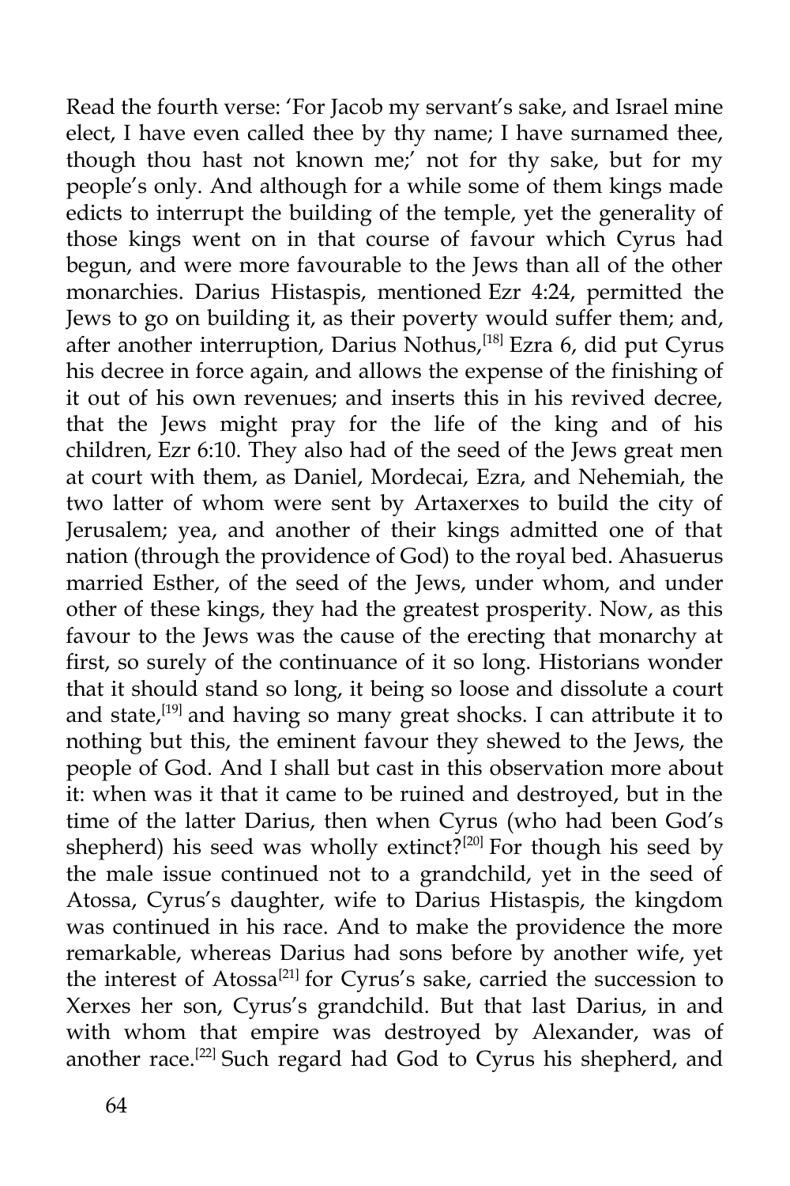Read the fourth verse: 'For Jacob my servant's sake, and Israel mine elect, I have even called thee by thy name; I have surnamed thee, though thou hast not known me;' not for thy sake, but for my people's only. And although for a while some of them kings made edicts to interrupt the building of the temple, yet the generality of those kings went on in that course of favour which Cyrus had begun, and were more favourable to the Jews than all of the other monarchies. Darius Histaspis, mentioned Ezr 4:24, permitted the Jews to go on building it, as their poverty would suffer them; and, after another interruption, Darius Nothus,[18] Ezra 6, did put Cyrus his decree in force again, and allows the expense of the finishing of it out of his own revenues; and inserts this in his revived decree, that the Jews might pray for the life of the king and of his children, Ezr 6:10. They also had of the seed of the Jews great men at court with them, as Daniel, Mordecai, Ezra, and Nehemiah, the two latter of whom were sent by Artaxerxes to build the city of Jerusalem; yea, and another of their kings admitted one of that nation (through the providence of God) to the royal bed. Ahasuerus married Esther, of the seed of the Jews, under whom, and under other of these kings, they had the greatest prosperity. Now, as this favour to the Jews was the cause of the erecting that monarchy at first, so surely of the continuance of it so long. Historians wonder that it should stand so long, it being so loose and dissolute a court and state,[19] and having so many great shocks. I can attribute it to nothing but this, the eminent favour they shewed to the Jews, the people of God. And I shall but cast in this observation more about it: when was it that it came to be ruined and destroyed, but in the time of the latter Darius, then when Cyrus (who had been God's shepherd) his seed was wholly extinct?[20] For though his seed by the male issue continued not to a grandchild, yet in the seed of Atossa, Cyrus's daughter, wife to Darius Histaspis, the kingdom was continued in his race. And to make the providence the more remarkable, whereas Darius had sons before by another wife, yet the interest of Atossa[21] for Cyrus's sake, carried the succession to Xerxes her son, Cyrus's grandchild. But that last Darius, in and with whom that empire was destroyed by Alexander, was of another race.[22] Such regard had God to Cyrus his shepherd, and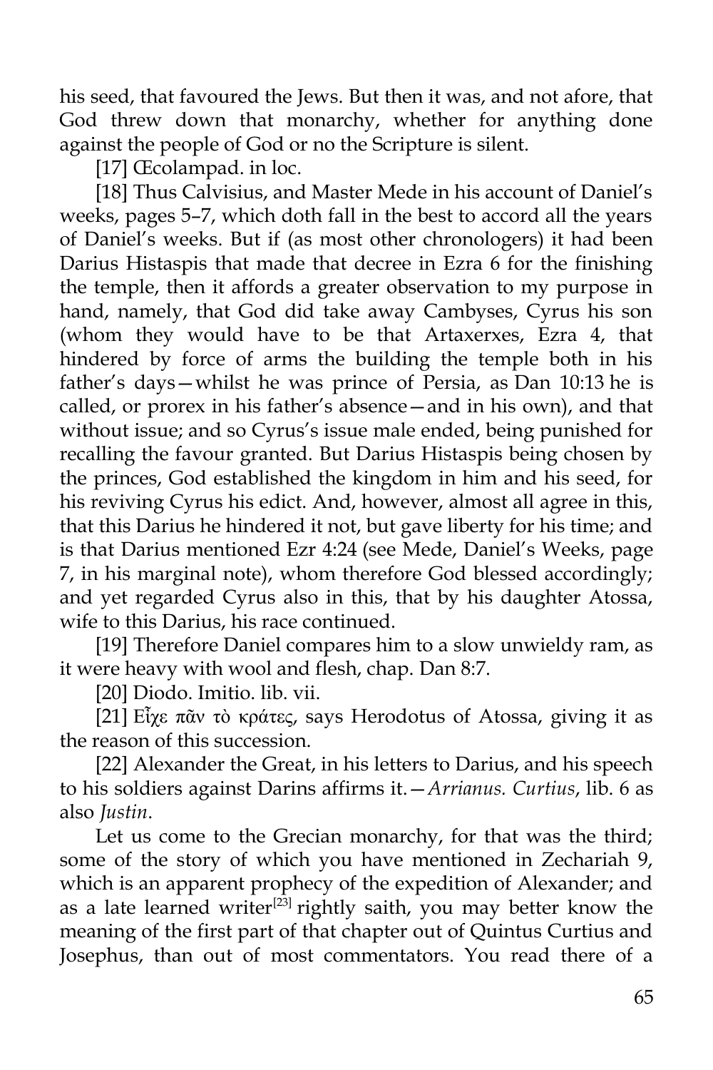his seed, that favoured the Jews. But then it was, and not afore, that God threw down that monarchy, whether for anything done against the people of God or no the Scripture is silent.

[17] Œcolampad. in loc.

[18] Thus Calvisius, and Master Mede in his account of Daniel's weeks, pages 5–7, which doth fall in the best to accord all the years of Daniel's weeks. But if (as most other chronologers) it had been Darius Histaspis that made that decree in Ezra 6 for the finishing the temple, then it affords a greater observation to my purpose in hand, namely, that God did take away Cambyses, Cyrus his son (whom they would have to be that Artaxerxes, Ezra 4, that hindered by force of arms the building the temple both in his father's days—whilst he was prince of Persia, as Dan 10:13 he is called, or prorex in his father's absence—and in his own), and that without issue; and so Cyrus's issue male ended, being punished for recalling the favour granted. But Darius Histaspis being chosen by the princes, God established the kingdom in him and his seed, for his reviving Cyrus his edict. And, however, almost all agree in this, that this Darius he hindered it not, but gave liberty for his time; and is that Darius mentioned Ezr 4:24 (see Mede, Daniel's Weeks, page 7, in his marginal note), whom therefore God blessed accordingly; and yet regarded Cyrus also in this, that by his daughter Atossa, wife to this Darius, his race continued.

[19] Therefore Daniel compares him to a slow unwieldy ram, as it were heavy with wool and flesh, chap. Dan 8:7.

[20] Diodo. Imitio. lib. vii.

[21] Εἶχε πᾶν τὸ κράτες, says Herodotus of Atossa, giving it as the reason of this succession.

[22] Alexander the Great, in his letters to Darius, and his speech to his soldiers against Darins affirms it.—*Arrianus. Curtius*, lib. 6 as also *Justin*.

Let us come to the Grecian monarchy, for that was the third; some of the story of which you have mentioned in Zechariah 9, which is an apparent prophecy of the expedition of Alexander; and as a late learned writer[23] rightly saith, you may better know the meaning of the first part of that chapter out of Quintus Curtius and Josephus, than out of most commentators. You read there of a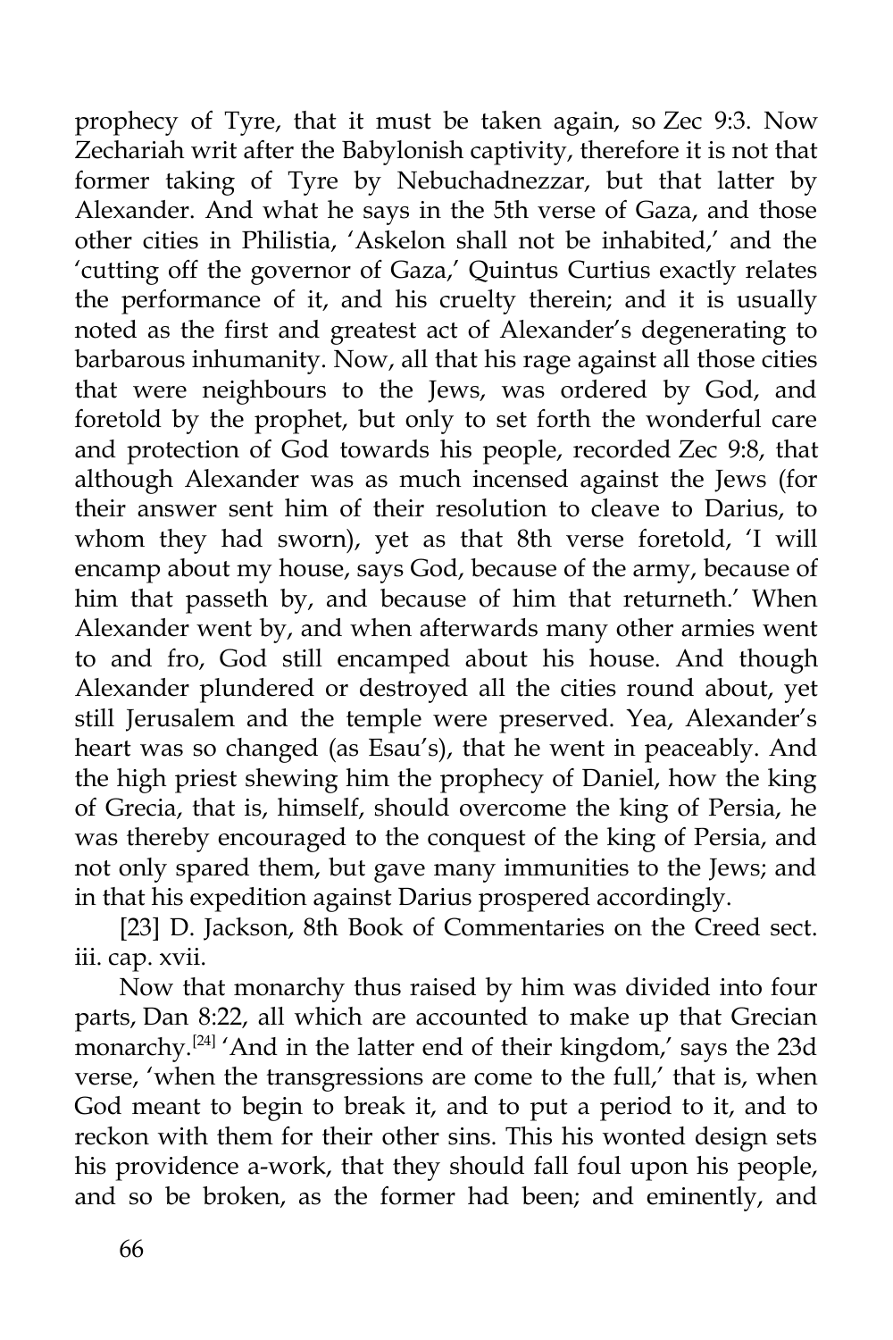prophecy of Tyre, that it must be taken again, so Zec 9:3. Now Zechariah writ after the Babylonish captivity, therefore it is not that former taking of Tyre by Nebuchadnezzar, but that latter by Alexander. And what he says in the 5th verse of Gaza, and those other cities in Philistia, 'Askelon shall not be inhabited,' and the 'cutting off the governor of Gaza,' Quintus Curtius exactly relates the performance of it, and his cruelty therein; and it is usually noted as the first and greatest act of Alexander's degenerating to barbarous inhumanity. Now, all that his rage against all those cities that were neighbours to the Jews, was ordered by God, and foretold by the prophet, but only to set forth the wonderful care and protection of God towards his people, recorded Zec 9:8, that although Alexander was as much incensed against the Jews (for their answer sent him of their resolution to cleave to Darius, to whom they had sworn), yet as that 8th verse foretold, 'I will encamp about my house, says God, because of the army, because of him that passeth by, and because of him that returneth.' When Alexander went by, and when afterwards many other armies went to and fro, God still encamped about his house. And though Alexander plundered or destroyed all the cities round about, yet still Jerusalem and the temple were preserved. Yea, Alexander's heart was so changed (as Esau's), that he went in peaceably. And the high priest shewing him the prophecy of Daniel, how the king of Grecia, that is, himself, should overcome the king of Persia, he was thereby encouraged to the conquest of the king of Persia, and not only spared them, but gave many immunities to the Jews; and in that his expedition against Darius prospered accordingly.

[23] D. Jackson, 8th Book of Commentaries on the Creed sect. iii. cap. xvii.

Now that monarchy thus raised by him was divided into four parts, Dan 8:22, all which are accounted to make up that Grecian monarchy.[24] 'And in the latter end of their kingdom,' says the 23d verse, 'when the transgressions are come to the full,' that is, when God meant to begin to break it, and to put a period to it, and to reckon with them for their other sins. This his wonted design sets his providence a-work, that they should fall foul upon his people, and so be broken, as the former had been; and eminently, and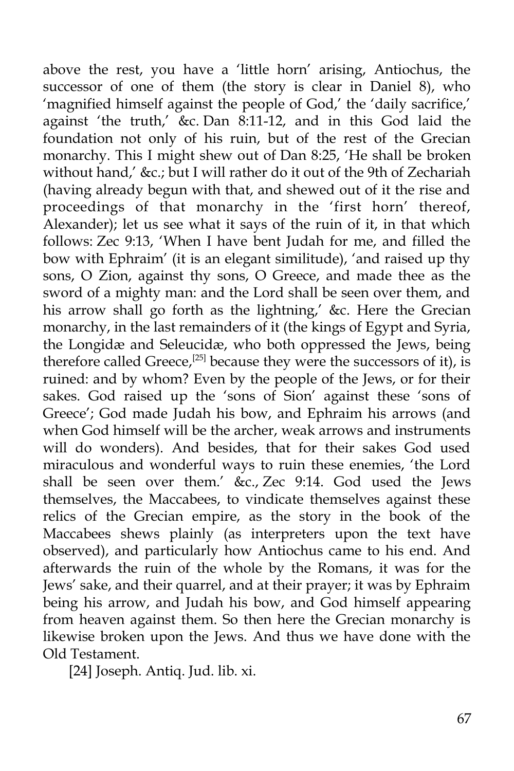above the rest, you have a 'little horn' arising, Antiochus, the successor of one of them (the story is clear in Daniel 8), who 'magnified himself against the people of God,' the 'daily sacrifice,' against 'the truth,' &c. Dan 8:11-12, and in this God laid the foundation not only of his ruin, but of the rest of the Grecian monarchy. This I might shew out of Dan 8:25, 'He shall be broken without hand,' &c.; but I will rather do it out of the 9th of Zechariah (having already begun with that, and shewed out of it the rise and proceedings of that monarchy in the 'first horn' thereof, Alexander); let us see what it says of the ruin of it, in that which follows: Zec 9:13, 'When I have bent Judah for me, and filled the bow with Ephraim' (it is an elegant similitude), 'and raised up thy sons, O Zion, against thy sons, O Greece, and made thee as the sword of a mighty man: and the Lord shall be seen over them, and his arrow shall go forth as the lightning,' &c. Here the Grecian monarchy, in the last remainders of it (the kings of Egypt and Syria, the Longidæ and Seleucidæ, who both oppressed the Jews, being therefore called Greece,[25] because they were the successors of it), is ruined: and by whom? Even by the people of the Jews, or for their sakes. God raised up the 'sons of Sion' against these 'sons of Greece'; God made Judah his bow, and Ephraim his arrows (and when God himself will be the archer, weak arrows and instruments will do wonders). And besides, that for their sakes God used miraculous and wonderful ways to ruin these enemies, 'the Lord shall be seen over them.' &c., Zec 9:14. God used the Jews themselves, the Maccabees, to vindicate themselves against these relics of the Grecian empire, as the story in the book of the Maccabees shews plainly (as interpreters upon the text have observed), and particularly how Antiochus came to his end. And afterwards the ruin of the whole by the Romans, it was for the Jews' sake, and their quarrel, and at their prayer; it was by Ephraim being his arrow, and Judah his bow, and God himself appearing from heaven against them. So then here the Grecian monarchy is likewise broken upon the Jews. And thus we have done with the Old Testament.

[24] Joseph. Antiq. Jud. lib. xi.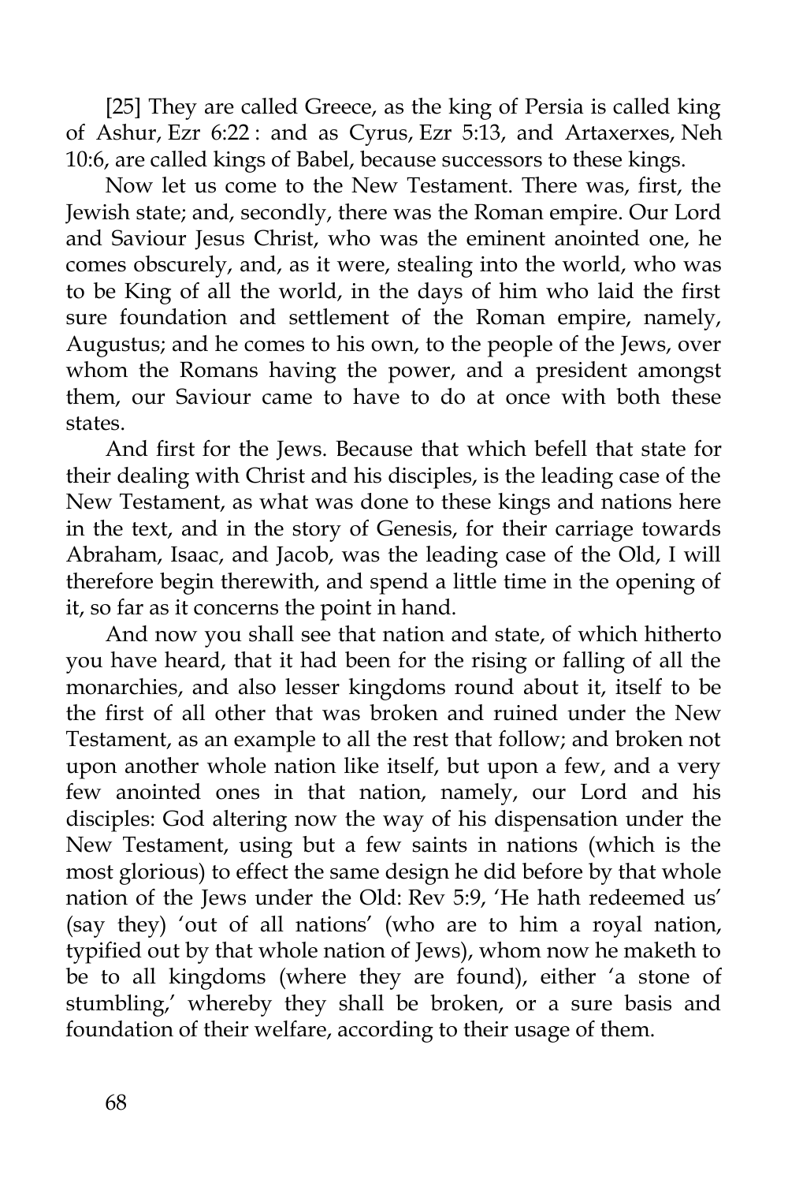[25] They are called Greece, as the king of Persia is called king of Ashur, Ezr 6:22 : and as Cyrus, Ezr 5:13, and Artaxerxes, Neh 10:6, are called kings of Babel, because successors to these kings.

Now let us come to the New Testament. There was, first, the Jewish state; and, secondly, there was the Roman empire. Our Lord and Saviour Jesus Christ, who was the eminent anointed one, he comes obscurely, and, as it were, stealing into the world, who was to be King of all the world, in the days of him who laid the first sure foundation and settlement of the Roman empire, namely, Augustus; and he comes to his own, to the people of the Jews, over whom the Romans having the power, and a president amongst them, our Saviour came to have to do at once with both these states.

And first for the Jews. Because that which befell that state for their dealing with Christ and his disciples, is the leading case of the New Testament, as what was done to these kings and nations here in the text, and in the story of Genesis, for their carriage towards Abraham, Isaac, and Jacob, was the leading case of the Old, I will therefore begin therewith, and spend a little time in the opening of it, so far as it concerns the point in hand.

And now you shall see that nation and state, of which hitherto you have heard, that it had been for the rising or falling of all the monarchies, and also lesser kingdoms round about it, itself to be the first of all other that was broken and ruined under the New Testament, as an example to all the rest that follow; and broken not upon another whole nation like itself, but upon a few, and a very few anointed ones in that nation, namely, our Lord and his disciples: God altering now the way of his dispensation under the New Testament, using but a few saints in nations (which is the most glorious) to effect the same design he did before by that whole nation of the Jews under the Old: Rev 5:9, 'He hath redeemed us' (say they) 'out of all nations' (who are to him a royal nation, typified out by that whole nation of Jews), whom now he maketh to be to all kingdoms (where they are found), either 'a stone of stumbling,' whereby they shall be broken, or a sure basis and foundation of their welfare, according to their usage of them.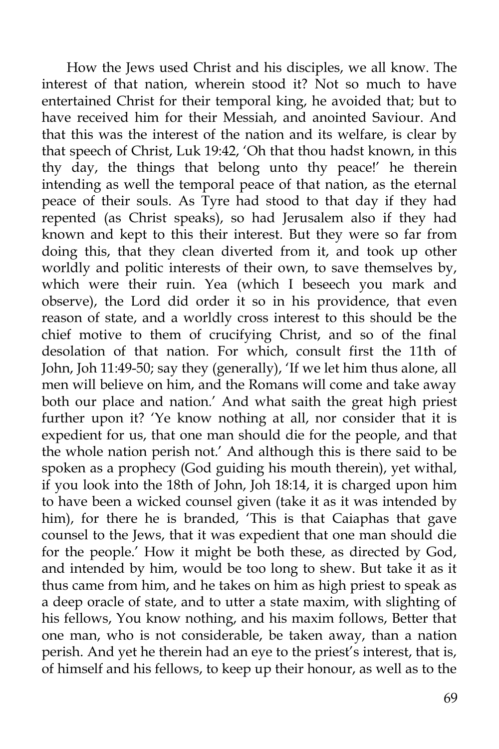How the Jews used Christ and his disciples, we all know. The interest of that nation, wherein stood it? Not so much to have entertained Christ for their temporal king, he avoided that; but to have received him for their Messiah, and anointed Saviour. And that this was the interest of the nation and its welfare, is clear by that speech of Christ, Luk 19:42, 'Oh that thou hadst known, in this thy day, the things that belong unto thy peace!' he therein intending as well the temporal peace of that nation, as the eternal peace of their souls. As Tyre had stood to that day if they had repented (as Christ speaks), so had Jerusalem also if they had known and kept to this their interest. But they were so far from doing this, that they clean diverted from it, and took up other worldly and politic interests of their own, to save themselves by, which were their ruin. Yea (which I beseech you mark and observe), the Lord did order it so in his providence, that even reason of state, and a worldly cross interest to this should be the chief motive to them of crucifying Christ, and so of the final desolation of that nation. For which, consult first the 11th of John, Joh 11:49-50; say they (generally), 'If we let him thus alone, all men will believe on him, and the Romans will come and take away both our place and nation.' And what saith the great high priest further upon it? 'Ye know nothing at all, nor consider that it is expedient for us, that one man should die for the people, and that the whole nation perish not.' And although this is there said to be spoken as a prophecy (God guiding his mouth therein), yet withal, if you look into the 18th of John, Joh 18:14, it is charged upon him to have been a wicked counsel given (take it as it was intended by him), for there he is branded, 'This is that Caiaphas that gave counsel to the Jews, that it was expedient that one man should die for the people.' How it might be both these, as directed by God, and intended by him, would be too long to shew. But take it as it thus came from him, and he takes on him as high priest to speak as a deep oracle of state, and to utter a state maxim, with slighting of his fellows, You know nothing, and his maxim follows, Better that one man, who is not considerable, be taken away, than a nation perish. And yet he therein had an eye to the priest's interest, that is, of himself and his fellows, to keep up their honour, as well as to the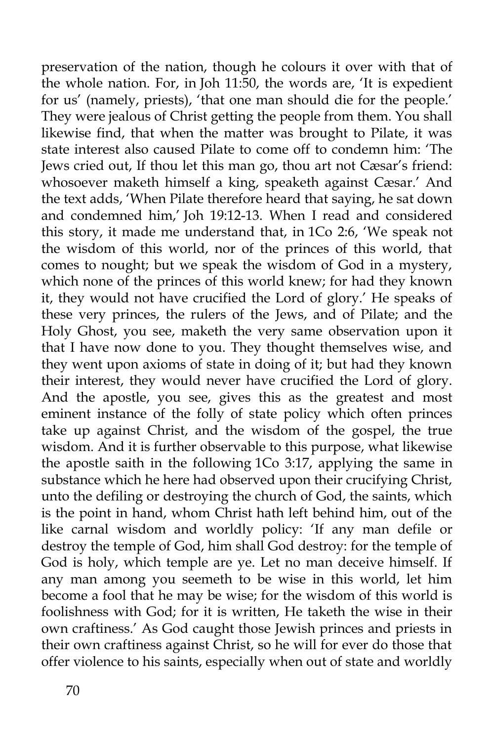preservation of the nation, though he colours it over with that of the whole nation. For, in Joh 11:50, the words are, 'It is expedient for us' (namely, priests), 'that one man should die for the people.' They were jealous of Christ getting the people from them. You shall likewise find, that when the matter was brought to Pilate, it was state interest also caused Pilate to come off to condemn him: 'The Jews cried out, If thou let this man go, thou art not Cæsar's friend: whosoever maketh himself a king, speaketh against Cæsar.' And the text adds, 'When Pilate therefore heard that saying, he sat down and condemned him,' Joh 19:12-13. When I read and considered this story, it made me understand that, in 1Co 2:6, 'We speak not the wisdom of this world, nor of the princes of this world, that comes to nought; but we speak the wisdom of God in a mystery, which none of the princes of this world knew; for had they known it, they would not have crucified the Lord of glory.' He speaks of these very princes, the rulers of the Jews, and of Pilate; and the Holy Ghost, you see, maketh the very same observation upon it that I have now done to you. They thought themselves wise, and they went upon axioms of state in doing of it; but had they known their interest, they would never have crucified the Lord of glory. And the apostle, you see, gives this as the greatest and most eminent instance of the folly of state policy which often princes take up against Christ, and the wisdom of the gospel, the true wisdom. And it is further observable to this purpose, what likewise the apostle saith in the following 1Co 3:17, applying the same in substance which he here had observed upon their crucifying Christ, unto the defiling or destroying the church of God, the saints, which is the point in hand, whom Christ hath left behind him, out of the like carnal wisdom and worldly policy: 'If any man defile or destroy the temple of God, him shall God destroy: for the temple of God is holy, which temple are ye. Let no man deceive himself. If any man among you seemeth to be wise in this world, let him become a fool that he may be wise; for the wisdom of this world is foolishness with God; for it is written, He taketh the wise in their own craftiness.' As God caught those Jewish princes and priests in their own craftiness against Christ, so he will for ever do those that offer violence to his saints, especially when out of state and worldly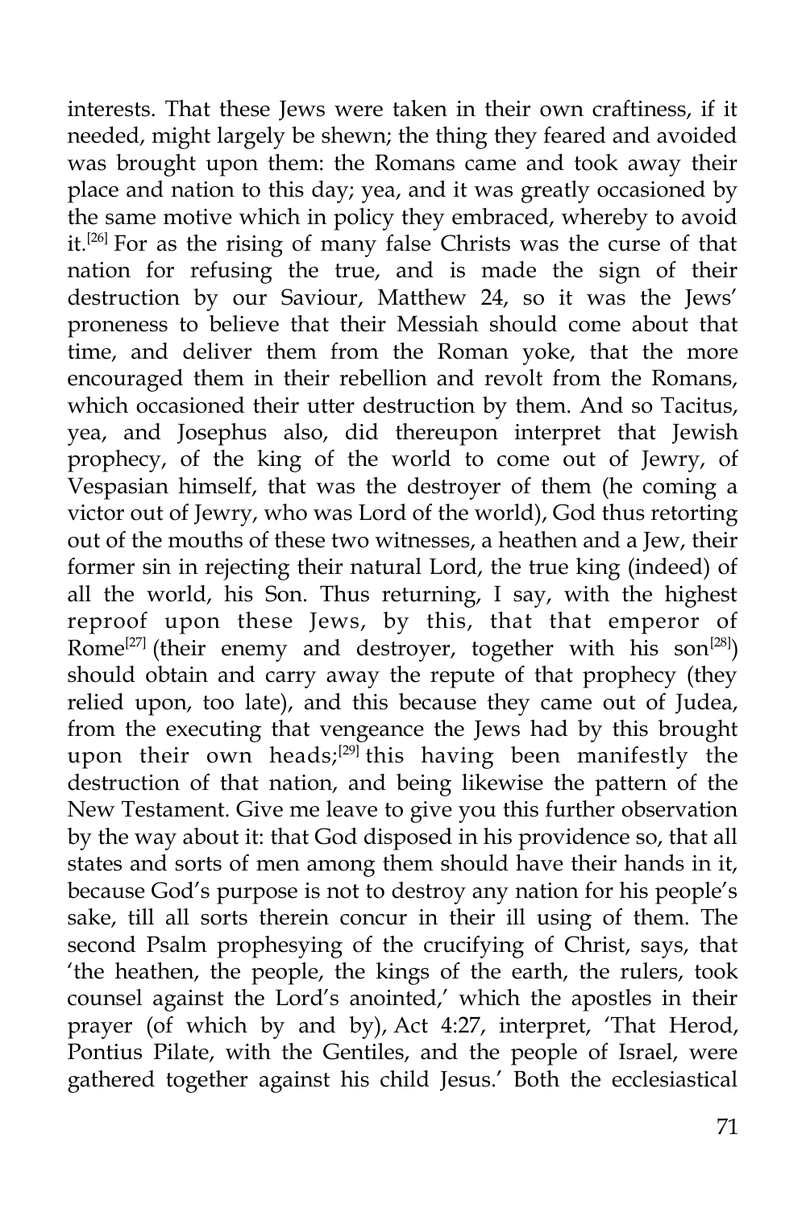interests. That these Jews were taken in their own craftiness, if it needed, might largely be shewn; the thing they feared and avoided was brought upon them: the Romans came and took away their place and nation to this day; yea, and it was greatly occasioned by the same motive which in policy they embraced, whereby to avoid it.[26] For as the rising of many false Christs was the curse of that nation for refusing the true, and is made the sign of their destruction by our Saviour, Matthew 24, so it was the Jews' proneness to believe that their Messiah should come about that time, and deliver them from the Roman yoke, that the more encouraged them in their rebellion and revolt from the Romans, which occasioned their utter destruction by them. And so Tacitus, yea, and Josephus also, did thereupon interpret that Jewish prophecy, of the king of the world to come out of Jewry, of Vespasian himself, that was the destroyer of them (he coming a victor out of Jewry, who was Lord of the world), God thus retorting out of the mouths of these two witnesses, a heathen and a Jew, their former sin in rejecting their natural Lord, the true king (indeed) of all the world, his Son. Thus returning, I say, with the highest reproof upon these Jews, by this, that that emperor of Rome[27] (their enemy and destroyer, together with his son[28]) should obtain and carry away the repute of that prophecy (they relied upon, too late), and this because they came out of Judea, from the executing that vengeance the Jews had by this brought upon their own heads;[29] this having been manifestly the destruction of that nation, and being likewise the pattern of the New Testament. Give me leave to give you this further observation by the way about it: that God disposed in his providence so, that all states and sorts of men among them should have their hands in it, because God's purpose is not to destroy any nation for his people's sake, till all sorts therein concur in their ill using of them. The second Psalm prophesying of the crucifying of Christ, says, that 'the heathen, the people, the kings of the earth, the rulers, took counsel against the Lord's anointed,' which the apostles in their prayer (of which by and by), Act 4:27, interpret, 'That Herod, Pontius Pilate, with the Gentiles, and the people of Israel, were gathered together against his child Jesus.' Both the ecclesiastical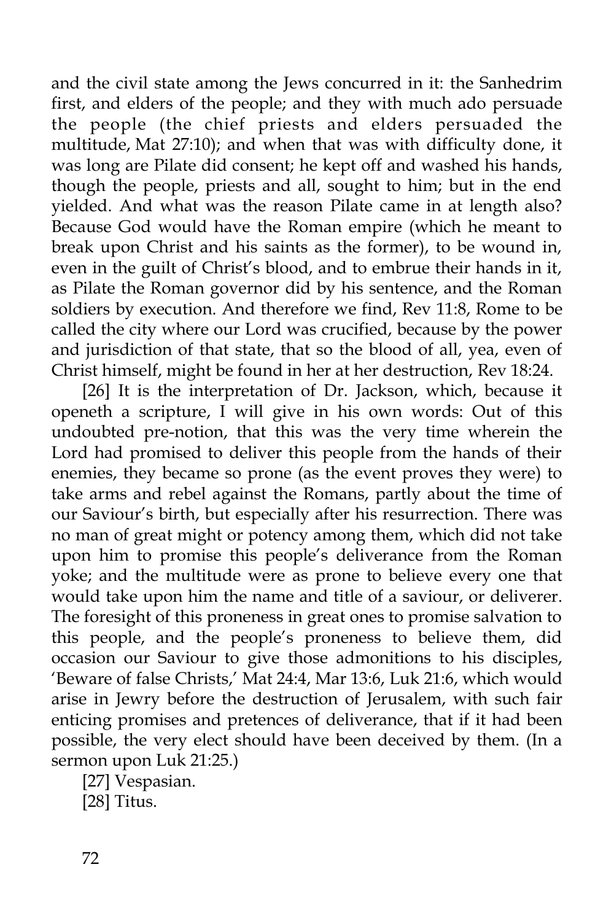and the civil state among the Jews concurred in it: the Sanhedrim first, and elders of the people; and they with much ado persuade the people (the chief priests and elders persuaded the multitude, Mat 27:10); and when that was with difficulty done, it was long are Pilate did consent; he kept off and washed his hands, though the people, priests and all, sought to him; but in the end yielded. And what was the reason Pilate came in at length also? Because God would have the Roman empire (which he meant to break upon Christ and his saints as the former), to be wound in, even in the guilt of Christ's blood, and to embrue their hands in it, as Pilate the Roman governor did by his sentence, and the Roman soldiers by execution. And therefore we find, Rev 11:8, Rome to be called the city where our Lord was crucified, because by the power and jurisdiction of that state, that so the blood of all, yea, even of Christ himself, might be found in her at her destruction, Rev 18:24.

[26] It is the interpretation of Dr. Jackson, which, because it openeth a scripture, I will give in his own words: Out of this undoubted pre-notion, that this was the very time wherein the Lord had promised to deliver this people from the hands of their enemies, they became so prone (as the event proves they were) to take arms and rebel against the Romans, partly about the time of our Saviour's birth, but especially after his resurrection. There was no man of great might or potency among them, which did not take upon him to promise this people's deliverance from the Roman yoke; and the multitude were as prone to believe every one that would take upon him the name and title of a saviour, or deliverer. The foresight of this proneness in great ones to promise salvation to this people, and the people's proneness to believe them, did occasion our Saviour to give those admonitions to his disciples, 'Beware of false Christs,' Mat 24:4, Mar 13:6, Luk 21:6, which would arise in Jewry before the destruction of Jerusalem, with such fair enticing promises and pretences of deliverance, that if it had been possible, the very elect should have been deceived by them. (In a sermon upon Luk 21:25.)

[27] Vespasian.

[28] Titus.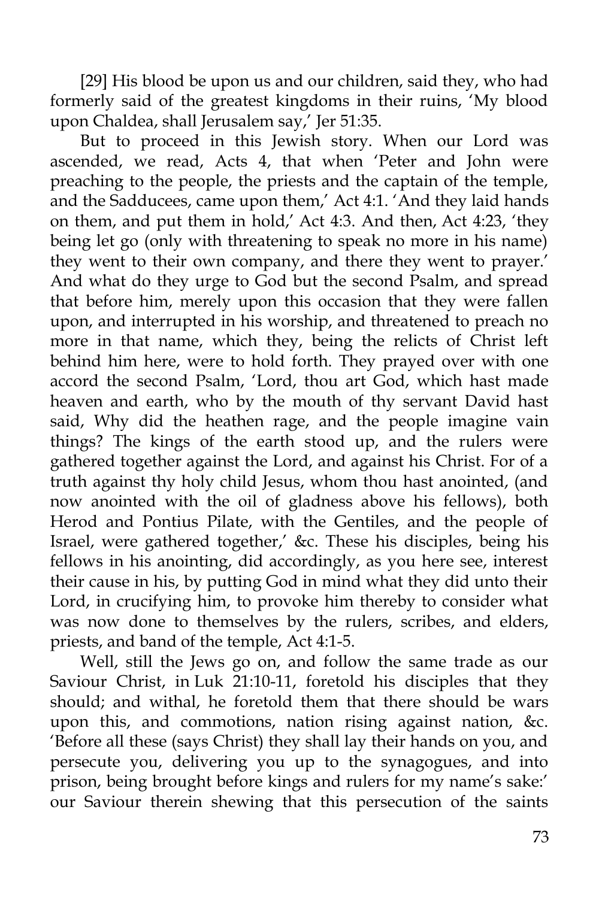[29] His blood be upon us and our children, said they, who had formerly said of the greatest kingdoms in their ruins, 'My blood upon Chaldea, shall Jerusalem say,' Jer 51:35.

But to proceed in this Jewish story. When our Lord was ascended, we read, Acts 4, that when 'Peter and John were preaching to the people, the priests and the captain of the temple, and the Sadducees, came upon them,' Act 4:1. 'And they laid hands on them, and put them in hold,' Act 4:3. And then, Act 4:23, 'they being let go (only with threatening to speak no more in his name) they went to their own company, and there they went to prayer.' And what do they urge to God but the second Psalm, and spread that before him, merely upon this occasion that they were fallen upon, and interrupted in his worship, and threatened to preach no more in that name, which they, being the relicts of Christ left behind him here, were to hold forth. They prayed over with one accord the second Psalm, 'Lord, thou art God, which hast made heaven and earth, who by the mouth of thy servant David hast said, Why did the heathen rage, and the people imagine vain things? The kings of the earth stood up, and the rulers were gathered together against the Lord, and against his Christ. For of a truth against thy holy child Jesus, whom thou hast anointed, (and now anointed with the oil of gladness above his fellows), both Herod and Pontius Pilate, with the Gentiles, and the people of Israel, were gathered together,' &c. These his disciples, being his fellows in his anointing, did accordingly, as you here see, interest their cause in his, by putting God in mind what they did unto their Lord, in crucifying him, to provoke him thereby to consider what was now done to themselves by the rulers, scribes, and elders, priests, and band of the temple, Act 4:1-5.

Well, still the Jews go on, and follow the same trade as our Saviour Christ, in Luk 21:10-11, foretold his disciples that they should; and withal, he foretold them that there should be wars upon this, and commotions, nation rising against nation, &c. 'Before all these (says Christ) they shall lay their hands on you, and persecute you, delivering you up to the synagogues, and into prison, being brought before kings and rulers for my name's sake:' our Saviour therein shewing that this persecution of the saints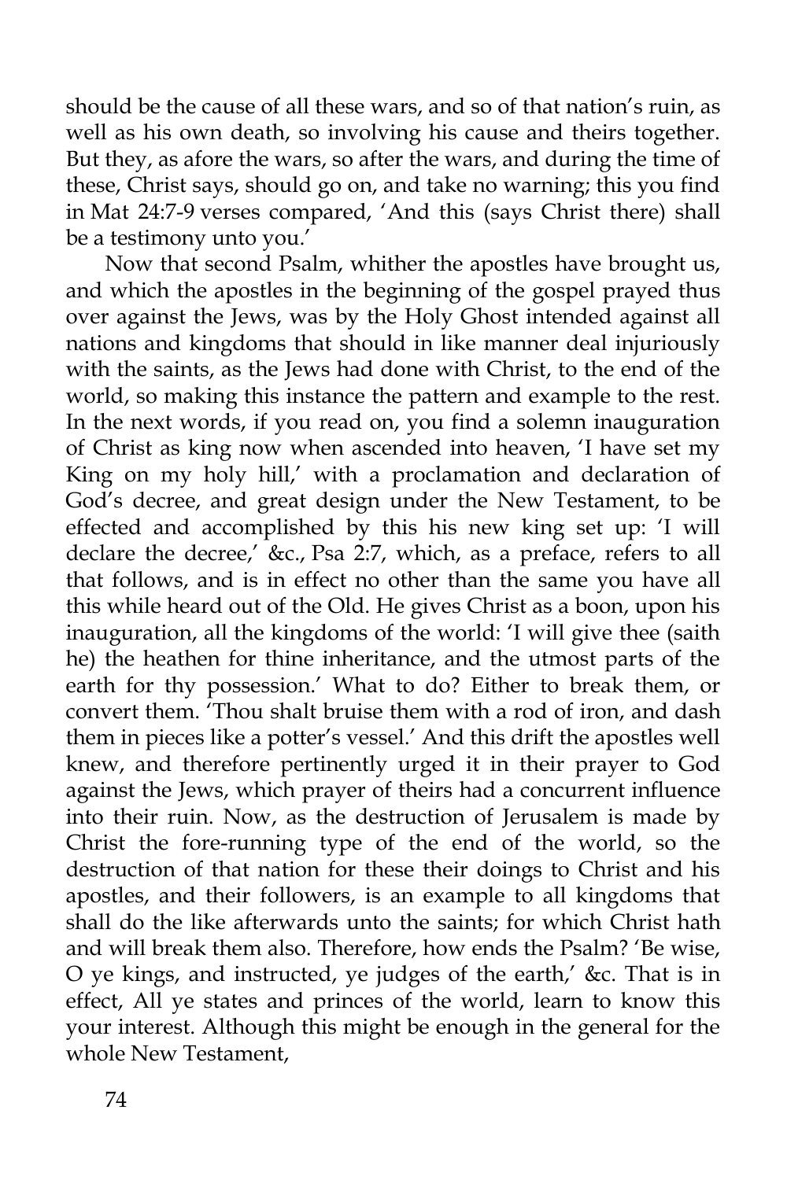should be the cause of all these wars, and so of that nation's ruin, as well as his own death, so involving his cause and theirs together. But they, as afore the wars, so after the wars, and during the time of these, Christ says, should go on, and take no warning; this you find in Mat 24:7-9 verses compared, 'And this (says Christ there) shall be a testimony unto you.'

Now that second Psalm, whither the apostles have brought us, and which the apostles in the beginning of the gospel prayed thus over against the Jews, was by the Holy Ghost intended against all nations and kingdoms that should in like manner deal injuriously with the saints, as the Jews had done with Christ, to the end of the world, so making this instance the pattern and example to the rest. In the next words, if you read on, you find a solemn inauguration of Christ as king now when ascended into heaven, 'I have set my King on my holy hill,' with a proclamation and declaration of God's decree, and great design under the New Testament, to be effected and accomplished by this his new king set up: 'I will declare the decree,' &c., Psa 2:7, which, as a preface, refers to all that follows, and is in effect no other than the same you have all this while heard out of the Old. He gives Christ as a boon, upon his inauguration, all the kingdoms of the world: 'I will give thee (saith he) the heathen for thine inheritance, and the utmost parts of the earth for thy possession.' What to do? Either to break them, or convert them. 'Thou shalt bruise them with a rod of iron, and dash them in pieces like a potter's vessel.' And this drift the apostles well knew, and therefore pertinently urged it in their prayer to God against the Jews, which prayer of theirs had a concurrent influence into their ruin. Now, as the destruction of Jerusalem is made by Christ the fore-running type of the end of the world, so the destruction of that nation for these their doings to Christ and his apostles, and their followers, is an example to all kingdoms that shall do the like afterwards unto the saints; for which Christ hath and will break them also. Therefore, how ends the Psalm? 'Be wise, O ye kings, and instructed, ye judges of the earth,' &c. That is in effect, All ye states and princes of the world, learn to know this your interest. Although this might be enough in the general for the whole New Testament,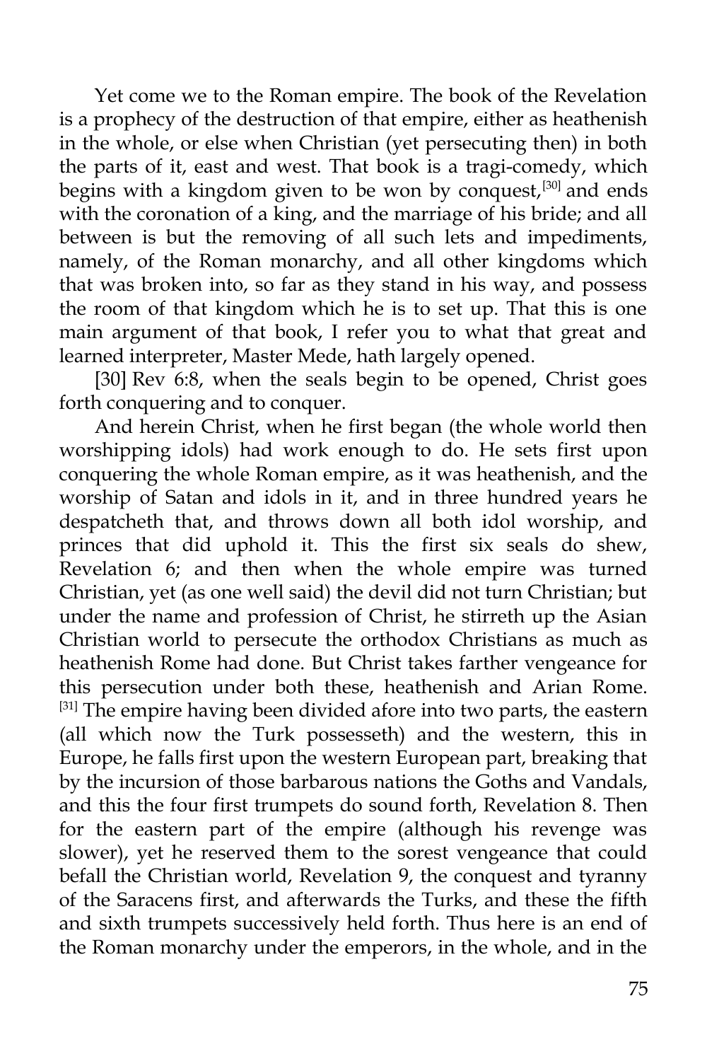Yet come we to the Roman empire. The book of the Revelation is a prophecy of the destruction of that empire, either as heathenish in the whole, or else when Christian (yet persecuting then) in both the parts of it, east and west. That book is a tragi-comedy, which begins with a kingdom given to be won by conquest,[30] and ends with the coronation of a king, and the marriage of his bride; and all between is but the removing of all such lets and impediments, namely, of the Roman monarchy, and all other kingdoms which that was broken into, so far as they stand in his way, and possess the room of that kingdom which he is to set up. That this is one main argument of that book, I refer you to what that great and learned interpreter, Master Mede, hath largely opened.

[30] Rev 6:8, when the seals begin to be opened, Christ goes forth conquering and to conquer.

And herein Christ, when he first began (the whole world then worshipping idols) had work enough to do. He sets first upon conquering the whole Roman empire, as it was heathenish, and the worship of Satan and idols in it, and in three hundred years he despatcheth that, and throws down all both idol worship, and princes that did uphold it. This the first six seals do shew, Revelation 6; and then when the whole empire was turned Christian, yet (as one well said) the devil did not turn Christian; but under the name and profession of Christ, he stirreth up the Asian Christian world to persecute the orthodox Christians as much as heathenish Rome had done. But Christ takes farther vengeance for this persecution under both these, heathenish and Arian Rome. [31] The empire having been divided afore into two parts, the eastern (all which now the Turk possesseth) and the western, this in Europe, he falls first upon the western European part, breaking that by the incursion of those barbarous nations the Goths and Vandals, and this the four first trumpets do sound forth, Revelation 8. Then for the eastern part of the empire (although his revenge was slower), yet he reserved them to the sorest vengeance that could befall the Christian world, Revelation 9, the conquest and tyranny of the Saracens first, and afterwards the Turks, and these the fifth and sixth trumpets successively held forth. Thus here is an end of the Roman monarchy under the emperors, in the whole, and in the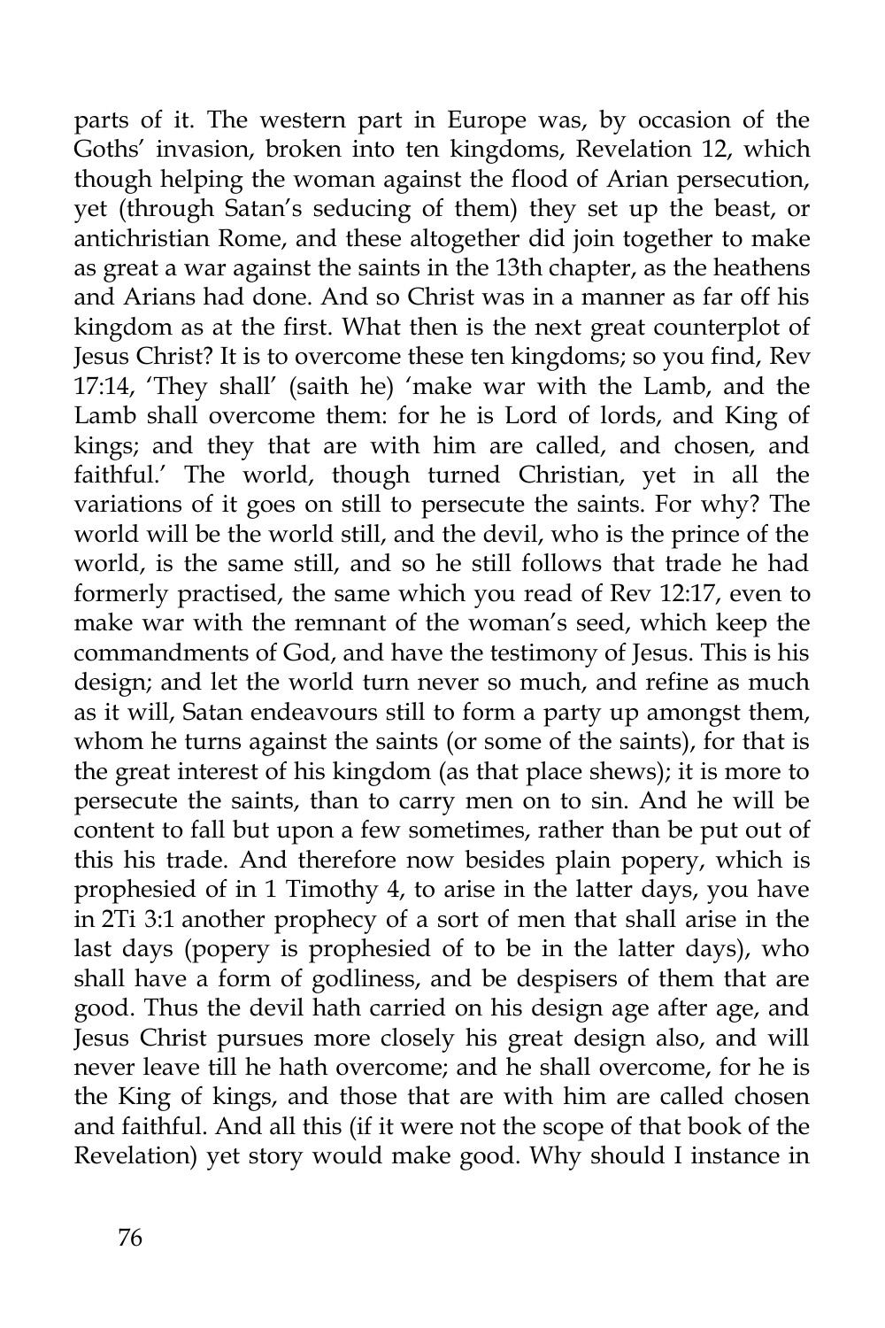parts of it. The western part in Europe was, by occasion of the Goths' invasion, broken into ten kingdoms, Revelation 12, which though helping the woman against the flood of Arian persecution, yet (through Satan's seducing of them) they set up the beast, or antichristian Rome, and these altogether did join together to make as great a war against the saints in the 13th chapter, as the heathens and Arians had done. And so Christ was in a manner as far off his kingdom as at the first. What then is the next great counterplot of Jesus Christ? It is to overcome these ten kingdoms; so you find, Rev 17:14, 'They shall' (saith he) 'make war with the Lamb, and the Lamb shall overcome them: for he is Lord of lords, and King of kings; and they that are with him are called, and chosen, and faithful.' The world, though turned Christian, yet in all the variations of it goes on still to persecute the saints. For why? The world will be the world still, and the devil, who is the prince of the world, is the same still, and so he still follows that trade he had formerly practised, the same which you read of Rev 12:17, even to make war with the remnant of the woman's seed, which keep the commandments of God, and have the testimony of Jesus. This is his design; and let the world turn never so much, and refine as much as it will, Satan endeavours still to form a party up amongst them, whom he turns against the saints (or some of the saints), for that is the great interest of his kingdom (as that place shews); it is more to persecute the saints, than to carry men on to sin. And he will be content to fall but upon a few sometimes, rather than be put out of this his trade. And therefore now besides plain popery, which is prophesied of in 1 Timothy 4, to arise in the latter days, you have in 2Ti 3:1 another prophecy of a sort of men that shall arise in the last days (popery is prophesied of to be in the latter days), who shall have a form of godliness, and be despisers of them that are good. Thus the devil hath carried on his design age after age, and Jesus Christ pursues more closely his great design also, and will never leave till he hath overcome; and he shall overcome, for he is the King of kings, and those that are with him are called chosen and faithful. And all this (if it were not the scope of that book of the Revelation) yet story would make good. Why should I instance in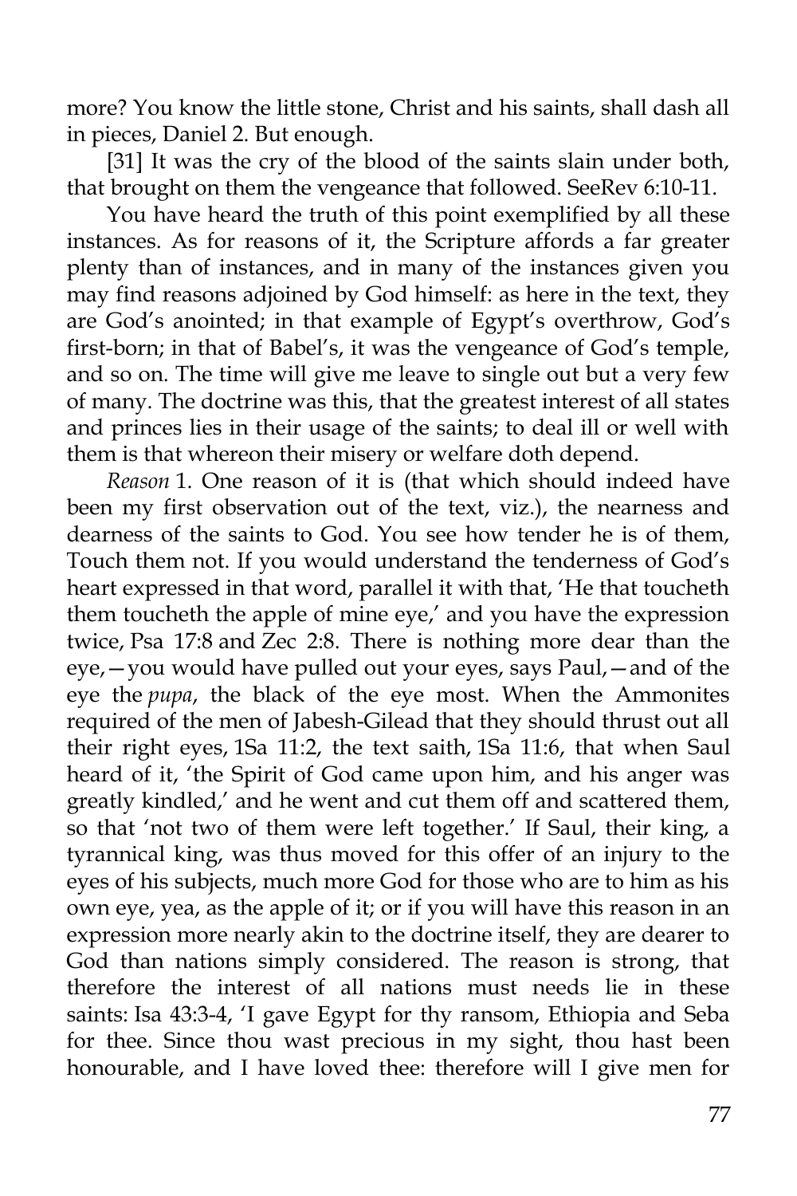more? You know the little stone, Christ and his saints, shall dash all in pieces, Daniel 2. But enough.

[31] It was the cry of the blood of the saints slain under both, that brought on them the vengeance that followed. SeeRev 6:10-11.

You have heard the truth of this point exemplified by all these instances. As for reasons of it, the Scripture affords a far greater plenty than of instances, and in many of the instances given you may find reasons adjoined by God himself: as here in the text, they are God's anointed; in that example of Egypt's overthrow, God's first-born; in that of Babel's, it was the vengeance of God's temple, and so on. The time will give me leave to single out but a very few of many. The doctrine was this, that the greatest interest of all states and princes lies in their usage of the saints; to deal ill or well with them is that whereon their misery or welfare doth depend.

*Reason* 1. One reason of it is (that which should indeed have been my first observation out of the text, viz.), the nearness and dearness of the saints to God. You see how tender he is of them, Touch them not. If you would understand the tenderness of God's heart expressed in that word, parallel it with that, 'He that toucheth them toucheth the apple of mine eye,' and you have the expression twice, Psa 17:8 and Zec 2:8. There is nothing more dear than the eye,—you would have pulled out your eyes, says Paul,—and of the eye the *pupa*, the black of the eye most. When the Ammonites required of the men of Jabesh-Gilead that they should thrust out all their right eyes, 1Sa 11:2, the text saith, 1Sa 11:6, that when Saul heard of it, 'the Spirit of God came upon him, and his anger was greatly kindled,' and he went and cut them off and scattered them, so that 'not two of them were left together.' If Saul, their king, a tyrannical king, was thus moved for this offer of an injury to the eyes of his subjects, much more God for those who are to him as his own eye, yea, as the apple of it; or if you will have this reason in an expression more nearly akin to the doctrine itself, they are dearer to God than nations simply considered. The reason is strong, that therefore the interest of all nations must needs lie in these saints: Isa 43:3-4, 'I gave Egypt for thy ransom, Ethiopia and Seba for thee. Since thou wast precious in my sight, thou hast been honourable, and I have loved thee: therefore will I give men for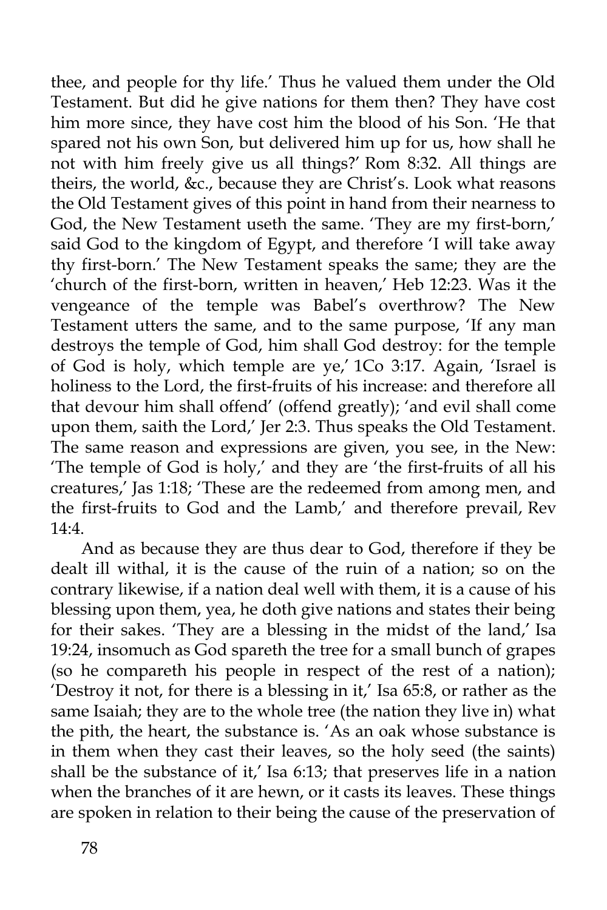thee, and people for thy life.' Thus he valued them under the Old Testament. But did he give nations for them then? They have cost him more since, they have cost him the blood of his Son. 'He that spared not his own Son, but delivered him up for us, how shall he not with him freely give us all things?' Rom 8:32. All things are theirs, the world, &c., because they are Christ's. Look what reasons the Old Testament gives of this point in hand from their nearness to God, the New Testament useth the same. 'They are my first-born,' said God to the kingdom of Egypt, and therefore 'I will take away thy first-born.' The New Testament speaks the same; they are the 'church of the first-born, written in heaven,' Heb 12:23. Was it the vengeance of the temple was Babel's overthrow? The New Testament utters the same, and to the same purpose, 'If any man destroys the temple of God, him shall God destroy: for the temple of God is holy, which temple are ye,' 1Co 3:17. Again, 'Israel is holiness to the Lord, the first-fruits of his increase: and therefore all that devour him shall offend' (offend greatly); 'and evil shall come upon them, saith the Lord,' Jer 2:3. Thus speaks the Old Testament. The same reason and expressions are given, you see, in the New: 'The temple of God is holy,' and they are 'the first-fruits of all his creatures,' Jas 1:18; 'These are the redeemed from among men, and the first-fruits to God and the Lamb,' and therefore prevail, Rev 14:4.

And as because they are thus dear to God, therefore if they be dealt ill withal, it is the cause of the ruin of a nation; so on the contrary likewise, if a nation deal well with them, it is a cause of his blessing upon them, yea, he doth give nations and states their being for their sakes. 'They are a blessing in the midst of the land,' Isa 19:24, insomuch as God spareth the tree for a small bunch of grapes (so he compareth his people in respect of the rest of a nation); 'Destroy it not, for there is a blessing in it,' Isa 65:8, or rather as the same Isaiah; they are to the whole tree (the nation they live in) what the pith, the heart, the substance is. 'As an oak whose substance is in them when they cast their leaves, so the holy seed (the saints) shall be the substance of it,' Isa 6:13; that preserves life in a nation when the branches of it are hewn, or it casts its leaves. These things are spoken in relation to their being the cause of the preservation of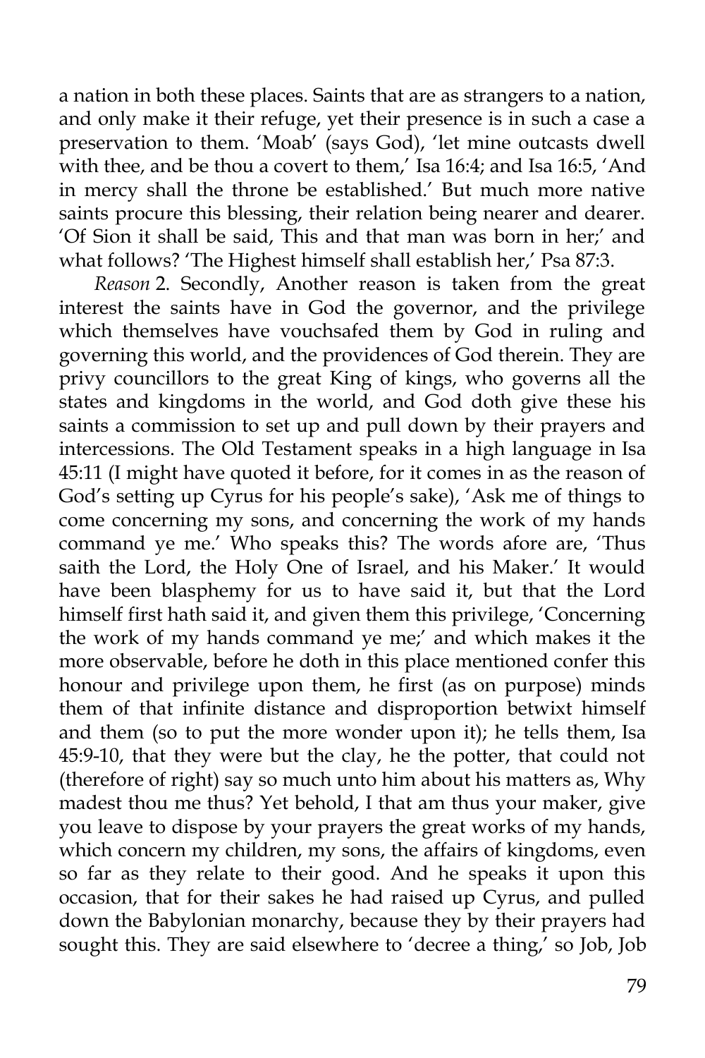a nation in both these places. Saints that are as strangers to a nation, and only make it their refuge, yet their presence is in such a case a preservation to them. 'Moab' (says God), 'let mine outcasts dwell with thee, and be thou a covert to them,' Isa 16:4; and Isa 16:5, 'And in mercy shall the throne be established.' But much more native saints procure this blessing, their relation being nearer and dearer. 'Of Sion it shall be said, This and that man was born in her;' and what follows? 'The Highest himself shall establish her,' Psa 87:3.

*Reason* 2. Secondly, Another reason is taken from the great interest the saints have in God the governor, and the privilege which themselves have vouchsafed them by God in ruling and governing this world, and the providences of God therein. They are privy councillors to the great King of kings, who governs all the states and kingdoms in the world, and God doth give these his saints a commission to set up and pull down by their prayers and intercessions. The Old Testament speaks in a high language in Isa 45:11 (I might have quoted it before, for it comes in as the reason of God's setting up Cyrus for his people's sake), 'Ask me of things to come concerning my sons, and concerning the work of my hands command ye me.' Who speaks this? The words afore are, 'Thus saith the Lord, the Holy One of Israel, and his Maker.' It would have been blasphemy for us to have said it, but that the Lord himself first hath said it, and given them this privilege, 'Concerning the work of my hands command ye me;' and which makes it the more observable, before he doth in this place mentioned confer this honour and privilege upon them, he first (as on purpose) minds them of that infinite distance and disproportion betwixt himself and them (so to put the more wonder upon it); he tells them, Isa 45:9-10, that they were but the clay, he the potter, that could not (therefore of right) say so much unto him about his matters as, Why madest thou me thus? Yet behold, I that am thus your maker, give you leave to dispose by your prayers the great works of my hands, which concern my children, my sons, the affairs of kingdoms, even so far as they relate to their good. And he speaks it upon this occasion, that for their sakes he had raised up Cyrus, and pulled down the Babylonian monarchy, because they by their prayers had sought this. They are said elsewhere to 'decree a thing,' so Job, Job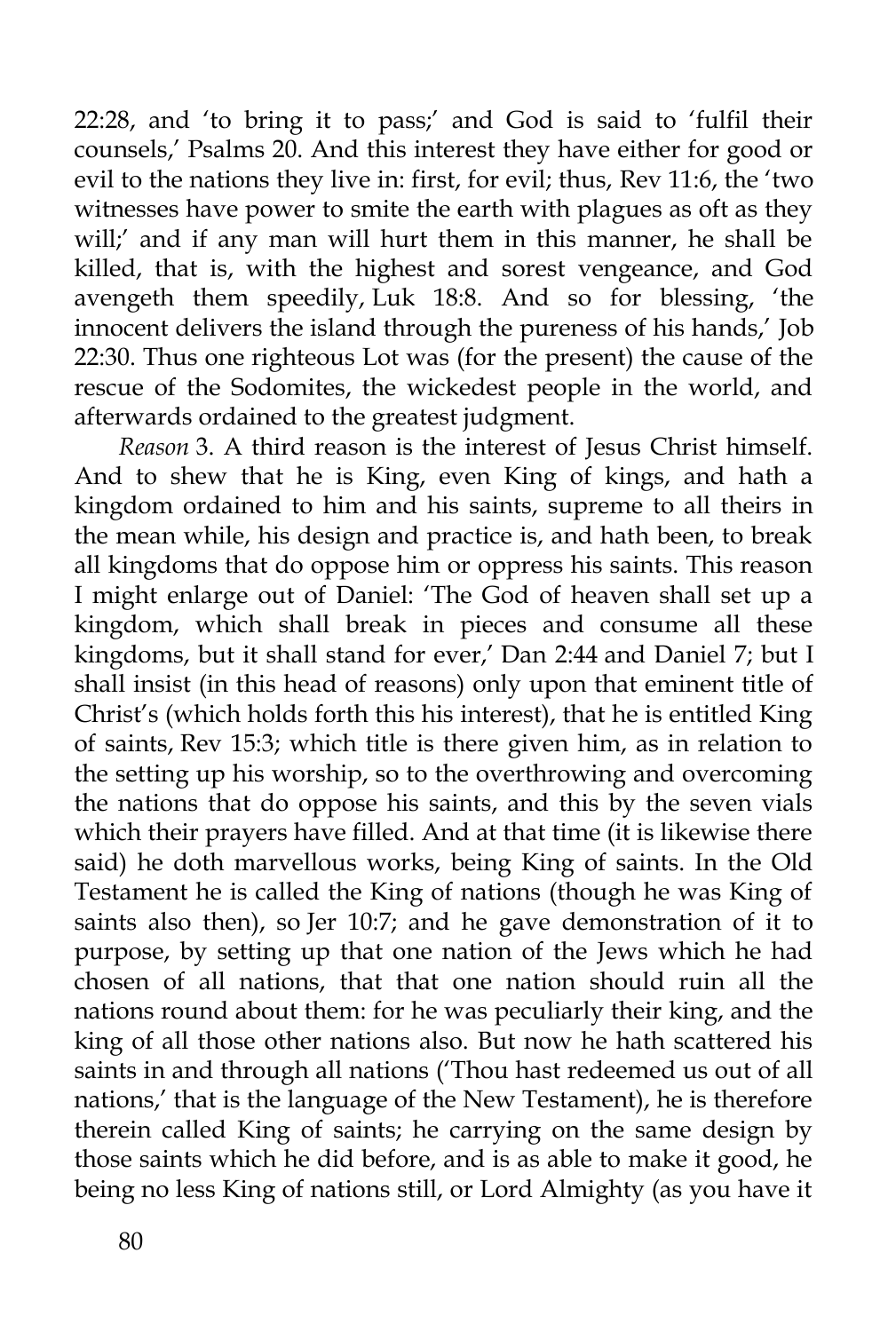22:28, and 'to bring it to pass;' and God is said to 'fulfil their counsels,' Psalms 20. And this interest they have either for good or evil to the nations they live in: first, for evil; thus, Rev 11:6, the 'two witnesses have power to smite the earth with plagues as oft as they will;' and if any man will hurt them in this manner, he shall be killed, that is, with the highest and sorest vengeance, and God avengeth them speedily, Luk 18:8. And so for blessing, 'the innocent delivers the island through the pureness of his hands,' Job 22:30. Thus one righteous Lot was (for the present) the cause of the rescue of the Sodomites, the wickedest people in the world, and afterwards ordained to the greatest judgment.

*Reason* 3. A third reason is the interest of Jesus Christ himself. And to shew that he is King, even King of kings, and hath a kingdom ordained to him and his saints, supreme to all theirs in the mean while, his design and practice is, and hath been, to break all kingdoms that do oppose him or oppress his saints. This reason I might enlarge out of Daniel: 'The God of heaven shall set up a kingdom, which shall break in pieces and consume all these kingdoms, but it shall stand for ever,' Dan 2:44 and Daniel 7; but I shall insist (in this head of reasons) only upon that eminent title of Christ's (which holds forth this his interest), that he is entitled King of saints, Rev 15:3; which title is there given him, as in relation to the setting up his worship, so to the overthrowing and overcoming the nations that do oppose his saints, and this by the seven vials which their prayers have filled. And at that time (it is likewise there said) he doth marvellous works, being King of saints. In the Old Testament he is called the King of nations (though he was King of saints also then), so Jer 10:7; and he gave demonstration of it to purpose, by setting up that one nation of the Jews which he had chosen of all nations, that that one nation should ruin all the nations round about them: for he was peculiarly their king, and the king of all those other nations also. But now he hath scattered his saints in and through all nations ('Thou hast redeemed us out of all nations,' that is the language of the New Testament), he is therefore therein called King of saints; he carrying on the same design by those saints which he did before, and is as able to make it good, he being no less King of nations still, or Lord Almighty (as you have it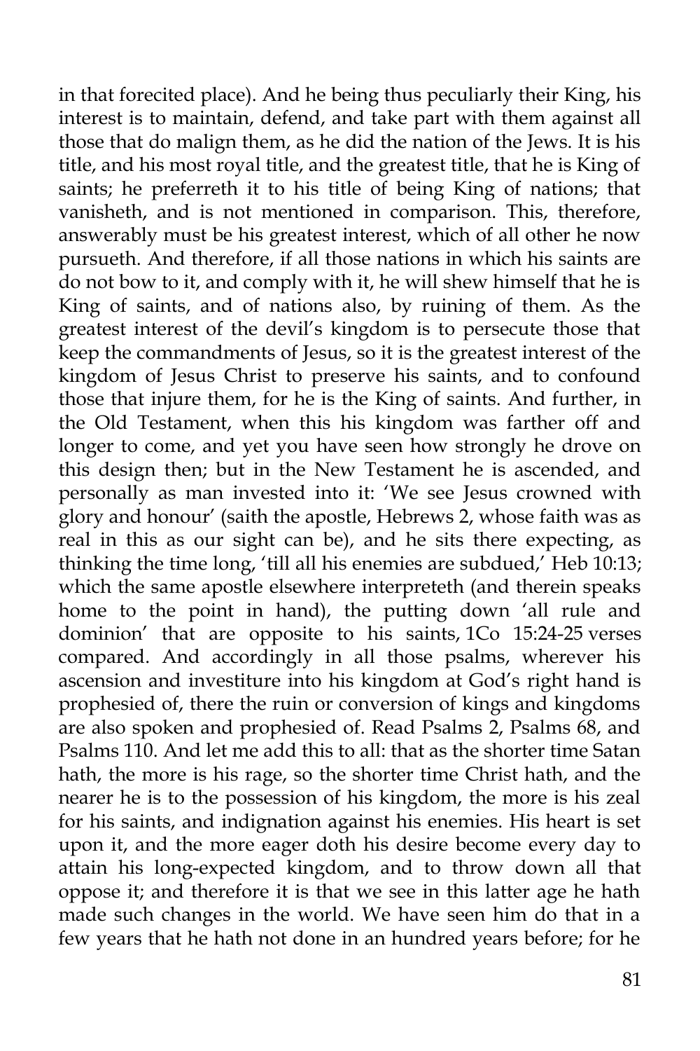in that forecited place). And he being thus peculiarly their King, his interest is to maintain, defend, and take part with them against all those that do malign them, as he did the nation of the Jews. It is his title, and his most royal title, and the greatest title, that he is King of saints; he preferreth it to his title of being King of nations; that vanisheth, and is not mentioned in comparison. This, therefore, answerably must be his greatest interest, which of all other he now pursueth. And therefore, if all those nations in which his saints are do not bow to it, and comply with it, he will shew himself that he is King of saints, and of nations also, by ruining of them. As the greatest interest of the devil's kingdom is to persecute those that keep the commandments of Jesus, so it is the greatest interest of the kingdom of Jesus Christ to preserve his saints, and to confound those that injure them, for he is the King of saints. And further, in the Old Testament, when this his kingdom was farther off and longer to come, and yet you have seen how strongly he drove on this design then; but in the New Testament he is ascended, and personally as man invested into it: 'We see Jesus crowned with glory and honour' (saith the apostle, Hebrews 2, whose faith was as real in this as our sight can be), and he sits there expecting, as thinking the time long, 'till all his enemies are subdued,' Heb 10:13; which the same apostle elsewhere interpreteth (and therein speaks home to the point in hand), the putting down 'all rule and dominion' that are opposite to his saints, 1Co 15:24-25 verses compared. And accordingly in all those psalms, wherever his ascension and investiture into his kingdom at God's right hand is prophesied of, there the ruin or conversion of kings and kingdoms are also spoken and prophesied of. Read Psalms 2, Psalms 68, and Psalms 110. And let me add this to all: that as the shorter time Satan hath, the more is his rage, so the shorter time Christ hath, and the nearer he is to the possession of his kingdom, the more is his zeal for his saints, and indignation against his enemies. His heart is set upon it, and the more eager doth his desire become every day to attain his long-expected kingdom, and to throw down all that oppose it; and therefore it is that we see in this latter age he hath made such changes in the world. We have seen him do that in a few years that he hath not done in an hundred years before; for he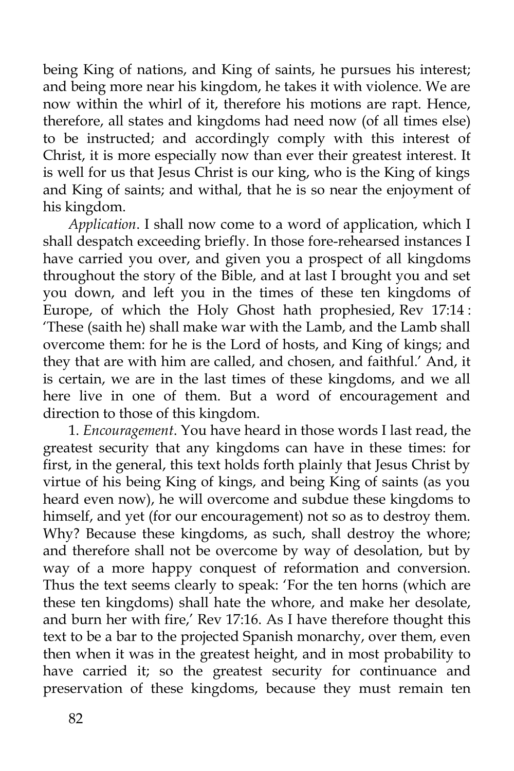being King of nations, and King of saints, he pursues his interest; and being more near his kingdom, he takes it with violence. We are now within the whirl of it, therefore his motions are rapt. Hence, therefore, all states and kingdoms had need now (of all times else) to be instructed; and accordingly comply with this interest of Christ, it is more especially now than ever their greatest interest. It is well for us that Jesus Christ is our king, who is the King of kings and King of saints; and withal, that he is so near the enjoyment of his kingdom.

*Application*. I shall now come to a word of application, which I shall despatch exceeding briefly. In those fore-rehearsed instances I have carried you over, and given you a prospect of all kingdoms throughout the story of the Bible, and at last I brought you and set you down, and left you in the times of these ten kingdoms of Europe, of which the Holy Ghost hath prophesied, Rev 17:14 : 'These (saith he) shall make war with the Lamb, and the Lamb shall overcome them: for he is the Lord of hosts, and King of kings; and they that are with him are called, and chosen, and faithful.' And, it is certain, we are in the last times of these kingdoms, and we all here live in one of them. But a word of encouragement and direction to those of this kingdom.

1. *Encouragement*. You have heard in those words I last read, the greatest security that any kingdoms can have in these times: for first, in the general, this text holds forth plainly that Jesus Christ by virtue of his being King of kings, and being King of saints (as you heard even now), he will overcome and subdue these kingdoms to himself, and yet (for our encouragement) not so as to destroy them. Why? Because these kingdoms, as such, shall destroy the whore; and therefore shall not be overcome by way of desolation, but by way of a more happy conquest of reformation and conversion. Thus the text seems clearly to speak: 'For the ten horns (which are these ten kingdoms) shall hate the whore, and make her desolate, and burn her with fire,' Rev 17:16. As I have therefore thought this text to be a bar to the projected Spanish monarchy, over them, even then when it was in the greatest height, and in most probability to have carried it; so the greatest security for continuance and preservation of these kingdoms, because they must remain ten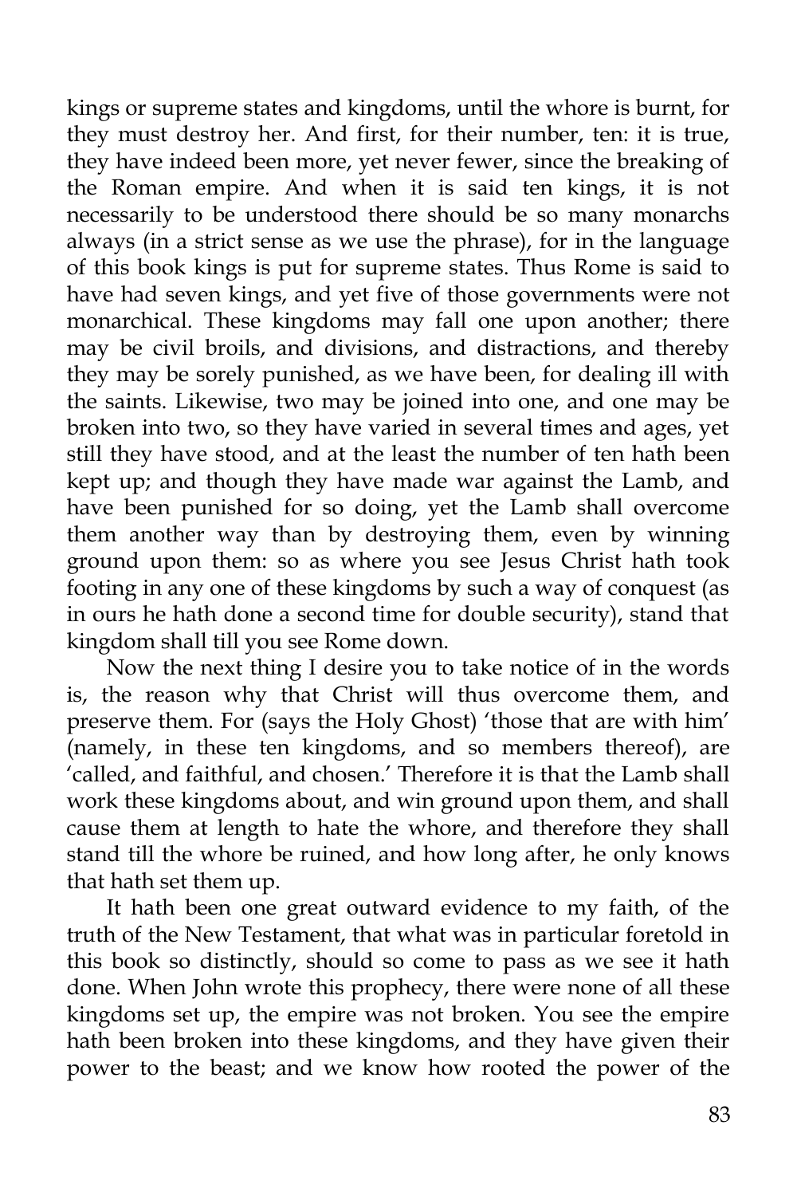kings or supreme states and kingdoms, until the whore is burnt, for they must destroy her. And first, for their number, ten: it is true, they have indeed been more, yet never fewer, since the breaking of the Roman empire. And when it is said ten kings, it is not necessarily to be understood there should be so many monarchs always (in a strict sense as we use the phrase), for in the language of this book kings is put for supreme states. Thus Rome is said to have had seven kings, and yet five of those governments were not monarchical. These kingdoms may fall one upon another; there may be civil broils, and divisions, and distractions, and thereby they may be sorely punished, as we have been, for dealing ill with the saints. Likewise, two may be joined into one, and one may be broken into two, so they have varied in several times and ages, yet still they have stood, and at the least the number of ten hath been kept up; and though they have made war against the Lamb, and have been punished for so doing, yet the Lamb shall overcome them another way than by destroying them, even by winning ground upon them: so as where you see Jesus Christ hath took footing in any one of these kingdoms by such a way of conquest (as in ours he hath done a second time for double security), stand that kingdom shall till you see Rome down.

Now the next thing I desire you to take notice of in the words is, the reason why that Christ will thus overcome them, and preserve them. For (says the Holy Ghost) 'those that are with him' (namely, in these ten kingdoms, and so members thereof), are 'called, and faithful, and chosen.' Therefore it is that the Lamb shall work these kingdoms about, and win ground upon them, and shall cause them at length to hate the whore, and therefore they shall stand till the whore be ruined, and how long after, he only knows that hath set them up.

It hath been one great outward evidence to my faith, of the truth of the New Testament, that what was in particular foretold in this book so distinctly, should so come to pass as we see it hath done. When John wrote this prophecy, there were none of all these kingdoms set up, the empire was not broken. You see the empire hath been broken into these kingdoms, and they have given their power to the beast; and we know how rooted the power of the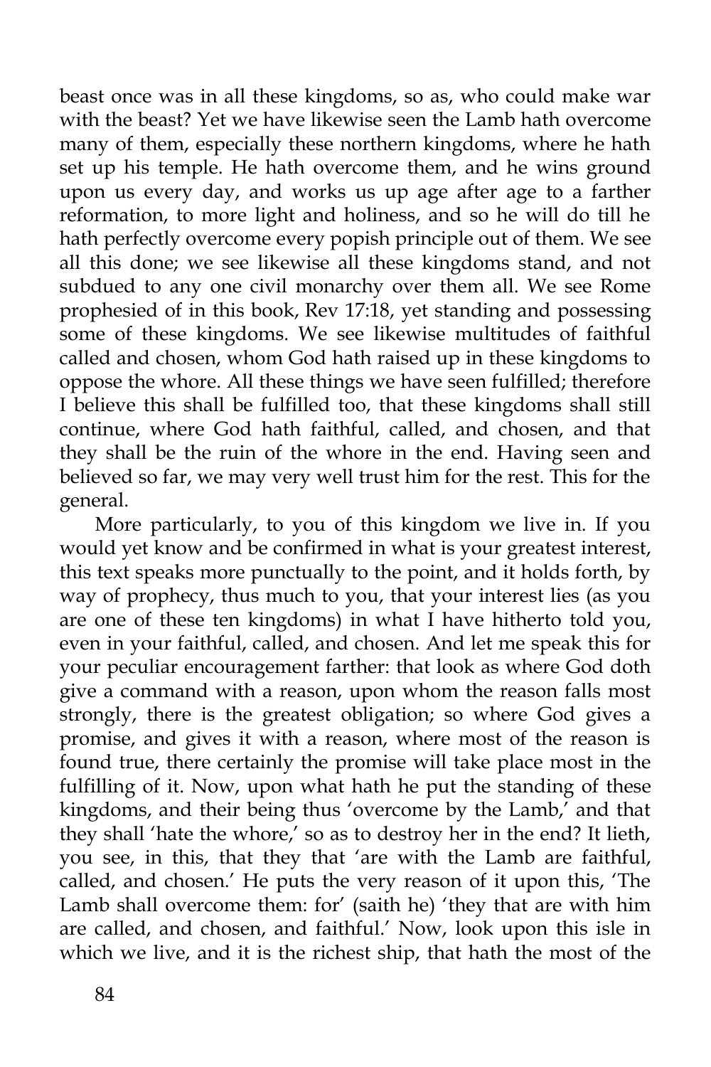beast once was in all these kingdoms, so as, who could make war with the beast? Yet we have likewise seen the Lamb hath overcome many of them, especially these northern kingdoms, where he hath set up his temple. He hath overcome them, and he wins ground upon us every day, and works us up age after age to a farther reformation, to more light and holiness, and so he will do till he hath perfectly overcome every popish principle out of them. We see all this done; we see likewise all these kingdoms stand, and not subdued to any one civil monarchy over them all. We see Rome prophesied of in this book, Rev 17:18, yet standing and possessing some of these kingdoms. We see likewise multitudes of faithful called and chosen, whom God hath raised up in these kingdoms to oppose the whore. All these things we have seen fulfilled; therefore I believe this shall be fulfilled too, that these kingdoms shall still continue, where God hath faithful, called, and chosen, and that they shall be the ruin of the whore in the end. Having seen and believed so far, we may very well trust him for the rest. This for the general.

More particularly, to you of this kingdom we live in. If you would yet know and be confirmed in what is your greatest interest, this text speaks more punctually to the point, and it holds forth, by way of prophecy, thus much to you, that your interest lies (as you are one of these ten kingdoms) in what I have hitherto told you, even in your faithful, called, and chosen. And let me speak this for your peculiar encouragement farther: that look as where God doth give a command with a reason, upon whom the reason falls most strongly, there is the greatest obligation; so where God gives a promise, and gives it with a reason, where most of the reason is found true, there certainly the promise will take place most in the fulfilling of it. Now, upon what hath he put the standing of these kingdoms, and their being thus 'overcome by the Lamb,' and that they shall 'hate the whore,' so as to destroy her in the end? It lieth, you see, in this, that they that 'are with the Lamb are faithful, called, and chosen.' He puts the very reason of it upon this, 'The Lamb shall overcome them: for' (saith he) 'they that are with him are called, and chosen, and faithful.' Now, look upon this isle in which we live, and it is the richest ship, that hath the most of the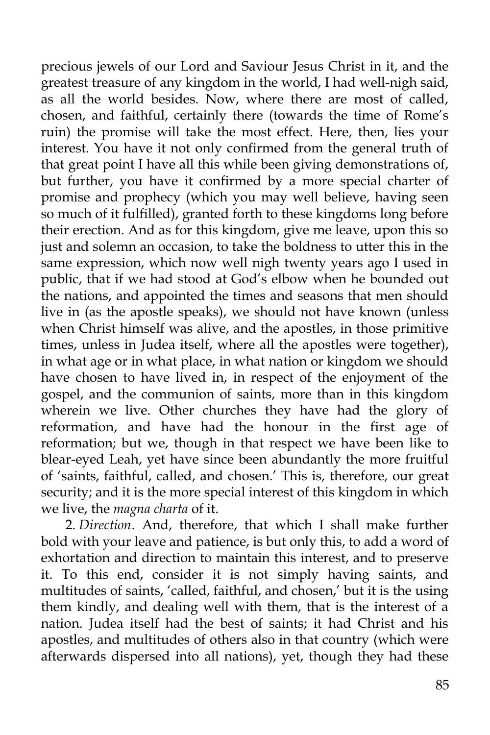precious jewels of our Lord and Saviour Jesus Christ in it, and the greatest treasure of any kingdom in the world, I had well-nigh said, as all the world besides. Now, where there are most of called, chosen, and faithful, certainly there (towards the time of Rome's ruin) the promise will take the most effect. Here, then, lies your interest. You have it not only confirmed from the general truth of that great point I have all this while been giving demonstrations of, but further, you have it confirmed by a more special charter of promise and prophecy (which you may well believe, having seen so much of it fulfilled), granted forth to these kingdoms long before their erection. And as for this kingdom, give me leave, upon this so just and solemn an occasion, to take the boldness to utter this in the same expression, which now well nigh twenty years ago I used in public, that if we had stood at God's elbow when he bounded out the nations, and appointed the times and seasons that men should live in (as the apostle speaks), we should not have known (unless when Christ himself was alive, and the apostles, in those primitive times, unless in Judea itself, where all the apostles were together), in what age or in what place, in what nation or kingdom we should have chosen to have lived in, in respect of the enjoyment of the gospel, and the communion of saints, more than in this kingdom wherein we live. Other churches they have had the glory of reformation, and have had the honour in the first age of reformation; but we, though in that respect we have been like to blear-eyed Leah, yet have since been abundantly the more fruitful of 'saints, faithful, called, and chosen.' This is, therefore, our great security; and it is the more special interest of this kingdom in which we live, the *magna charta* of it.

2. *Direction*. And, therefore, that which I shall make further bold with your leave and patience, is but only this, to add a word of exhortation and direction to maintain this interest, and to preserve it. To this end, consider it is not simply having saints, and multitudes of saints, 'called, faithful, and chosen,' but it is the using them kindly, and dealing well with them, that is the interest of a nation. Judea itself had the best of saints; it had Christ and his apostles, and multitudes of others also in that country (which were afterwards dispersed into all nations), yet, though they had these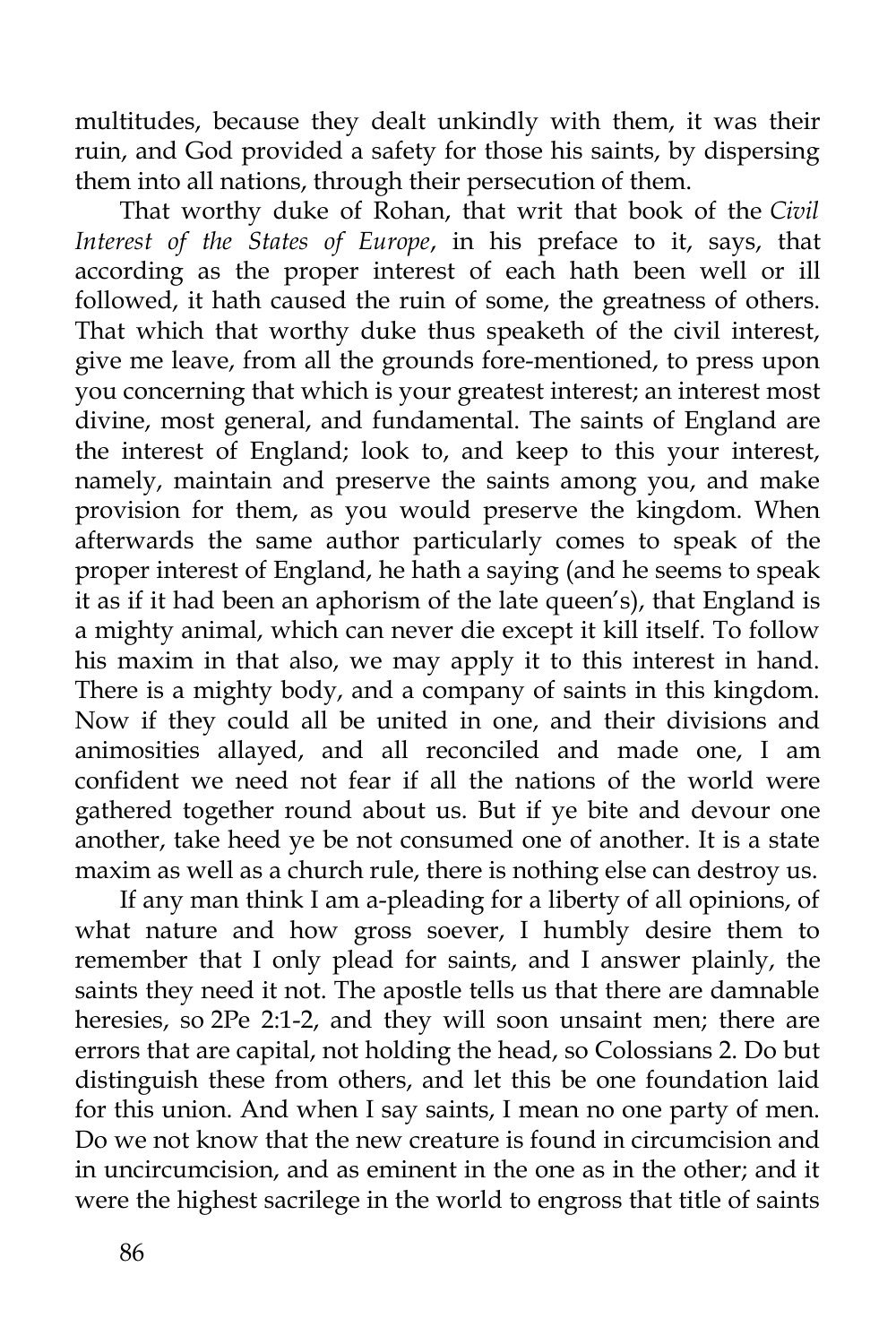multitudes, because they dealt unkindly with them, it was their ruin, and God provided a safety for those his saints, by dispersing them into all nations, through their persecution of them.

That worthy duke of Rohan, that writ that book of the *Civil Interest of the States of Europe*, in his preface to it, says, that according as the proper interest of each hath been well or ill followed, it hath caused the ruin of some, the greatness of others. That which that worthy duke thus speaketh of the civil interest, give me leave, from all the grounds fore-mentioned, to press upon you concerning that which is your greatest interest; an interest most divine, most general, and fundamental. The saints of England are the interest of England; look to, and keep to this your interest, namely, maintain and preserve the saints among you, and make provision for them, as you would preserve the kingdom. When afterwards the same author particularly comes to speak of the proper interest of England, he hath a saying (and he seems to speak it as if it had been an aphorism of the late queen's), that England is a mighty animal, which can never die except it kill itself. To follow his maxim in that also, we may apply it to this interest in hand. There is a mighty body, and a company of saints in this kingdom. Now if they could all be united in one, and their divisions and animosities allayed, and all reconciled and made one, I am confident we need not fear if all the nations of the world were gathered together round about us. But if ye bite and devour one another, take heed ye be not consumed one of another. It is a state maxim as well as a church rule, there is nothing else can destroy us.

If any man think I am a-pleading for a liberty of all opinions, of what nature and how gross soever, I humbly desire them to remember that I only plead for saints, and I answer plainly, the saints they need it not. The apostle tells us that there are damnable heresies, so 2Pe 2:1-2, and they will soon unsaint men; there are errors that are capital, not holding the head, so Colossians 2. Do but distinguish these from others, and let this be one foundation laid for this union. And when I say saints, I mean no one party of men. Do we not know that the new creature is found in circumcision and in uncircumcision, and as eminent in the one as in the other; and it were the highest sacrilege in the world to engross that title of saints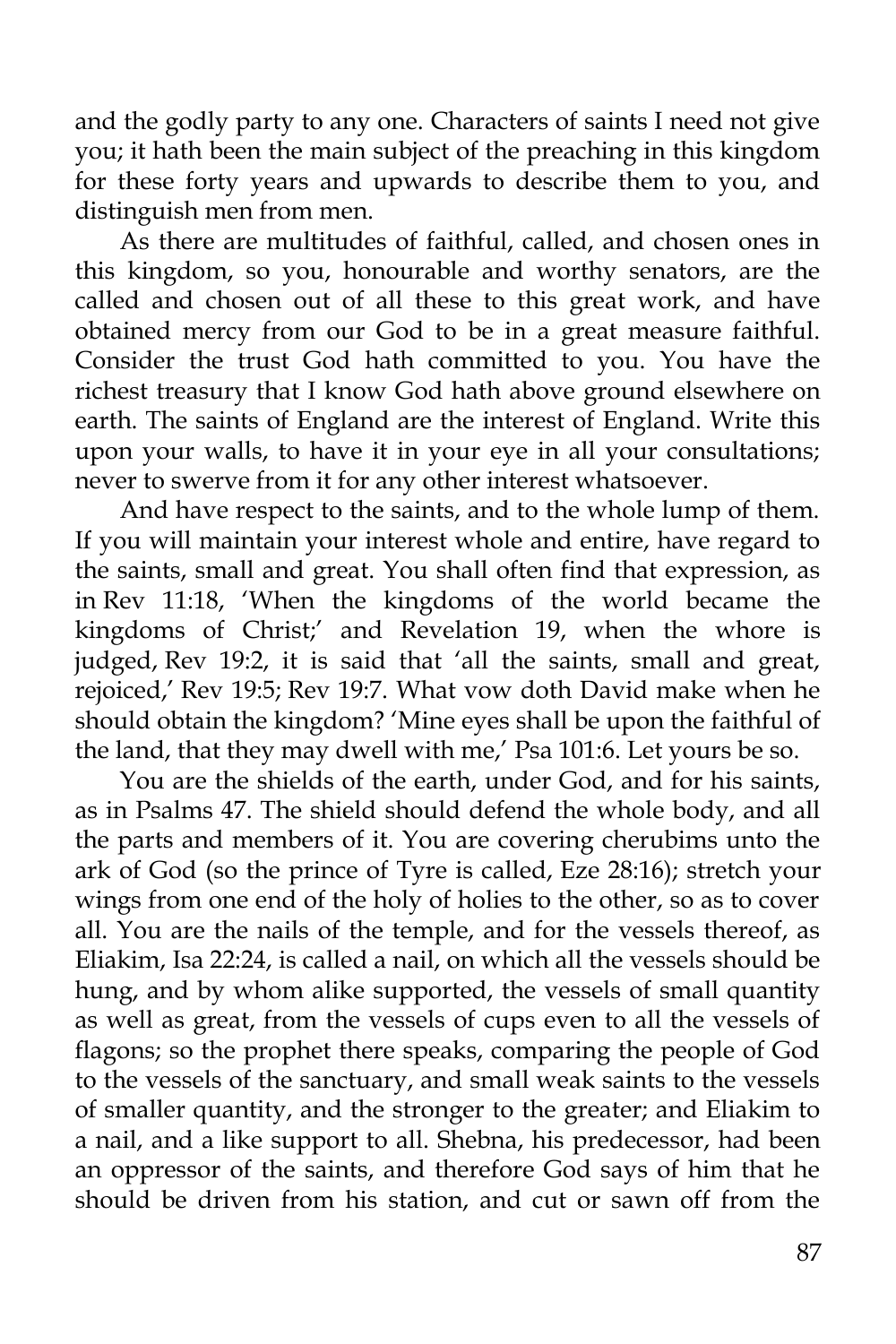and the godly party to any one. Characters of saints I need not give you; it hath been the main subject of the preaching in this kingdom for these forty years and upwards to describe them to you, and distinguish men from men.

As there are multitudes of faithful, called, and chosen ones in this kingdom, so you, honourable and worthy senators, are the called and chosen out of all these to this great work, and have obtained mercy from our God to be in a great measure faithful. Consider the trust God hath committed to you. You have the richest treasury that I know God hath above ground elsewhere on earth. The saints of England are the interest of England. Write this upon your walls, to have it in your eye in all your consultations; never to swerve from it for any other interest whatsoever.

And have respect to the saints, and to the whole lump of them. If you will maintain your interest whole and entire, have regard to the saints, small and great. You shall often find that expression, as in Rev 11:18, 'When the kingdoms of the world became the kingdoms of Christ;' and Revelation 19, when the whore is judged, Rev 19:2, it is said that 'all the saints, small and great, rejoiced,' Rev 19:5; Rev 19:7. What vow doth David make when he should obtain the kingdom? 'Mine eyes shall be upon the faithful of the land, that they may dwell with me,' Psa 101:6. Let yours be so.

You are the shields of the earth, under God, and for his saints, as in Psalms 47. The shield should defend the whole body, and all the parts and members of it. You are covering cherubims unto the ark of God (so the prince of Tyre is called, Eze 28:16); stretch your wings from one end of the holy of holies to the other, so as to cover all. You are the nails of the temple, and for the vessels thereof, as Eliakim, Isa 22:24, is called a nail, on which all the vessels should be hung, and by whom alike supported, the vessels of small quantity as well as great, from the vessels of cups even to all the vessels of flagons; so the prophet there speaks, comparing the people of God to the vessels of the sanctuary, and small weak saints to the vessels of smaller quantity, and the stronger to the greater; and Eliakim to a nail, and a like support to all. Shebna, his predecessor, had been an oppressor of the saints, and therefore God says of him that he should be driven from his station, and cut or sawn off from the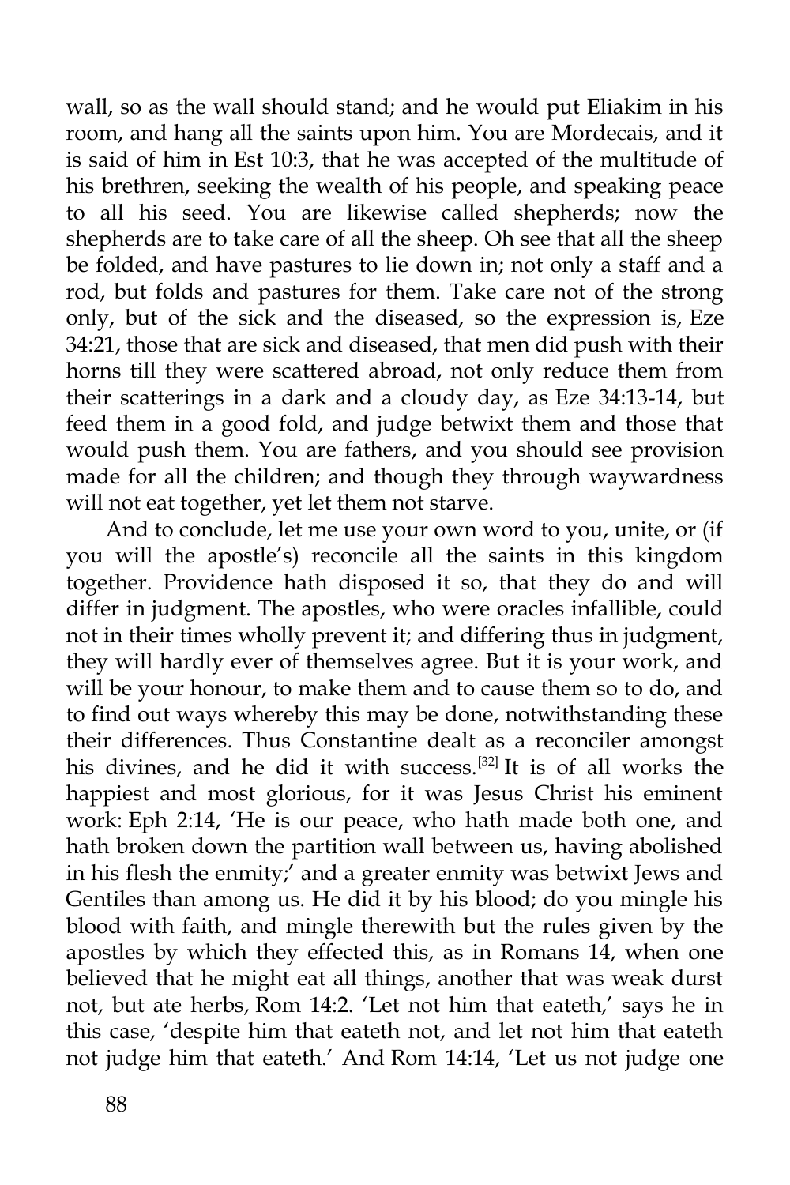wall, so as the wall should stand; and he would put Eliakim in his room, and hang all the saints upon him. You are Mordecais, and it is said of him in Est 10:3, that he was accepted of the multitude of his brethren, seeking the wealth of his people, and speaking peace to all his seed. You are likewise called shepherds; now the shepherds are to take care of all the sheep. Oh see that all the sheep be folded, and have pastures to lie down in; not only a staff and a rod, but folds and pastures for them. Take care not of the strong only, but of the sick and the diseased, so the expression is, Eze 34:21, those that are sick and diseased, that men did push with their horns till they were scattered abroad, not only reduce them from their scatterings in a dark and a cloudy day, as Eze 34:13-14, but feed them in a good fold, and judge betwixt them and those that would push them. You are fathers, and you should see provision made for all the children; and though they through waywardness will not eat together, yet let them not starve.

And to conclude, let me use your own word to you, unite, or (if you will the apostle's) reconcile all the saints in this kingdom together. Providence hath disposed it so, that they do and will differ in judgment. The apostles, who were oracles infallible, could not in their times wholly prevent it; and differing thus in judgment, they will hardly ever of themselves agree. But it is your work, and will be your honour, to make them and to cause them so to do, and to find out ways whereby this may be done, notwithstanding these their differences. Thus Constantine dealt as a reconciler amongst his divines, and he did it with success.[32] It is of all works the happiest and most glorious, for it was Jesus Christ his eminent work: Eph 2:14, 'He is our peace, who hath made both one, and hath broken down the partition wall between us, having abolished in his flesh the enmity;' and a greater enmity was betwixt Jews and Gentiles than among us. He did it by his blood; do you mingle his blood with faith, and mingle therewith but the rules given by the apostles by which they effected this, as in Romans 14, when one believed that he might eat all things, another that was weak durst not, but ate herbs, Rom 14:2. 'Let not him that eateth,' says he in this case, 'despite him that eateth not, and let not him that eateth not judge him that eateth.' And Rom 14:14, 'Let us not judge one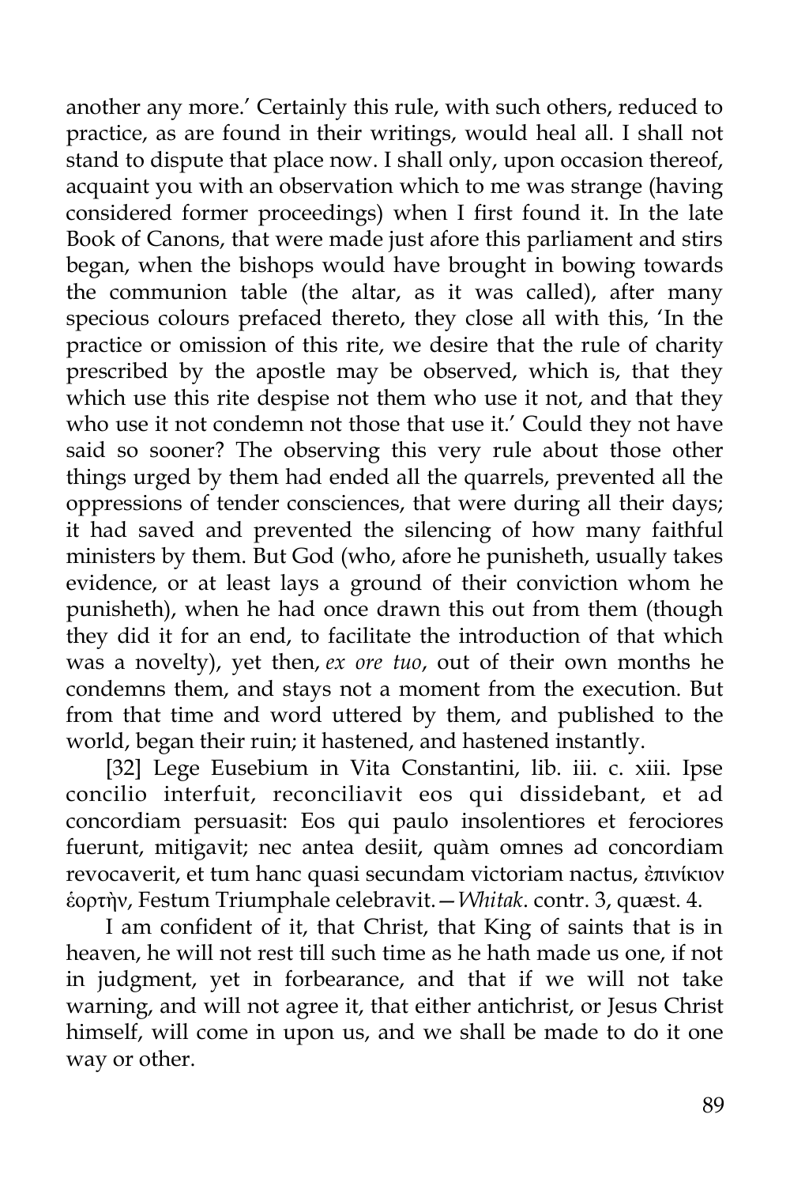another any more.' Certainly this rule, with such others, reduced to practice, as are found in their writings, would heal all. I shall not stand to dispute that place now. I shall only, upon occasion thereof, acquaint you with an observation which to me was strange (having considered former proceedings) when I first found it. In the late Book of Canons, that were made just afore this parliament and stirs began, when the bishops would have brought in bowing towards the communion table (the altar, as it was called), after many specious colours prefaced thereto, they close all with this, 'In the practice or omission of this rite, we desire that the rule of charity prescribed by the apostle may be observed, which is, that they which use this rite despise not them who use it not, and that they who use it not condemn not those that use it.' Could they not have said so sooner? The observing this very rule about those other things urged by them had ended all the quarrels, prevented all the oppressions of tender consciences, that were during all their days; it had saved and prevented the silencing of how many faithful ministers by them. But God (who, afore he punisheth, usually takes evidence, or at least lays a ground of their conviction whom he punisheth), when he had once drawn this out from them (though they did it for an end, to facilitate the introduction of that which was a novelty), yet then, *ex ore tuo*, out of their own months he condemns them, and stays not a moment from the execution. But from that time and word uttered by them, and published to the world, began their ruin; it hastened, and hastened instantly.

[32] Lege Eusebium in Vita Constantini, lib. iii. c. xiii. Ipse concilio interfuit, reconciliavit eos qui dissidebant, et ad concordiam persuasit: Eos qui paulo insolentiores et ferociores fuerunt, mitigavit; nec antea desiit, quàm omnes ad concordiam revocaverit, et tum hanc quasi secundam victoriam nactus, ἐπινίκιον ἑορτὴν, Festum Triumphale celebravit.—*Whitak*. contr. 3, quæst. 4.

I am confident of it, that Christ, that King of saints that is in heaven, he will not rest till such time as he hath made us one, if not in judgment, yet in forbearance, and that if we will not take warning, and will not agree it, that either antichrist, or Jesus Christ himself, will come in upon us, and we shall be made to do it one way or other.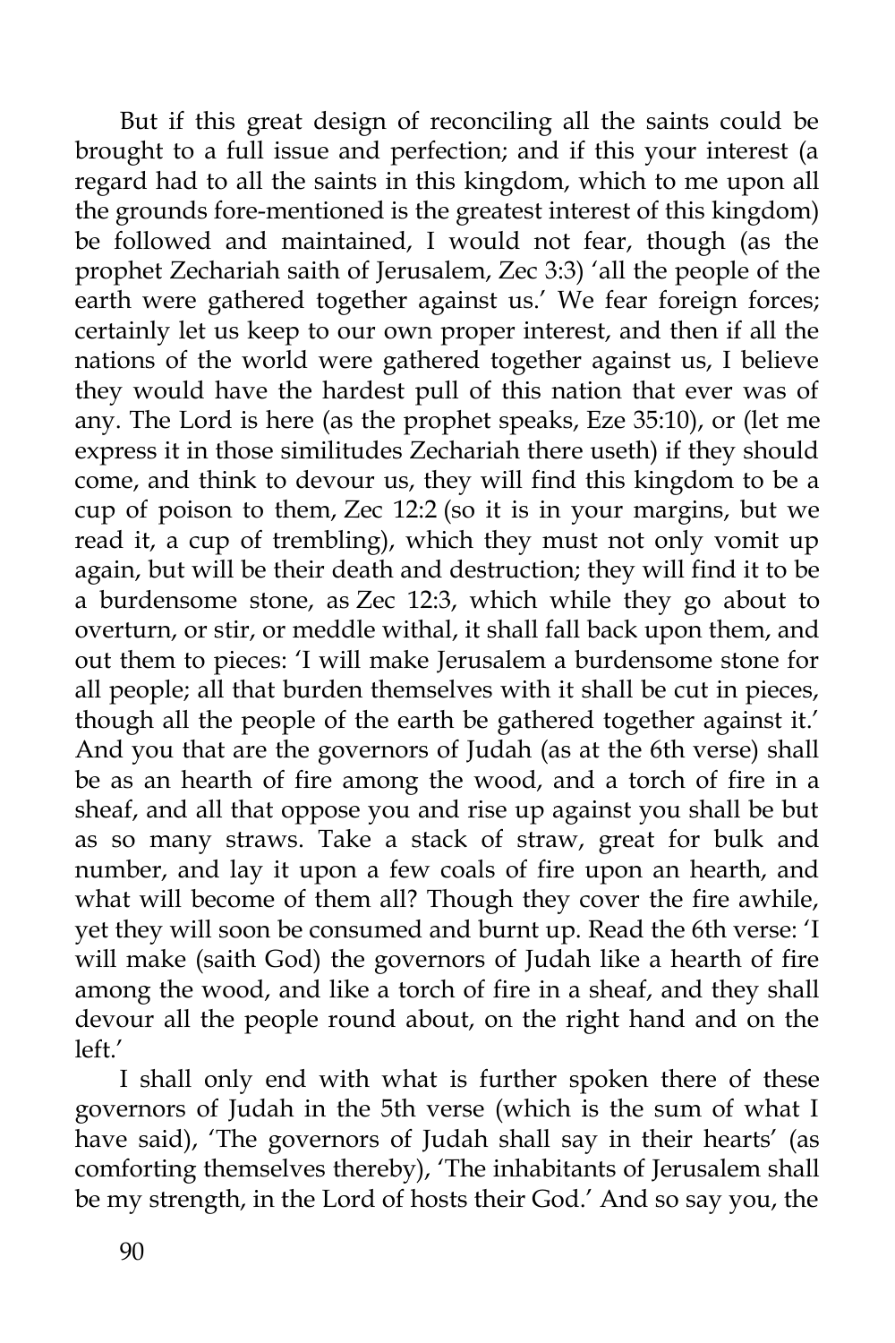But if this great design of reconciling all the saints could be brought to a full issue and perfection; and if this your interest (a regard had to all the saints in this kingdom, which to me upon all the grounds fore-mentioned is the greatest interest of this kingdom) be followed and maintained, I would not fear, though (as the prophet Zechariah saith of Jerusalem, Zec 3:3) 'all the people of the earth were gathered together against us.' We fear foreign forces; certainly let us keep to our own proper interest, and then if all the nations of the world were gathered together against us, I believe they would have the hardest pull of this nation that ever was of any. The Lord is here (as the prophet speaks, Eze 35:10), or (let me express it in those similitudes Zechariah there useth) if they should come, and think to devour us, they will find this kingdom to be a cup of poison to them, Zec 12:2 (so it is in your margins, but we read it, a cup of trembling), which they must not only vomit up again, but will be their death and destruction; they will find it to be a burdensome stone, as Zec 12:3, which while they go about to overturn, or stir, or meddle withal, it shall fall back upon them, and out them to pieces: 'I will make Jerusalem a burdensome stone for all people; all that burden themselves with it shall be cut in pieces, though all the people of the earth be gathered together against it.' And you that are the governors of Judah (as at the 6th verse) shall be as an hearth of fire among the wood, and a torch of fire in a sheaf, and all that oppose you and rise up against you shall be but as so many straws. Take a stack of straw, great for bulk and number, and lay it upon a few coals of fire upon an hearth, and what will become of them all? Though they cover the fire awhile, yet they will soon be consumed and burnt up. Read the 6th verse: 'I will make (saith God) the governors of Judah like a hearth of fire among the wood, and like a torch of fire in a sheaf, and they shall devour all the people round about, on the right hand and on the left.'

I shall only end with what is further spoken there of these governors of Judah in the 5th verse (which is the sum of what I have said), 'The governors of Judah shall say in their hearts' (as comforting themselves thereby), 'The inhabitants of Jerusalem shall be my strength, in the Lord of hosts their God.' And so say you, the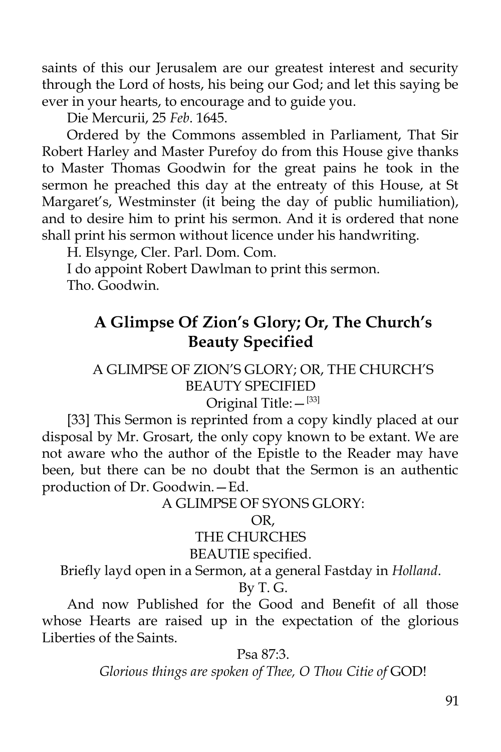saints of this our Jerusalem are our greatest interest and security through the Lord of hosts, his being our God; and let this saying be ever in your hearts, to encourage and to guide you.

Die Mercurii, 25 *Feb*. 1645.

Ordered by the Commons assembled in Parliament, That Sir Robert Harley and Master Purefoy do from this House give thanks to Master Thomas Goodwin for the great pains he took in the sermon he preached this day at the entreaty of this House, at St Margaret's, Westminster (it being the day of public humiliation), and to desire him to print his sermon. And it is ordered that none shall print his sermon without licence under his handwriting.

H. Elsynge, Cler. Parl. Dom. Com.

I do appoint Robert Dawlman to print this sermon.

Tho. Goodwin.

## A Glimpse Of Zion's Glory; Or, The Church's Beauty Specified

A GLIMPSE OF ZION'S GLORY; OR, THE CHURCH'S BEAUTY SPECIFIED

Original Title:—[33]

[33] This Sermon is reprinted from a copy kindly placed at our disposal by Mr. Grosart, the only copy known to be extant. We are not aware who the author of the Epistle to the Reader may have been, but there can be no doubt that the Sermon is an authentic production of Dr. Goodwin.—Ed.

A GLIMPSE OF SYONS GLORY:

OR,

THE CHURCHES

BEAUTIE specified.

Briefly layd open in a Sermon, at a general Fastday in *Holland*.

By T. G.

And now Published for the Good and Benefit of all those whose Hearts are raised up in the expectation of the glorious Liberties of the Saints.

Psa 87:3.

*Glorious things are spoken of Thee, O Thou Citie of* GOD!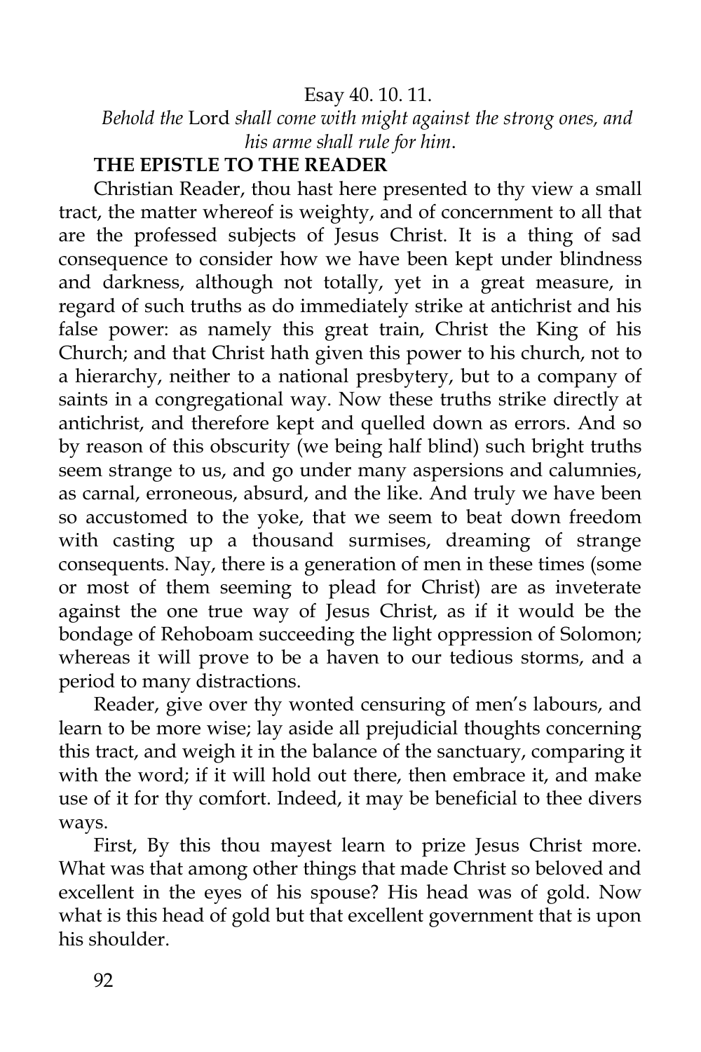Esay 40. 10. 11.

*Behold the* Lord *shall come with might against the strong ones, and his arme shall rule for him*.

**THE EPISTLE TO THE READER**

Christian Reader, thou hast here presented to thy view a small tract, the matter whereof is weighty, and of concernment to all that are the professed subjects of Jesus Christ. It is a thing of sad consequence to consider how we have been kept under blindness and darkness, although not totally, yet in a great measure, in regard of such truths as do immediately strike at antichrist and his false power: as namely this great train, Christ the King of his Church; and that Christ hath given this power to his church, not to a hierarchy, neither to a national presbytery, but to a company of saints in a congregational way. Now these truths strike directly at antichrist, and therefore kept and quelled down as errors. And so by reason of this obscurity (we being half blind) such bright truths seem strange to us, and go under many aspersions and calumnies, as carnal, erroneous, absurd, and the like. And truly we have been so accustomed to the yoke, that we seem to beat down freedom with casting up a thousand surmises, dreaming of strange consequents. Nay, there is a generation of men in these times (some or most of them seeming to plead for Christ) are as inveterate against the one true way of Jesus Christ, as if it would be the bondage of Rehoboam succeeding the light oppression of Solomon; whereas it will prove to be a haven to our tedious storms, and a period to many distractions.

Reader, give over thy wonted censuring of men's labours, and learn to be more wise; lay aside all prejudicial thoughts concerning this tract, and weigh it in the balance of the sanctuary, comparing it with the word; if it will hold out there, then embrace it, and make use of it for thy comfort. Indeed, it may be beneficial to thee divers ways.

First, By this thou mayest learn to prize Jesus Christ more. What was that among other things that made Christ so beloved and excellent in the eyes of his spouse? His head was of gold. Now what is this head of gold but that excellent government that is upon his shoulder.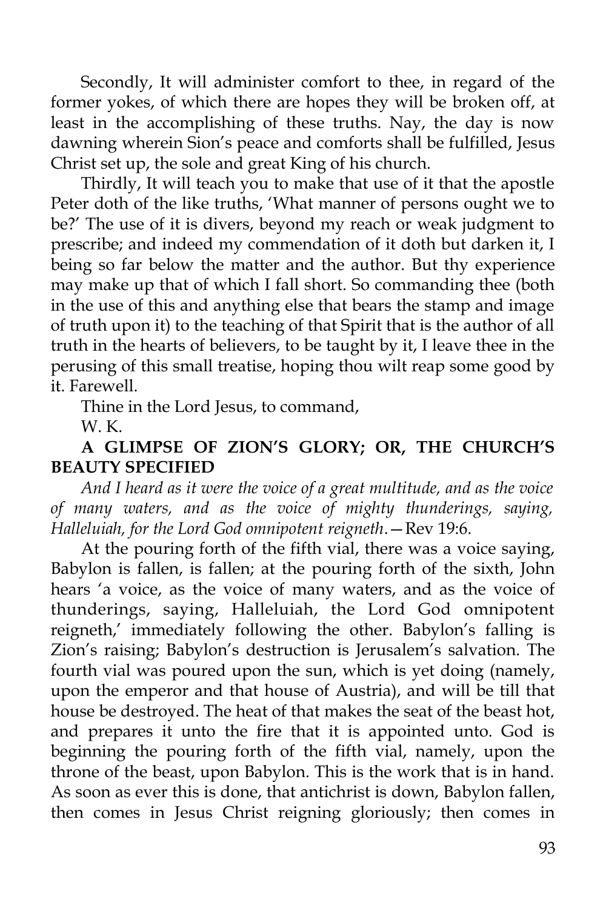Secondly, It will administer comfort to thee, in regard of the former yokes, of which there are hopes they will be broken off, at least in the accomplishing of these truths. Nay, the day is now dawning wherein Sion's peace and comforts shall be fulfilled, Jesus Christ set up, the sole and great King of his church.

Thirdly, It will teach you to make that use of it that the apostle Peter doth of the like truths, 'What manner of persons ought we to be?' The use of it is divers, beyond my reach or weak judgment to prescribe; and indeed my commendation of it doth but darken it, I being so far below the matter and the author. But thy experience may make up that of which I fall short. So commanding thee (both in the use of this and anything else that bears the stamp and image of truth upon it) to the teaching of that Spirit that is the author of all truth in the hearts of believers, to be taught by it, I leave thee in the perusing of this small treatise, hoping thou wilt reap some good by it. Farewell.

Thine in the Lord Jesus, to command,

W. K.

## A GLIMPSE OF ZION'S GLORY; OR, THE CHURCH'S BEAUTY SPECIFIED

*And I heard as it were the voice of a great multitude, and as the voice of many waters, and as the voice of mighty thunderings, saying, Halleluiah, for the Lord God omnipotent reigneth*.—Rev 19:6.

At the pouring forth of the fifth vial, there was a voice saying, Babylon is fallen, is fallen; at the pouring forth of the sixth, John hears 'a voice, as the voice of many waters, and as the voice of thunderings, saying, Halleluiah, the Lord God omnipotent reigneth,' immediately following the other. Babylon's falling is Zion's raising; Babylon's destruction is Jerusalem's salvation. The fourth vial was poured upon the sun, which is yet doing (namely, upon the emperor and that house of Austria), and will be till that house be destroyed. The heat of that makes the seat of the beast hot, and prepares it unto the fire that it is appointed unto. God is beginning the pouring forth of the fifth vial, namely, upon the throne of the beast, upon Babylon. This is the work that is in hand. As soon as ever this is done, that antichrist is down, Babylon fallen, then comes in Jesus Christ reigning gloriously; then comes in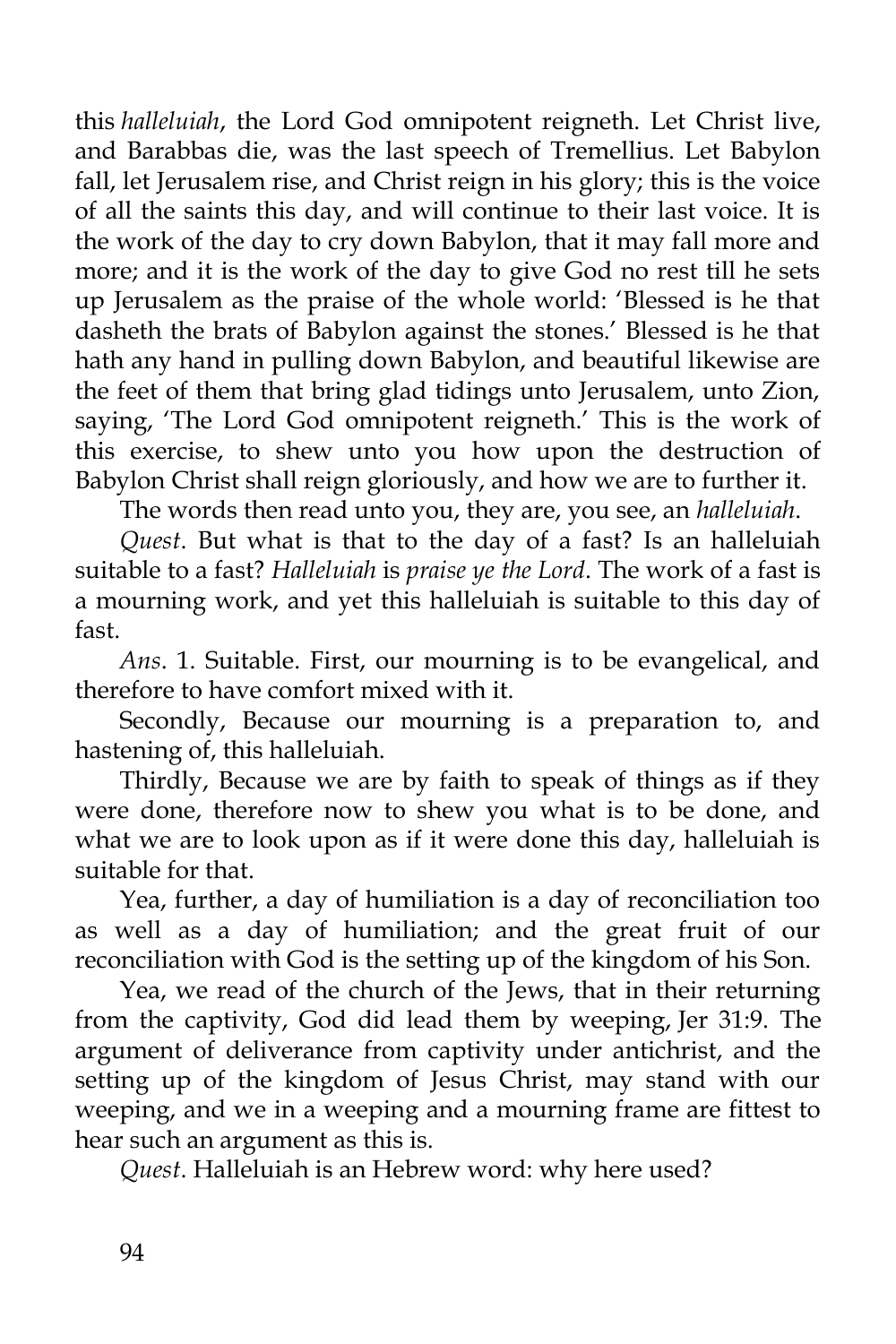this *halleluiah*, the Lord God omnipotent reigneth. Let Christ live, and Barabbas die, was the last speech of Tremellius. Let Babylon fall, let Jerusalem rise, and Christ reign in his glory; this is the voice of all the saints this day, and will continue to their last voice. It is the work of the day to cry down Babylon, that it may fall more and more; and it is the work of the day to give God no rest till he sets up Jerusalem as the praise of the whole world: 'Blessed is he that dasheth the brats of Babylon against the stones.' Blessed is he that hath any hand in pulling down Babylon, and beautiful likewise are the feet of them that bring glad tidings unto Jerusalem, unto Zion, saying, 'The Lord God omnipotent reigneth.' This is the work of this exercise, to shew unto you how upon the destruction of Babylon Christ shall reign gloriously, and how we are to further it.

The words then read unto you, they are, you see, an *halleluiah*.

*Quest*. But what is that to the day of a fast? Is an halleluiah suitable to a fast? *Halleluiah* is *praise ye the Lord*. The work of a fast is a mourning work, and yet this halleluiah is suitable to this day of fast.

*Ans*. 1. Suitable. First, our mourning is to be evangelical, and therefore to have comfort mixed with it.

Secondly, Because our mourning is a preparation to, and hastening of, this halleluiah.

Thirdly, Because we are by faith to speak of things as if they were done, therefore now to shew you what is to be done, and what we are to look upon as if it were done this day, halleluiah is suitable for that.

Yea, further, a day of humiliation is a day of reconciliation too as well as a day of humiliation; and the great fruit of our reconciliation with God is the setting up of the kingdom of his Son.

Yea, we read of the church of the Jews, that in their returning from the captivity, God did lead them by weeping, Jer 31:9. The argument of deliverance from captivity under antichrist, and the setting up of the kingdom of Jesus Christ, may stand with our weeping, and we in a weeping and a mourning frame are fittest to hear such an argument as this is.

*Quest*. Halleluiah is an Hebrew word: why here used?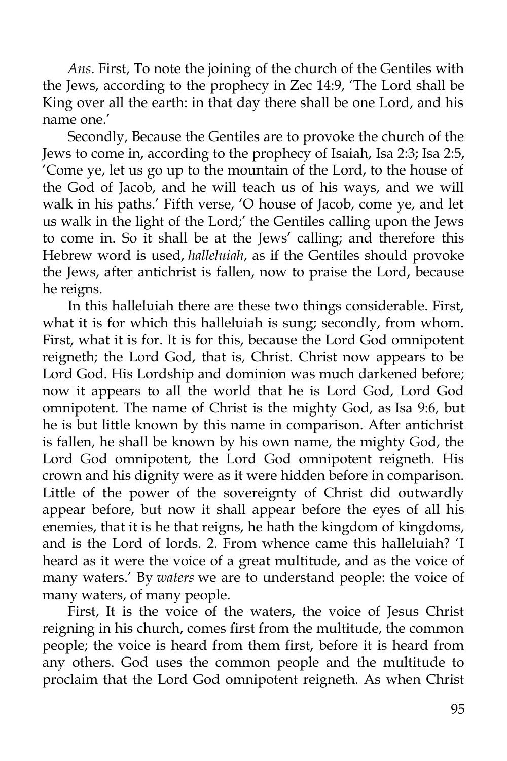*Ans*. First, To note the joining of the church of the Gentiles with the Jews, according to the prophecy in Zec 14:9, 'The Lord shall be King over all the earth: in that day there shall be one Lord, and his name one.'

Secondly, Because the Gentiles are to provoke the church of the Jews to come in, according to the prophecy of Isaiah, Isa 2:3; Isa 2:5, 'Come ye, let us go up to the mountain of the Lord, to the house of the God of Jacob, and he will teach us of his ways, and we will walk in his paths.' Fifth verse, 'O house of Jacob, come ye, and let us walk in the light of the Lord;' the Gentiles calling upon the Jews to come in. So it shall be at the Jews' calling; and therefore this Hebrew word is used, *halleluiah*, as if the Gentiles should provoke the Jews, after antichrist is fallen, now to praise the Lord, because he reigns.

In this halleluiah there are these two things considerable. First, what it is for which this halleluiah is sung; secondly, from whom. First, what it is for. It is for this, because the Lord God omnipotent reigneth; the Lord God, that is, Christ. Christ now appears to be Lord God. His Lordship and dominion was much darkened before; now it appears to all the world that he is Lord God, Lord God omnipotent. The name of Christ is the mighty God, as Isa 9:6, but he is but little known by this name in comparison. After antichrist is fallen, he shall be known by his own name, the mighty God, the Lord God omnipotent, the Lord God omnipotent reigneth. His crown and his dignity were as it were hidden before in comparison. Little of the power of the sovereignty of Christ did outwardly appear before, but now it shall appear before the eyes of all his enemies, that it is he that reigns, he hath the kingdom of kingdoms, and is the Lord of lords. 2. From whence came this halleluiah? 'I heard as it were the voice of a great multitude, and as the voice of many waters.' By *waters* we are to understand people: the voice of many waters, of many people.

First, It is the voice of the waters, the voice of Jesus Christ reigning in his church, comes first from the multitude, the common people; the voice is heard from them first, before it is heard from any others. God uses the common people and the multitude to proclaim that the Lord God omnipotent reigneth. As when Christ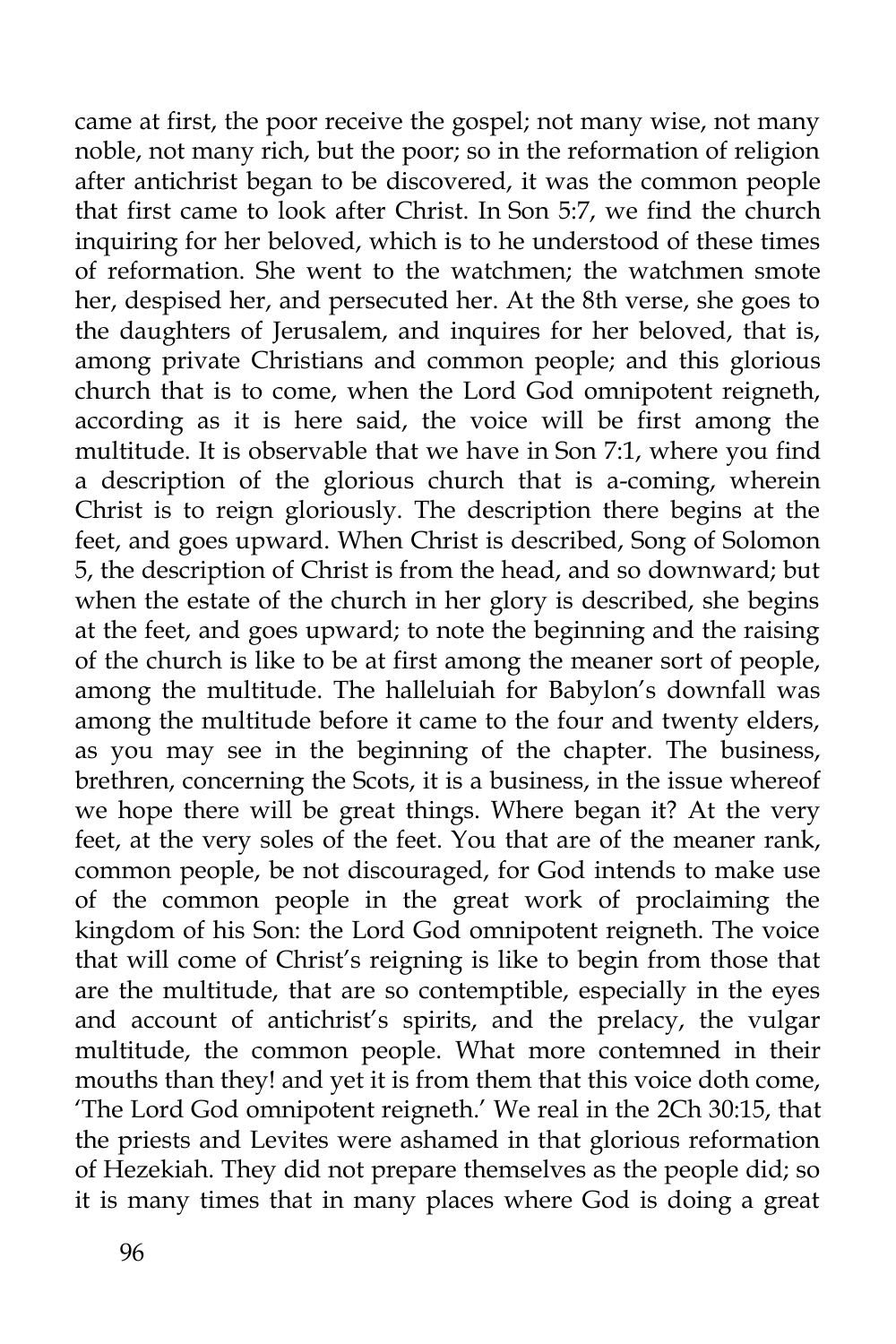came at first, the poor receive the gospel; not many wise, not many noble, not many rich, but the poor; so in the reformation of religion after antichrist began to be discovered, it was the common people that first came to look after Christ. In Son 5:7, we find the church inquiring for her beloved, which is to he understood of these times of reformation. She went to the watchmen; the watchmen smote her, despised her, and persecuted her. At the 8th verse, she goes to the daughters of Jerusalem, and inquires for her beloved, that is, among private Christians and common people; and this glorious church that is to come, when the Lord God omnipotent reigneth, according as it is here said, the voice will be first among the multitude. It is observable that we have in Son 7:1, where you find a description of the glorious church that is a-coming, wherein Christ is to reign gloriously. The description there begins at the feet, and goes upward. When Christ is described, Song of Solomon 5, the description of Christ is from the head, and so downward; but when the estate of the church in her glory is described, she begins at the feet, and goes upward; to note the beginning and the raising of the church is like to be at first among the meaner sort of people, among the multitude. The halleluiah for Babylon's downfall was among the multitude before it came to the four and twenty elders, as you may see in the beginning of the chapter. The business, brethren, concerning the Scots, it is a business, in the issue whereof we hope there will be great things. Where began it? At the very feet, at the very soles of the feet. You that are of the meaner rank, common people, be not discouraged, for God intends to make use of the common people in the great work of proclaiming the kingdom of his Son: the Lord God omnipotent reigneth. The voice that will come of Christ's reigning is like to begin from those that are the multitude, that are so contemptible, especially in the eyes and account of antichrist's spirits, and the prelacy, the vulgar multitude, the common people. What more contemned in their mouths than they! and yet it is from them that this voice doth come, 'The Lord God omnipotent reigneth.' We real in the 2Ch 30:15, that the priests and Levites were ashamed in that glorious reformation of Hezekiah. They did not prepare themselves as the people did; so it is many times that in many places where God is doing a great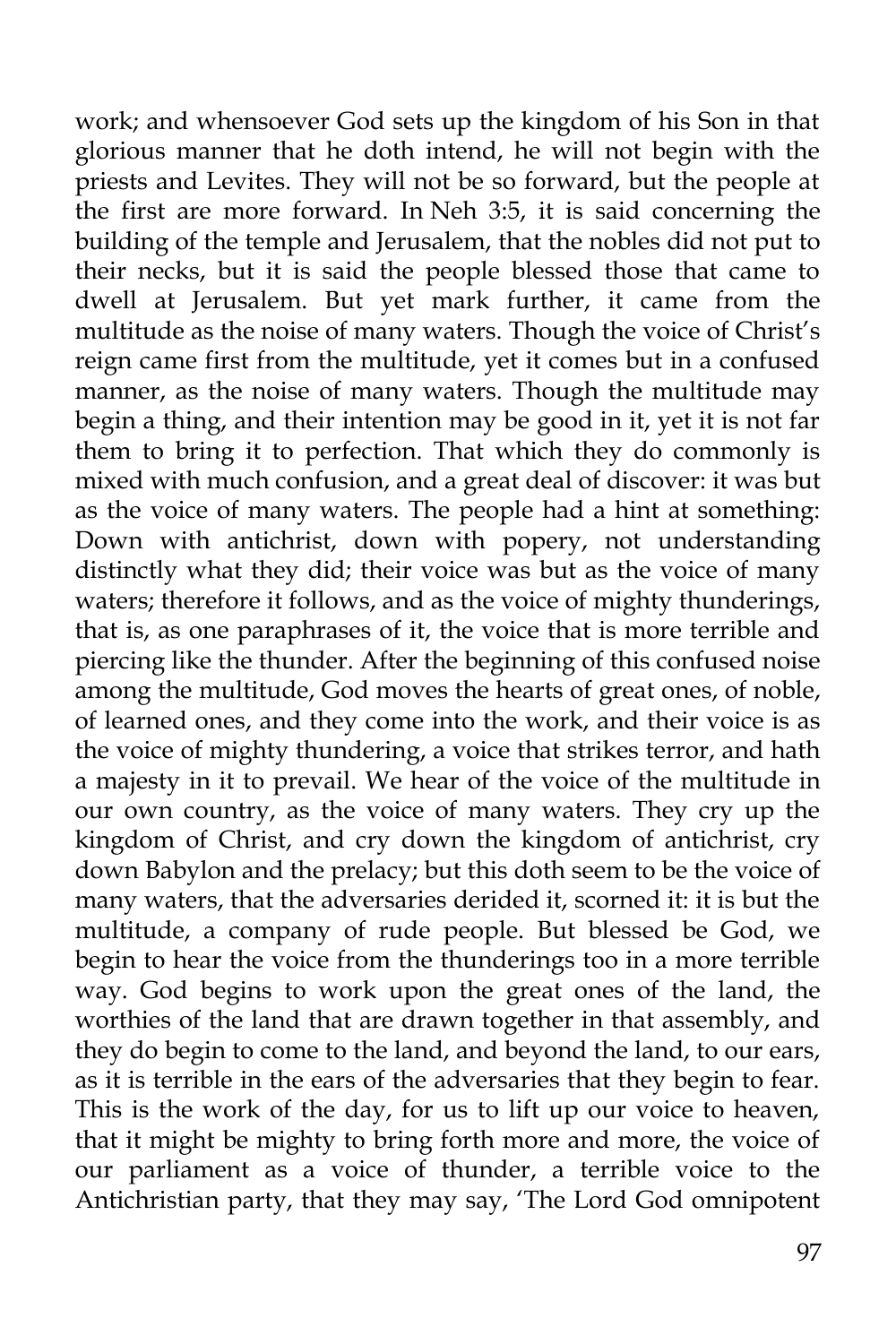work; and whensoever God sets up the kingdom of his Son in that glorious manner that he doth intend, he will not begin with the priests and Levites. They will not be so forward, but the people at the first are more forward. In Neh 3:5, it is said concerning the building of the temple and Jerusalem, that the nobles did not put to their necks, but it is said the people blessed those that came to dwell at Jerusalem. But yet mark further, it came from the multitude as the noise of many waters. Though the voice of Christ's reign came first from the multitude, yet it comes but in a confused manner, as the noise of many waters. Though the multitude may begin a thing, and their intention may be good in it, yet it is not far them to bring it to perfection. That which they do commonly is mixed with much confusion, and a great deal of discover: it was but as the voice of many waters. The people had a hint at something: Down with antichrist, down with popery, not understanding distinctly what they did; their voice was but as the voice of many waters; therefore it follows, and as the voice of mighty thunderings, that is, as one paraphrases of it, the voice that is more terrible and piercing like the thunder. After the beginning of this confused noise among the multitude, God moves the hearts of great ones, of noble, of learned ones, and they come into the work, and their voice is as the voice of mighty thundering, a voice that strikes terror, and hath a majesty in it to prevail. We hear of the voice of the multitude in our own country, as the voice of many waters. They cry up the kingdom of Christ, and cry down the kingdom of antichrist, cry down Babylon and the prelacy; but this doth seem to be the voice of many waters, that the adversaries derided it, scorned it: it is but the multitude, a company of rude people. But blessed be God, we begin to hear the voice from the thunderings too in a more terrible way. God begins to work upon the great ones of the land, the worthies of the land that are drawn together in that assembly, and they do begin to come to the land, and beyond the land, to our ears, as it is terrible in the ears of the adversaries that they begin to fear. This is the work of the day, for us to lift up our voice to heaven, that it might be mighty to bring forth more and more, the voice of our parliament as a voice of thunder, a terrible voice to the Antichristian party, that they may say, 'The Lord God omnipotent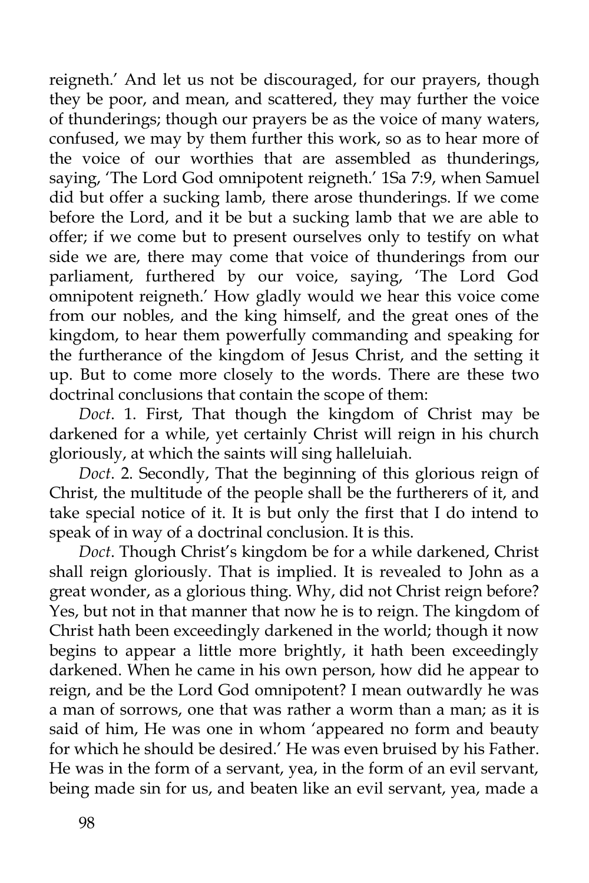reigneth.' And let us not be discouraged, for our prayers, though they be poor, and mean, and scattered, they may further the voice of thunderings; though our prayers be as the voice of many waters, confused, we may by them further this work, so as to hear more of the voice of our worthies that are assembled as thunderings, saying, 'The Lord God omnipotent reigneth.' 1Sa 7:9, when Samuel did but offer a sucking lamb, there arose thunderings. If we come before the Lord, and it be but a sucking lamb that we are able to offer; if we come but to present ourselves only to testify on what side we are, there may come that voice of thunderings from our parliament, furthered by our voice, saying, 'The Lord God omnipotent reigneth.' How gladly would we hear this voice come from our nobles, and the king himself, and the great ones of the kingdom, to hear them powerfully commanding and speaking for the furtherance of the kingdom of Jesus Christ, and the setting it up. But to come more closely to the words. There are these two doctrinal conclusions that contain the scope of them:

*Doct*. 1. First, That though the kingdom of Christ may be darkened for a while, yet certainly Christ will reign in his church gloriously, at which the saints will sing halleluiah.

*Doct*. 2. Secondly, That the beginning of this glorious reign of Christ, the multitude of the people shall be the furtherers of it, and take special notice of it. It is but only the first that I do intend to speak of in way of a doctrinal conclusion. It is this.

*Doct*. Though Christ's kingdom be for a while darkened, Christ shall reign gloriously. That is implied. It is revealed to John as a great wonder, as a glorious thing. Why, did not Christ reign before? Yes, but not in that manner that now he is to reign. The kingdom of Christ hath been exceedingly darkened in the world; though it now begins to appear a little more brightly, it hath been exceedingly darkened. When he came in his own person, how did he appear to reign, and be the Lord God omnipotent? I mean outwardly he was a man of sorrows, one that was rather a worm than a man; as it is said of him, He was one in whom 'appeared no form and beauty for which he should be desired.' He was even bruised by his Father. He was in the form of a servant, yea, in the form of an evil servant, being made sin for us, and beaten like an evil servant, yea, made a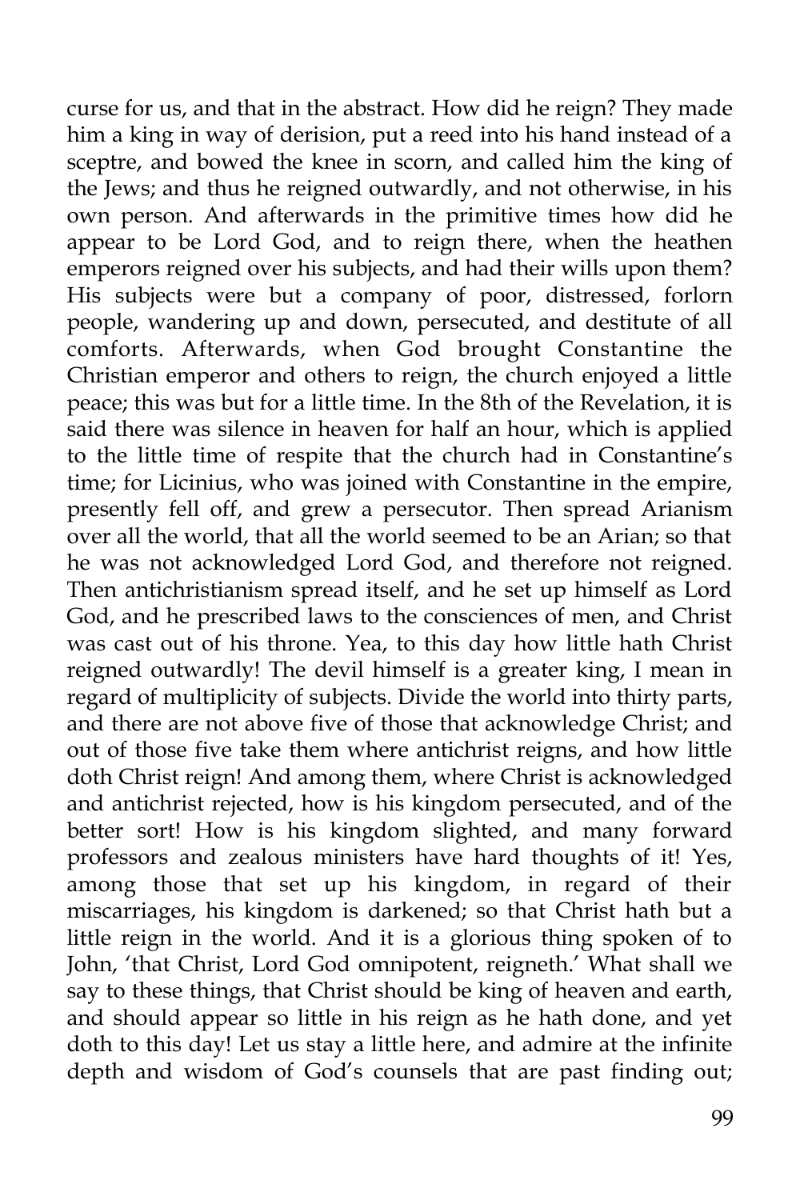curse for us, and that in the abstract. How did he reign? They made him a king in way of derision, put a reed into his hand instead of a sceptre, and bowed the knee in scorn, and called him the king of the Jews; and thus he reigned outwardly, and not otherwise, in his own person. And afterwards in the primitive times how did he appear to be Lord God, and to reign there, when the heathen emperors reigned over his subjects, and had their wills upon them? His subjects were but a company of poor, distressed, forlorn people, wandering up and down, persecuted, and destitute of all comforts. Afterwards, when God brought Constantine the Christian emperor and others to reign, the church enjoyed a little peace; this was but for a little time. In the 8th of the Revelation, it is said there was silence in heaven for half an hour, which is applied to the little time of respite that the church had in Constantine's time; for Licinius, who was joined with Constantine in the empire, presently fell off, and grew a persecutor. Then spread Arianism over all the world, that all the world seemed to be an Arian; so that he was not acknowledged Lord God, and therefore not reigned. Then antichristianism spread itself, and he set up himself as Lord God, and he prescribed laws to the consciences of men, and Christ was cast out of his throne. Yea, to this day how little hath Christ reigned outwardly! The devil himself is a greater king, I mean in regard of multiplicity of subjects. Divide the world into thirty parts, and there are not above five of those that acknowledge Christ; and out of those five take them where antichrist reigns, and how little doth Christ reign! And among them, where Christ is acknowledged and antichrist rejected, how is his kingdom persecuted, and of the better sort! How is his kingdom slighted, and many forward professors and zealous ministers have hard thoughts of it! Yes, among those that set up his kingdom, in regard of their miscarriages, his kingdom is darkened; so that Christ hath but a little reign in the world. And it is a glorious thing spoken of to John, 'that Christ, Lord God omnipotent, reigneth.' What shall we say to these things, that Christ should be king of heaven and earth, and should appear so little in his reign as he hath done, and yet doth to this day! Let us stay a little here, and admire at the infinite depth and wisdom of God's counsels that are past finding out;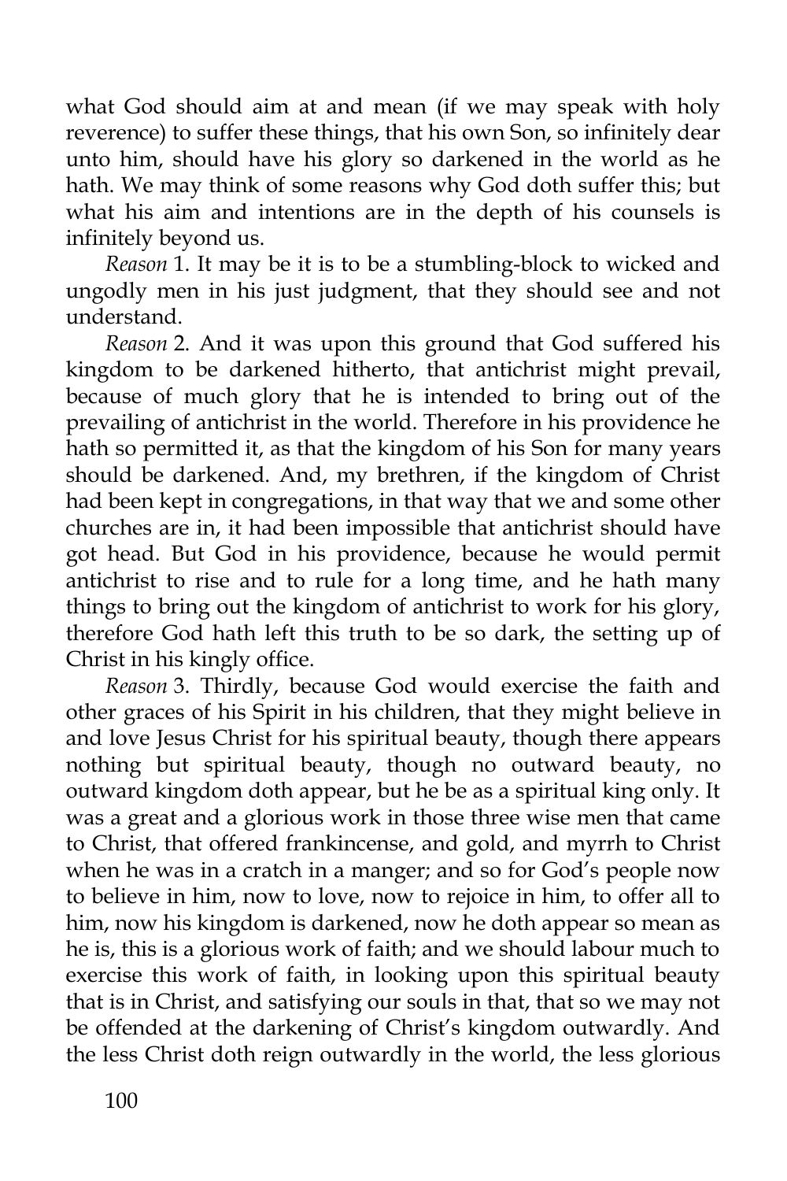what God should aim at and mean (if we may speak with holy reverence) to suffer these things, that his own Son, so infinitely dear unto him, should have his glory so darkened in the world as he hath. We may think of some reasons why God doth suffer this; but what his aim and intentions are in the depth of his counsels is infinitely beyond us.

*Reason* 1. It may be it is to be a stumbling-block to wicked and ungodly men in his just judgment, that they should see and not understand.

*Reason* 2. And it was upon this ground that God suffered his kingdom to be darkened hitherto, that antichrist might prevail, because of much glory that he is intended to bring out of the prevailing of antichrist in the world. Therefore in his providence he hath so permitted it, as that the kingdom of his Son for many years should be darkened. And, my brethren, if the kingdom of Christ had been kept in congregations, in that way that we and some other churches are in, it had been impossible that antichrist should have got head. But God in his providence, because he would permit antichrist to rise and to rule for a long time, and he hath many things to bring out the kingdom of antichrist to work for his glory, therefore God hath left this truth to be so dark, the setting up of Christ in his kingly office.

*Reason* 3. Thirdly, because God would exercise the faith and other graces of his Spirit in his children, that they might believe in and love Jesus Christ for his spiritual beauty, though there appears nothing but spiritual beauty, though no outward beauty, no outward kingdom doth appear, but he be as a spiritual king only. It was a great and a glorious work in those three wise men that came to Christ, that offered frankincense, and gold, and myrrh to Christ when he was in a cratch in a manger; and so for God's people now to believe in him, now to love, now to rejoice in him, to offer all to him, now his kingdom is darkened, now he doth appear so mean as he is, this is a glorious work of faith; and we should labour much to exercise this work of faith, in looking upon this spiritual beauty that is in Christ, and satisfying our souls in that, that so we may not be offended at the darkening of Christ's kingdom outwardly. And the less Christ doth reign outwardly in the world, the less glorious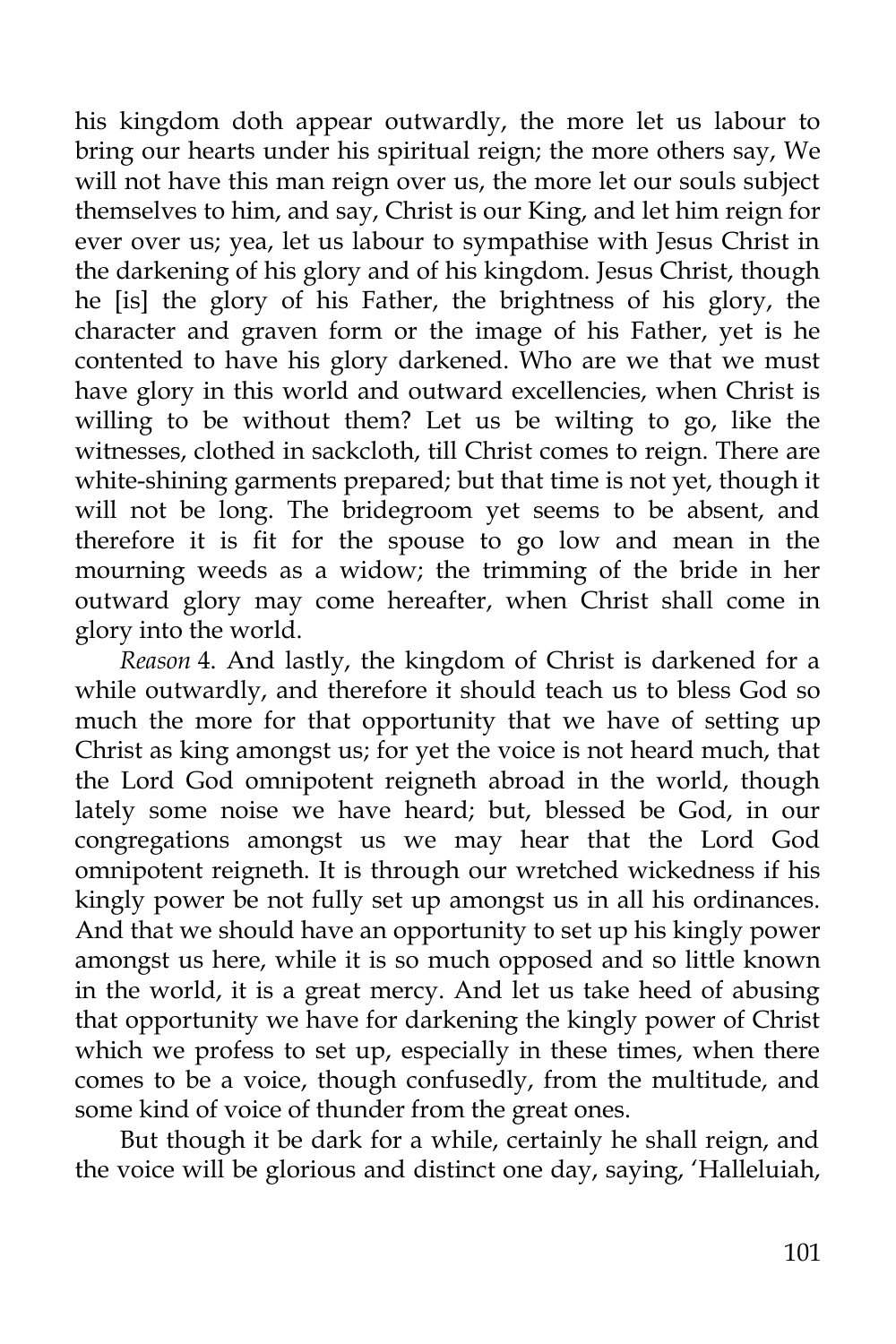his kingdom doth appear outwardly, the more let us labour to bring our hearts under his spiritual reign; the more others say, We will not have this man reign over us, the more let our souls subject themselves to him, and say, Christ is our King, and let him reign for ever over us; yea, let us labour to sympathise with Jesus Christ in the darkening of his glory and of his kingdom. Jesus Christ, though he [is] the glory of his Father, the brightness of his glory, the character and graven form or the image of his Father, yet is he contented to have his glory darkened. Who are we that we must have glory in this world and outward excellencies, when Christ is willing to be without them? Let us be wilting to go, like the witnesses, clothed in sackcloth, till Christ comes to reign. There are white-shining garments prepared; but that time is not yet, though it will not be long. The bridegroom yet seems to be absent, and therefore it is fit for the spouse to go low and mean in the mourning weeds as a widow; the trimming of the bride in her outward glory may come hereafter, when Christ shall come in glory into the world.

*Reason* 4. And lastly, the kingdom of Christ is darkened for a while outwardly, and therefore it should teach us to bless God so much the more for that opportunity that we have of setting up Christ as king amongst us; for yet the voice is not heard much, that the Lord God omnipotent reigneth abroad in the world, though lately some noise we have heard; but, blessed be God, in our congregations amongst us we may hear that the Lord God omnipotent reigneth. It is through our wretched wickedness if his kingly power be not fully set up amongst us in all his ordinances. And that we should have an opportunity to set up his kingly power amongst us here, while it is so much opposed and so little known in the world, it is a great mercy. And let us take heed of abusing that opportunity we have for darkening the kingly power of Christ which we profess to set up, especially in these times, when there comes to be a voice, though confusedly, from the multitude, and some kind of voice of thunder from the great ones.

But though it be dark for a while, certainly he shall reign, and the voice will be glorious and distinct one day, saying, 'Halleluiah,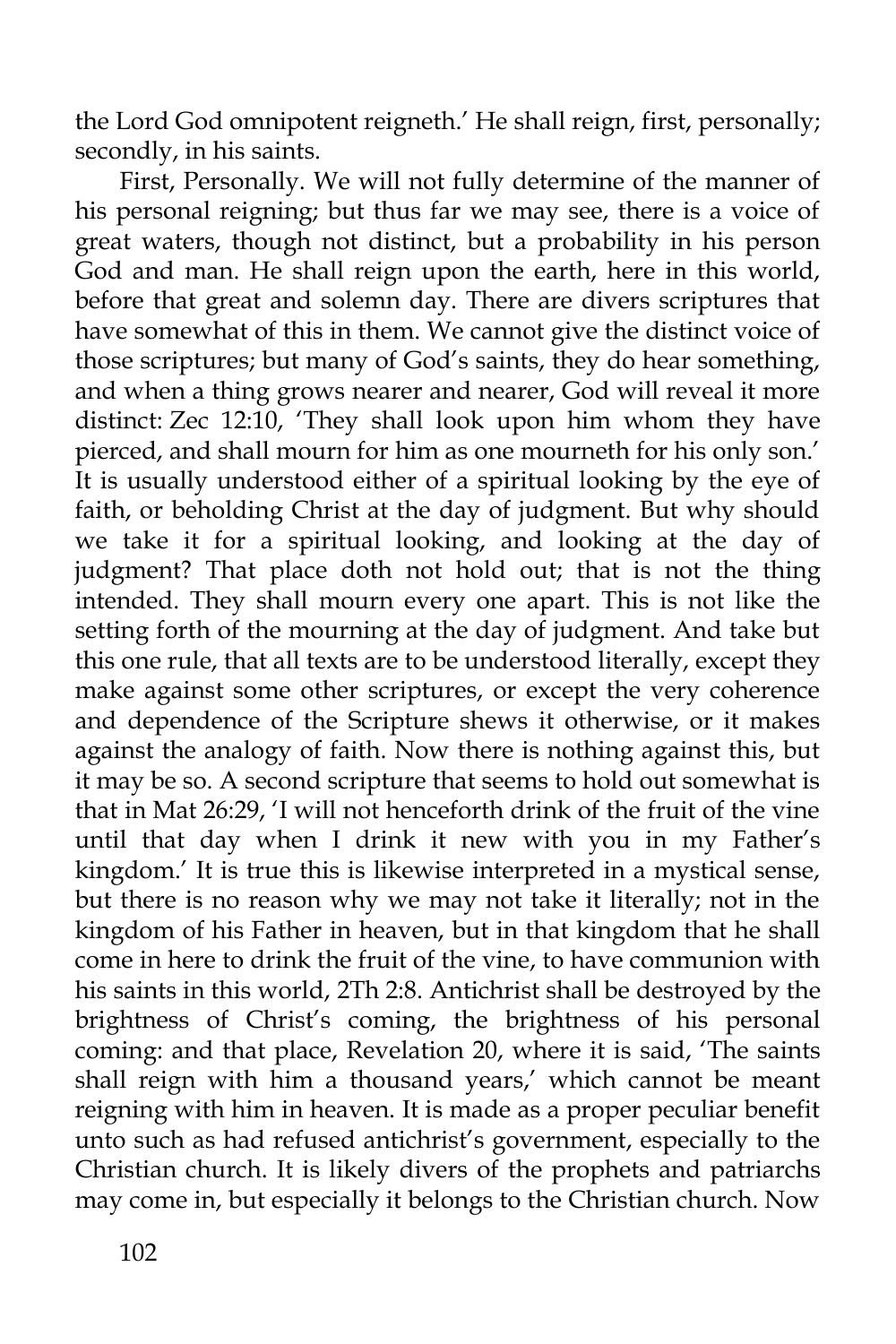the Lord God omnipotent reigneth.' He shall reign, first, personally; secondly, in his saints.

First, Personally. We will not fully determine of the manner of his personal reigning; but thus far we may see, there is a voice of great waters, though not distinct, but a probability in his person God and man. He shall reign upon the earth, here in this world, before that great and solemn day. There are divers scriptures that have somewhat of this in them. We cannot give the distinct voice of those scriptures; but many of God's saints, they do hear something, and when a thing grows nearer and nearer, God will reveal it more distinct: Zec 12:10, 'They shall look upon him whom they have pierced, and shall mourn for him as one mourneth for his only son.' It is usually understood either of a spiritual looking by the eye of faith, or beholding Christ at the day of judgment. But why should we take it for a spiritual looking, and looking at the day of judgment? That place doth not hold out; that is not the thing intended. They shall mourn every one apart. This is not like the setting forth of the mourning at the day of judgment. And take but this one rule, that all texts are to be understood literally, except they make against some other scriptures, or except the very coherence and dependence of the Scripture shews it otherwise, or it makes against the analogy of faith. Now there is nothing against this, but it may be so. A second scripture that seems to hold out somewhat is that in Mat 26:29, 'I will not henceforth drink of the fruit of the vine until that day when I drink it new with you in my Father's kingdom.' It is true this is likewise interpreted in a mystical sense, but there is no reason why we may not take it literally; not in the kingdom of his Father in heaven, but in that kingdom that he shall come in here to drink the fruit of the vine, to have communion with his saints in this world, 2Th 2:8. Antichrist shall be destroyed by the brightness of Christ's coming, the brightness of his personal coming: and that place, Revelation 20, where it is said, 'The saints shall reign with him a thousand years,' which cannot be meant reigning with him in heaven. It is made as a proper peculiar benefit unto such as had refused antichrist's government, especially to the Christian church. It is likely divers of the prophets and patriarchs may come in, but especially it belongs to the Christian church. Now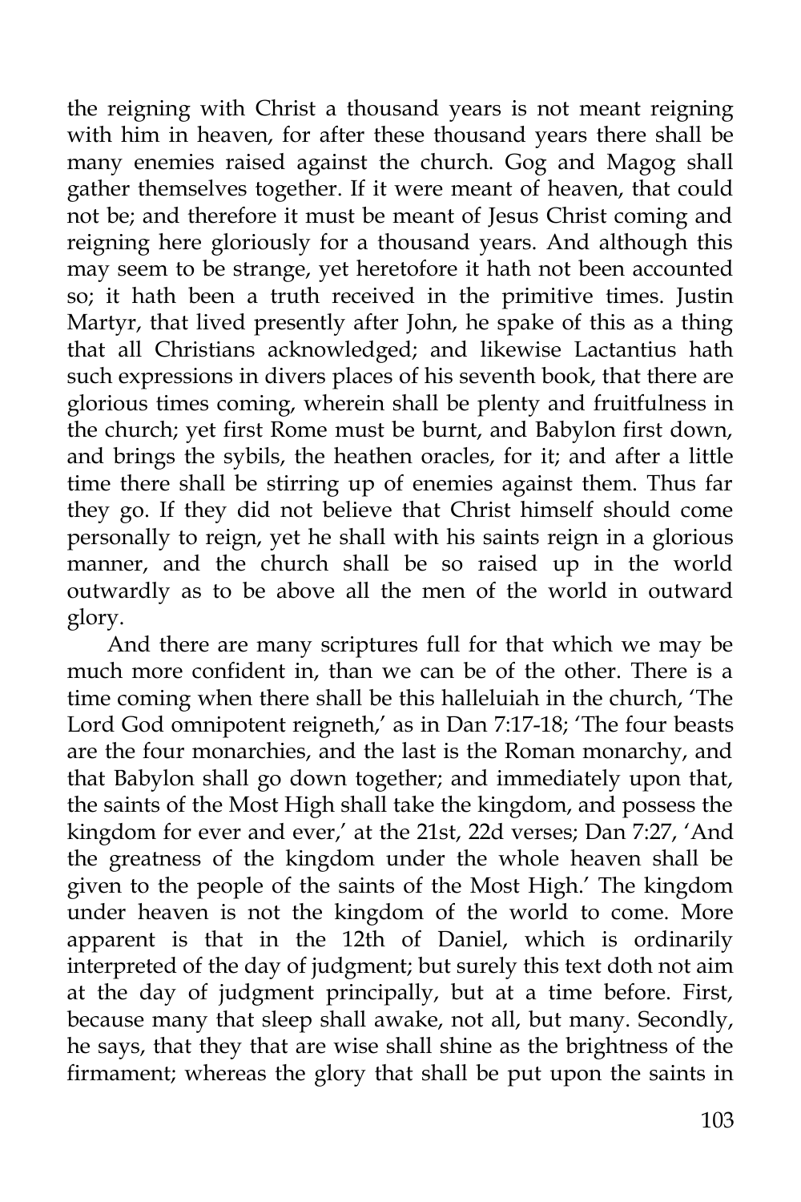the reigning with Christ a thousand years is not meant reigning with him in heaven, for after these thousand years there shall be many enemies raised against the church. Gog and Magog shall gather themselves together. If it were meant of heaven, that could not be; and therefore it must be meant of Jesus Christ coming and reigning here gloriously for a thousand years. And although this may seem to be strange, yet heretofore it hath not been accounted so; it hath been a truth received in the primitive times. Justin Martyr, that lived presently after John, he spake of this as a thing that all Christians acknowledged; and likewise Lactantius hath such expressions in divers places of his seventh book, that there are glorious times coming, wherein shall be plenty and fruitfulness in the church; yet first Rome must be burnt, and Babylon first down, and brings the sybils, the heathen oracles, for it; and after a little time there shall be stirring up of enemies against them. Thus far they go. If they did not believe that Christ himself should come personally to reign, yet he shall with his saints reign in a glorious manner, and the church shall be so raised up in the world outwardly as to be above all the men of the world in outward glory.

And there are many scriptures full for that which we may be much more confident in, than we can be of the other. There is a time coming when there shall be this halleluiah in the church, 'The Lord God omnipotent reigneth,' as in Dan 7:17-18; 'The four beasts are the four monarchies, and the last is the Roman monarchy, and that Babylon shall go down together; and immediately upon that, the saints of the Most High shall take the kingdom, and possess the kingdom for ever and ever,' at the 21st, 22d verses; Dan 7:27, 'And the greatness of the kingdom under the whole heaven shall be given to the people of the saints of the Most High.' The kingdom under heaven is not the kingdom of the world to come. More apparent is that in the 12th of Daniel, which is ordinarily interpreted of the day of judgment; but surely this text doth not aim at the day of judgment principally, but at a time before. First, because many that sleep shall awake, not all, but many. Secondly, he says, that they that are wise shall shine as the brightness of the firmament; whereas the glory that shall be put upon the saints in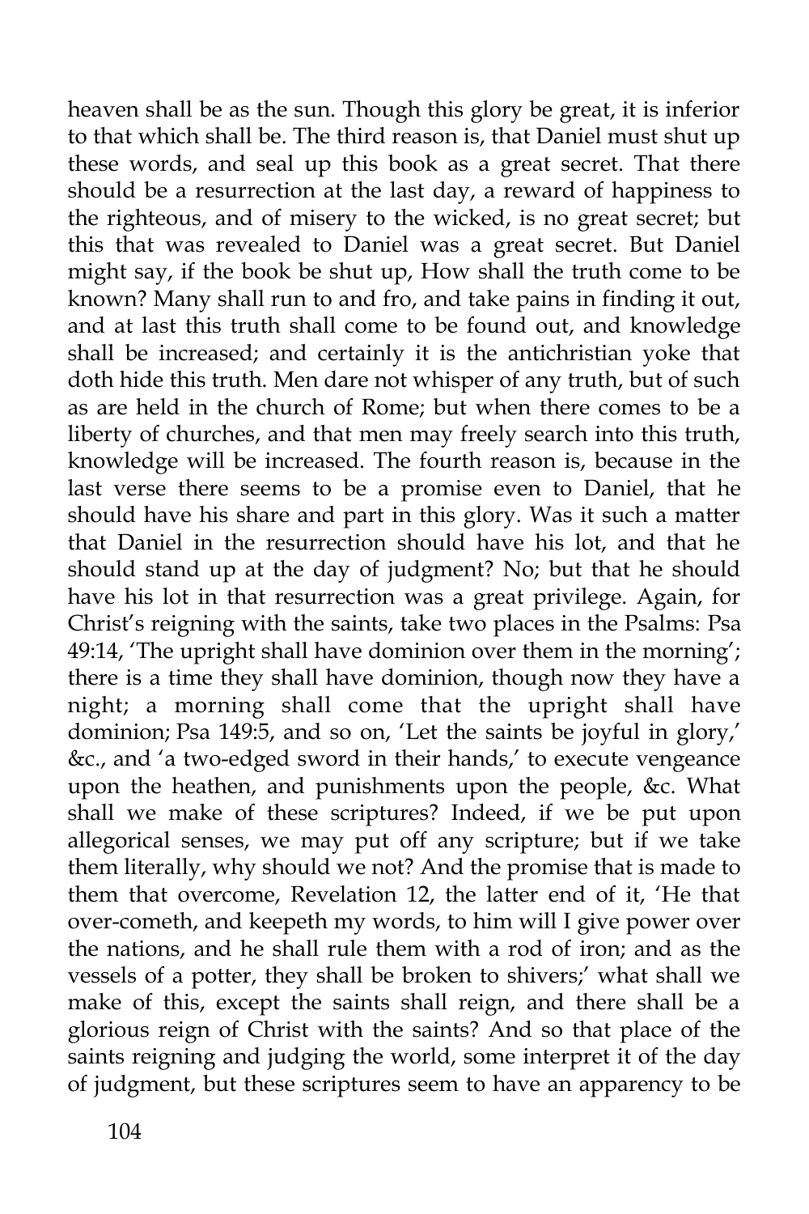heaven shall be as the sun. Though this glory be great, it is inferior to that which shall be. The third reason is, that Daniel must shut up these words, and seal up this book as a great secret. That there should be a resurrection at the last day, a reward of happiness to the righteous, and of misery to the wicked, is no great secret; but this that was revealed to Daniel was a great secret. But Daniel might say, if the book be shut up, How shall the truth come to be known? Many shall run to and fro, and take pains in finding it out, and at last this truth shall come to be found out, and knowledge shall be increased; and certainly it is the antichristian yoke that doth hide this truth. Men dare not whisper of any truth, but of such as are held in the church of Rome; but when there comes to be a liberty of churches, and that men may freely search into this truth, knowledge will be increased. The fourth reason is, because in the last verse there seems to be a promise even to Daniel, that he should have his share and part in this glory. Was it such a matter that Daniel in the resurrection should have his lot, and that he should stand up at the day of judgment? No; but that he should have his lot in that resurrection was a great privilege. Again, for Christ's reigning with the saints, take two places in the Psalms: Psa 49:14, 'The upright shall have dominion over them in the morning'; there is a time they shall have dominion, though now they have a night; a morning shall come that the upright shall have dominion; Psa 149:5, and so on, 'Let the saints be joyful in glory,' &c., and 'a two-edged sword in their hands,' to execute vengeance upon the heathen, and punishments upon the people, &c. What shall we make of these scriptures? Indeed, if we be put upon allegorical senses, we may put off any scripture; but if we take them literally, why should we not? And the promise that is made to them that overcome, Revelation 12, the latter end of it, 'He that over-cometh, and keepeth my words, to him will I give power over the nations, and he shall rule them with a rod of iron; and as the vessels of a potter, they shall be broken to shivers;' what shall we make of this, except the saints shall reign, and there shall be a glorious reign of Christ with the saints? And so that place of the saints reigning and judging the world, some interpret it of the day of judgment, but these scriptures seem to have an apparency to be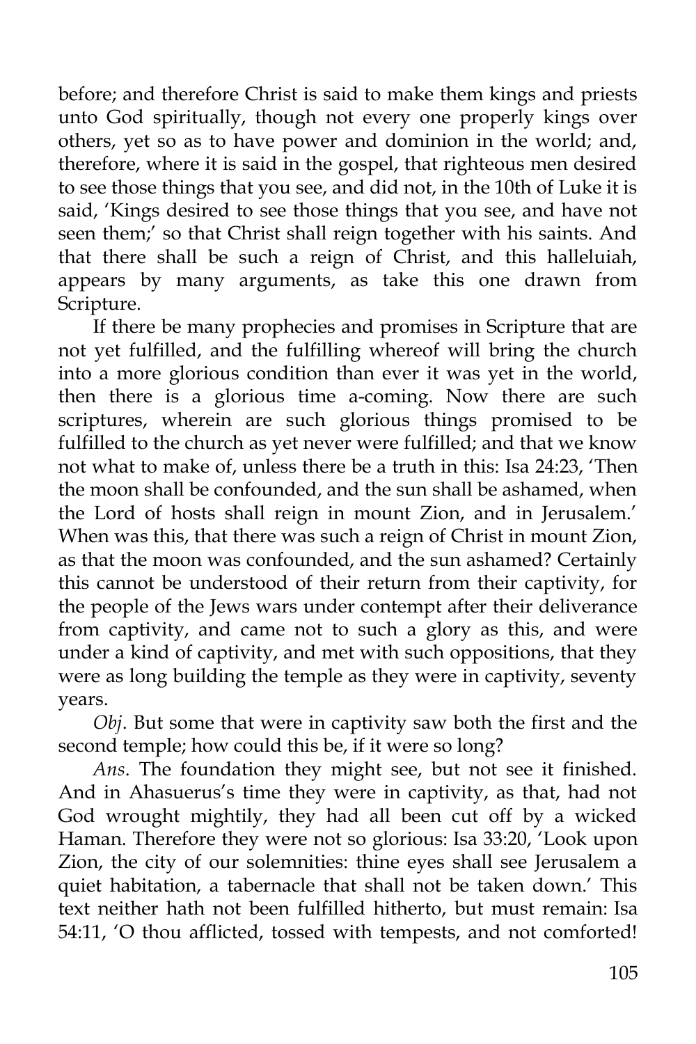before; and therefore Christ is said to make them kings and priests unto God spiritually, though not every one properly kings over others, yet so as to have power and dominion in the world; and, therefore, where it is said in the gospel, that righteous men desired to see those things that you see, and did not, in the 10th of Luke it is said, 'Kings desired to see those things that you see, and have not seen them;' so that Christ shall reign together with his saints. And that there shall be such a reign of Christ, and this halleluiah, appears by many arguments, as take this one drawn from Scripture.

If there be many prophecies and promises in Scripture that are not yet fulfilled, and the fulfilling whereof will bring the church into a more glorious condition than ever it was yet in the world, then there is a glorious time a-coming. Now there are such scriptures, wherein are such glorious things promised to be fulfilled to the church as yet never were fulfilled; and that we know not what to make of, unless there be a truth in this: Isa 24:23, 'Then the moon shall be confounded, and the sun shall be ashamed, when the Lord of hosts shall reign in mount Zion, and in Jerusalem.' When was this, that there was such a reign of Christ in mount Zion, as that the moon was confounded, and the sun ashamed? Certainly this cannot be understood of their return from their captivity, for the people of the Jews wars under contempt after their deliverance from captivity, and came not to such a glory as this, and were under a kind of captivity, and met with such oppositions, that they were as long building the temple as they were in captivity, seventy years.

*Obj*. But some that were in captivity saw both the first and the second temple; how could this be, if it were so long?

*Ans*. The foundation they might see, but not see it finished. And in Ahasuerus's time they were in captivity, as that, had not God wrought mightily, they had all been cut off by a wicked Haman. Therefore they were not so glorious: Isa 33:20, 'Look upon Zion, the city of our solemnities: thine eyes shall see Jerusalem a quiet habitation, a tabernacle that shall not be taken down.' This text neither hath not been fulfilled hitherto, but must remain: Isa 54:11, 'O thou afflicted, tossed with tempests, and not comforted!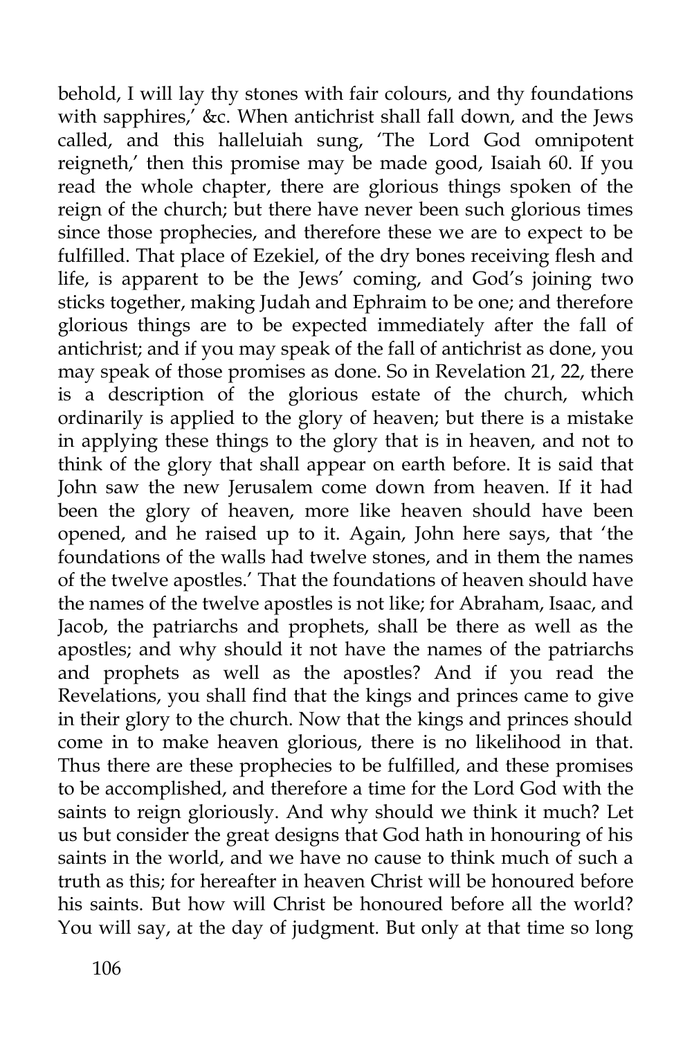behold, I will lay thy stones with fair colours, and thy foundations with sapphires,' &c. When antichrist shall fall down, and the Jews called, and this halleluiah sung, 'The Lord God omnipotent reigneth,' then this promise may be made good, Isaiah 60. If you read the whole chapter, there are glorious things spoken of the reign of the church; but there have never been such glorious times since those prophecies, and therefore these we are to expect to be fulfilled. That place of Ezekiel, of the dry bones receiving flesh and life, is apparent to be the Jews' coming, and God's joining two sticks together, making Judah and Ephraim to be one; and therefore glorious things are to be expected immediately after the fall of antichrist; and if you may speak of the fall of antichrist as done, you may speak of those promises as done. So in Revelation 21, 22, there is a description of the glorious estate of the church, which ordinarily is applied to the glory of heaven; but there is a mistake in applying these things to the glory that is in heaven, and not to think of the glory that shall appear on earth before. It is said that John saw the new Jerusalem come down from heaven. If it had been the glory of heaven, more like heaven should have been opened, and he raised up to it. Again, John here says, that 'the foundations of the walls had twelve stones, and in them the names of the twelve apostles.' That the foundations of heaven should have the names of the twelve apostles is not like; for Abraham, Isaac, and Jacob, the patriarchs and prophets, shall be there as well as the apostles; and why should it not have the names of the patriarchs and prophets as well as the apostles? And if you read the Revelations, you shall find that the kings and princes came to give in their glory to the church. Now that the kings and princes should come in to make heaven glorious, there is no likelihood in that. Thus there are these prophecies to be fulfilled, and these promises to be accomplished, and therefore a time for the Lord God with the saints to reign gloriously. And why should we think it much? Let us but consider the great designs that God hath in honouring of his saints in the world, and we have no cause to think much of such a truth as this; for hereafter in heaven Christ will be honoured before his saints. But how will Christ be honoured before all the world? You will say, at the day of judgment. But only at that time so long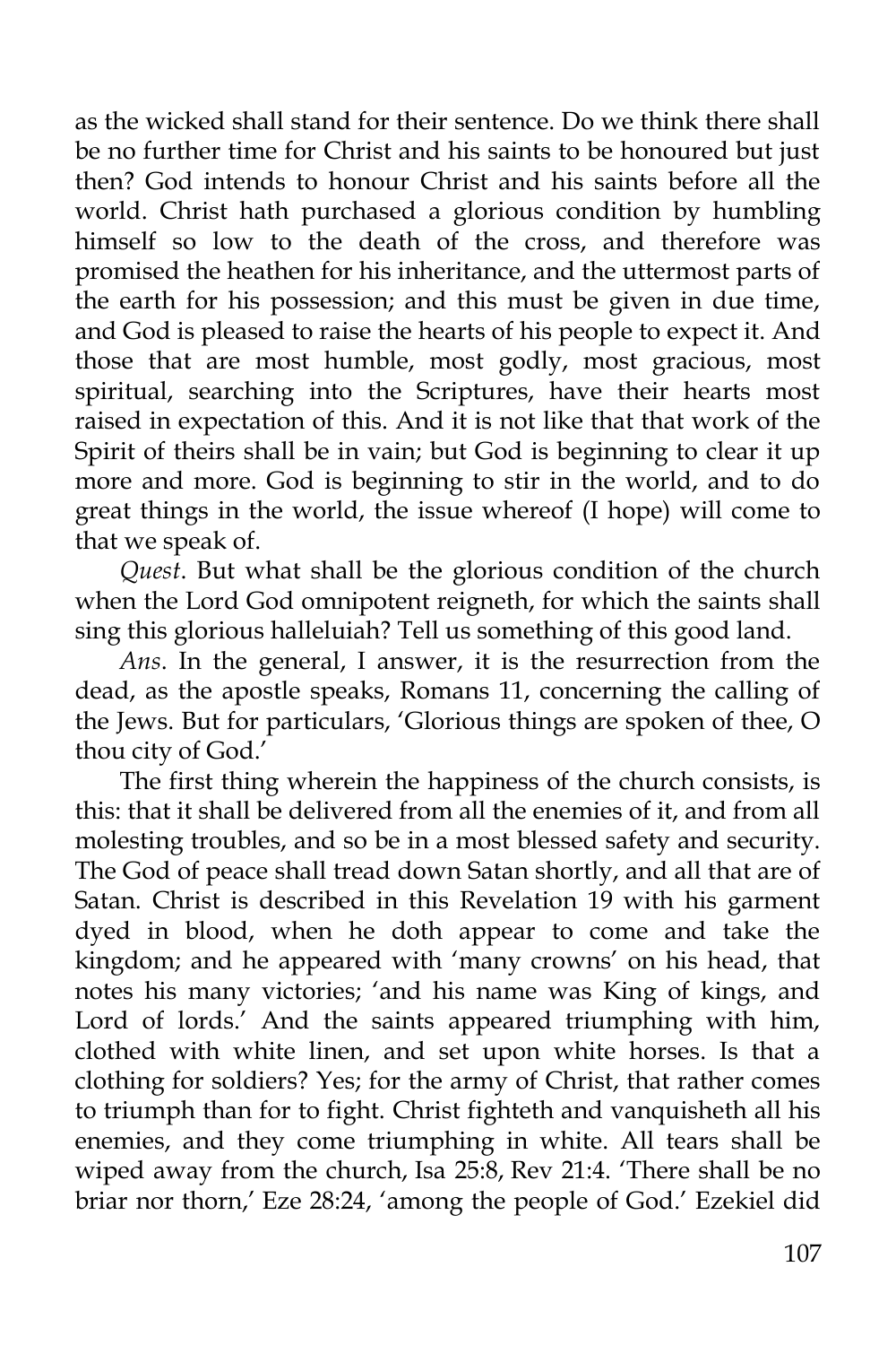as the wicked shall stand for their sentence. Do we think there shall be no further time for Christ and his saints to be honoured but just then? God intends to honour Christ and his saints before all the world. Christ hath purchased a glorious condition by humbling himself so low to the death of the cross, and therefore was promised the heathen for his inheritance, and the uttermost parts of the earth for his possession; and this must be given in due time, and God is pleased to raise the hearts of his people to expect it. And those that are most humble, most godly, most gracious, most spiritual, searching into the Scriptures, have their hearts most raised in expectation of this. And it is not like that that work of the Spirit of theirs shall be in vain; but God is beginning to clear it up more and more. God is beginning to stir in the world, and to do great things in the world, the issue whereof (I hope) will come to that we speak of.

*Quest*. But what shall be the glorious condition of the church when the Lord God omnipotent reigneth, for which the saints shall sing this glorious halleluiah? Tell us something of this good land.

*Ans*. In the general, I answer, it is the resurrection from the dead, as the apostle speaks, Romans 11, concerning the calling of the Jews. But for particulars, 'Glorious things are spoken of thee, O thou city of God.'

The first thing wherein the happiness of the church consists, is this: that it shall be delivered from all the enemies of it, and from all molesting troubles, and so be in a most blessed safety and security. The God of peace shall tread down Satan shortly, and all that are of Satan. Christ is described in this Revelation 19 with his garment dyed in blood, when he doth appear to come and take the kingdom; and he appeared with 'many crowns' on his head, that notes his many victories; 'and his name was King of kings, and Lord of lords.' And the saints appeared triumphing with him, clothed with white linen, and set upon white horses. Is that a clothing for soldiers? Yes; for the army of Christ, that rather comes to triumph than for to fight. Christ fighteth and vanquisheth all his enemies, and they come triumphing in white. All tears shall be wiped away from the church, Isa 25:8, Rev 21:4. 'There shall be no briar nor thorn,' Eze 28:24, 'among the people of God.' Ezekiel did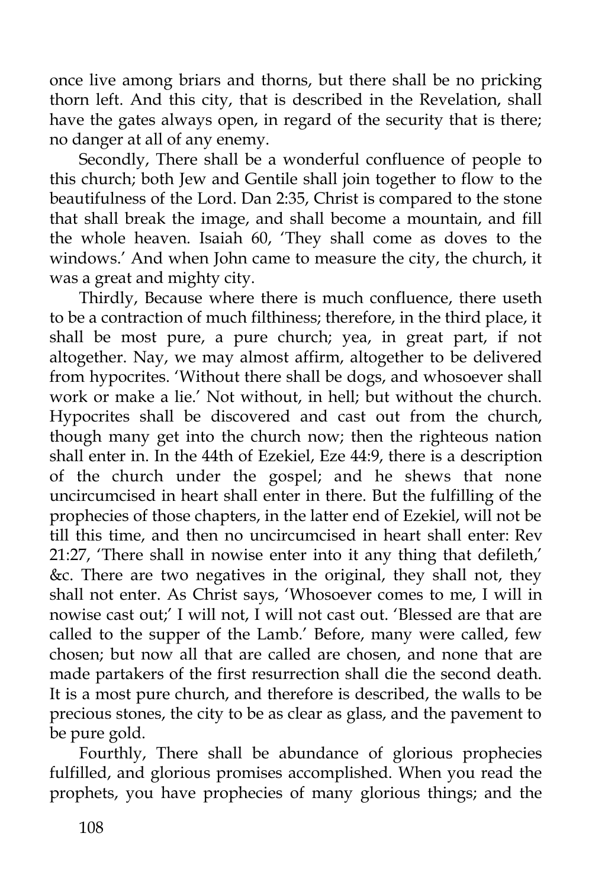once live among briars and thorns, but there shall be no pricking thorn left. And this city, that is described in the Revelation, shall have the gates always open, in regard of the security that is there; no danger at all of any enemy.

Secondly, There shall be a wonderful confluence of people to this church; both Jew and Gentile shall join together to flow to the beautifulness of the Lord. Dan 2:35, Christ is compared to the stone that shall break the image, and shall become a mountain, and fill the whole heaven. Isaiah 60, 'They shall come as doves to the windows.' And when John came to measure the city, the church, it was a great and mighty city.

Thirdly, Because where there is much confluence, there useth to be a contraction of much filthiness; therefore, in the third place, it shall be most pure, a pure church; yea, in great part, if not altogether. Nay, we may almost affirm, altogether to be delivered from hypocrites. 'Without there shall be dogs, and whosoever shall work or make a lie.' Not without, in hell; but without the church. Hypocrites shall be discovered and cast out from the church, though many get into the church now; then the righteous nation shall enter in. In the 44th of Ezekiel, Eze 44:9, there is a description of the church under the gospel; and he shews that none uncircumcised in heart shall enter in there. But the fulfilling of the prophecies of those chapters, in the latter end of Ezekiel, will not be till this time, and then no uncircumcised in heart shall enter: Rev 21:27, 'There shall in nowise enter into it any thing that defileth,' &c. There are two negatives in the original, they shall not, they shall not enter. As Christ says, 'Whosoever comes to me, I will in nowise cast out;' I will not, I will not cast out. 'Blessed are that are called to the supper of the Lamb.' Before, many were called, few chosen; but now all that are called are chosen, and none that are made partakers of the first resurrection shall die the second death. It is a most pure church, and therefore is described, the walls to be precious stones, the city to be as clear as glass, and the pavement to be pure gold.

Fourthly, There shall be abundance of glorious prophecies fulfilled, and glorious promises accomplished. When you read the prophets, you have prophecies of many glorious things; and the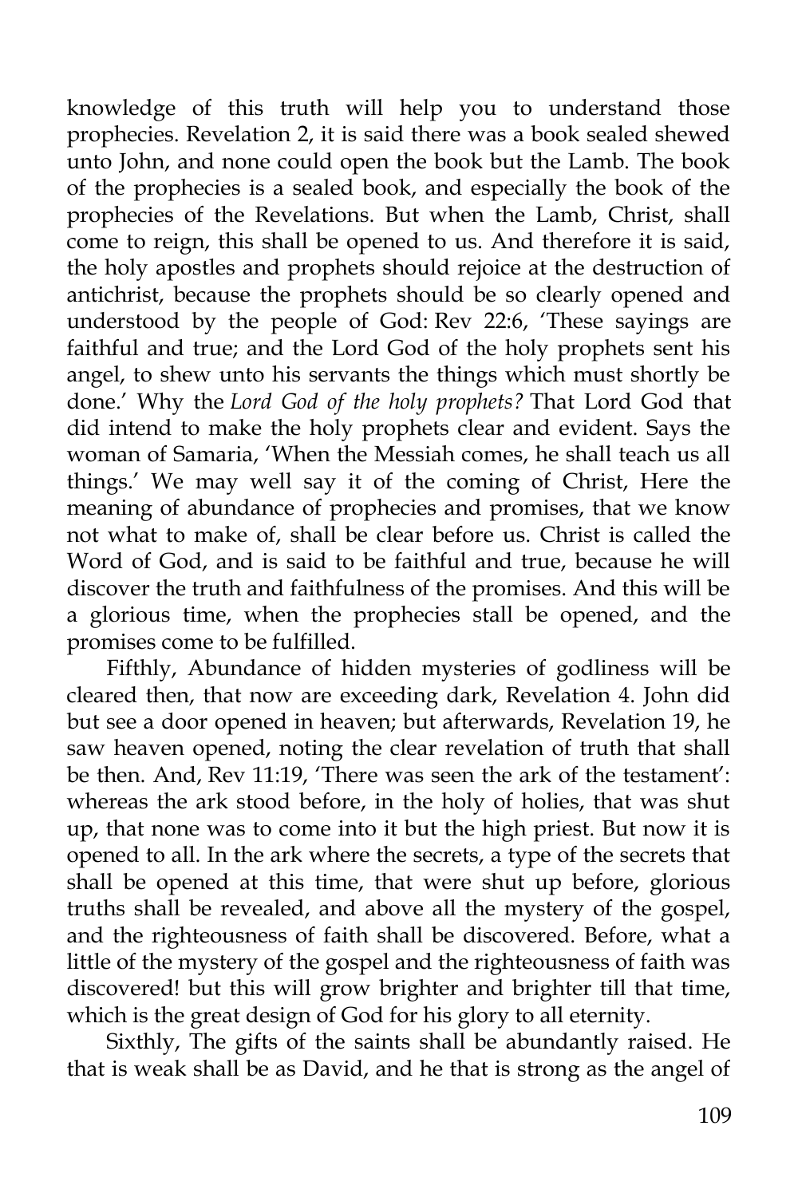knowledge of this truth will help you to understand those prophecies. Revelation 2, it is said there was a book sealed shewed unto John, and none could open the book but the Lamb. The book of the prophecies is a sealed book, and especially the book of the prophecies of the Revelations. But when the Lamb, Christ, shall come to reign, this shall be opened to us. And therefore it is said, the holy apostles and prophets should rejoice at the destruction of antichrist, because the prophets should be so clearly opened and understood by the people of God: Rev 22:6, 'These sayings are faithful and true; and the Lord God of the holy prophets sent his angel, to shew unto his servants the things which must shortly be done.' Why the *Lord God of the holy prophets?* That Lord God that did intend to make the holy prophets clear and evident. Says the woman of Samaria, 'When the Messiah comes, he shall teach us all things.' We may well say it of the coming of Christ, Here the meaning of abundance of prophecies and promises, that we know not what to make of, shall be clear before us. Christ is called the Word of God, and is said to be faithful and true, because he will discover the truth and faithfulness of the promises. And this will be a glorious time, when the prophecies stall be opened, and the promises come to be fulfilled.

Fifthly, Abundance of hidden mysteries of godliness will be cleared then, that now are exceeding dark, Revelation 4. John did but see a door opened in heaven; but afterwards, Revelation 19, he saw heaven opened, noting the clear revelation of truth that shall be then. And, Rev 11:19, 'There was seen the ark of the testament': whereas the ark stood before, in the holy of holies, that was shut up, that none was to come into it but the high priest. But now it is opened to all. In the ark where the secrets, a type of the secrets that shall be opened at this time, that were shut up before, glorious truths shall be revealed, and above all the mystery of the gospel, and the righteousness of faith shall be discovered. Before, what a little of the mystery of the gospel and the righteousness of faith was discovered! but this will grow brighter and brighter till that time, which is the great design of God for his glory to all eternity.

Sixthly, The gifts of the saints shall be abundantly raised. He that is weak shall be as David, and he that is strong as the angel of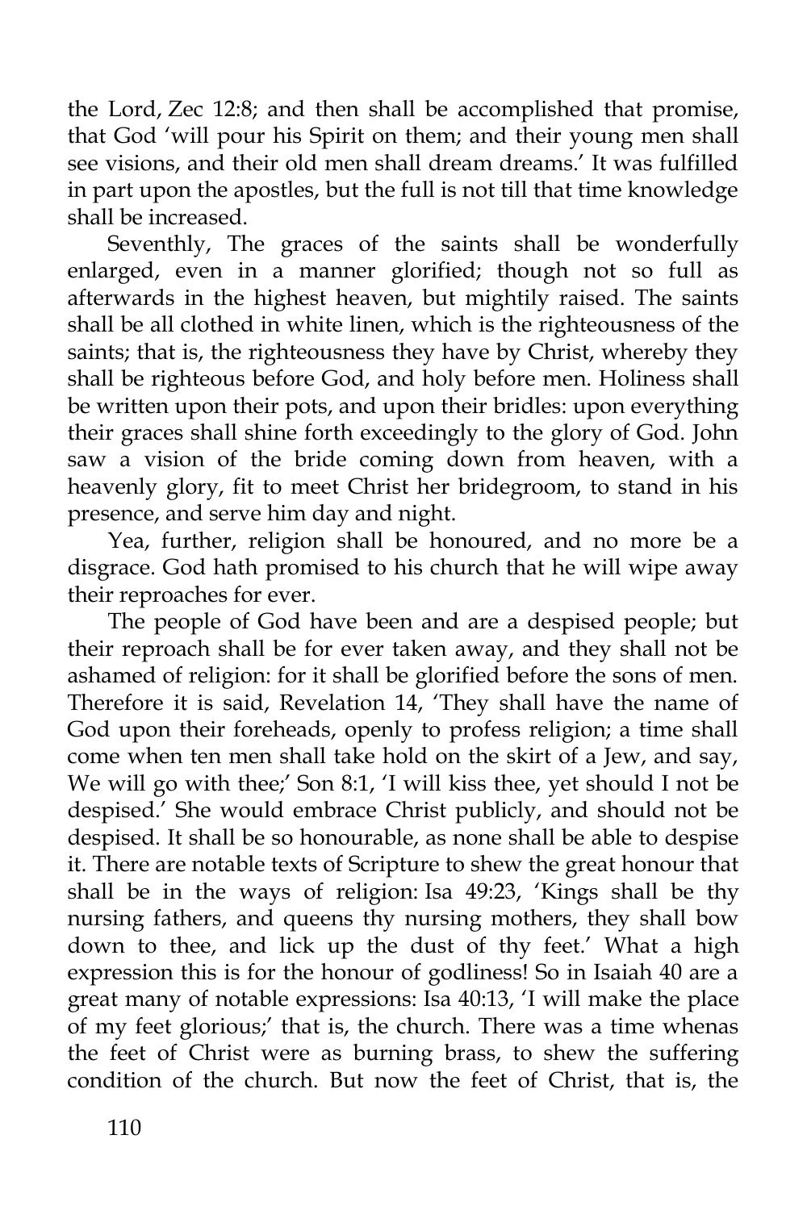the Lord, Zec 12:8; and then shall be accomplished that promise, that God 'will pour his Spirit on them; and their young men shall see visions, and their old men shall dream dreams.' It was fulfilled in part upon the apostles, but the full is not till that time knowledge shall be increased.

Seventhly, The graces of the saints shall be wonderfully enlarged, even in a manner glorified; though not so full as afterwards in the highest heaven, but mightily raised. The saints shall be all clothed in white linen, which is the righteousness of the saints; that is, the righteousness they have by Christ, whereby they shall be righteous before God, and holy before men. Holiness shall be written upon their pots, and upon their bridles: upon everything their graces shall shine forth exceedingly to the glory of God. John saw a vision of the bride coming down from heaven, with a heavenly glory, fit to meet Christ her bridegroom, to stand in his presence, and serve him day and night.

Yea, further, religion shall be honoured, and no more be a disgrace. God hath promised to his church that he will wipe away their reproaches for ever.

The people of God have been and are a despised people; but their reproach shall be for ever taken away, and they shall not be ashamed of religion: for it shall be glorified before the sons of men. Therefore it is said, Revelation 14, 'They shall have the name of God upon their foreheads, openly to profess religion; a time shall come when ten men shall take hold on the skirt of a Jew, and say, We will go with thee;' Son 8:1, 'I will kiss thee, yet should I not be despised.' She would embrace Christ publicly, and should not be despised. It shall be so honourable, as none shall be able to despise it. There are notable texts of Scripture to shew the great honour that shall be in the ways of religion: Isa 49:23, 'Kings shall be thy nursing fathers, and queens thy nursing mothers, they shall bow down to thee, and lick up the dust of thy feet.' What a high expression this is for the honour of godliness! So in Isaiah 40 are a great many of notable expressions: Isa 40:13, 'I will make the place of my feet glorious;' that is, the church. There was a time whenas the feet of Christ were as burning brass, to shew the suffering condition of the church. But now the feet of Christ, that is, the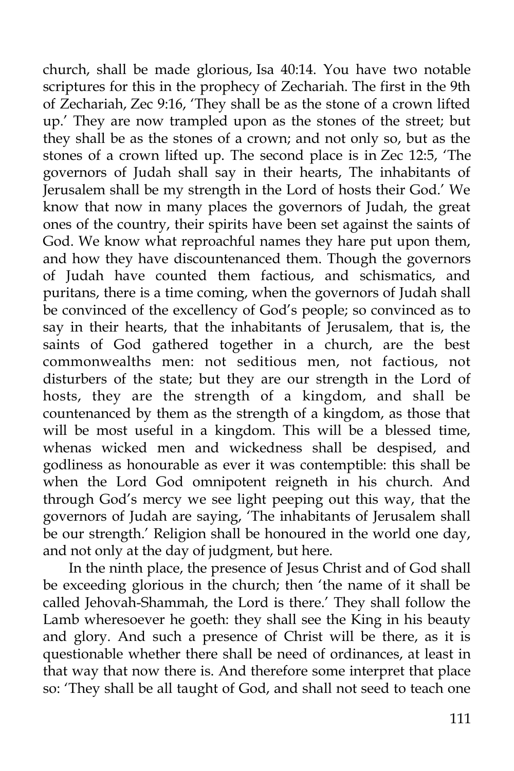church, shall be made glorious, Isa 40:14. You have two notable scriptures for this in the prophecy of Zechariah. The first in the 9th of Zechariah, Zec 9:16, 'They shall be as the stone of a crown lifted up.' They are now trampled upon as the stones of the street; but they shall be as the stones of a crown; and not only so, but as the stones of a crown lifted up. The second place is in Zec 12:5, 'The governors of Judah shall say in their hearts, The inhabitants of Jerusalem shall be my strength in the Lord of hosts their God.' We know that now in many places the governors of Judah, the great ones of the country, their spirits have been set against the saints of God. We know what reproachful names they hare put upon them, and how they have discountenanced them. Though the governors of Judah have counted them factious, and schismatics, and puritans, there is a time coming, when the governors of Judah shall be convinced of the excellency of God's people; so convinced as to say in their hearts, that the inhabitants of Jerusalem, that is, the saints of God gathered together in a church, are the best commonwealths men: not seditious men, not factious, not disturbers of the state; but they are our strength in the Lord of hosts, they are the strength of a kingdom, and shall be countenanced by them as the strength of a kingdom, as those that will be most useful in a kingdom. This will be a blessed time, whenas wicked men and wickedness shall be despised, and godliness as honourable as ever it was contemptible: this shall be when the Lord God omnipotent reigneth in his church. And through God's mercy we see light peeping out this way, that the governors of Judah are saying, 'The inhabitants of Jerusalem shall be our strength.' Religion shall be honoured in the world one day, and not only at the day of judgment, but here.

In the ninth place, the presence of Jesus Christ and of God shall be exceeding glorious in the church; then 'the name of it shall be called Jehovah-Shammah, the Lord is there.' They shall follow the Lamb wheresoever he goeth: they shall see the King in his beauty and glory. And such a presence of Christ will be there, as it is questionable whether there shall be need of ordinances, at least in that way that now there is. And therefore some interpret that place so: 'They shall be all taught of God, and shall not seed to teach one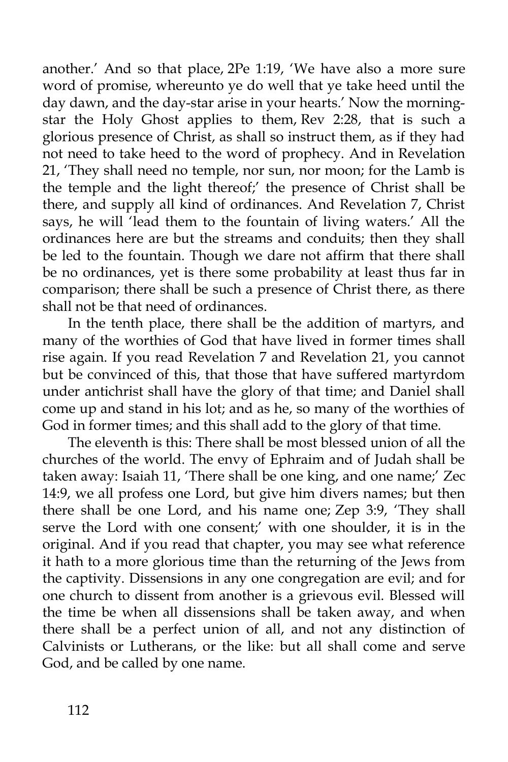another.' And so that place, 2Pe 1:19, 'We have also a more sure word of promise, whereunto ye do well that ye take heed until the day dawn, and the day-star arise in your hearts.' Now the morning-star the Holy Ghost applies to them, Rev 2:28, that is such a glorious presence of Christ, as shall so instruct them, as if they had not need to take heed to the word of prophecy. And in Revelation 21, 'They shall need no temple, nor sun, nor moon; for the Lamb is the temple and the light thereof;' the presence of Christ shall be there, and supply all kind of ordinances. And Revelation 7, Christ says, he will 'lead them to the fountain of living waters.' All the ordinances here are but the streams and conduits; then they shall be led to the fountain. Though we dare not affirm that there shall be no ordinances, yet is there some probability at least thus far in comparison; there shall be such a presence of Christ there, as there shall not be that need of ordinances.

In the tenth place, there shall be the addition of martyrs, and many of the worthies of God that have lived in former times shall rise again. If you read Revelation 7 and Revelation 21, you cannot but be convinced of this, that those that have suffered martyrdom under antichrist shall have the glory of that time; and Daniel shall come up and stand in his lot; and as he, so many of the worthies of God in former times; and this shall add to the glory of that time.

The eleventh is this: There shall be most blessed union of all the churches of the world. The envy of Ephraim and of Judah shall be taken away: Isaiah 11, 'There shall be one king, and one name;' Zec 14:9, we all profess one Lord, but give him divers names; but then there shall be one Lord, and his name one; Zep 3:9, 'They shall serve the Lord with one consent;' with one shoulder, it is in the original. And if you read that chapter, you may see what reference it hath to a more glorious time than the returning of the Jews from the captivity. Dissensions in any one congregation are evil; and for one church to dissent from another is a grievous evil. Blessed will the time be when all dissensions shall be taken away, and when there shall be a perfect union of all, and not any distinction of Calvinists or Lutherans, or the like: but all shall come and serve God, and be called by one name.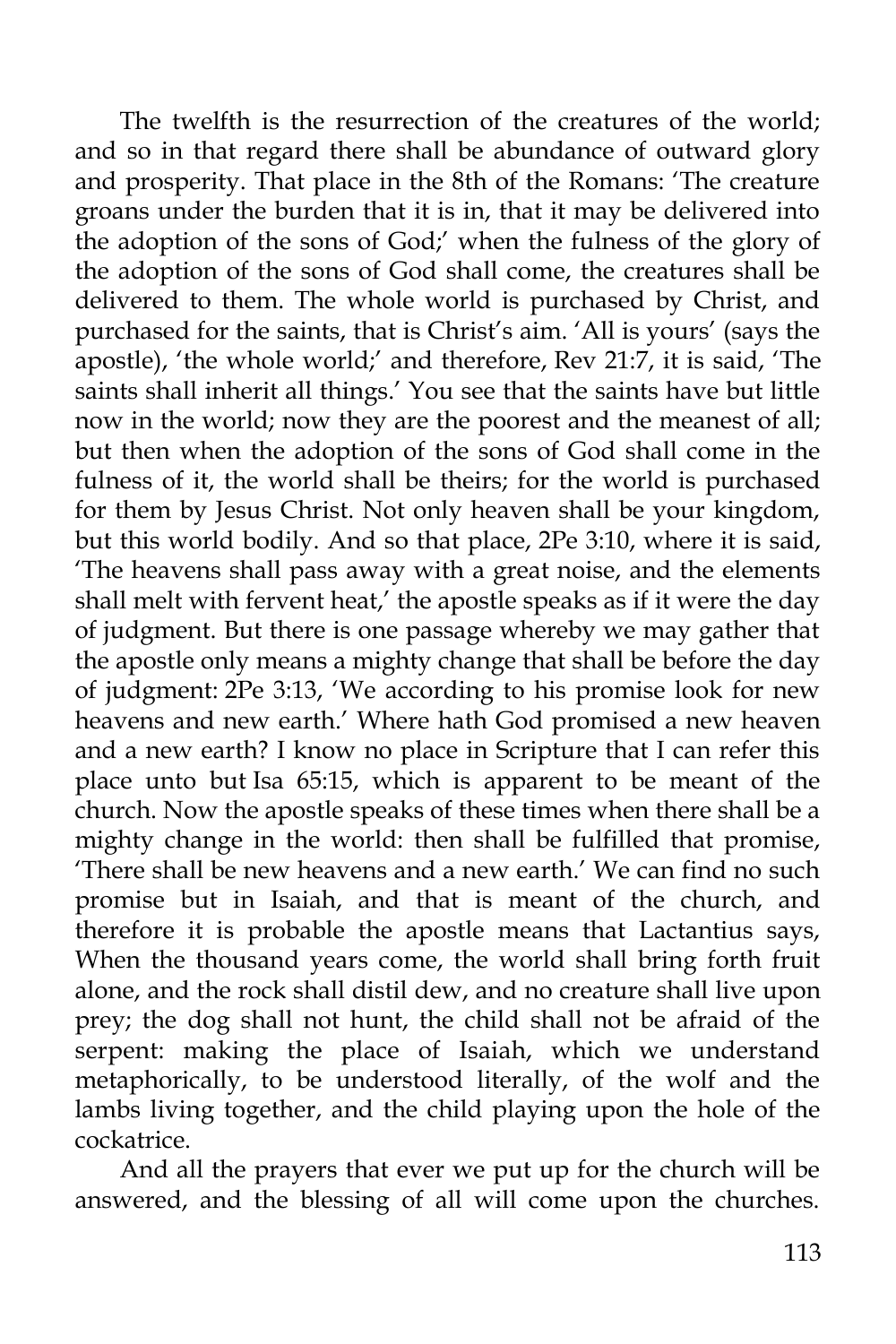The twelfth is the resurrection of the creatures of the world; and so in that regard there shall be abundance of outward glory and prosperity. That place in the 8th of the Romans: 'The creature groans under the burden that it is in, that it may be delivered into the adoption of the sons of God;' when the fulness of the glory of the adoption of the sons of God shall come, the creatures shall be delivered to them. The whole world is purchased by Christ, and purchased for the saints, that is Christ's aim. 'All is yours' (says the apostle), 'the whole world;' and therefore, Rev 21:7, it is said, 'The saints shall inherit all things.' You see that the saints have but little now in the world; now they are the poorest and the meanest of all; but then when the adoption of the sons of God shall come in the fulness of it, the world shall be theirs; for the world is purchased for them by Jesus Christ. Not only heaven shall be your kingdom, but this world bodily. And so that place, 2Pe 3:10, where it is said, 'The heavens shall pass away with a great noise, and the elements shall melt with fervent heat,' the apostle speaks as if it were the day of judgment. But there is one passage whereby we may gather that the apostle only means a mighty change that shall be before the day of judgment: 2Pe 3:13, 'We according to his promise look for new heavens and new earth.' Where hath God promised a new heaven and a new earth? I know no place in Scripture that I can refer this place unto but Isa 65:15, which is apparent to be meant of the church. Now the apostle speaks of these times when there shall be a mighty change in the world: then shall be fulfilled that promise, 'There shall be new heavens and a new earth.' We can find no such promise but in Isaiah, and that is meant of the church, and therefore it is probable the apostle means that Lactantius says, When the thousand years come, the world shall bring forth fruit alone, and the rock shall distil dew, and no creature shall live upon prey; the dog shall not hunt, the child shall not be afraid of the serpent: making the place of Isaiah, which we understand metaphorically, to be understood literally, of the wolf and the lambs living together, and the child playing upon the hole of the cockatrice.

And all the prayers that ever we put up for the church will be answered, and the blessing of all will come upon the churches.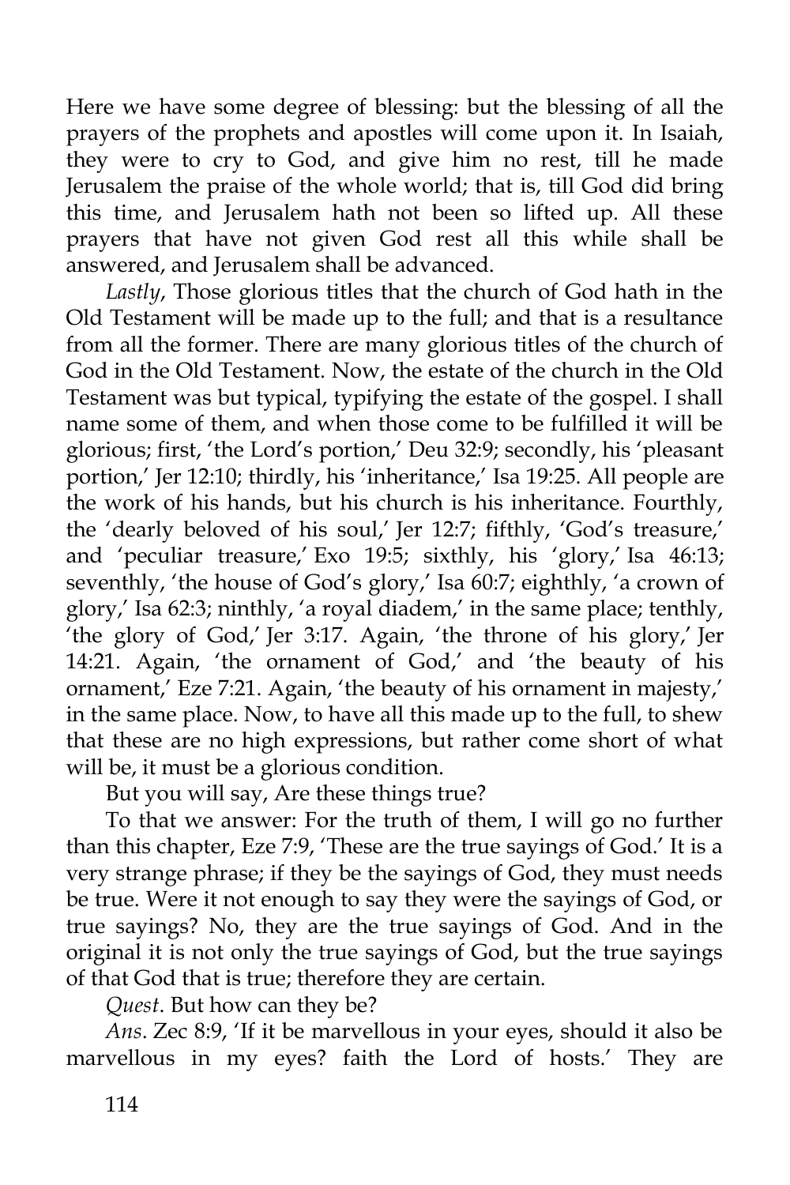Here we have some degree of blessing: but the blessing of all the prayers of the prophets and apostles will come upon it. In Isaiah, they were to cry to God, and give him no rest, till he made Jerusalem the praise of the whole world; that is, till God did bring this time, and Jerusalem hath not been so lifted up. All these prayers that have not given God rest all this while shall be answered, and Jerusalem shall be advanced.

*Lastly*, Those glorious titles that the church of God hath in the Old Testament will be made up to the full; and that is a resultance from all the former. There are many glorious titles of the church of God in the Old Testament. Now, the estate of the church in the Old Testament was but typical, typifying the estate of the gospel. I shall name some of them, and when those come to be fulfilled it will be glorious; first, 'the Lord's portion,' Deu 32:9; secondly, his 'pleasant portion,' Jer 12:10; thirdly, his 'inheritance,' Isa 19:25. All people are the work of his hands, but his church is his inheritance. Fourthly, the 'dearly beloved of his soul,' Jer 12:7; fifthly, 'God's treasure,' and 'peculiar treasure,' Exo 19:5; sixthly, his 'glory,' Isa 46:13; seventhly, 'the house of God's glory,' Isa 60:7; eighthly, 'a crown of glory,' Isa 62:3; ninthly, 'a royal diadem,' in the same place; tenthly, 'the glory of God,' Jer 3:17. Again, 'the throne of his glory,' Jer 14:21. Again, 'the ornament of God,' and 'the beauty of his ornament,' Eze 7:21. Again, 'the beauty of his ornament in majesty,' in the same place. Now, to have all this made up to the full, to shew that these are no high expressions, but rather come short of what will be, it must be a glorious condition.

But you will say, Are these things true?

To that we answer: For the truth of them, I will go no further than this chapter, Eze 7:9, 'These are the true sayings of God.' It is a very strange phrase; if they be the sayings of God, they must needs be true. Were it not enough to say they were the sayings of God, or true sayings? No, they are the true sayings of God. And in the original it is not only the true sayings of God, but the true sayings of that God that is true; therefore they are certain.

*Quest*. But how can they be?

*Ans*. Zec 8:9, 'If it be marvellous in your eyes, should it also be marvellous in my eyes? faith the Lord of hosts.' They are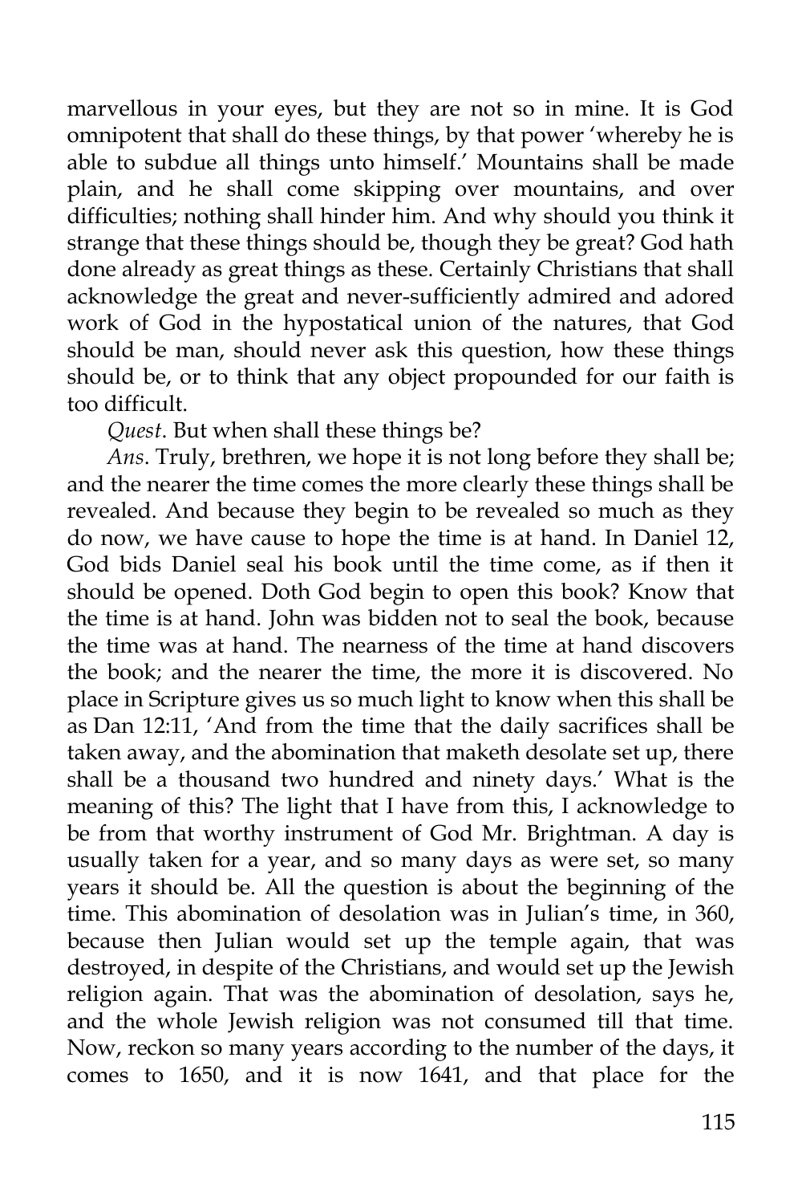marvellous in your eyes, but they are not so in mine. It is God omnipotent that shall do these things, by that power 'whereby he is able to subdue all things unto himself.' Mountains shall be made plain, and he shall come skipping over mountains, and over difficulties; nothing shall hinder him. And why should you think it strange that these things should be, though they be great? God hath done already as great things as these. Certainly Christians that shall acknowledge the great and never-sufficiently admired and adored work of God in the hypostatical union of the natures, that God should be man, should never ask this question, how these things should be, or to think that any object propounded for our faith is too difficult.

*Quest*. But when shall these things be?

*Ans*. Truly, brethren, we hope it is not long before they shall be; and the nearer the time comes the more clearly these things shall be revealed. And because they begin to be revealed so much as they do now, we have cause to hope the time is at hand. In Daniel 12, God bids Daniel seal his book until the time come, as if then it should be opened. Doth God begin to open this book? Know that the time is at hand. John was bidden not to seal the book, because the time was at hand. The nearness of the time at hand discovers the book; and the nearer the time, the more it is discovered. No place in Scripture gives us so much light to know when this shall be as Dan 12:11, 'And from the time that the daily sacrifices shall be taken away, and the abomination that maketh desolate set up, there shall be a thousand two hundred and ninety days.' What is the meaning of this? The light that I have from this, I acknowledge to be from that worthy instrument of God Mr. Brightman. A day is usually taken for a year, and so many days as were set, so many years it should be. All the question is about the beginning of the time. This abomination of desolation was in Julian's time, in 360, because then Julian would set up the temple again, that was destroyed, in despite of the Christians, and would set up the Jewish religion again. That was the abomination of desolation, says he, and the whole Jewish religion was not consumed till that time. Now, reckon so many years according to the number of the days, it comes to 1650, and it is now 1641, and that place for the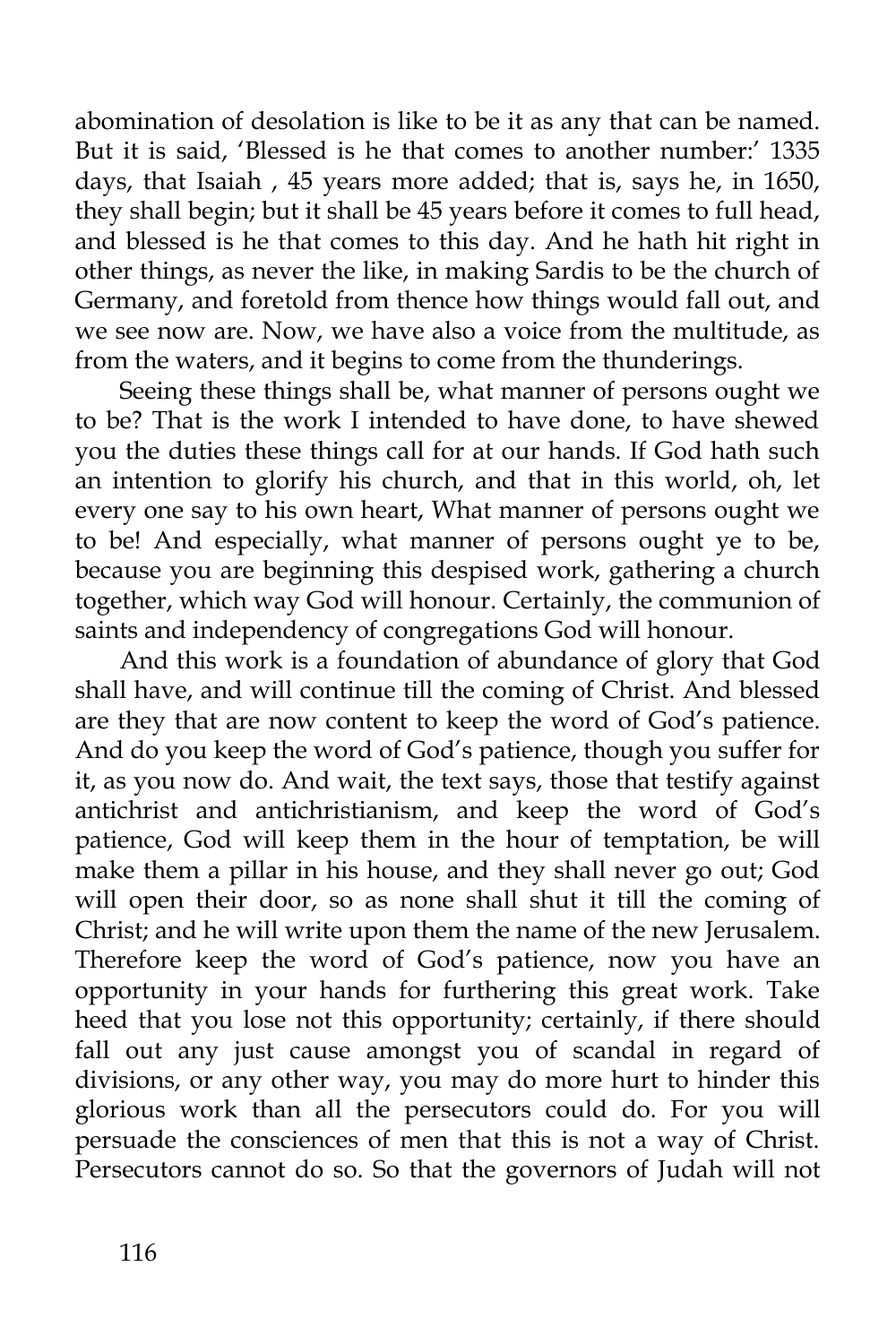abomination of desolation is like to be it as any that can be named. But it is said, 'Blessed is he that comes to another number:' 1335 days, that Isaiah , 45 years more added; that is, says he, in 1650, they shall begin; but it shall be 45 years before it comes to full head, and blessed is he that comes to this day. And he hath hit right in other things, as never the like, in making Sardis to be the church of Germany, and foretold from thence how things would fall out, and we see now are. Now, we have also a voice from the multitude, as from the waters, and it begins to come from the thunderings.

Seeing these things shall be, what manner of persons ought we to be? That is the work I intended to have done, to have shewed you the duties these things call for at our hands. If God hath such an intention to glorify his church, and that in this world, oh, let every one say to his own heart, What manner of persons ought we to be! And especially, what manner of persons ought ye to be, because you are beginning this despised work, gathering a church together, which way God will honour. Certainly, the communion of saints and independency of congregations God will honour.

And this work is a foundation of abundance of glory that God shall have, and will continue till the coming of Christ. And blessed are they that are now content to keep the word of God's patience. And do you keep the word of God's patience, though you suffer for it, as you now do. And wait, the text says, those that testify against antichrist and antichristianism, and keep the word of God's patience, God will keep them in the hour of temptation, be will make them a pillar in his house, and they shall never go out; God will open their door, so as none shall shut it till the coming of Christ; and he will write upon them the name of the new Jerusalem. Therefore keep the word of God's patience, now you have an opportunity in your hands for furthering this great work. Take heed that you lose not this opportunity; certainly, if there should fall out any just cause amongst you of scandal in regard of divisions, or any other way, you may do more hurt to hinder this glorious work than all the persecutors could do. For you will persuade the consciences of men that this is not a way of Christ. Persecutors cannot do so. So that the governors of Judah will not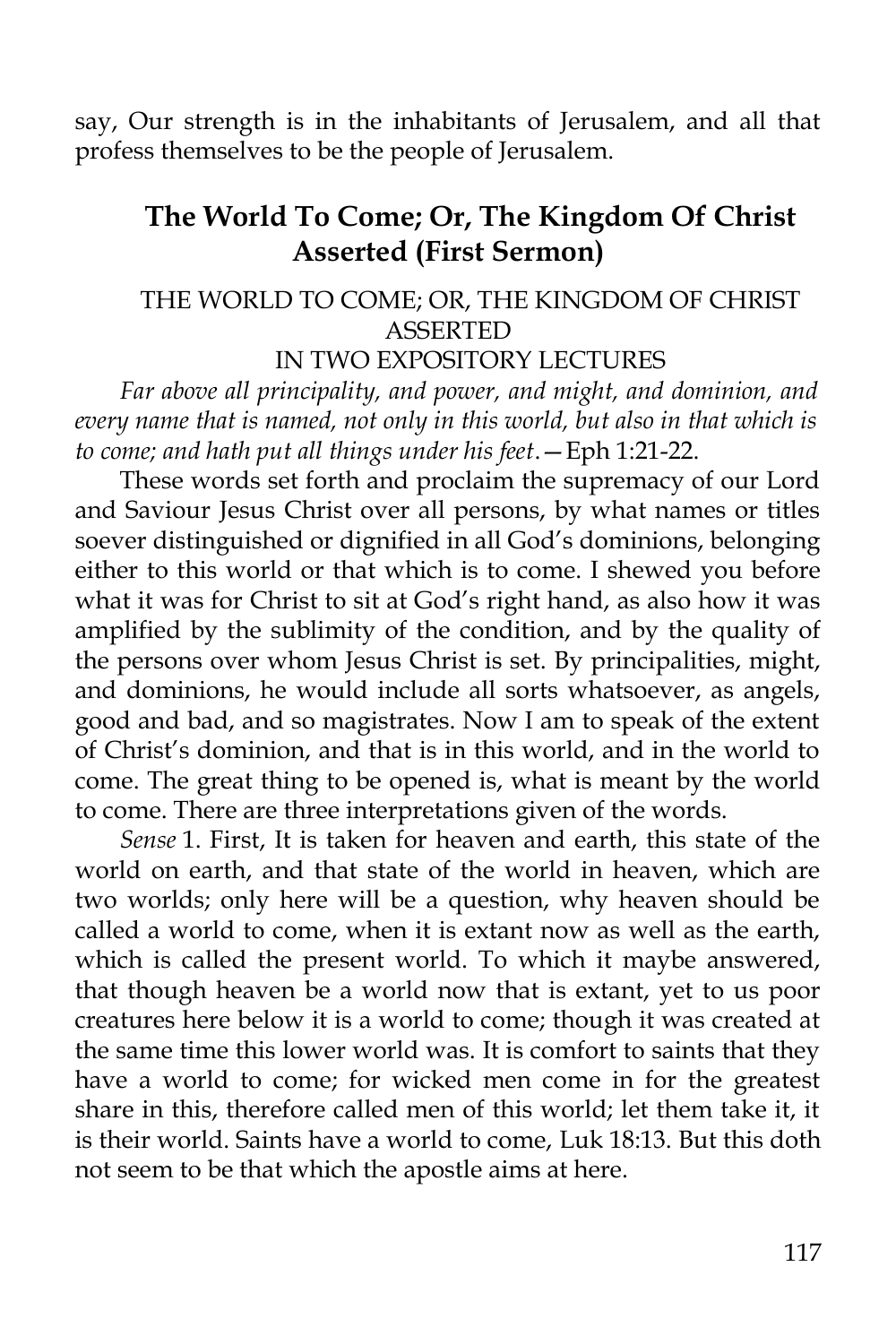say, Our strength is in the inhabitants of Jerusalem, and all that profess themselves to be the people of Jerusalem.

## The World To Come; Or, The Kingdom Of Christ Asserted (First Sermon)

THE WORLD TO COME; OR, THE KINGDOM OF CHRIST ASSERTED
IN TWO EXPOSITORY LECTURES

*Far above all principality, and power, and might, and dominion, and every name that is named, not only in this world, but also in that which is to come; and hath put all things under his feet*.—Eph 1:21-22.

These words set forth and proclaim the supremacy of our Lord and Saviour Jesus Christ over all persons, by what names or titles soever distinguished or dignified in all God's dominions, belonging either to this world or that which is to come. I shewed you before what it was for Christ to sit at God's right hand, as also how it was amplified by the sublimity of the condition, and by the quality of the persons over whom Jesus Christ is set. By principalities, might, and dominions, he would include all sorts whatsoever, as angels, good and bad, and so magistrates. Now I am to speak of the extent of Christ's dominion, and that is in this world, and in the world to come. The great thing to be opened is, what is meant by the world to come. There are three interpretations given of the words.

*Sense* 1. First, It is taken for heaven and earth, this state of the world on earth, and that state of the world in heaven, which are two worlds; only here will be a question, why heaven should be called a world to come, when it is extant now as well as the earth, which is called the present world. To which it maybe answered, that though heaven be a world now that is extant, yet to us poor creatures here below it is a world to come; though it was created at the same time this lower world was. It is comfort to saints that they have a world to come; for wicked men come in for the greatest share in this, therefore called men of this world; let them take it, it is their world. Saints have a world to come, Luk 18:13. But this doth not seem to be that which the apostle aims at here.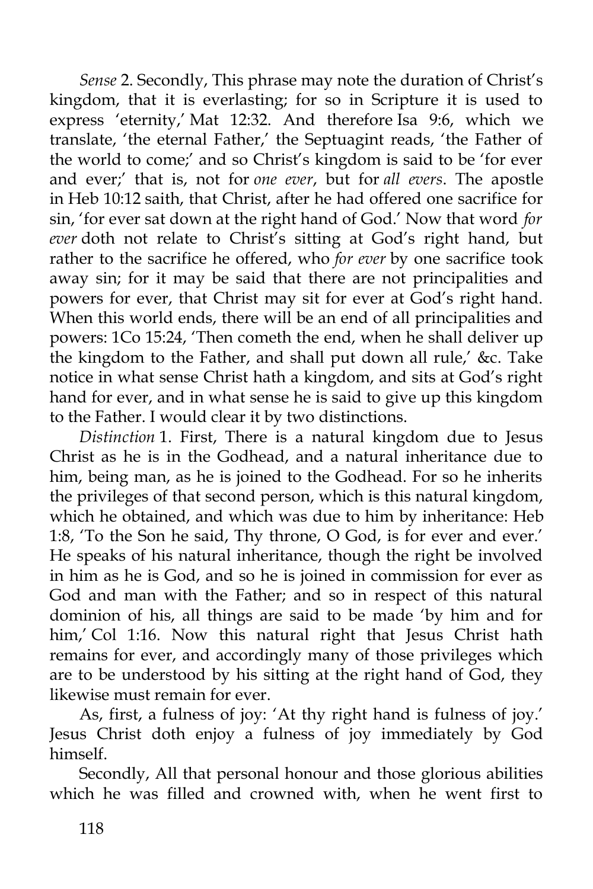*Sense* 2. Secondly, This phrase may note the duration of Christ's kingdom, that it is everlasting; for so in Scripture it is used to express 'eternity,' Mat 12:32. And therefore Isa 9:6, which we translate, 'the eternal Father,' the Septuagint reads, 'the Father of the world to come;' and so Christ's kingdom is said to be 'for ever and ever;' that is, not for *one ever*, but for *all evers*. The apostle in Heb 10:12 saith, that Christ, after he had offered one sacrifice for sin, 'for ever sat down at the right hand of God.' Now that word *for ever* doth not relate to Christ's sitting at God's right hand, but rather to the sacrifice he offered, who *for ever* by one sacrifice took away sin; for it may be said that there are not principalities and powers for ever, that Christ may sit for ever at God's right hand. When this world ends, there will be an end of all principalities and powers: 1Co 15:24, 'Then cometh the end, when he shall deliver up the kingdom to the Father, and shall put down all rule,' &c. Take notice in what sense Christ hath a kingdom, and sits at God's right hand for ever, and in what sense he is said to give up this kingdom to the Father. I would clear it by two distinctions.

*Distinction* 1. First, There is a natural kingdom due to Jesus Christ as he is in the Godhead, and a natural inheritance due to him, being man, as he is joined to the Godhead. For so he inherits the privileges of that second person, which is this natural kingdom, which he obtained, and which was due to him by inheritance: Heb 1:8, 'To the Son he said, Thy throne, O God, is for ever and ever.' He speaks of his natural inheritance, though the right be involved in him as he is God, and so he is joined in commission for ever as God and man with the Father; and so in respect of this natural dominion of his, all things are said to be made 'by him and for him,' Col 1:16. Now this natural right that Jesus Christ hath remains for ever, and accordingly many of those privileges which are to be understood by his sitting at the right hand of God, they likewise must remain for ever.

As, first, a fulness of joy: 'At thy right hand is fulness of joy.' Jesus Christ doth enjoy a fulness of joy immediately by God himself.

Secondly, All that personal honour and those glorious abilities which he was filled and crowned with, when he went first to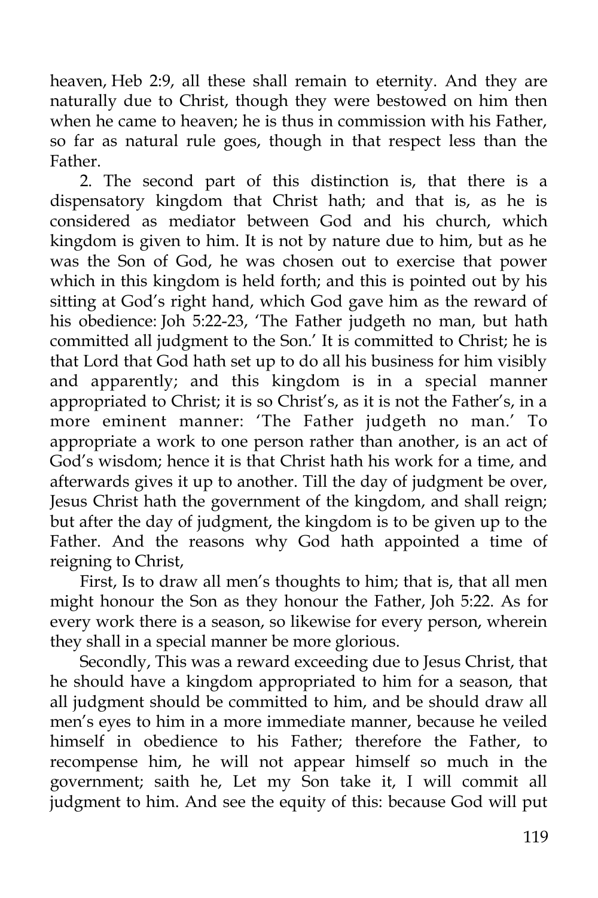heaven, Heb 2:9, all these shall remain to eternity. And they are naturally due to Christ, though they were bestowed on him then when he came to heaven; he is thus in commission with his Father, so far as natural rule goes, though in that respect less than the Father.

2. The second part of this distinction is, that there is a dispensatory kingdom that Christ hath; and that is, as he is considered as mediator between God and his church, which kingdom is given to him. It is not by nature due to him, but as he was the Son of God, he was chosen out to exercise that power which in this kingdom is held forth; and this is pointed out by his sitting at God's right hand, which God gave him as the reward of his obedience: Joh 5:22-23, 'The Father judgeth no man, but hath committed all judgment to the Son.' It is committed to Christ; he is that Lord that God hath set up to do all his business for him visibly and apparently; and this kingdom is in a special manner appropriated to Christ; it is so Christ's, as it is not the Father's, in a more eminent manner: 'The Father judgeth no man.' To appropriate a work to one person rather than another, is an act of God's wisdom; hence it is that Christ hath his work for a time, and afterwards gives it up to another. Till the day of judgment be over, Jesus Christ hath the government of the kingdom, and shall reign; but after the day of judgment, the kingdom is to be given up to the Father. And the reasons why God hath appointed a time of reigning to Christ,

First, Is to draw all men's thoughts to him; that is, that all men might honour the Son as they honour the Father, Joh 5:22. As for every work there is a season, so likewise for every person, wherein they shall in a special manner be more glorious.

Secondly, This was a reward exceeding due to Jesus Christ, that he should have a kingdom appropriated to him for a season, that all judgment should be committed to him, and be should draw all men's eyes to him in a more immediate manner, because he veiled himself in obedience to his Father; therefore the Father, to recompense him, he will not appear himself so much in the government; saith he, Let my Son take it, I will commit all judgment to him. And see the equity of this: because God will put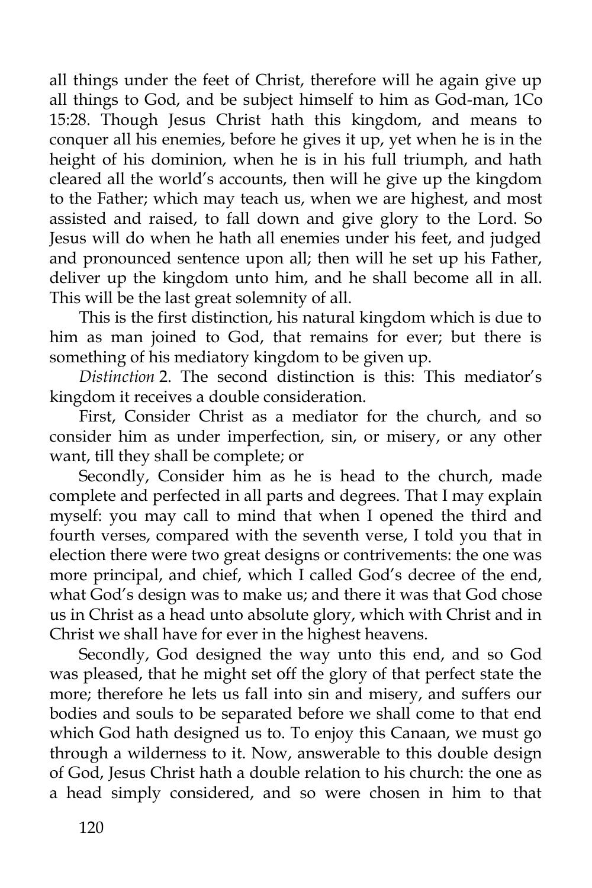all things under the feet of Christ, therefore will he again give up all things to God, and be subject himself to him as God-man, 1Co 15:28. Though Jesus Christ hath this kingdom, and means to conquer all his enemies, before he gives it up, yet when he is in the height of his dominion, when he is in his full triumph, and hath cleared all the world's accounts, then will he give up the kingdom to the Father; which may teach us, when we are highest, and most assisted and raised, to fall down and give glory to the Lord. So Jesus will do when he hath all enemies under his feet, and judged and pronounced sentence upon all; then will he set up his Father, deliver up the kingdom unto him, and he shall become all in all. This will be the last great solemnity of all.

This is the first distinction, his natural kingdom which is due to him as man joined to God, that remains for ever; but there is something of his mediatory kingdom to be given up.

*Distinction* 2. The second distinction is this: This mediator's kingdom it receives a double consideration.

First, Consider Christ as a mediator for the church, and so consider him as under imperfection, sin, or misery, or any other want, till they shall be complete; or

Secondly, Consider him as he is head to the church, made complete and perfected in all parts and degrees. That I may explain myself: you may call to mind that when I opened the third and fourth verses, compared with the seventh verse, I told you that in election there were two great designs or contrivements: the one was more principal, and chief, which I called God's decree of the end, what God's design was to make us; and there it was that God chose us in Christ as a head unto absolute glory, which with Christ and in Christ we shall have for ever in the highest heavens.

Secondly, God designed the way unto this end, and so God was pleased, that he might set off the glory of that perfect state the more; therefore he lets us fall into sin and misery, and suffers our bodies and souls to be separated before we shall come to that end which God hath designed us to. To enjoy this Canaan, we must go through a wilderness to it. Now, answerable to this double design of God, Jesus Christ hath a double relation to his church: the one as a head simply considered, and so were chosen in him to that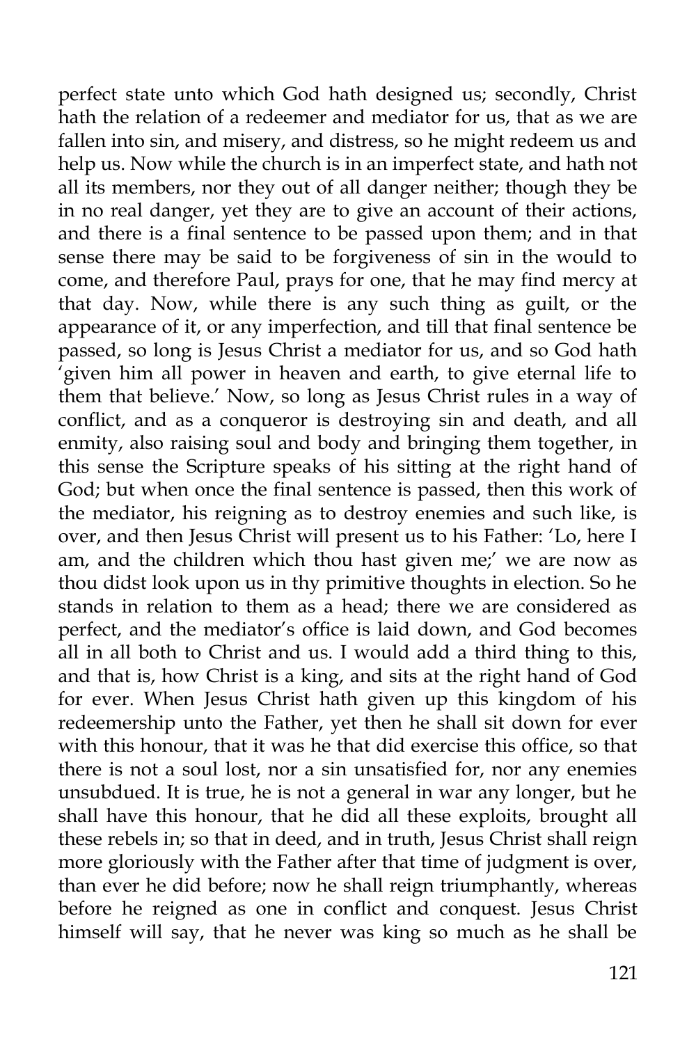perfect state unto which God hath designed us; secondly, Christ hath the relation of a redeemer and mediator for us, that as we are fallen into sin, and misery, and distress, so he might redeem us and help us. Now while the church is in an imperfect state, and hath not all its members, nor they out of all danger neither; though they be in no real danger, yet they are to give an account of their actions, and there is a final sentence to be passed upon them; and in that sense there may be said to be forgiveness of sin in the would to come, and therefore Paul, prays for one, that he may find mercy at that day. Now, while there is any such thing as guilt, or the appearance of it, or any imperfection, and till that final sentence be passed, so long is Jesus Christ a mediator for us, and so God hath 'given him all power in heaven and earth, to give eternal life to them that believe.' Now, so long as Jesus Christ rules in a way of conflict, and as a conqueror is destroying sin and death, and all enmity, also raising soul and body and bringing them together, in this sense the Scripture speaks of his sitting at the right hand of God; but when once the final sentence is passed, then this work of the mediator, his reigning as to destroy enemies and such like, is over, and then Jesus Christ will present us to his Father: 'Lo, here I am, and the children which thou hast given me;' we are now as thou didst look upon us in thy primitive thoughts in election. So he stands in relation to them as a head; there we are considered as perfect, and the mediator's office is laid down, and God becomes all in all both to Christ and us. I would add a third thing to this, and that is, how Christ is a king, and sits at the right hand of God for ever. When Jesus Christ hath given up this kingdom of his redeemership unto the Father, yet then he shall sit down for ever with this honour, that it was he that did exercise this office, so that there is not a soul lost, nor a sin unsatisfied for, nor any enemies unsubdued. It is true, he is not a general in war any longer, but he shall have this honour, that he did all these exploits, brought all these rebels in; so that in deed, and in truth, Jesus Christ shall reign more gloriously with the Father after that time of judgment is over, than ever he did before; now he shall reign triumphantly, whereas before he reigned as one in conflict and conquest. Jesus Christ himself will say, that he never was king so much as he shall be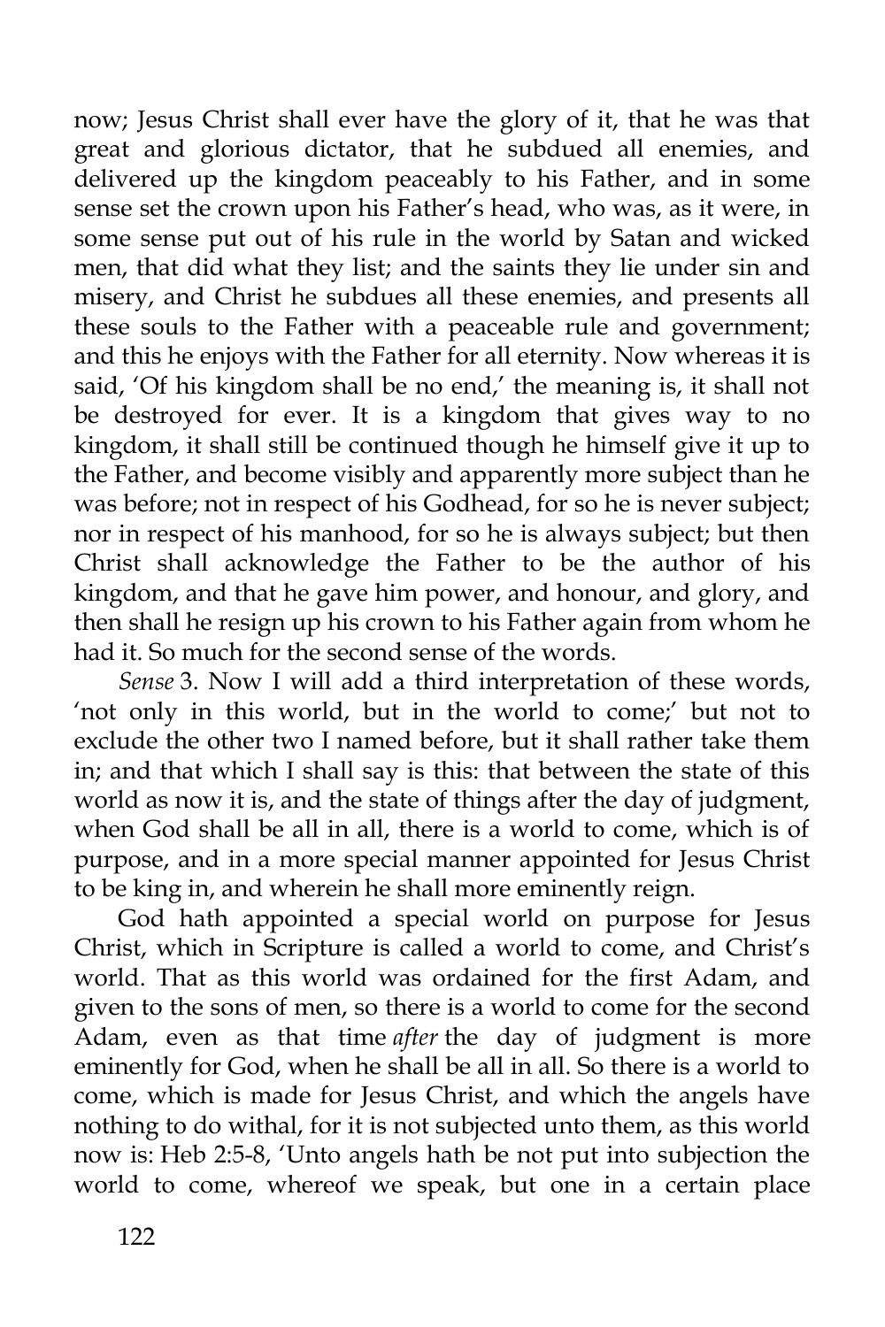now; Jesus Christ shall ever have the glory of it, that he was that great and glorious dictator, that he subdued all enemies, and delivered up the kingdom peaceably to his Father, and in some sense set the crown upon his Father's head, who was, as it were, in some sense put out of his rule in the world by Satan and wicked men, that did what they list; and the saints they lie under sin and misery, and Christ he subdues all these enemies, and presents all these souls to the Father with a peaceable rule and government; and this he enjoys with the Father for all eternity. Now whereas it is said, 'Of his kingdom shall be no end,' the meaning is, it shall not be destroyed for ever. It is a kingdom that gives way to no kingdom, it shall still be continued though he himself give it up to the Father, and become visibly and apparently more subject than he was before; not in respect of his Godhead, for so he is never subject; nor in respect of his manhood, for so he is always subject; but then Christ shall acknowledge the Father to be the author of his kingdom, and that he gave him power, and honour, and glory, and then shall he resign up his crown to his Father again from whom he had it. So much for the second sense of the words.

*Sense* 3. Now I will add a third interpretation of these words, 'not only in this world, but in the world to come;' but not to exclude the other two I named before, but it shall rather take them in; and that which I shall say is this: that between the state of this world as now it is, and the state of things after the day of judgment, when God shall be all in all, there is a world to come, which is of purpose, and in a more special manner appointed for Jesus Christ to be king in, and wherein he shall more eminently reign.

God hath appointed a special world on purpose for Jesus Christ, which in Scripture is called a world to come, and Christ's world. That as this world was ordained for the first Adam, and given to the sons of men, so there is a world to come for the second Adam, even as that time *after* the day of judgment is more eminently for God, when he shall be all in all. So there is a world to come, which is made for Jesus Christ, and which the angels have nothing to do withal, for it is not subjected unto them, as this world now is: Heb 2:5-8, 'Unto angels hath be not put into subjection the world to come, whereof we speak, but one in a certain place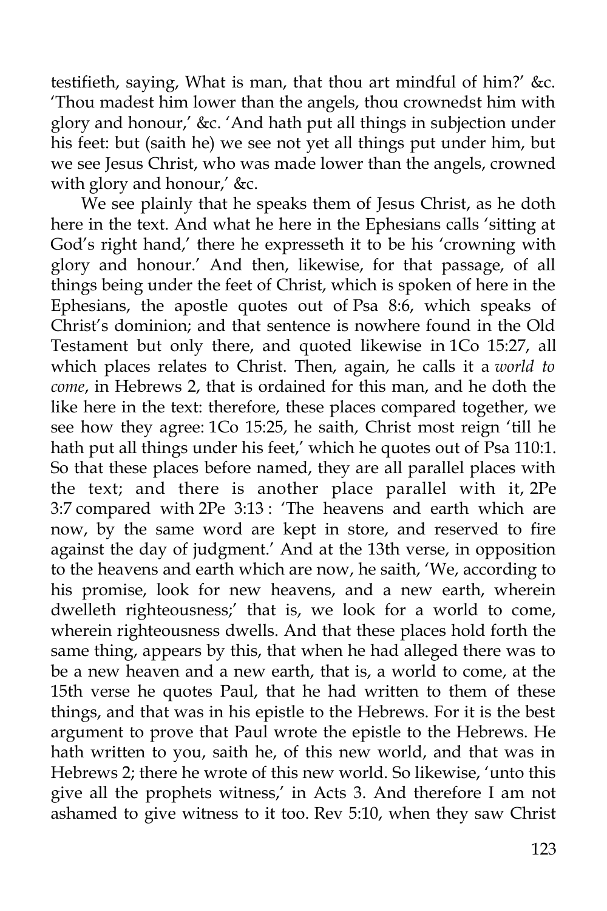testifieth, saying, What is man, that thou art mindful of him?' &c. 'Thou madest him lower than the angels, thou crownedst him with glory and honour,' &c. 'And hath put all things in subjection under his feet: but (saith he) we see not yet all things put under him, but we see Jesus Christ, who was made lower than the angels, crowned with glory and honour,' &c.

We see plainly that he speaks them of Jesus Christ, as he doth here in the text. And what he here in the Ephesians calls 'sitting at God's right hand,' there he expresseth it to be his 'crowning with glory and honour.' And then, likewise, for that passage, of all things being under the feet of Christ, which is spoken of here in the Ephesians, the apostle quotes out of Psa 8:6, which speaks of Christ's dominion; and that sentence is nowhere found in the Old Testament but only there, and quoted likewise in 1Co 15:27, all which places relates to Christ. Then, again, he calls it a *world to come*, in Hebrews 2, that is ordained for this man, and he doth the like here in the text: therefore, these places compared together, we see how they agree: 1Co 15:25, he saith, Christ most reign 'till he hath put all things under his feet,' which he quotes out of Psa 110:1. So that these places before named, they are all parallel places with the text; and there is another place parallel with it, 2Pe 3:7 compared with 2Pe 3:13 : 'The heavens and earth which are now, by the same word are kept in store, and reserved to fire against the day of judgment.' And at the 13th verse, in opposition to the heavens and earth which are now, he saith, 'We, according to his promise, look for new heavens, and a new earth, wherein dwelleth righteousness;' that is, we look for a world to come, wherein righteousness dwells. And that these places hold forth the same thing, appears by this, that when he had alleged there was to be a new heaven and a new earth, that is, a world to come, at the 15th verse he quotes Paul, that he had written to them of these things, and that was in his epistle to the Hebrews. For it is the best argument to prove that Paul wrote the epistle to the Hebrews. He hath written to you, saith he, of this new world, and that was in Hebrews 2; there he wrote of this new world. So likewise, 'unto this give all the prophets witness,' in Acts 3. And therefore I am not ashamed to give witness to it too. Rev 5:10, when they saw Christ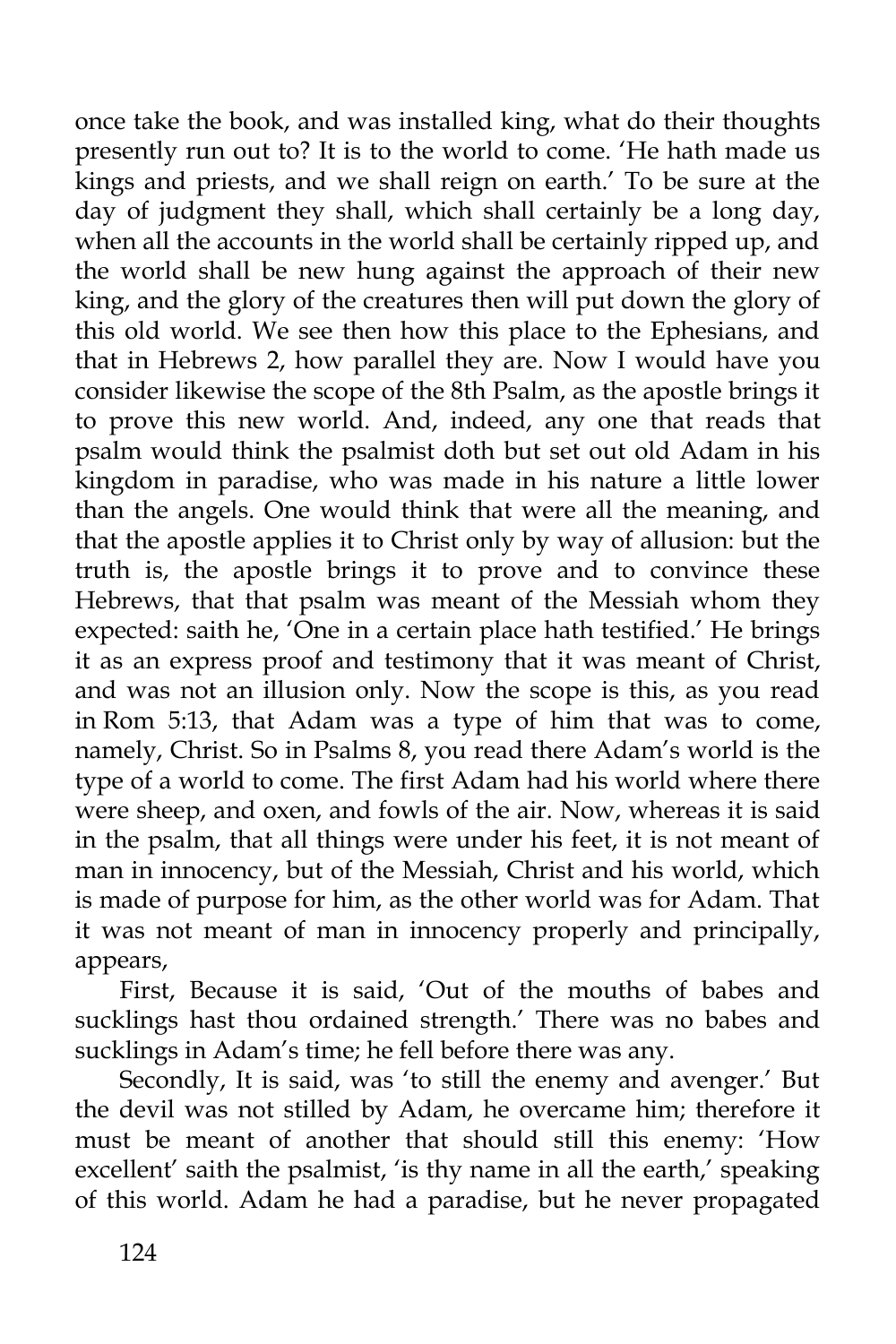once take the book, and was installed king, what do their thoughts presently run out to? It is to the world to come. 'He hath made us kings and priests, and we shall reign on earth.' To be sure at the day of judgment they shall, which shall certainly be a long day, when all the accounts in the world shall be certainly ripped up, and the world shall be new hung against the approach of their new king, and the glory of the creatures then will put down the glory of this old world. We see then how this place to the Ephesians, and that in Hebrews 2, how parallel they are. Now I would have you consider likewise the scope of the 8th Psalm, as the apostle brings it to prove this new world. And, indeed, any one that reads that psalm would think the psalmist doth but set out old Adam in his kingdom in paradise, who was made in his nature a little lower than the angels. One would think that were all the meaning, and that the apostle applies it to Christ only by way of allusion: but the truth is, the apostle brings it to prove and to convince these Hebrews, that that psalm was meant of the Messiah whom they expected: saith he, 'One in a certain place hath testified.' He brings it as an express proof and testimony that it was meant of Christ, and was not an illusion only. Now the scope is this, as you read in Rom 5:13, that Adam was a type of him that was to come, namely, Christ. So in Psalms 8, you read there Adam's world is the type of a world to come. The first Adam had his world where there were sheep, and oxen, and fowls of the air. Now, whereas it is said in the psalm, that all things were under his feet, it is not meant of man in innocency, but of the Messiah, Christ and his world, which is made of purpose for him, as the other world was for Adam. That it was not meant of man in innocency properly and principally, appears,

First, Because it is said, 'Out of the mouths of babes and sucklings hast thou ordained strength.' There was no babes and sucklings in Adam's time; he fell before there was any.

Secondly, It is said, was 'to still the enemy and avenger.' But the devil was not stilled by Adam, he overcame him; therefore it must be meant of another that should still this enemy: 'How excellent' saith the psalmist, 'is thy name in all the earth,' speaking of this world. Adam he had a paradise, but he never propagated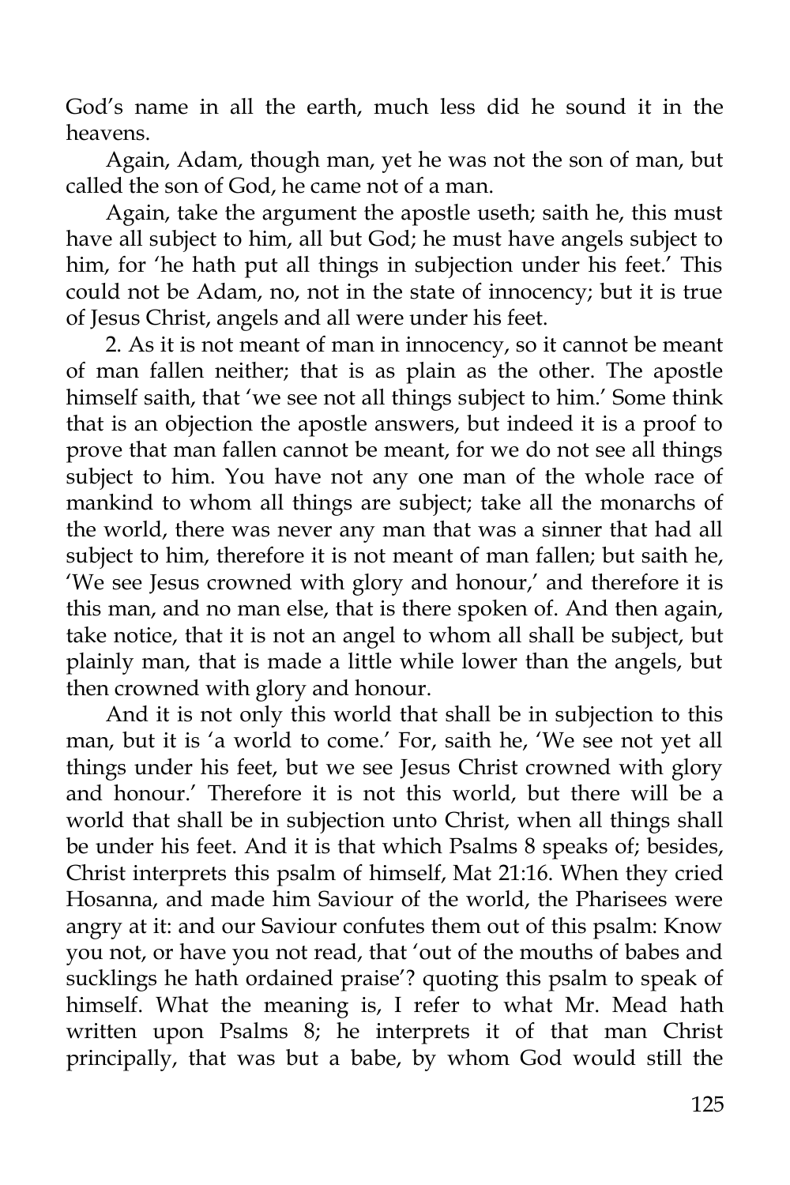God's name in all the earth, much less did he sound it in the heavens.

Again, Adam, though man, yet he was not the son of man, but called the son of God, he came not of a man.

Again, take the argument the apostle useth; saith he, this must have all subject to him, all but God; he must have angels subject to him, for 'he hath put all things in subjection under his feet.' This could not be Adam, no, not in the state of innocency; but it is true of Jesus Christ, angels and all were under his feet.

2. As it is not meant of man in innocency, so it cannot be meant of man fallen neither; that is as plain as the other. The apostle himself saith, that 'we see not all things subject to him.' Some think that is an objection the apostle answers, but indeed it is a proof to prove that man fallen cannot be meant, for we do not see all things subject to him. You have not any one man of the whole race of mankind to whom all things are subject; take all the monarchs of the world, there was never any man that was a sinner that had all subject to him, therefore it is not meant of man fallen; but saith he, 'We see Jesus crowned with glory and honour,' and therefore it is this man, and no man else, that is there spoken of. And then again, take notice, that it is not an angel to whom all shall be subject, but plainly man, that is made a little while lower than the angels, but then crowned with glory and honour.

And it is not only this world that shall be in subjection to this man, but it is 'a world to come.' For, saith he, 'We see not yet all things under his feet, but we see Jesus Christ crowned with glory and honour.' Therefore it is not this world, but there will be a world that shall be in subjection unto Christ, when all things shall be under his feet. And it is that which Psalms 8 speaks of; besides, Christ interprets this psalm of himself, Mat 21:16. When they cried Hosanna, and made him Saviour of the world, the Pharisees were angry at it: and our Saviour confutes them out of this psalm: Know you not, or have you not read, that 'out of the mouths of babes and sucklings he hath ordained praise'? quoting this psalm to speak of himself. What the meaning is, I refer to what Mr. Mead hath written upon Psalms 8; he interprets it of that man Christ principally, that was but a babe, by whom God would still the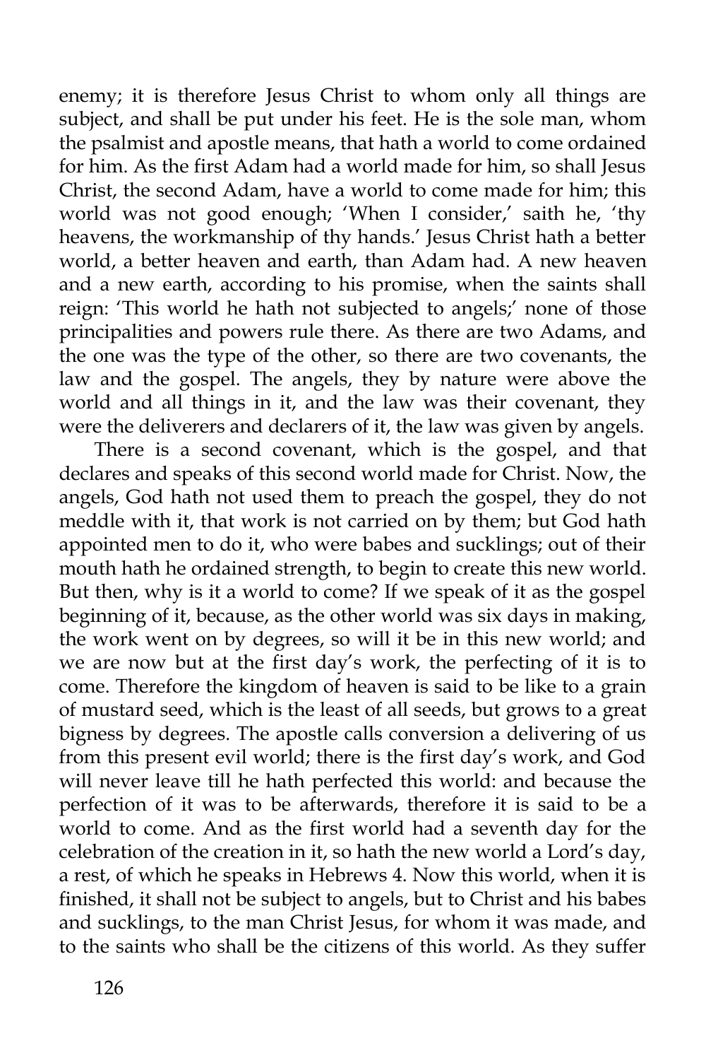enemy; it is therefore Jesus Christ to whom only all things are subject, and shall be put under his feet. He is the sole man, whom the psalmist and apostle means, that hath a world to come ordained for him. As the first Adam had a world made for him, so shall Jesus Christ, the second Adam, have a world to come made for him; this world was not good enough; 'When I consider,' saith he, 'thy heavens, the workmanship of thy hands.' Jesus Christ hath a better world, a better heaven and earth, than Adam had. A new heaven and a new earth, according to his promise, when the saints shall reign: 'This world he hath not subjected to angels;' none of those principalities and powers rule there. As there are two Adams, and the one was the type of the other, so there are two covenants, the law and the gospel. The angels, they by nature were above the world and all things in it, and the law was their covenant, they were the deliverers and declarers of it, the law was given by angels.

There is a second covenant, which is the gospel, and that declares and speaks of this second world made for Christ. Now, the angels, God hath not used them to preach the gospel, they do not meddle with it, that work is not carried on by them; but God hath appointed men to do it, who were babes and sucklings; out of their mouth hath he ordained strength, to begin to create this new world. But then, why is it a world to come? If we speak of it as the gospel beginning of it, because, as the other world was six days in making, the work went on by degrees, so will it be in this new world; and we are now but at the first day's work, the perfecting of it is to come. Therefore the kingdom of heaven is said to be like to a grain of mustard seed, which is the least of all seeds, but grows to a great bigness by degrees. The apostle calls conversion a delivering of us from this present evil world; there is the first day's work, and God will never leave till he hath perfected this world: and because the perfection of it was to be afterwards, therefore it is said to be a world to come. And as the first world had a seventh day for the celebration of the creation in it, so hath the new world a Lord's day, a rest, of which he speaks in Hebrews 4. Now this world, when it is finished, it shall not be subject to angels, but to Christ and his babes and sucklings, to the man Christ Jesus, for whom it was made, and to the saints who shall be the citizens of this world. As they suffer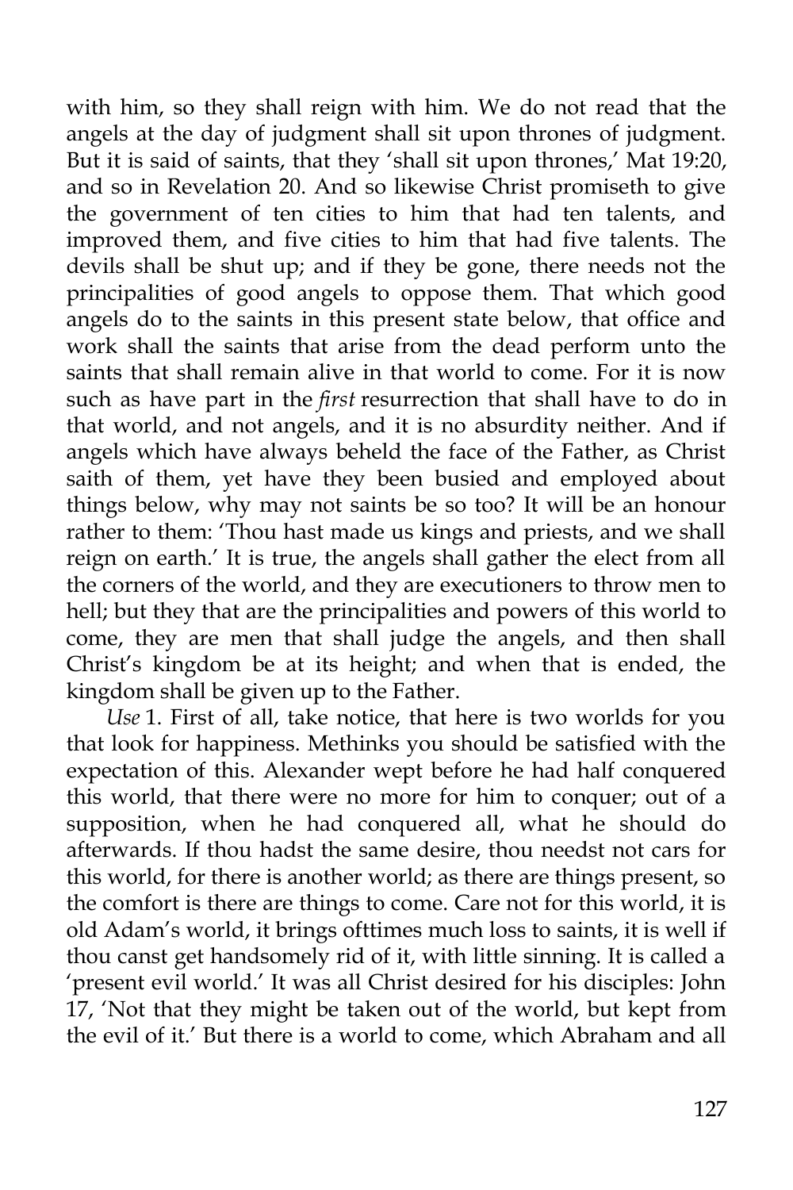with him, so they shall reign with him. We do not read that the angels at the day of judgment shall sit upon thrones of judgment. But it is said of saints, that they 'shall sit upon thrones,' Mat 19:20, and so in Revelation 20. And so likewise Christ promiseth to give the government of ten cities to him that had ten talents, and improved them, and five cities to him that had five talents. The devils shall be shut up; and if they be gone, there needs not the principalities of good angels to oppose them. That which good angels do to the saints in this present state below, that office and work shall the saints that arise from the dead perform unto the saints that shall remain alive in that world to come. For it is now such as have part in the *first* resurrection that shall have to do in that world, and not angels, and it is no absurdity neither. And if angels which have always beheld the face of the Father, as Christ saith of them, yet have they been busied and employed about things below, why may not saints be so too? It will be an honour rather to them: 'Thou hast made us kings and priests, and we shall reign on earth.' It is true, the angels shall gather the elect from all the corners of the world, and they are executioners to throw men to hell; but they that are the principalities and powers of this world to come, they are men that shall judge the angels, and then shall Christ's kingdom be at its height; and when that is ended, the kingdom shall be given up to the Father.

*Use* 1. First of all, take notice, that here is two worlds for you that look for happiness. Methinks you should be satisfied with the expectation of this. Alexander wept before he had half conquered this world, that there were no more for him to conquer; out of a supposition, when he had conquered all, what he should do afterwards. If thou hadst the same desire, thou needst not cars for this world, for there is another world; as there are things present, so the comfort is there are things to come. Care not for this world, it is old Adam's world, it brings ofttimes much loss to saints, it is well if thou canst get handsomely rid of it, with little sinning. It is called a 'present evil world.' It was all Christ desired for his disciples: John 17, 'Not that they might be taken out of the world, but kept from the evil of it.' But there is a world to come, which Abraham and all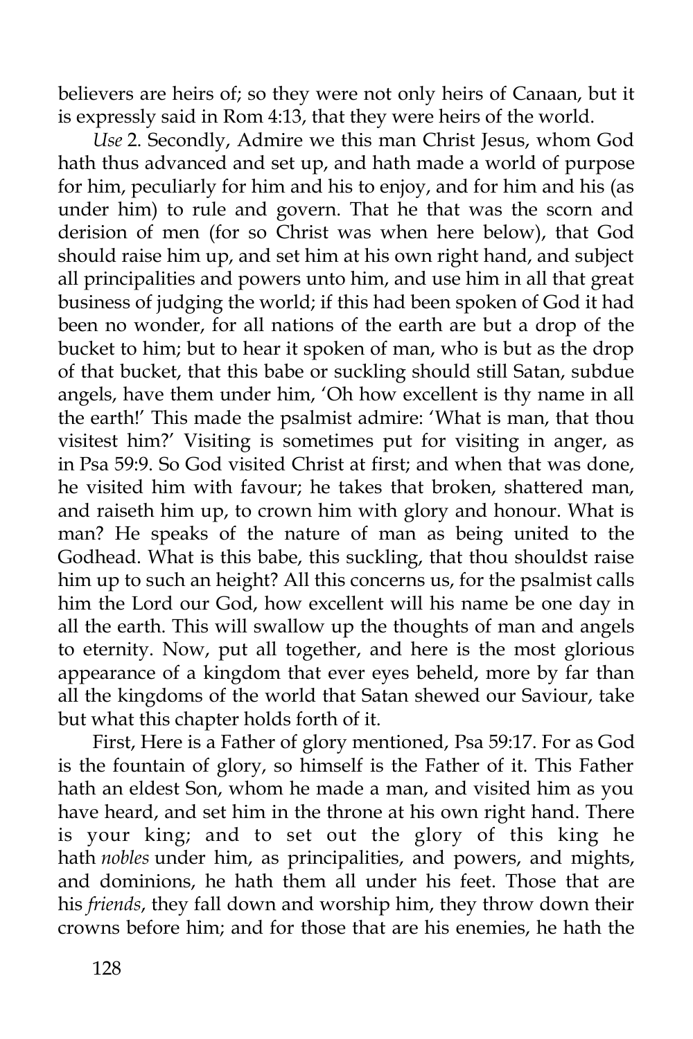believers are heirs of; so they were not only heirs of Canaan, but it is expressly said in Rom 4:13, that they were heirs of the world.

*Use* 2. Secondly, Admire we this man Christ Jesus, whom God hath thus advanced and set up, and hath made a world of purpose for him, peculiarly for him and his to enjoy, and for him and his (as under him) to rule and govern. That he that was the scorn and derision of men (for so Christ was when here below), that God should raise him up, and set him at his own right hand, and subject all principalities and powers unto him, and use him in all that great business of judging the world; if this had been spoken of God it had been no wonder, for all nations of the earth are but a drop of the bucket to him; but to hear it spoken of man, who is but as the drop of that bucket, that this babe or suckling should still Satan, subdue angels, have them under him, 'Oh how excellent is thy name in all the earth!' This made the psalmist admire: 'What is man, that thou visitest him?' Visiting is sometimes put for visiting in anger, as in Psa 59:9. So God visited Christ at first; and when that was done, he visited him with favour; he takes that broken, shattered man, and raiseth him up, to crown him with glory and honour. What is man? He speaks of the nature of man as being united to the Godhead. What is this babe, this suckling, that thou shouldst raise him up to such an height? All this concerns us, for the psalmist calls him the Lord our God, how excellent will his name be one day in all the earth. This will swallow up the thoughts of man and angels to eternity. Now, put all together, and here is the most glorious appearance of a kingdom that ever eyes beheld, more by far than all the kingdoms of the world that Satan shewed our Saviour, take but what this chapter holds forth of it.

First, Here is a Father of glory mentioned, Psa 59:17. For as God is the fountain of glory, so himself is the Father of it. This Father hath an eldest Son, whom he made a man, and visited him as you have heard, and set him in the throne at his own right hand. There is your king; and to set out the glory of this king he hath *nobles* under him, as principalities, and powers, and mights, and dominions, he hath them all under his feet. Those that are his *friends*, they fall down and worship him, they throw down their crowns before him; and for those that are his enemies, he hath the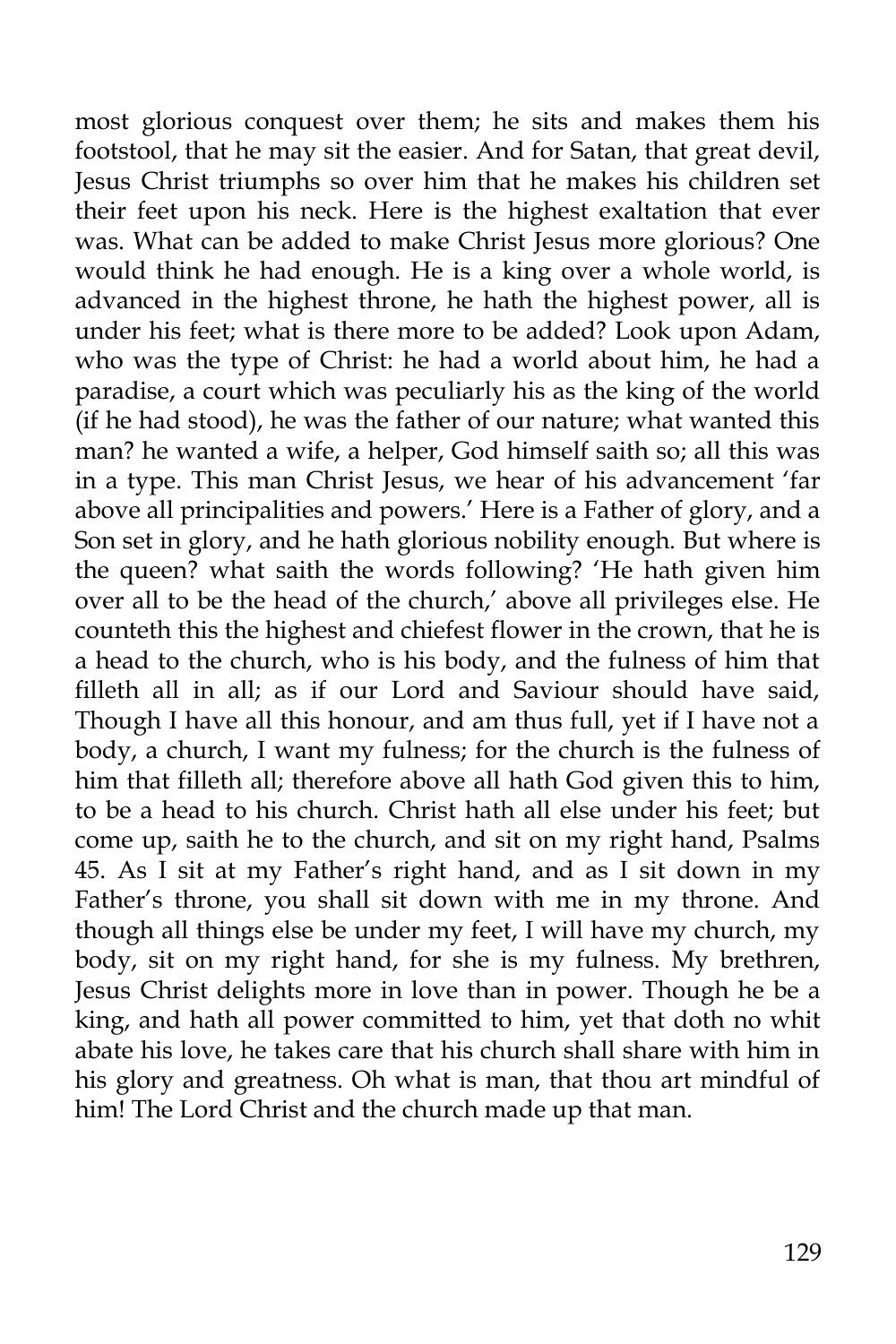most glorious conquest over them; he sits and makes them his footstool, that he may sit the easier. And for Satan, that great devil, Jesus Christ triumphs so over him that he makes his children set their feet upon his neck. Here is the highest exaltation that ever was. What can be added to make Christ Jesus more glorious? One would think he had enough. He is a king over a whole world, is advanced in the highest throne, he hath the highest power, all is under his feet; what is there more to be added? Look upon Adam, who was the type of Christ: he had a world about him, he had a paradise, a court which was peculiarly his as the king of the world (if he had stood), he was the father of our nature; what wanted this man? he wanted a wife, a helper, God himself saith so; all this was in a type. This man Christ Jesus, we hear of his advancement 'far above all principalities and powers.' Here is a Father of glory, and a Son set in glory, and he hath glorious nobility enough. But where is the queen? what saith the words following? 'He hath given him over all to be the head of the church,' above all privileges else. He counteth this the highest and chiefest flower in the crown, that he is a head to the church, who is his body, and the fulness of him that filleth all in all; as if our Lord and Saviour should have said, Though I have all this honour, and am thus full, yet if I have not a body, a church, I want my fulness; for the church is the fulness of him that filleth all; therefore above all hath God given this to him, to be a head to his church. Christ hath all else under his feet; but come up, saith he to the church, and sit on my right hand, Psalms 45. As I sit at my Father's right hand, and as I sit down in my Father's throne, you shall sit down with me in my throne. And though all things else be under my feet, I will have my church, my body, sit on my right hand, for she is my fulness. My brethren, Jesus Christ delights more in love than in power. Though he be a king, and hath all power committed to him, yet that doth no whit abate his love, he takes care that his church shall share with him in his glory and greatness. Oh what is man, that thou art mindful of him! The Lord Christ and the church made up that man.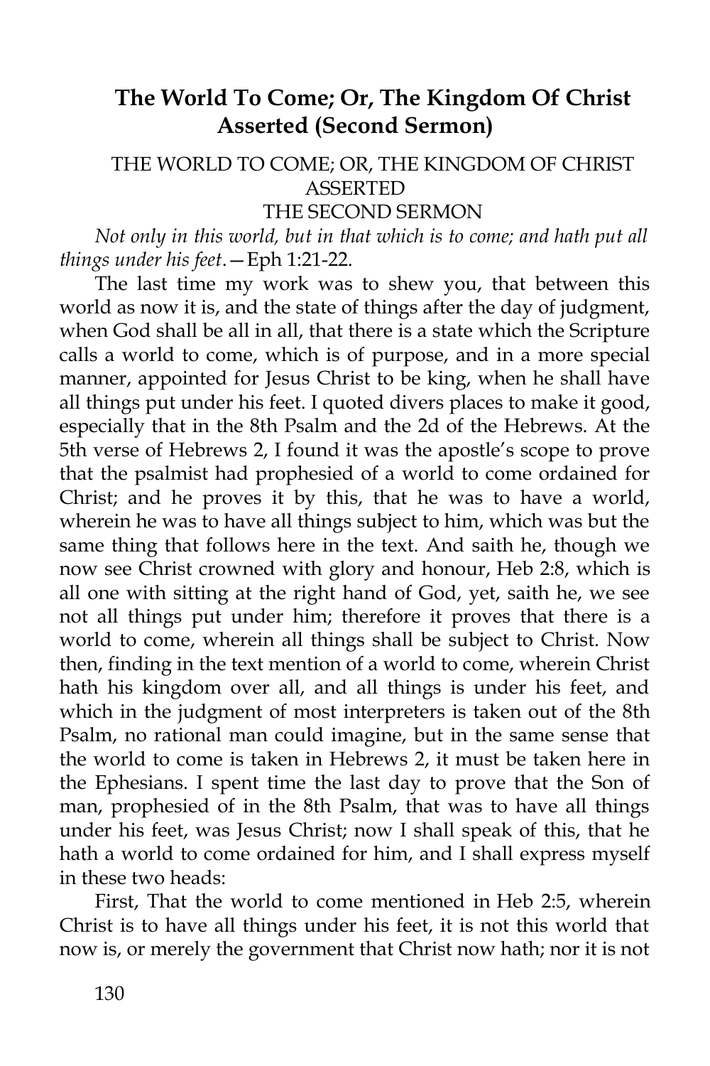# The World To Come; Or, The Kingdom Of Christ Asserted (Second Sermon)

THE WORLD TO COME; OR, THE KINGDOM OF CHRIST ASSERTED

THE SECOND SERMON

*Not only in this world, but in that which is to come; and hath put all things under his feet*.—Eph 1:21-22.

The last time my work was to shew you, that between this world as now it is, and the state of things after the day of judgment, when God shall be all in all, that there is a state which the Scripture calls a world to come, which is of purpose, and in a more special manner, appointed for Jesus Christ to be king, when he shall have all things put under his feet. I quoted divers places to make it good, especially that in the 8th Psalm and the 2d of the Hebrews. At the 5th verse of Hebrews 2, I found it was the apostle's scope to prove that the psalmist had prophesied of a world to come ordained for Christ; and he proves it by this, that he was to have a world, wherein he was to have all things subject to him, which was but the same thing that follows here in the text. And saith he, though we now see Christ crowned with glory and honour, Heb 2:8, which is all one with sitting at the right hand of God, yet, saith he, we see not all things put under him; therefore it proves that there is a world to come, wherein all things shall be subject to Christ. Now then, finding in the text mention of a world to come, wherein Christ hath his kingdom over all, and all things is under his feet, and which in the judgment of most interpreters is taken out of the 8th Psalm, no rational man could imagine, but in the same sense that the world to come is taken in Hebrews 2, it must be taken here in the Ephesians. I spent time the last day to prove that the Son of man, prophesied of in the 8th Psalm, that was to have all things under his feet, was Jesus Christ; now I shall speak of this, that he hath a world to come ordained for him, and I shall express myself in these two heads:

First, That the world to come mentioned in Heb 2:5, wherein Christ is to have all things under his feet, it is not this world that now is, or merely the government that Christ now hath; nor it is not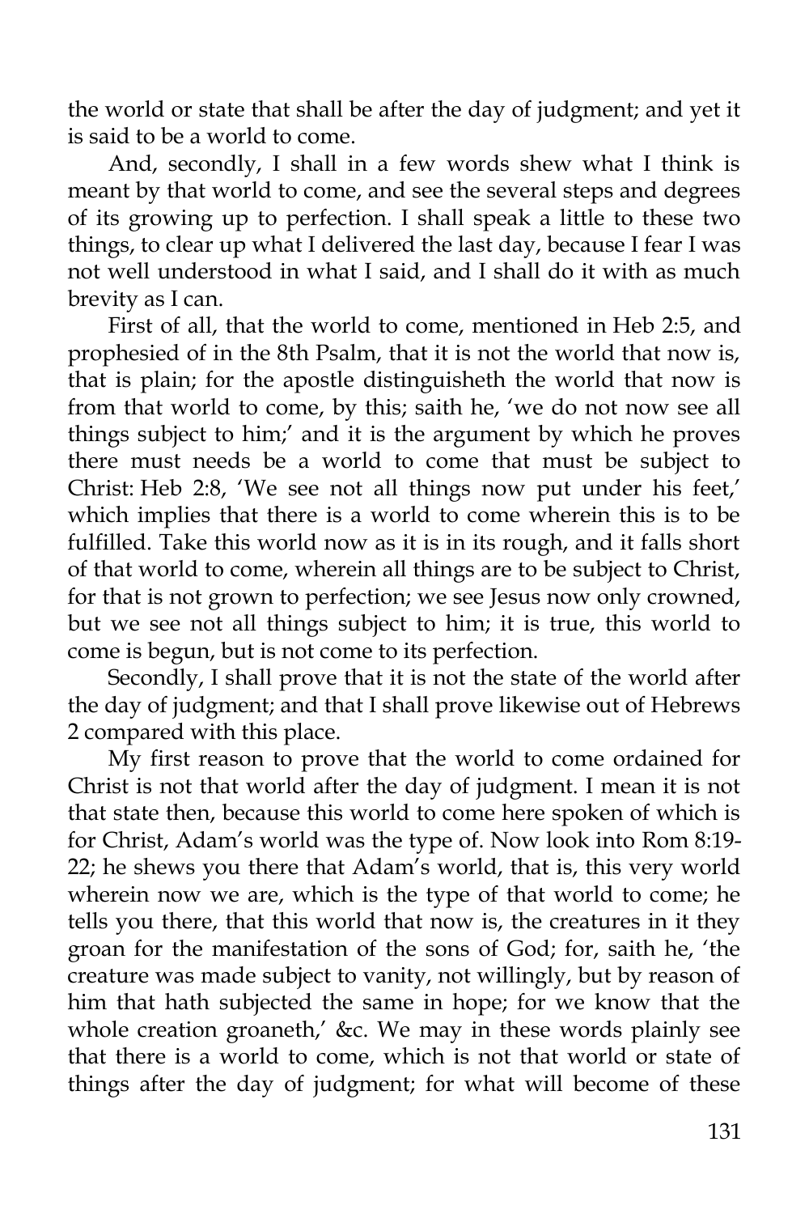the world or state that shall be after the day of judgment; and yet it is said to be a world to come.

And, secondly, I shall in a few words shew what I think is meant by that world to come, and see the several steps and degrees of its growing up to perfection. I shall speak a little to these two things, to clear up what I delivered the last day, because I fear I was not well understood in what I said, and I shall do it with as much brevity as I can.

First of all, that the world to come, mentioned in Heb 2:5, and prophesied of in the 8th Psalm, that it is not the world that now is, that is plain; for the apostle distinguisheth the world that now is from that world to come, by this; saith he, 'we do not now see all things subject to him;' and it is the argument by which he proves there must needs be a world to come that must be subject to Christ: Heb 2:8, 'We see not all things now put under his feet,' which implies that there is a world to come wherein this is to be fulfilled. Take this world now as it is in its rough, and it falls short of that world to come, wherein all things are to be subject to Christ, for that is not grown to perfection; we see Jesus now only crowned, but we see not all things subject to him; it is true, this world to come is begun, but is not come to its perfection.

Secondly, I shall prove that it is not the state of the world after the day of judgment; and that I shall prove likewise out of Hebrews 2 compared with this place.

My first reason to prove that the world to come ordained for Christ is not that world after the day of judgment. I mean it is not that state then, because this world to come here spoken of which is for Christ, Adam's world was the type of. Now look into Rom 8:19-22; he shews you there that Adam's world, that is, this very world wherein now we are, which is the type of that world to come; he tells you there, that this world that now is, the creatures in it they groan for the manifestation of the sons of God; for, saith he, 'the creature was made subject to vanity, not willingly, but by reason of him that hath subjected the same in hope; for we know that the whole creation groaneth,' &c. We may in these words plainly see that there is a world to come, which is not that world or state of things after the day of judgment; for what will become of these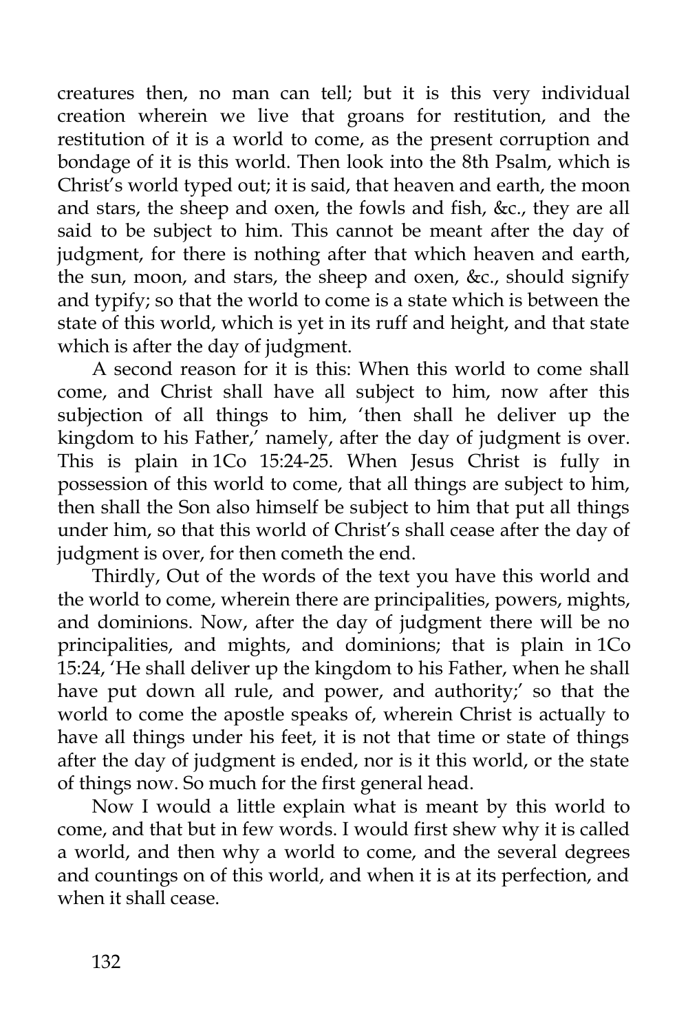creatures then, no man can tell; but it is this very individual creation wherein we live that groans for restitution, and the restitution of it is a world to come, as the present corruption and bondage of it is this world. Then look into the 8th Psalm, which is Christ's world typed out; it is said, that heaven and earth, the moon and stars, the sheep and oxen, the fowls and fish, &c., they are all said to be subject to him. This cannot be meant after the day of judgment, for there is nothing after that which heaven and earth, the sun, moon, and stars, the sheep and oxen, &c., should signify and typify; so that the world to come is a state which is between the state of this world, which is yet in its ruff and height, and that state which is after the day of judgment.

A second reason for it is this: When this world to come shall come, and Christ shall have all subject to him, now after this subjection of all things to him, 'then shall he deliver up the kingdom to his Father,' namely, after the day of judgment is over. This is plain in 1Co 15:24-25. When Jesus Christ is fully in possession of this world to come, that all things are subject to him, then shall the Son also himself be subject to him that put all things under him, so that this world of Christ's shall cease after the day of judgment is over, for then cometh the end.

Thirdly, Out of the words of the text you have this world and the world to come, wherein there are principalities, powers, mights, and dominions. Now, after the day of judgment there will be no principalities, and mights, and dominions; that is plain in 1Co 15:24, 'He shall deliver up the kingdom to his Father, when he shall have put down all rule, and power, and authority;' so that the world to come the apostle speaks of, wherein Christ is actually to have all things under his feet, it is not that time or state of things after the day of judgment is ended, nor is it this world, or the state of things now. So much for the first general head.

Now I would a little explain what is meant by this world to come, and that but in few words. I would first shew why it is called a world, and then why a world to come, and the several degrees and countings on of this world, and when it is at its perfection, and when it shall cease.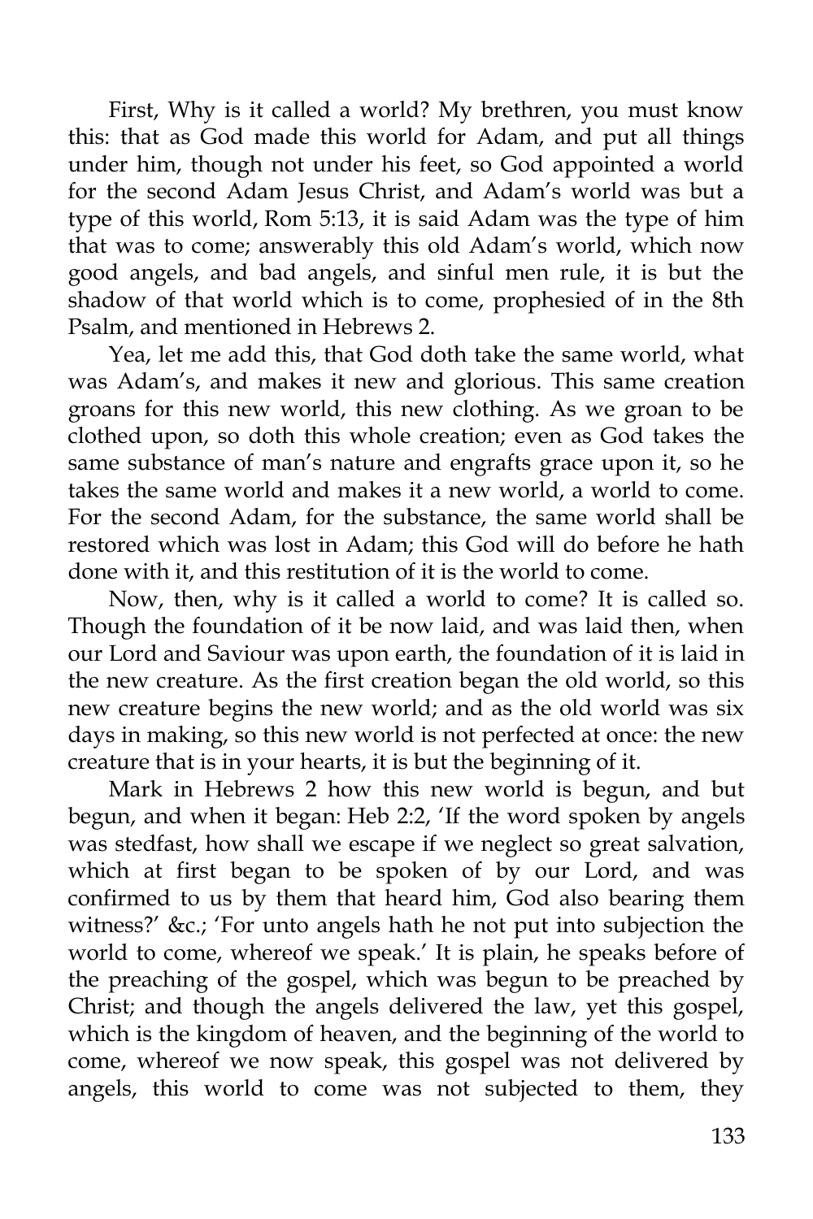First, Why is it called a world? My brethren, you must know this: that as God made this world for Adam, and put all things under him, though not under his feet, so God appointed a world for the second Adam Jesus Christ, and Adam's world was but a type of this world, Rom 5:13, it is said Adam was the type of him that was to come; answerably this old Adam's world, which now good angels, and bad angels, and sinful men rule, it is but the shadow of that world which is to come, prophesied of in the 8th Psalm, and mentioned in Hebrews 2.

Yea, let me add this, that God doth take the same world, what was Adam's, and makes it new and glorious. This same creation groans for this new world, this new clothing. As we groan to be clothed upon, so doth this whole creation; even as God takes the same substance of man's nature and engrafts grace upon it, so he takes the same world and makes it a new world, a world to come. For the second Adam, for the substance, the same world shall be restored which was lost in Adam; this God will do before he hath done with it, and this restitution of it is the world to come.

Now, then, why is it called a world to come? It is called so. Though the foundation of it be now laid, and was laid then, when our Lord and Saviour was upon earth, the foundation of it is laid in the new creature. As the first creation began the old world, so this new creature begins the new world; and as the old world was six days in making, so this new world is not perfected at once: the new creature that is in your hearts, it is but the beginning of it.

Mark in Hebrews 2 how this new world is begun, and but begun, and when it began: Heb 2:2, 'If the word spoken by angels was stedfast, how shall we escape if we neglect so great salvation, which at first began to be spoken of by our Lord, and was confirmed to us by them that heard him, God also bearing them witness?' &c.; 'For unto angels hath he not put into subjection the world to come, whereof we speak.' It is plain, he speaks before of the preaching of the gospel, which was begun to be preached by Christ; and though the angels delivered the law, yet this gospel, which is the kingdom of heaven, and the beginning of the world to come, whereof we now speak, this gospel was not delivered by angels, this world to come was not subjected to them, they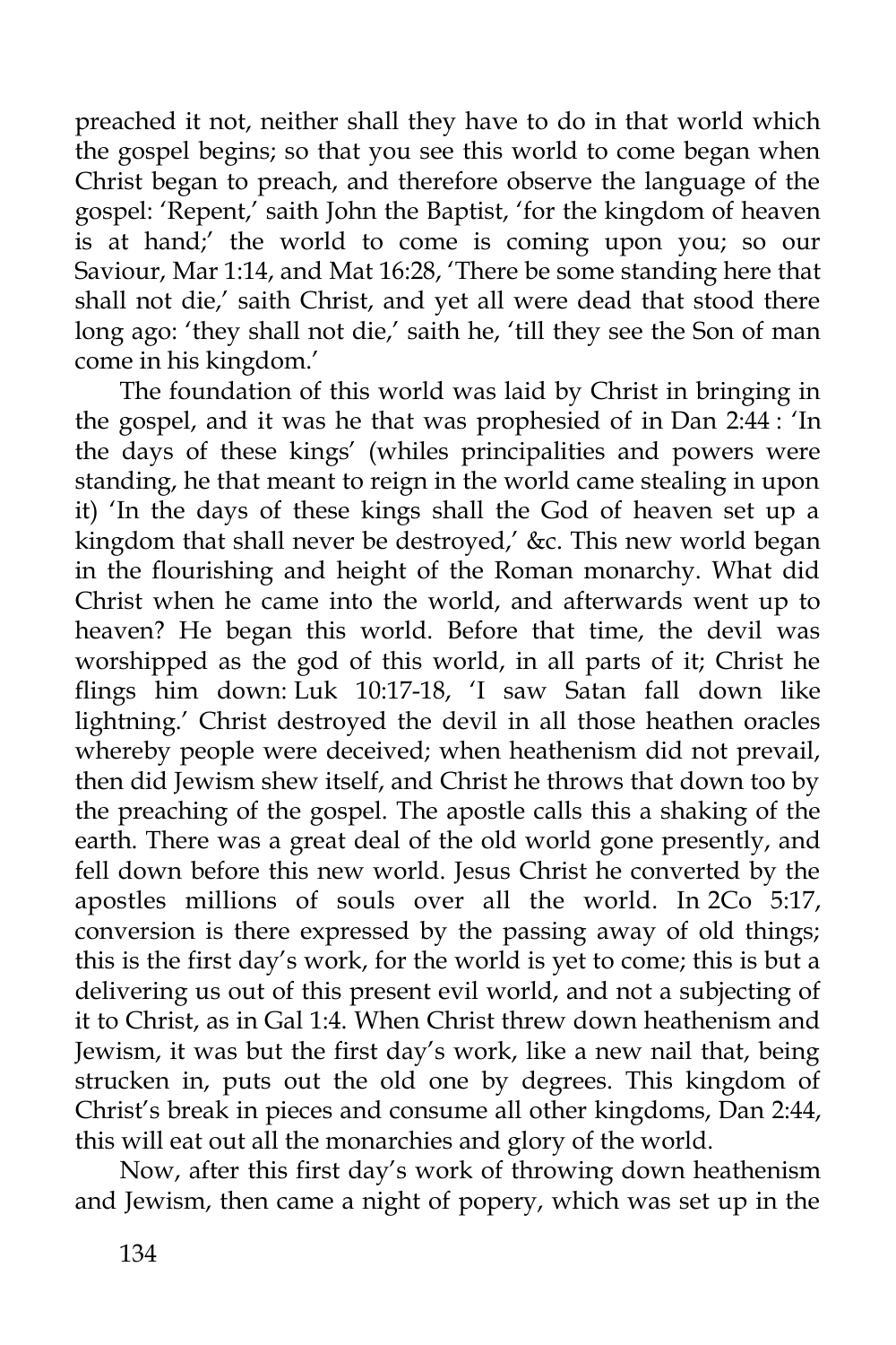preached it not, neither shall they have to do in that world which the gospel begins; so that you see this world to come began when Christ began to preach, and therefore observe the language of the gospel: 'Repent,' saith John the Baptist, 'for the kingdom of heaven is at hand;' the world to come is coming upon you; so our Saviour, Mar 1:14, and Mat 16:28, 'There be some standing here that shall not die,' saith Christ, and yet all were dead that stood there long ago: 'they shall not die,' saith he, 'till they see the Son of man come in his kingdom.'

The foundation of this world was laid by Christ in bringing in the gospel, and it was he that was prophesied of in Dan 2:44 : 'In the days of these kings' (whiles principalities and powers were standing, he that meant to reign in the world came stealing in upon it) 'In the days of these kings shall the God of heaven set up a kingdom that shall never be destroyed,' &c. This new world began in the flourishing and height of the Roman monarchy. What did Christ when he came into the world, and afterwards went up to heaven? He began this world. Before that time, the devil was worshipped as the god of this world, in all parts of it; Christ he flings him down: Luk 10:17-18, 'I saw Satan fall down like lightning.' Christ destroyed the devil in all those heathen oracles whereby people were deceived; when heathenism did not prevail, then did Jewism shew itself, and Christ he throws that down too by the preaching of the gospel. The apostle calls this a shaking of the earth. There was a great deal of the old world gone presently, and fell down before this new world. Jesus Christ he converted by the apostles millions of souls over all the world. In 2Co 5:17, conversion is there expressed by the passing away of old things; this is the first day's work, for the world is yet to come; this is but a delivering us out of this present evil world, and not a subjecting of it to Christ, as in Gal 1:4. When Christ threw down heathenism and Jewism, it was but the first day's work, like a new nail that, being strucken in, puts out the old one by degrees. This kingdom of Christ's break in pieces and consume all other kingdoms, Dan 2:44, this will eat out all the monarchies and glory of the world.

Now, after this first day's work of throwing down heathenism and Jewism, then came a night of popery, which was set up in the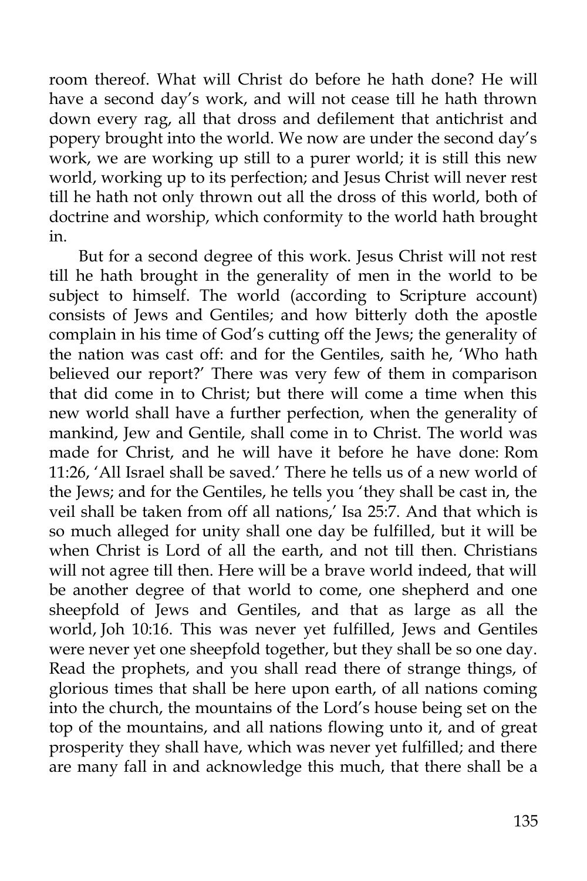room thereof. What will Christ do before he hath done? He will have a second day's work, and will not cease till he hath thrown down every rag, all that dross and defilement that antichrist and popery brought into the world. We now are under the second day's work, we are working up still to a purer world; it is still this new world, working up to its perfection; and Jesus Christ will never rest till he hath not only thrown out all the dross of this world, both of doctrine and worship, which conformity to the world hath brought in.

But for a second degree of this work. Jesus Christ will not rest till he hath brought in the generality of men in the world to be subject to himself. The world (according to Scripture account) consists of Jews and Gentiles; and how bitterly doth the apostle complain in his time of God's cutting off the Jews; the generality of the nation was cast off: and for the Gentiles, saith he, 'Who hath believed our report?' There was very few of them in comparison that did come in to Christ; but there will come a time when this new world shall have a further perfection, when the generality of mankind, Jew and Gentile, shall come in to Christ. The world was made for Christ, and he will have it before he have done: Rom 11:26, 'All Israel shall be saved.' There he tells us of a new world of the Jews; and for the Gentiles, he tells you 'they shall be cast in, the veil shall be taken from off all nations,' Isa 25:7. And that which is so much alleged for unity shall one day be fulfilled, but it will be when Christ is Lord of all the earth, and not till then. Christians will not agree till then. Here will be a brave world indeed, that will be another degree of that world to come, one shepherd and one sheepfold of Jews and Gentiles, and that as large as all the world, Joh 10:16. This was never yet fulfilled, Jews and Gentiles were never yet one sheepfold together, but they shall be so one day. Read the prophets, and you shall read there of strange things, of glorious times that shall be here upon earth, of all nations coming into the church, the mountains of the Lord's house being set on the top of the mountains, and all nations flowing unto it, and of great prosperity they shall have, which was never yet fulfilled; and there are many fall in and acknowledge this much, that there shall be a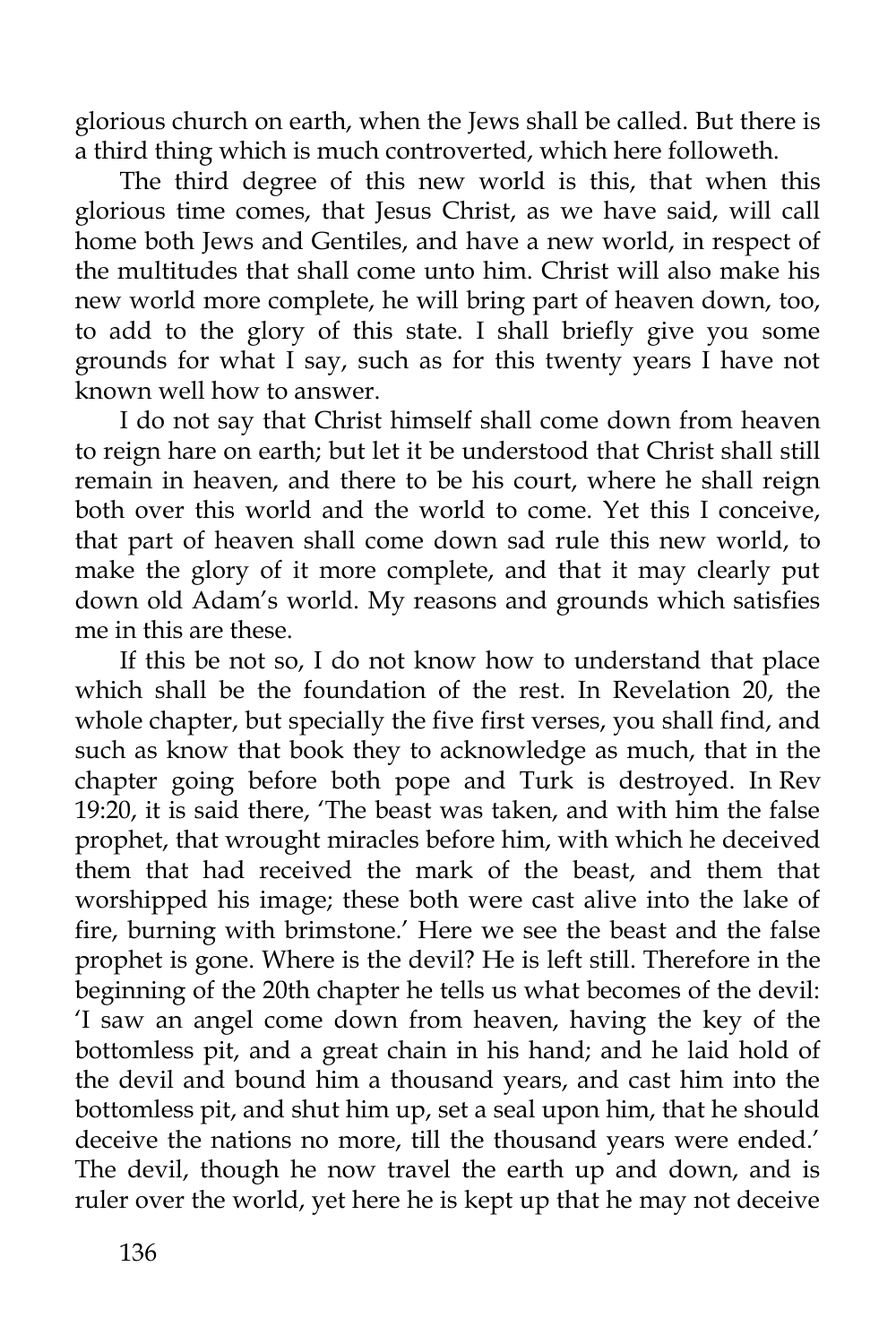glorious church on earth, when the Jews shall be called. But there is a third thing which is much controverted, which here followeth.

The third degree of this new world is this, that when this glorious time comes, that Jesus Christ, as we have said, will call home both Jews and Gentiles, and have a new world, in respect of the multitudes that shall come unto him. Christ will also make his new world more complete, he will bring part of heaven down, too, to add to the glory of this state. I shall briefly give you some grounds for what I say, such as for this twenty years I have not known well how to answer.

I do not say that Christ himself shall come down from heaven to reign hare on earth; but let it be understood that Christ shall still remain in heaven, and there to be his court, where he shall reign both over this world and the world to come. Yet this I conceive, that part of heaven shall come down sad rule this new world, to make the glory of it more complete, and that it may clearly put down old Adam's world. My reasons and grounds which satisfies me in this are these.

If this be not so, I do not know how to understand that place which shall be the foundation of the rest. In Revelation 20, the whole chapter, but specially the five first verses, you shall find, and such as know that book they to acknowledge as much, that in the chapter going before both pope and Turk is destroyed. In Rev 19:20, it is said there, 'The beast was taken, and with him the false prophet, that wrought miracles before him, with which he deceived them that had received the mark of the beast, and them that worshipped his image; these both were cast alive into the lake of fire, burning with brimstone.' Here we see the beast and the false prophet is gone. Where is the devil? He is left still. Therefore in the beginning of the 20th chapter he tells us what becomes of the devil: 'I saw an angel come down from heaven, having the key of the bottomless pit, and a great chain in his hand; and he laid hold of the devil and bound him a thousand years, and cast him into the bottomless pit, and shut him up, set a seal upon him, that he should deceive the nations no more, till the thousand years were ended.' The devil, though he now travel the earth up and down, and is ruler over the world, yet here he is kept up that he may not deceive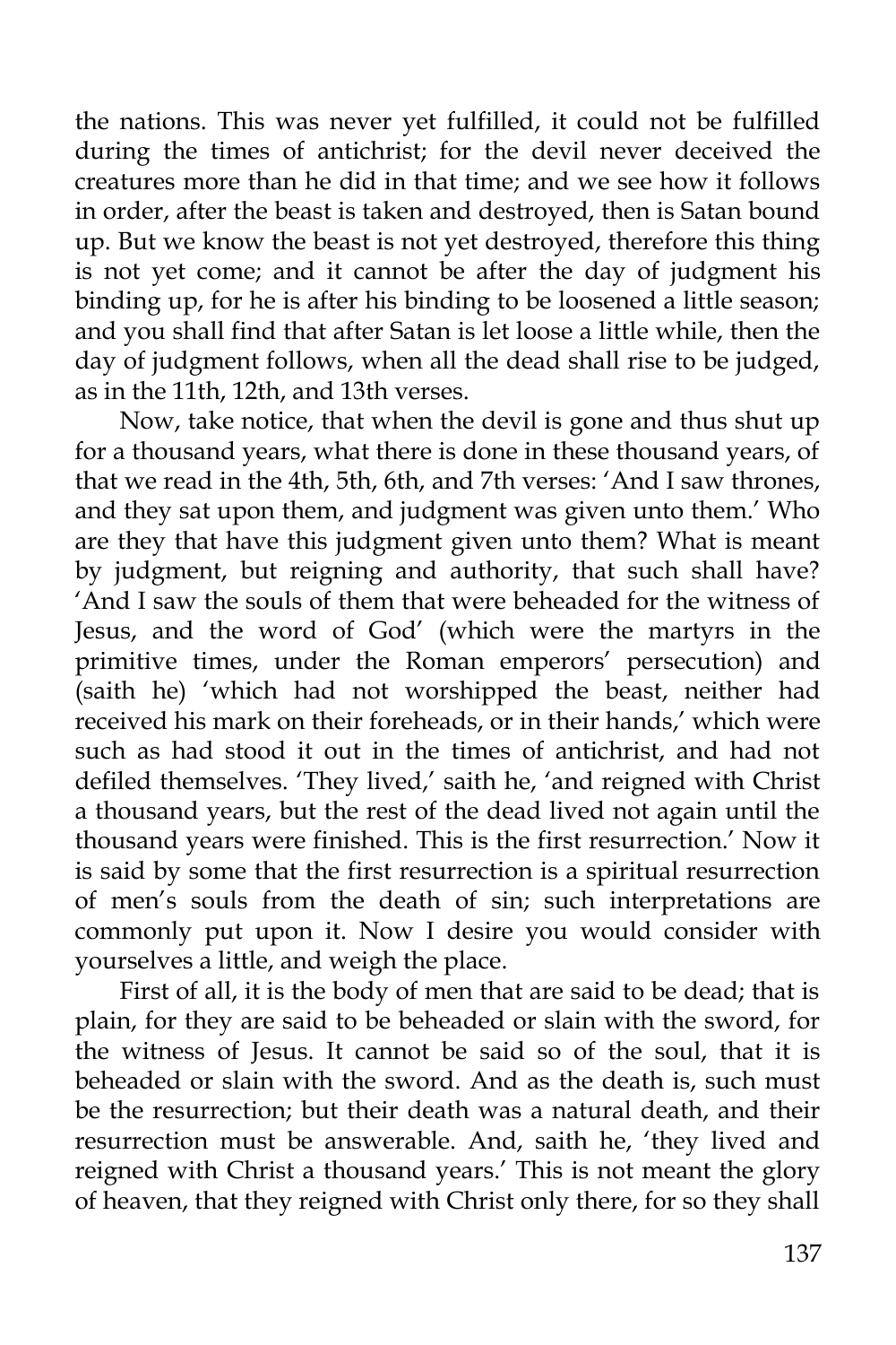the nations. This was never yet fulfilled, it could not be fulfilled during the times of antichrist; for the devil never deceived the creatures more than he did in that time; and we see how it follows in order, after the beast is taken and destroyed, then is Satan bound up. But we know the beast is not yet destroyed, therefore this thing is not yet come; and it cannot be after the day of judgment his binding up, for he is after his binding to be loosened a little season; and you shall find that after Satan is let loose a little while, then the day of judgment follows, when all the dead shall rise to be judged, as in the 11th, 12th, and 13th verses.

Now, take notice, that when the devil is gone and thus shut up for a thousand years, what there is done in these thousand years, of that we read in the 4th, 5th, 6th, and 7th verses: 'And I saw thrones, and they sat upon them, and judgment was given unto them.' Who are they that have this judgment given unto them? What is meant by judgment, but reigning and authority, that such shall have? 'And I saw the souls of them that were beheaded for the witness of Jesus, and the word of God' (which were the martyrs in the primitive times, under the Roman emperors' persecution) and (saith he) 'which had not worshipped the beast, neither had received his mark on their foreheads, or in their hands,' which were such as had stood it out in the times of antichrist, and had not defiled themselves. 'They lived,' saith he, 'and reigned with Christ a thousand years, but the rest of the dead lived not again until the thousand years were finished. This is the first resurrection.' Now it is said by some that the first resurrection is a spiritual resurrection of men's souls from the death of sin; such interpretations are commonly put upon it. Now I desire you would consider with yourselves a little, and weigh the place.

First of all, it is the body of men that are said to be dead; that is plain, for they are said to be beheaded or slain with the sword, for the witness of Jesus. It cannot be said so of the soul, that it is beheaded or slain with the sword. And as the death is, such must be the resurrection; but their death was a natural death, and their resurrection must be answerable. And, saith he, 'they lived and reigned with Christ a thousand years.' This is not meant the glory of heaven, that they reigned with Christ only there, for so they shall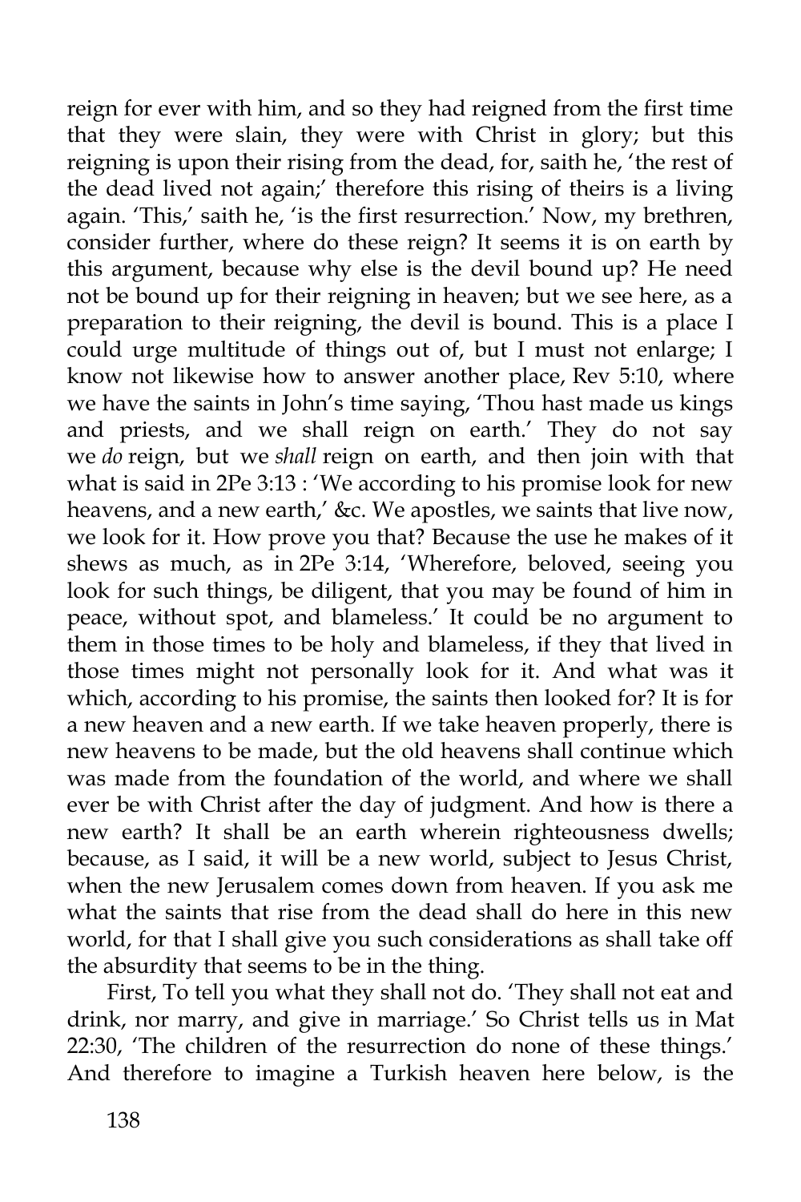reign for ever with him, and so they had reigned from the first time that they were slain, they were with Christ in glory; but this reigning is upon their rising from the dead, for, saith he, 'the rest of the dead lived not again;' therefore this rising of theirs is a living again. 'This,' saith he, 'is the first resurrection.' Now, my brethren, consider further, where do these reign? It seems it is on earth by this argument, because why else is the devil bound up? He need not be bound up for their reigning in heaven; but we see here, as a preparation to their reigning, the devil is bound. This is a place I could urge multitude of things out of, but I must not enlarge; I know not likewise how to answer another place, Rev 5:10, where we have the saints in John's time saying, 'Thou hast made us kings and priests, and we shall reign on earth.' They do not say we *do* reign, but we *shall* reign on earth, and then join with that what is said in 2Pe 3:13 : 'We according to his promise look for new heavens, and a new earth,' &c. We apostles, we saints that live now, we look for it. How prove you that? Because the use he makes of it shews as much, as in 2Pe 3:14, 'Wherefore, beloved, seeing you look for such things, be diligent, that you may be found of him in peace, without spot, and blameless.' It could be no argument to them in those times to be holy and blameless, if they that lived in those times might not personally look for it. And what was it which, according to his promise, the saints then looked for? It is for a new heaven and a new earth. If we take heaven properly, there is new heavens to be made, but the old heavens shall continue which was made from the foundation of the world, and where we shall ever be with Christ after the day of judgment. And how is there a new earth? It shall be an earth wherein righteousness dwells; because, as I said, it will be a new world, subject to Jesus Christ, when the new Jerusalem comes down from heaven. If you ask me what the saints that rise from the dead shall do here in this new world, for that I shall give you such considerations as shall take off the absurdity that seems to be in the thing.

First, To tell you what they shall not do. 'They shall not eat and drink, nor marry, and give in marriage.' So Christ tells us in Mat 22:30, 'The children of the resurrection do none of these things.' And therefore to imagine a Turkish heaven here below, is the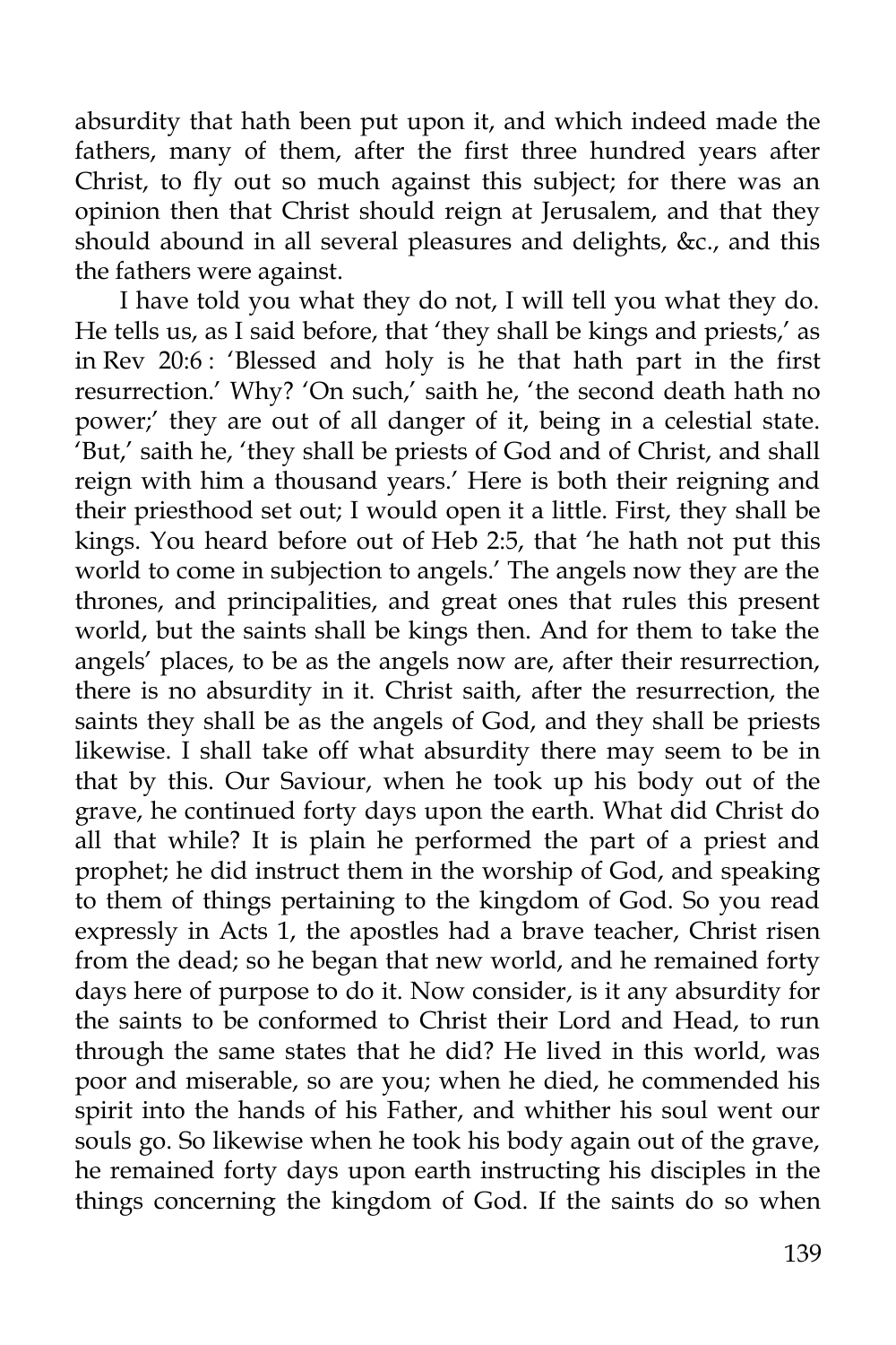absurdity that hath been put upon it, and which indeed made the fathers, many of them, after the first three hundred years after Christ, to fly out so much against this subject; for there was an opinion then that Christ should reign at Jerusalem, and that they should abound in all several pleasures and delights, &c., and this the fathers were against.

I have told you what they do not, I will tell you what they do. He tells us, as I said before, that 'they shall be kings and priests,' as in Rev 20:6 : 'Blessed and holy is he that hath part in the first resurrection.' Why? 'On such,' saith he, 'the second death hath no power;' they are out of all danger of it, being in a celestial state. 'But,' saith he, 'they shall be priests of God and of Christ, and shall reign with him a thousand years.' Here is both their reigning and their priesthood set out; I would open it a little. First, they shall be kings. You heard before out of Heb 2:5, that 'he hath not put this world to come in subjection to angels.' The angels now they are the thrones, and principalities, and great ones that rules this present world, but the saints shall be kings then. And for them to take the angels' places, to be as the angels now are, after their resurrection, there is no absurdity in it. Christ saith, after the resurrection, the saints they shall be as the angels of God, and they shall be priests likewise. I shall take off what absurdity there may seem to be in that by this. Our Saviour, when he took up his body out of the grave, he continued forty days upon the earth. What did Christ do all that while? It is plain he performed the part of a priest and prophet; he did instruct them in the worship of God, and speaking to them of things pertaining to the kingdom of God. So you read expressly in Acts 1, the apostles had a brave teacher, Christ risen from the dead; so he began that new world, and he remained forty days here of purpose to do it. Now consider, is it any absurdity for the saints to be conformed to Christ their Lord and Head, to run through the same states that he did? He lived in this world, was poor and miserable, so are you; when he died, he commended his spirit into the hands of his Father, and whither his soul went our souls go. So likewise when he took his body again out of the grave, he remained forty days upon earth instructing his disciples in the things concerning the kingdom of God. If the saints do so when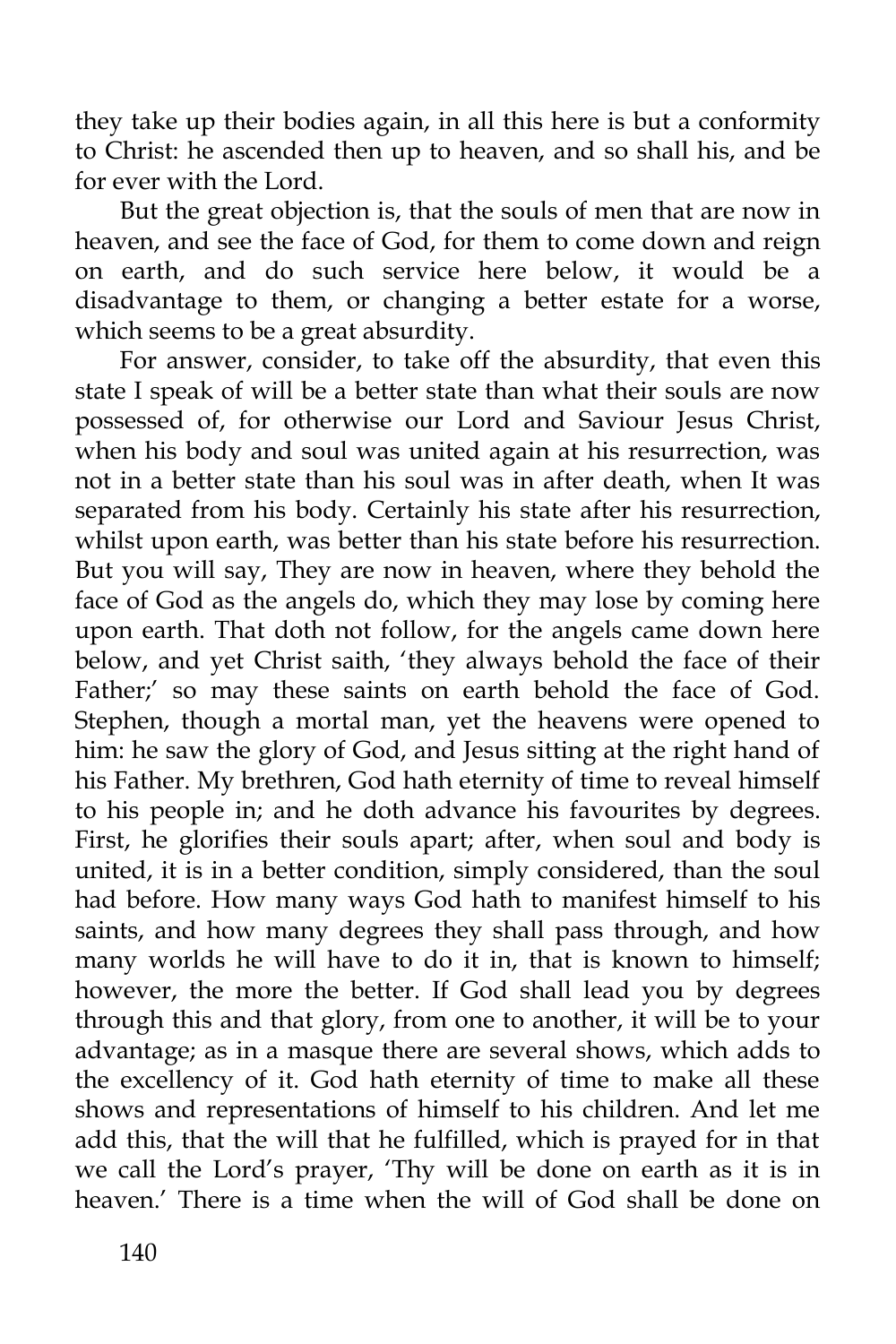they take up their bodies again, in all this here is but a conformity to Christ: he ascended then up to heaven, and so shall his, and be for ever with the Lord.

But the great objection is, that the souls of men that are now in heaven, and see the face of God, for them to come down and reign on earth, and do such service here below, it would be a disadvantage to them, or changing a better estate for a worse, which seems to be a great absurdity.

For answer, consider, to take off the absurdity, that even this state I speak of will be a better state than what their souls are now possessed of, for otherwise our Lord and Saviour Jesus Christ, when his body and soul was united again at his resurrection, was not in a better state than his soul was in after death, when It was separated from his body. Certainly his state after his resurrection, whilst upon earth, was better than his state before his resurrection. But you will say, They are now in heaven, where they behold the face of God as the angels do, which they may lose by coming here upon earth. That doth not follow, for the angels came down here below, and yet Christ saith, 'they always behold the face of their Father;' so may these saints on earth behold the face of God. Stephen, though a mortal man, yet the heavens were opened to him: he saw the glory of God, and Jesus sitting at the right hand of his Father. My brethren, God hath eternity of time to reveal himself to his people in; and he doth advance his favourites by degrees. First, he glorifies their souls apart; after, when soul and body is united, it is in a better condition, simply considered, than the soul had before. How many ways God hath to manifest himself to his saints, and how many degrees they shall pass through, and how many worlds he will have to do it in, that is known to himself; however, the more the better. If God shall lead you by degrees through this and that glory, from one to another, it will be to your advantage; as in a masque there are several shows, which adds to the excellency of it. God hath eternity of time to make all these shows and representations of himself to his children. And let me add this, that the will that he fulfilled, which is prayed for in that we call the Lord's prayer, 'Thy will be done on earth as it is in heaven.' There is a time when the will of God shall be done on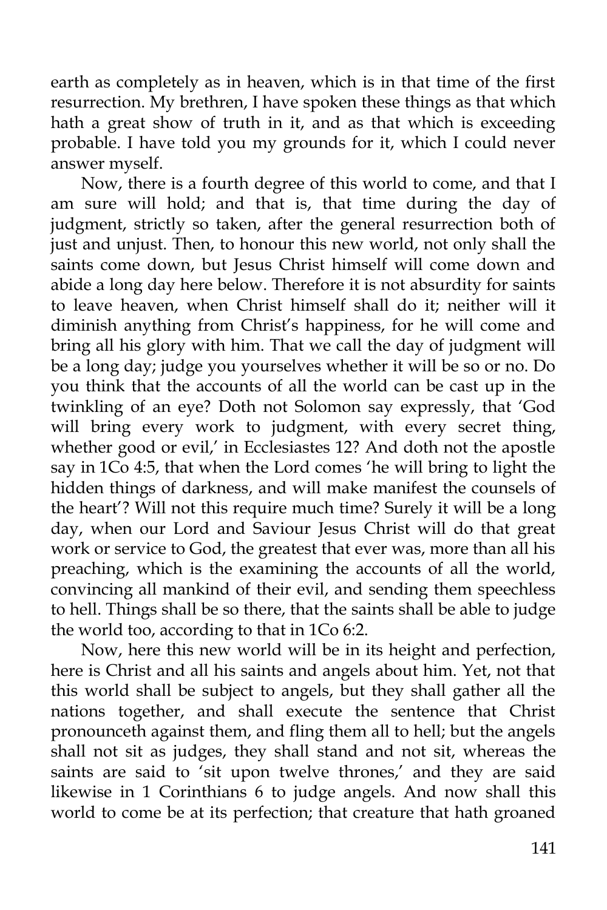earth as completely as in heaven, which is in that time of the first resurrection. My brethren, I have spoken these things as that which hath a great show of truth in it, and as that which is exceeding probable. I have told you my grounds for it, which I could never answer myself.

Now, there is a fourth degree of this world to come, and that I am sure will hold; and that is, that time during the day of judgment, strictly so taken, after the general resurrection both of just and unjust. Then, to honour this new world, not only shall the saints come down, but Jesus Christ himself will come down and abide a long day here below. Therefore it is not absurdity for saints to leave heaven, when Christ himself shall do it; neither will it diminish anything from Christ's happiness, for he will come and bring all his glory with him. That we call the day of judgment will be a long day; judge you yourselves whether it will be so or no. Do you think that the accounts of all the world can be cast up in the twinkling of an eye? Doth not Solomon say expressly, that 'God will bring every work to judgment, with every secret thing, whether good or evil,' in Ecclesiastes 12? And doth not the apostle say in 1Co 4:5, that when the Lord comes 'he will bring to light the hidden things of darkness, and will make manifest the counsels of the heart'? Will not this require much time? Surely it will be a long day, when our Lord and Saviour Jesus Christ will do that great work or service to God, the greatest that ever was, more than all his preaching, which is the examining the accounts of all the world, convincing all mankind of their evil, and sending them speechless to hell. Things shall be so there, that the saints shall be able to judge the world too, according to that in 1Co 6:2.

Now, here this new world will be in its height and perfection, here is Christ and all his saints and angels about him. Yet, not that this world shall be subject to angels, but they shall gather all the nations together, and shall execute the sentence that Christ pronounceth against them, and fling them all to hell; but the angels shall not sit as judges, they shall stand and not sit, whereas the saints are said to 'sit upon twelve thrones,' and they are said likewise in 1 Corinthians 6 to judge angels. And now shall this world to come be at its perfection; that creature that hath groaned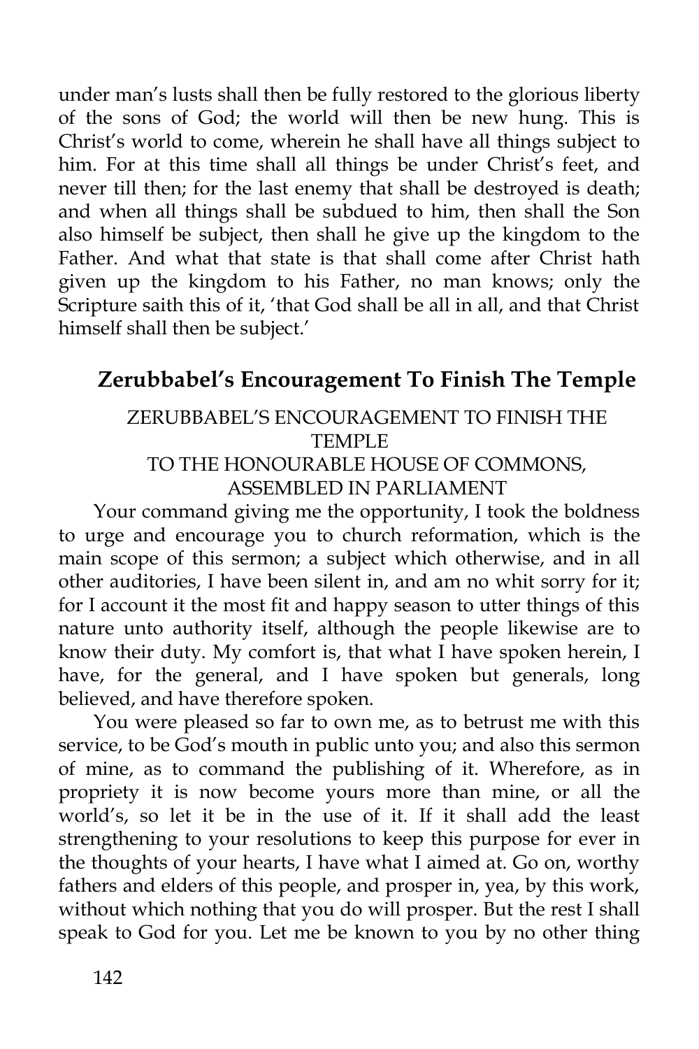under man's lusts shall then be fully restored to the glorious liberty of the sons of God; the world will then be new hung. This is Christ's world to come, wherein he shall have all things subject to him. For at this time shall all things be under Christ's feet, and never till then; for the last enemy that shall be destroyed is death; and when all things shall be subdued to him, then shall the Son also himself be subject, then shall he give up the kingdom to the Father. And what that state is that shall come after Christ hath given up the kingdom to his Father, no man knows; only the Scripture saith this of it, 'that God shall be all in all, and that Christ himself shall then be subject.'

## Zerubbabel's Encouragement To Finish The Temple

ZERUBBABEL'S ENCOURAGEMENT TO FINISH THE TEMPLE

TO THE HONOURABLE HOUSE OF COMMONS, ASSEMBLED IN PARLIAMENT

Your command giving me the opportunity, I took the boldness to urge and encourage you to church reformation, which is the main scope of this sermon; a subject which otherwise, and in all other auditories, I have been silent in, and am no whit sorry for it; for I account it the most fit and happy season to utter things of this nature unto authority itself, although the people likewise are to know their duty. My comfort is, that what I have spoken herein, I have, for the general, and I have spoken but generals, long believed, and have therefore spoken.

You were pleased so far to own me, as to betrust me with this service, to be God's mouth in public unto you; and also this sermon of mine, as to command the publishing of it. Wherefore, as in propriety it is now become yours more than mine, or all the world's, so let it be in the use of it. If it shall add the least strengthening to your resolutions to keep this purpose for ever in the thoughts of your hearts, I have what I aimed at. Go on, worthy fathers and elders of this people, and prosper in, yea, by this work, without which nothing that you do will prosper. But the rest I shall speak to God for you. Let me be known to you by no other thing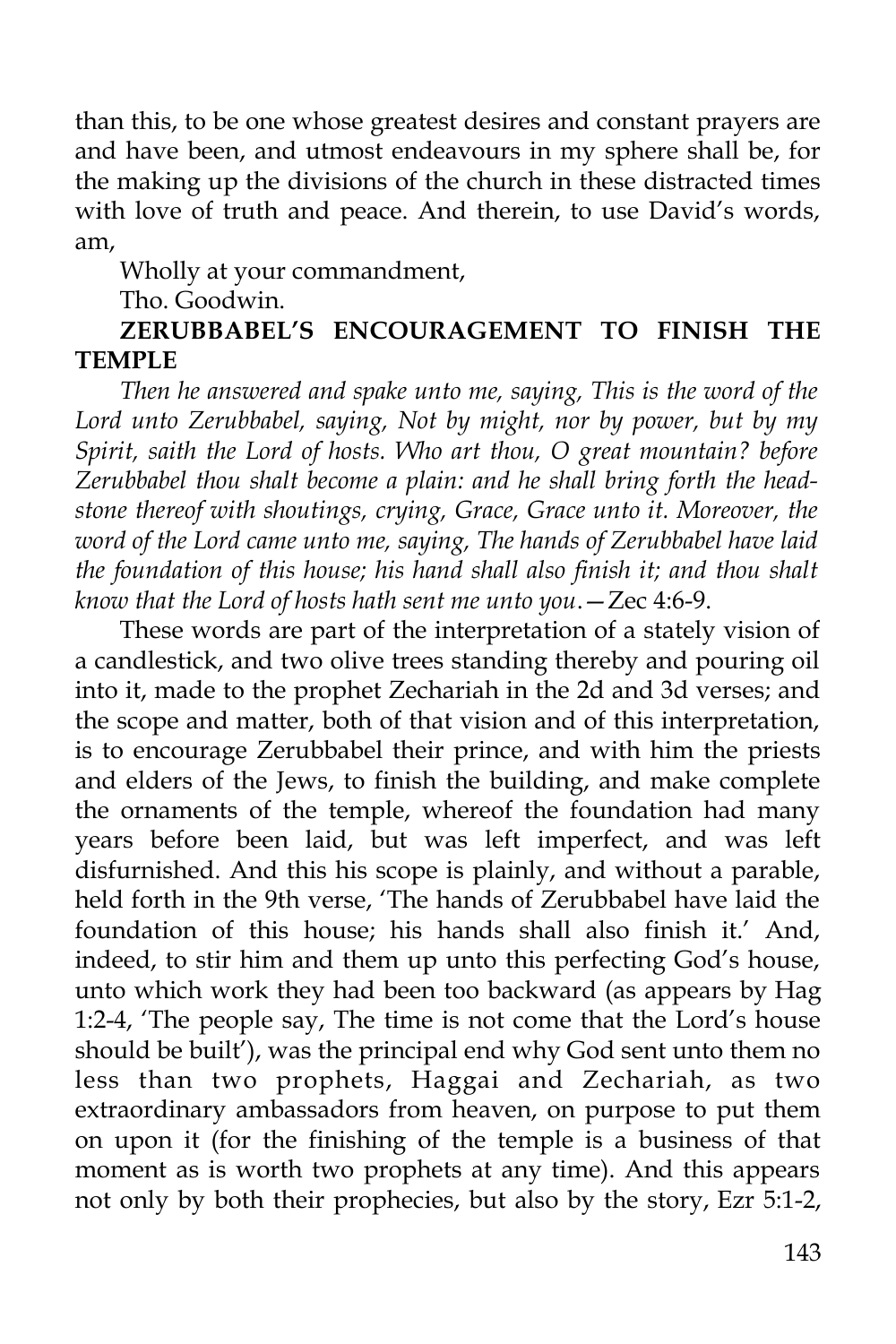than this, to be one whose greatest desires and constant prayers are and have been, and utmost endeavours in my sphere shall be, for the making up the divisions of the church in these distracted times with love of truth and peace. And therein, to use David's words, am,

Wholly at your commandment,

Tho. Goodwin.

## ZERUBBABEL'S ENCOURAGEMENT TO FINISH THE TEMPLE

*Then he answered and spake unto me, saying, This is the word of the Lord unto Zerubbabel, saying, Not by might, nor by power, but by my Spirit, saith the Lord of hosts. Who art thou, O great mountain? before Zerubbabel thou shalt become a plain: and he shall bring forth the head-stone thereof with shoutings, crying, Grace, Grace unto it. Moreover, the word of the Lord came unto me, saying, The hands of Zerubbabel have laid the foundation of this house; his hand shall also finish it; and thou shalt know that the Lord of hosts hath sent me unto you*.—Zec 4:6-9.

These words are part of the interpretation of a stately vision of a candlestick, and two olive trees standing thereby and pouring oil into it, made to the prophet Zechariah in the 2d and 3d verses; and the scope and matter, both of that vision and of this interpretation, is to encourage Zerubbabel their prince, and with him the priests and elders of the Jews, to finish the building, and make complete the ornaments of the temple, whereof the foundation had many years before been laid, but was left imperfect, and was left disfurnished. And this his scope is plainly, and without a parable, held forth in the 9th verse, 'The hands of Zerubbabel have laid the foundation of this house; his hands shall also finish it.' And, indeed, to stir him and them up unto this perfecting God's house, unto which work they had been too backward (as appears by Hag 1:2-4, 'The people say, The time is not come that the Lord's house should be built'), was the principal end why God sent unto them no less than two prophets, Haggai and Zechariah, as two extraordinary ambassadors from heaven, on purpose to put them on upon it (for the finishing of the temple is a business of that moment as is worth two prophets at any time). And this appears not only by both their prophecies, but also by the story, Ezr 5:1-2,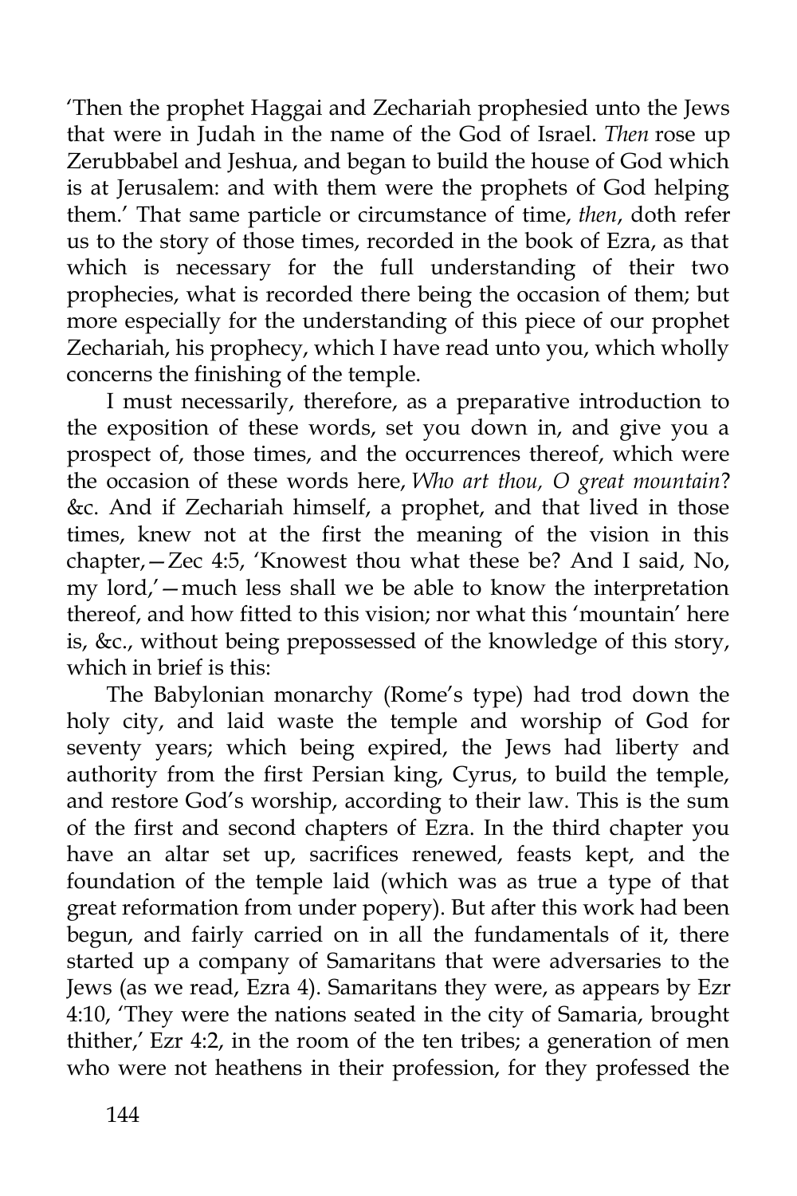'Then the prophet Haggai and Zechariah prophesied unto the Jews that were in Judah in the name of the God of Israel. *Then* rose up Zerubbabel and Jeshua, and began to build the house of God which is at Jerusalem: and with them were the prophets of God helping them.' That same particle or circumstance of time, *then*, doth refer us to the story of those times, recorded in the book of Ezra, as that which is necessary for the full understanding of their two prophecies, what is recorded there being the occasion of them; but more especially for the understanding of this piece of our prophet Zechariah, his prophecy, which I have read unto you, which wholly concerns the finishing of the temple.

I must necessarily, therefore, as a preparative introduction to the exposition of these words, set you down in, and give you a prospect of, those times, and the occurrences thereof, which were the occasion of these words here, *Who art thou, O great mountain*? &c. And if Zechariah himself, a prophet, and that lived in those times, knew not at the first the meaning of the vision in this chapter,—Zec 4:5, 'Knowest thou what these be? And I said, No, my lord,'—much less shall we be able to know the interpretation thereof, and how fitted to this vision; nor what this 'mountain' here is, &c., without being prepossessed of the knowledge of this story, which in brief is this:

The Babylonian monarchy (Rome's type) had trod down the holy city, and laid waste the temple and worship of God for seventy years; which being expired, the Jews had liberty and authority from the first Persian king, Cyrus, to build the temple, and restore God's worship, according to their law. This is the sum of the first and second chapters of Ezra. In the third chapter you have an altar set up, sacrifices renewed, feasts kept, and the foundation of the temple laid (which was as true a type of that great reformation from under popery). But after this work had been begun, and fairly carried on in all the fundamentals of it, there started up a company of Samaritans that were adversaries to the Jews (as we read, Ezra 4). Samaritans they were, as appears by Ezr 4:10, 'They were the nations seated in the city of Samaria, brought thither,' Ezr 4:2, in the room of the ten tribes; a generation of men who were not heathens in their profession, for they professed the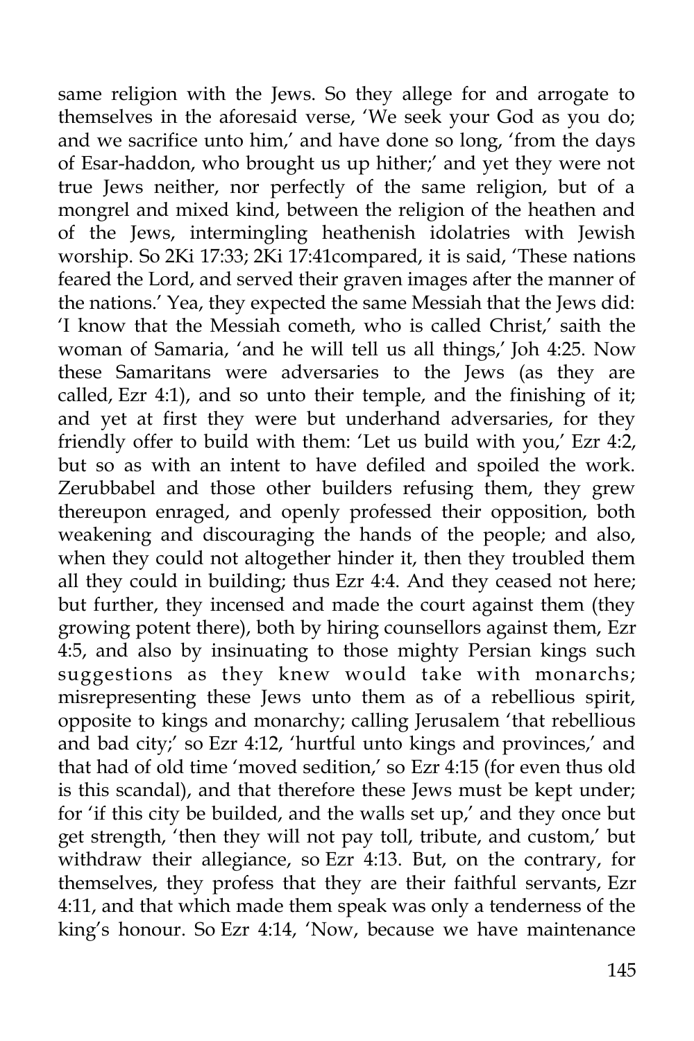same religion with the Jews. So they allege for and arrogate to themselves in the aforesaid verse, 'We seek your God as you do; and we sacrifice unto him,' and have done so long, 'from the days of Esar-haddon, who brought us up hither;' and yet they were not true Jews neither, nor perfectly of the same religion, but of a mongrel and mixed kind, between the religion of the heathen and of the Jews, intermingling heathenish idolatries with Jewish worship. So 2Ki 17:33; 2Ki 17:41compared, it is said, 'These nations feared the Lord, and served their graven images after the manner of the nations.' Yea, they expected the same Messiah that the Jews did: 'I know that the Messiah cometh, who is called Christ,' saith the woman of Samaria, 'and he will tell us all things,' Joh 4:25. Now these Samaritans were adversaries to the Jews (as they are called, Ezr 4:1), and so unto their temple, and the finishing of it; and yet at first they were but underhand adversaries, for they friendly offer to build with them: 'Let us build with you,' Ezr 4:2, but so as with an intent to have defiled and spoiled the work. Zerubbabel and those other builders refusing them, they grew thereupon enraged, and openly professed their opposition, both weakening and discouraging the hands of the people; and also, when they could not altogether hinder it, then they troubled them all they could in building; thus Ezr 4:4. And they ceased not here; but further, they incensed and made the court against them (they growing potent there), both by hiring counsellors against them, Ezr 4:5, and also by insinuating to those mighty Persian kings such suggestions as they knew would take with monarchs; misrepresenting these Jews unto them as of a rebellious spirit, opposite to kings and monarchy; calling Jerusalem 'that rebellious and bad city;' so Ezr 4:12, 'hurtful unto kings and provinces,' and that had of old time 'moved sedition,' so Ezr 4:15 (for even thus old is this scandal), and that therefore these Jews must be kept under; for 'if this city be builded, and the walls set up,' and they once but get strength, 'then they will not pay toll, tribute, and custom,' but withdraw their allegiance, so Ezr 4:13. But, on the contrary, for themselves, they profess that they are their faithful servants, Ezr 4:11, and that which made them speak was only a tenderness of the king's honour. So Ezr 4:14, 'Now, because we have maintenance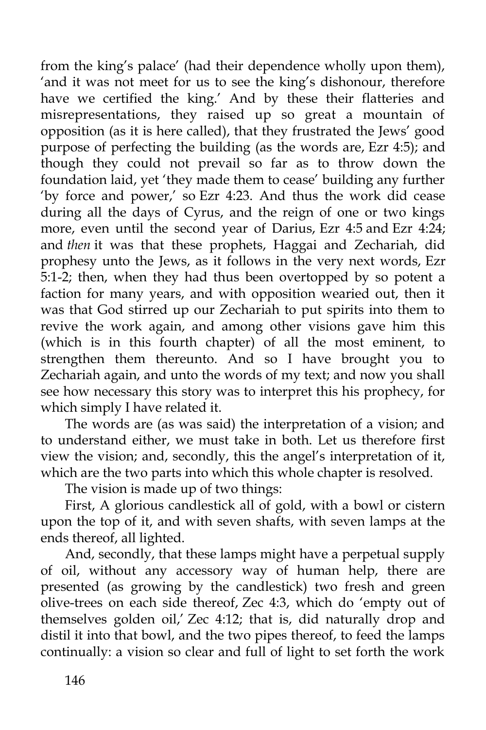from the king's palace' (had their dependence wholly upon them), 'and it was not meet for us to see the king's dishonour, therefore have we certified the king.' And by these their flatteries and misrepresentations, they raised up so great a mountain of opposition (as it is here called), that they frustrated the Jews' good purpose of perfecting the building (as the words are, Ezr 4:5); and though they could not prevail so far as to throw down the foundation laid, yet 'they made them to cease' building any further 'by force and power,' so Ezr 4:23. And thus the work did cease during all the days of Cyrus, and the reign of one or two kings more, even until the second year of Darius, Ezr 4:5 and Ezr 4:24; and *then* it was that these prophets, Haggai and Zechariah, did prophesy unto the Jews, as it follows in the very next words, Ezr 5:1-2; then, when they had thus been overtopped by so potent a faction for many years, and with opposition wearied out, then it was that God stirred up our Zechariah to put spirits into them to revive the work again, and among other visions gave him this (which is in this fourth chapter) of all the most eminent, to strengthen them thereunto. And so I have brought you to Zechariah again, and unto the words of my text; and now you shall see how necessary this story was to interpret this his prophecy, for which simply I have related it.

The words are (as was said) the interpretation of a vision; and to understand either, we must take in both. Let us therefore first view the vision; and, secondly, this the angel's interpretation of it, which are the two parts into which this whole chapter is resolved.

The vision is made up of two things:

First, A glorious candlestick all of gold, with a bowl or cistern upon the top of it, and with seven shafts, with seven lamps at the ends thereof, all lighted.

And, secondly, that these lamps might have a perpetual supply of oil, without any accessory way of human help, there are presented (as growing by the candlestick) two fresh and green olive-trees on each side thereof, Zec 4:3, which do 'empty out of themselves golden oil,' Zec 4:12; that is, did naturally drop and distil it into that bowl, and the two pipes thereof, to feed the lamps continually: a vision so clear and full of light to set forth the work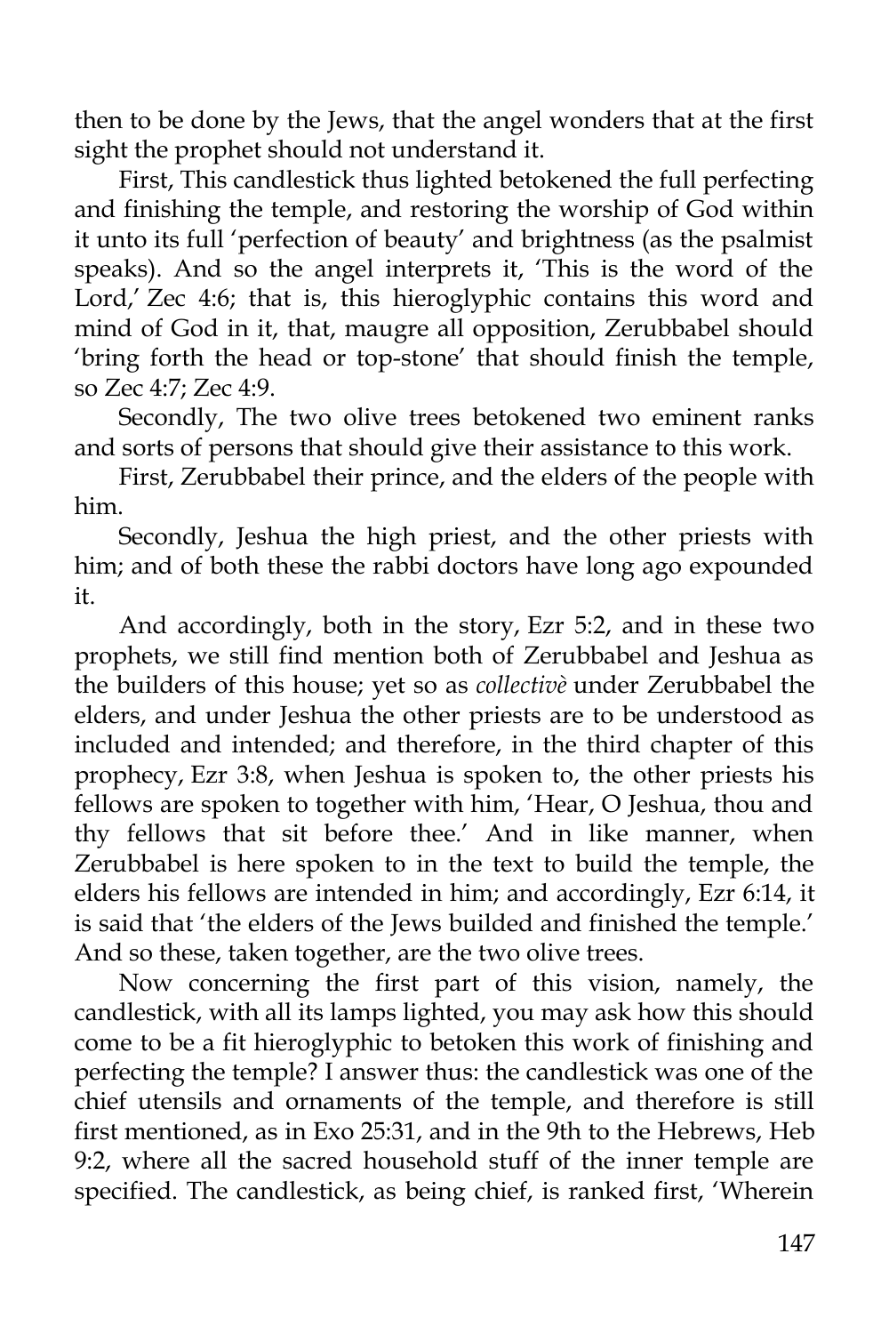then to be done by the Jews, that the angel wonders that at the first sight the prophet should not understand it.

First, This candlestick thus lighted betokened the full perfecting and finishing the temple, and restoring the worship of God within it unto its full 'perfection of beauty' and brightness (as the psalmist speaks). And so the angel interprets it, 'This is the word of the Lord,' Zec 4:6; that is, this hieroglyphic contains this word and mind of God in it, that, maugre all opposition, Zerubbabel should 'bring forth the head or top-stone' that should finish the temple, so Zec 4:7; Zec 4:9.

Secondly, The two olive trees betokened two eminent ranks and sorts of persons that should give their assistance to this work.

First, Zerubbabel their prince, and the elders of the people with him.

Secondly, Jeshua the high priest, and the other priests with him; and of both these the rabbi doctors have long ago expounded it.

And accordingly, both in the story, Ezr 5:2, and in these two prophets, we still find mention both of Zerubbabel and Jeshua as the builders of this house; yet so as *collectivè* under Zerubbabel the elders, and under Jeshua the other priests are to be understood as included and intended; and therefore, in the third chapter of this prophecy, Ezr 3:8, when Jeshua is spoken to, the other priests his fellows are spoken to together with him, 'Hear, O Jeshua, thou and thy fellows that sit before thee.' And in like manner, when Zerubbabel is here spoken to in the text to build the temple, the elders his fellows are intended in him; and accordingly, Ezr 6:14, it is said that 'the elders of the Jews builded and finished the temple.' And so these, taken together, are the two olive trees.

Now concerning the first part of this vision, namely, the candlestick, with all its lamps lighted, you may ask how this should come to be a fit hieroglyphic to betoken this work of finishing and perfecting the temple? I answer thus: the candlestick was one of the chief utensils and ornaments of the temple, and therefore is still first mentioned, as in Exo 25:31, and in the 9th to the Hebrews, Heb 9:2, where all the sacred household stuff of the inner temple are specified. The candlestick, as being chief, is ranked first, 'Wherein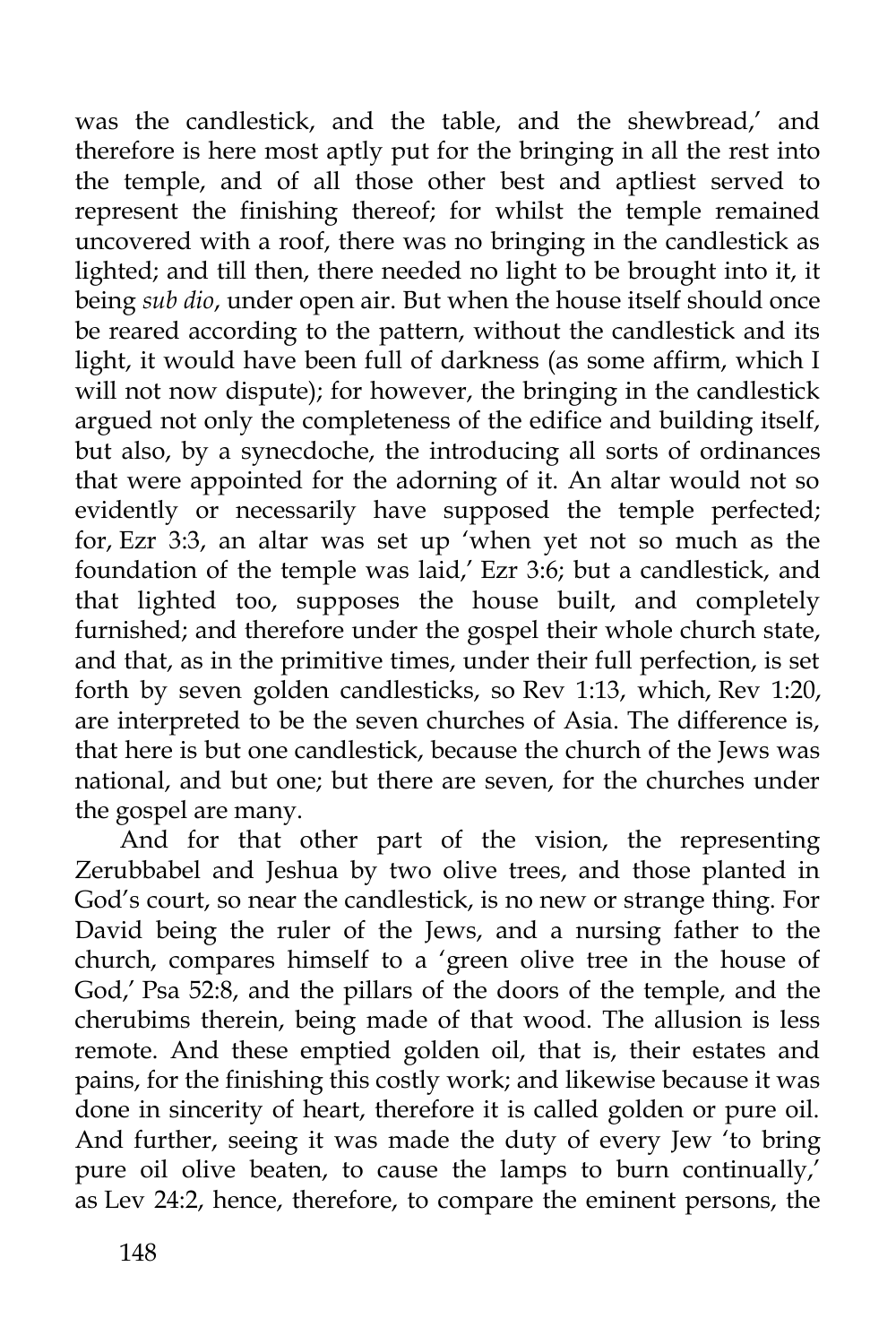was the candlestick, and the table, and the shewbread,' and therefore is here most aptly put for the bringing in all the rest into the temple, and of all those other best and aptliest served to represent the finishing thereof; for whilst the temple remained uncovered with a roof, there was no bringing in the candlestick as lighted; and till then, there needed no light to be brought into it, it being *sub dio*, under open air. But when the house itself should once be reared according to the pattern, without the candlestick and its light, it would have been full of darkness (as some affirm, which I will not now dispute); for however, the bringing in the candlestick argued not only the completeness of the edifice and building itself, but also, by a synecdoche, the introducing all sorts of ordinances that were appointed for the adorning of it. An altar would not so evidently or necessarily have supposed the temple perfected; for, Ezr 3:3, an altar was set up 'when yet not so much as the foundation of the temple was laid,' Ezr 3:6; but a candlestick, and that lighted too, supposes the house built, and completely furnished; and therefore under the gospel their whole church state, and that, as in the primitive times, under their full perfection, is set forth by seven golden candlesticks, so Rev 1:13, which, Rev 1:20, are interpreted to be the seven churches of Asia. The difference is, that here is but one candlestick, because the church of the Jews was national, and but one; but there are seven, for the churches under the gospel are many.

And for that other part of the vision, the representing Zerubbabel and Jeshua by two olive trees, and those planted in God's court, so near the candlestick, is no new or strange thing. For David being the ruler of the Jews, and a nursing father to the church, compares himself to a 'green olive tree in the house of God,' Psa 52:8, and the pillars of the doors of the temple, and the cherubims therein, being made of that wood. The allusion is less remote. And these emptied golden oil, that is, their estates and pains, for the finishing this costly work; and likewise because it was done in sincerity of heart, therefore it is called golden or pure oil. And further, seeing it was made the duty of every Jew 'to bring pure oil olive beaten, to cause the lamps to burn continually,' as Lev 24:2, hence, therefore, to compare the eminent persons, the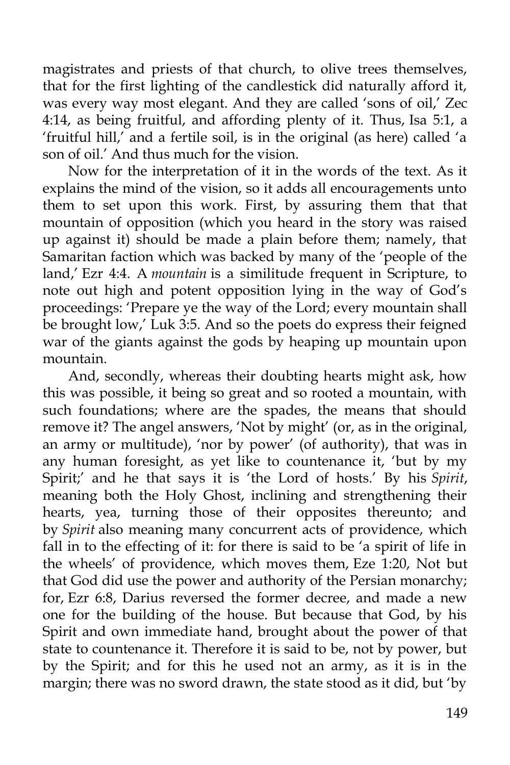magistrates and priests of that church, to olive trees themselves, that for the first lighting of the candlestick did naturally afford it, was every way most elegant. And they are called 'sons of oil,' Zec 4:14, as being fruitful, and affording plenty of it. Thus, Isa 5:1, a 'fruitful hill,' and a fertile soil, is in the original (as here) called 'a son of oil.' And thus much for the vision.

Now for the interpretation of it in the words of the text. As it explains the mind of the vision, so it adds all encouragements unto them to set upon this work. First, by assuring them that that mountain of opposition (which you heard in the story was raised up against it) should be made a plain before them; namely, that Samaritan faction which was backed by many of the 'people of the land,' Ezr 4:4. A *mountain* is a similitude frequent in Scripture, to note out high and potent opposition lying in the way of God's proceedings: 'Prepare ye the way of the Lord; every mountain shall be brought low,' Luk 3:5. And so the poets do express their feigned war of the giants against the gods by heaping up mountain upon mountain.

And, secondly, whereas their doubting hearts might ask, how this was possible, it being so great and so rooted a mountain, with such foundations; where are the spades, the means that should remove it? The angel answers, 'Not by might' (or, as in the original, an army or multitude), 'nor by power' (of authority), that was in any human foresight, as yet like to countenance it, 'but by my Spirit;' and he that says it is 'the Lord of hosts.' By his *Spirit*, meaning both the Holy Ghost, inclining and strengthening their hearts, yea, turning those of their opposites thereunto; and by *Spirit* also meaning many concurrent acts of providence, which fall in to the effecting of it: for there is said to be 'a spirit of life in the wheels' of providence, which moves them, Eze 1:20, Not but that God did use the power and authority of the Persian monarchy; for, Ezr 6:8, Darius reversed the former decree, and made a new one for the building of the house. But because that God, by his Spirit and own immediate hand, brought about the power of that state to countenance it. Therefore it is said to be, not by power, but by the Spirit; and for this he used not an army, as it is in the margin; there was no sword drawn, the state stood as it did, but 'by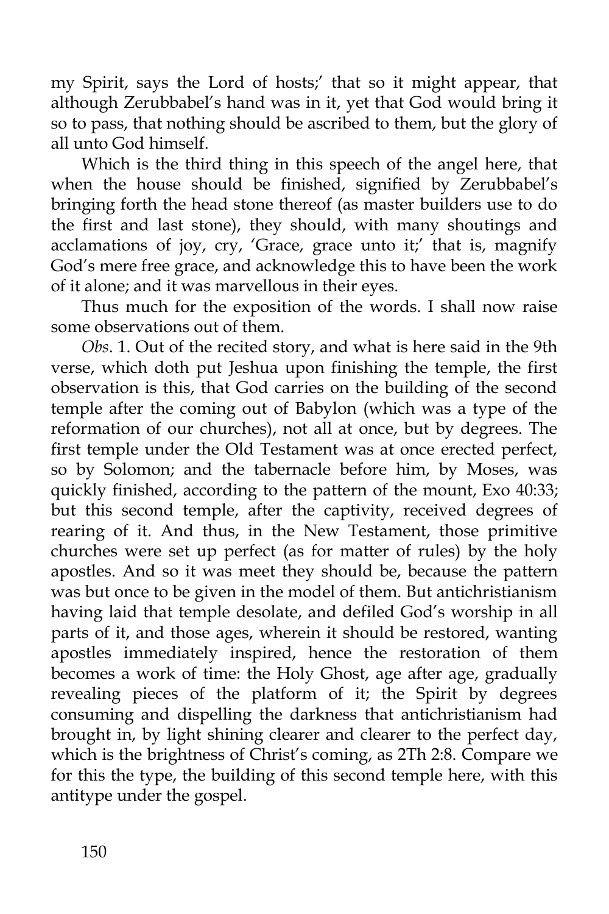my Spirit, says the Lord of hosts;' that so it might appear, that although Zerubbabel's hand was in it, yet that God would bring it so to pass, that nothing should be ascribed to them, but the glory of all unto God himself.

Which is the third thing in this speech of the angel here, that when the house should be finished, signified by Zerubbabel's bringing forth the head stone thereof (as master builders use to do the first and last stone), they should, with many shoutings and acclamations of joy, cry, 'Grace, grace unto it;' that is, magnify God's mere free grace, and acknowledge this to have been the work of it alone; and it was marvellous in their eyes.

Thus much for the exposition of the words. I shall now raise some observations out of them.

*Obs*. 1. Out of the recited story, and what is here said in the 9th verse, which doth put Jeshua upon finishing the temple, the first observation is this, that God carries on the building of the second temple after the coming out of Babylon (which was a type of the reformation of our churches), not all at once, but by degrees. The first temple under the Old Testament was at once erected perfect, so by Solomon; and the tabernacle before him, by Moses, was quickly finished, according to the pattern of the mount, Exo 40:33; but this second temple, after the captivity, received degrees of rearing of it. And thus, in the New Testament, those primitive churches were set up perfect (as for matter of rules) by the holy apostles. And so it was meet they should be, because the pattern was but once to be given in the model of them. But antichristianism having laid that temple desolate, and defiled God's worship in all parts of it, and those ages, wherein it should be restored, wanting apostles immediately inspired, hence the restoration of them becomes a work of time: the Holy Ghost, age after age, gradually revealing pieces of the platform of it; the Spirit by degrees consuming and dispelling the darkness that antichristianism had brought in, by light shining clearer and clearer to the perfect day, which is the brightness of Christ's coming, as 2Th 2:8. Compare we for this the type, the building of this second temple here, with this antitype under the gospel.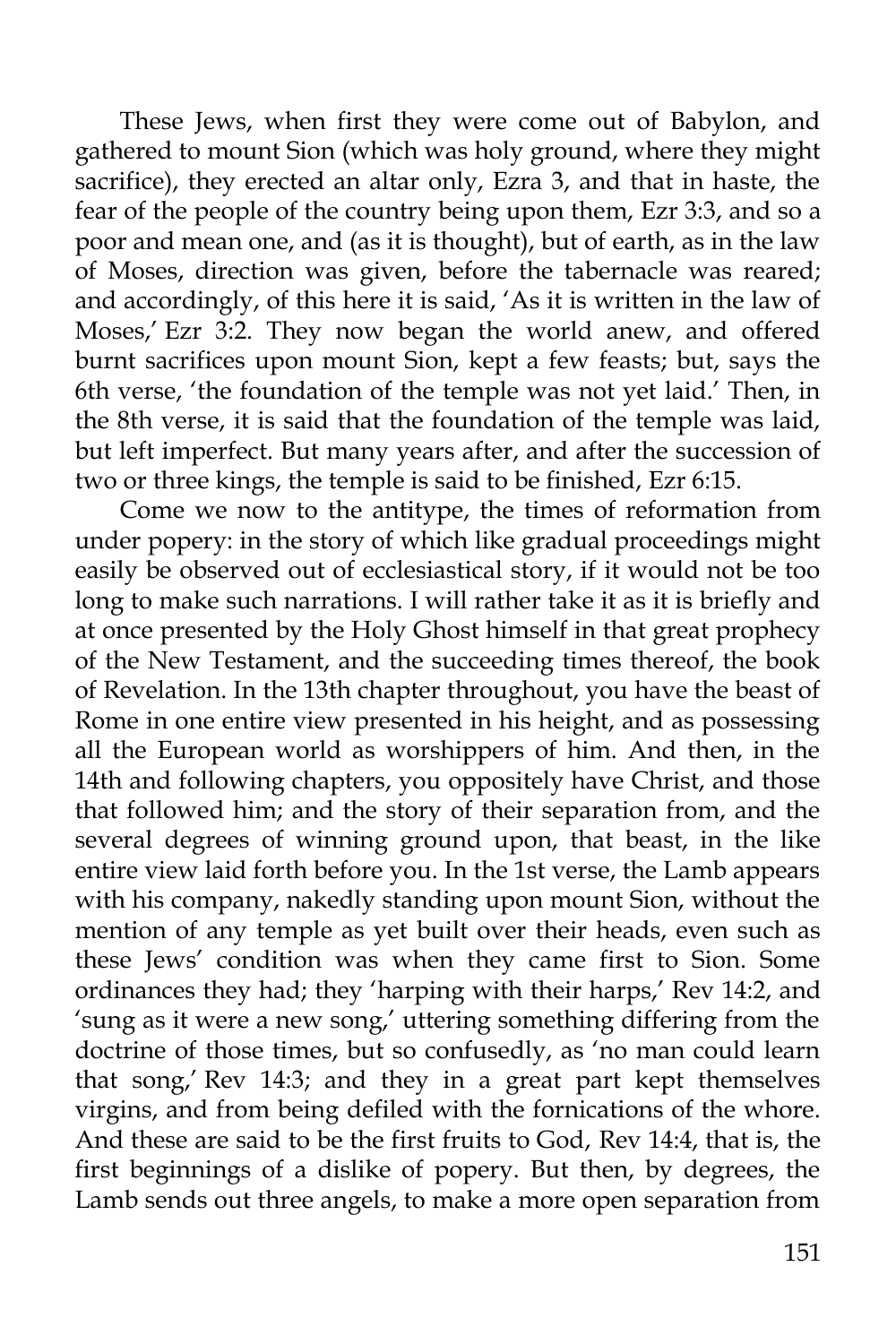These Jews, when first they were come out of Babylon, and gathered to mount Sion (which was holy ground, where they might sacrifice), they erected an altar only, Ezra 3, and that in haste, the fear of the people of the country being upon them, Ezr 3:3, and so a poor and mean one, and (as it is thought), but of earth, as in the law of Moses, direction was given, before the tabernacle was reared; and accordingly, of this here it is said, 'As it is written in the law of Moses,' Ezr 3:2. They now began the world anew, and offered burnt sacrifices upon mount Sion, kept a few feasts; but, says the 6th verse, 'the foundation of the temple was not yet laid.' Then, in the 8th verse, it is said that the foundation of the temple was laid, but left imperfect. But many years after, and after the succession of two or three kings, the temple is said to be finished, Ezr 6:15.

Come we now to the antitype, the times of reformation from under popery: in the story of which like gradual proceedings might easily be observed out of ecclesiastical story, if it would not be too long to make such narrations. I will rather take it as it is briefly and at once presented by the Holy Ghost himself in that great prophecy of the New Testament, and the succeeding times thereof, the book of Revelation. In the 13th chapter throughout, you have the beast of Rome in one entire view presented in his height, and as possessing all the European world as worshippers of him. And then, in the 14th and following chapters, you oppositely have Christ, and those that followed him; and the story of their separation from, and the several degrees of winning ground upon, that beast, in the like entire view laid forth before you. In the 1st verse, the Lamb appears with his company, nakedly standing upon mount Sion, without the mention of any temple as yet built over their heads, even such as these Jews' condition was when they came first to Sion. Some ordinances they had; they 'harping with their harps,' Rev 14:2, and 'sung as it were a new song,' uttering something differing from the doctrine of those times, but so confusedly, as 'no man could learn that song,' Rev 14:3; and they in a great part kept themselves virgins, and from being defiled with the fornications of the whore. And these are said to be the first fruits to God, Rev 14:4, that is, the first beginnings of a dislike of popery. But then, by degrees, the Lamb sends out three angels, to make a more open separation from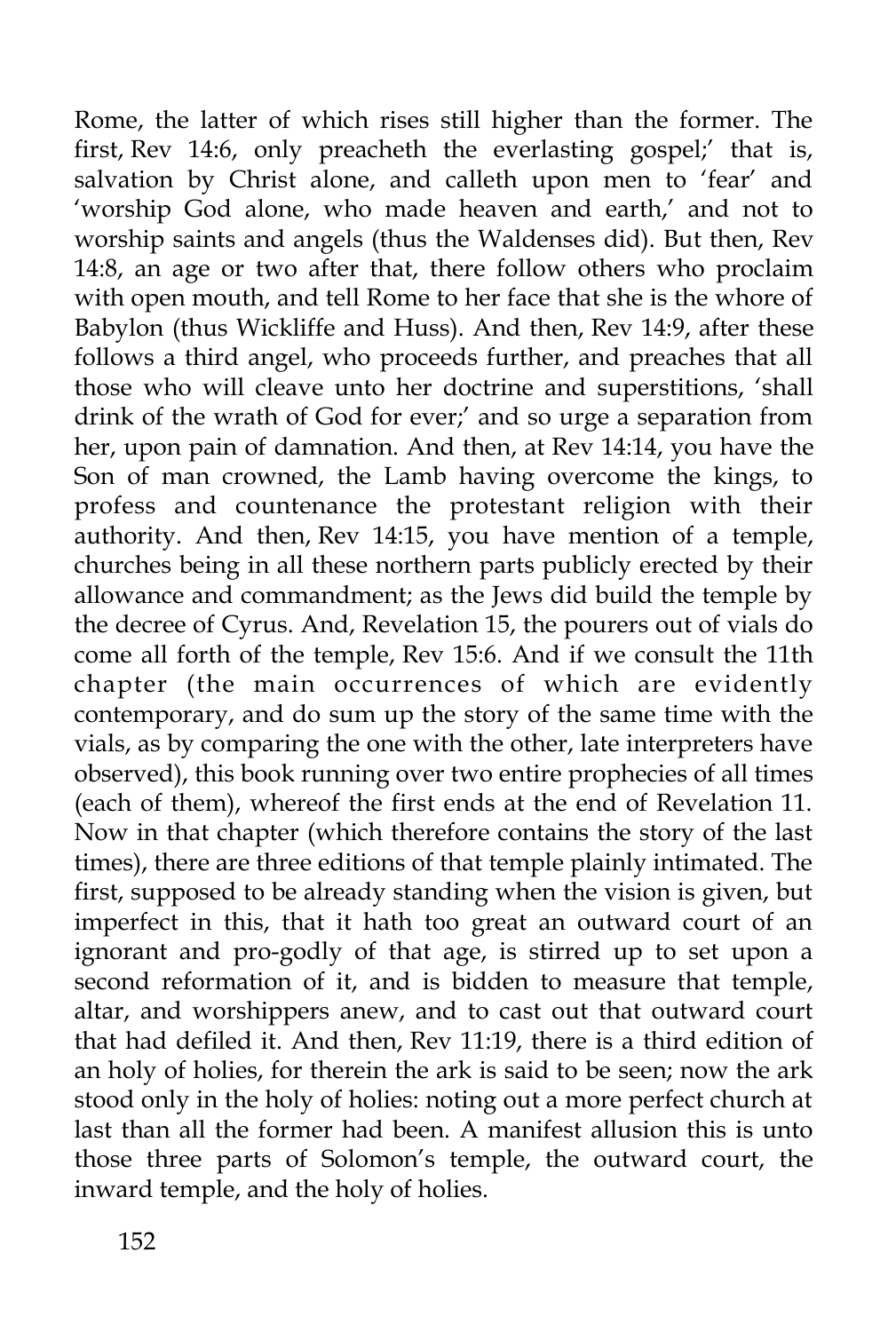Rome, the latter of which rises still higher than the former. The first, Rev 14:6, only preacheth the everlasting gospel;' that is, salvation by Christ alone, and calleth upon men to 'fear' and 'worship God alone, who made heaven and earth,' and not to worship saints and angels (thus the Waldenses did). But then, Rev 14:8, an age or two after that, there follow others who proclaim with open mouth, and tell Rome to her face that she is the whore of Babylon (thus Wickliffe and Huss). And then, Rev 14:9, after these follows a third angel, who proceeds further, and preaches that all those who will cleave unto her doctrine and superstitions, 'shall drink of the wrath of God for ever;' and so urge a separation from her, upon pain of damnation. And then, at Rev 14:14, you have the Son of man crowned, the Lamb having overcome the kings, to profess and countenance the protestant religion with their authority. And then, Rev 14:15, you have mention of a temple, churches being in all these northern parts publicly erected by their allowance and commandment; as the Jews did build the temple by the decree of Cyrus. And, Revelation 15, the pourers out of vials do come all forth of the temple, Rev 15:6. And if we consult the 11th chapter (the main occurrences of which are evidently contemporary, and do sum up the story of the same time with the vials, as by comparing the one with the other, late interpreters have observed), this book running over two entire prophecies of all times (each of them), whereof the first ends at the end of Revelation 11. Now in that chapter (which therefore contains the story of the last times), there are three editions of that temple plainly intimated. The first, supposed to be already standing when the vision is given, but imperfect in this, that it hath too great an outward court of an ignorant and pro-godly of that age, is stirred up to set upon a second reformation of it, and is bidden to measure that temple, altar, and worshippers anew, and to cast out that outward court that had defiled it. And then, Rev 11:19, there is a third edition of an holy of holies, for therein the ark is said to be seen; now the ark stood only in the holy of holies: noting out a more perfect church at last than all the former had been. A manifest allusion this is unto those three parts of Solomon's temple, the outward court, the inward temple, and the holy of holies.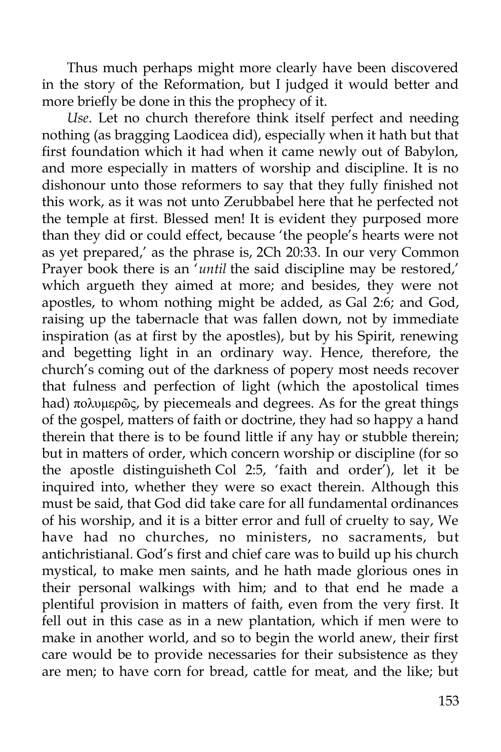Thus much perhaps might more clearly have been discovered in the story of the Reformation, but I judged it would better and more briefly be done in this the prophecy of it.

*Use*. Let no church therefore think itself perfect and needing nothing (as bragging Laodicea did), especially when it hath but that first foundation which it had when it came newly out of Babylon, and more especially in matters of worship and discipline. It is no dishonour unto those reformers to say that they fully finished not this work, as it was not unto Zerubbabel here that he perfected not the temple at first. Blessed men! It is evident they purposed more than they did or could effect, because 'the people's hearts were not as yet prepared,' as the phrase is, 2Ch 20:33. In our very Common Prayer book there is an '*until* the said discipline may be restored,' which argueth they aimed at more; and besides, they were not apostles, to whom nothing might be added, as Gal 2:6; and God, raising up the tabernacle that was fallen down, not by immediate inspiration (as at first by the apostles), but by his Spirit, renewing and begetting light in an ordinary way. Hence, therefore, the church's coming out of the darkness of popery most needs recover that fulness and perfection of light (which the apostolical times had) πολυμερῶς, by piecemeals and degrees. As for the great things of the gospel, matters of faith or doctrine, they had so happy a hand therein that there is to be found little if any hay or stubble therein; but in matters of order, which concern worship or discipline (for so the apostle distinguisheth Col 2:5, 'faith and order'), let it be inquired into, whether they were so exact therein. Although this must be said, that God did take care for all fundamental ordinances of his worship, and it is a bitter error and full of cruelty to say, We have had no churches, no ministers, no sacraments, but antichristianal. God's first and chief care was to build up his church mystical, to make men saints, and he hath made glorious ones in their personal walkings with him; and to that end he made a plentiful provision in matters of faith, even from the very first. It fell out in this case as in a new plantation, which if men were to make in another world, and so to begin the world anew, their first care would be to provide necessaries for their subsistence as they are men; to have corn for bread, cattle for meat, and the like; but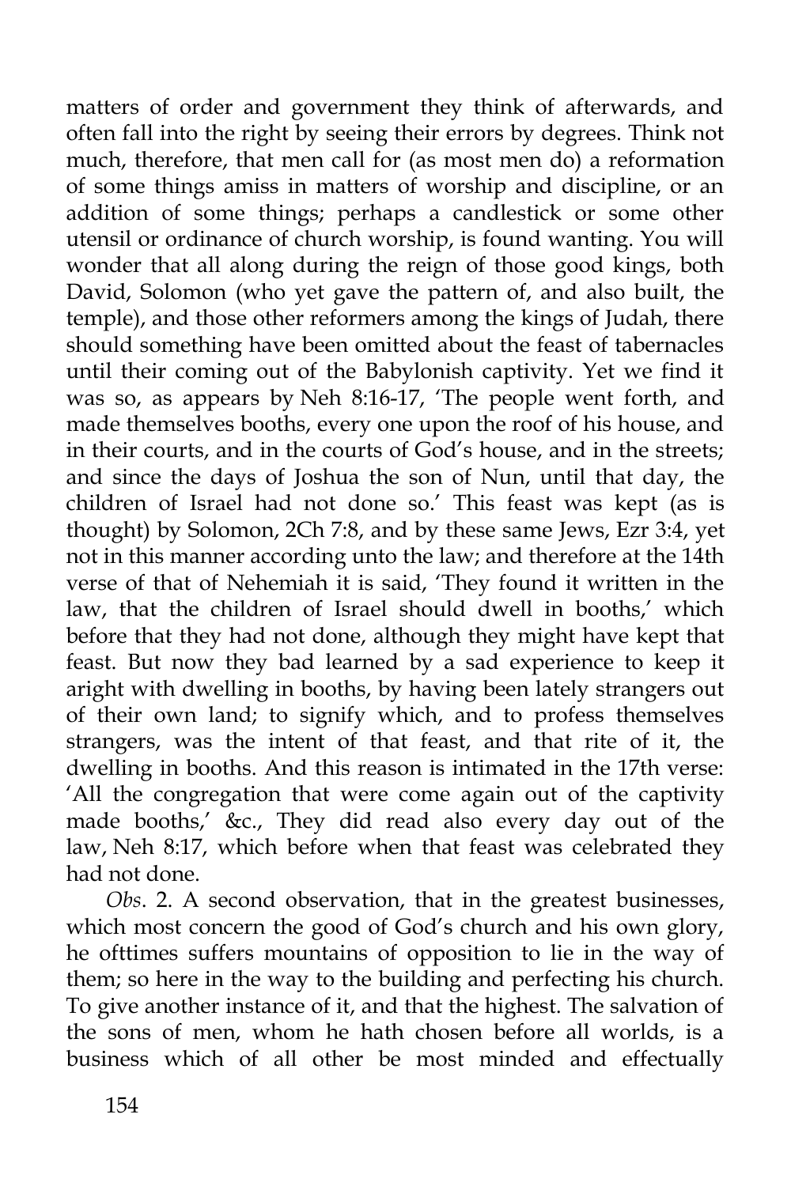matters of order and government they think of afterwards, and often fall into the right by seeing their errors by degrees. Think not much, therefore, that men call for (as most men do) a reformation of some things amiss in matters of worship and discipline, or an addition of some things; perhaps a candlestick or some other utensil or ordinance of church worship, is found wanting. You will wonder that all along during the reign of those good kings, both David, Solomon (who yet gave the pattern of, and also built, the temple), and those other reformers among the kings of Judah, there should something have been omitted about the feast of tabernacles until their coming out of the Babylonish captivity. Yet we find it was so, as appears by Neh 8:16-17, 'The people went forth, and made themselves booths, every one upon the roof of his house, and in their courts, and in the courts of God's house, and in the streets; and since the days of Joshua the son of Nun, until that day, the children of Israel had not done so.' This feast was kept (as is thought) by Solomon, 2Ch 7:8, and by these same Jews, Ezr 3:4, yet not in this manner according unto the law; and therefore at the 14th verse of that of Nehemiah it is said, 'They found it written in the law, that the children of Israel should dwell in booths,' which before that they had not done, although they might have kept that feast. But now they bad learned by a sad experience to keep it aright with dwelling in booths, by having been lately strangers out of their own land; to signify which, and to profess themselves strangers, was the intent of that feast, and that rite of it, the dwelling in booths. And this reason is intimated in the 17th verse: 'All the congregation that were come again out of the captivity made booths,' &c., They did read also every day out of the law, Neh 8:17, which before when that feast was celebrated they had not done.

*Obs*. 2. A second observation, that in the greatest businesses, which most concern the good of God's church and his own glory, he ofttimes suffers mountains of opposition to lie in the way of them; so here in the way to the building and perfecting his church. To give another instance of it, and that the highest. The salvation of the sons of men, whom he hath chosen before all worlds, is a business which of all other be most minded and effectually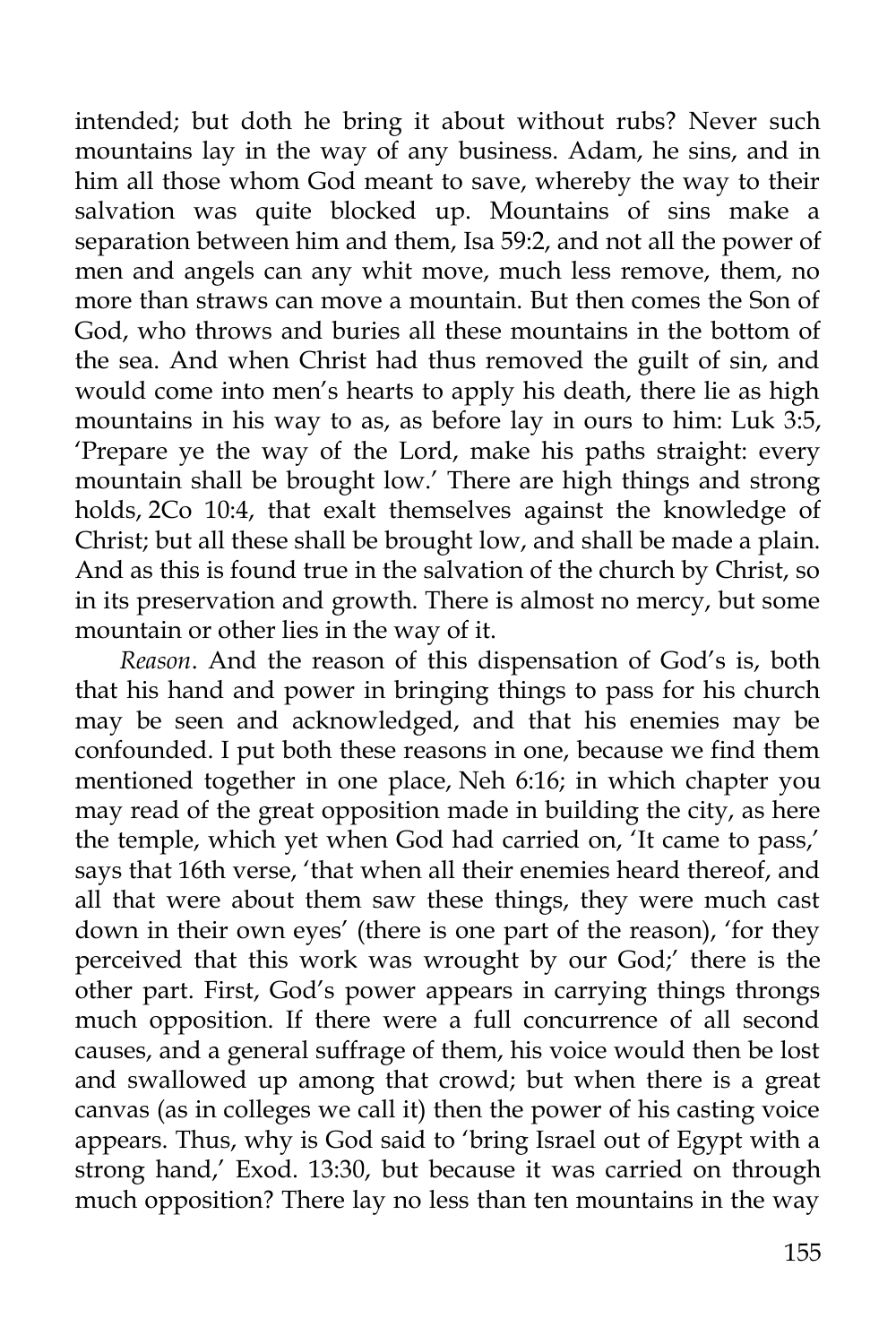intended; but doth he bring it about without rubs? Never such mountains lay in the way of any business. Adam, he sins, and in him all those whom God meant to save, whereby the way to their salvation was quite blocked up. Mountains of sins make a separation between him and them, Isa 59:2, and not all the power of men and angels can any whit move, much less remove, them, no more than straws can move a mountain. But then comes the Son of God, who throws and buries all these mountains in the bottom of the sea. And when Christ had thus removed the guilt of sin, and would come into men's hearts to apply his death, there lie as high mountains in his way to as, as before lay in ours to him: Luk 3:5, 'Prepare ye the way of the Lord, make his paths straight: every mountain shall be brought low.' There are high things and strong holds, 2Co 10:4, that exalt themselves against the knowledge of Christ; but all these shall be brought low, and shall be made a plain. And as this is found true in the salvation of the church by Christ, so in its preservation and growth. There is almost no mercy, but some mountain or other lies in the way of it.

*Reason*. And the reason of this dispensation of God's is, both that his hand and power in bringing things to pass for his church may be seen and acknowledged, and that his enemies may be confounded. I put both these reasons in one, because we find them mentioned together in one place, Neh 6:16; in which chapter you may read of the great opposition made in building the city, as here the temple, which yet when God had carried on, 'It came to pass,' says that 16th verse, 'that when all their enemies heard thereof, and all that were about them saw these things, they were much cast down in their own eyes' (there is one part of the reason), 'for they perceived that this work was wrought by our God;' there is the other part. First, God's power appears in carrying things throngs much opposition. If there were a full concurrence of all second causes, and a general suffrage of them, his voice would then be lost and swallowed up among that crowd; but when there is a great canvas (as in colleges we call it) then the power of his casting voice appears. Thus, why is God said to 'bring Israel out of Egypt with a strong hand,' Exod. 13:30, but because it was carried on through much opposition? There lay no less than ten mountains in the way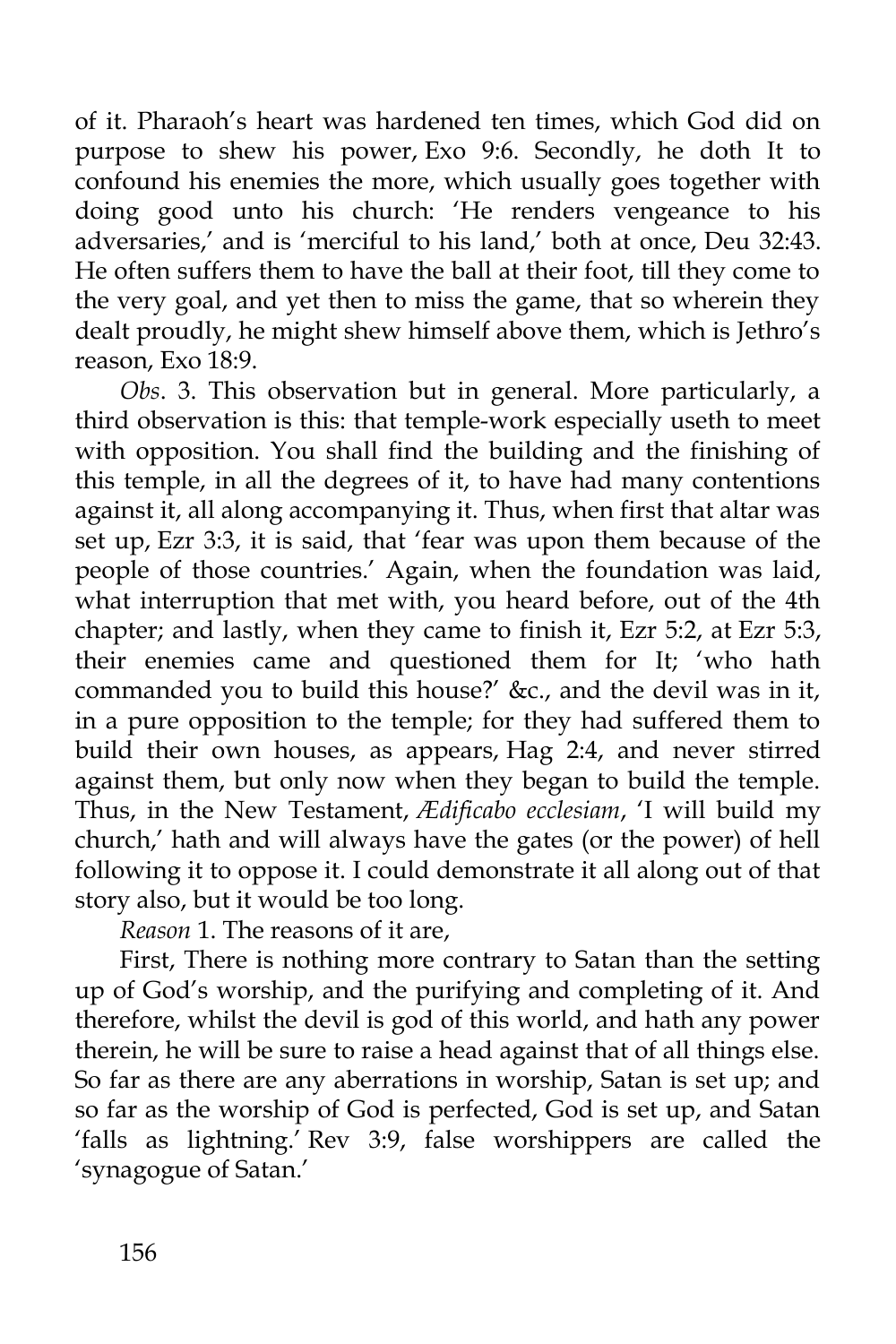of it. Pharaoh's heart was hardened ten times, which God did on purpose to shew his power, Exo 9:6. Secondly, he doth It to confound his enemies the more, which usually goes together with doing good unto his church: 'He renders vengeance to his adversaries,' and is 'merciful to his land,' both at once, Deu 32:43. He often suffers them to have the ball at their foot, till they come to the very goal, and yet then to miss the game, that so wherein they dealt proudly, he might shew himself above them, which is Jethro's reason, Exo 18:9.

*Obs*. 3. This observation but in general. More particularly, a third observation is this: that temple-work especially useth to meet with opposition. You shall find the building and the finishing of this temple, in all the degrees of it, to have had many contentions against it, all along accompanying it. Thus, when first that altar was set up, Ezr 3:3, it is said, that 'fear was upon them because of the people of those countries.' Again, when the foundation was laid, what interruption that met with, you heard before, out of the 4th chapter; and lastly, when they came to finish it, Ezr 5:2, at Ezr 5:3, their enemies came and questioned them for It; 'who hath commanded you to build this house?' &c., and the devil was in it, in a pure opposition to the temple; for they had suffered them to build their own houses, as appears, Hag 2:4, and never stirred against them, but only now when they began to build the temple. Thus, in the New Testament, *Ædificabo ecclesiam*, 'I will build my church,' hath and will always have the gates (or the power) of hell following it to oppose it. I could demonstrate it all along out of that story also, but it would be too long.

*Reason* 1. The reasons of it are,

First, There is nothing more contrary to Satan than the setting up of God's worship, and the purifying and completing of it. And therefore, whilst the devil is god of this world, and hath any power therein, he will be sure to raise a head against that of all things else. So far as there are any aberrations in worship, Satan is set up; and so far as the worship of God is perfected, God is set up, and Satan 'falls as lightning.' Rev 3:9, false worshippers are called the 'synagogue of Satan.'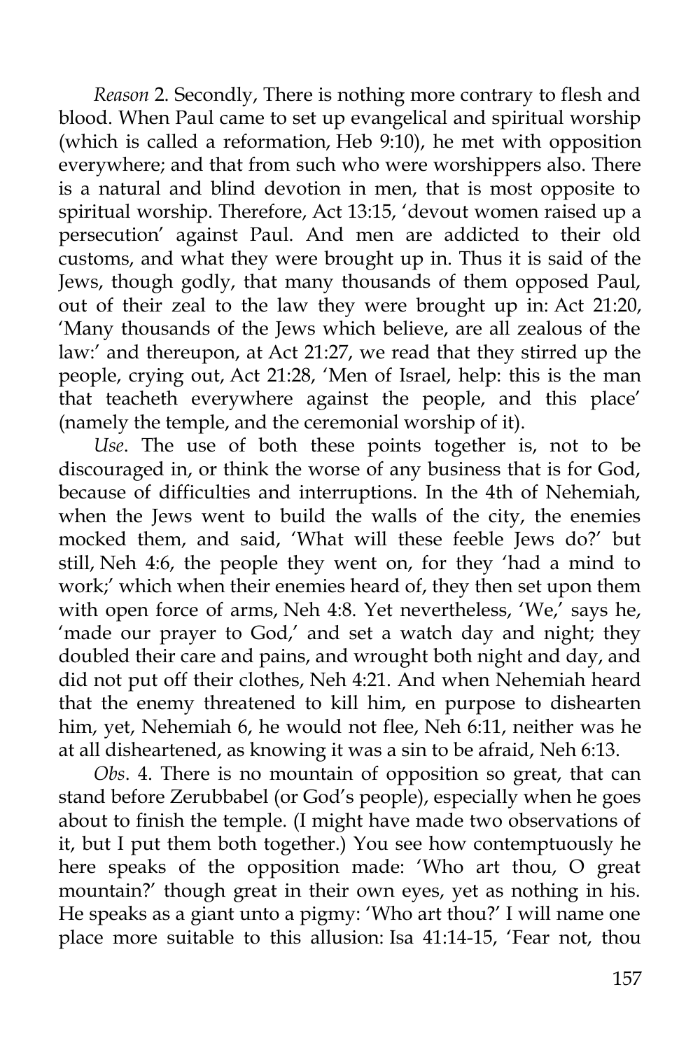*Reason* 2. Secondly, There is nothing more contrary to flesh and blood. When Paul came to set up evangelical and spiritual worship (which is called a reformation, Heb 9:10), he met with opposition everywhere; and that from such who were worshippers also. There is a natural and blind devotion in men, that is most opposite to spiritual worship. Therefore, Act 13:15, 'devout women raised up a persecution' against Paul. And men are addicted to their old customs, and what they were brought up in. Thus it is said of the Jews, though godly, that many thousands of them opposed Paul, out of their zeal to the law they were brought up in: Act 21:20, 'Many thousands of the Jews which believe, are all zealous of the law:' and thereupon, at Act 21:27, we read that they stirred up the people, crying out, Act 21:28, 'Men of Israel, help: this is the man that teacheth everywhere against the people, and this place' (namely the temple, and the ceremonial worship of it).

*Use*. The use of both these points together is, not to be discouraged in, or think the worse of any business that is for God, because of difficulties and interruptions. In the 4th of Nehemiah, when the Jews went to build the walls of the city, the enemies mocked them, and said, 'What will these feeble Jews do?' but still, Neh 4:6, the people they went on, for they 'had a mind to work;' which when their enemies heard of, they then set upon them with open force of arms, Neh 4:8. Yet nevertheless, 'We,' says he, 'made our prayer to God,' and set a watch day and night; they doubled their care and pains, and wrought both night and day, and did not put off their clothes, Neh 4:21. And when Nehemiah heard that the enemy threatened to kill him, en purpose to dishearten him, yet, Nehemiah 6, he would not flee, Neh 6:11, neither was he at all disheartened, as knowing it was a sin to be afraid, Neh 6:13.

*Obs*. 4. There is no mountain of opposition so great, that can stand before Zerubbabel (or God's people), especially when he goes about to finish the temple. (I might have made two observations of it, but I put them both together.) You see how contemptuously he here speaks of the opposition made: 'Who art thou, O great mountain?' though great in their own eyes, yet as nothing in his. He speaks as a giant unto a pigmy: 'Who art thou?' I will name one place more suitable to this allusion: Isa 41:14-15, 'Fear not, thou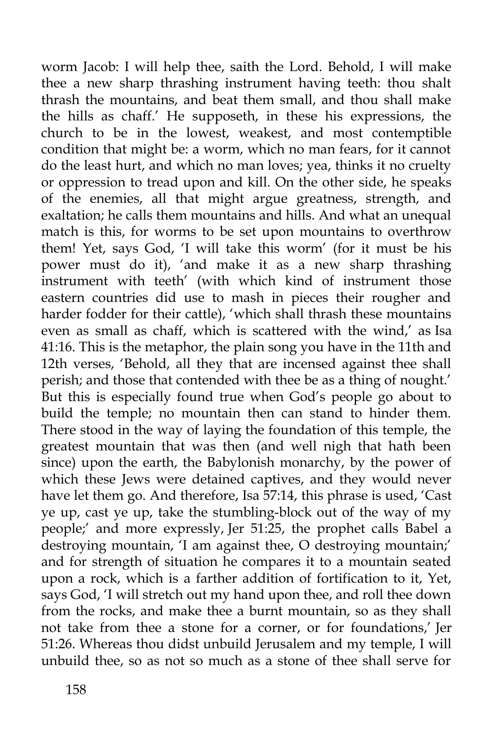worm Jacob: I will help thee, saith the Lord. Behold, I will make thee a new sharp thrashing instrument having teeth: thou shalt thrash the mountains, and beat them small, and thou shall make the hills as chaff.' He supposeth, in these his expressions, the church to be in the lowest, weakest, and most contemptible condition that might be: a worm, which no man fears, for it cannot do the least hurt, and which no man loves; yea, thinks it no cruelty or oppression to tread upon and kill. On the other side, he speaks of the enemies, all that might argue greatness, strength, and exaltation; he calls them mountains and hills. And what an unequal match is this, for worms to be set upon mountains to overthrow them! Yet, says God, 'I will take this worm' (for it must be his power must do it), 'and make it as a new sharp thrashing instrument with teeth' (with which kind of instrument those eastern countries did use to mash in pieces their rougher and harder fodder for their cattle), 'which shall thrash these mountains even as small as chaff, which is scattered with the wind,' as Isa 41:16. This is the metaphor, the plain song you have in the 11th and 12th verses, 'Behold, all they that are incensed against thee shall perish; and those that contended with thee be as a thing of nought.' But this is especially found true when God's people go about to build the temple; no mountain then can stand to hinder them. There stood in the way of laying the foundation of this temple, the greatest mountain that was then (and well nigh that hath been since) upon the earth, the Babylonish monarchy, by the power of which these Jews were detained captives, and they would never have let them go. And therefore, Isa 57:14, this phrase is used, 'Cast ye up, cast ye up, take the stumbling-block out of the way of my people;' and more expressly, Jer 51:25, the prophet calls Babel a destroying mountain, 'I am against thee, O destroying mountain;' and for strength of situation he compares it to a mountain seated upon a rock, which is a farther addition of fortification to it, Yet, says God, 'I will stretch out my hand upon thee, and roll thee down from the rocks, and make thee a burnt mountain, so as they shall not take from thee a stone for a corner, or for foundations,' Jer 51:26. Whereas thou didst unbuild Jerusalem and my temple, I will unbuild thee, so as not so much as a stone of thee shall serve for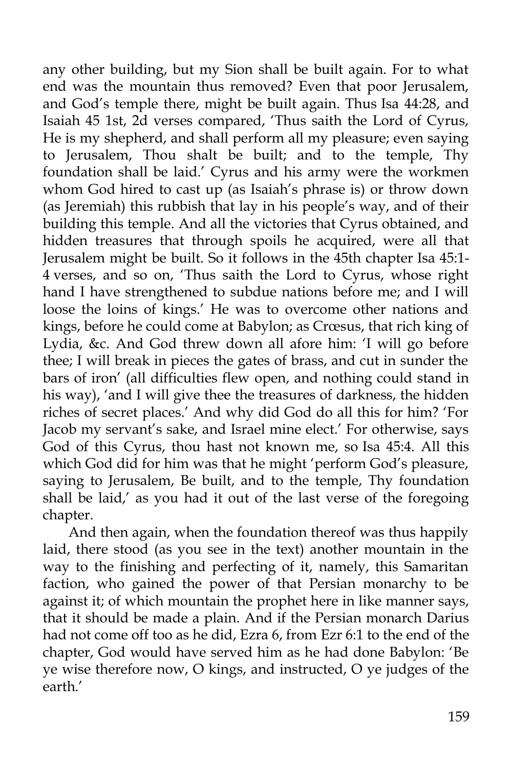any other building, but my Sion shall be built again. For to what end was the mountain thus removed? Even that poor Jerusalem, and God's temple there, might be built again. Thus Isa 44:28, and Isaiah 45 1st, 2d verses compared, 'Thus saith the Lord of Cyrus, He is my shepherd, and shall perform all my pleasure; even saying to Jerusalem, Thou shalt be built; and to the temple, Thy foundation shall be laid.' Cyrus and his army were the workmen whom God hired to cast up (as Isaiah's phrase is) or throw down (as Jeremiah) this rubbish that lay in his people's way, and of their building this temple. And all the victories that Cyrus obtained, and hidden treasures that through spoils he acquired, were all that Jerusalem might be built. So it follows in the 45th chapter Isa 45:1-4 verses, and so on, 'Thus saith the Lord to Cyrus, whose right hand I have strengthened to subdue nations before me; and I will loose the loins of kings.' He was to overcome other nations and kings, before he could come at Babylon; as Crœsus, that rich king of Lydia, &c. And God threw down all afore him: 'I will go before thee; I will break in pieces the gates of brass, and cut in sunder the bars of iron' (all difficulties flew open, and nothing could stand in his way), 'and I will give thee the treasures of darkness, the hidden riches of secret places.' And why did God do all this for him? 'For Jacob my servant's sake, and Israel mine elect.' For otherwise, says God of this Cyrus, thou hast not known me, so Isa 45:4. All this which God did for him was that he might 'perform God's pleasure, saying to Jerusalem, Be built, and to the temple, Thy foundation shall be laid,' as you had it out of the last verse of the foregoing chapter.

And then again, when the foundation thereof was thus happily laid, there stood (as you see in the text) another mountain in the way to the finishing and perfecting of it, namely, this Samaritan faction, who gained the power of that Persian monarchy to be against it; of which mountain the prophet here in like manner says, that it should be made a plain. And if the Persian monarch Darius had not come off too as he did, Ezra 6, from Ezr 6:1 to the end of the chapter, God would have served him as he had done Babylon: 'Be ye wise therefore now, O kings, and instructed, O ye judges of the earth.'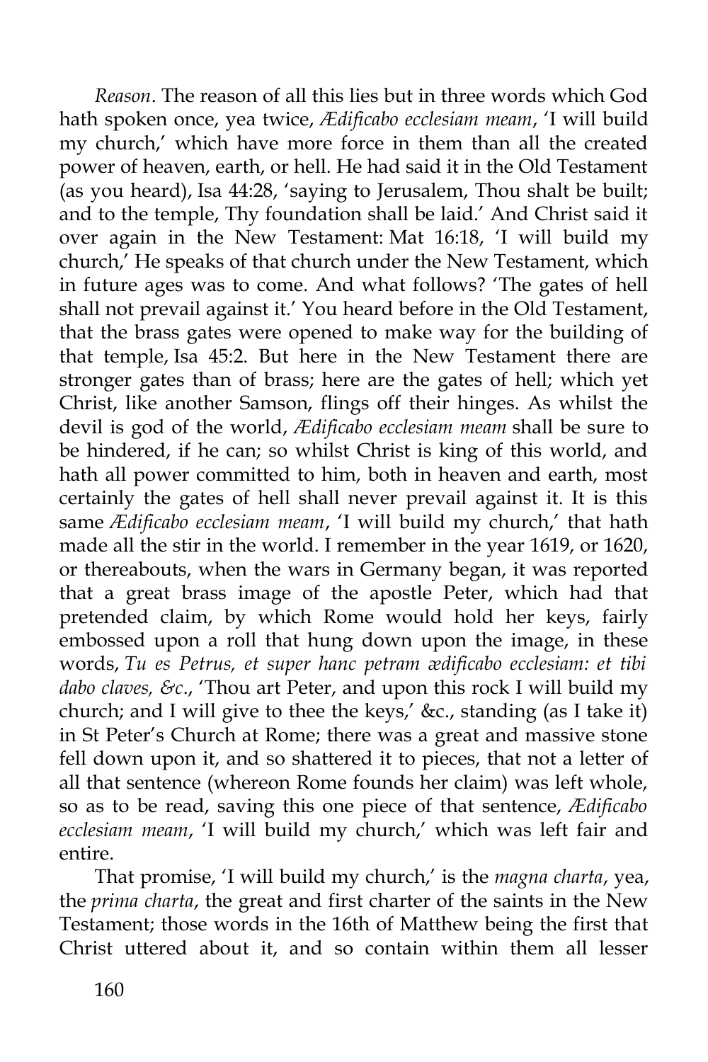*Reason*. The reason of all this lies but in three words which God hath spoken once, yea twice, *Ædificabo ecclesiam meam*, 'I will build my church,' which have more force in them than all the created power of heaven, earth, or hell. He had said it in the Old Testament (as you heard), Isa 44:28, 'saying to Jerusalem, Thou shalt be built; and to the temple, Thy foundation shall be laid.' And Christ said it over again in the New Testament: Mat 16:18, 'I will build my church,' He speaks of that church under the New Testament, which in future ages was to come. And what follows? 'The gates of hell shall not prevail against it.' You heard before in the Old Testament, that the brass gates were opened to make way for the building of that temple, Isa 45:2. But here in the New Testament there are stronger gates than of brass; here are the gates of hell; which yet Christ, like another Samson, flings off their hinges. As whilst the devil is god of the world, *Ædificabo ecclesiam meam* shall be sure to be hindered, if he can; so whilst Christ is king of this world, and hath all power committed to him, both in heaven and earth, most certainly the gates of hell shall never prevail against it. It is this same *Ædificabo ecclesiam meam*, 'I will build my church,' that hath made all the stir in the world. I remember in the year 1619, or 1620, or thereabouts, when the wars in Germany began, it was reported that a great brass image of the apostle Peter, which had that pretended claim, by which Rome would hold her keys, fairly embossed upon a roll that hung down upon the image, in these words, *Tu es Petrus, et super hanc petram ædificabo ecclesiam: et tibi dabo claves, &c*., 'Thou art Peter, and upon this rock I will build my church; and I will give to thee the keys,' &c., standing (as I take it) in St Peter's Church at Rome; there was a great and massive stone fell down upon it, and so shattered it to pieces, that not a letter of all that sentence (whereon Rome founds her claim) was left whole, so as to be read, saving this one piece of that sentence, *Ædificabo ecclesiam meam*, 'I will build my church,' which was left fair and entire.

That promise, 'I will build my church,' is the *magna charta*, yea, the *prima charta*, the great and first charter of the saints in the New Testament; those words in the 16th of Matthew being the first that Christ uttered about it, and so contain within them all lesser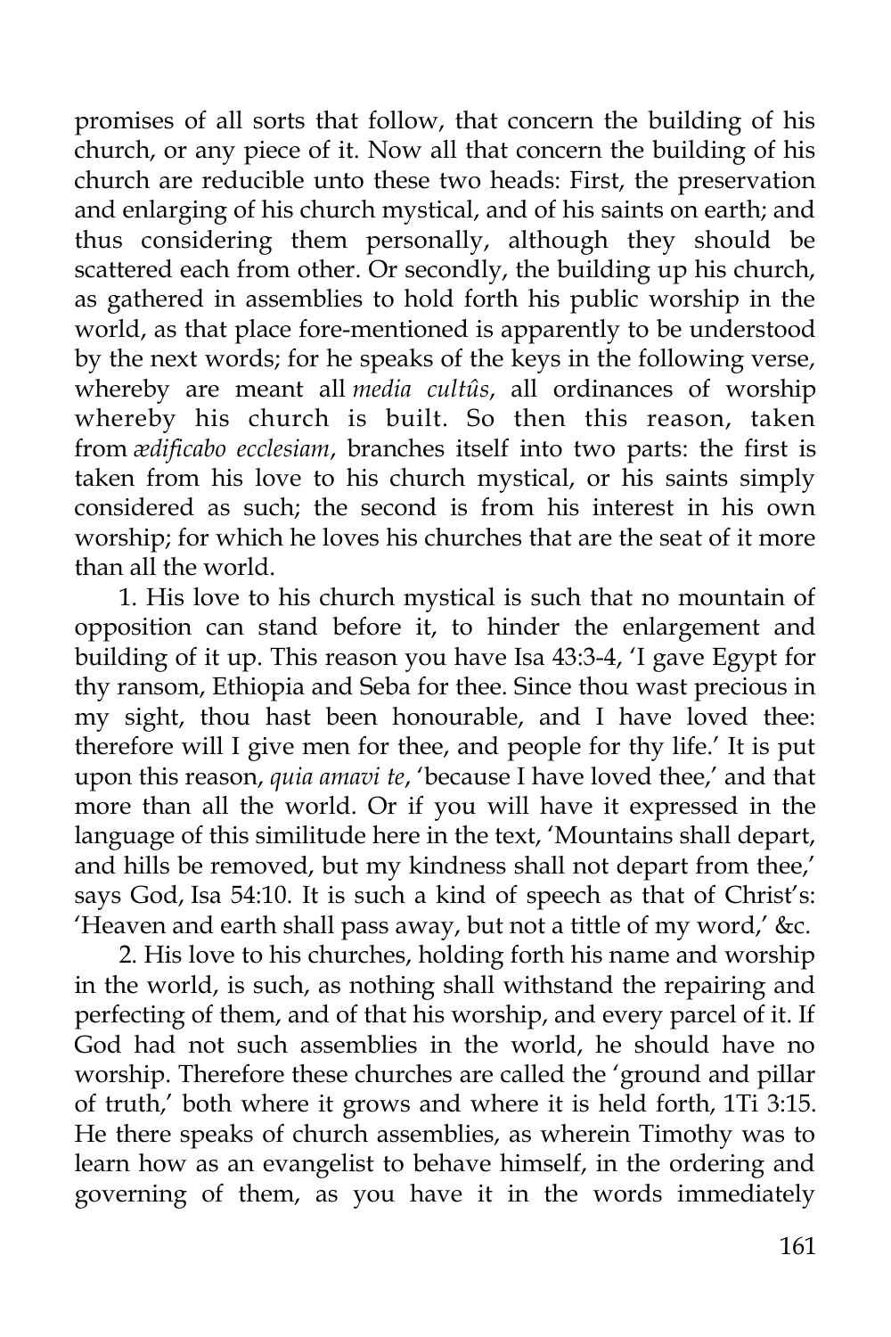promises of all sorts that follow, that concern the building of his church, or any piece of it. Now all that concern the building of his church are reducible unto these two heads: First, the preservation and enlarging of his church mystical, and of his saints on earth; and thus considering them personally, although they should be scattered each from other. Or secondly, the building up his church, as gathered in assemblies to hold forth his public worship in the world, as that place fore-mentioned is apparently to be understood by the next words; for he speaks of the keys in the following verse, whereby are meant all *media cultûs*, all ordinances of worship whereby his church is built. So then this reason, taken from *ædificabo ecclesiam*, branches itself into two parts: the first is taken from his love to his church mystical, or his saints simply considered as such; the second is from his interest in his own worship; for which he loves his churches that are the seat of it more than all the world.

1. His love to his church mystical is such that no mountain of opposition can stand before it, to hinder the enlargement and building of it up. This reason you have Isa 43:3-4, 'I gave Egypt for thy ransom, Ethiopia and Seba for thee. Since thou wast precious in my sight, thou hast been honourable, and I have loved thee: therefore will I give men for thee, and people for thy life.' It is put upon this reason, *quia amavi te*, 'because I have loved thee,' and that more than all the world. Or if you will have it expressed in the language of this similitude here in the text, 'Mountains shall depart, and hills be removed, but my kindness shall not depart from thee,' says God, Isa 54:10. It is such a kind of speech as that of Christ's: 'Heaven and earth shall pass away, but not a tittle of my word,' &c.

2. His love to his churches, holding forth his name and worship in the world, is such, as nothing shall withstand the repairing and perfecting of them, and of that his worship, and every parcel of it. If God had not such assemblies in the world, he should have no worship. Therefore these churches are called the 'ground and pillar of truth,' both where it grows and where it is held forth, 1Ti 3:15. He there speaks of church assemblies, as wherein Timothy was to learn how as an evangelist to behave himself, in the ordering and governing of them, as you have it in the words immediately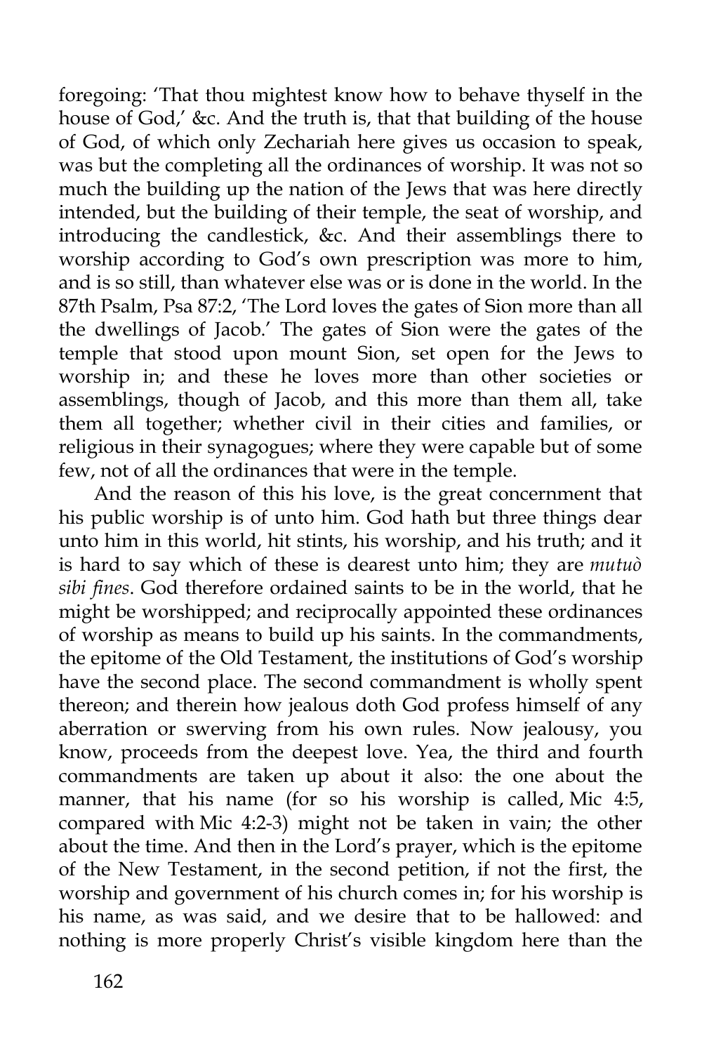foregoing: 'That thou mightest know how to behave thyself in the house of God,' &c. And the truth is, that that building of the house of God, of which only Zechariah here gives us occasion to speak, was but the completing all the ordinances of worship. It was not so much the building up the nation of the Jews that was here directly intended, but the building of their temple, the seat of worship, and introducing the candlestick, &c. And their assemblings there to worship according to God's own prescription was more to him, and is so still, than whatever else was or is done in the world. In the 87th Psalm, Psa 87:2, 'The Lord loves the gates of Sion more than all the dwellings of Jacob.' The gates of Sion were the gates of the temple that stood upon mount Sion, set open for the Jews to worship in; and these he loves more than other societies or assemblings, though of Jacob, and this more than them all, take them all together; whether civil in their cities and families, or religious in their synagogues; where they were capable but of some few, not of all the ordinances that were in the temple.

And the reason of this his love, is the great concernment that his public worship is of unto him. God hath but three things dear unto him in this world, hit stints, his worship, and his truth; and it is hard to say which of these is dearest unto him; they are *mutuò sibi fines*. God therefore ordained saints to be in the world, that he might be worshipped; and reciprocally appointed these ordinances of worship as means to build up his saints. In the commandments, the epitome of the Old Testament, the institutions of God's worship have the second place. The second commandment is wholly spent thereon; and therein how jealous doth God profess himself of any aberration or swerving from his own rules. Now jealousy, you know, proceeds from the deepest love. Yea, the third and fourth commandments are taken up about it also: the one about the manner, that his name (for so his worship is called, Mic 4:5, compared with Mic 4:2-3) might not be taken in vain; the other about the time. And then in the Lord's prayer, which is the epitome of the New Testament, in the second petition, if not the first, the worship and government of his church comes in; for his worship is his name, as was said, and we desire that to be hallowed: and nothing is more properly Christ's visible kingdom here than the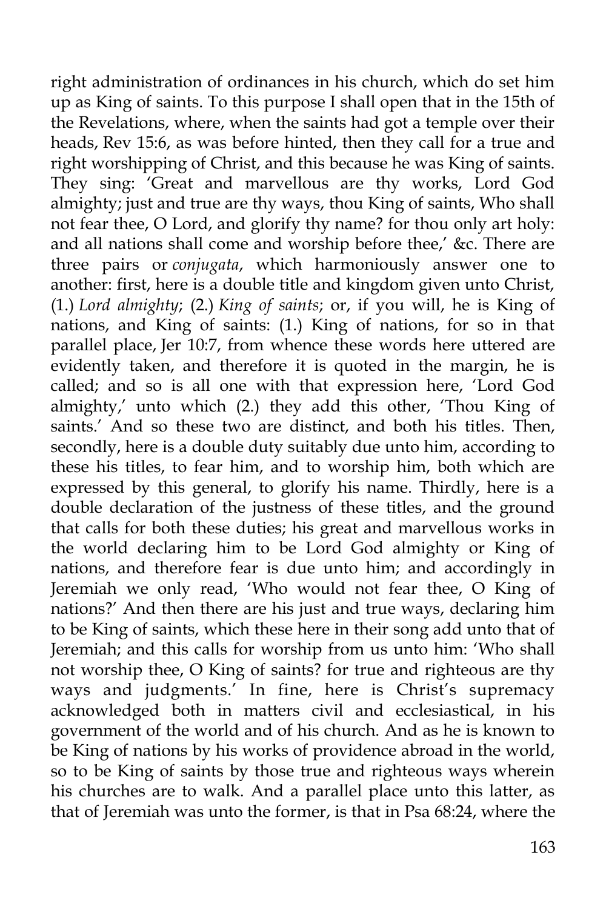right administration of ordinances in his church, which do set him up as King of saints. To this purpose I shall open that in the 15th of the Revelations, where, when the saints had got a temple over their heads, Rev 15:6, as was before hinted, then they call for a true and right worshipping of Christ, and this because he was King of saints. They sing: 'Great and marvellous are thy works, Lord God almighty; just and true are thy ways, thou King of saints, Who shall not fear thee, O Lord, and glorify thy name? for thou only art holy: and all nations shall come and worship before thee,' &c. There are three pairs or *conjugata*, which harmoniously answer one to another: first, here is a double title and kingdom given unto Christ, (1.) *Lord almighty*; (2.) *King of saints*; or, if you will, he is King of nations, and King of saints: (1.) King of nations, for so in that parallel place, Jer 10:7, from whence these words here uttered are evidently taken, and therefore it is quoted in the margin, he is called; and so is all one with that expression here, 'Lord God almighty,' unto which (2.) they add this other, 'Thou King of saints.' And so these two are distinct, and both his titles. Then, secondly, here is a double duty suitably due unto him, according to these his titles, to fear him, and to worship him, both which are expressed by this general, to glorify his name. Thirdly, here is a double declaration of the justness of these titles, and the ground that calls for both these duties; his great and marvellous works in the world declaring him to be Lord God almighty or King of nations, and therefore fear is due unto him; and accordingly in Jeremiah we only read, 'Who would not fear thee, O King of nations?' And then there are his just and true ways, declaring him to be King of saints, which these here in their song add unto that of Jeremiah; and this calls for worship from us unto him: 'Who shall not worship thee, O King of saints? for true and righteous are thy ways and judgments.' In fine, here is Christ's supremacy acknowledged both in matters civil and ecclesiastical, in his government of the world and of his church. And as he is known to be King of nations by his works of providence abroad in the world, so to be King of saints by those true and righteous ways wherein his churches are to walk. And a parallel place unto this latter, as that of Jeremiah was unto the former, is that in Psa 68:24, where the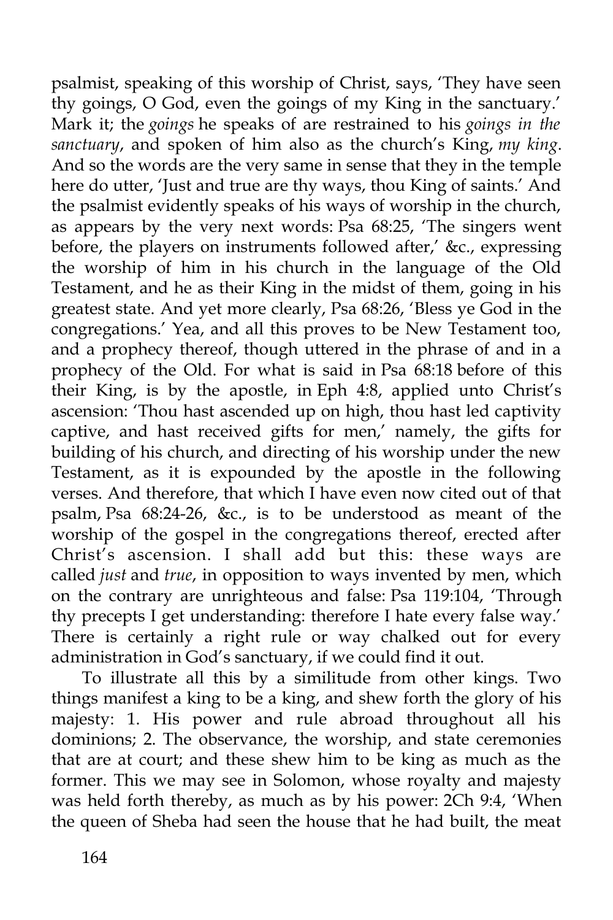psalmist, speaking of this worship of Christ, says, 'They have seen thy goings, O God, even the goings of my King in the sanctuary.' Mark it; the *goings* he speaks of are restrained to his *goings in the sanctuary*, and spoken of him also as the church's King, *my king*. And so the words are the very same in sense that they in the temple here do utter, 'Just and true are thy ways, thou King of saints.' And the psalmist evidently speaks of his ways of worship in the church, as appears by the very next words: Psa 68:25, 'The singers went before, the players on instruments followed after,' &c., expressing the worship of him in his church in the language of the Old Testament, and he as their King in the midst of them, going in his greatest state. And yet more clearly, Psa 68:26, 'Bless ye God in the congregations.' Yea, and all this proves to be New Testament too, and a prophecy thereof, though uttered in the phrase of and in a prophecy of the Old. For what is said in Psa 68:18 before of this their King, is by the apostle, in Eph 4:8, applied unto Christ's ascension: 'Thou hast ascended up on high, thou hast led captivity captive, and hast received gifts for men,' namely, the gifts for building of his church, and directing of his worship under the new Testament, as it is expounded by the apostle in the following verses. And therefore, that which I have even now cited out of that psalm, Psa 68:24-26, &c., is to be understood as meant of the worship of the gospel in the congregations thereof, erected after Christ's ascension. I shall add but this: these ways are called *just* and *true*, in opposition to ways invented by men, which on the contrary are unrighteous and false: Psa 119:104, 'Through thy precepts I get understanding: therefore I hate every false way.' There is certainly a right rule or way chalked out for every administration in God's sanctuary, if we could find it out.

To illustrate all this by a similitude from other kings. Two things manifest a king to be a king, and shew forth the glory of his majesty: 1. His power and rule abroad throughout all his dominions; 2. The observance, the worship, and state ceremonies that are at court; and these shew him to be king as much as the former. This we may see in Solomon, whose royalty and majesty was held forth thereby, as much as by his power: 2Ch 9:4, 'When the queen of Sheba had seen the house that he had built, the meat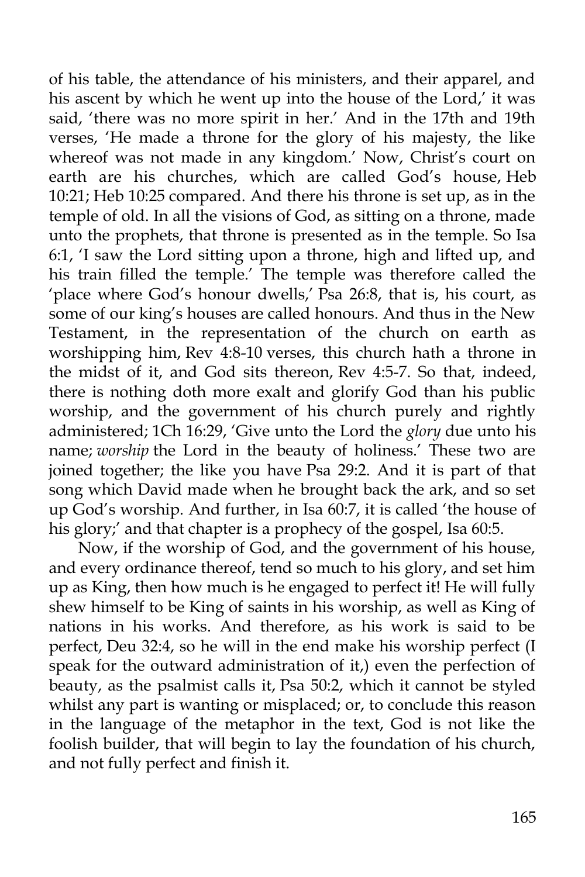of his table, the attendance of his ministers, and their apparel, and his ascent by which he went up into the house of the Lord,' it was said, 'there was no more spirit in her.' And in the 17th and 19th verses, 'He made a throne for the glory of his majesty, the like whereof was not made in any kingdom.' Now, Christ's court on earth are his churches, which are called God's house, Heb 10:21; Heb 10:25 compared. And there his throne is set up, as in the temple of old. In all the visions of God, as sitting on a throne, made unto the prophets, that throne is presented as in the temple. So Isa 6:1, 'I saw the Lord sitting upon a throne, high and lifted up, and his train filled the temple.' The temple was therefore called the 'place where God's honour dwells,' Psa 26:8, that is, his court, as some of our king's houses are called honours. And thus in the New Testament, in the representation of the church on earth as worshipping him, Rev 4:8-10 verses, this church hath a throne in the midst of it, and God sits thereon, Rev 4:5-7. So that, indeed, there is nothing doth more exalt and glorify God than his public worship, and the government of his church purely and rightly administered; 1Ch 16:29, 'Give unto the Lord the *glory* due unto his name; *worship* the Lord in the beauty of holiness.' These two are joined together; the like you have Psa 29:2. And it is part of that song which David made when he brought back the ark, and so set up God's worship. And further, in Isa 60:7, it is called 'the house of his glory;' and that chapter is a prophecy of the gospel, Isa 60:5.

Now, if the worship of God, and the government of his house, and every ordinance thereof, tend so much to his glory, and set him up as King, then how much is he engaged to perfect it! He will fully shew himself to be King of saints in his worship, as well as King of nations in his works. And therefore, as his work is said to be perfect, Deu 32:4, so he will in the end make his worship perfect (I speak for the outward administration of it,) even the perfection of beauty, as the psalmist calls it, Psa 50:2, which it cannot be styled whilst any part is wanting or misplaced; or, to conclude this reason in the language of the metaphor in the text, God is not like the foolish builder, that will begin to lay the foundation of his church, and not fully perfect and finish it.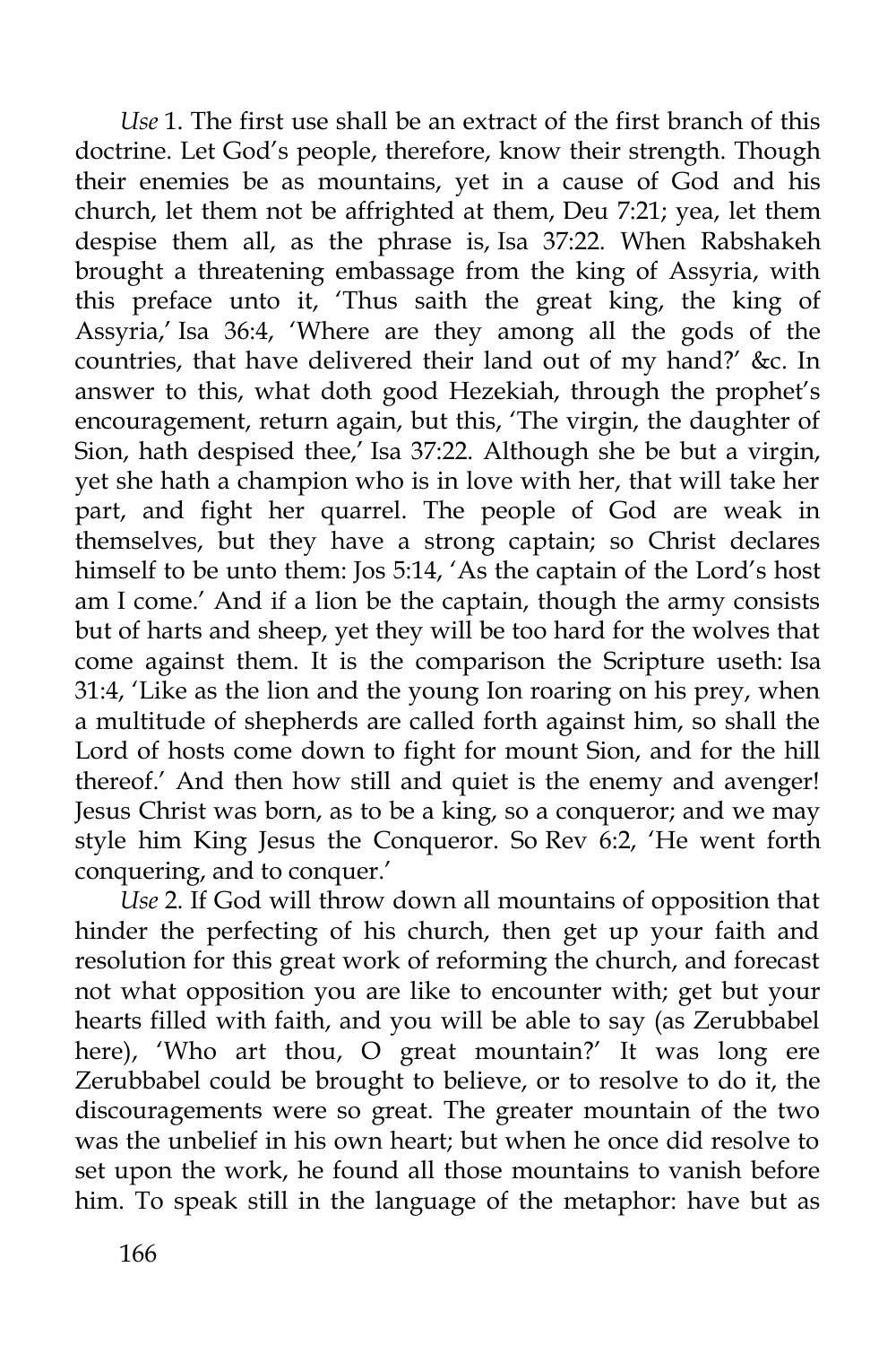*Use* 1. The first use shall be an extract of the first branch of this doctrine. Let God's people, therefore, know their strength. Though their enemies be as mountains, yet in a cause of God and his church, let them not be affrighted at them, Deu 7:21; yea, let them despise them all, as the phrase is, Isa 37:22. When Rabshakeh brought a threatening embassage from the king of Assyria, with this preface unto it, 'Thus saith the great king, the king of Assyria,' Isa 36:4, 'Where are they among all the gods of the countries, that have delivered their land out of my hand?' &c. In answer to this, what doth good Hezekiah, through the prophet's encouragement, return again, but this, 'The virgin, the daughter of Sion, hath despised thee,' Isa 37:22. Although she be but a virgin, yet she hath a champion who is in love with her, that will take her part, and fight her quarrel. The people of God are weak in themselves, but they have a strong captain; so Christ declares himself to be unto them: Jos 5:14, 'As the captain of the Lord's host am I come.' And if a lion be the captain, though the army consists but of harts and sheep, yet they will be too hard for the wolves that come against them. It is the comparison the Scripture useth: Isa 31:4, 'Like as the lion and the young Ion roaring on his prey, when a multitude of shepherds are called forth against him, so shall the Lord of hosts come down to fight for mount Sion, and for the hill thereof.' And then how still and quiet is the enemy and avenger! Jesus Christ was born, as to be a king, so a conqueror; and we may style him King Jesus the Conqueror. So Rev 6:2, 'He went forth conquering, and to conquer.'

*Use* 2. If God will throw down all mountains of opposition that hinder the perfecting of his church, then get up your faith and resolution for this great work of reforming the church, and forecast not what opposition you are like to encounter with; get but your hearts filled with faith, and you will be able to say (as Zerubbabel here), 'Who art thou, O great mountain?' It was long ere Zerubbabel could be brought to believe, or to resolve to do it, the discouragements were so great. The greater mountain of the two was the unbelief in his own heart; but when he once did resolve to set upon the work, he found all those mountains to vanish before him. To speak still in the language of the metaphor: have but as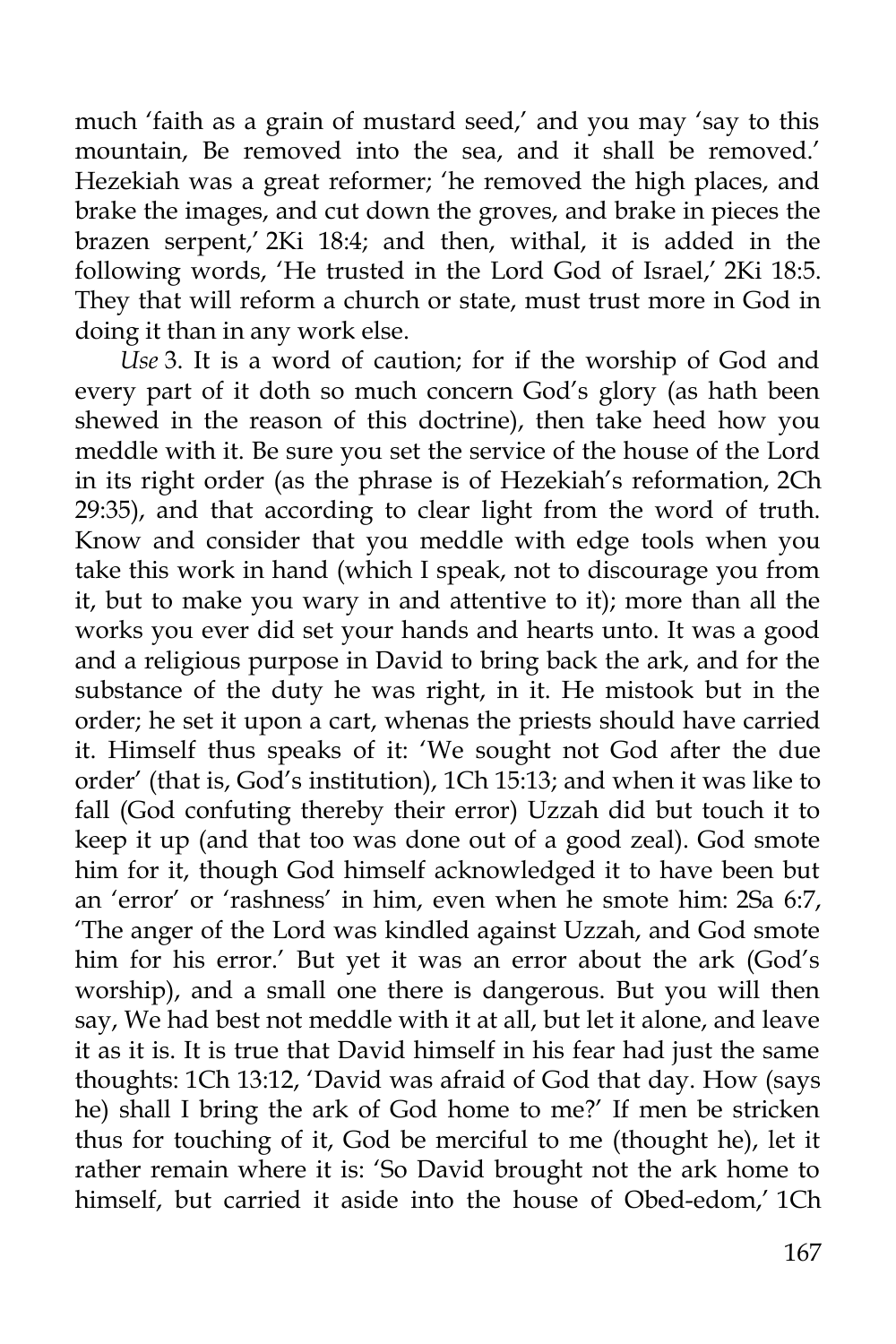much 'faith as a grain of mustard seed,' and you may 'say to this mountain, Be removed into the sea, and it shall be removed.' Hezekiah was a great reformer; 'he removed the high places, and brake the images, and cut down the groves, and brake in pieces the brazen serpent,' 2Ki 18:4; and then, withal, it is added in the following words, 'He trusted in the Lord God of Israel,' 2Ki 18:5. They that will reform a church or state, must trust more in God in doing it than in any work else.

*Use* 3. It is a word of caution; for if the worship of God and every part of it doth so much concern God's glory (as hath been shewed in the reason of this doctrine), then take heed how you meddle with it. Be sure you set the service of the house of the Lord in its right order (as the phrase is of Hezekiah's reformation, 2Ch 29:35), and that according to clear light from the word of truth. Know and consider that you meddle with edge tools when you take this work in hand (which I speak, not to discourage you from it, but to make you wary in and attentive to it); more than all the works you ever did set your hands and hearts unto. It was a good and a religious purpose in David to bring back the ark, and for the substance of the duty he was right, in it. He mistook but in the order; he set it upon a cart, whenas the priests should have carried it. Himself thus speaks of it: 'We sought not God after the due order' (that is, God's institution), 1Ch 15:13; and when it was like to fall (God confuting thereby their error) Uzzah did but touch it to keep it up (and that too was done out of a good zeal). God smote him for it, though God himself acknowledged it to have been but an 'error' or 'rashness' in him, even when he smote him: 2Sa 6:7, 'The anger of the Lord was kindled against Uzzah, and God smote him for his error.' But yet it was an error about the ark (God's worship), and a small one there is dangerous. But you will then say, We had best not meddle with it at all, but let it alone, and leave it as it is. It is true that David himself in his fear had just the same thoughts: 1Ch 13:12, 'David was afraid of God that day. How (says he) shall I bring the ark of God home to me?' If men be stricken thus for touching of it, God be merciful to me (thought he), let it rather remain where it is: 'So David brought not the ark home to himself, but carried it aside into the house of Obed-edom,' 1Ch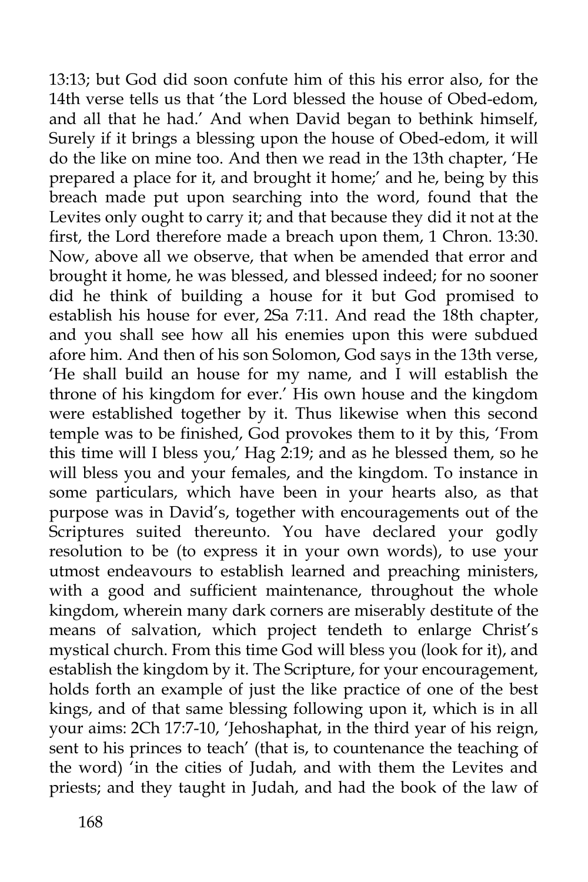13:13; but God did soon confute him of this his error also, for the 14th verse tells us that 'the Lord blessed the house of Obed-edom, and all that he had.' And when David began to bethink himself, Surely if it brings a blessing upon the house of Obed-edom, it will do the like on mine too. And then we read in the 13th chapter, 'He prepared a place for it, and brought it home;' and he, being by this breach made put upon searching into the word, found that the Levites only ought to carry it; and that because they did it not at the first, the Lord therefore made a breach upon them, 1 Chron. 13:30. Now, above all we observe, that when be amended that error and brought it home, he was blessed, and blessed indeed; for no sooner did he think of building a house for it but God promised to establish his house for ever, 2Sa 7:11. And read the 18th chapter, and you shall see how all his enemies upon this were subdued afore him. And then of his son Solomon, God says in the 13th verse, 'He shall build an house for my name, and I will establish the throne of his kingdom for ever.' His own house and the kingdom were established together by it. Thus likewise when this second temple was to be finished, God provokes them to it by this, 'From this time will I bless you,' Hag 2:19; and as he blessed them, so he will bless you and your females, and the kingdom. To instance in some particulars, which have been in your hearts also, as that purpose was in David's, together with encouragements out of the Scriptures suited thereunto. You have declared your godly resolution to be (to express it in your own words), to use your utmost endeavours to establish learned and preaching ministers, with a good and sufficient maintenance, throughout the whole kingdom, wherein many dark corners are miserably destitute of the means of salvation, which project tendeth to enlarge Christ's mystical church. From this time God will bless you (look for it), and establish the kingdom by it. The Scripture, for your encouragement, holds forth an example of just the like practice of one of the best kings, and of that same blessing following upon it, which is in all your aims: 2Ch 17:7-10, 'Jehoshaphat, in the third year of his reign, sent to his princes to teach' (that is, to countenance the teaching of the word) 'in the cities of Judah, and with them the Levites and priests; and they taught in Judah, and had the book of the law of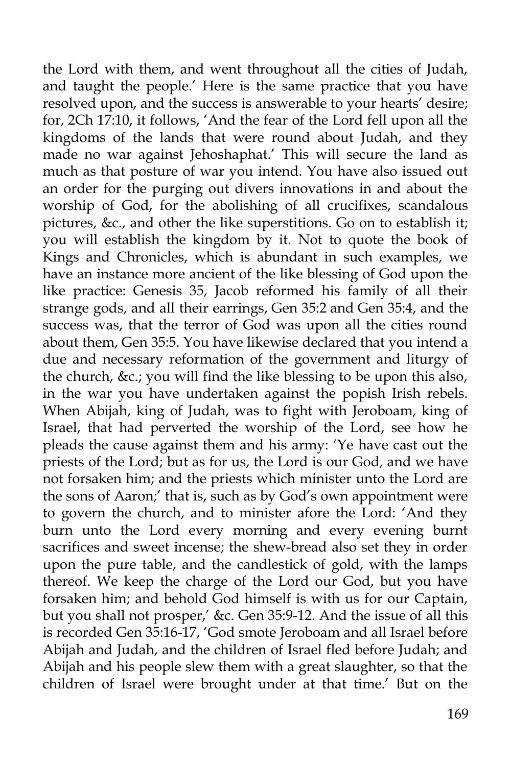the Lord with them, and went throughout all the cities of Judah, and taught the people.' Here is the same practice that you have resolved upon, and the success is answerable to your hearts' desire; for, 2Ch 17:10, it follows, 'And the fear of the Lord fell upon all the kingdoms of the lands that were round about Judah, and they made no war against Jehoshaphat.' This will secure the land as much as that posture of war you intend. You have also issued out an order for the purging out divers innovations in and about the worship of God, for the abolishing of all crucifixes, scandalous pictures, &c., and other the like superstitions. Go on to establish it; you will establish the kingdom by it. Not to quote the book of Kings and Chronicles, which is abundant in such examples, we have an instance more ancient of the like blessing of God upon the like practice: Genesis 35, Jacob reformed his family of all their strange gods, and all their earrings, Gen 35:2 and Gen 35:4, and the success was, that the terror of God was upon all the cities round about them, Gen 35:5. You have likewise declared that you intend a due and necessary reformation of the government and liturgy of the church, &c.; you will find the like blessing to be upon this also, in the war you have undertaken against the popish Irish rebels. When Abijah, king of Judah, was to fight with Jeroboam, king of Israel, that had perverted the worship of the Lord, see how he pleads the cause against them and his army: 'Ye have cast out the priests of the Lord; but as for us, the Lord is our God, and we have not forsaken him; and the priests which minister unto the Lord are the sons of Aaron;' that is, such as by God's own appointment were to govern the church, and to minister afore the Lord: 'And they burn unto the Lord every morning and every evening burnt sacrifices and sweet incense; the shew-bread also set they in order upon the pure table, and the candlestick of gold, with the lamps thereof. We keep the charge of the Lord our God, but you have forsaken him; and behold God himself is with us for our Captain, but you shall not prosper,' &c. Gen 35:9-12. And the issue of all this is recorded Gen 35:16-17, 'God smote Jeroboam and all Israel before Abijah and Judah, and the children of Israel fled before Judah; and Abijah and his people slew them with a great slaughter, so that the children of Israel were brought under at that time.' But on the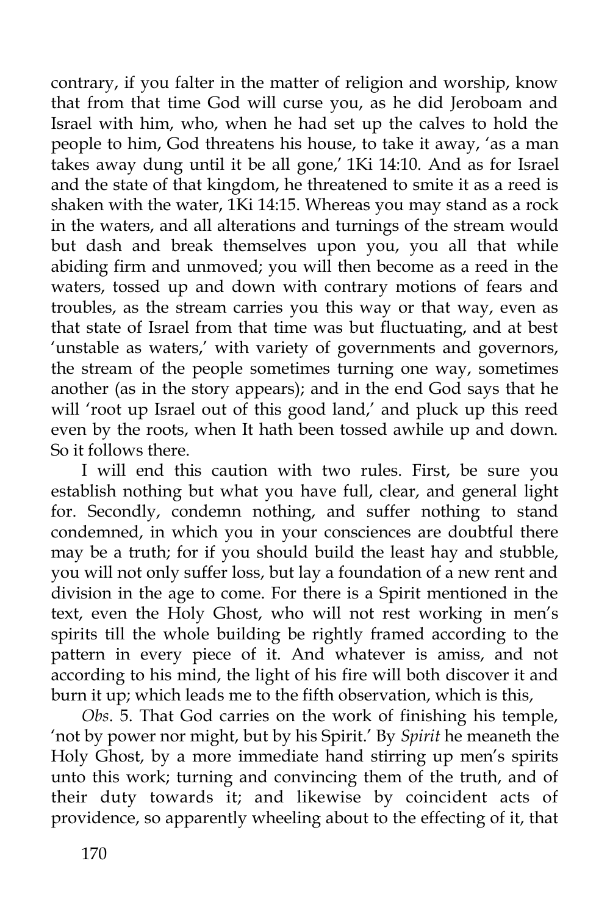contrary, if you falter in the matter of religion and worship, know that from that time God will curse you, as he did Jeroboam and Israel with him, who, when he had set up the calves to hold the people to him, God threatens his house, to take it away, 'as a man takes away dung until it be all gone,' 1Ki 14:10. And as for Israel and the state of that kingdom, he threatened to smite it as a reed is shaken with the water, 1Ki 14:15. Whereas you may stand as a rock in the waters, and all alterations and turnings of the stream would but dash and break themselves upon you, you all that while abiding firm and unmoved; you will then become as a reed in the waters, tossed up and down with contrary motions of fears and troubles, as the stream carries you this way or that way, even as that state of Israel from that time was but fluctuating, and at best 'unstable as waters,' with variety of governments and governors, the stream of the people sometimes turning one way, sometimes another (as in the story appears); and in the end God says that he will 'root up Israel out of this good land,' and pluck up this reed even by the roots, when It hath been tossed awhile up and down. So it follows there.

I will end this caution with two rules. First, be sure you establish nothing but what you have full, clear, and general light for. Secondly, condemn nothing, and suffer nothing to stand condemned, in which you in your consciences are doubtful there may be a truth; for if you should build the least hay and stubble, you will not only suffer loss, but lay a foundation of a new rent and division in the age to come. For there is a Spirit mentioned in the text, even the Holy Ghost, who will not rest working in men's spirits till the whole building be rightly framed according to the pattern in every piece of it. And whatever is amiss, and not according to his mind, the light of his fire will both discover it and burn it up; which leads me to the fifth observation, which is this,

*Obs*. 5. That God carries on the work of finishing his temple, 'not by power nor might, but by his Spirit.' By *Spirit* he meaneth the Holy Ghost, by a more immediate hand stirring up men's spirits unto this work; turning and convincing them of the truth, and of their duty towards it; and likewise by coincident acts of providence, so apparently wheeling about to the effecting of it, that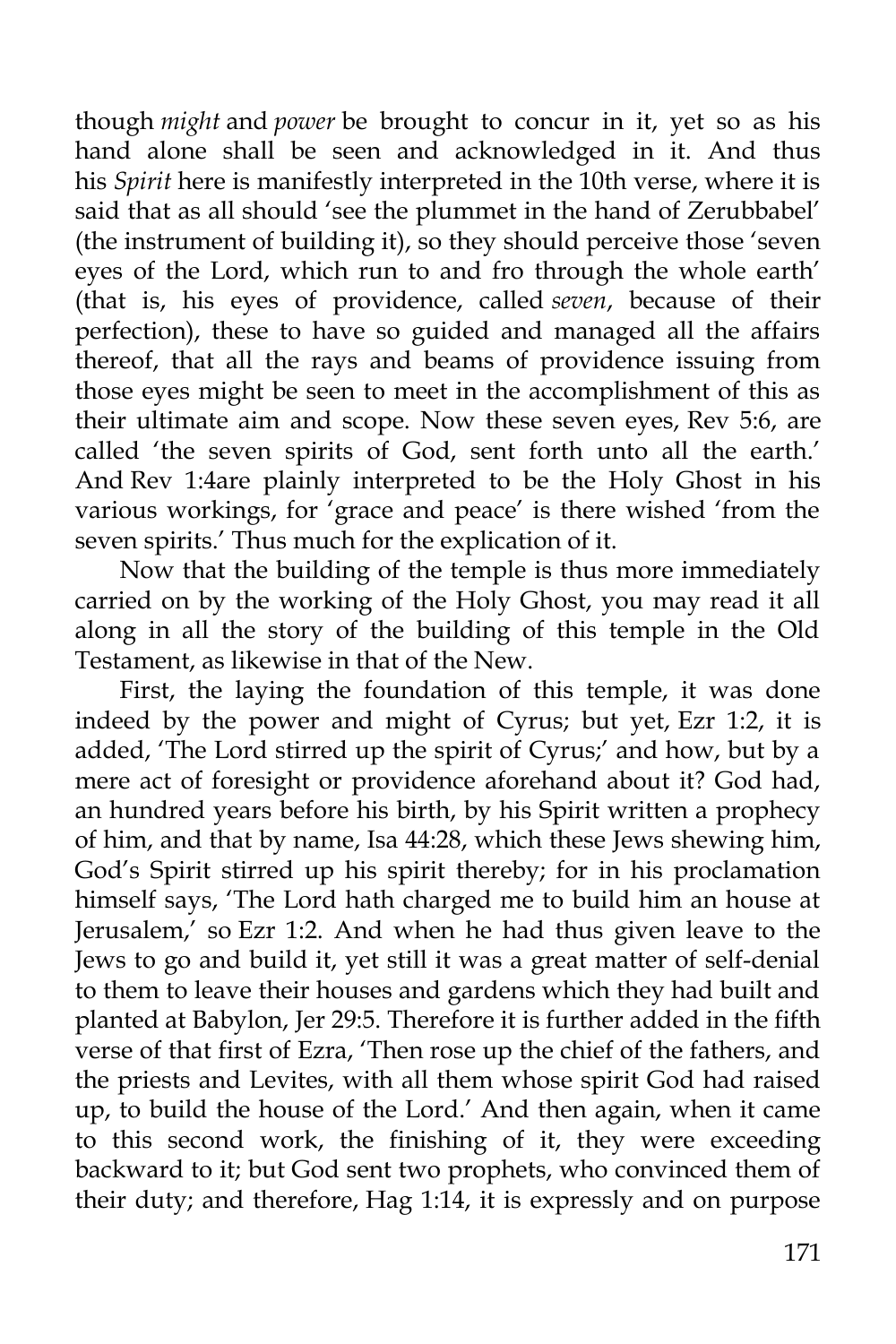though *might* and *power* be brought to concur in it, yet so as his hand alone shall be seen and acknowledged in it. And thus his *Spirit* here is manifestly interpreted in the 10th verse, where it is said that as all should 'see the plummet in the hand of Zerubbabel' (the instrument of building it), so they should perceive those 'seven eyes of the Lord, which run to and fro through the whole earth' (that is, his eyes of providence, called *seven*, because of their perfection), these to have so guided and managed all the affairs thereof, that all the rays and beams of providence issuing from those eyes might be seen to meet in the accomplishment of this as their ultimate aim and scope. Now these seven eyes, Rev 5:6, are called 'the seven spirits of God, sent forth unto all the earth.' And Rev 1:4are plainly interpreted to be the Holy Ghost in his various workings, for 'grace and peace' is there wished 'from the seven spirits.' Thus much for the explication of it.

Now that the building of the temple is thus more immediately carried on by the working of the Holy Ghost, you may read it all along in all the story of the building of this temple in the Old Testament, as likewise in that of the New.

First, the laying the foundation of this temple, it was done indeed by the power and might of Cyrus; but yet, Ezr 1:2, it is added, 'The Lord stirred up the spirit of Cyrus;' and how, but by a mere act of foresight or providence aforehand about it? God had, an hundred years before his birth, by his Spirit written a prophecy of him, and that by name, Isa 44:28, which these Jews shewing him, God's Spirit stirred up his spirit thereby; for in his proclamation himself says, 'The Lord hath charged me to build him an house at Jerusalem,' so Ezr 1:2. And when he had thus given leave to the Jews to go and build it, yet still it was a great matter of self-denial to them to leave their houses and gardens which they had built and planted at Babylon, Jer 29:5. Therefore it is further added in the fifth verse of that first of Ezra, 'Then rose up the chief of the fathers, and the priests and Levites, with all them whose spirit God had raised up, to build the house of the Lord.' And then again, when it came to this second work, the finishing of it, they were exceeding backward to it; but God sent two prophets, who convinced them of their duty; and therefore, Hag 1:14, it is expressly and on purpose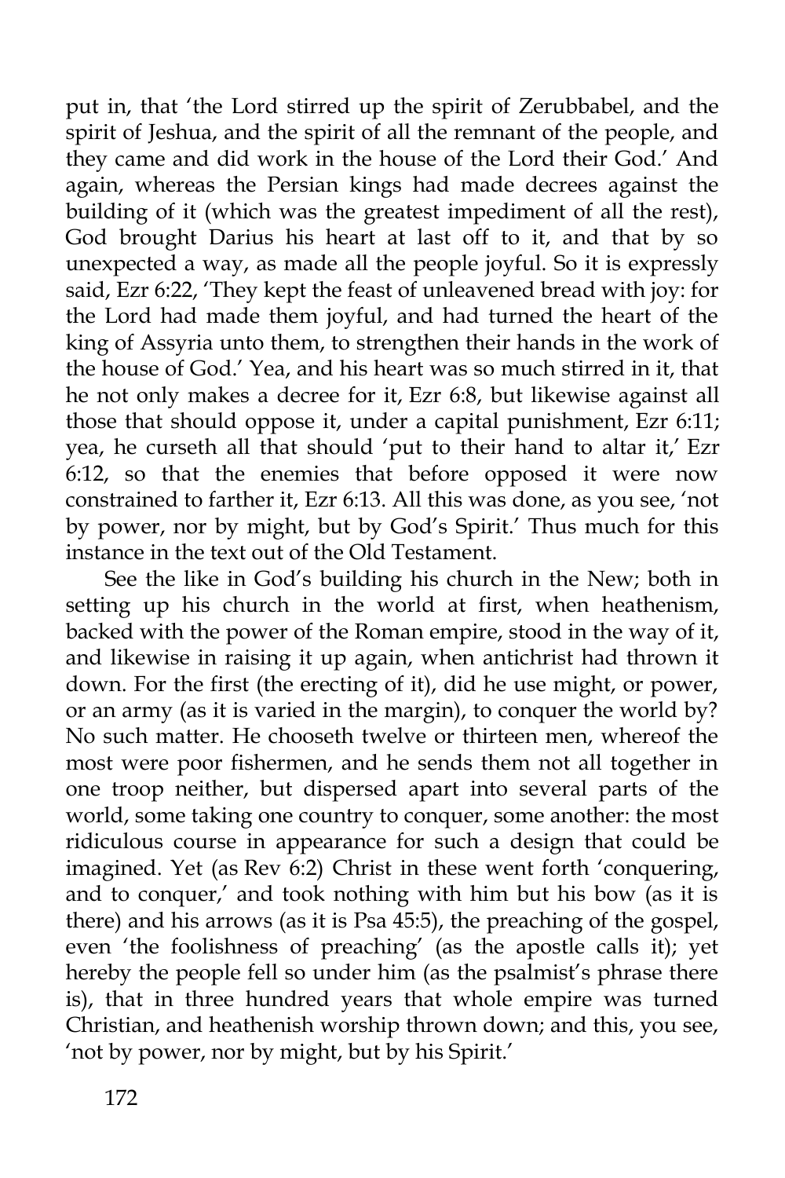put in, that 'the Lord stirred up the spirit of Zerubbabel, and the spirit of Jeshua, and the spirit of all the remnant of the people, and they came and did work in the house of the Lord their God.' And again, whereas the Persian kings had made decrees against the building of it (which was the greatest impediment of all the rest), God brought Darius his heart at last off to it, and that by so unexpected a way, as made all the people joyful. So it is expressly said, Ezr 6:22, 'They kept the feast of unleavened bread with joy: for the Lord had made them joyful, and had turned the heart of the king of Assyria unto them, to strengthen their hands in the work of the house of God.' Yea, and his heart was so much stirred in it, that he not only makes a decree for it, Ezr 6:8, but likewise against all those that should oppose it, under a capital punishment, Ezr 6:11; yea, he curseth all that should 'put to their hand to altar it,' Ezr 6:12, so that the enemies that before opposed it were now constrained to farther it, Ezr 6:13. All this was done, as you see, 'not by power, nor by might, but by God's Spirit.' Thus much for this instance in the text out of the Old Testament.

See the like in God's building his church in the New; both in setting up his church in the world at first, when heathenism, backed with the power of the Roman empire, stood in the way of it, and likewise in raising it up again, when antichrist had thrown it down. For the first (the erecting of it), did he use might, or power, or an army (as it is varied in the margin), to conquer the world by? No such matter. He chooseth twelve or thirteen men, whereof the most were poor fishermen, and he sends them not all together in one troop neither, but dispersed apart into several parts of the world, some taking one country to conquer, some another: the most ridiculous course in appearance for such a design that could be imagined. Yet (as Rev 6:2) Christ in these went forth 'conquering, and to conquer,' and took nothing with him but his bow (as it is there) and his arrows (as it is Psa 45:5), the preaching of the gospel, even 'the foolishness of preaching' (as the apostle calls it); yet hereby the people fell so under him (as the psalmist's phrase there is), that in three hundred years that whole empire was turned Christian, and heathenish worship thrown down; and this, you see, 'not by power, nor by might, but by his Spirit.'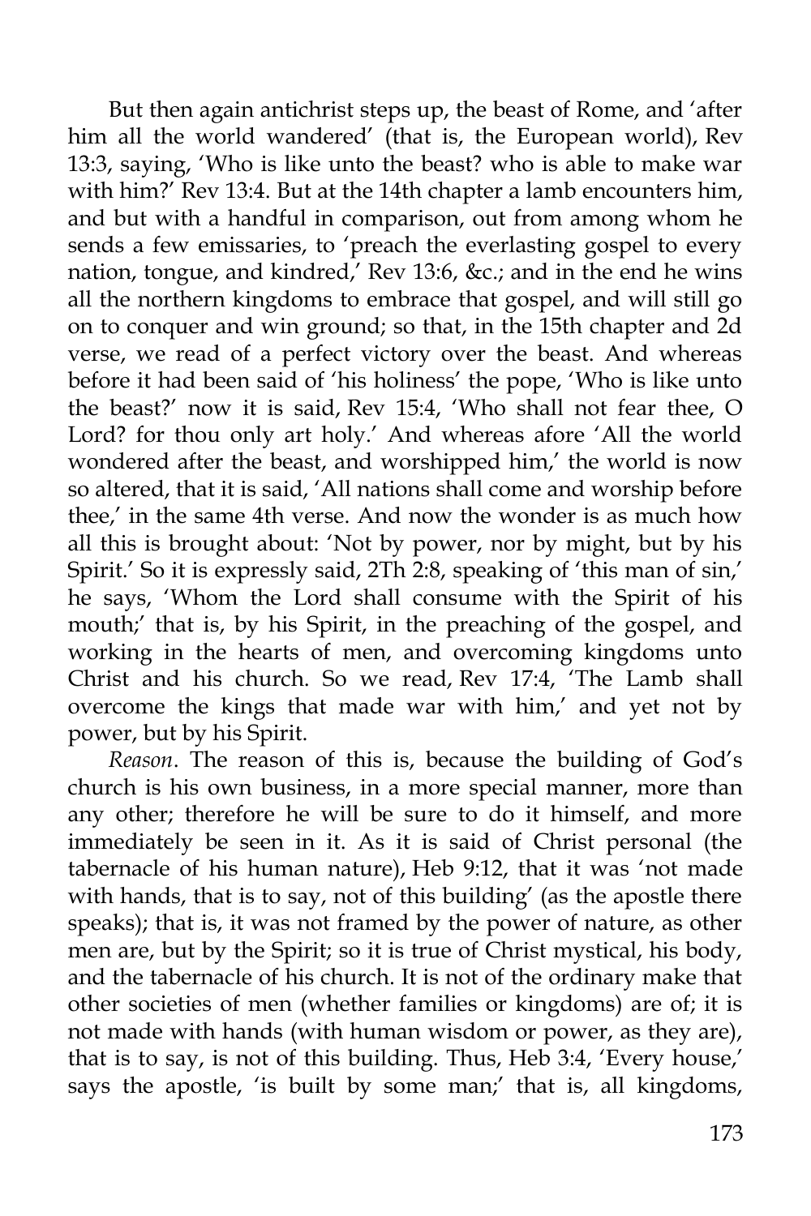But then again antichrist steps up, the beast of Rome, and 'after him all the world wandered' (that is, the European world), Rev 13:3, saying, 'Who is like unto the beast? who is able to make war with him?' Rev 13:4. But at the 14th chapter a lamb encounters him, and but with a handful in comparison, out from among whom he sends a few emissaries, to 'preach the everlasting gospel to every nation, tongue, and kindred,' Rev 13:6, &c.; and in the end he wins all the northern kingdoms to embrace that gospel, and will still go on to conquer and win ground; so that, in the 15th chapter and 2d verse, we read of a perfect victory over the beast. And whereas before it had been said of 'his holiness' the pope, 'Who is like unto the beast?' now it is said, Rev 15:4, 'Who shall not fear thee, O Lord? for thou only art holy.' And whereas afore 'All the world wondered after the beast, and worshipped him,' the world is now so altered, that it is said, 'All nations shall come and worship before thee,' in the same 4th verse. And now the wonder is as much how all this is brought about: 'Not by power, nor by might, but by his Spirit.' So it is expressly said, 2Th 2:8, speaking of 'this man of sin,' he says, 'Whom the Lord shall consume with the Spirit of his mouth;' that is, by his Spirit, in the preaching of the gospel, and working in the hearts of men, and overcoming kingdoms unto Christ and his church. So we read, Rev 17:4, 'The Lamb shall overcome the kings that made war with him,' and yet not by power, but by his Spirit.

*Reason*. The reason of this is, because the building of God's church is his own business, in a more special manner, more than any other; therefore he will be sure to do it himself, and more immediately be seen in it. As it is said of Christ personal (the tabernacle of his human nature), Heb 9:12, that it was 'not made with hands, that is to say, not of this building' (as the apostle there speaks); that is, it was not framed by the power of nature, as other men are, but by the Spirit; so it is true of Christ mystical, his body, and the tabernacle of his church. It is not of the ordinary make that other societies of men (whether families or kingdoms) are of; it is not made with hands (with human wisdom or power, as they are), that is to say, is not of this building. Thus, Heb 3:4, 'Every house,' says the apostle, 'is built by some man;' that is, all kingdoms,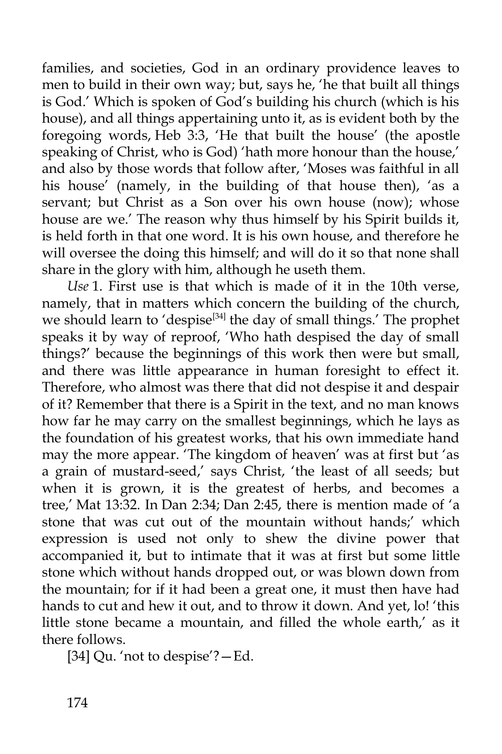families, and societies, God in an ordinary providence leaves to men to build in their own way; but, says he, 'he that built all things is God.' Which is spoken of God's building his church (which is his house), and all things appertaining unto it, as is evident both by the foregoing words, Heb 3:3, 'He that built the house' (the apostle speaking of Christ, who is God) 'hath more honour than the house,' and also by those words that follow after, 'Moses was faithful in all his house' (namely, in the building of that house then), 'as a servant; but Christ as a Son over his own house (now); whose house are we.' The reason why thus himself by his Spirit builds it, is held forth in that one word. It is his own house, and therefore he will oversee the doing this himself; and will do it so that none shall share in the glory with him, although he useth them.

*Use* 1. First use is that which is made of it in the 10th verse, namely, that in matters which concern the building of the church, we should learn to 'despise[34] the day of small things.' The prophet speaks it by way of reproof, 'Who hath despised the day of small things?' because the beginnings of this work then were but small, and there was little appearance in human foresight to effect it. Therefore, who almost was there that did not despise it and despair of it? Remember that there is a Spirit in the text, and no man knows how far he may carry on the smallest beginnings, which he lays as the foundation of his greatest works, that his own immediate hand may the more appear. 'The kingdom of heaven' was at first but 'as a grain of mustard-seed,' says Christ, 'the least of all seeds; but when it is grown, it is the greatest of herbs, and becomes a tree,' Mat 13:32. In Dan 2:34; Dan 2:45, there is mention made of 'a stone that was cut out of the mountain without hands;' which expression is used not only to shew the divine power that accompanied it, but to intimate that it was at first but some little stone which without hands dropped out, or was blown down from the mountain; for if it had been a great one, it must then have had hands to cut and hew it out, and to throw it down. And yet, lo! 'this little stone became a mountain, and filled the whole earth,' as it there follows.

[34] Qu. 'not to despise'?—Ed.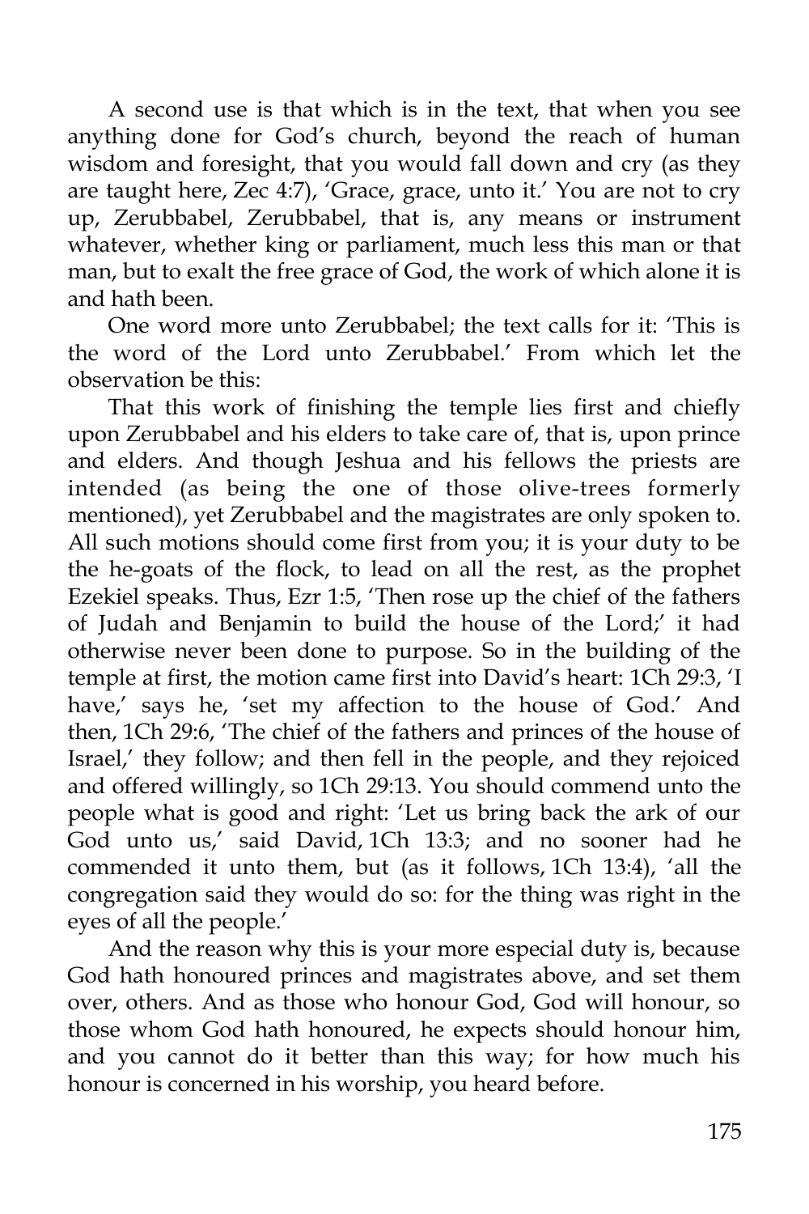A second use is that which is in the text, that when you see anything done for God's church, beyond the reach of human wisdom and foresight, that you would fall down and cry (as they are taught here, Zec 4:7), 'Grace, grace, unto it.' You are not to cry up, Zerubbabel, Zerubbabel, that is, any means or instrument whatever, whether king or parliament, much less this man or that man, but to exalt the free grace of God, the work of which alone it is and hath been.

One word more unto Zerubbabel; the text calls for it: 'This is the word of the Lord unto Zerubbabel.' From which let the observation be this:

That this work of finishing the temple lies first and chiefly upon Zerubbabel and his elders to take care of, that is, upon prince and elders. And though Jeshua and his fellows the priests are intended (as being the one of those olive-trees formerly mentioned), yet Zerubbabel and the magistrates are only spoken to. All such motions should come first from you; it is your duty to be the he-goats of the flock, to lead on all the rest, as the prophet Ezekiel speaks. Thus, Ezr 1:5, 'Then rose up the chief of the fathers of Judah and Benjamin to build the house of the Lord;' it had otherwise never been done to purpose. So in the building of the temple at first, the motion came first into David's heart: 1Ch 29:3, 'I have,' says he, 'set my affection to the house of God.' And then, 1Ch 29:6, 'The chief of the fathers and princes of the house of Israel,' they follow; and then fell in the people, and they rejoiced and offered willingly, so 1Ch 29:13. You should commend unto the people what is good and right: 'Let us bring back the ark of our God unto us,' said David, 1Ch 13:3; and no sooner had he commended it unto them, but (as it follows, 1Ch 13:4), 'all the congregation said they would do so: for the thing was right in the eyes of all the people.'

And the reason why this is your more especial duty is, because God hath honoured princes and magistrates above, and set them over, others. And as those who honour God, God will honour, so those whom God hath honoured, he expects should honour him, and you cannot do it better than this way; for how much his honour is concerned in his worship, you heard before.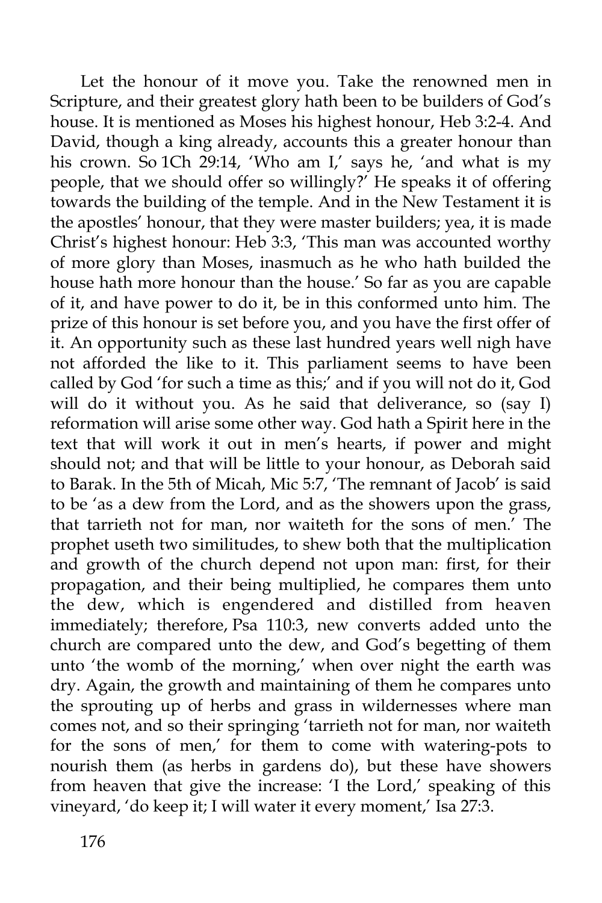Let the honour of it move you. Take the renowned men in Scripture, and their greatest glory hath been to be builders of God's house. It is mentioned as Moses his highest honour, Heb 3:2-4. And David, though a king already, accounts this a greater honour than his crown. So 1Ch 29:14, 'Who am I,' says he, 'and what is my people, that we should offer so willingly?' He speaks it of offering towards the building of the temple. And in the New Testament it is the apostles' honour, that they were master builders; yea, it is made Christ's highest honour: Heb 3:3, 'This man was accounted worthy of more glory than Moses, inasmuch as he who hath builded the house hath more honour than the house.' So far as you are capable of it, and have power to do it, be in this conformed unto him. The prize of this honour is set before you, and you have the first offer of it. An opportunity such as these last hundred years well nigh have not afforded the like to it. This parliament seems to have been called by God 'for such a time as this;' and if you will not do it, God will do it without you. As he said that deliverance, so (say I) reformation will arise some other way. God hath a Spirit here in the text that will work it out in men's hearts, if power and might should not; and that will be little to your honour, as Deborah said to Barak. In the 5th of Micah, Mic 5:7, 'The remnant of Jacob' is said to be 'as a dew from the Lord, and as the showers upon the grass, that tarrieth not for man, nor waiteth for the sons of men.' The prophet useth two similitudes, to shew both that the multiplication and growth of the church depend not upon man: first, for their propagation, and their being multiplied, he compares them unto the dew, which is engendered and distilled from heaven immediately; therefore, Psa 110:3, new converts added unto the church are compared unto the dew, and God's begetting of them unto 'the womb of the morning,' when over night the earth was dry. Again, the growth and maintaining of them he compares unto the sprouting up of herbs and grass in wildernesses where man comes not, and so their springing 'tarrieth not for man, nor waiteth for the sons of men,' for them to come with watering-pots to nourish them (as herbs in gardens do), but these have showers from heaven that give the increase: 'I the Lord,' speaking of this vineyard, 'do keep it; I will water it every moment,' Isa 27:3.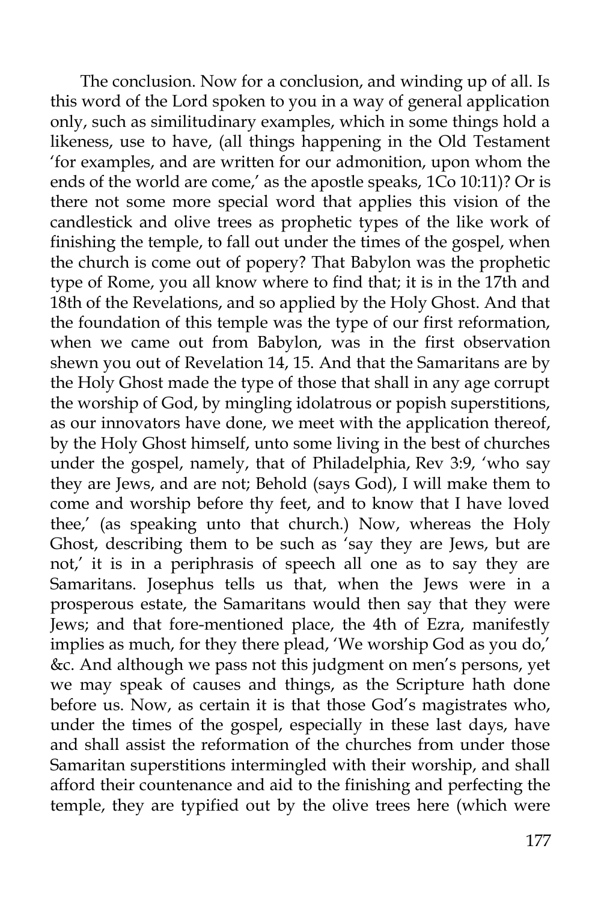The conclusion. Now for a conclusion, and winding up of all. Is this word of the Lord spoken to you in a way of general application only, such as similitudinary examples, which in some things hold a likeness, use to have, (all things happening in the Old Testament 'for examples, and are written for our admonition, upon whom the ends of the world are come,' as the apostle speaks, 1Co 10:11)? Or is there not some more special word that applies this vision of the candlestick and olive trees as prophetic types of the like work of finishing the temple, to fall out under the times of the gospel, when the church is come out of popery? That Babylon was the prophetic type of Rome, you all know where to find that; it is in the 17th and 18th of the Revelations, and so applied by the Holy Ghost. And that the foundation of this temple was the type of our first reformation, when we came out from Babylon, was in the first observation shewn you out of Revelation 14, 15. And that the Samaritans are by the Holy Ghost made the type of those that shall in any age corrupt the worship of God, by mingling idolatrous or popish superstitions, as our innovators have done, we meet with the application thereof, by the Holy Ghost himself, unto some living in the best of churches under the gospel, namely, that of Philadelphia, Rev 3:9, 'who say they are Jews, and are not; Behold (says God), I will make them to come and worship before thy feet, and to know that I have loved thee,' (as speaking unto that church.) Now, whereas the Holy Ghost, describing them to be such as 'say they are Jews, but are not,' it is in a periphrasis of speech all one as to say they are Samaritans. Josephus tells us that, when the Jews were in a prosperous estate, the Samaritans would then say that they were Jews; and that fore-mentioned place, the 4th of Ezra, manifestly implies as much, for they there plead, 'We worship God as you do,' &c. And although we pass not this judgment on men's persons, yet we may speak of causes and things, as the Scripture hath done before us. Now, as certain it is that those God's magistrates who, under the times of the gospel, especially in these last days, have and shall assist the reformation of the churches from under those Samaritan superstitions intermingled with their worship, and shall afford their countenance and aid to the finishing and perfecting the temple, they are typified out by the olive trees here (which were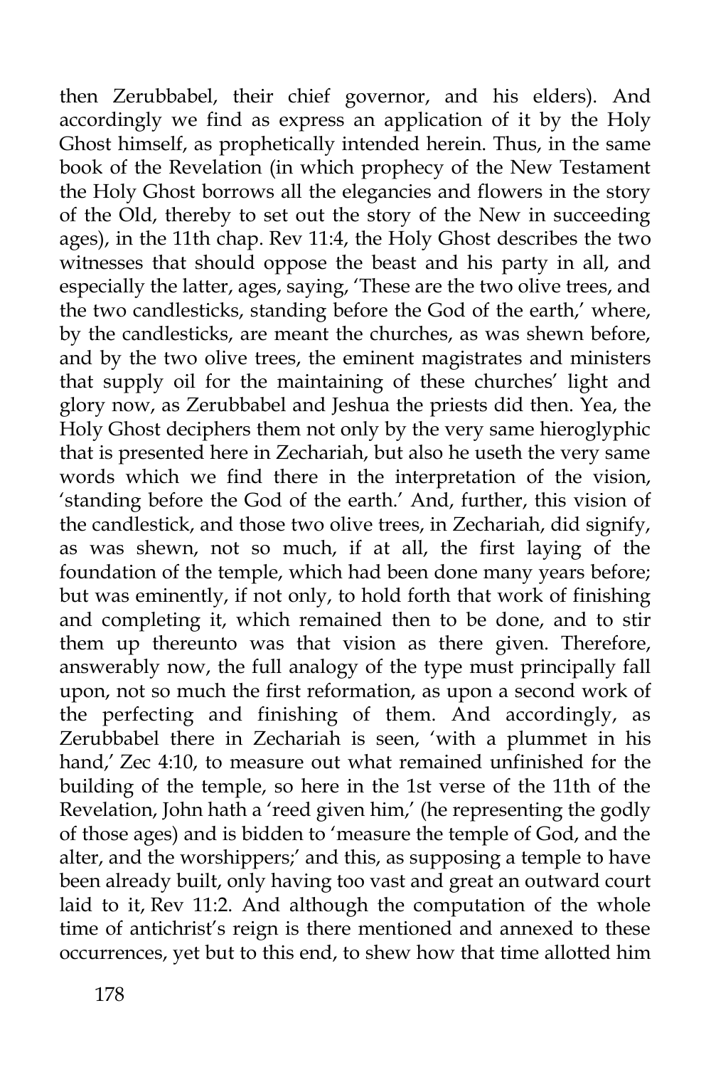then Zerubbabel, their chief governor, and his elders). And accordingly we find as express an application of it by the Holy Ghost himself, as prophetically intended herein. Thus, in the same book of the Revelation (in which prophecy of the New Testament the Holy Ghost borrows all the elegancies and flowers in the story of the Old, thereby to set out the story of the New in succeeding ages), in the 11th chap. Rev 11:4, the Holy Ghost describes the two witnesses that should oppose the beast and his party in all, and especially the latter, ages, saying, 'These are the two olive trees, and the two candlesticks, standing before the God of the earth,' where, by the candlesticks, are meant the churches, as was shewn before, and by the two olive trees, the eminent magistrates and ministers that supply oil for the maintaining of these churches' light and glory now, as Zerubbabel and Jeshua the priests did then. Yea, the Holy Ghost deciphers them not only by the very same hieroglyphic that is presented here in Zechariah, but also he useth the very same words which we find there in the interpretation of the vision, 'standing before the God of the earth.' And, further, this vision of the candlestick, and those two olive trees, in Zechariah, did signify, as was shewn, not so much, if at all, the first laying of the foundation of the temple, which had been done many years before; but was eminently, if not only, to hold forth that work of finishing and completing it, which remained then to be done, and to stir them up thereunto was that vision as there given. Therefore, answerably now, the full analogy of the type must principally fall upon, not so much the first reformation, as upon a second work of the perfecting and finishing of them. And accordingly, as Zerubbabel there in Zechariah is seen, 'with a plummet in his hand,' Zec 4:10, to measure out what remained unfinished for the building of the temple, so here in the 1st verse of the 11th of the Revelation, John hath a 'reed given him,' (he representing the godly of those ages) and is bidden to 'measure the temple of God, and the alter, and the worshippers;' and this, as supposing a temple to have been already built, only having too vast and great an outward court laid to it, Rev 11:2. And although the computation of the whole time of antichrist's reign is there mentioned and annexed to these occurrences, yet but to this end, to shew how that time allotted him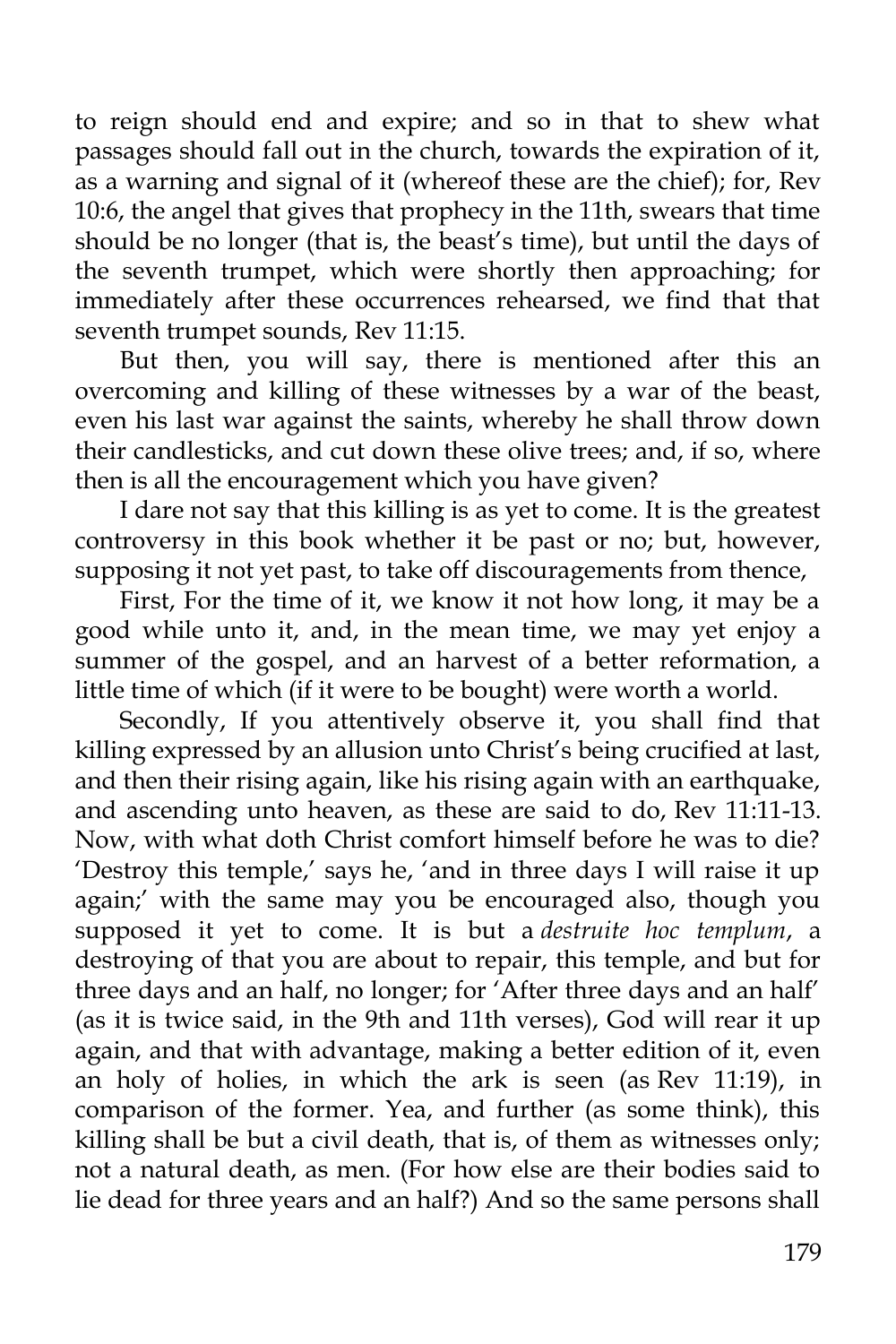to reign should end and expire; and so in that to shew what passages should fall out in the church, towards the expiration of it, as a warning and signal of it (whereof these are the chief); for, Rev 10:6, the angel that gives that prophecy in the 11th, swears that time should be no longer (that is, the beast's time), but until the days of the seventh trumpet, which were shortly then approaching; for immediately after these occurrences rehearsed, we find that that seventh trumpet sounds, Rev 11:15.

But then, you will say, there is mentioned after this an overcoming and killing of these witnesses by a war of the beast, even his last war against the saints, whereby he shall throw down their candlesticks, and cut down these olive trees; and, if so, where then is all the encouragement which you have given?

I dare not say that this killing is as yet to come. It is the greatest controversy in this book whether it be past or no; but, however, supposing it not yet past, to take off discouragements from thence,

First, For the time of it, we know it not how long, it may be a good while unto it, and, in the mean time, we may yet enjoy a summer of the gospel, and an harvest of a better reformation, a little time of which (if it were to be bought) were worth a world.

Secondly, If you attentively observe it, you shall find that killing expressed by an allusion unto Christ's being crucified at last, and then their rising again, like his rising again with an earthquake, and ascending unto heaven, as these are said to do, Rev 11:11-13. Now, with what doth Christ comfort himself before he was to die? 'Destroy this temple,' says he, 'and in three days I will raise it up again;' with the same may you be encouraged also, though you supposed it yet to come. It is but a *destruite hoc templum*, a destroying of that you are about to repair, this temple, and but for three days and an half, no longer; for 'After three days and an half' (as it is twice said, in the 9th and 11th verses), God will rear it up again, and that with advantage, making a better edition of it, even an holy of holies, in which the ark is seen (as Rev 11:19), in comparison of the former. Yea, and further (as some think), this killing shall be but a civil death, that is, of them as witnesses only; not a natural death, as men. (For how else are their bodies said to lie dead for three years and an half?) And so the same persons shall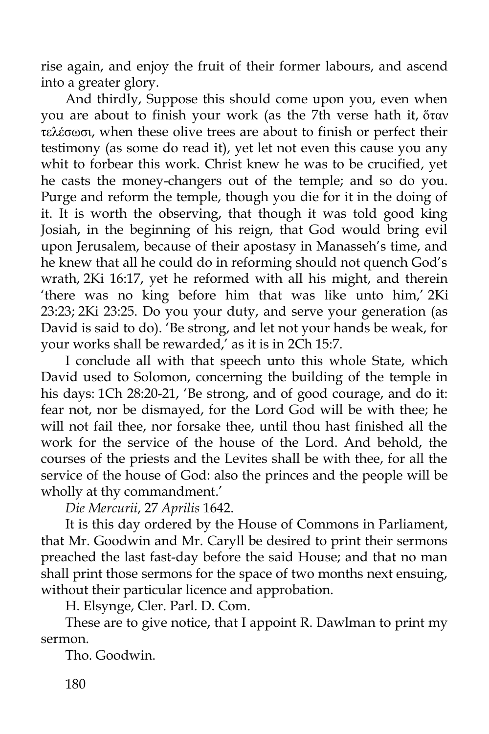rise again, and enjoy the fruit of their former labours, and ascend into a greater glory.

And thirdly, Suppose this should come upon you, even when you are about to finish your work (as the 7th verse hath it, ὅταν τελέσωσι, when these olive trees are about to finish or perfect their testimony (as some do read it), yet let not even this cause you any whit to forbear this work. Christ knew he was to be crucified, yet he casts the money-changers out of the temple; and so do you. Purge and reform the temple, though you die for it in the doing of it. It is worth the observing, that though it was told good king Josiah, in the beginning of his reign, that God would bring evil upon Jerusalem, because of their apostasy in Manasseh's time, and he knew that all he could do in reforming should not quench God's wrath, 2Ki 16:17, yet he reformed with all his might, and therein 'there was no king before him that was like unto him,' 2Ki 23:23; 2Ki 23:25. Do you your duty, and serve your generation (as David is said to do). 'Be strong, and let not your hands be weak, for your works shall be rewarded,' as it is in 2Ch 15:7.

I conclude all with that speech unto this whole State, which David used to Solomon, concerning the building of the temple in his days: 1Ch 28:20-21, 'Be strong, and of good courage, and do it: fear not, nor be dismayed, for the Lord God will be with thee; he will not fail thee, nor forsake thee, until thou hast finished all the work for the service of the house of the Lord. And behold, the courses of the priests and the Levites shall be with thee, for all the service of the house of God: also the princes and the people will be wholly at thy commandment.'

*Die Mercurii*, 27 *Aprilis* 1642.

It is this day ordered by the House of Commons in Parliament, that Mr. Goodwin and Mr. Caryll be desired to print their sermons preached the last fast-day before the said House; and that no man shall print those sermons for the space of two months next ensuing, without their particular licence and approbation.

H. Elsynge, Cler. Parl. D. Com.

These are to give notice, that I appoint R. Dawlman to print my sermon.

Tho. Goodwin.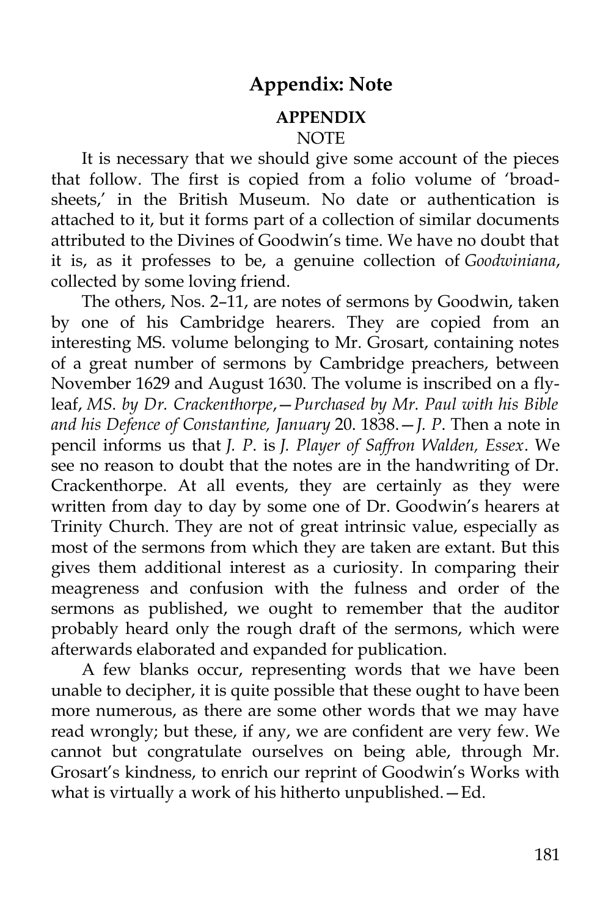## Appendix: Note

**APPENDIX**

NOTE

It is necessary that we should give some account of the pieces that follow. The first is copied from a folio volume of 'broad-sheets,' in the British Museum. No date or authentication is attached to it, but it forms part of a collection of similar documents attributed to the Divines of Goodwin's time. We have no doubt that it is, as it professes to be, a genuine collection of *Goodwiniana*, collected by some loving friend.

The others, Nos. 2–11, are notes of sermons by Goodwin, taken by one of his Cambridge hearers. They are copied from an interesting MS. volume belonging to Mr. Grosart, containing notes of a great number of sermons by Cambridge preachers, between November 1629 and August 1630. The volume is inscribed on a fly-leaf, *MS. by Dr. Crackenthorpe,—Purchased by Mr. Paul with his Bible and his Defence of Constantine, January* 20. 1838.—*J. P*. Then a note in pencil informs us that *J. P*. is *J. Player of Saffron Walden, Essex*. We see no reason to doubt that the notes are in the handwriting of Dr. Crackenthorpe. At all events, they are certainly as they were written from day to day by some one of Dr. Goodwin's hearers at Trinity Church. They are not of great intrinsic value, especially as most of the sermons from which they are taken are extant. But this gives them additional interest as a curiosity. In comparing their meagreness and confusion with the fulness and order of the sermons as published, we ought to remember that the auditor probably heard only the rough draft of the sermons, which were afterwards elaborated and expanded for publication.

A few blanks occur, representing words that we have been unable to decipher, it is quite possible that these ought to have been more numerous, as there are some other words that we may have read wrongly; but these, if any, we are confident are very few. We cannot but congratulate ourselves on being able, through Mr. Grosart's kindness, to enrich our reprint of Goodwin's Works with what is virtually a work of his hitherto unpublished.—Ed.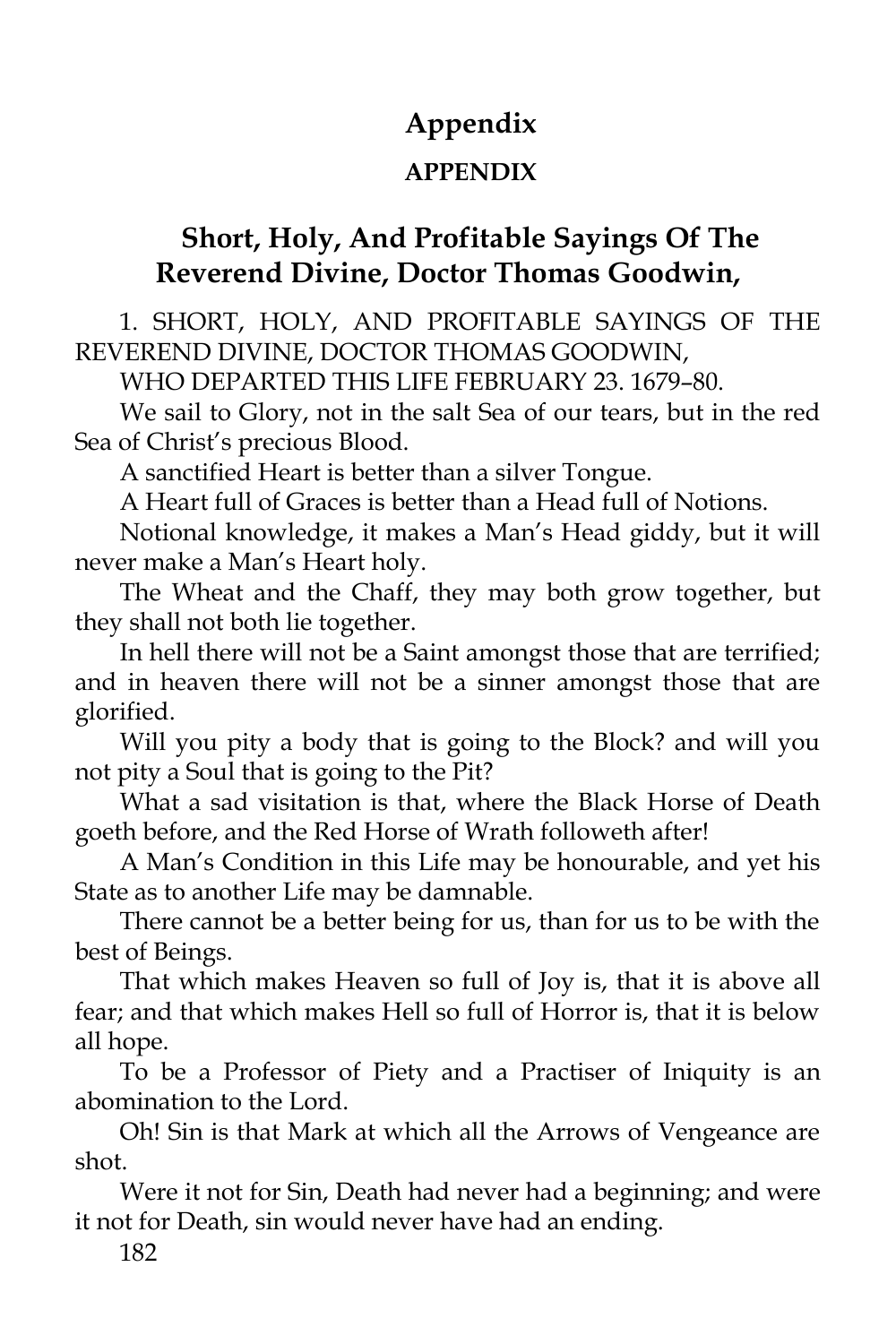# Appendix

## APPENDIX

## Short, Holy, And Profitable Sayings Of The Reverend Divine, Doctor Thomas Goodwin,

1. SHORT, HOLY, AND PROFITABLE SAYINGS OF THE REVEREND DIVINE, DOCTOR THOMAS GOODWIN,

WHO DEPARTED THIS LIFE FEBRUARY 23. 1679–80.

We sail to Glory, not in the salt Sea of our tears, but in the red Sea of Christ's precious Blood.

A sanctified Heart is better than a silver Tongue.

A Heart full of Graces is better than a Head full of Notions.

Notional knowledge, it makes a Man's Head giddy, but it will never make a Man's Heart holy.

The Wheat and the Chaff, they may both grow together, but they shall not both lie together.

In hell there will not be a Saint amongst those that are terrified; and in heaven there will not be a sinner amongst those that are glorified.

Will you pity a body that is going to the Block? and will you not pity a Soul that is going to the Pit?

What a sad visitation is that, where the Black Horse of Death goeth before, and the Red Horse of Wrath followeth after!

A Man's Condition in this Life may be honourable, and yet his State as to another Life may be damnable.

There cannot be a better being for us, than for us to be with the best of Beings.

That which makes Heaven so full of Joy is, that it is above all fear; and that which makes Hell so full of Horror is, that it is below all hope.

To be a Professor of Piety and a Practiser of Iniquity is an abomination to the Lord.

Oh! Sin is that Mark at which all the Arrows of Vengeance are shot.

Were it not for Sin, Death had never had a beginning; and were it not for Death, sin would never have had an ending.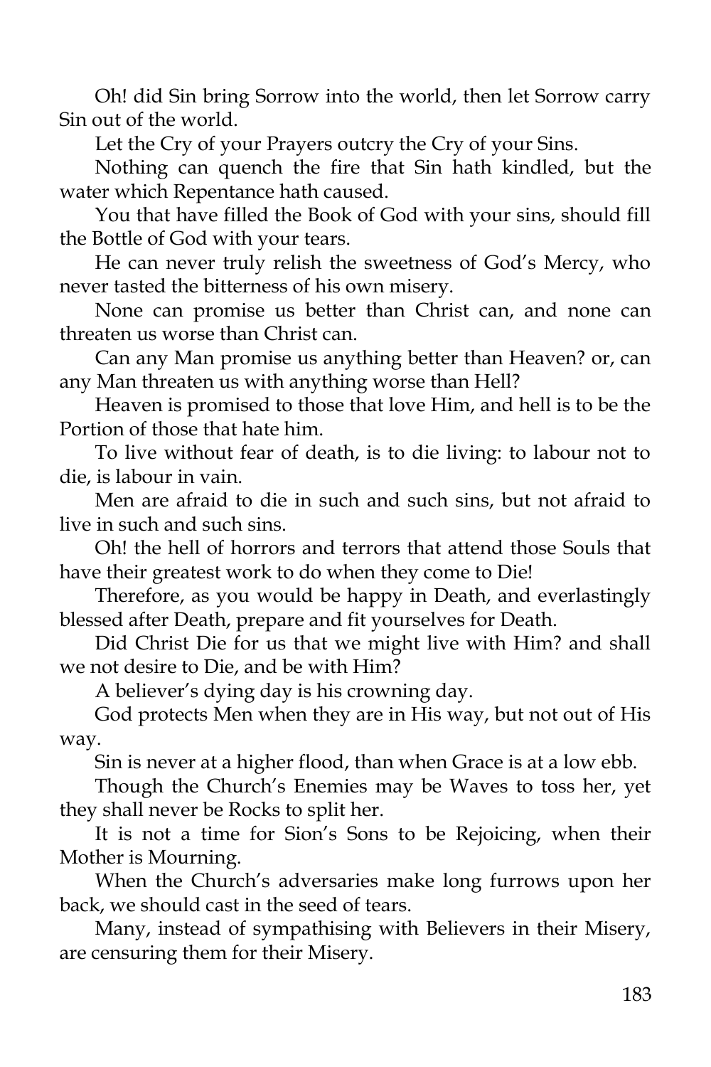Oh! did Sin bring Sorrow into the world, then let Sorrow carry Sin out of the world.

Let the Cry of your Prayers outcry the Cry of your Sins.

Nothing can quench the fire that Sin hath kindled, but the water which Repentance hath caused.

You that have filled the Book of God with your sins, should fill the Bottle of God with your tears.

He can never truly relish the sweetness of God's Mercy, who never tasted the bitterness of his own misery.

None can promise us better than Christ can, and none can threaten us worse than Christ can.

Can any Man promise us anything better than Heaven? or, can any Man threaten us with anything worse than Hell?

Heaven is promised to those that love Him, and hell is to be the Portion of those that hate him.

To live without fear of death, is to die living: to labour not to die, is labour in vain.

Men are afraid to die in such and such sins, but not afraid to live in such and such sins.

Oh! the hell of horrors and terrors that attend those Souls that have their greatest work to do when they come to Die!

Therefore, as you would be happy in Death, and everlastingly blessed after Death, prepare and fit yourselves for Death.

Did Christ Die for us that we might live with Him? and shall we not desire to Die, and be with Him?

A believer's dying day is his crowning day.

God protects Men when they are in His way, but not out of His way.

Sin is never at a higher flood, than when Grace is at a low ebb.

Though the Church's Enemies may be Waves to toss her, yet they shall never be Rocks to split her.

It is not a time for Sion's Sons to be Rejoicing, when their Mother is Mourning.

When the Church's adversaries make long furrows upon her back, we should cast in the seed of tears.

Many, instead of sympathising with Believers in their Misery, are censuring them for their Misery.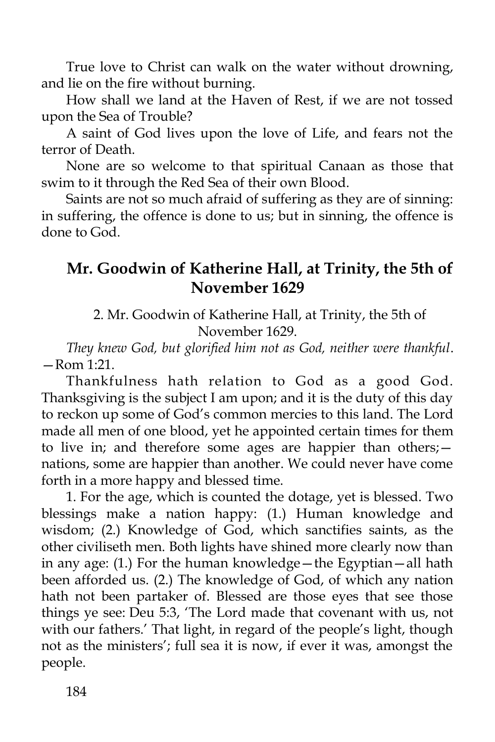True love to Christ can walk on the water without drowning, and lie on the fire without burning.

How shall we land at the Haven of Rest, if we are not tossed upon the Sea of Trouble?

A saint of God lives upon the love of Life, and fears not the terror of Death.

None are so welcome to that spiritual Canaan as those that swim to it through the Red Sea of their own Blood.

Saints are not so much afraid of suffering as they are of sinning: in suffering, the offence is done to us; but in sinning, the offence is done to God.

## Mr. Goodwin of Katherine Hall, at Trinity, the 5th of November 1629

2. Mr. Goodwin of Katherine Hall, at Trinity, the 5th of November 1629.

*They knew God, but glorified him not as God, neither were thankful*. —Rom 1:21.

Thankfulness hath relation to God as a good God. Thanksgiving is the subject I am upon; and it is the duty of this day to reckon up some of God's common mercies to this land. The Lord made all men of one blood, yet he appointed certain times for them to live in; and therefore some ages are happier than others;—nations, some are happier than another. We could never have come forth in a more happy and blessed time.

1. For the age, which is counted the dotage, yet is blessed. Two blessings make a nation happy: (1.) Human knowledge and wisdom; (2.) Knowledge of God, which sanctifies saints, as the other civiliseth men. Both lights have shined more clearly now than in any age: (1.) For the human knowledge—the Egyptian—all hath been afforded us. (2.) The knowledge of God, of which any nation hath not been partaker of. Blessed are those eyes that see those things ye see: Deu 5:3, 'The Lord made that covenant with us, not with our fathers.' That light, in regard of the people's light, though not as the ministers'; full sea it is now, if ever it was, amongst the people.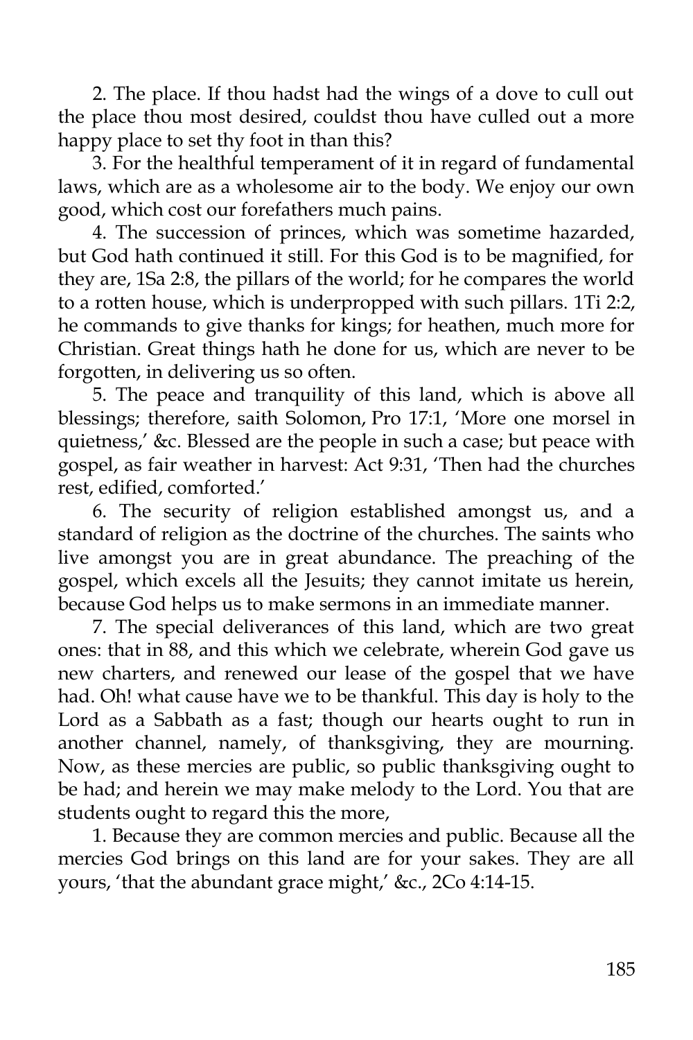2. The place. If thou hadst had the wings of a dove to cull out the place thou most desired, couldst thou have culled out a more happy place to set thy foot in than this?

3. For the healthful temperament of it in regard of fundamental laws, which are as a wholesome air to the body. We enjoy our own good, which cost our forefathers much pains.

4. The succession of princes, which was sometime hazarded, but God hath continued it still. For this God is to be magnified, for they are, 1Sa 2:8, the pillars of the world; for he compares the world to a rotten house, which is underpropped with such pillars. 1Ti 2:2, he commands to give thanks for kings; for heathen, much more for Christian. Great things hath he done for us, which are never to be forgotten, in delivering us so often.

5. The peace and tranquility of this land, which is above all blessings; therefore, saith Solomon, Pro 17:1, 'More one morsel in quietness,' &c. Blessed are the people in such a case; but peace with gospel, as fair weather in harvest: Act 9:31, 'Then had the churches rest, edified, comforted.'

6. The security of religion established amongst us, and a standard of religion as the doctrine of the churches. The saints who live amongst you are in great abundance. The preaching of the gospel, which excels all the Jesuits; they cannot imitate us herein, because God helps us to make sermons in an immediate manner.

7. The special deliverances of this land, which are two great ones: that in 88, and this which we celebrate, wherein God gave us new charters, and renewed our lease of the gospel that we have had. Oh! what cause have we to be thankful. This day is holy to the Lord as a Sabbath as a fast; though our hearts ought to run in another channel, namely, of thanksgiving, they are mourning. Now, as these mercies are public, so public thanksgiving ought to be had; and herein we may make melody to the Lord. You that are students ought to regard this the more,

1. Because they are common mercies and public. Because all the mercies God brings on this land are for your sakes. They are all yours, 'that the abundant grace might,' &c., 2Co 4:14-15.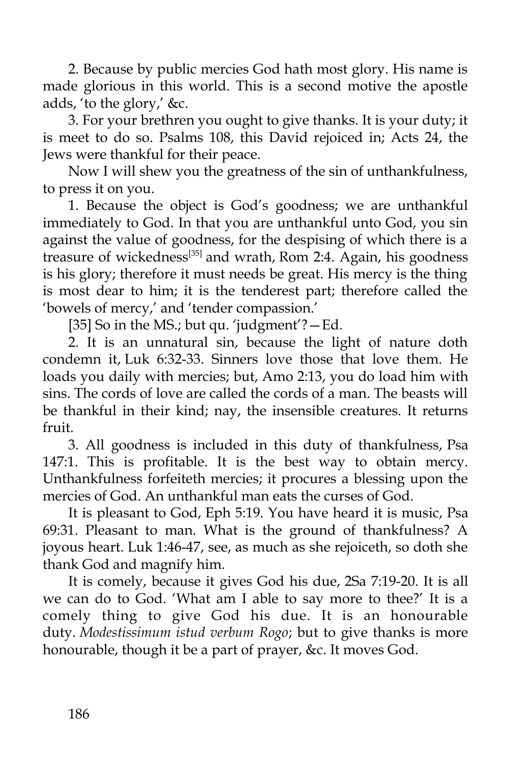2. Because by public mercies God hath most glory. His name is made glorious in this world. This is a second motive the apostle adds, 'to the glory,' &c.

3. For your brethren you ought to give thanks. It is your duty; it is meet to do so. Psalms 108, this David rejoiced in; Acts 24, the Jews were thankful for their peace.

Now I will shew you the greatness of the sin of unthankfulness, to press it on you.

1. Because the object is God's goodness; we are unthankful immediately to God. In that you are unthankful unto God, you sin against the value of goodness, for the despising of which there is a treasure of wickedness[35] and wrath, Rom 2:4. Again, his goodness is his glory; therefore it must needs be great. His mercy is the thing is most dear to him; it is the tenderest part; therefore called the 'bowels of mercy,' and 'tender compassion.'

[35] So in the MS.; but qu. 'judgment'?—Ed.

2. It is an unnatural sin, because the light of nature doth condemn it, Luk 6:32-33. Sinners love those that love them. He loads you daily with mercies; but, Amo 2:13, you do load him with sins. The cords of love are called the cords of a man. The beasts will be thankful in their kind; nay, the insensible creatures. It returns fruit.

3. All goodness is included in this duty of thankfulness, Psa 147:1. This is profitable. It is the best way to obtain mercy. Unthankfulness forfeiteth mercies; it procures a blessing upon the mercies of God. An unthankful man eats the curses of God.

It is pleasant to God, Eph 5:19. You have heard it is music, Psa 69:31. Pleasant to man. What is the ground of thankfulness? A joyous heart. Luk 1:46-47, see, as much as she rejoiceth, so doth she thank God and magnify him.

It is comely, because it gives God his due, 2Sa 7:19-20. It is all we can do to God. 'What am I able to say more to thee?' It is a comely thing to give God his due. It is an honourable duty. *Modestissimum istud verbum Rogo*; but to give thanks is more honourable, though it be a part of prayer, &c. It moves God.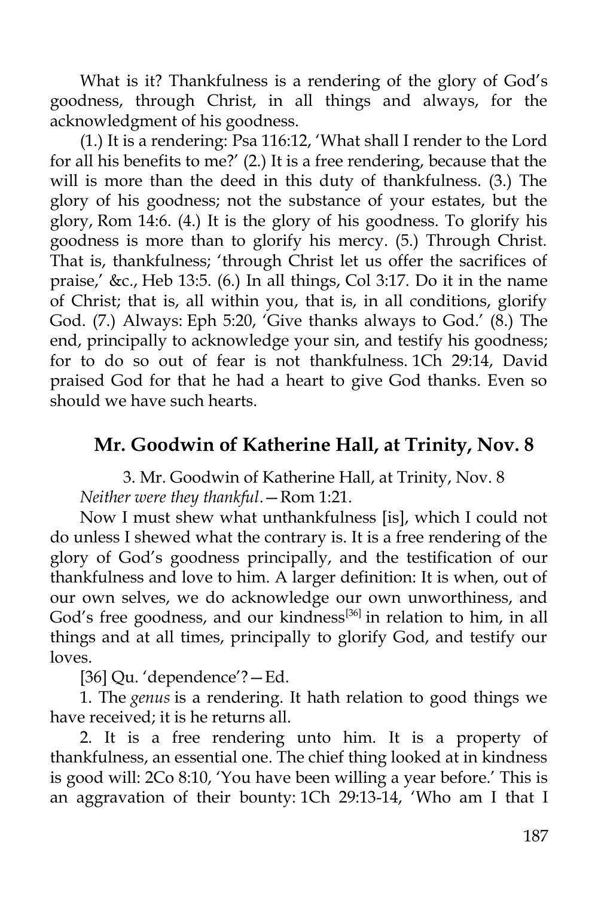What is it? Thankfulness is a rendering of the glory of God's goodness, through Christ, in all things and always, for the acknowledgment of his goodness.

(1.) It is a rendering: Psa 116:12, 'What shall I render to the Lord for all his benefits to me?' (2.) It is a free rendering, because that the will is more than the deed in this duty of thankfulness. (3.) The glory of his goodness; not the substance of your estates, but the glory, Rom 14:6. (4.) It is the glory of his goodness. To glorify his goodness is more than to glorify his mercy. (5.) Through Christ. That is, thankfulness; 'through Christ let us offer the sacrifices of praise,' &c., Heb 13:5. (6.) In all things, Col 3:17. Do it in the name of Christ; that is, all within you, that is, in all conditions, glorify God. (7.) Always: Eph 5:20, 'Give thanks always to God.' (8.) The end, principally to acknowledge your sin, and testify his goodness; for to do so out of fear is not thankfulness. 1Ch 29:14, David praised God for that he had a heart to give God thanks. Even so should we have such hearts.

## Mr. Goodwin of Katherine Hall, at Trinity, Nov. 8

3. Mr. Goodwin of Katherine Hall, at Trinity, Nov. 8

*Neither were they thankful*.—Rom 1:21.

Now I must shew what unthankfulness [is], which I could not do unless I shewed what the contrary is. It is a free rendering of the glory of God's goodness principally, and the testification of our thankfulness and love to him. A larger definition: It is when, out of our own selves, we do acknowledge our own unworthiness, and God's free goodness, and our kindness[36] in relation to him, in all things and at all times, principally to glorify God, and testify our loves.

[36] Qu. 'dependence'?—Ed.

1. The *genus* is a rendering. It hath relation to good things we have received; it is he returns all.

2. It is a free rendering unto him. It is a property of thankfulness, an essential one. The chief thing looked at in kindness is good will: 2Co 8:10, 'You have been willing a year before.' This is an aggravation of their bounty: 1Ch 29:13-14, 'Who am I that I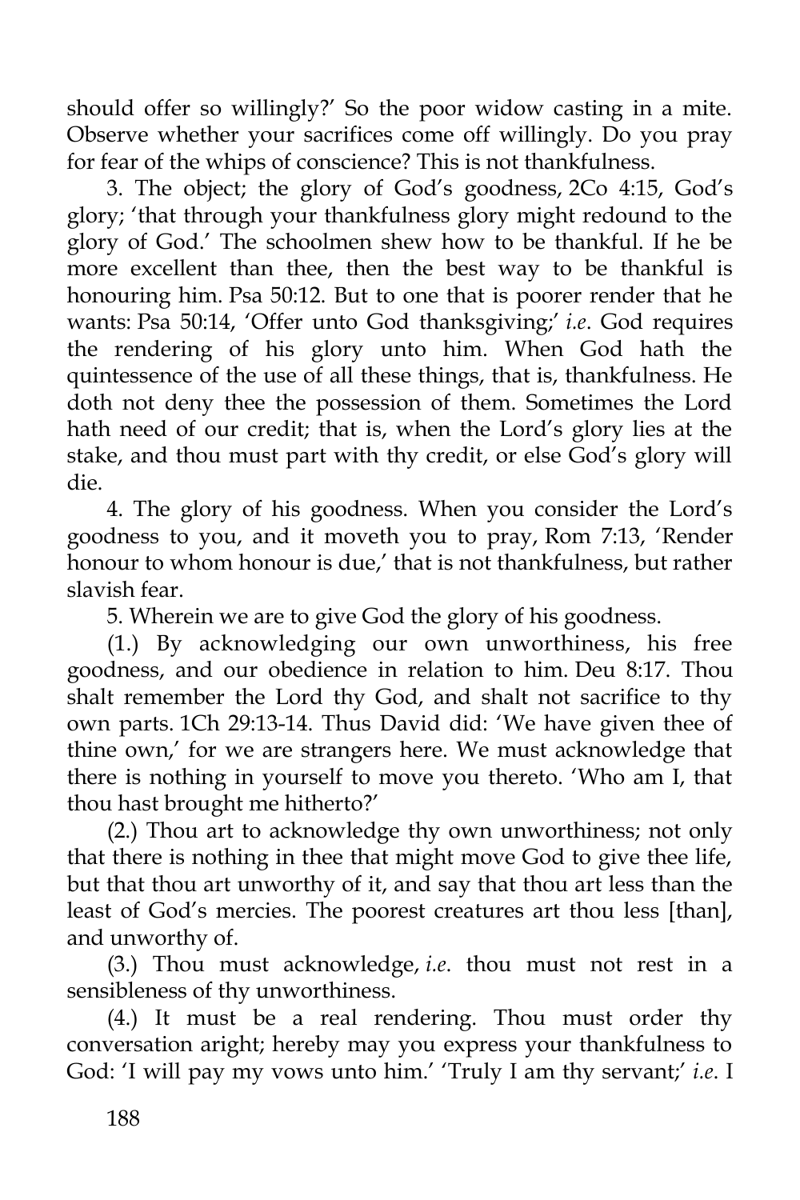should offer so willingly?' So the poor widow casting in a mite. Observe whether your sacrifices come off willingly. Do you pray for fear of the whips of conscience? This is not thankfulness.

3. The object; the glory of God's goodness, 2Co 4:15, God's glory; 'that through your thankfulness glory might redound to the glory of God.' The schoolmen shew how to be thankful. If he be more excellent than thee, then the best way to be thankful is honouring him. Psa 50:12. But to one that is poorer render that he wants: Psa 50:14, 'Offer unto God thanksgiving;' *i.e.* God requires the rendering of his glory unto him. When God hath the quintessence of the use of all these things, that is, thankfulness. He doth not deny thee the possession of them. Sometimes the Lord hath need of our credit; that is, when the Lord's glory lies at the stake, and thou must part with thy credit, or else God's glory will die.

4. The glory of his goodness. When you consider the Lord's goodness to you, and it moveth you to pray, Rom 7:13, 'Render honour to whom honour is due,' that is not thankfulness, but rather slavish fear.

5. Wherein we are to give God the glory of his goodness.

(1.) By acknowledging our own unworthiness, his free goodness, and our obedience in relation to him. Deu 8:17. Thou shalt remember the Lord thy God, and shalt not sacrifice to thy own parts. 1Ch 29:13-14. Thus David did: 'We have given thee of thine own,' for we are strangers here. We must acknowledge that there is nothing in yourself to move you thereto. 'Who am I, that thou hast brought me hitherto?'

(2.) Thou art to acknowledge thy own unworthiness; not only that there is nothing in thee that might move God to give thee life, but that thou art unworthy of it, and say that thou art less than the least of God's mercies. The poorest creatures art thou less [than], and unworthy of.

(3.) Thou must acknowledge, *i.e.* thou must not rest in a sensibleness of thy unworthiness.

(4.) It must be a real rendering. Thou must order thy conversation aright; hereby may you express your thankfulness to God: 'I will pay my vows unto him.' 'Truly I am thy servant;' *i.e.* I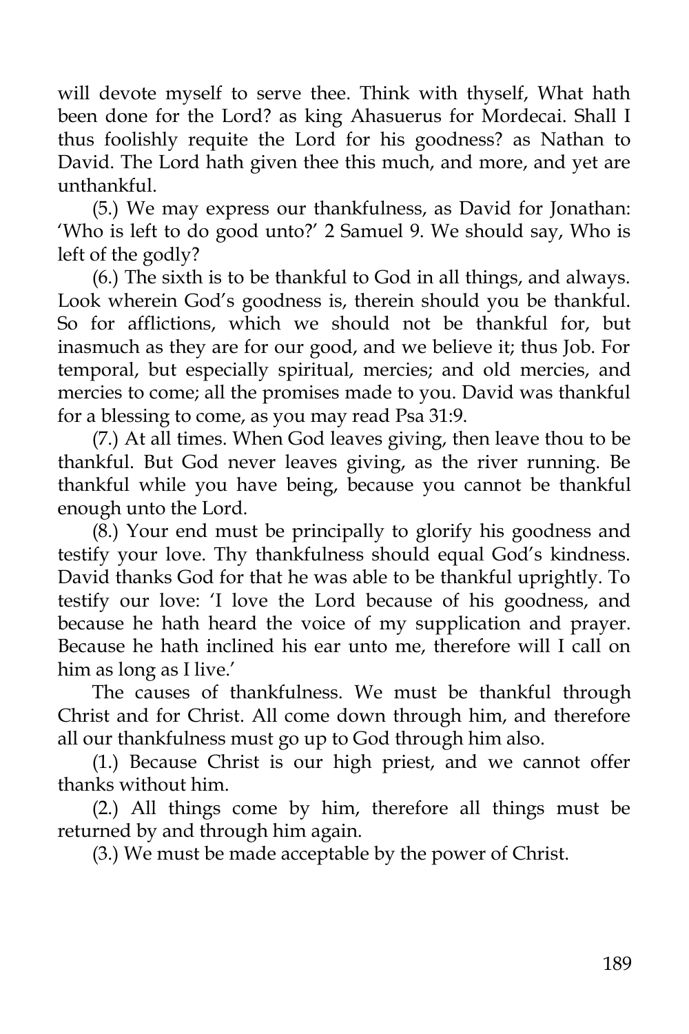will devote myself to serve thee. Think with thyself, What hath been done for the Lord? as king Ahasuerus for Mordecai. Shall I thus foolishly requite the Lord for his goodness? as Nathan to David. The Lord hath given thee this much, and more, and yet are unthankful.

(5.) We may express our thankfulness, as David for Jonathan: 'Who is left to do good unto?' 2 Samuel 9. We should say, Who is left of the godly?

(6.) The sixth is to be thankful to God in all things, and always. Look wherein God's goodness is, therein should you be thankful. So for afflictions, which we should not be thankful for, but inasmuch as they are for our good, and we believe it; thus Job. For temporal, but especially spiritual, mercies; and old mercies, and mercies to come; all the promises made to you. David was thankful for a blessing to come, as you may read Psa 31:9.

(7.) At all times. When God leaves giving, then leave thou to be thankful. But God never leaves giving, as the river running. Be thankful while you have being, because you cannot be thankful enough unto the Lord.

(8.) Your end must be principally to glorify his goodness and testify your love. Thy thankfulness should equal God's kindness. David thanks God for that he was able to be thankful uprightly. To testify our love: 'I love the Lord because of his goodness, and because he hath heard the voice of my supplication and prayer. Because he hath inclined his ear unto me, therefore will I call on him as long as I live.'

The causes of thankfulness. We must be thankful through Christ and for Christ. All come down through him, and therefore all our thankfulness must go up to God through him also.

(1.) Because Christ is our high priest, and we cannot offer thanks without him.

(2.) All things come by him, therefore all things must be returned by and through him again.

(3.) We must be made acceptable by the power of Christ.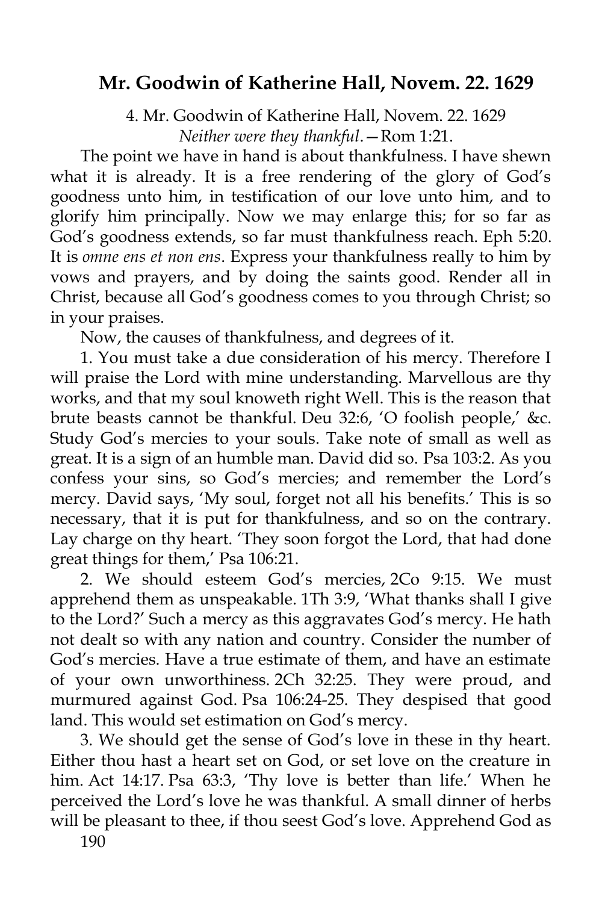## Mr. Goodwin of Katherine Hall, Novem. 22. 1629

4. Mr. Goodwin of Katherine Hall, Novem. 22. 1629
*Neither were they thankful*.—Rom 1:21.

The point we have in hand is about thankfulness. I have shewn what it is already. It is a free rendering of the glory of God's goodness unto him, in testification of our love unto him, and to glorify him principally. Now we may enlarge this; for so far as God's goodness extends, so far must thankfulness reach. Eph 5:20. It is *omne ens et non ens*. Express your thankfulness really to him by vows and prayers, and by doing the saints good. Render all in Christ, because all God's goodness comes to you through Christ; so in your praises.

Now, the causes of thankfulness, and degrees of it.

1. You must take a due consideration of his mercy. Therefore I will praise the Lord with mine understanding. Marvellous are thy works, and that my soul knoweth right Well. This is the reason that brute beasts cannot be thankful. Deu 32:6, 'O foolish people,' &c. Study God's mercies to your souls. Take note of small as well as great. It is a sign of an humble man. David did so. Psa 103:2. As you confess your sins, so God's mercies; and remember the Lord's mercy. David says, 'My soul, forget not all his benefits.' This is so necessary, that it is put for thankfulness, and so on the contrary. Lay charge on thy heart. 'They soon forgot the Lord, that had done great things for them,' Psa 106:21.

2. We should esteem God's mercies, 2Co 9:15. We must apprehend them as unspeakable. 1Th 3:9, 'What thanks shall I give to the Lord?' Such a mercy as this aggravates God's mercy. He hath not dealt so with any nation and country. Consider the number of God's mercies. Have a true estimate of them, and have an estimate of your own unworthiness. 2Ch 32:25. They were proud, and murmured against God. Psa 106:24-25. They despised that good land. This would set estimation on God's mercy.

3. We should get the sense of God's love in these in thy heart. Either thou hast a heart set on God, or set love on the creature in him. Act 14:17. Psa 63:3, 'Thy love is better than life.' When he perceived the Lord's love he was thankful. A small dinner of herbs will be pleasant to thee, if thou seest God's love. Apprehend God as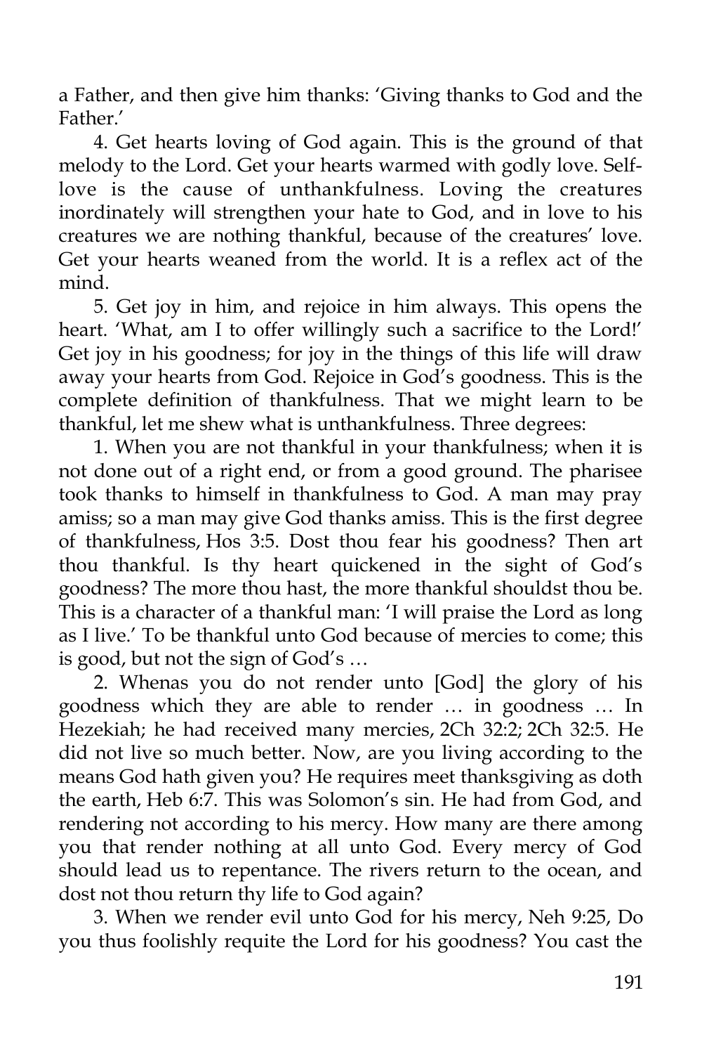a Father, and then give him thanks: 'Giving thanks to God and the Father.'

4. Get hearts loving of God again. This is the ground of that melody to the Lord. Get your hearts warmed with godly love. Self-love is the cause of unthankfulness. Loving the creatures inordinately will strengthen your hate to God, and in love to his creatures we are nothing thankful, because of the creatures' love. Get your hearts weaned from the world. It is a reflex act of the mind.

5. Get joy in him, and rejoice in him always. This opens the heart. 'What, am I to offer willingly such a sacrifice to the Lord!' Get joy in his goodness; for joy in the things of this life will draw away your hearts from God. Rejoice in God's goodness. This is the complete definition of thankfulness. That we might learn to be thankful, let me shew what is unthankfulness. Three degrees:

1. When you are not thankful in your thankfulness; when it is not done out of a right end, or from a good ground. The pharisee took thanks to himself in thankfulness to God. A man may pray amiss; so a man may give God thanks amiss. This is the first degree of thankfulness, Hos 3:5. Dost thou fear his goodness? Then art thou thankful. Is thy heart quickened in the sight of God's goodness? The more thou hast, the more thankful shouldst thou be. This is a character of a thankful man: 'I will praise the Lord as long as I live.' To be thankful unto God because of mercies to come; this is good, but not the sign of God's …

2. Whenas you do not render unto [God] the glory of his goodness which they are able to render … in goodness … In Hezekiah; he had received many mercies, 2Ch 32:2; 2Ch 32:5. He did not live so much better. Now, are you living according to the means God hath given you? He requires meet thanksgiving as doth the earth, Heb 6:7. This was Solomon's sin. He had from God, and rendering not according to his mercy. How many are there among you that render nothing at all unto God. Every mercy of God should lead us to repentance. The rivers return to the ocean, and dost not thou return thy life to God again?

3. When we render evil unto God for his mercy, Neh 9:25, Do you thus foolishly requite the Lord for his goodness? You cast the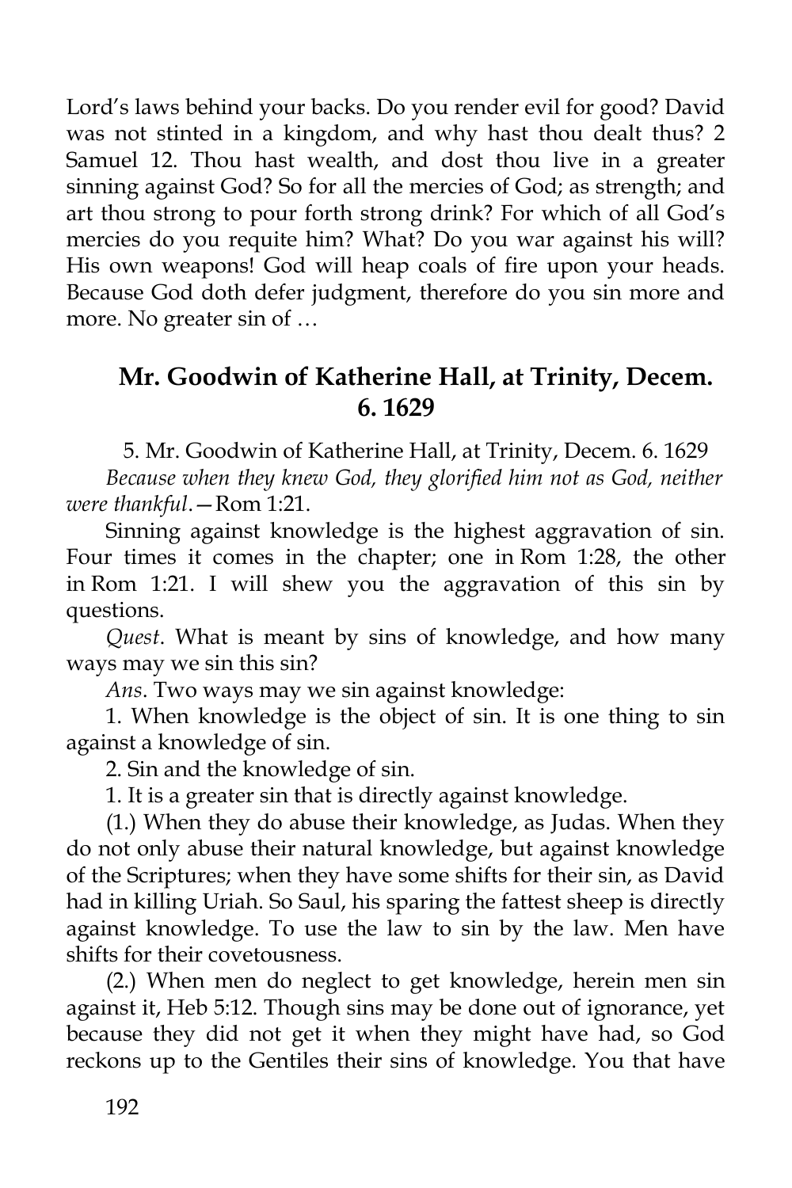Lord's laws behind your backs. Do you render evil for good? David was not stinted in a kingdom, and why hast thou dealt thus? 2 Samuel 12. Thou hast wealth, and dost thou live in a greater sinning against God? So for all the mercies of God; as strength; and art thou strong to pour forth strong drink? For which of all God's mercies do you requite him? What? Do you war against his will? His own weapons! God will heap coals of fire upon your heads. Because God doth defer judgment, therefore do you sin more and more. No greater sin of …

## Mr. Goodwin of Katherine Hall, at Trinity, Decem. 6. 1629

5. Mr. Goodwin of Katherine Hall, at Trinity, Decem. 6. 1629

*Because when they knew God, they glorified him not as God, neither were thankful*.—Rom 1:21.

Sinning against knowledge is the highest aggravation of sin. Four times it comes in the chapter; one in Rom 1:28, the other in Rom 1:21. I will shew you the aggravation of this sin by questions.

*Quest*. What is meant by sins of knowledge, and how many ways may we sin this sin?

*Ans*. Two ways may we sin against knowledge:

1. When knowledge is the object of sin. It is one thing to sin against a knowledge of sin.

2. Sin and the knowledge of sin.

1. It is a greater sin that is directly against knowledge.

(1.) When they do abuse their knowledge, as Judas. When they do not only abuse their natural knowledge, but against knowledge of the Scriptures; when they have some shifts for their sin, as David had in killing Uriah. So Saul, his sparing the fattest sheep is directly against knowledge. To use the law to sin by the law. Men have shifts for their covetousness.

(2.) When men do neglect to get knowledge, herein men sin against it, Heb 5:12. Though sins may be done out of ignorance, yet because they did not get it when they might have had, so God reckons up to the Gentiles their sins of knowledge. You that have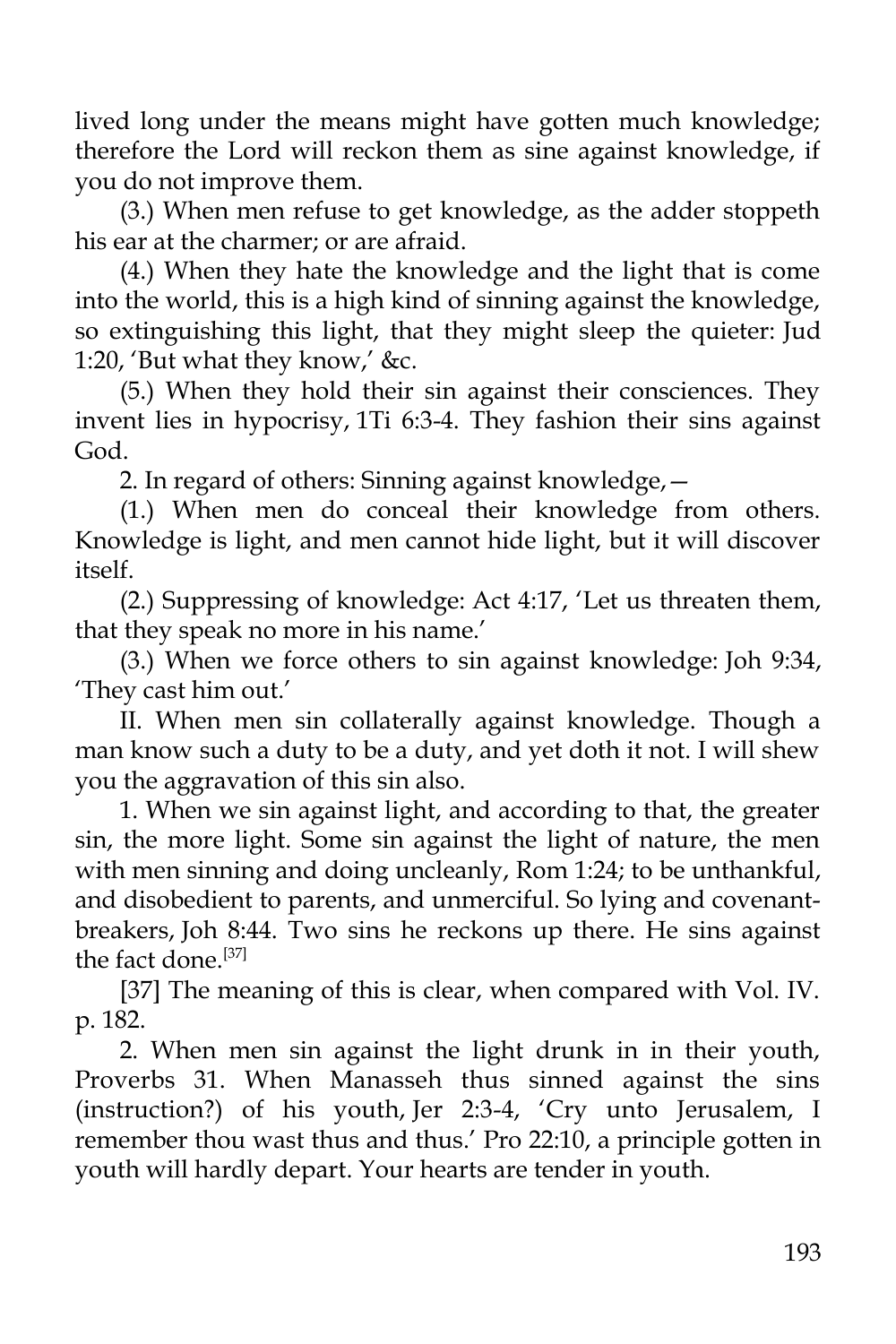lived long under the means might have gotten much knowledge; therefore the Lord will reckon them as sine against knowledge, if you do not improve them.

(3.) When men refuse to get knowledge, as the adder stoppeth his ear at the charmer; or are afraid.

(4.) When they hate the knowledge and the light that is come into the world, this is a high kind of sinning against the knowledge, so extinguishing this light, that they might sleep the quieter: Jud 1:20, 'But what they know,' &c.

(5.) When they hold their sin against their consciences. They invent lies in hypocrisy, 1Ti 6:3-4. They fashion their sins against God.

2. In regard of others: Sinning against knowledge,—

(1.) When men do conceal their knowledge from others. Knowledge is light, and men cannot hide light, but it will discover itself.

(2.) Suppressing of knowledge: Act 4:17, 'Let us threaten them, that they speak no more in his name.'

(3.) When we force others to sin against knowledge: Joh 9:34, 'They cast him out.'

II. When men sin collaterally against knowledge. Though a man know such a duty to be a duty, and yet doth it not. I will shew you the aggravation of this sin also.

1. When we sin against light, and according to that, the greater sin, the more light. Some sin against the light of nature, the men with men sinning and doing uncleanly, Rom 1:24; to be unthankful, and disobedient to parents, and unmerciful. So lying and covenant-breakers, Joh 8:44. Two sins he reckons up there. He sins against the fact done.[37]

[37] The meaning of this is clear, when compared with Vol. IV. p. 182.

2. When men sin against the light drunk in in their youth, Proverbs 31. When Manasseh thus sinned against the sins (instruction?) of his youth, Jer 2:3-4, 'Cry unto Jerusalem, I remember thou wast thus and thus.' Pro 22:10, a principle gotten in youth will hardly depart. Your hearts are tender in youth.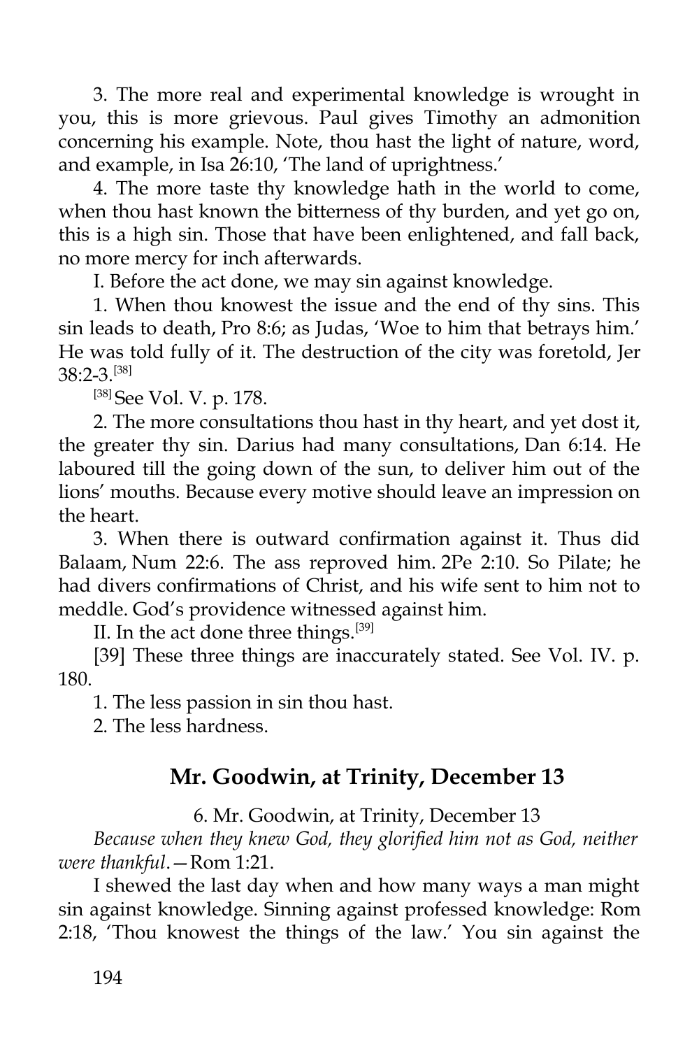3. The more real and experimental knowledge is wrought in you, this is more grievous. Paul gives Timothy an admonition concerning his example. Note, thou hast the light of nature, word, and example, in Isa 26:10, 'The land of uprightness.'

4. The more taste thy knowledge hath in the world to come, when thou hast known the bitterness of thy burden, and yet go on, this is a high sin. Those that have been enlightened, and fall back, no more mercy for inch afterwards.

I. Before the act done, we may sin against knowledge.

1. When thou knowest the issue and the end of thy sins. This sin leads to death, Pro 8:6; as Judas, 'Woe to him that betrays him.' He was told fully of it. The destruction of the city was foretold, Jer 38:2-3.[38]

[38] See Vol. V. p. 178.

2. The more consultations thou hast in thy heart, and yet dost it, the greater thy sin. Darius had many consultations, Dan 6:14. He laboured till the going down of the sun, to deliver him out of the lions' mouths. Because every motive should leave an impression on the heart.

3. When there is outward confirmation against it. Thus did Balaam, Num 22:6. The ass reproved him. 2Pe 2:10. So Pilate; he had divers confirmations of Christ, and his wife sent to him not to meddle. God's providence witnessed against him.

II. In the act done three things.[39]

[39] These three things are inaccurately stated. See Vol. IV. p. 180.

1. The less passion in sin thou hast.

2. The less hardness.

## Mr. Goodwin, at Trinity, December 13

6. Mr. Goodwin, at Trinity, December 13

*Because when they knew God, they glorified him not as God, neither were thankful*.—Rom 1:21.

I shewed the last day when and how many ways a man might sin against knowledge. Sinning against professed knowledge: Rom 2:18, 'Thou knowest the things of the law.' You sin against the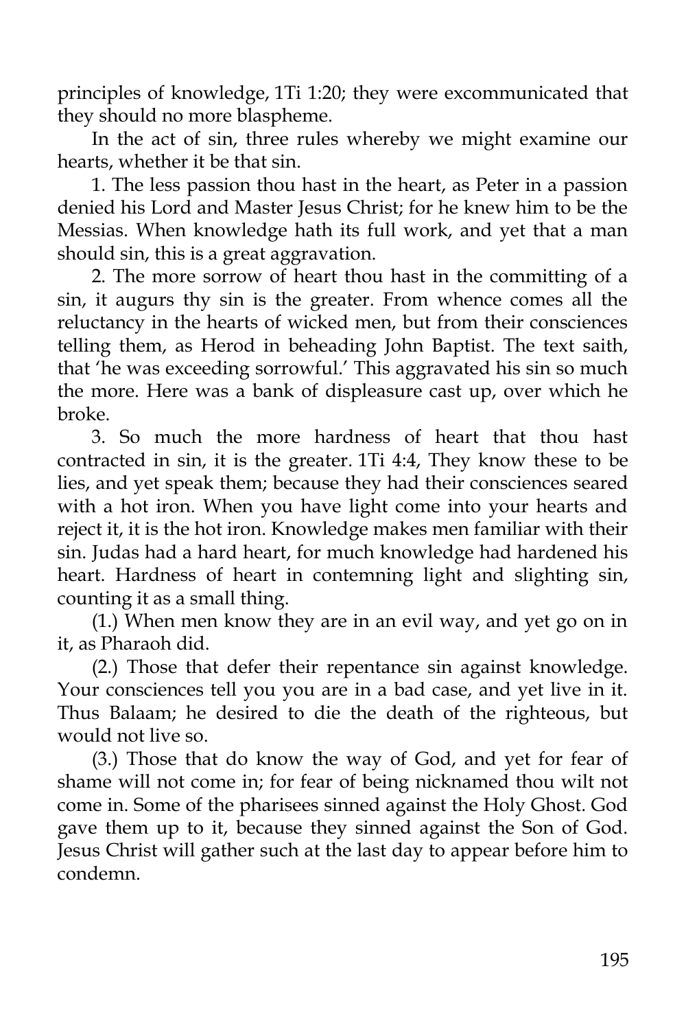principles of knowledge, 1Ti 1:20; they were excommunicated that they should no more blaspheme.

In the act of sin, three rules whereby we might examine our hearts, whether it be that sin.

1. The less passion thou hast in the heart, as Peter in a passion denied his Lord and Master Jesus Christ; for he knew him to be the Messias. When knowledge hath its full work, and yet that a man should sin, this is a great aggravation.

2. The more sorrow of heart thou hast in the committing of a sin, it augurs thy sin is the greater. From whence comes all the reluctancy in the hearts of wicked men, but from their consciences telling them, as Herod in beheading John Baptist. The text saith, that 'he was exceeding sorrowful.' This aggravated his sin so much the more. Here was a bank of displeasure cast up, over which he broke.

3. So much the more hardness of heart that thou hast contracted in sin, it is the greater. 1Ti 4:4, They know these to be lies, and yet speak them; because they had their consciences seared with a hot iron. When you have light come into your hearts and reject it, it is the hot iron. Knowledge makes men familiar with their sin. Judas had a hard heart, for much knowledge had hardened his heart. Hardness of heart in contemning light and slighting sin, counting it as a small thing.

(1.) When men know they are in an evil way, and yet go on in it, as Pharaoh did.

(2.) Those that defer their repentance sin against knowledge. Your consciences tell you you are in a bad case, and yet live in it. Thus Balaam; he desired to die the death of the righteous, but would not live so.

(3.) Those that do know the way of God, and yet for fear of shame will not come in; for fear of being nicknamed thou wilt not come in. Some of the pharisees sinned against the Holy Ghost. God gave them up to it, because they sinned against the Son of God. Jesus Christ will gather such at the last day to appear before him to condemn.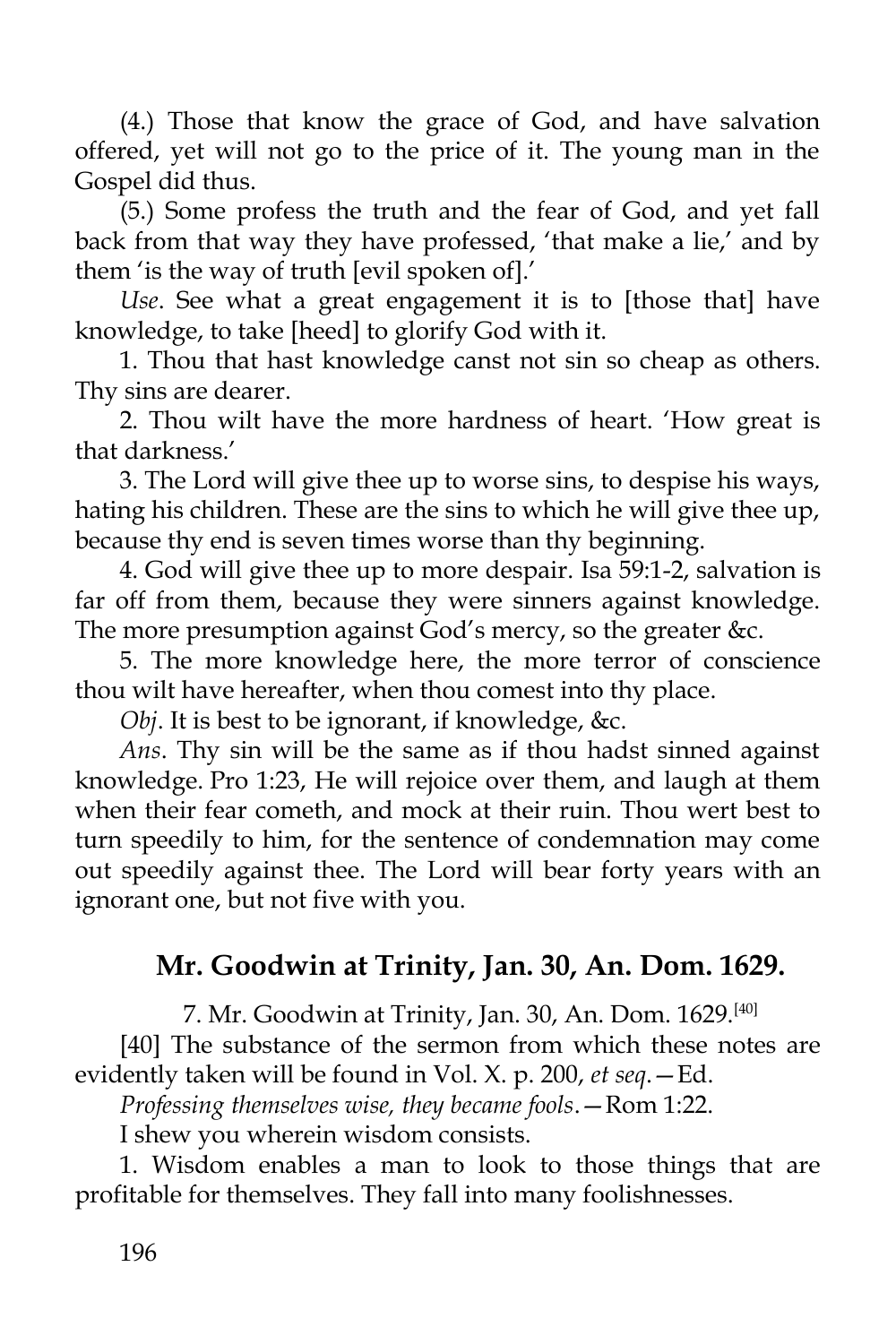(4.) Those that know the grace of God, and have salvation offered, yet will not go to the price of it. The young man in the Gospel did thus.

(5.) Some profess the truth and the fear of God, and yet fall back from that way they have professed, 'that make a lie,' and by them 'is the way of truth [evil spoken of].'

*Use*. See what a great engagement it is to [those that] have knowledge, to take [heed] to glorify God with it.

1. Thou that hast knowledge canst not sin so cheap as others. Thy sins are dearer.

2. Thou wilt have the more hardness of heart. 'How great is that darkness.'

3. The Lord will give thee up to worse sins, to despise his ways, hating his children. These are the sins to which he will give thee up, because thy end is seven times worse than thy beginning.

4. God will give thee up to more despair. Isa 59:1-2, salvation is far off from them, because they were sinners against knowledge. The more presumption against God's mercy, so the greater &c.

5. The more knowledge here, the more terror of conscience thou wilt have hereafter, when thou comest into thy place.

*Obj*. It is best to be ignorant, if knowledge, &c.

*Ans*. Thy sin will be the same as if thou hadst sinned against knowledge. Pro 1:23, He will rejoice over them, and laugh at them when their fear cometh, and mock at their ruin. Thou wert best to turn speedily to him, for the sentence of condemnation may come out speedily against thee. The Lord will bear forty years with an ignorant one, but not five with you.

## Mr. Goodwin at Trinity, Jan. 30, An. Dom. 1629.

7. Mr. Goodwin at Trinity, Jan. 30, An. Dom. 1629.[40]

[40] The substance of the sermon from which these notes are evidently taken will be found in Vol. X. p. 200, *et seq*.—Ed.

*Professing themselves wise, they became fools*.—Rom 1:22.

I shew you wherein wisdom consists.

1. Wisdom enables a man to look to those things that are profitable for themselves. They fall into many foolishnesses.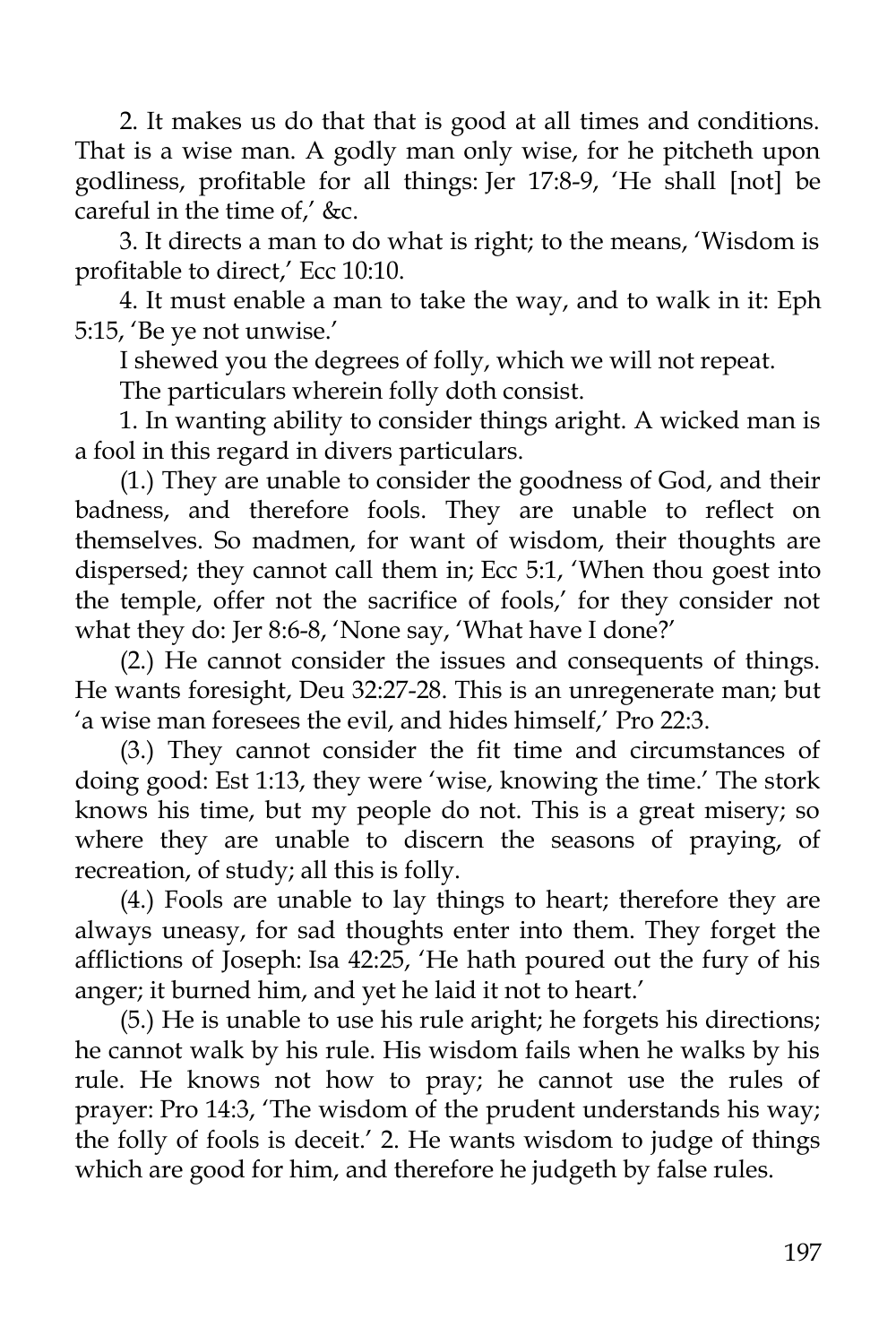2. It makes us do that that is good at all times and conditions. That is a wise man. A godly man only wise, for he pitcheth upon godliness, profitable for all things: Jer 17:8-9, 'He shall [not] be careful in the time of,' &c.

3. It directs a man to do what is right; to the means, 'Wisdom is profitable to direct,' Ecc 10:10.

4. It must enable a man to take the way, and to walk in it: Eph 5:15, 'Be ye not unwise.'

I shewed you the degrees of folly, which we will not repeat.

The particulars wherein folly doth consist.

1. In wanting ability to consider things aright. A wicked man is a fool in this regard in divers particulars.

(1.) They are unable to consider the goodness of God, and their badness, and therefore fools. They are unable to reflect on themselves. So madmen, for want of wisdom, their thoughts are dispersed; they cannot call them in; Ecc 5:1, 'When thou goest into the temple, offer not the sacrifice of fools,' for they consider not what they do: Jer 8:6-8, 'None say, 'What have I done?'

(2.) He cannot consider the issues and consequents of things. He wants foresight, Deu 32:27-28. This is an unregenerate man; but 'a wise man foresees the evil, and hides himself,' Pro 22:3.

(3.) They cannot consider the fit time and circumstances of doing good: Est 1:13, they were 'wise, knowing the time.' The stork knows his time, but my people do not. This is a great misery; so where they are unable to discern the seasons of praying, of recreation, of study; all this is folly.

(4.) Fools are unable to lay things to heart; therefore they are always uneasy, for sad thoughts enter into them. They forget the afflictions of Joseph: Isa 42:25, 'He hath poured out the fury of his anger; it burned him, and yet he laid it not to heart.'

(5.) He is unable to use his rule aright; he forgets his directions; he cannot walk by his rule. His wisdom fails when he walks by his rule. He knows not how to pray; he cannot use the rules of prayer: Pro 14:3, 'The wisdom of the prudent understands his way; the folly of fools is deceit.' 2. He wants wisdom to judge of things which are good for him, and therefore he judgeth by false rules.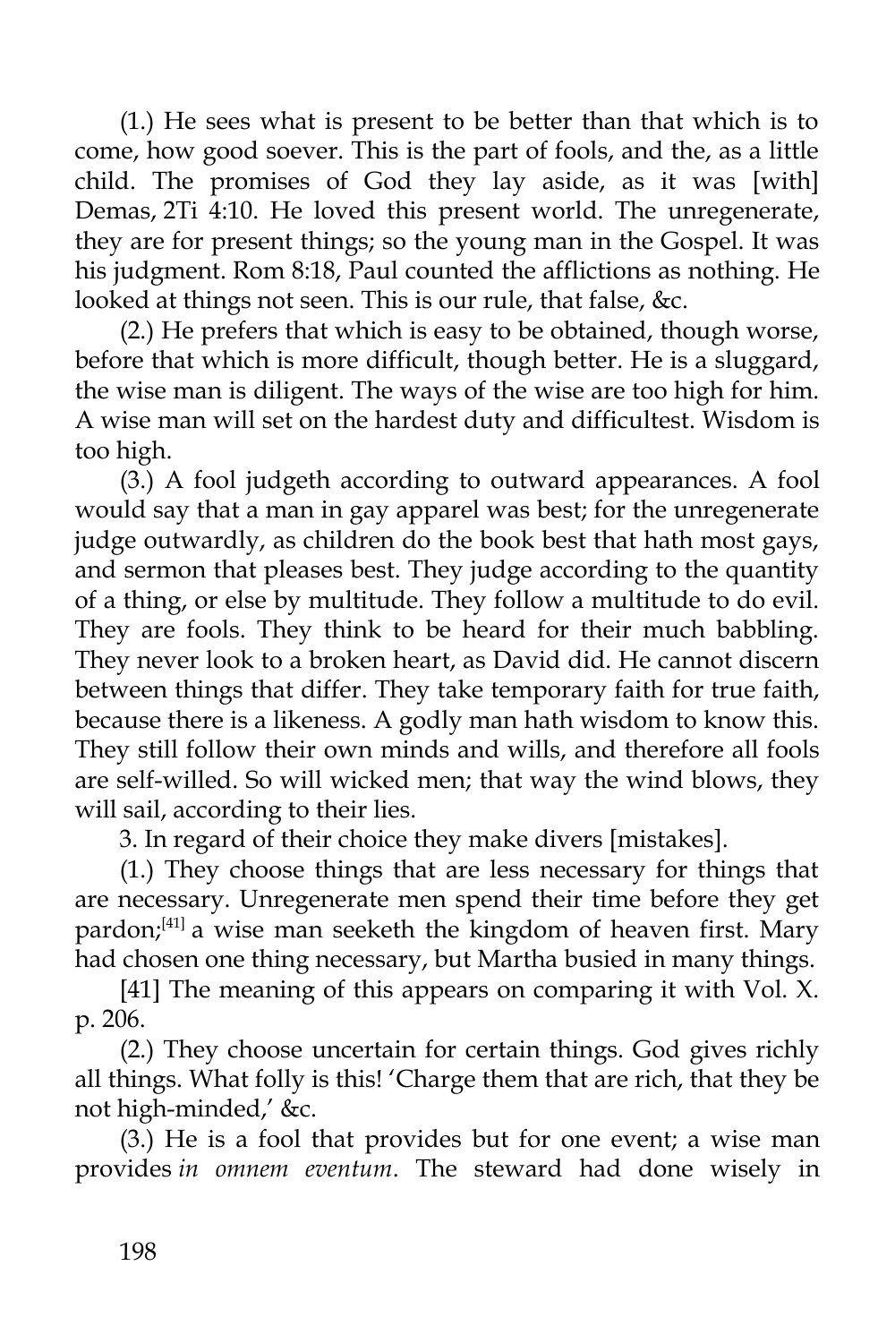(1.) He sees what is present to be better than that which is to come, how good soever. This is the part of fools, and the, as a little child. The promises of God they lay aside, as it was [with] Demas, 2Ti 4:10. He loved this present world. The unregenerate, they are for present things; so the young man in the Gospel. It was his judgment. Rom 8:18, Paul counted the afflictions as nothing. He looked at things not seen. This is our rule, that false, &c.

(2.) He prefers that which is easy to be obtained, though worse, before that which is more difficult, though better. He is a sluggard, the wise man is diligent. The ways of the wise are too high for him. A wise man will set on the hardest duty and difficultest. Wisdom is too high.

(3.) A fool judgeth according to outward appearances. A fool would say that a man in gay apparel was best; for the unregenerate judge outwardly, as children do the book best that hath most gays, and sermon that pleases best. They judge according to the quantity of a thing, or else by multitude. They follow a multitude to do evil. They are fools. They think to be heard for their much babbling. They never look to a broken heart, as David did. He cannot discern between things that differ. They take temporary faith for true faith, because there is a likeness. A godly man hath wisdom to know this. They still follow their own minds and wills, and therefore all fools are self-willed. So will wicked men; that way the wind blows, they will sail, according to their lies.

3. In regard of their choice they make divers [mistakes].

(1.) They choose things that are less necessary for things that are necessary. Unregenerate men spend their time before they get pardon;[41] a wise man seeketh the kingdom of heaven first. Mary had chosen one thing necessary, but Martha busied in many things.

[41] The meaning of this appears on comparing it with Vol. X. p. 206.

(2.) They choose uncertain for certain things. God gives richly all things. What folly is this! 'Charge them that are rich, that they be not high-minded,' &c.

(3.) He is a fool that provides but for one event; a wise man provides *in omnem eventum*. The steward had done wisely in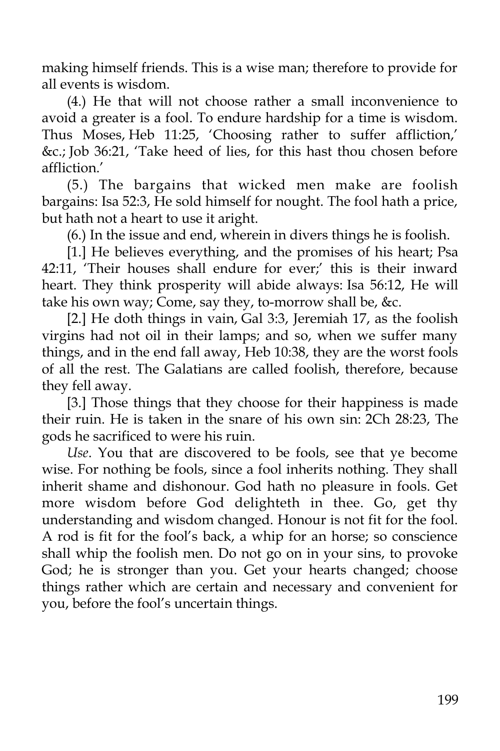making himself friends. This is a wise man; therefore to provide for all events is wisdom.

(4.) He that will not choose rather a small inconvenience to avoid a greater is a fool. To endure hardship for a time is wisdom. Thus Moses, Heb 11:25, 'Choosing rather to suffer affliction,' &c.; Job 36:21, 'Take heed of lies, for this hast thou chosen before affliction.'

(5.) The bargains that wicked men make are foolish bargains: Isa 52:3, He sold himself for nought. The fool hath a price, but hath not a heart to use it aright.

(6.) In the issue and end, wherein in divers things he is foolish.

[1.] He believes everything, and the promises of his heart; Psa 42:11, 'Their houses shall endure for ever;' this is their inward heart. They think prosperity will abide always: Isa 56:12, He will take his own way; Come, say they, to-morrow shall be, &c.

[2.] He doth things in vain, Gal 3:3, Jeremiah 17, as the foolish virgins had not oil in their lamps; and so, when we suffer many things, and in the end fall away, Heb 10:38, they are the worst fools of all the rest. The Galatians are called foolish, therefore, because they fell away.

[3.] Those things that they choose for their happiness is made their ruin. He is taken in the snare of his own sin: 2Ch 28:23, The gods he sacrificed to were his ruin.

*Use*. You that are discovered to be fools, see that ye become wise. For nothing be fools, since a fool inherits nothing. They shall inherit shame and dishonour. God hath no pleasure in fools. Get more wisdom before God delighteth in thee. Go, get thy understanding and wisdom changed. Honour is not fit for the fool. A rod is fit for the fool's back, a whip for an horse; so conscience shall whip the foolish men. Do not go on in your sins, to provoke God; he is stronger than you. Get your hearts changed; choose things rather which are certain and necessary and convenient for you, before the fool's uncertain things.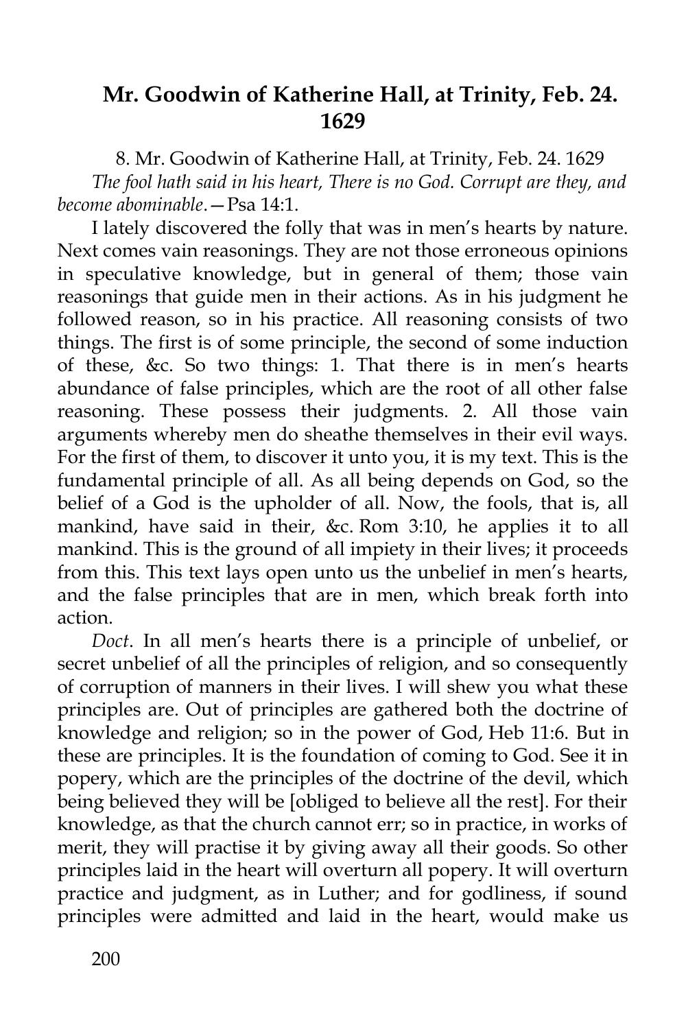## Mr. Goodwin of Katherine Hall, at Trinity, Feb. 24. 1629

8. Mr. Goodwin of Katherine Hall, at Trinity, Feb. 24. 1629

*The fool hath said in his heart, There is no God. Corrupt are they, and become abominable*.—Psa 14:1.

I lately discovered the folly that was in men's hearts by nature. Next comes vain reasonings. They are not those erroneous opinions in speculative knowledge, but in general of them; those vain reasonings that guide men in their actions. As in his judgment he followed reason, so in his practice. All reasoning consists of two things. The first is of some principle, the second of some induction of these, &c. So two things: 1. That there is in men's hearts abundance of false principles, which are the root of all other false reasoning. These possess their judgments. 2. All those vain arguments whereby men do sheathe themselves in their evil ways. For the first of them, to discover it unto you, it is my text. This is the fundamental principle of all. As all being depends on God, so the belief of a God is the upholder of all. Now, the fools, that is, all mankind, have said in their, &c. Rom 3:10, he applies it to all mankind. This is the ground of all impiety in their lives; it proceeds from this. This text lays open unto us the unbelief in men's hearts, and the false principles that are in men, which break forth into action.

*Doct*. In all men's hearts there is a principle of unbelief, or secret unbelief of all the principles of religion, and so consequently of corruption of manners in their lives. I will shew you what these principles are. Out of principles are gathered both the doctrine of knowledge and religion; so in the power of God, Heb 11:6. But in these are principles. It is the foundation of coming to God. See it in popery, which are the principles of the doctrine of the devil, which being believed they will be [obliged to believe all the rest]. For their knowledge, as that the church cannot err; so in practice, in works of merit, they will practise it by giving away all their goods. So other principles laid in the heart will overturn all popery. It will overturn practice and judgment, as in Luther; and for godliness, if sound principles were admitted and laid in the heart, would make us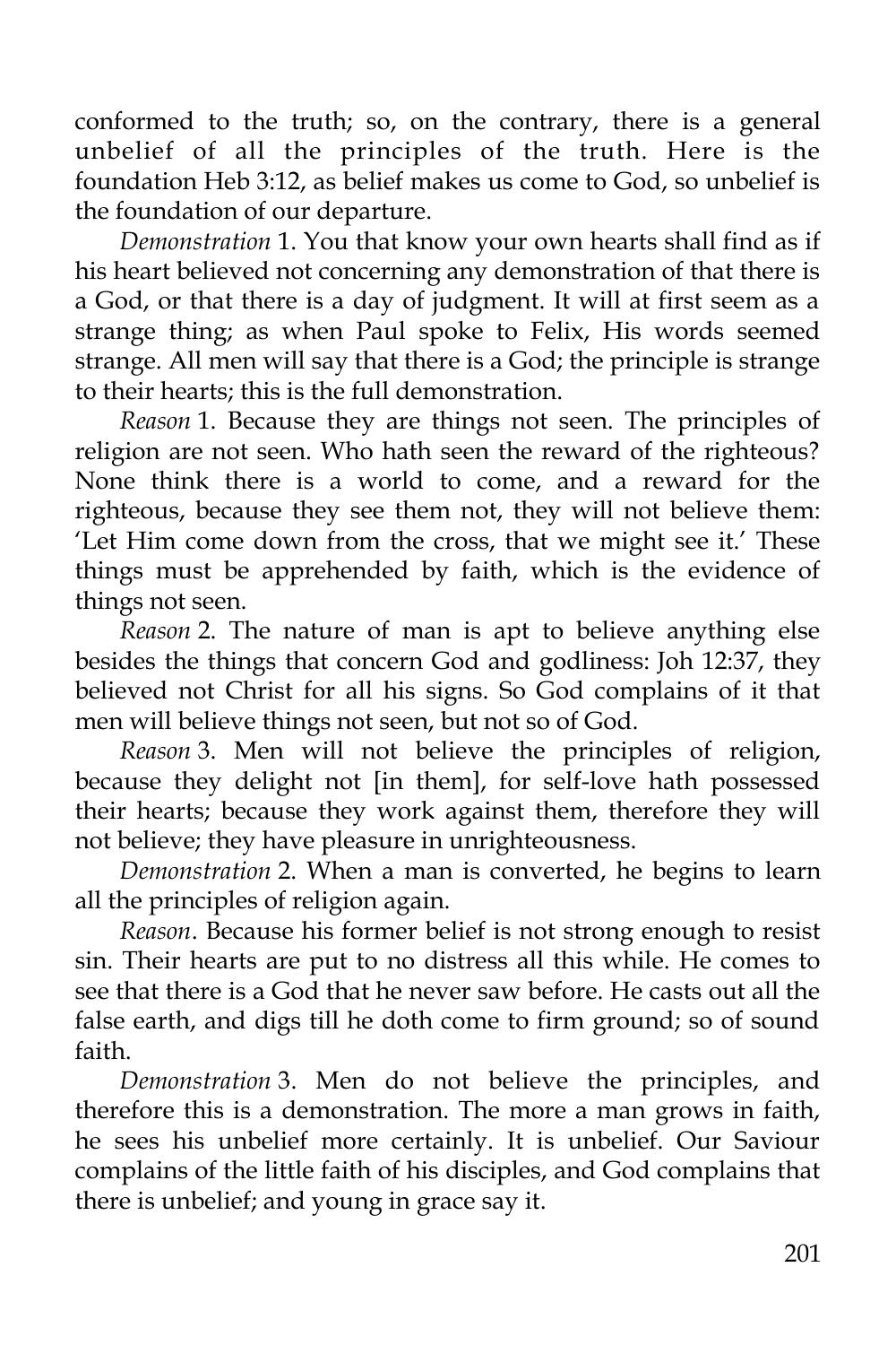conformed to the truth; so, on the contrary, there is a general unbelief of all the principles of the truth. Here is the foundation Heb 3:12, as belief makes us come to God, so unbelief is the foundation of our departure.

*Demonstration* 1. You that know your own hearts shall find as if his heart believed not concerning any demonstration of that there is a God, or that there is a day of judgment. It will at first seem as a strange thing; as when Paul spoke to Felix, His words seemed strange. All men will say that there is a God; the principle is strange to their hearts; this is the full demonstration.

*Reason* 1. Because they are things not seen. The principles of religion are not seen. Who hath seen the reward of the righteous? None think there is a world to come, and a reward for the righteous, because they see them not, they will not believe them: 'Let Him come down from the cross, that we might see it.' These things must be apprehended by faith, which is the evidence of things not seen.

*Reason* 2. The nature of man is apt to believe anything else besides the things that concern God and godliness: Joh 12:37, they believed not Christ for all his signs. So God complains of it that men will believe things not seen, but not so of God.

*Reason* 3. Men will not believe the principles of religion, because they delight not [in them], for self-love hath possessed their hearts; because they work against them, therefore they will not believe; they have pleasure in unrighteousness.

*Demonstration* 2. When a man is converted, he begins to learn all the principles of religion again.

*Reason*. Because his former belief is not strong enough to resist sin. Their hearts are put to no distress all this while. He comes to see that there is a God that he never saw before. He casts out all the false earth, and digs till he doth come to firm ground; so of sound faith.

*Demonstration* 3. Men do not believe the principles, and therefore this is a demonstration. The more a man grows in faith, he sees his unbelief more certainly. It is unbelief. Our Saviour complains of the little faith of his disciples, and God complains that there is unbelief; and young in grace say it.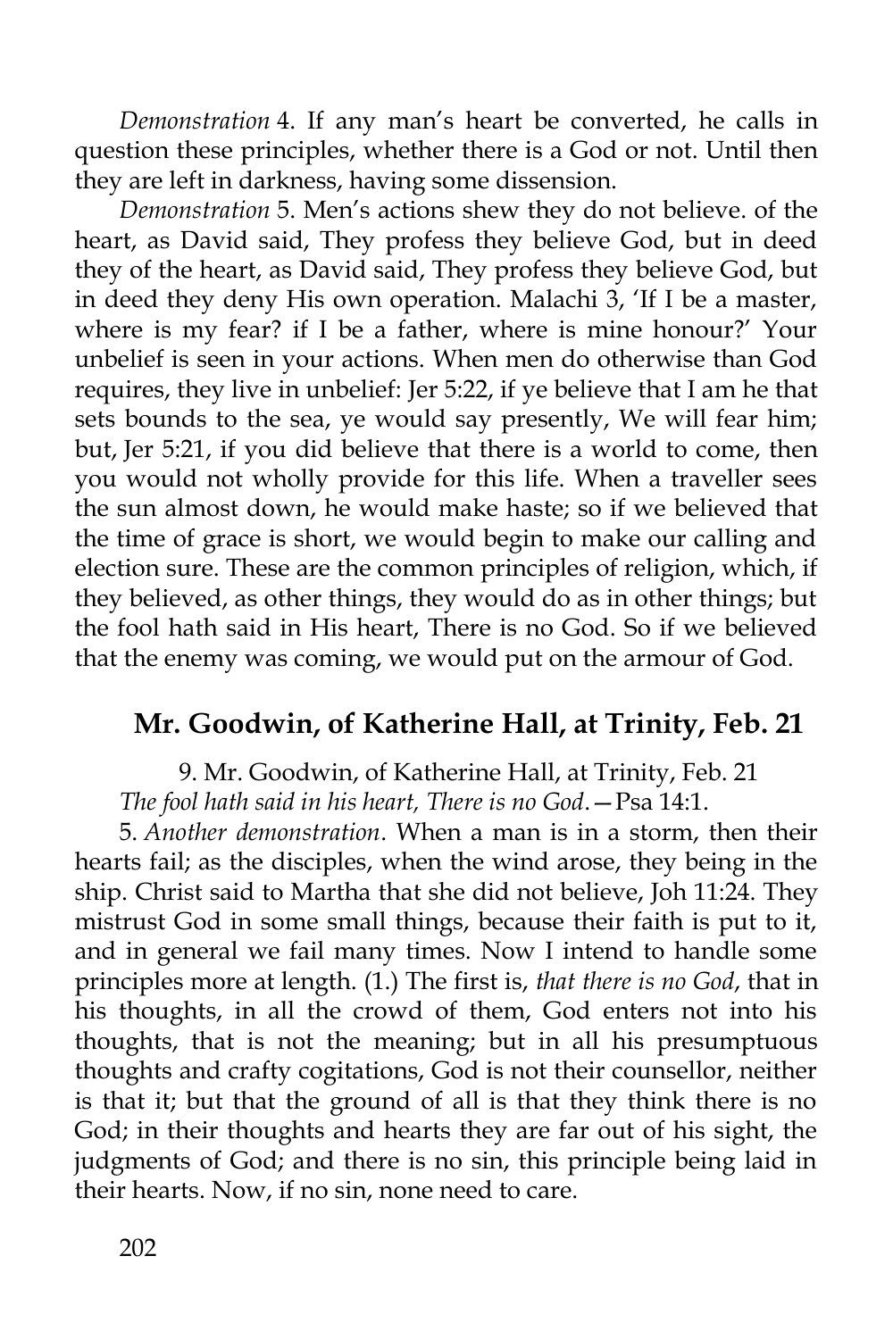*Demonstration* 4. If any man's heart be converted, he calls in question these principles, whether there is a God or not. Until then they are left in darkness, having some dissension.

*Demonstration* 5. Men's actions shew they do not believe. of the heart, as David said, They profess they believe God, but in deed they of the heart, as David said, They profess they believe God, but in deed they deny His own operation. Malachi 3, 'If I be a master, where is my fear? if I be a father, where is mine honour?' Your unbelief is seen in your actions. When men do otherwise than God requires, they live in unbelief: Jer 5:22, if ye believe that I am he that sets bounds to the sea, ye would say presently, We will fear him; but, Jer 5:21, if you did believe that there is a world to come, then you would not wholly provide for this life. When a traveller sees the sun almost down, he would make haste; so if we believed that the time of grace is short, we would begin to make our calling and election sure. These are the common principles of religion, which, if they believed, as other things, they would do as in other things; but the fool hath said in His heart, There is no God. So if we believed that the enemy was coming, we would put on the armour of God.

## Mr. Goodwin, of Katherine Hall, at Trinity, Feb. 21

9. Mr. Goodwin, of Katherine Hall, at Trinity, Feb. 21

*The fool hath said in his heart, There is no God*.—Psa 14:1.

5. *Another demonstration*. When a man is in a storm, then their hearts fail; as the disciples, when the wind arose, they being in the ship. Christ said to Martha that she did not believe, Joh 11:24. They mistrust God in some small things, because their faith is put to it, and in general we fail many times. Now I intend to handle some principles more at length. (1.) The first is, *that there is no God*, that in his thoughts, in all the crowd of them, God enters not into his thoughts, that is not the meaning; but in all his presumptuous thoughts and crafty cogitations, God is not their counsellor, neither is that it; but that the ground of all is that they think there is no God; in their thoughts and hearts they are far out of his sight, the judgments of God; and there is no sin, this principle being laid in their hearts. Now, if no sin, none need to care.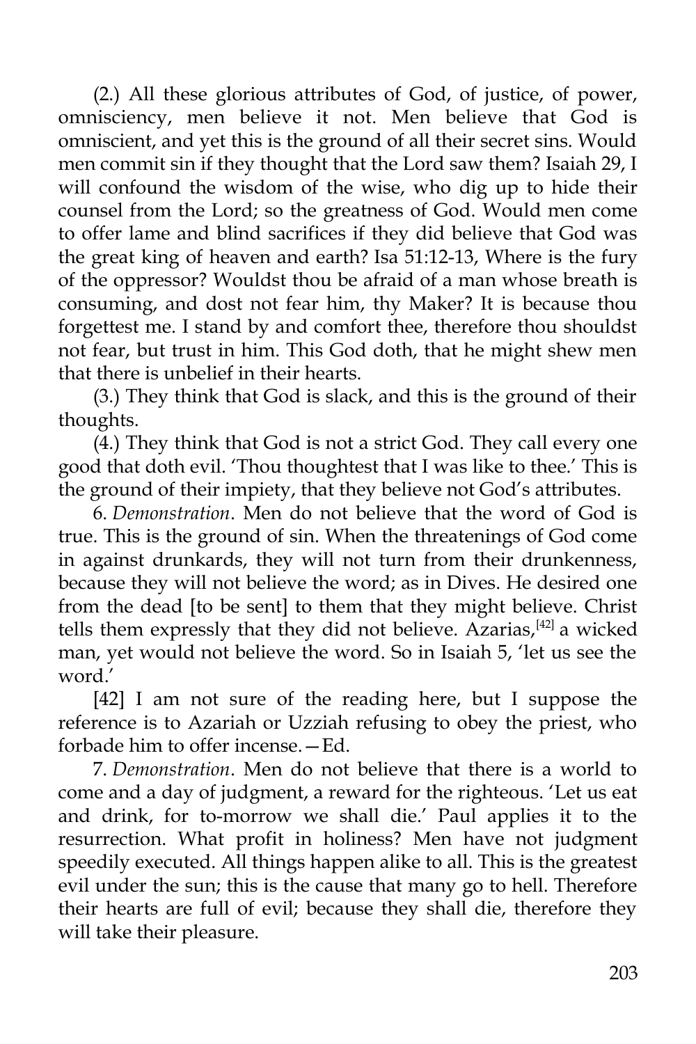(2.) All these glorious attributes of God, of justice, of power, omnisciency, men believe it not. Men believe that God is omniscient, and yet this is the ground of all their secret sins. Would men commit sin if they thought that the Lord saw them? Isaiah 29, I will confound the wisdom of the wise, who dig up to hide their counsel from the Lord; so the greatness of God. Would men come to offer lame and blind sacrifices if they did believe that God was the great king of heaven and earth? Isa 51:12-13, Where is the fury of the oppressor? Wouldst thou be afraid of a man whose breath is consuming, and dost not fear him, thy Maker? It is because thou forgettest me. I stand by and comfort thee, therefore thou shouldst not fear, but trust in him. This God doth, that he might shew men that there is unbelief in their hearts.

(3.) They think that God is slack, and this is the ground of their thoughts.

(4.) They think that God is not a strict God. They call every one good that doth evil. 'Thou thoughtest that I was like to thee.' This is the ground of their impiety, that they believe not God's attributes.

6. *Demonstration*. Men do not believe that the word of God is true. This is the ground of sin. When the threatenings of God come in against drunkards, they will not turn from their drunkenness, because they will not believe the word; as in Dives. He desired one from the dead [to be sent] to them that they might believe. Christ tells them expressly that they did not believe. Azarias,[42] a wicked man, yet would not believe the word. So in Isaiah 5, 'let us see the word.'

[42] I am not sure of the reading here, but I suppose the reference is to Azariah or Uzziah refusing to obey the priest, who forbade him to offer incense.—Ed.

7. *Demonstration*. Men do not believe that there is a world to come and a day of judgment, a reward for the righteous. 'Let us eat and drink, for to-morrow we shall die.' Paul applies it to the resurrection. What profit in holiness? Men have not judgment speedily executed. All things happen alike to all. This is the greatest evil under the sun; this is the cause that many go to hell. Therefore their hearts are full of evil; because they shall die, therefore they will take their pleasure.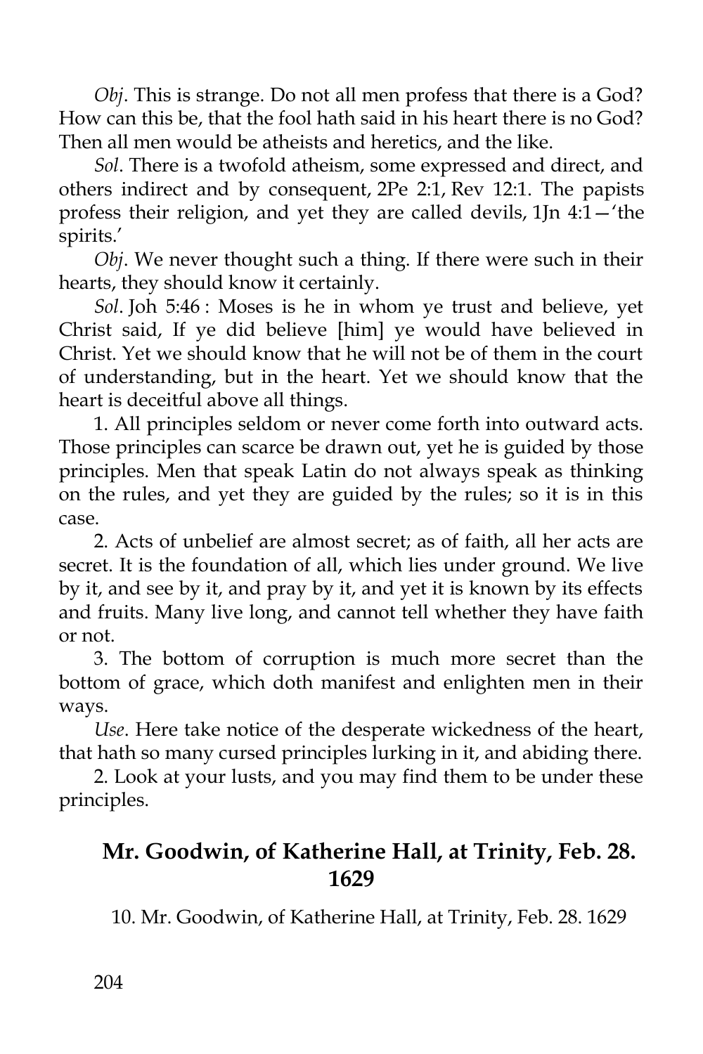*Obj*. This is strange. Do not all men profess that there is a God? How can this be, that the fool hath said in his heart there is no God? Then all men would be atheists and heretics, and the like.

*Sol*. There is a twofold atheism, some expressed and direct, and others indirect and by consequent, 2Pe 2:1, Rev 12:1. The papists profess their religion, and yet they are called devils, 1Jn 4:1—'the spirits.'

*Obj*. We never thought such a thing. If there were such in their hearts, they should know it certainly.

*Sol*. Joh 5:46 : Moses is he in whom ye trust and believe, yet Christ said, If ye did believe [him] ye would have believed in Christ. Yet we should know that he will not be of them in the court of understanding, but in the heart. Yet we should know that the heart is deceitful above all things.

1. All principles seldom or never come forth into outward acts. Those principles can scarce be drawn out, yet he is guided by those principles. Men that speak Latin do not always speak as thinking on the rules, and yet they are guided by the rules; so it is in this case.

2. Acts of unbelief are almost secret; as of faith, all her acts are secret. It is the foundation of all, which lies under ground. We live by it, and see by it, and pray by it, and yet it is known by its effects and fruits. Many live long, and cannot tell whether they have faith or not.

3. The bottom of corruption is much more secret than the bottom of grace, which doth manifest and enlighten men in their ways.

*Use*. Here take notice of the desperate wickedness of the heart, that hath so many cursed principles lurking in it, and abiding there.

2. Look at your lusts, and you may find them to be under these principles.

## Mr. Goodwin, of Katherine Hall, at Trinity, Feb. 28. 1629

10. Mr. Goodwin, of Katherine Hall, at Trinity, Feb. 28. 1629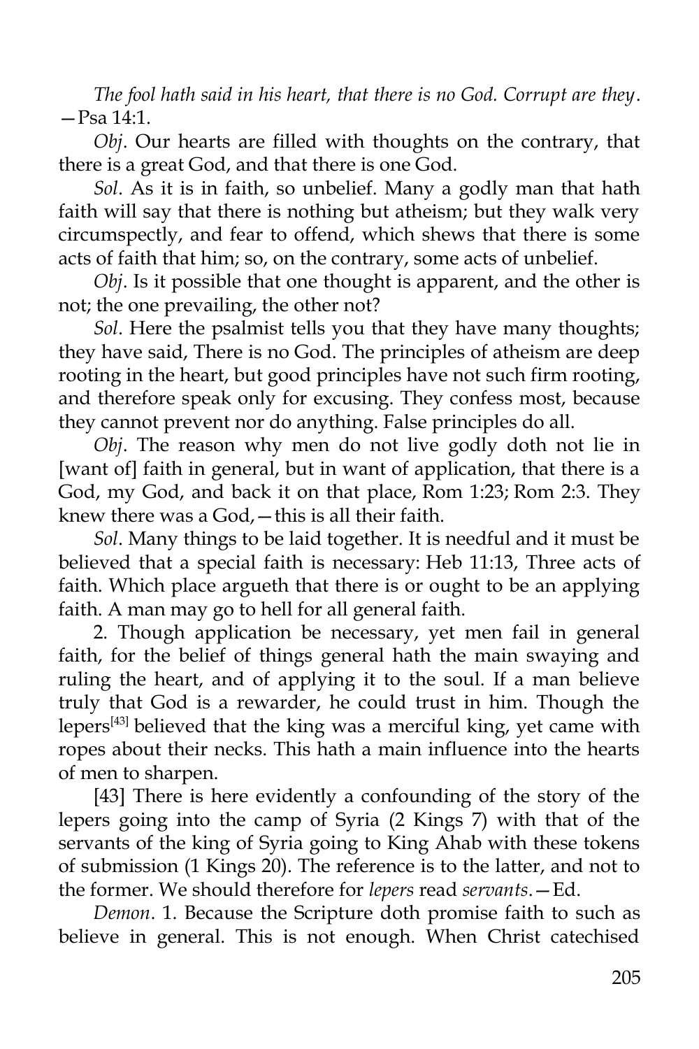*The fool hath said in his heart, that there is no God. Corrupt are they*.—Psa 14:1.

*Obj*. Our hearts are filled with thoughts on the contrary, that there is a great God, and that there is one God.

*Sol*. As it is in faith, so unbelief. Many a godly man that hath faith will say that there is nothing but atheism; but they walk very circumspectly, and fear to offend, which shews that there is some acts of faith that him; so, on the contrary, some acts of unbelief.

*Obj*. Is it possible that one thought is apparent, and the other is not; the one prevailing, the other not?

*Sol*. Here the psalmist tells you that they have many thoughts; they have said, There is no God. The principles of atheism are deep rooting in the heart, but good principles have not such firm rooting, and therefore speak only for excusing. They confess most, because they cannot prevent nor do anything. False principles do all.

*Obj*. The reason why men do not live godly doth not lie in [want of] faith in general, but in want of application, that there is a God, my God, and back it on that place, Rom 1:23; Rom 2:3. They knew there was a God,—this is all their faith.

*Sol*. Many things to be laid together. It is needful and it must be believed that a special faith is necessary: Heb 11:13, Three acts of faith. Which place argueth that there is or ought to be an applying faith. A man may go to hell for all general faith.

2. Though application be necessary, yet men fail in general faith, for the belief of things general hath the main swaying and ruling the heart, and of applying it to the soul. If a man believe truly that God is a rewarder, he could trust in him. Though the lepers[43] believed that the king was a merciful king, yet came with ropes about their necks. This hath a main influence into the hearts of men to sharpen.

[43] There is here evidently a confounding of the story of the lepers going into the camp of Syria (2 Kings 7) with that of the servants of the king of Syria going to King Ahab with these tokens of submission (1 Kings 20). The reference is to the latter, and not to the former. We should therefore for *lepers* read *servants*.—Ed.

*Demon*. 1. Because the Scripture doth promise faith to such as believe in general. This is not enough. When Christ catechised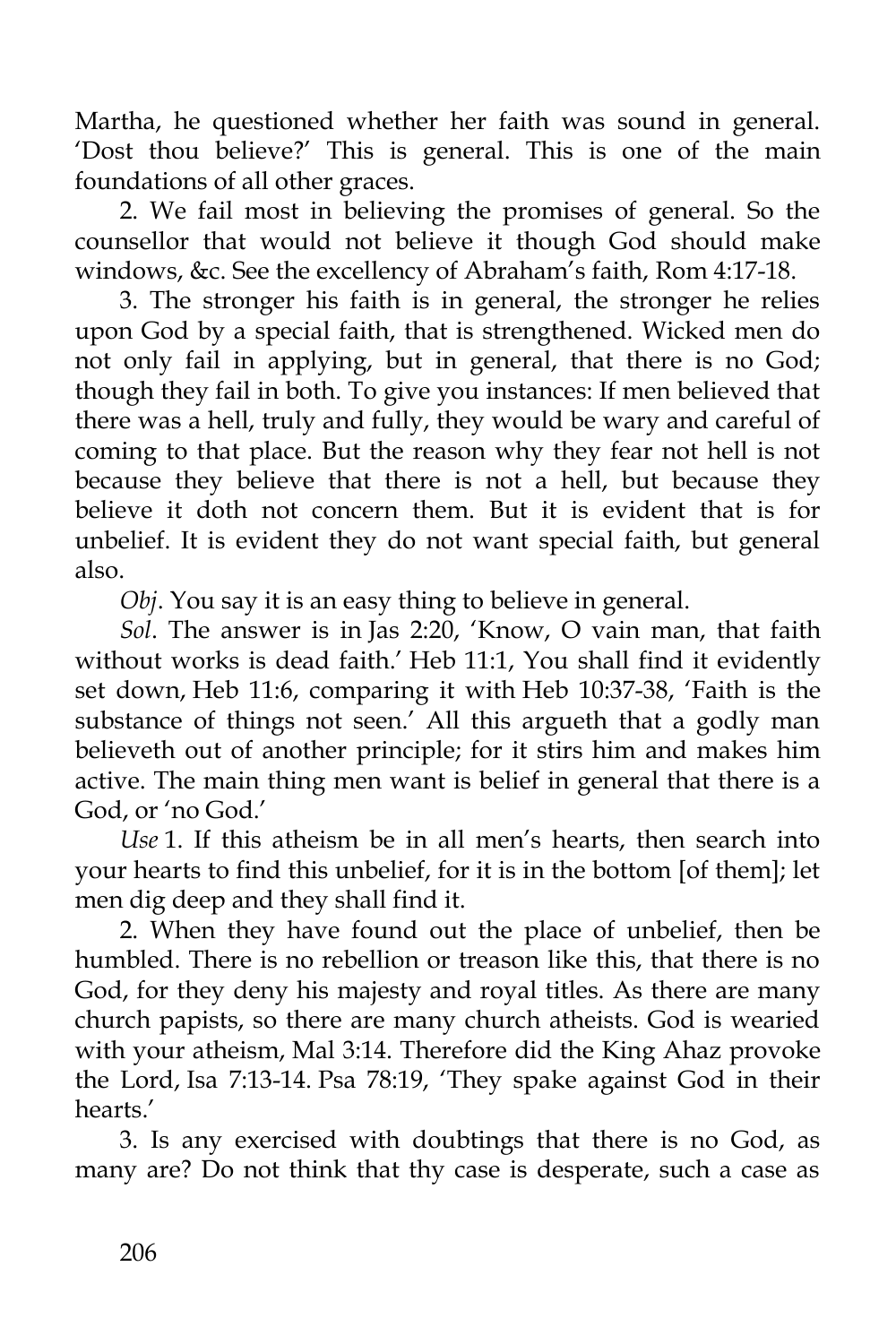Martha, he questioned whether her faith was sound in general. 'Dost thou believe?' This is general. This is one of the main foundations of all other graces.

2. We fail most in believing the promises of general. So the counsellor that would not believe it though God should make windows, &c. See the excellency of Abraham's faith, Rom 4:17-18.

3. The stronger his faith is in general, the stronger he relies upon God by a special faith, that is strengthened. Wicked men do not only fail in applying, but in general, that there is no God; though they fail in both. To give you instances: If men believed that there was a hell, truly and fully, they would be wary and careful of coming to that place. But the reason why they fear not hell is not because they believe that there is not a hell, but because they believe it doth not concern them. But it is evident that is for unbelief. It is evident they do not want special faith, but general also.

*Obj*. You say it is an easy thing to believe in general.

*Sol*. The answer is in Jas 2:20, 'Know, O vain man, that faith without works is dead faith.' Heb 11:1, You shall find it evidently set down, Heb 11:6, comparing it with Heb 10:37-38, 'Faith is the substance of things not seen.' All this argueth that a godly man believeth out of another principle; for it stirs him and makes him active. The main thing men want is belief in general that there is a God, or 'no God.'

*Use* 1. If this atheism be in all men's hearts, then search into your hearts to find this unbelief, for it is in the bottom [of them]; let men dig deep and they shall find it.

2. When they have found out the place of unbelief, then be humbled. There is no rebellion or treason like this, that there is no God, for they deny his majesty and royal titles. As there are many church papists, so there are many church atheists. God is wearied with your atheism, Mal 3:14. Therefore did the King Ahaz provoke the Lord, Isa 7:13-14. Psa 78:19, 'They spake against God in their hearts.'

3. Is any exercised with doubtings that there is no God, as many are? Do not think that thy case is desperate, such a case as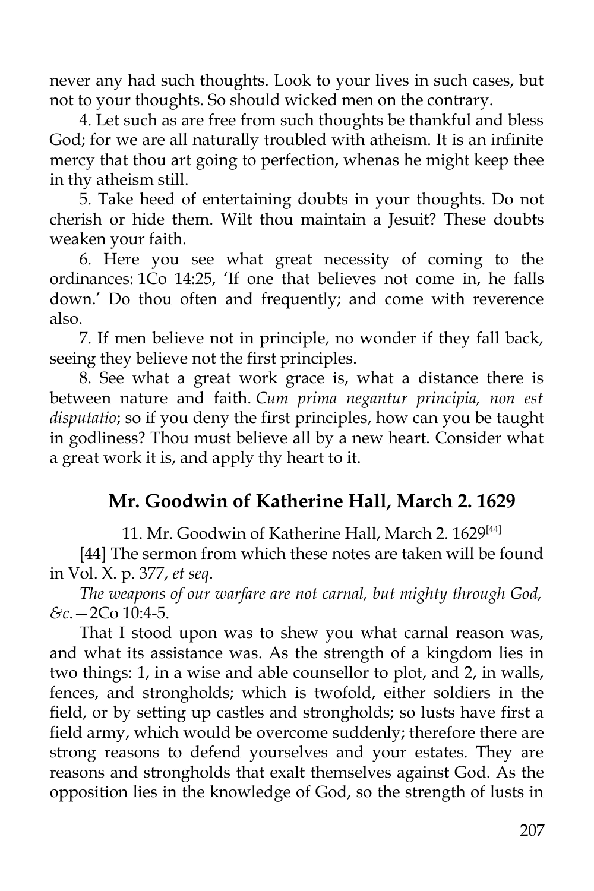never any had such thoughts. Look to your lives in such cases, but not to your thoughts. So should wicked men on the contrary.

4. Let such as are free from such thoughts be thankful and bless God; for we are all naturally troubled with atheism. It is an infinite mercy that thou art going to perfection, whenas he might keep thee in thy atheism still.

5. Take heed of entertaining doubts in your thoughts. Do not cherish or hide them. Wilt thou maintain a Jesuit? These doubts weaken your faith.

6. Here you see what great necessity of coming to the ordinances: 1Co 14:25, 'If one that believes not come in, he falls down.' Do thou often and frequently; and come with reverence also.

7. If men believe not in principle, no wonder if they fall back, seeing they believe not the first principles.

8. See what a great work grace is, what a distance there is between nature and faith. *Cum prima negantur principia, non est disputatio*; so if you deny the first principles, how can you be taught in godliness? Thou must believe all by a new heart. Consider what a great work it is, and apply thy heart to it.

## Mr. Goodwin of Katherine Hall, March 2. 1629

11. Mr. Goodwin of Katherine Hall, March 2. 1629[44]

[44] The sermon from which these notes are taken will be found in Vol. X. p. 377, *et seq*.

*The weapons of our warfare are not carnal, but mighty through God, &c.*—2Co 10:4-5.

That I stood upon was to shew you what carnal reason was, and what its assistance was. As the strength of a kingdom lies in two things: 1, in a wise and able counsellor to plot, and 2, in walls, fences, and strongholds; which is twofold, either soldiers in the field, or by setting up castles and strongholds; so lusts have first a field army, which would be overcome suddenly; therefore there are strong reasons to defend yourselves and your estates. They are reasons and strongholds that exalt themselves against God. As the opposition lies in the knowledge of God, so the strength of lusts in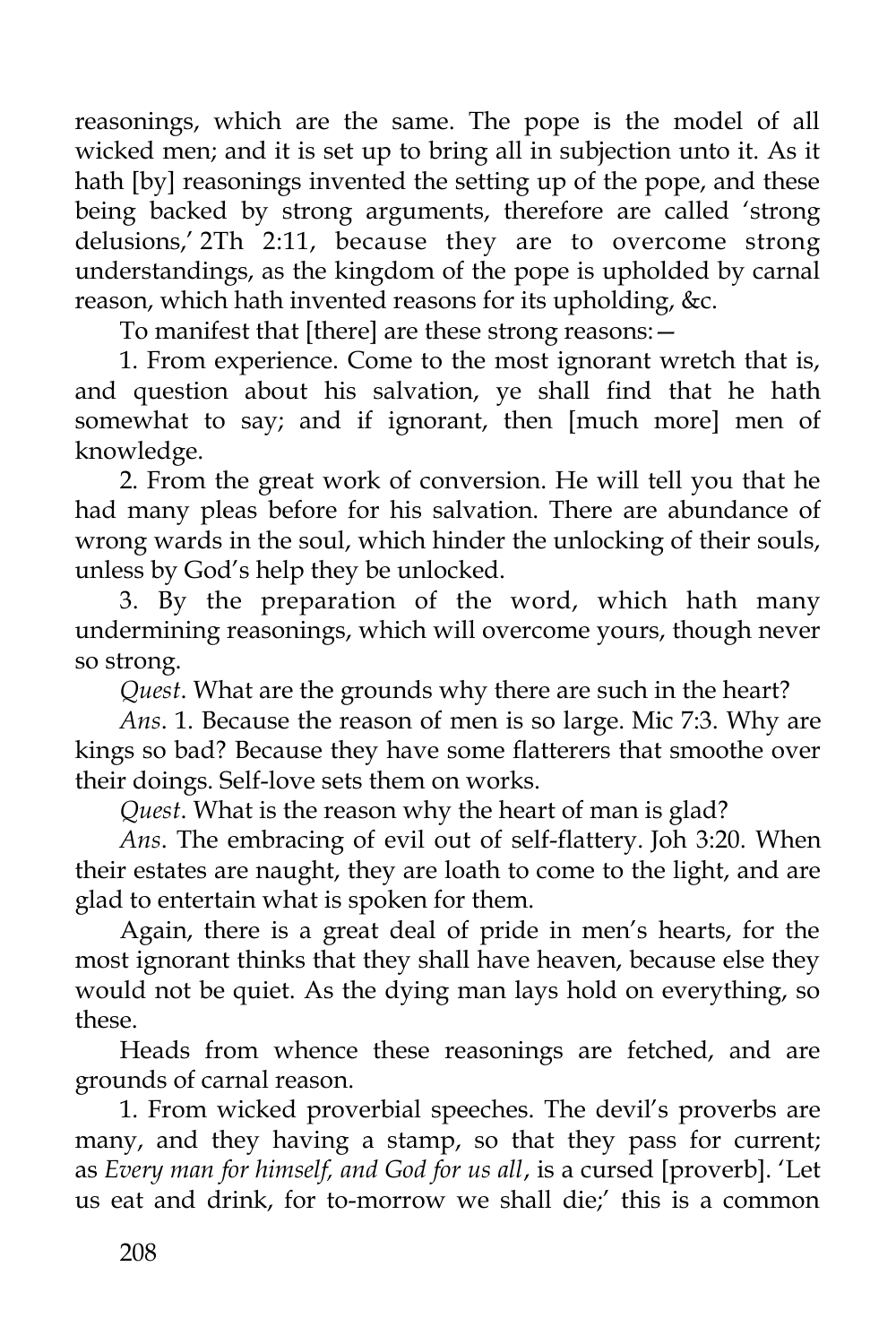reasonings, which are the same. The pope is the model of all wicked men; and it is set up to bring all in subjection unto it. As it hath [by] reasonings invented the setting up of the pope, and these being backed by strong arguments, therefore are called 'strong delusions,' 2Th 2:11, because they are to overcome strong understandings, as the kingdom of the pope is upholded by carnal reason, which hath invented reasons for its upholding, &c.

To manifest that [there] are these strong reasons:—

1. From experience. Come to the most ignorant wretch that is, and question about his salvation, ye shall find that he hath somewhat to say; and if ignorant, then [much more] men of knowledge.

2. From the great work of conversion. He will tell you that he had many pleas before for his salvation. There are abundance of wrong wards in the soul, which hinder the unlocking of their souls, unless by God's help they be unlocked.

3. By the preparation of the word, which hath many undermining reasonings, which will overcome yours, though never so strong.

*Quest*. What are the grounds why there are such in the heart?

*Ans*. 1. Because the reason of men is so large. Mic 7:3. Why are kings so bad? Because they have some flatterers that smoothe over their doings. Self-love sets them on works.

*Quest*. What is the reason why the heart of man is glad?

*Ans*. The embracing of evil out of self-flattery. Joh 3:20. When their estates are naught, they are loath to come to the light, and are glad to entertain what is spoken for them.

Again, there is a great deal of pride in men's hearts, for the most ignorant thinks that they shall have heaven, because else they would not be quiet. As the dying man lays hold on everything, so these.

Heads from whence these reasonings are fetched, and are grounds of carnal reason.

1. From wicked proverbial speeches. The devil's proverbs are many, and they having a stamp, so that they pass for current; as *Every man for himself, and God for us all*, is a cursed [proverb]. 'Let us eat and drink, for to-morrow we shall die;' this is a common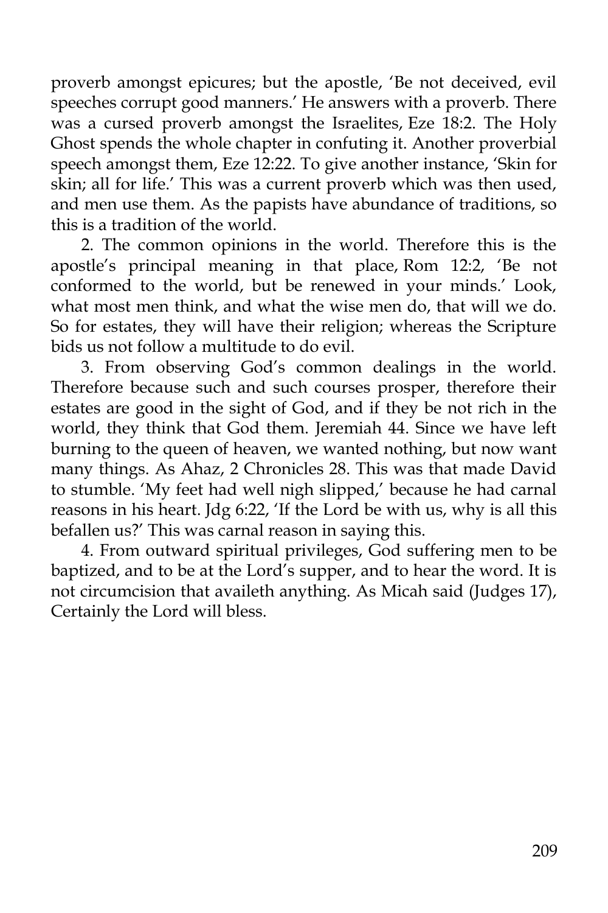proverb amongst epicures; but the apostle, ‘Be not deceived, evil speeches corrupt good manners.’ He answers with a proverb. There was a cursed proverb amongst the Israelites, Eze 18:2. The Holy Ghost spends the whole chapter in confuting it. Another proverbial speech amongst them, Eze 12:22. To give another instance, ‘Skin for skin; all for life.’ This was a current proverb which was then used, and men use them. As the papists have abundance of traditions, so this is a tradition of the world.

2. The common opinions in the world. Therefore this is the apostle’s principal meaning in that place, Rom 12:2, ‘Be not conformed to the world, but be renewed in your minds.’ Look, what most men think, and what the wise men do, that will we do. So for estates, they will have their religion; whereas the Scripture bids us not follow a multitude to do evil.

3. From observing God’s common dealings in the world. Therefore because such and such courses prosper, therefore their estates are good in the sight of God, and if they be not rich in the world, they think that God them. Jeremiah 44. Since we have left burning to the queen of heaven, we wanted nothing, but now want many things. As Ahaz, 2 Chronicles 28. This was that made David to stumble. ‘My feet had well nigh slipped,’ because he had carnal reasons in his heart. Jdg 6:22, ‘If the Lord be with us, why is all this befallen us?’ This was carnal reason in saying this.

4. From outward spiritual privileges, God suffering men to be baptized, and to be at the Lord’s supper, and to hear the word. It is not circumcision that availeth anything. As Micah said (Judges 17), Certainly the Lord will bless.